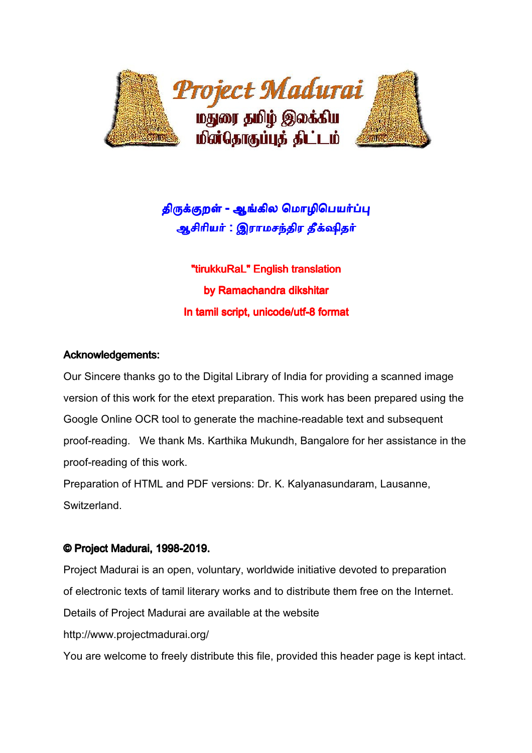# Project Madurai

மதுரை தமிழ் இலக்கிய மின்தொகுப்புத் திட்டம்

## திருக்குறள் - ஆங்கில மொழிபெயர்ப்பு

### ஆசிரியர் : இராமசந்திர தீக்ஷிதர்

**"tirukkuRaL" English translation**

**by Ramachandra dikshitar**

**In tamil script, unicode/utf-8 format**

**Acknowledgements:**

Our Sincere thanks go to the Digital Library of India for providing a scanned image version of this work for the etext preparation. This work has been prepared using the Google Online OCR tool to generate the machine-readable text and subsequent proof-reading. We thank Ms. Karthika Mukundh, Bangalore for her assistance in the proof-reading of this work.

Preparation of HTML and PDF versions: Dr. K. Kalyanasundaram, Lausanne, Switzerland.

**© Project Madurai, 1998-2019.**

Project Madurai is an open, voluntary, worldwide initiative devoted to preparation of electronic texts of tamil literary works and to distribute them free on the Internet.

Details of Project Madurai are available at the website

http://www.projectmadurai.org/

You are welcome to freely distribute this file, provided this header page is kept intact.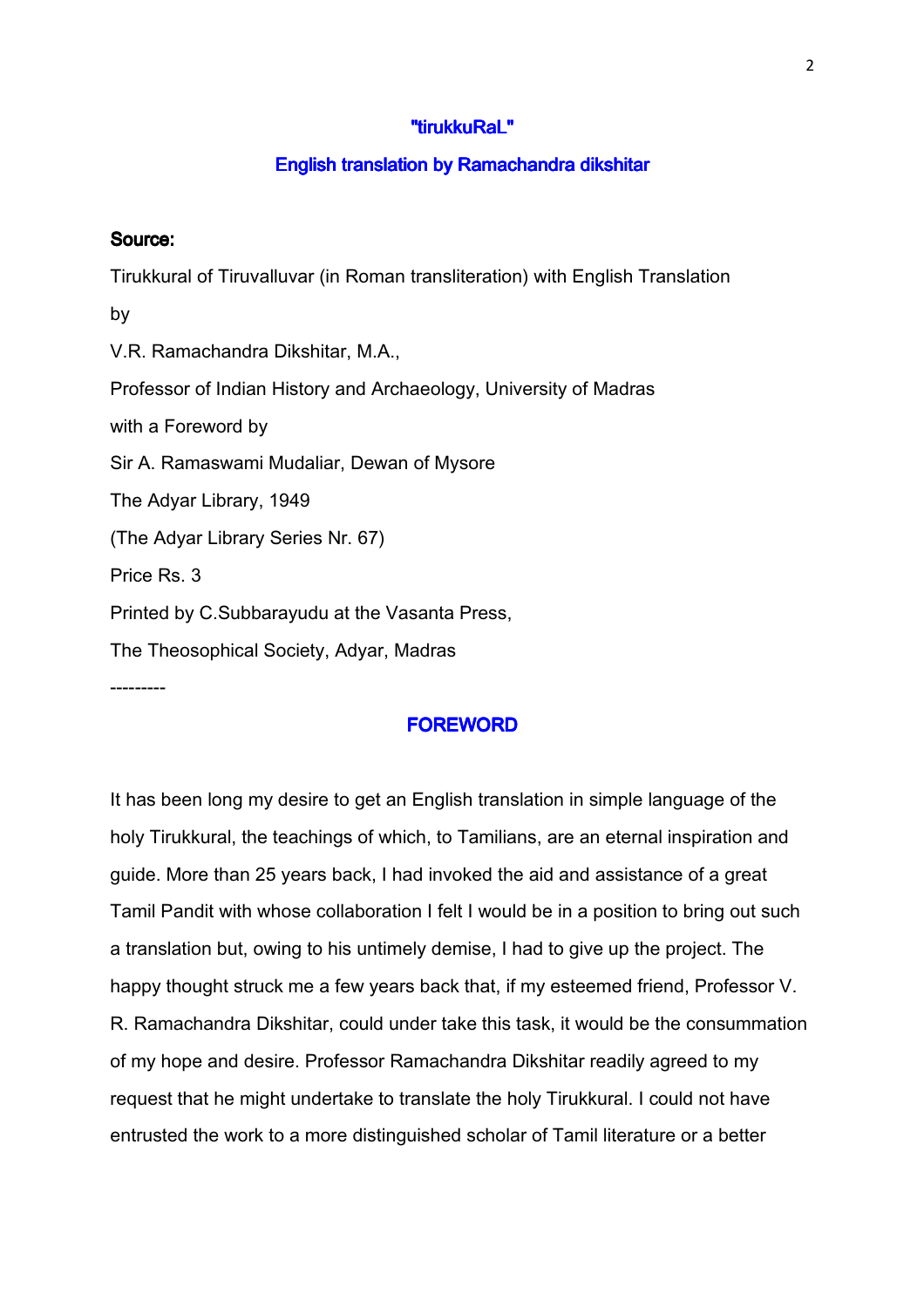## "tirukkuRaL"

## English translation by Ramachandra dikshitar

**Source:**

Tirukkural of Tiruvalluvar (in Roman transliteration) with English Translation

by

V.R. Ramachandra Dikshitar, M.A.,

Professor of Indian History and Archaeology, University of Madras

with a Foreword by

Sir A. Ramaswami Mudaliar, Dewan of Mysore

The Adyar Library, 1949

(The Adyar Library Series Nr. 67)

Price Rs. 3

Printed by C.Subbarayudu at the Vasanta Press,

The Theosophical Society, Adyar, Madras

---------

## FOREWORD

It has been long my desire to get an English translation in simple language of the holy Tirukkural, the teachings of which, to Tamilians, are an eternal inspiration and guide. More than 25 years back, I had invoked the aid and assistance of a great Tamil Pandit with whose collaboration I felt I would be in a position to bring out such a translation but, owing to his untimely demise, I had to give up the project. The happy thought struck me a few years back that, if my esteemed friend, Professor V. R. Ramachandra Dikshitar, could under take this task, it would be the consummation of my hope and desire. Professor Ramachandra Dikshitar readily agreed to my request that he might undertake to translate the holy Tirukkural. I could not have entrusted the work to a more distinguished scholar of Tamil literature or a better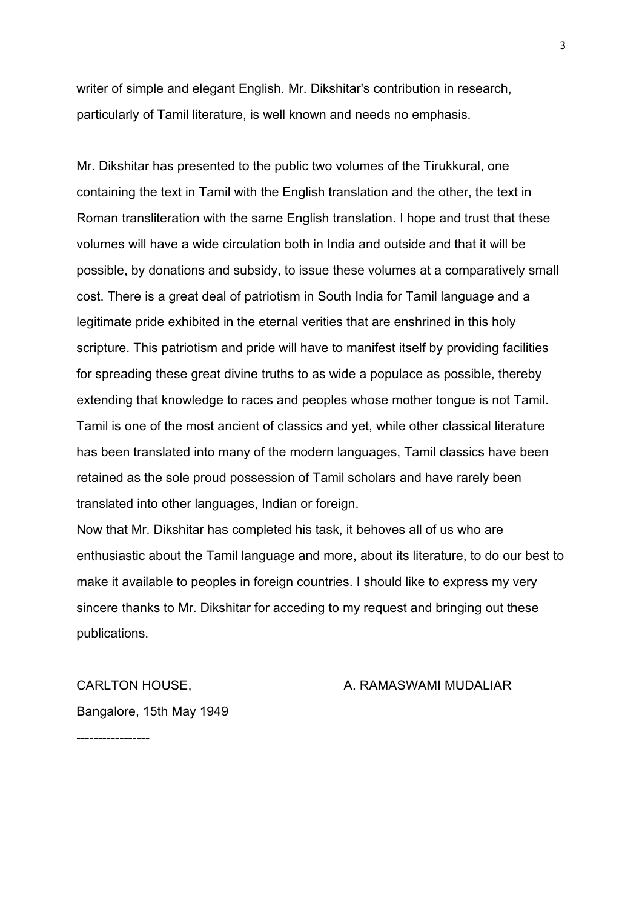writer of simple and elegant English. Mr. Dikshitar's contribution in research, particularly of Tamil literature, is well known and needs no emphasis.

Mr. Dikshitar has presented to the public two volumes of the Tirukkural, one containing the text in Tamil with the English translation and the other, the text in Roman transliteration with the same English translation. I hope and trust that these volumes will have a wide circulation both in India and outside and that it will be possible, by donations and subsidy, to issue these volumes at a comparatively small cost. There is a great deal of patriotism in South India for Tamil language and a legitimate pride exhibited in the eternal verities that are enshrined in this holy scripture. This patriotism and pride will have to manifest itself by providing facilities for spreading these great divine truths to as wide a populace as possible, thereby extending that knowledge to races and peoples whose mother tongue is not Tamil. Tamil is one of the most ancient of classics and yet, while other classical literature has been translated into many of the modern languages, Tamil classics have been retained as the sole proud possession of Tamil scholars and have rarely been translated into other languages, Indian or foreign.

Now that Mr. Dikshitar has completed his task, it behoves all of us who are enthusiastic about the Tamil language and more, about its literature, to do our best to make it available to peoples in foreign countries. I should like to express my very sincere thanks to Mr. Dikshitar for acceding to my request and bringing out these publications.

CARLTON HOUSE, A. RAMASWAMI MUDALIAR

Bangalore, 15th May 1949

-----------------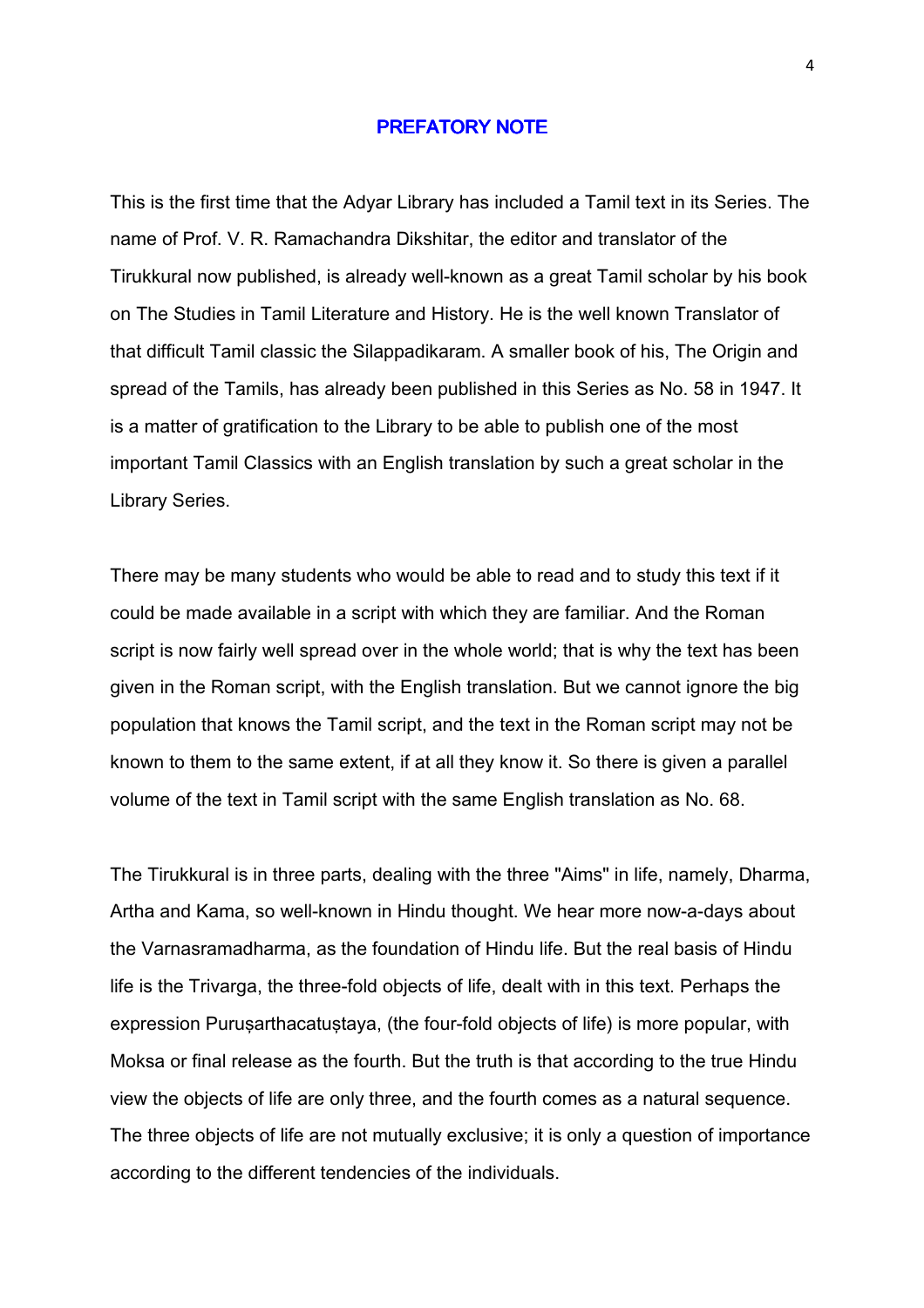## PREFATORY NOTE

This is the first time that the Adyar Library has included a Tamil text in its Series. The name of Prof. V. R. Ramachandra Dikshitar, the editor and translator of the Tirukkural now published, is already well-known as a great Tamil scholar by his book on The Studies in Tamil Literature and History. He is the well known Translator of that difficult Tamil classic the Silappadikaram. A smaller book of his, The Origin and spread of the Tamils, has already been published in this Series as No. 58 in 1947. It is a matter of gratification to the Library to be able to publish one of the most important Tamil Classics with an English translation by such a great scholar in the Library Series.

There may be many students who would be able to read and to study this text if it could be made available in a script with which they are familiar. And the Roman script is now fairly well spread over in the whole world; that is why the text has been given in the Roman script, with the English translation. But we cannot ignore the big population that knows the Tamil script, and the text in the Roman script may not be known to them to the same extent, if at all they know it. So there is given a parallel volume of the text in Tamil script with the same English translation as No. 68.

The Tirukkural is in three parts, dealing with the three "Aims" in life, namely, Dharma, Artha and Kama, so well-known in Hindu thought. We hear more now-a-days about the Varnasramadharma, as the foundation of Hindu life. But the real basis of Hindu life is the Trivarga, the three-fold objects of life, dealt with in this text. Perhaps the expression Puruṣarthacatuṣtaya, (the four-fold objects of life) is more popular, with Moksa or final release as the fourth. But the truth is that according to the true Hindu view the objects of life are only three, and the fourth comes as a natural sequence. The three objects of life are not mutually exclusive; it is only a question of importance according to the different tendencies of the individuals.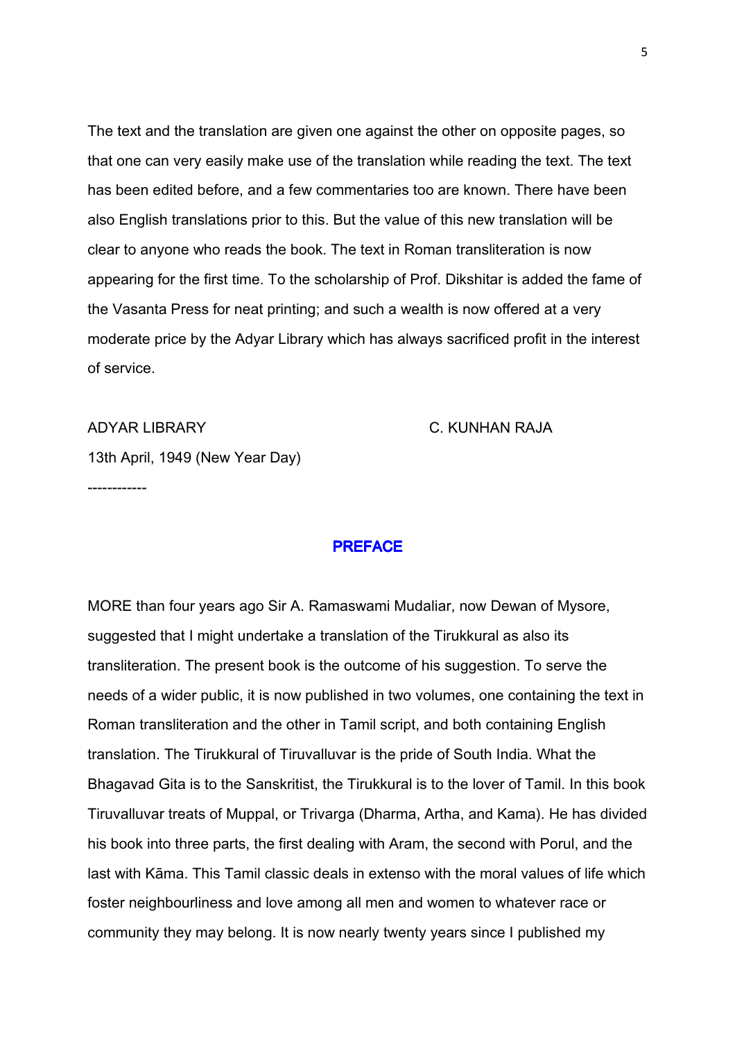The text and the translation are given one against the other on opposite pages, so that one can very easily make use of the translation while reading the text. The text has been edited before, and a few commentaries too are known. There have been also English translations prior to this. But the value of this new translation will be clear to anyone who reads the book. The text in Roman transliteration is now appearing for the first time. To the scholarship of Prof. Dikshitar is added the fame of the Vasanta Press for neat printing; and such a wealth is now offered at a very moderate price by the Adyar Library which has always sacrificed profit in the interest of service.

ADYAR LIBRARY C. KUNHAN RAJA

13th April, 1949 (New Year Day)

------------

## PREFACE

MORE than four years ago Sir A. Ramaswami Mudaliar, now Dewan of Mysore, suggested that I might undertake a translation of the Tirukkural as also its transliteration. The present book is the outcome of his suggestion. To serve the needs of a wider public, it is now published in two volumes, one containing the text in Roman transliteration and the other in Tamil script, and both containing English translation. The Tirukkural of Tiruvalluvar is the pride of South India. What the Bhagavad Gita is to the Sanskritist, the Tirukkural is to the lover of Tamil. In this book Tiruvalluvar treats of Muppal, or Trivarga (Dharma, Artha, and Kama). He has divided his book into three parts, the first dealing with Aram, the second with Porul, and the last with Kāma. This Tamil classic deals in extenso with the moral values of life which foster neighbourliness and love among all men and women to whatever race or community they may belong. It is now nearly twenty years since I published my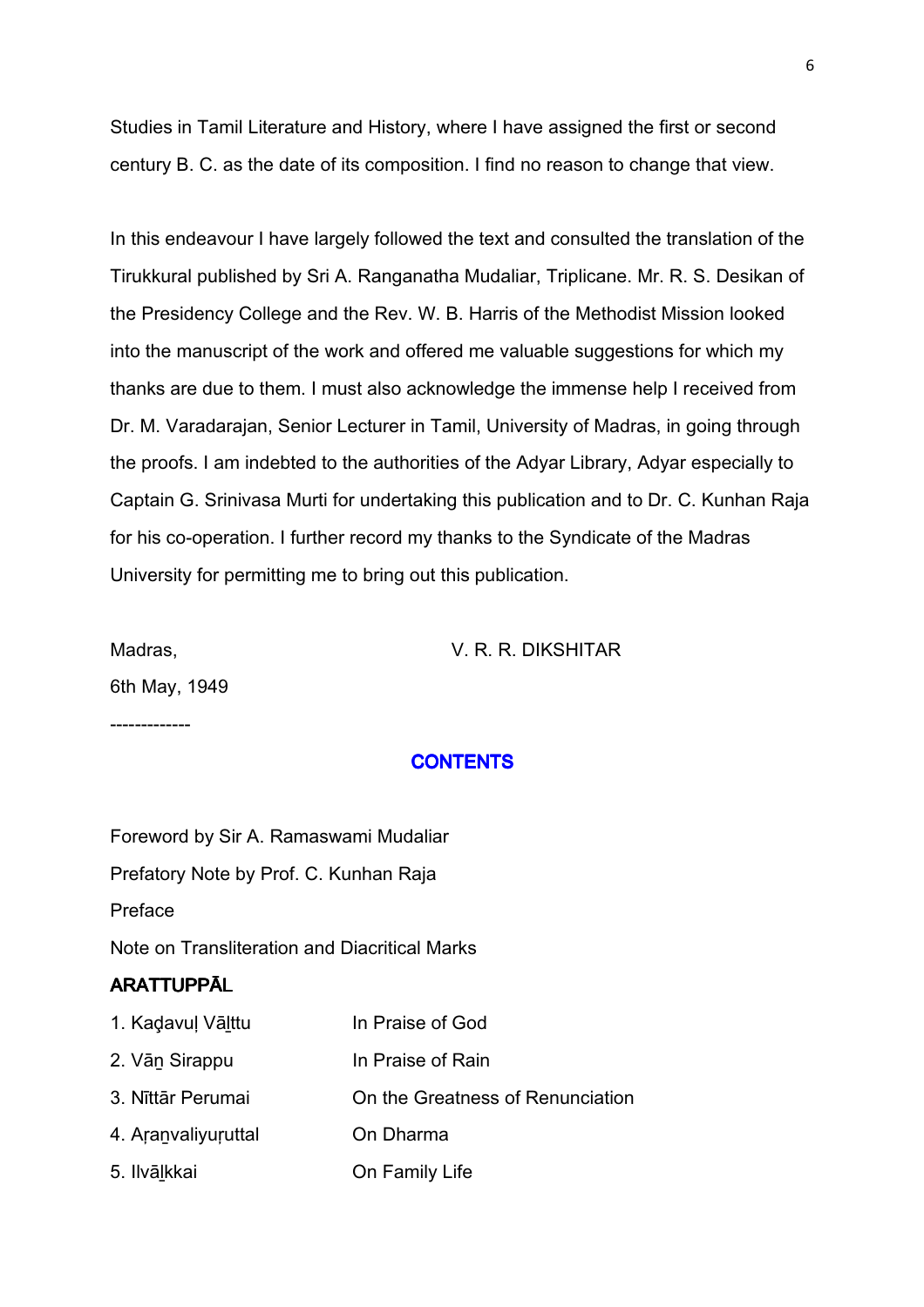Studies in Tamil Literature and History, where I have assigned the first or second century B. C. as the date of its composition. I find no reason to change that view.

In this endeavour I have largely followed the text and consulted the translation of the Tirukkural published by Sri A. Ranganatha Mudaliar, Triplicane. Mr. R. S. Desikan of the Presidency College and the Rev. W. B. Harris of the Methodist Mission looked into the manuscript of the work and offered me valuable suggestions for which my thanks are due to them. I must also acknowledge the immense help I received from Dr. M. Varadarajan, Senior Lecturer in Tamil, University of Madras, in going through the proofs. I am indebted to the authorities of the Adyar Library, Adyar especially to Captain G. Srinivasa Murti for undertaking this publication and to Dr. C. Kunhan Raja for his co-operation. I further record my thanks to the Syndicate of the Madras University for permitting me to bring out this publication.

Madras, V. R. R. DIKSHITAR

6th May, 1949

-------------

## CONTENTS

Foreword by Sir A. Ramaswami Mudaliar

Prefatory Note by Prof. C. Kunhan Raja

Preface

Note on Transliteration and Diacritical Marks

### ARATTUPPĀL

| | |
|---|---|
| 1. Kaḍavuḷ Vāḻttu | In Praise of God |
| 2. Vāṉ Sirappu | In Praise of Rain |
| 3. Nīttār Perumai | On the Greatness of Renunciation |
| 4. Aṛaṉvaliyuṛuttal | On Dharma |
| 5. Ilvāḻkkai | On Family Life |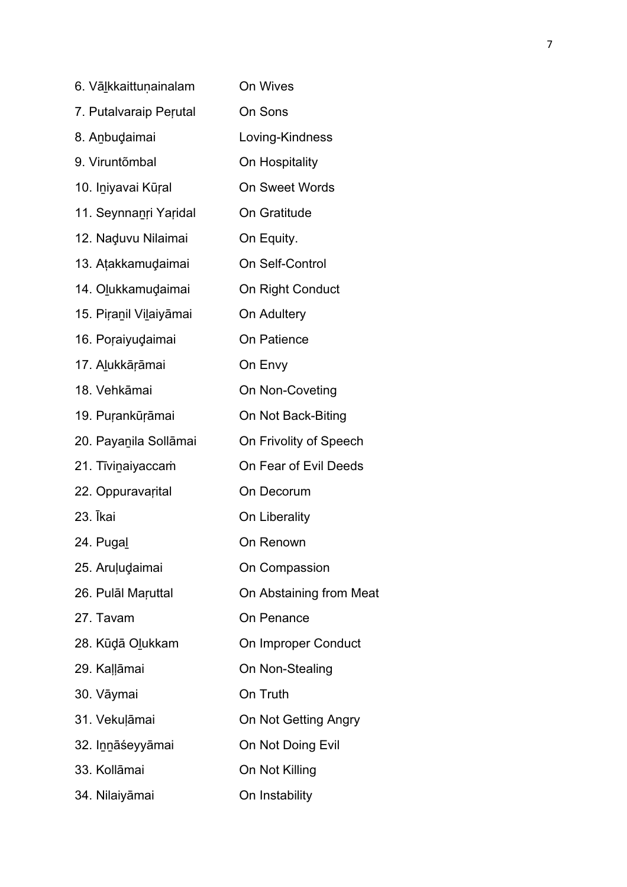| | |
|---|---|
| 6. Vāḻkkaittuṇainalam | On Wives |
| 7. Putalvaraip Peṛutal | On Sons |
| 8. Aṉbuḏaimai | Loving-Kindness |
| 9. Viruntõmbal | On Hospitality |
| 10. Iṉiyavai Kūṛal | On Sweet Words |
| 11. Seynnaṉṛi Yaṛidal | On Gratitude |
| 12. Naḏuvu Nilaimai | On Equity. |
| 13. Aṭakkamuḏaimai | On Self-Control |
| 14. Oḻukkamuḏaimai | On Right Conduct |
| 15. Piṛaṉil Viḻaiyāmai | On Adultery |
| 16. Poṛaiyuḏaimai | On Patience |
| 17. Aḻukkāṛāmai | On Envy |
| 18. Vehkāmai | On Non-Coveting |
| 19. Puṛankūṛāmai | On Not Back-Biting |
| 20. Payaṉila Sollāmai | On Frivolity of Speech |
| 21. Tīviṉaiyaccaṁ | On Fear of Evil Deeds |
| 22. Oppuravaṛital | On Decorum |
| 23. Īkai | On Liberality |
| 24. Pugaḻ | On Renown |
| 25. Aruḷuḏaimai | On Compassion |
| 26. Pulāl Maṛuttal | On Abstaining from Meat |
| 27. Tavam | On Penance |
| 28. Kūḏā Oḻukkam | On Improper Conduct |
| 29. Kaḷḷāmai | On Non-Stealing |
| 30. Vāymai | On Truth |
| 31. Vekuḷāmai | On Not Getting Angry |
| 32. Iṉṉāśeyyāmai | On Not Doing Evil |
| 33. Kollāmai | On Not Killing |
| 34. Nilaiyāmai | On Instability |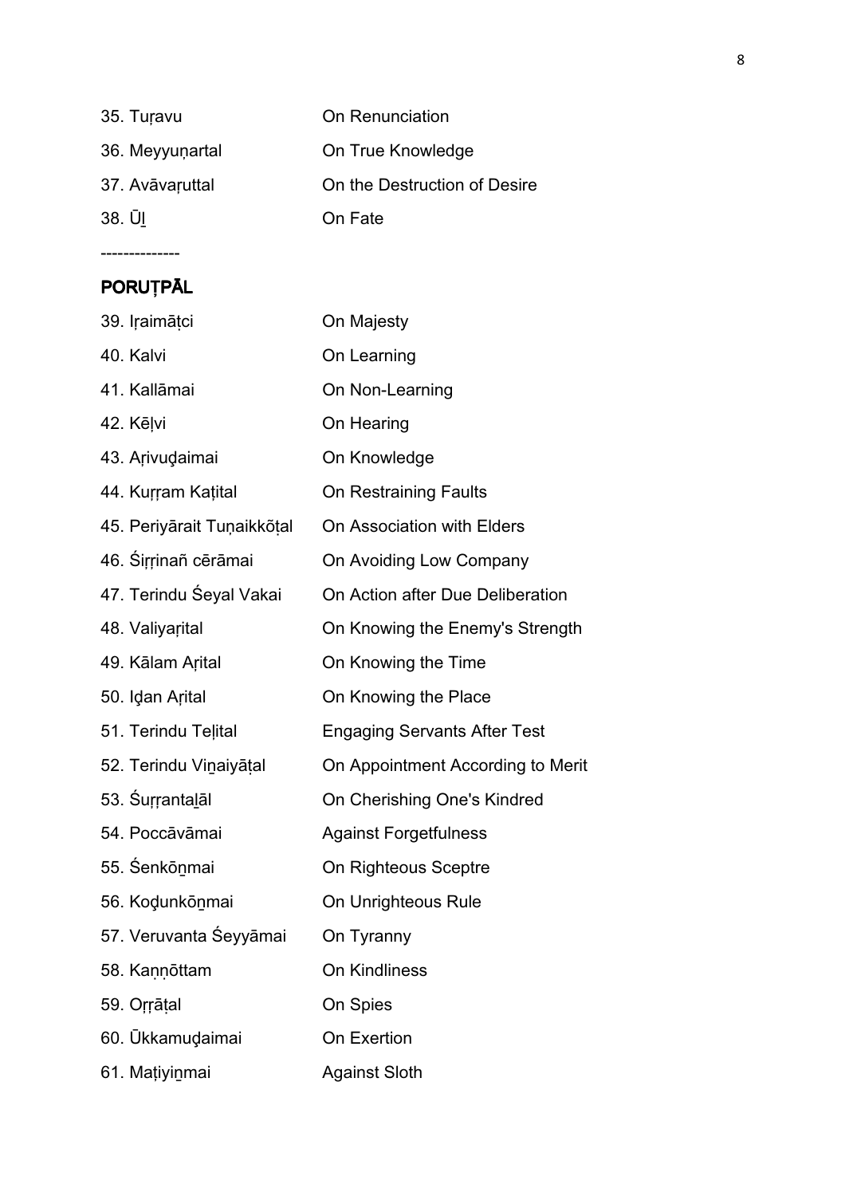| | |
|---|---|
| 35. Tuṛavu | On Renunciation |
| 36. Meyyuṇartal | On True Knowledge |
| 37. Avāvaṛuttal | On the Destruction of Desire |
| 38. Ūḻ | On Fate |

-------------

## PORUṬPĀL

| | |
|---|---|
| 39. Iṛaimāṭci | On Majesty |
| 40. Kalvi | On Learning |
| 41. Kallāmai | On Non-Learning |
| 42. Kēḷvi | On Hearing |
| 43. Aṛivuḏaimai | On Knowledge |
| 44. Kuṛṛam Kaṭital | On Restraining Faults |
| 45. Periyārait Tuṇaikkōṭal | On Association with Elders |
| 46. Śiṛṛinañ cērāmai | On Avoiding Low Company |
| 47. Terindu Śeyal Vakai | On Action after Due Deliberation |
| 48. Valiyaṛital | On Knowing the Enemy's Strength |
| 49. Kālam Aṛital | On Knowing the Time |
| 50. Iḏan Aṛital | On Knowing the Place |
| 51. Terindu Teḷital | Engaging Servants After Test |
| 52. Terindu Viṉaiyāṭal | On Appointment According to Merit |
| 53. Śuṛṛantaḻāl | On Cherishing One's Kindred |
| 54. Poccāvāmai | Against Forgetfulness |
| 55. Śenkōṉmai | On Righteous Sceptre |
| 56. Koḏunkōṉmai | On Unrighteous Rule |
| 57. Veruvanta Śeyyāmai | On Tyranny |
| 58. Kaṇṇōttam | On Kindliness |
| 59. Oṛṛāṭal | On Spies |
| 60. Ūkkamuḏaimai | On Exertion |
| 61. Maṭiyiṉmai | Against Sloth |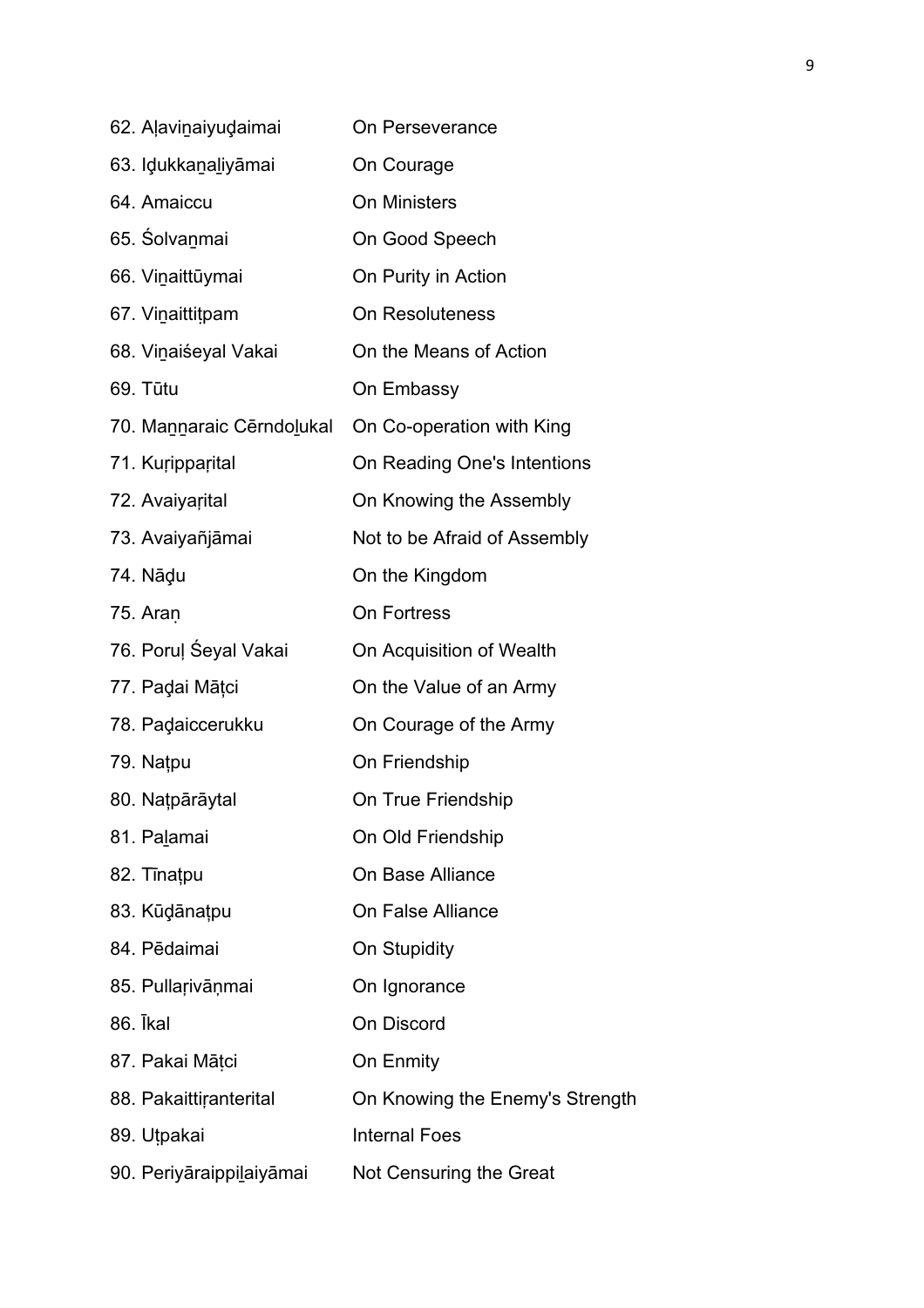| | |
|---|---|
| 62. Aḷaviṉaiyuḏaimai | On Perseverance |
| 63. Iḏukkaṉaḻiyāmai | On Courage |
| 64. Amaiccu | On Ministers |
| 65. Śolvaṉmai | On Good Speech |
| 66. Viṉaittūymai | On Purity in Action |
| 67. Viṉaittiṭpam | On Resoluteness |
| 68. Viṉaiśeyal Vakai | On the Means of Action |
| 69. Tūtu | On Embassy |
| 70. Maṉṉaraic Cērndoḻukal | On Co-operation with King |
| 71. Kuṛippaṛital | On Reading One's Intentions |
| 72. Avaiyaṛital | On Knowing the Assembly |
| 73. Avaiyañjāmai | Not to be Afraid of Assembly |
| 74. Nāḏu | On the Kingdom |
| 75. Araṇ | On Fortress |
| 76. Poruḷ Śeyal Vakai | On Acquisition of Wealth |
| 77. Paḏai Māṭci | On the Value of an Army |
| 78. Paḏaiccerukku | On Courage of the Army |
| 79. Naṭpu | On Friendship |
| 80. Naṭpārāytal | On True Friendship |
| 81. Paḻamai | On Old Friendship |
| 82. Tīnaṭpu | On Base Alliance |
| 83. Kūḏānaṭpu | On False Alliance |
| 84. Pēdaimai | On Stupidity |
| 85. Pullaṛivāṇmai | On Ignorance |
| 86. Īkal | On Discord |
| 87. Pakai Māṭci | On Enmity |
| 88. Pakaittiṛanterital | On Knowing the Enemy's Strength |
| 89. Uṭpakai | Internal Foes |
| 90. Periyāraippiḻaiyāmai | Not Censuring the Great |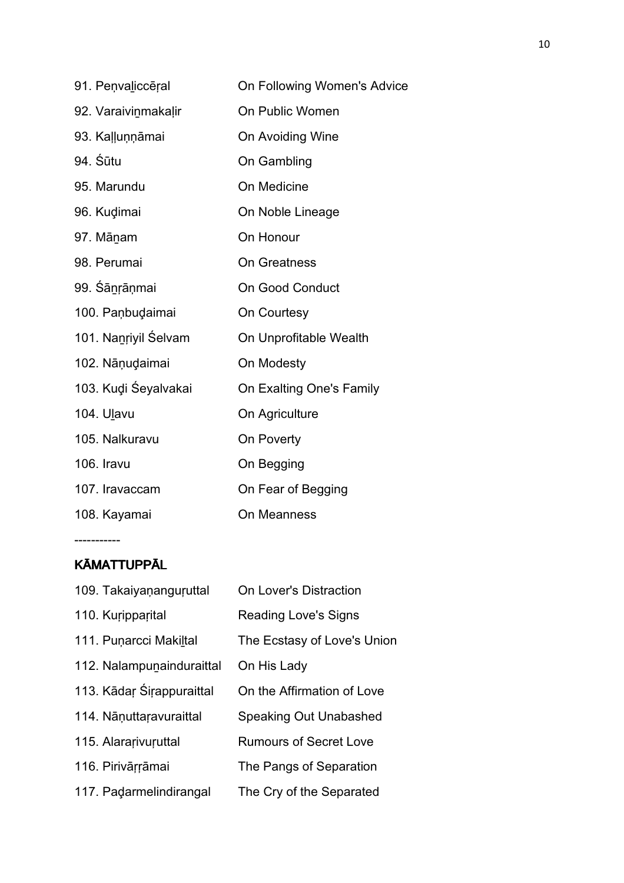| | |
|---|---|
| 91. Peṇvaḻiccēṛal | On Following Women's Advice |
| 92. Varaiviṉmakaḷir | On Public Women |
| 93. Kaḷḷuṇṇāmai | On Avoiding Wine |
| 94. Śūtu | On Gambling |
| 95. Marundu | On Medicine |
| 96. Kuḓimai | On Noble Lineage |
| 97. Māṉam | On Honour |
| 98. Perumai | On Greatness |
| 99. Śāṉṛāṇmai | On Good Conduct |
| 100. Paṇbuḓaimai | On Courtesy |
| 101. Naṉṛiyil Śelvam | On Unprofitable Wealth |
| 102. Nāṇuḓaimai | On Modesty |
| 103. Kuḓi Śeyalvakai | On Exalting One's Family |
| 104. Uḻavu | On Agriculture |
| 105. Nalkuravu | On Poverty |
| 106. Iravu | On Begging |
| 107. Iravaccam | On Fear of Begging |
| 108. Kayamai | On Meanness |

-----------

**KĀMATTUPPĀL**

| | |
|---|---|
| 109. Takaiyaṇanguṛuttal | On Lover's Distraction |
| 110. Kuṛippaṛital | Reading Love's Signs |
| 111. Puṇarcci Makiḻtal | The Ecstasy of Love's Union |
| 112. Nalampuṉainduraittal | On His Lady |
| 113. Kādaṛ Śiṛappuraittal | On the Affirmation of Love |
| 114. Nāṇuttaṛavuraittal | Speaking Out Unabashed |
| 115. Alaraṛivuṛuttal | Rumours of Secret Love |
| 116. Pirivāṛṛāmai | The Pangs of Separation |
| 117. Paḓarmelindirangal | The Cry of the Separated |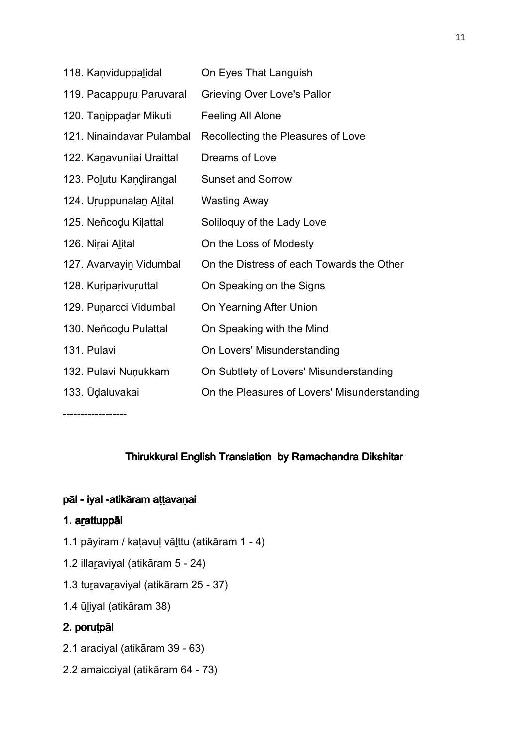| | |
|---|---|
| 118. Kaṇviduppaḻidal | On Eyes That Languish |
| 119. Pacappuṛu Paruvaral | Grieving Over Love's Pallor |
| 120. Taṉippaḏar Mikuti | Feeling All Alone |
| 121. Ninaindavar Pulambal | Recollecting the Pleasures of Love |
| 122. Kaṉavunilai Uraittal | Dreams of Love |
| 123. Poḻutu Kaṇḏirangal | Sunset and Sorrow |
| 124. Uṛuppunalaṉ Aḻital | Wasting Away |
| 125. Neñcoḏu Kiḷattal | Soliloquy of the Lady Love |
| 126. Niṛai Aḻital | On the Loss of Modesty |
| 127. Avarvayiṉ Vidumbal | On the Distress of each Towards the Other |
| 128. Kuṛipaṛivuṛuttal | On Speaking on the Signs |
| 129. Puṇarcci Vidumbal | On Yearning After Union |
| 130. Neñcoḏu Pulattal | On Speaking with the Mind |
| 131. Pulavi | On Lovers' Misunderstanding |
| 132. Pulavi Nuṇukkam | On Subtlety of Lovers' Misunderstanding |
| 133. Ūḏaluvakai | On the Pleasures of Lovers' Misunderstanding |

------------------

## Thirukkural English Translation by Ramachandra Dikshitar

### pāl - iyal -atikāram aṭṭavaṇai

### 1. aṟattuppāl

1.1 pāyiram / kaṭavuḷ vāḻttu (atikāram 1 - 4)

1.2 illaṟaviyal (atikāram 5 - 24)

1.3 tuṟavaṟaviyal (atikāram 25 - 37)

1.4 ūḻiyal (atikāram 38)

### 2. poruṭpāl

2.1 araciyal (atikāram 39 - 63)

2.2 amaicciyal (atikāram 64 - 73)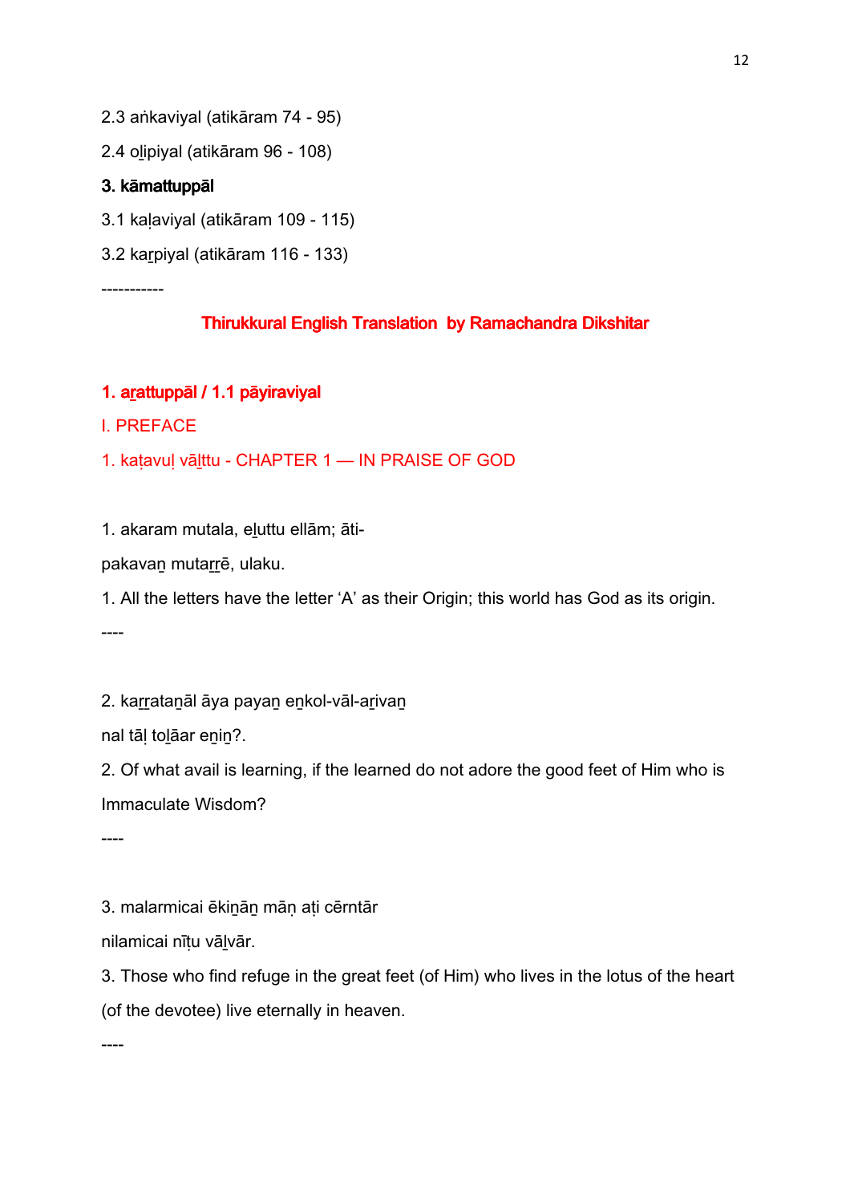2.3 aṅkaviyal (atikāram 74 - 95)

2.4 oḻipiyal (atikāram 96 - 108)

**3. kāmattuppāl**

3.1 kaḷaviyal (atikāram 109 - 115)

3.2 kaṟpiyal (atikāram 116 - 133)

-----------

## Thirukkural English Translation by Ramachandra Dikshitar

### 1. aṟattuppāl / 1.1 pāyiraviyal

I. PREFACE

1. kaṭavuḷ vāḻttu - CHAPTER 1 — IN PRAISE OF GOD

1. akaram mutala, eḻuttu ellām; āti-

pakavaṉ mutaṟṟē, ulaku.

1. All the letters have the letter ‘A’ as their Origin; this world has God as its origin.

----

2. kaṟṟataṉāl āya payaṉ eṉkol-vāl-aṟivaṉ

nal tāḷ toḻāar eṉiṉ?.

2. Of what avail is learning, if the learned do not adore the good feet of Him who is Immaculate Wisdom?

----

3. malarmicai ēkiṉāṉ māṇ aṭi cērntār

nilamicai nīṭu vāḻvār.

3. Those who find refuge in the great feet (of Him) who lives in the lotus of the heart (of the devotee) live eternally in heaven.

----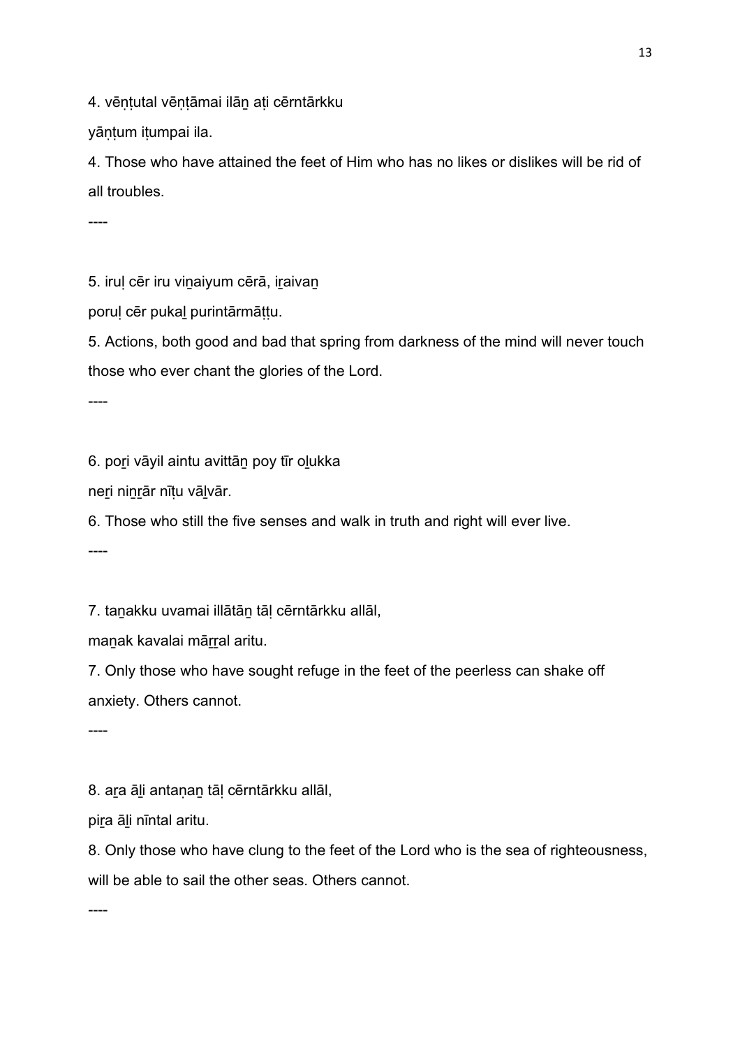4. vēṇṭutal vēṇṭāmai ilāṉ aṭi cērntārkku

yāṇṭum iṭumpai ila.

4. Those who have attained the feet of Him who has no likes or dislikes will be rid of all troubles.

----

5. iruḷ cēr iru viṉaiyum cērā, iṟaivaṉ

poruḷ cēr pukaḻ purintārmāṭṭu.

5. Actions, both good and bad that spring from darkness of the mind will never touch those who ever chant the glories of the Lord.

----

6. poṟi vāyil aintu avittāṉ poy tīr oḻukka

neṟi niṉṟār nīṭu vāḻvār.

6. Those who still the five senses and walk in truth and right will ever live.

----

7. taṉakku uvamai illātāṉ tāḷ cērntārkku allāl,

maṉak kavalai māṟṟal aritu.

7. Only those who have sought refuge in the feet of the peerless can shake off anxiety. Others cannot.

----

8. aṟa āḻi antaṇaṉ tāḷ cērntārkku allāl,

piṟa āḻi nīntal aritu.

8. Only those who have clung to the feet of the Lord who is the sea of righteousness, will be able to sail the other seas. Others cannot.

----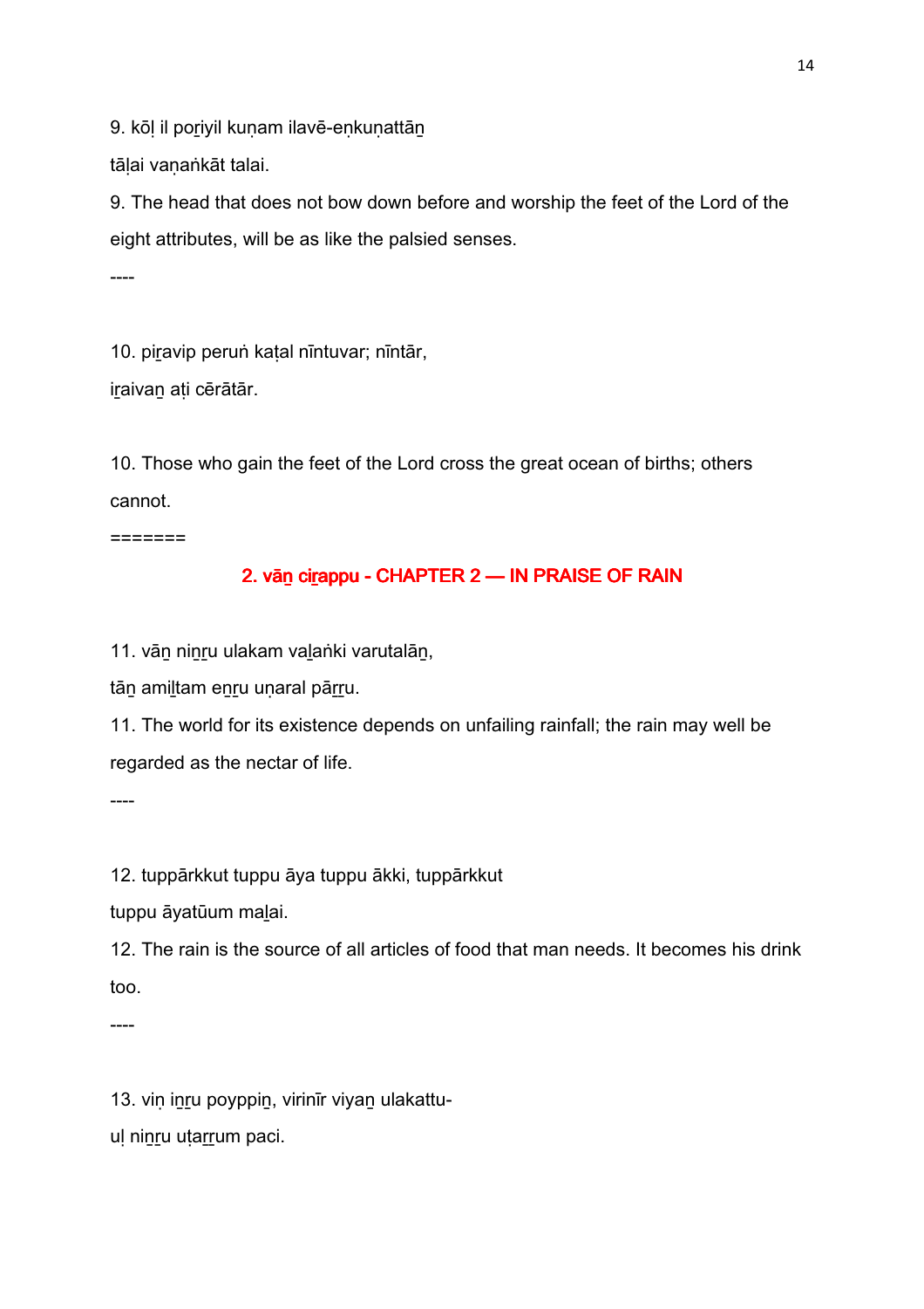9. kōḷ il poṟiyil kuṇam ilavē-eṇkuṇattāṉ

tāḷai vaṇaṅkāt talai.

9. The head that does not bow down before and worship the feet of the Lord of the eight attributes, will be as like the palsied senses.

----

10. piṟavip peruṅ kaṭal nīntuvar; nīntār,

iṟaivaṉ aṭi cērātār.

10. Those who gain the feet of the Lord cross the great ocean of births; others cannot.

=======

## 2. vāṉ ciṟappu - CHAPTER 2 — IN PRAISE OF RAIN

11. vāṉ niṉṟu ulakam vaḻaṅki varutalāṉ,

tāṉ amiḻtam eṉṟu uṇaral pāṟṟu.

11. The world for its existence depends on unfailing rainfall; the rain may well be regarded as the nectar of life.

----

12. tuppārkkut tuppu āya tuppu ākki, tuppārkkut

tuppu āyatūum maḻai.

12. The rain is the source of all articles of food that man needs. It becomes his drink too.

----

13. viṇ iṉṟu poyppiṉ, virinīr viyaṉ ulakattu-

uḷ niṉṟu uṭaṟṟum paci.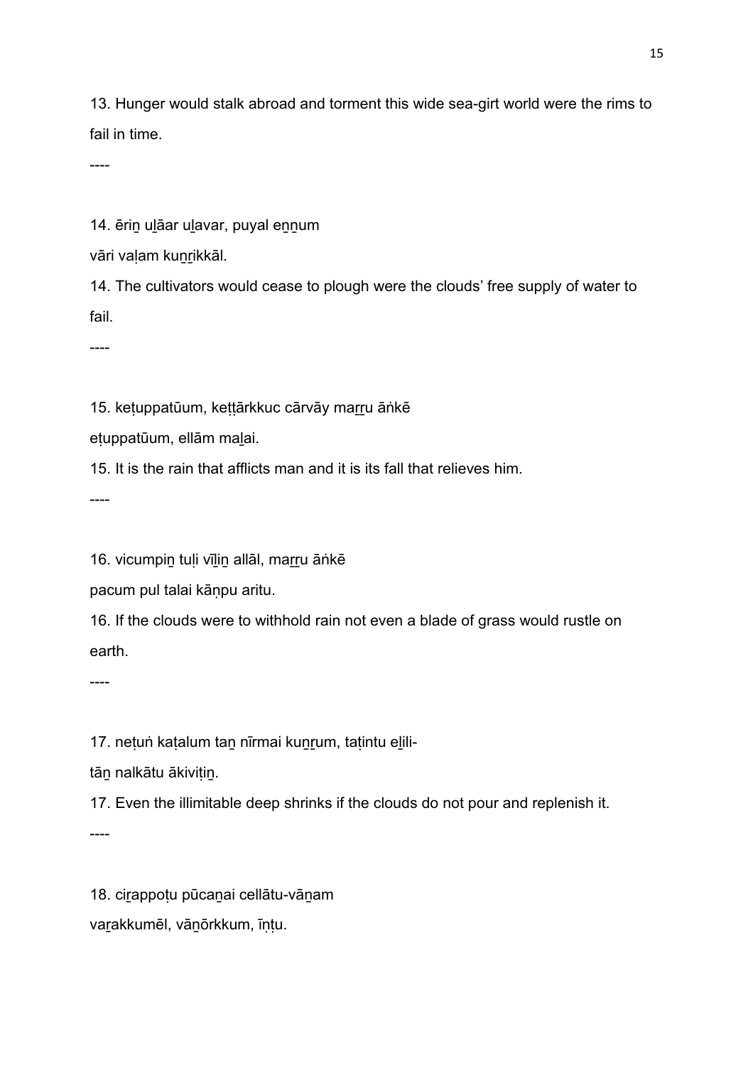13. Hunger would stalk abroad and torment this wide sea-girt world were the rims to fail in time.

----

14. ēri̱ṉ uḻāar uḻavar, puyal eṉṉum

vāri vaḷam kuṉṟikkāl.

14. The cultivators would cease to plough were the clouds' free supply of water to fail.

----

15. keṭuppatūum, keṭṭārkkuc cārvāy maṟṟu āṅkē

eṭuppatūum, ellām maḻai.

15. It is the rain that afflicts man and it is its fall that relieves him.

----

16. vicumpiṉ tuḷi vīḻiṉ allāl, maṟṟu āṅkē

pacum pul talai kāṇpu aritu.

16. If the clouds were to withhold rain not even a blade of grass would rustle on earth.

----

17. neṭuṅ kaṭalum taṉ nīrmai kuṉṟum, taṭintu eḻili-

tāṉ nalkātu ākiviṭiṉ.

17. Even the illimitable deep shrinks if the clouds do not pour and replenish it.

----

18. ciṟappoṭu pūcaṉai cellātu-vāṉam

vaṟakkumēl, vāṉōrkkum, īṇṭu.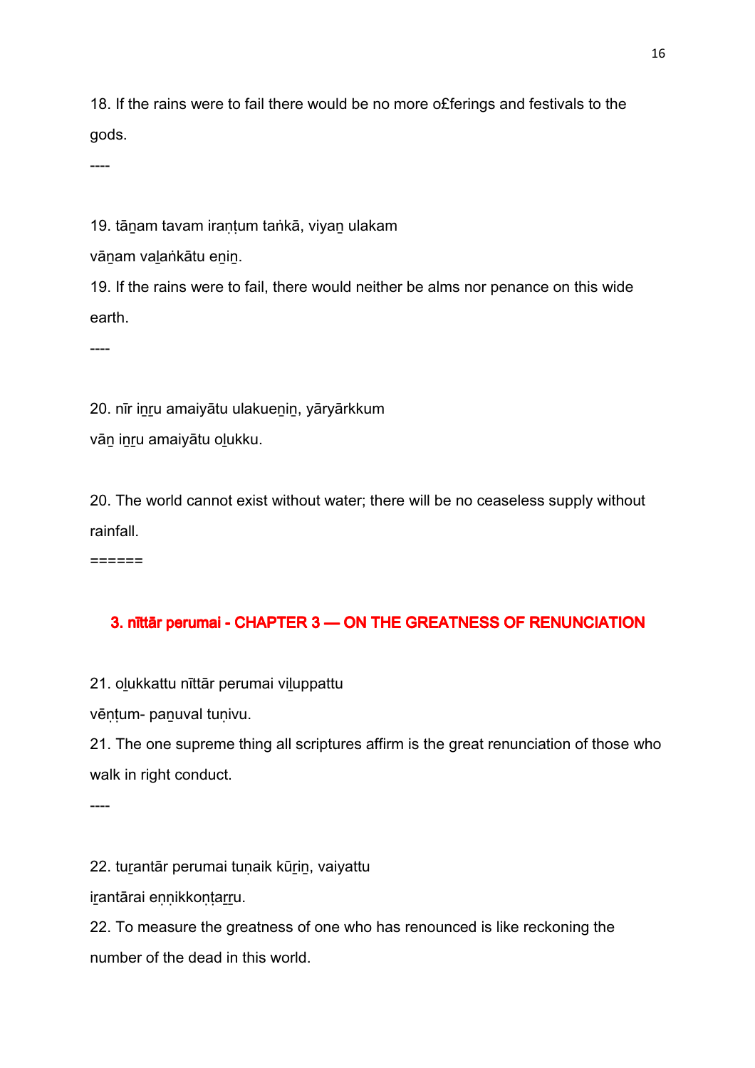18. If the rains were to fail there would be no more o£ferings and festivals to the gods.

----

19. tāṉam tavam iraṇṭum taṅkā, viyaṉ ulakam

vāṉam vaḻaṅkātu eṉiṉ.

19. If the rains were to fail, there would neither be alms nor penance on this wide earth.

----

20. nīr iṉṟu amaiyātu ulakueṉiṉ, yāryārkkum

vāṉ iṉṟu amaiyātu oḻukku.

20. The world cannot exist without water; there will be no ceaseless supply without rainfall.

======

## 3. nīttār perumai - CHAPTER 3 — ON THE GREATNESS OF RENUNCIATION

21. oḻukkattu nīttār perumai viḻuppattu

vēṇṭum- paṉuval tuṇivu.

21. The one supreme thing all scriptures affirm is the great renunciation of those who walk in right conduct.

----

22. tuṟantār perumai tuṇaik kūṟiṉ, vaiyattu

iṟantārai eṇṇikkoṇṭaṟṟu.

22. To measure the greatness of one who has renounced is like reckoning the number of the dead in this world.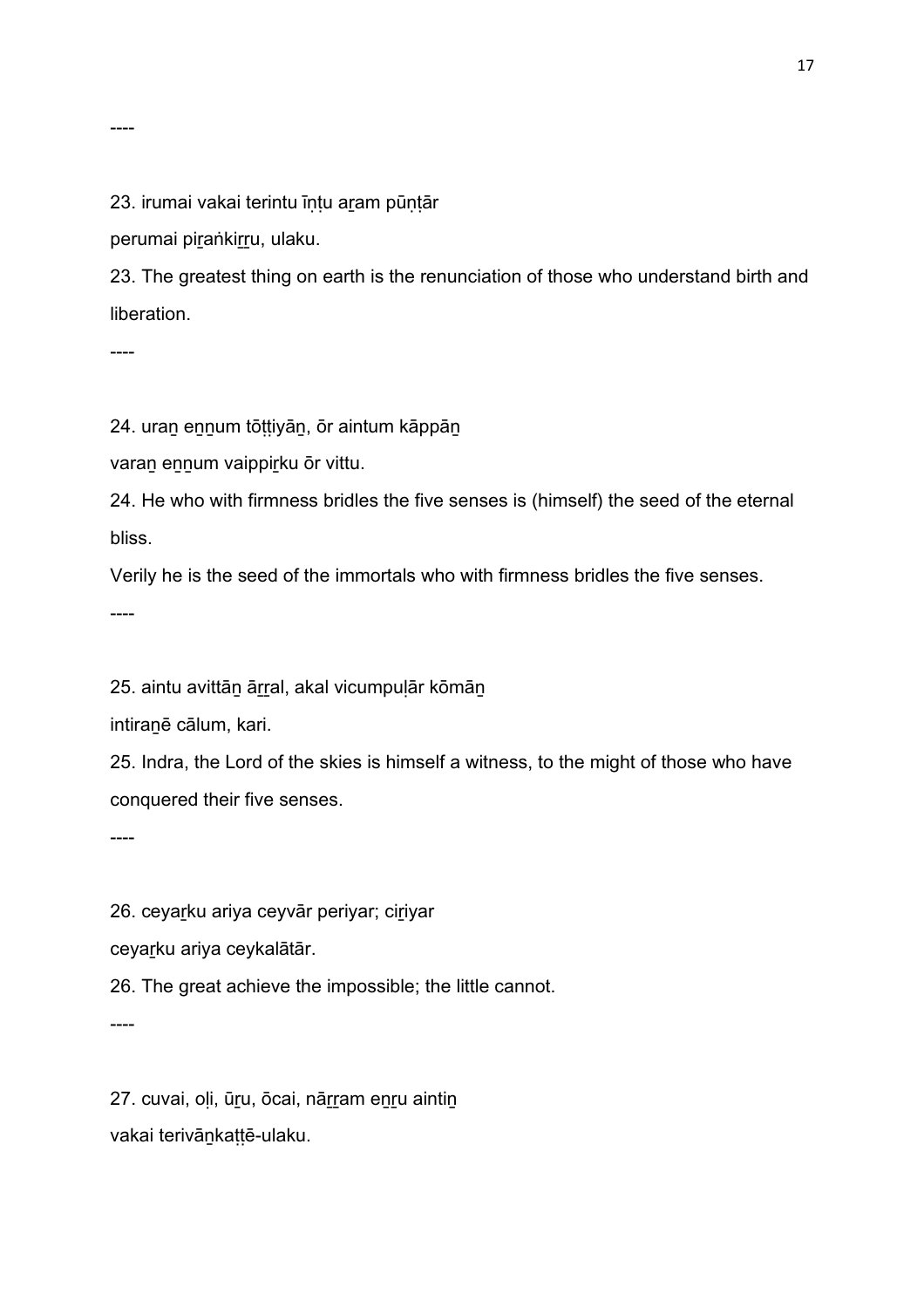----

23. irumai vakai terintu īṇṭu aṟam pūṇṭār

perumai piṟaṅkiṟṟu, ulaku.

23. The greatest thing on earth is the renunciation of those who understand birth and liberation.

----

24. uraṉ eṉṉum tōṭṭiyāṉ, ōr aintum kāppāṉ

varaṉ eṉṉum vaippiṟku ōr vittu.

24. He who with firmness bridles the five senses is (himself) the seed of the eternal bliss.

Verily he is the seed of the immortals who with firmness bridles the five senses.

----

25. aintu avittāṉ āṟṟal, akal vicumpuḷār kōmāṉ

intiraṉē cālum, kari.

25. Indra, the Lord of the skies is himself a witness, to the might of those who have conquered their five senses.

----

26. ceyaṟku ariya ceyvār periyar; ciṟiyar

ceyaṟku ariya ceykalātār.

26. The great achieve the impossible; the little cannot.

----

27. cuvai, oḷi, ūṟu, ōcai, nāṟṟam eṉṟu aintiṉ

vakai terivāṉkaṭṭē-ulaku.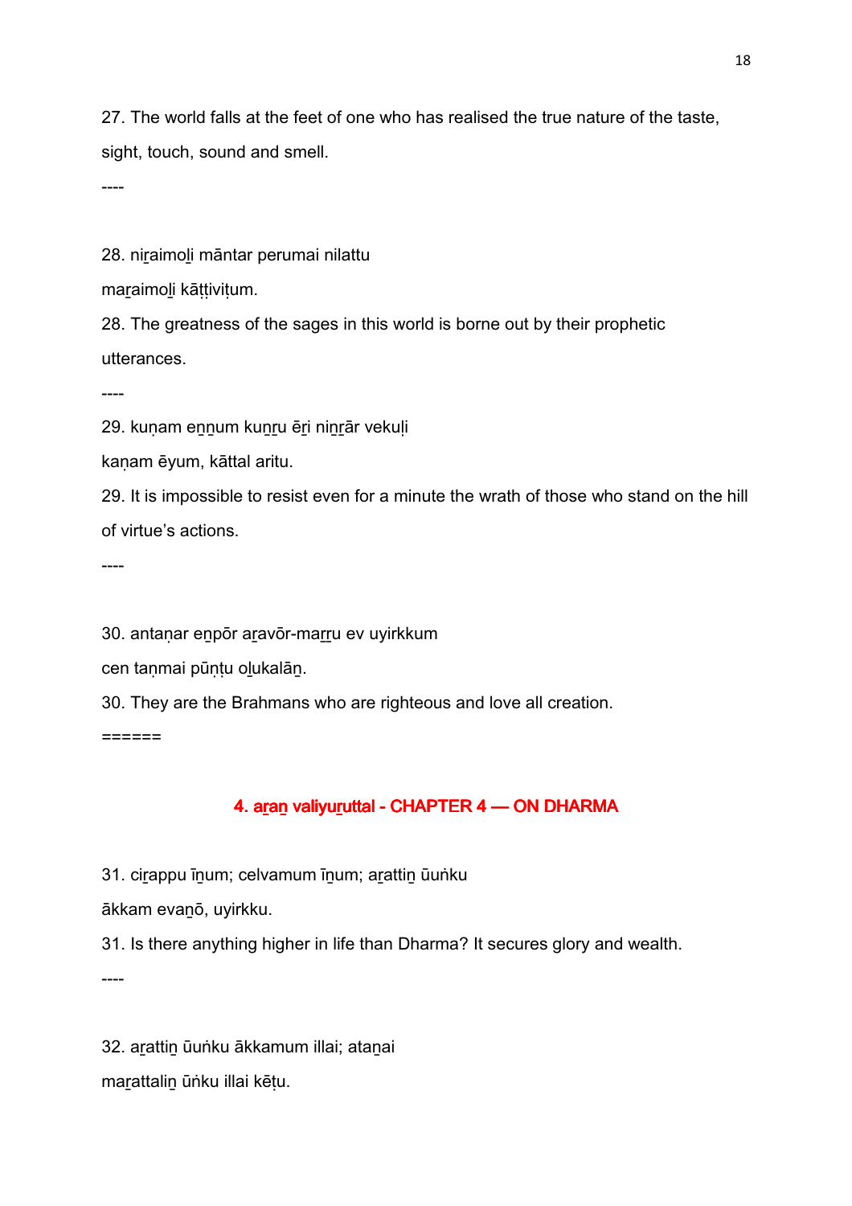27. The world falls at the feet of one who has realised the true nature of the taste, sight, touch, sound and smell.

----

28. niṟaimoḻi māntar perumai nilattu

maṟaimoḻi kāṭṭiviṭum.

28. The greatness of the sages in this world is borne out by their prophetic utterances.

----

29. kuṇam eṉṉum kuṉṟu ēṟi niṉṟār vekuḷi

kaṇam ēyum, kāttal aritu.

29. It is impossible to resist even for a minute the wrath of those who stand on the hill of virtue's actions.

----

30. antaṇar eṉpōr aṟavōr-maṟṟu ev uyirkkum

cen taṇmai pūṇṭu oḻukalāṉ.

30. They are the Brahmans who are righteous and love all creation.

======

## 4. aṟaṉ valiyuṟuttal - CHAPTER 4 — ON DHARMA

31. ciṟappu īṉum; celvamum īṉum; aṟattiṉ ūuṅku

ākkam evaṉō, uyirkku.

31. Is there anything higher in life than Dharma? It secures glory and wealth.

----

32. aṟattiṉ ūuṅku ākkamum illai; ataṉai

maṟattaliṉ ūṅku illai kēṭu.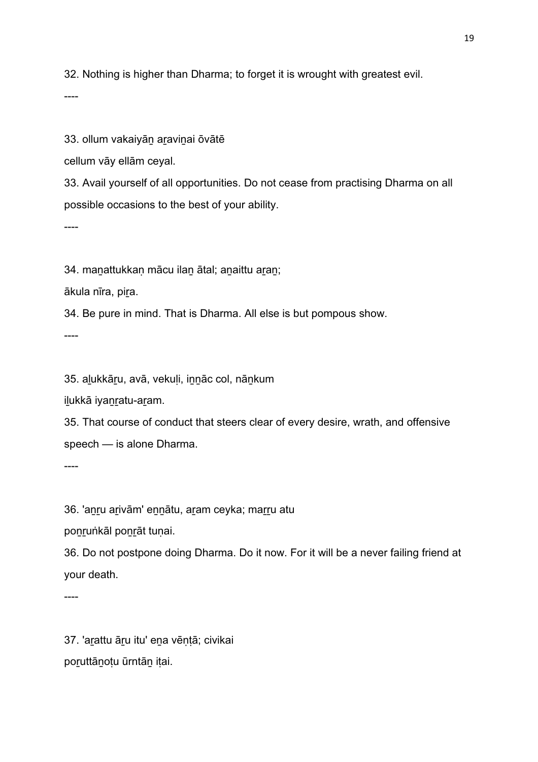32. Nothing is higher than Dharma; to forget it is wrought with greatest evil.

----

33. ollum vakaiyāṉ aṟaviṉai ōvātē

cellum vāy ellām ceyal.

33. Avail yourself of all opportunities. Do not cease from practising Dharma on all possible occasions to the best of your ability.

----

34. maṉattukkaṇ mācu ilaṉ ātal; aṉaittu aṟaṉ;

ākula nīra, piṟa.

34. Be pure in mind. That is Dharma. All else is but pompous show.

----

35. aḻukkāṟu, avā, vekuḷi, iṉṉāc col, nāṉkum

iḻukkā iyaṉṟatu-aṟam.

35. That course of conduct that steers clear of every desire, wrath, and offensive speech — is alone Dharma.

----

36. 'aṉṟu aṟivām' eṉṉātu, aṟam ceyka; maṟṟu atu

poṉṟuṅkāl poṉṟāt tuṇai.

36. Do not postpone doing Dharma. Do it now. For it will be a never failing friend at your death.

----

37. 'aṟattu āṟu itu' eṉa vēṇṭā; civikai

poṟuttāṉoṭu ūrntāṉ iṭai.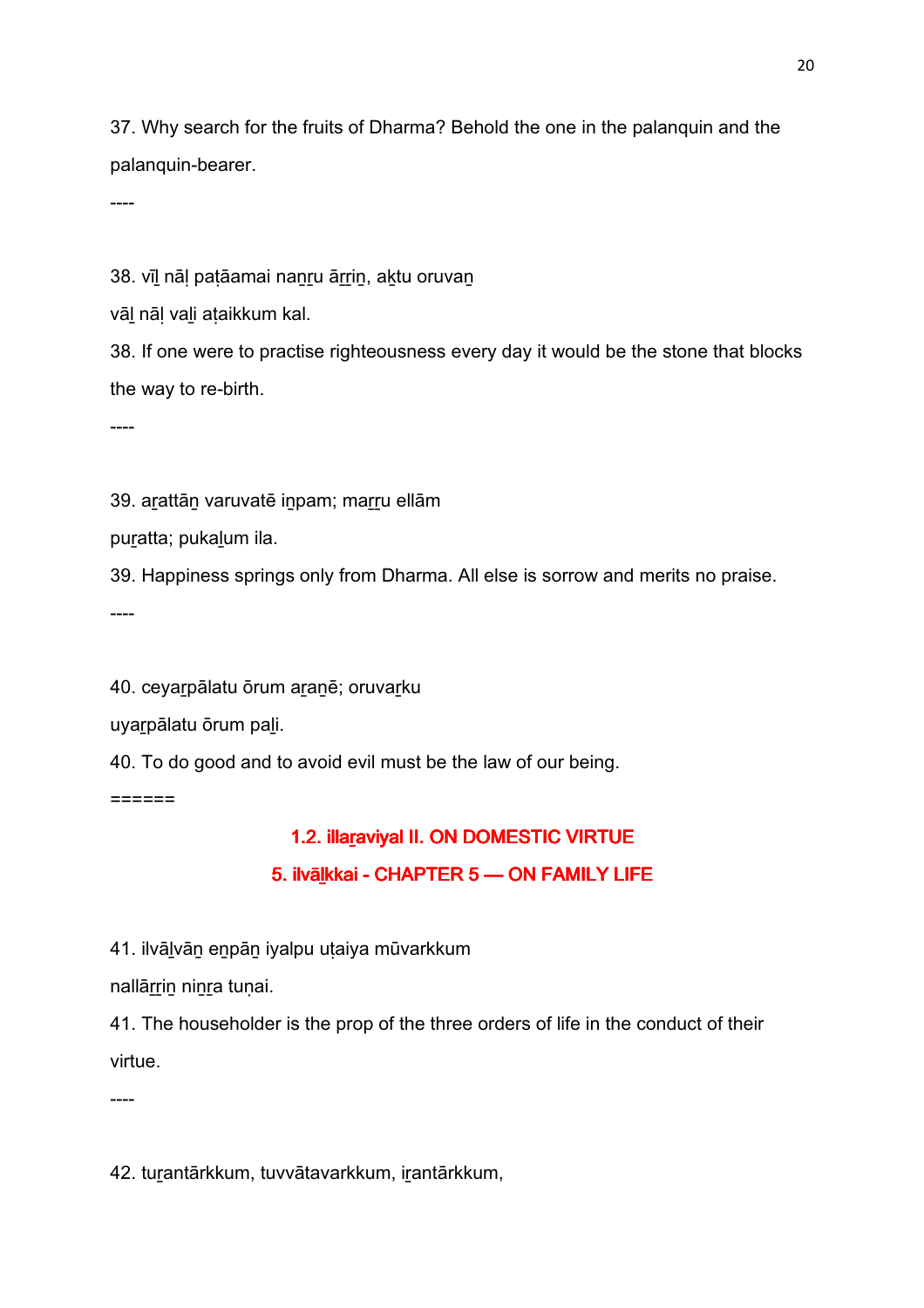37. Why search for the fruits of Dharma? Behold the one in the palanquin and the palanquin-bearer.

----

38. vīḻ nāḷ paṭāamai naṉṟu āṟṟiṉ, aḵtu oruvaṉ

vāḻ nāḷ vaḻi aṭaikkum kal.

38. If one were to practise righteousness every day it would be the stone that blocks the way to re-birth.

----

39. aṟattāṉ varuvatē iṉpam; maṟṟu ellām

puṟatta; pukaḻum ila.

39. Happiness springs only from Dharma. All else is sorrow and merits no praise.

----

40. ceyaṟpālatu ōrum aṟaṉē; oruvaṟku

uyaṟpālatu ōrum paḻi.

40. To do good and to avoid evil must be the law of our being.

======

## 1.2. illaṟaviyal II. ON DOMESTIC VIRTUE

## 5. ilvāḻkkai - CHAPTER 5 — ON FAMILY LIFE

41. ilvāḻvāṉ eṉpāṉ iyalpu uṭaiya mūvarkkum

nallāṟṟiṉ niṉṟa tuṇai.

41. The householder is the prop of the three orders of life in the conduct of their virtue.

----

42. tuṟantārkkum, tuvvātavarkkum, iṟantārkkum,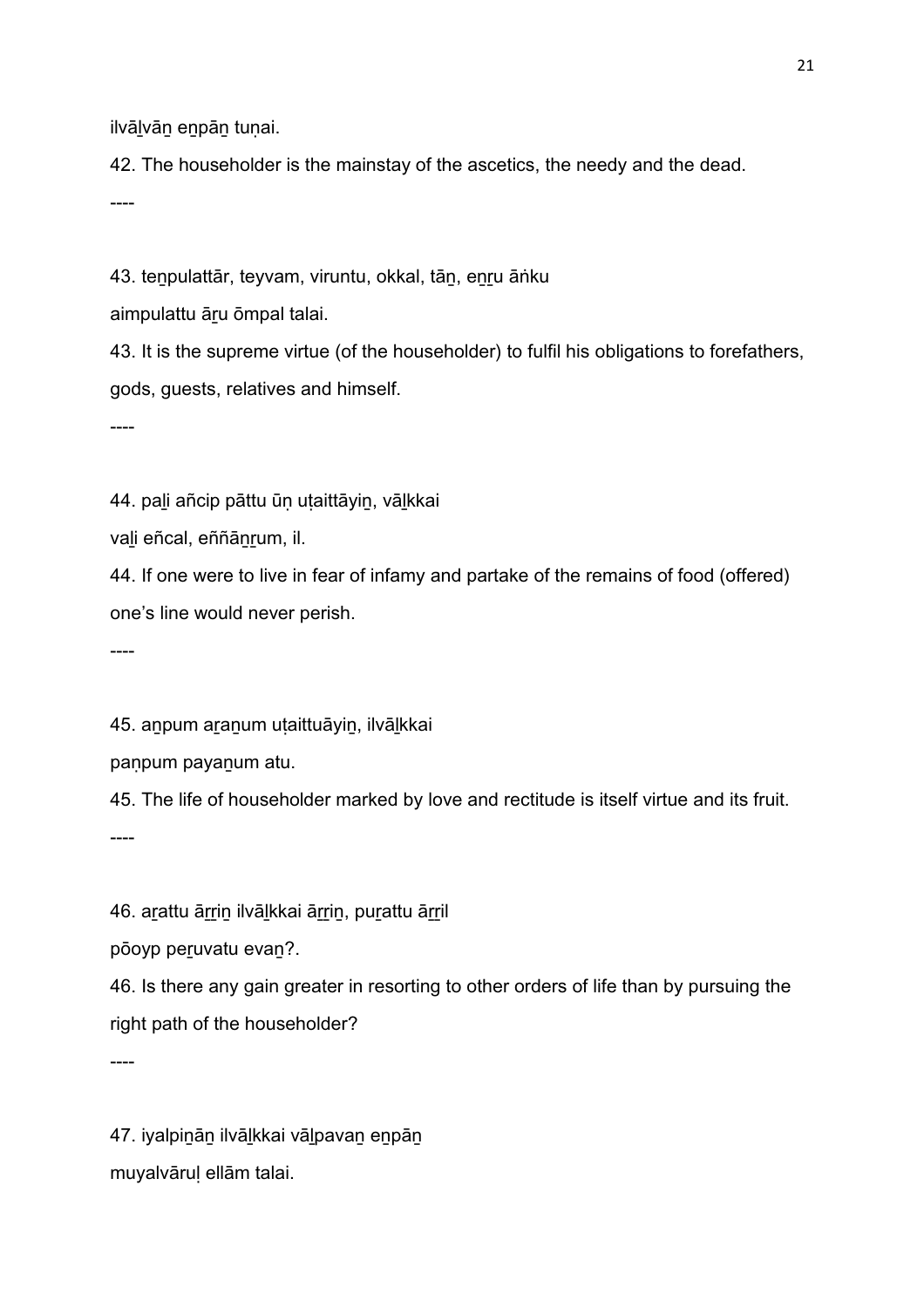ilvāḻvāṉ eṉpāṉ tuṇai.

42. The householder is the mainstay of the ascetics, the needy and the dead.

----

43. teṉpulattār, teyvam, viruntu, okkal, tāṉ, eṉṟu āṅku

aimpulattu āṟu ōmpal talai.

43. It is the supreme virtue (of the householder) to fulfil his obligations to forefathers, gods, guests, relatives and himself.

----

44. paḻi añcip pāttu ūṇ uṭaittāyiṉ, vāḻkkai

vaḻi eñcal, eññāṉṟum, il.

44. If one were to live in fear of infamy and partake of the remains of food (offered) one's line would never perish.

----

45. aṉpum aṟaṉum uṭaittuāyiṉ, ilvāḻkkai

paṇpum payaṉum atu.

45. The life of householder marked by love and rectitude is itself virtue and its fruit.

----

46. aṟattu āṟṟiṉ ilvāḻkkai āṟṟiṉ, puṟattu āṟṟil

pōoyp peṟuvatu evaṉ?.

46. Is there any gain greater in resorting to other orders of life than by pursuing the right path of the householder?

----

47. iyalpiṉāṉ ilvāḻkkai vāḻpavaṉ eṉpāṉ

muyalvāruḷ ellām talai.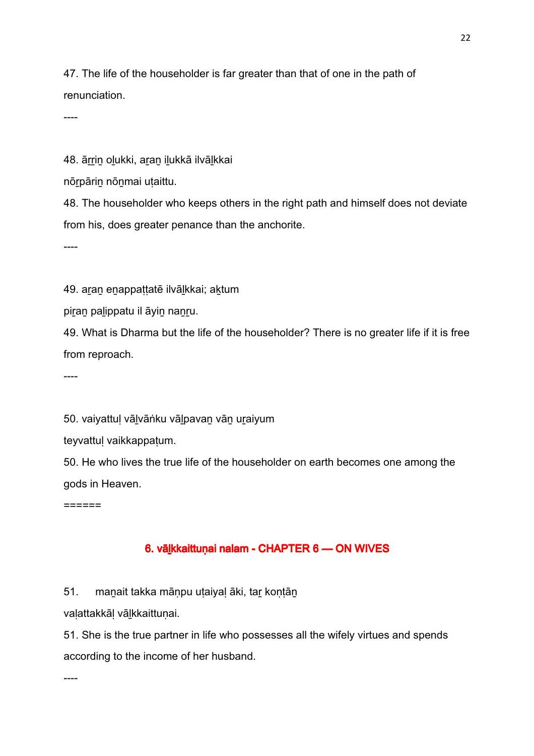47. The life of the householder is far greater than that of one in the path of renunciation.

----

48. āṟṟiṉ oḻukki, aṟaṉ iḻukkā ilvāḻkkai
nōṟpāriṉ nōṉmai uṭaittu.

48. The householder who keeps others in the right path and himself does not deviate from his, does greater penance than the anchorite.

----

49. aṟaṉ eṉappaṭṭatē ilvāḻkkai; aḵtum
piṟaṉ paḻippatu il āyiṉ naṉṟu.

49. What is Dharma but the life of the householder? There is no greater life if it is free from reproach.

----

50. vaiyattuḷ vāḻvāṅku vāḻpavaṉ vāṉ uṟaiyum
teyvattuḷ vaikkappaṭum.

50. He who lives the true life of the householder on earth becomes one among the gods in Heaven.

======

## 6. vāḻkkaittuṇai nalam - CHAPTER 6 — ON WIVES

51. maṉait takka māṇpu uṭaiyaḷ āki, taṟ koṇṭāṉ
vaḷattakkāḷ vāḻkkaittuṇai.

51. She is the true partner in life who possesses all the wifely virtues and spends according to the income of her husband.

----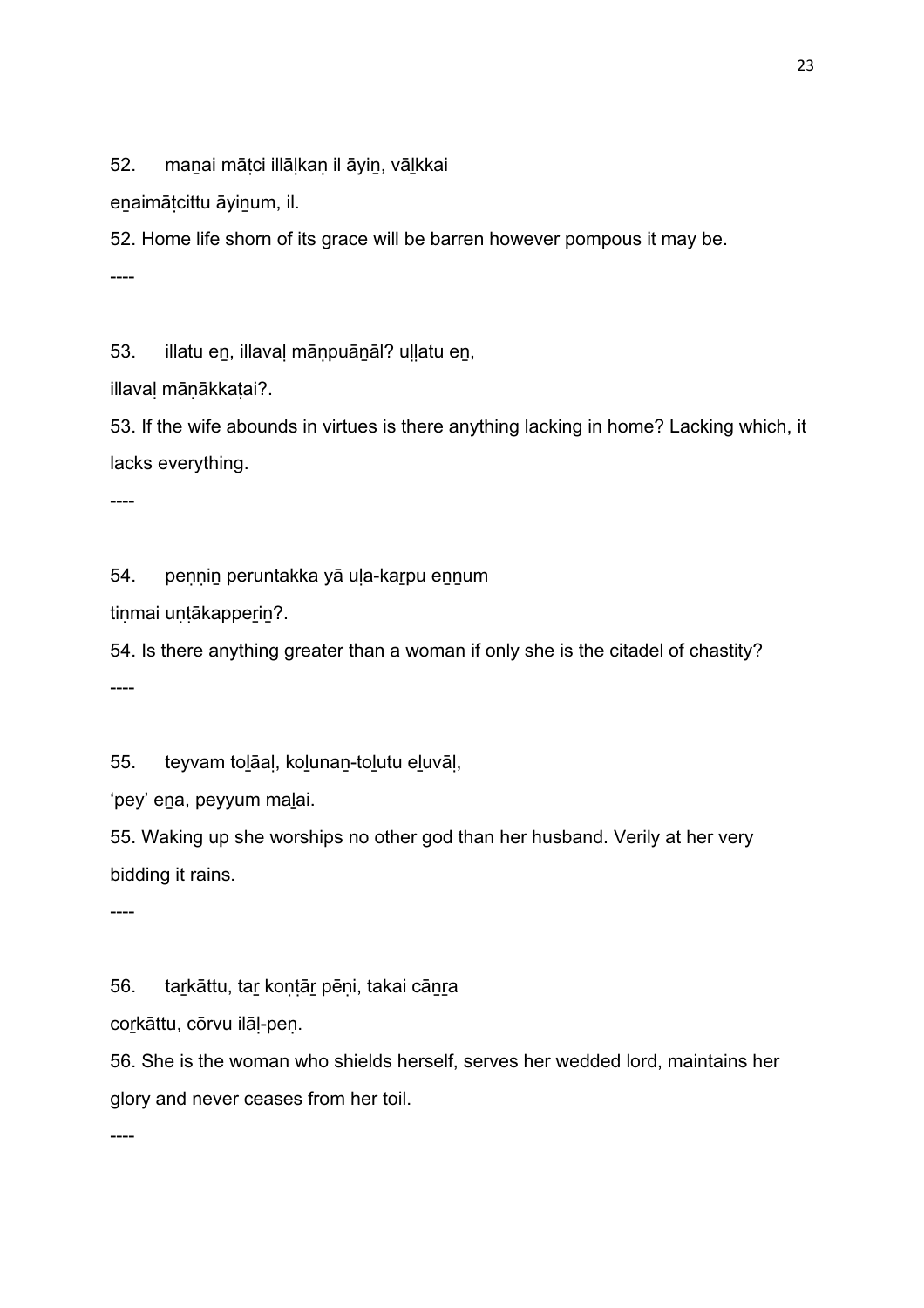52. maṉai māṭci illāḷkaṇ il āyiṉ, vāḻkkai

eṉaimāṭcittu āyiṉum, il.

52. Home life shorn of its grace will be barren however pompous it may be.

----

53. illatu eṉ, illavaḷ māṇpuāṉāl? uḷḷatu eṉ,

illavaḷ māṇākkaṭai?.

53. If the wife abounds in virtues is there anything lacking in home? Lacking which, it lacks everything.

----

54. peṇṇiṉ peruntakka yā uḷa-kaṟpu eṉṉum

tiṇmai uṇṭākappeṟiṉ?.

54. Is there anything greater than a woman if only she is the citadel of chastity?

----

55. teyvam toḻāaḷ, koḻunaṉ-toḻutu eḻuvāḷ,

'pey' eṉa, peyyum maḻai.

55. Waking up she worships no other god than her husband. Verily at her very bidding it rains.

----

56. taṟkāttu, taṟ koṇṭāṟ pēṇi, takai cāṉṟa

coṟkāttu, cōrvu ilāḷ-peṇ.

56. She is the woman who shields herself, serves her wedded lord, maintains her glory and never ceases from her toil.

----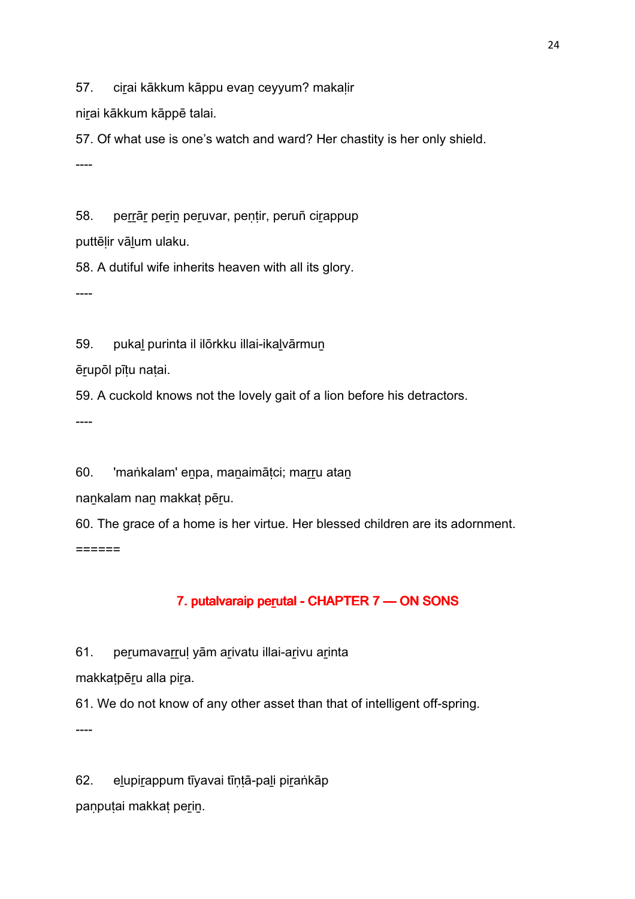57.  ciṟai kākkum kāppu evaṉ ceyyum? makaḷir

niṟai kākkum kāppē talai.

57. Of what use is one's watch and ward? Her chastity is her only shield.

----

58.  peṟṟāṟ peṟiṉ peṟuvar, peṇṭir, peruñ ciṟappup

puttēḷir vāḻum ulaku.

58. A dutiful wife inherits heaven with all its glory.

----

59.  pukaḻ purinta il ilōrkku illai-ikaḻvārmuṉ

ēṟupōl pīṭu naṭai.

59. A cuckold knows not the lovely gait of a lion before his detractors.

----

60.  'maṅkalam' eṉpa, maṉaimāṭci; maṟṟu ataṉ

naṉkalam naṉ makkaṭ pēṟu.

60. The grace of a home is her virtue. Her blessed children are its adornment.

======

## 7. putalvaraip peṟutal - CHAPTER 7 — ON SONS

61.  peṟumavaṟṟuḷ yām aṟivatu illai-aṟivu aṟinta

makkaṭpēṟu alla piṟa.

61. We do not know of any other asset than that of intelligent off-spring.

----

62.  eḻupiṟappum tīyavai tīṇṭā-paḻi piṟaṅkāp

paṇpuṭai makkaṭ peṟiṉ.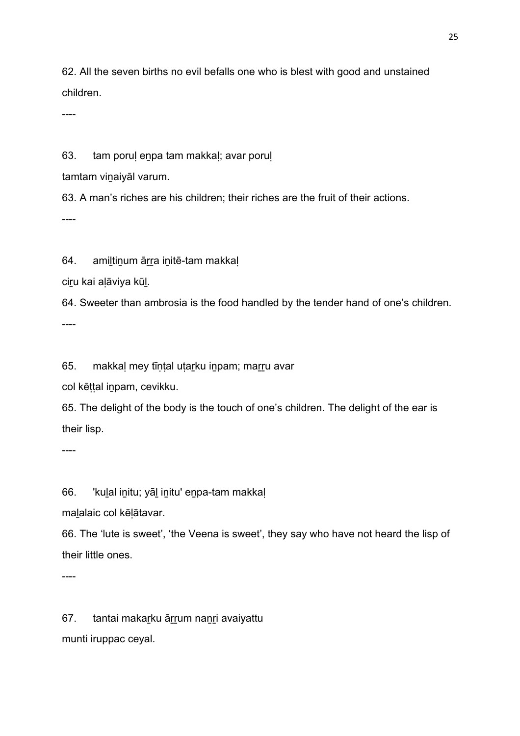62. All the seven births no evil befalls one who is blest with good and unstained children.

----

63. tam poruḷ eṉpa tam makkaḷ; avar poruḷ
tamtam viṉaiyāl varum.

63. A man's riches are his children; their riches are the fruit of their actions.

----

64. amiḻtiṉum āṟṟa iṉitē-tam makkaḷ
ciṟu kai aḷāviya kūḻ.

64. Sweeter than ambrosia is the food handled by the tender hand of one's children.

----

65. makkaḷ mey tīṇṭal uṭaṟku iṉpam; maṟṟu avar
col kēṭṭal iṉpam, cevikku.

65. The delight of the body is the touch of one's children. The delight of the ear is their lisp.

----

66. 'kuḻal iṉitu; yāḻ iṉitu' eṉpa-tam makkaḷ
maḻalaic col kēḷātavar.

66. The 'lute is sweet', 'the Veena is sweet', they say who have not heard the lisp of their little ones.

----

67. tantai makaṟku āṟṟum naṉṟi avaiyattu
munti iruppac ceyal.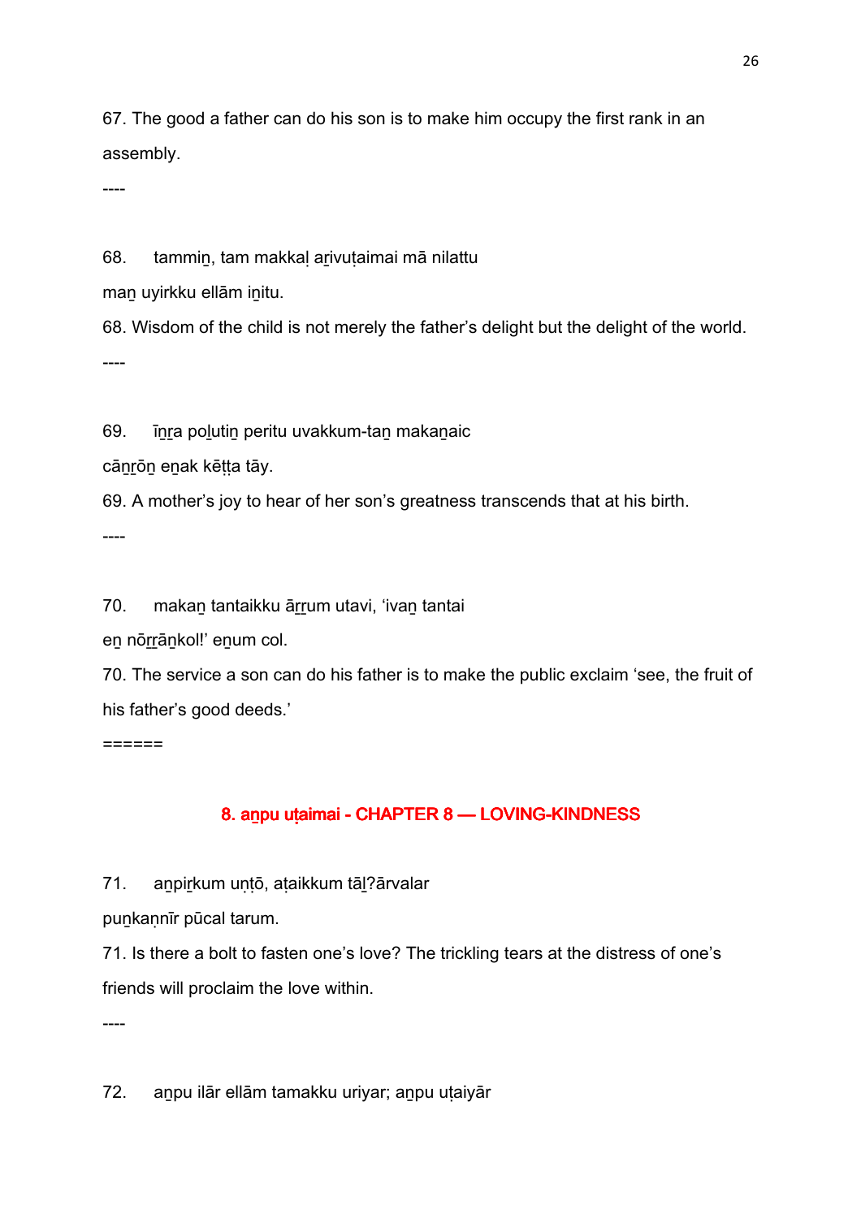67. The good a father can do his son is to make him occupy the first rank in an assembly.

----

68. tammiṉ, tam makkaḷ aṟivuṭaimai mā nilattu
maṉ uyirkku ellām iṉitu.

68. Wisdom of the child is not merely the father's delight but the delight of the world.

----

69. īṉṟa poḻutiṉ peritu uvakkum-taṉ makaṉaic
cāṉṟōṉ eṉak kēṭṭa tāy.

69. A mother's joy to hear of her son's greatness transcends that at his birth.

----

70. makaṉ tantaikku āṟṟum utavi, 'ivaṉ tantai
eṉ nōṟṟāṉkol!' eṉum col.

70. The service a son can do his father is to make the public exclaim 'see, the fruit of his father's good deeds.'

======

## 8. aṉpu uṭaimai - CHAPTER 8 — LOVING-KINDNESS

71. aṉpiṟkum uṇṭō, aṭaikkum tāḻ?ārvalar
puṉkaṇṇīr pūcal tarum.

71. Is there a bolt to fasten one's love? The trickling tears at the distress of one's friends will proclaim the love within.

----

72. aṉpu ilār ellām tamakku uriyar; aṉpu uṭaiyār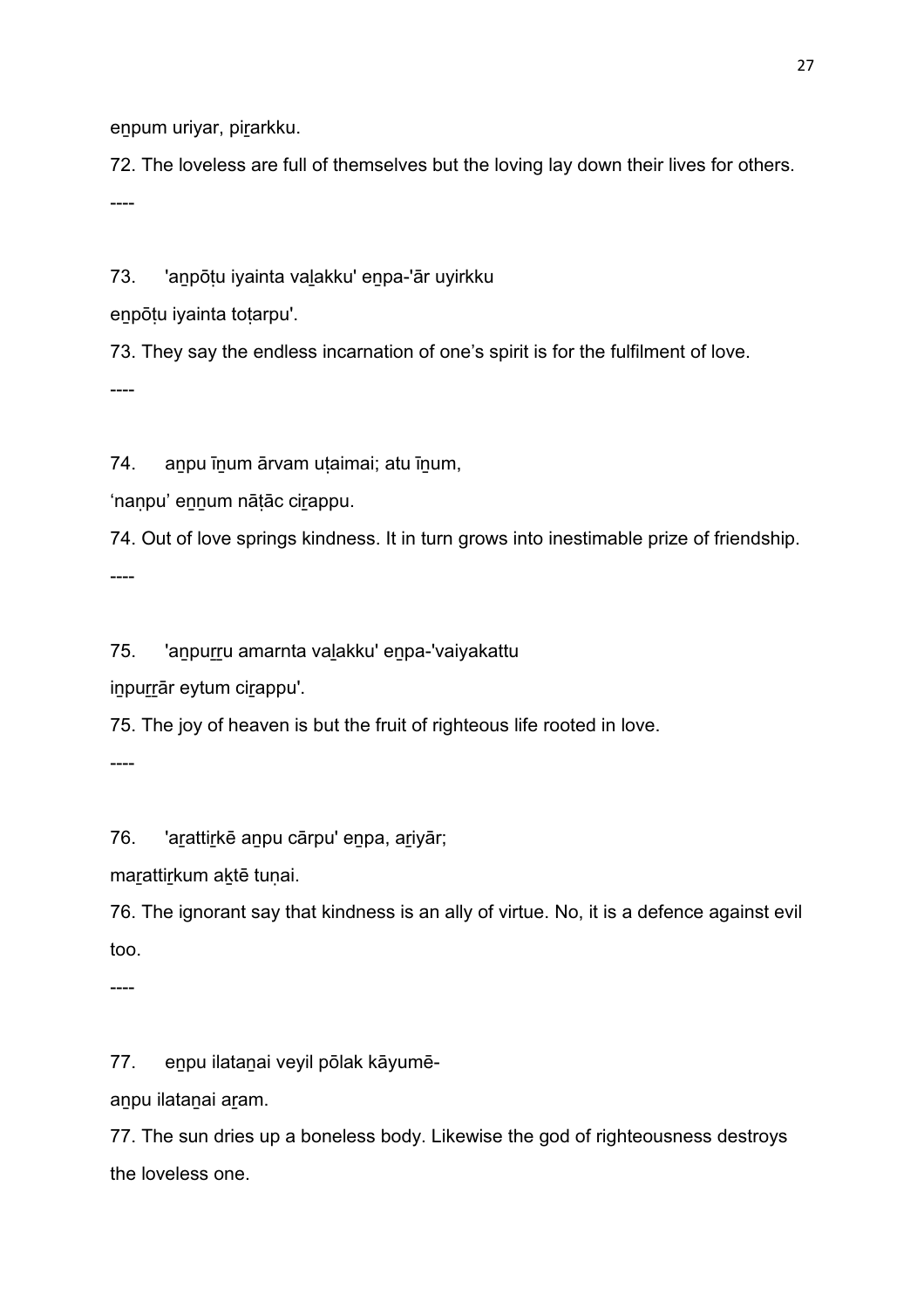eṉpum uriyar, piṟarkku.

72. The loveless are full of themselves but the loving lay down their lives for others.

----

73. 'aṉpōṭu iyainta vaḻakku' eṉpa-'ār uyirkku
eṉpōṭu iyainta toṭarpu'.

73. They say the endless incarnation of one's spirit is for the fulfilment of love.

----

74. aṉpu īṉum ārvam uṭaimai; atu īṉum,
'naṇpu' eṉṉum nāṭāc ciṟappu.

74. Out of love springs kindness. It in turn grows into inestimable prize of friendship.

----

75. 'aṉpuṟṟu amarnta vaḻakku' eṉpa-'vaiyakattu
iṉpuṟṟār eytum ciṟappu'.

75. The joy of heaven is but the fruit of righteous life rooted in love.

----

76. 'aṟattiṟkē aṉpu cārpu' eṉpa, aṟiyār;
maṟattiṟkum aḵtē tuṇai.

76. The ignorant say that kindness is an ally of virtue. No, it is a defence against evil too.

----

77. eṉpu ilataṉai veyil pōlak kāyumē-
aṉpu ilataṉai aṟam.

77. The sun dries up a boneless body. Likewise the god of righteousness destroys the loveless one.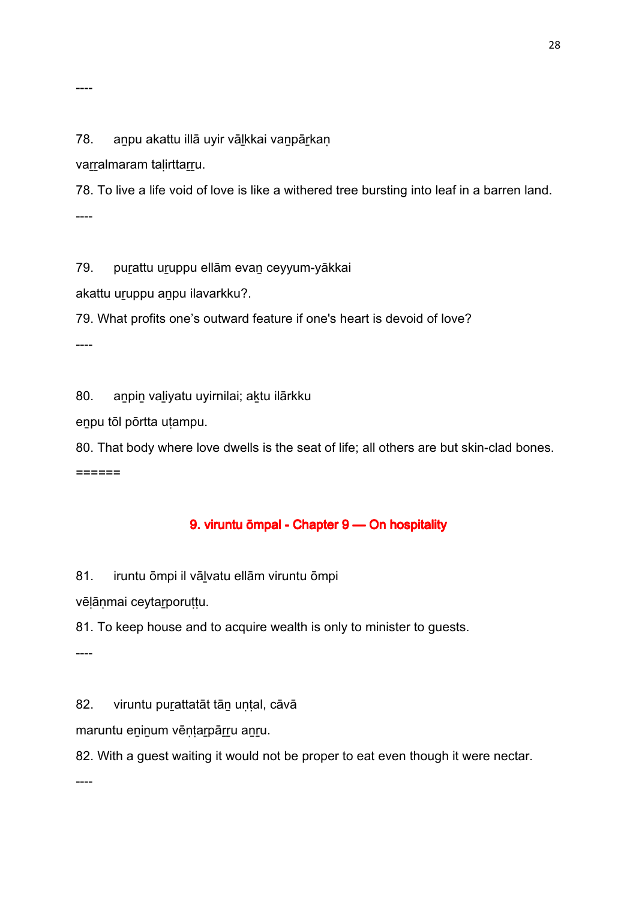----

78. aṉpu akattu illā uyir vāḻkkai vaṉpāṟkaṇ

vaṟṟalmaram taḷirttaṟṟu.

78. To live a life void of love is like a withered tree bursting into leaf in a barren land.

----

79. puṟattu uṟuppu ellām evaṉ ceyyum-yākkai

akattu uṟuppu aṉpu ilavarkku?.

79. What profits one’s outward feature if one's heart is devoid of love?

----

80. aṉpiṉ vaḻiyatu uyirnilai; aḵtu ilārkku

eṉpu tōl pōrtta uṭampu.

80. That body where love dwells is the seat of life; all others are but skin-clad bones.

======

## 9. viruntu ōmpal - Chapter 9 — On hospitality

81. iruntu ōmpi il vāḻvatu ellām viruntu ōmpi

vēḷāṇmai ceytaṟporuṭṭu.

81. To keep house and to acquire wealth is only to minister to guests.

----

82. viruntu puṟattatāt tāṉ uṇṭal, cāvā

maruntu eṉiṉum vēṇṭaṟpāṟṟu aṉṟu.

82. With a guest waiting it would not be proper to eat even though it were nectar.

----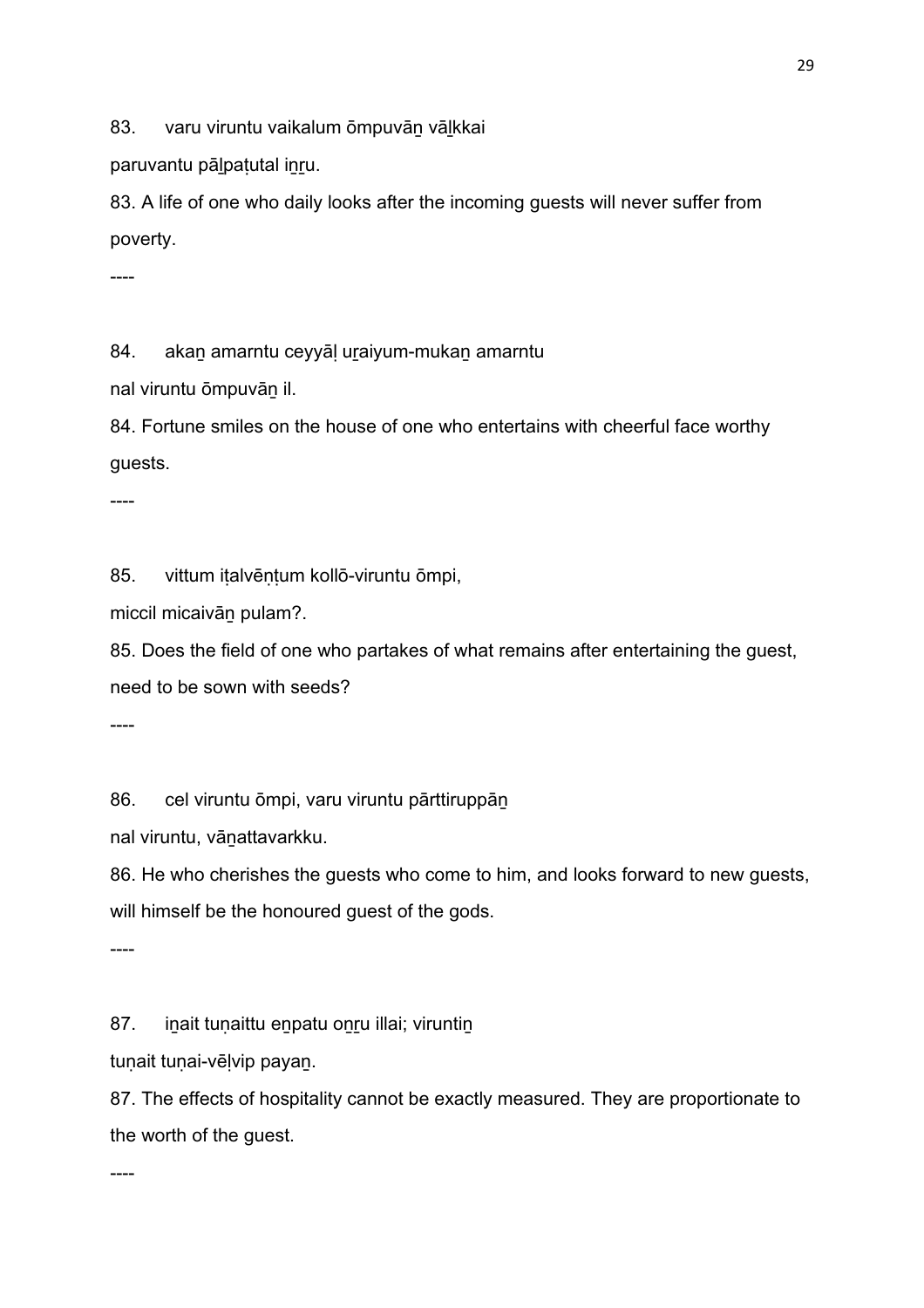83.     varu viruntu vaikalum ōmpuvāṉ vāḻkkai

paruvantu pāḻpaṭutal iṉṟu.

83. A life of one who daily looks after the incoming guests will never suffer from poverty.

----

84.     akaṉ amarntu ceyyāḷ uṟaiyum-mukaṉ amarntu

nal viruntu ōmpuvāṉ il.

84. Fortune smiles on the house of one who entertains with cheerful face worthy guests.

----

85.     vittum iṭalvēṇṭum kollō-viruntu ōmpi,

miccil micaivāṉ pulam?.

85. Does the field of one who partakes of what remains after entertaining the guest, need to be sown with seeds?

----

86.     cel viruntu ōmpi, varu viruntu pārttiruppāṉ

nal viruntu, vāṉattavarkku.

86. He who cherishes the guests who come to him, and looks forward to new guests, will himself be the honoured guest of the gods.

----

87.     iṉait tuṇaittu eṉpatu oṉṟu illai; viruntiṉ

tuṇait tuṇai-vēḷvip payaṉ.

87. The effects of hospitality cannot be exactly measured. They are proportionate to the worth of the guest.

----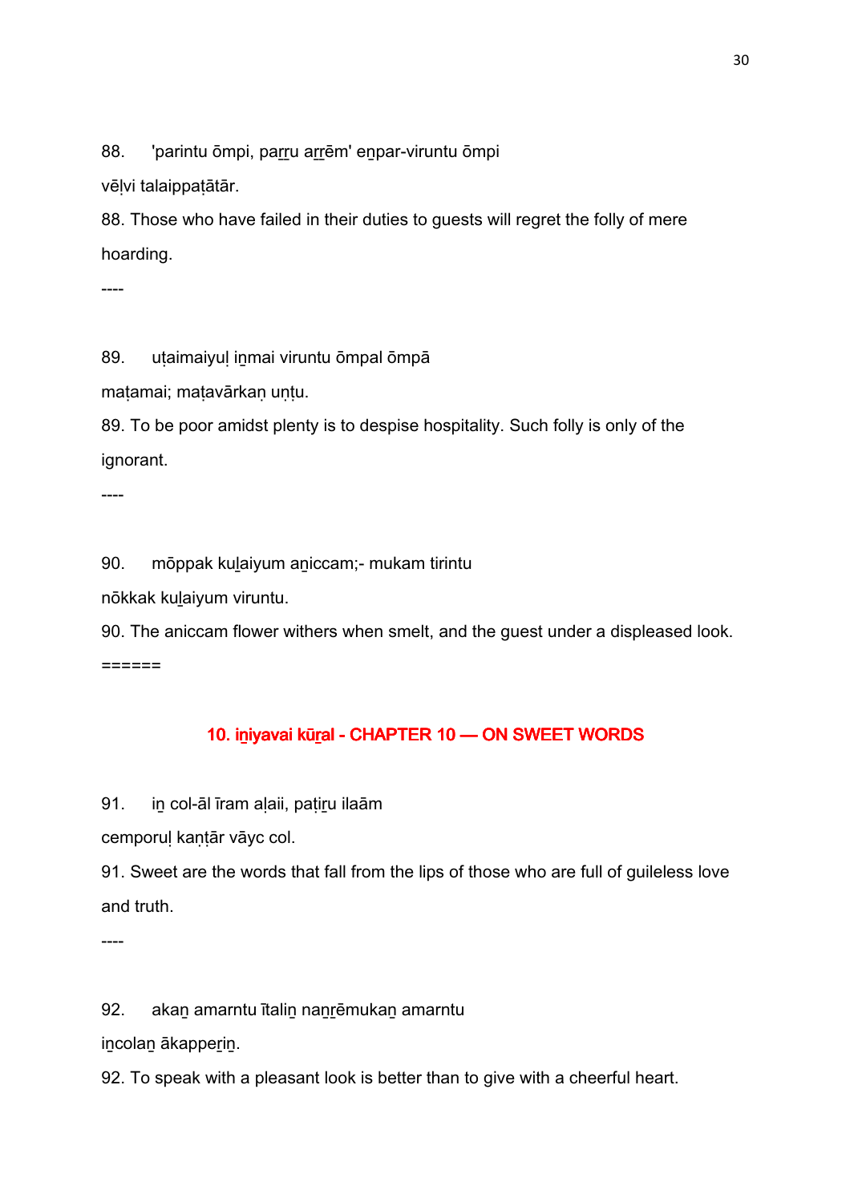88. 'parintu ōmpi, paṟṟu aṟṟēm' eṉpar-viruntu ōmpi

vēḷvi talaippaṭātār.

88. Those who have failed in their duties to guests will regret the folly of mere hoarding.

----

89. uṭaimaiyuḷ iṉmai viruntu ōmpal ōmpā

maṭamai; maṭavārkaṇ uṇṭu.

89. To be poor amidst plenty is to despise hospitality. Such folly is only of the ignorant.

----

90. mōppak kuḻaiyum aṉiccam;- mukam tirintu

nōkkak kuḻaiyum viruntu.

90. The aniccam flower withers when smelt, and the guest under a displeased look.

======

## 10. iṉiyavai kūṟal - CHAPTER 10 — ON SWEET WORDS

91. iṉ col-āl īram aḷaii, paṭiṟu ilaām

cemporuḷ kaṇṭār vāyc col.

91. Sweet are the words that fall from the lips of those who are full of guileless love and truth.

----

92. akaṉ amarntu ītaliṉ naṉṟēmukaṉ amarntu

iṉcolaṉ ākappeṟiṉ.

92. To speak with a pleasant look is better than to give with a cheerful heart.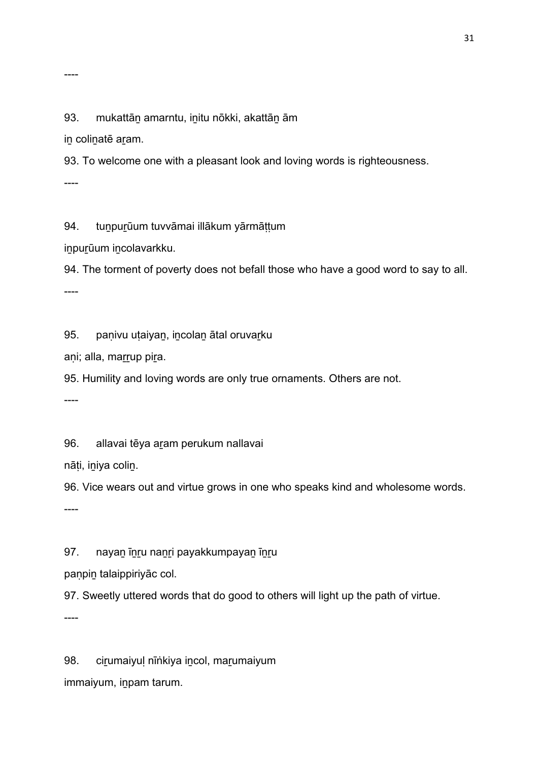----

93.     mukattāṉ amarntu, iṉitu nōkki, akattāṉ ām

iṉ coliṉatē aṟam.

93. To welcome one with a pleasant look and loving words is righteousness.

----

94.     tuṉpuṟūum tuvvāmai illākum yārmāṭṭum

iṉpuṟūum iṉcolavarkku.

94. The torment of poverty does not befall those who have a good word to say to all.

----

95.     paṇivu uṭaiyaṉ, iṉcolaṉ ātal oruvaṟku

aṇi; alla, maṟṟup piṟa.

95. Humility and loving words are only true ornaments. Others are not.

----

96.     allavai tēya aṟam perukum nallavai

nāṭi, iṉiya coliṉ.

96. Vice wears out and virtue grows in one who speaks kind and wholesome words.

----

97.     nayaṉ īṉṟu naṉṟi payakkumpayaṉ īṉṟu

paṇpiṉ talaippiriyāc col.

97. Sweetly uttered words that do good to others will light up the path of virtue.

----

98.     ciṟumaiyuḷ nīṅkiya iṉcol, maṟumaiyum

immaiyum, iṉpam tarum.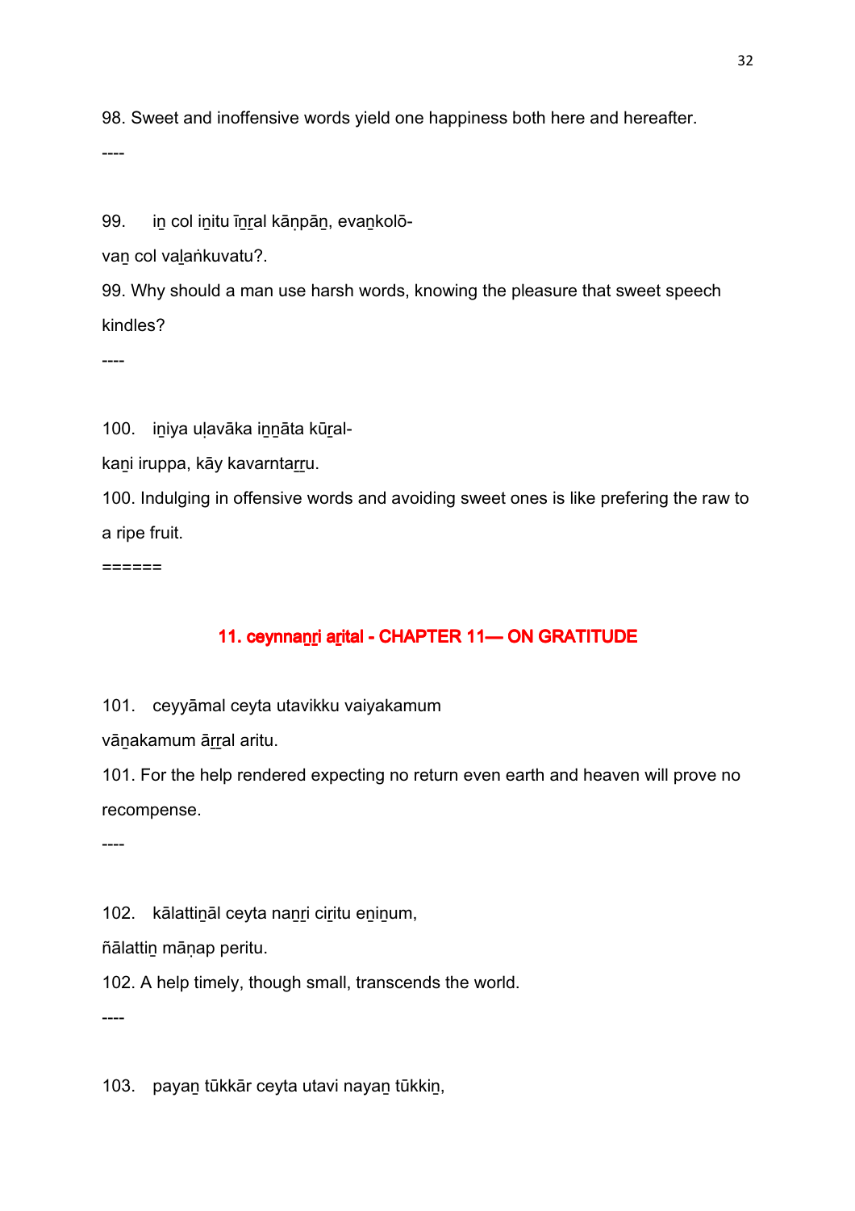98. Sweet and inoffensive words yield one happiness both here and hereafter.

----

99. iṉ col iṉitu īṉṟal kāṇpāṉ, evaṉkolō-

vaṉ col vaḻaṅkuvatu?.

99. Why should a man use harsh words, knowing the pleasure that sweet speech kindles?

----

100. iṉiya uḷavāka iṉṉāta kūṟal-

kaṉi iruppa, kāy kavarntaṟṟu.

100. Indulging in offensive words and avoiding sweet ones is like prefering the raw to a ripe fruit.

======

## 11. ceynnaṉṟi aṟital - CHAPTER 11— ON GRATITUDE

101. ceyyāmal ceyta utavikku vaiyakamum

vāṉakamum āṟṟal aritu.

101. For the help rendered expecting no return even earth and heaven will prove no recompense.

----

102. kālattiṉāl ceyta naṉṟi ciṟitu eṉiṉum,

ñālattiṉ māṇap peritu.

102. A help timely, though small, transcends the world.

----

103. payaṉ tūkkār ceyta utavi nayaṉ tūkkiṉ,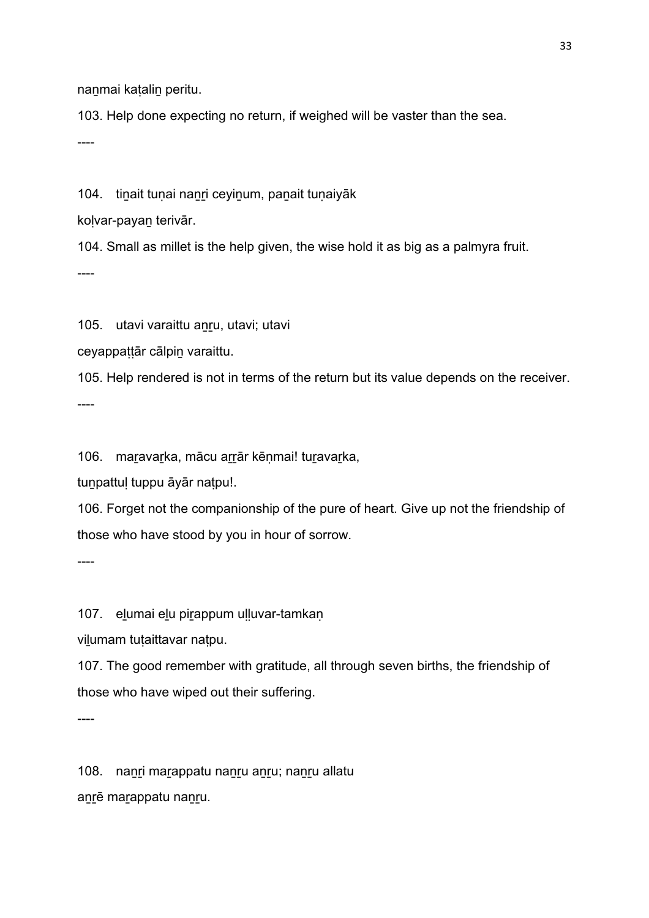naṉmai kaṭaliṉ peritu.

103. Help done expecting no return, if weighed will be vaster than the sea.

----

104. tiṉait tuṇai naṉṟi ceyiṉum, paṉait tuṇaiyāk

koḷvar-payaṉ terivār.

104. Small as millet is the help given, the wise hold it as big as a palmyra fruit.

----

105. utavi varaittu aṉṟu, utavi; utavi

ceyappaṭṭār cālpiṉ varaittu.

105. Help rendered is not in terms of the return but its value depends on the receiver.

----

106. maṟavaṟka, mācu aṟṟār kēṇmai! tuṟavaṟka,

tuṉpattuḷ tuppu āyār naṭpu!.

106. Forget not the companionship of the pure of heart. Give up not the friendship of those who have stood by you in hour of sorrow.

----

107. eḻumai eḻu piṟappum uḷḷuvar-tamkaṇ

viḻumam tuṭaittavar naṭpu.

107. The good remember with gratitude, all through seven births, the friendship of those who have wiped out their suffering.

----

108. naṉṟi maṟappatu naṉṟu aṉṟu; naṉṟu allatu

aṉṟē maṟappatu naṉṟu.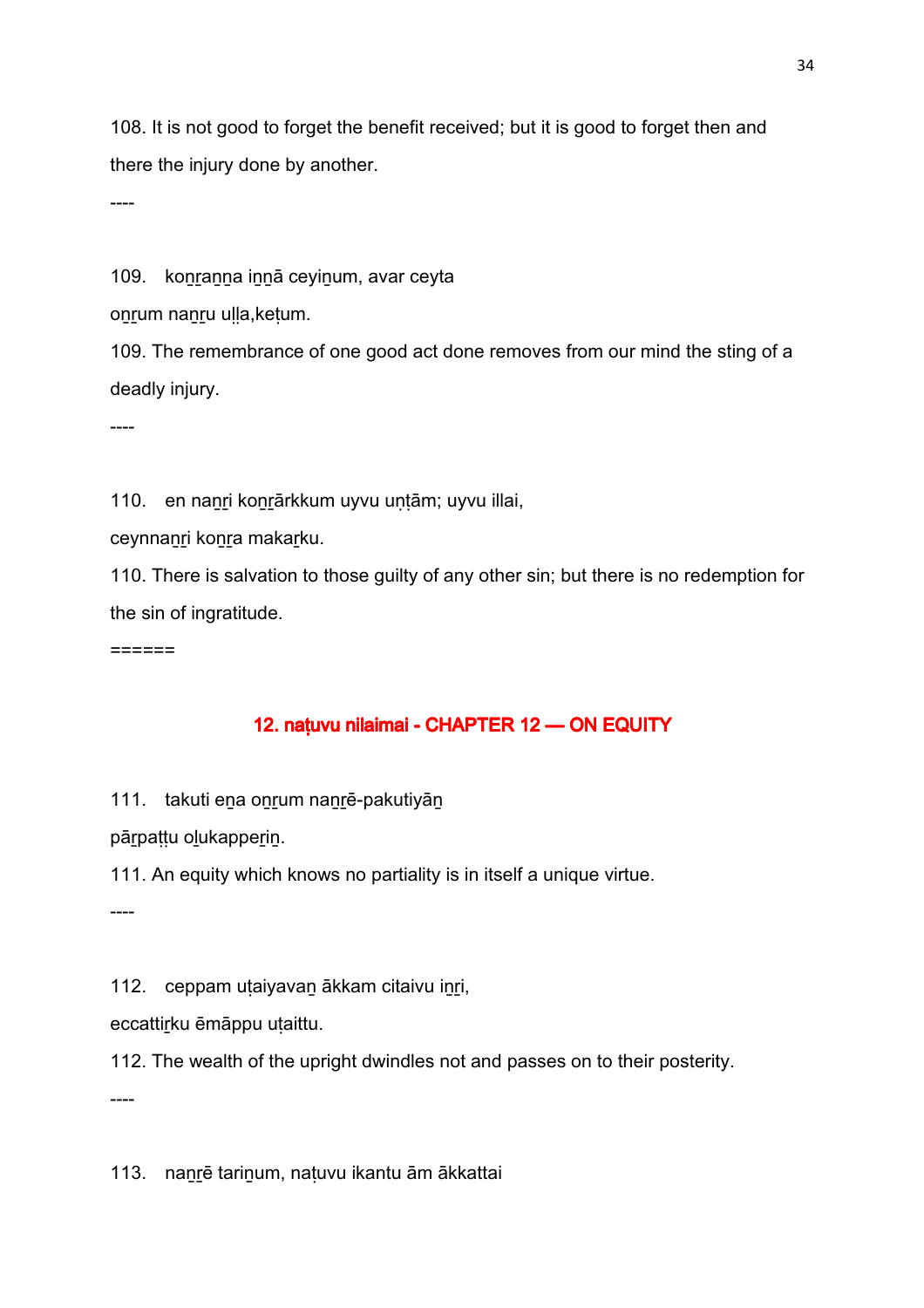108. It is not good to forget the benefit received; but it is good to forget then and there the injury done by another.

----

109. koṉṟaṉṉa iṉṉā ceyiṉum, avar ceyta
oṉṟum naṉṟu uḷḷa,keṭum.

109. The remembrance of one good act done removes from our mind the sting of a deadly injury.

----

110. en naṉṟi koṉṟārkkum uyvu uṇṭām; uyvu illai,
ceynnaṉṟi koṉṟa makaṟku.

110. There is salvation to those guilty of any other sin; but there is no redemption for the sin of ingratitude.

======

## 12. naṭuvu nilaimai - CHAPTER 12 — ON EQUITY

111. takuti eṉa oṉṟum naṉṟē-pakutiyāṉ
pāṟpaṭṭu oḻukapperiṉ.

111. An equity which knows no partiality is in itself a unique virtue.

----

112. ceppam uṭaiyavaṉ ākkam citaivu iṉṟi,
eccattiṟku ēmāppu uṭaittu.

112. The wealth of the upright dwindles not and passes on to their posterity.

----

113. naṉṟē tariṉum, naṭuvu ikantu ām ākkattai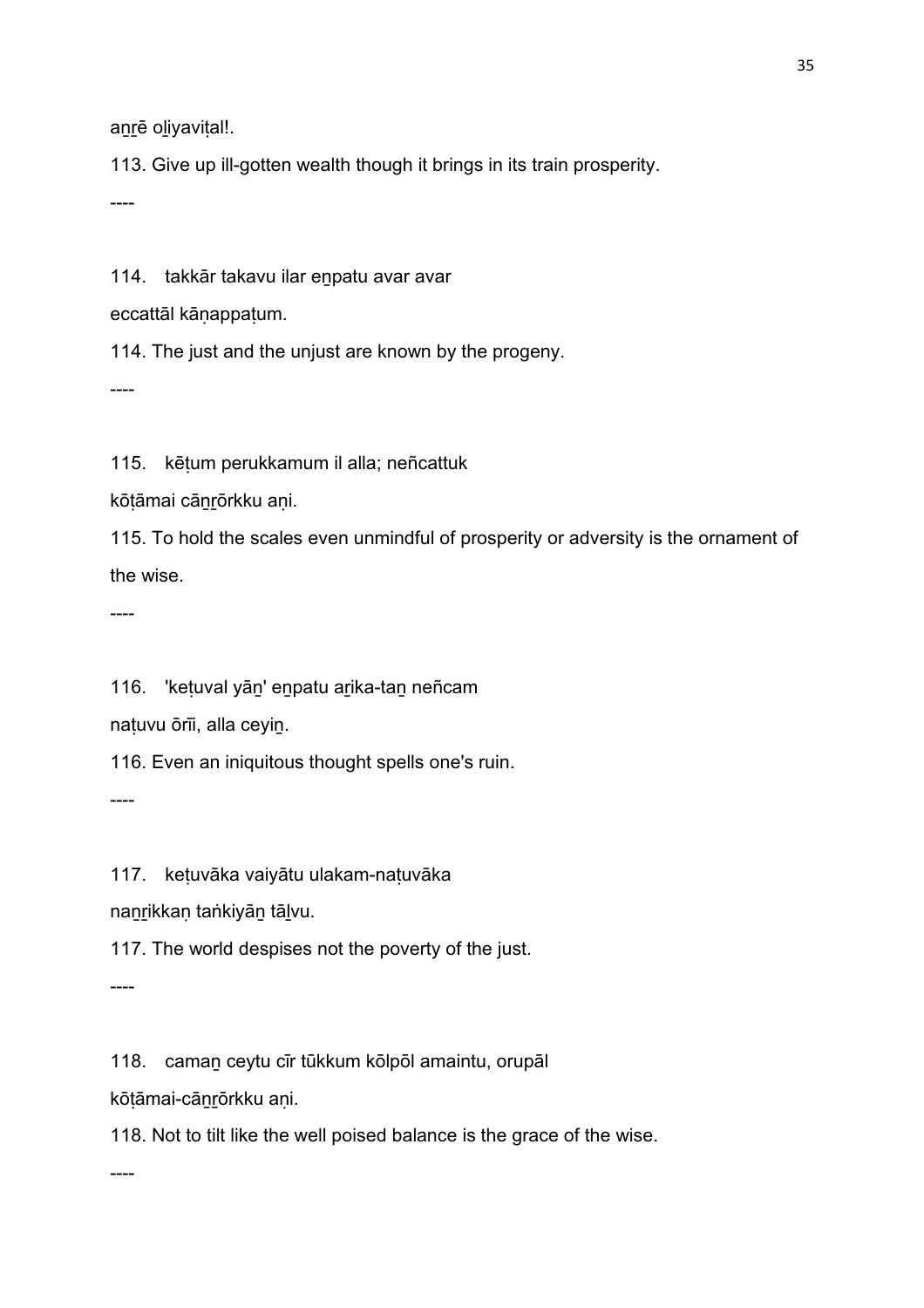aṉṟē oḻiyaviṭal!.

113. Give up ill-gotten wealth though it brings in its train prosperity.

----

114. takkār takavu ilar eṉpatu avar avar

eccattāl kāṇappaṭum.

114. The just and the unjust are known by the progeny.

----

115. kēṭum perukkamum il alla; neñcattuk

kōṭāmai cāṉṟōrkku aṇi.

115. To hold the scales even unmindful of prosperity or adversity is the ornament of the wise.

----

116. 'keṭuval yāṉ' eṉpatu aṟika-taṉ neñcam

naṭuvu ōrīi, alla ceyiṉ.

116. Even an iniquitous thought spells one's ruin.

----

117. keṭuvāka vaiyātu ulakam-naṭuvāka

naṉṟikkaṇ taṅkiyāṉ tāḻvu.

117. The world despises not the poverty of the just.

----

118. camaṉ ceytu cīr tūkkum kōlpōl amaintu, orupāl

kōṭāmai-cāṉṟōrkku aṇi.

118. Not to tilt like the well poised balance is the grace of the wise.

----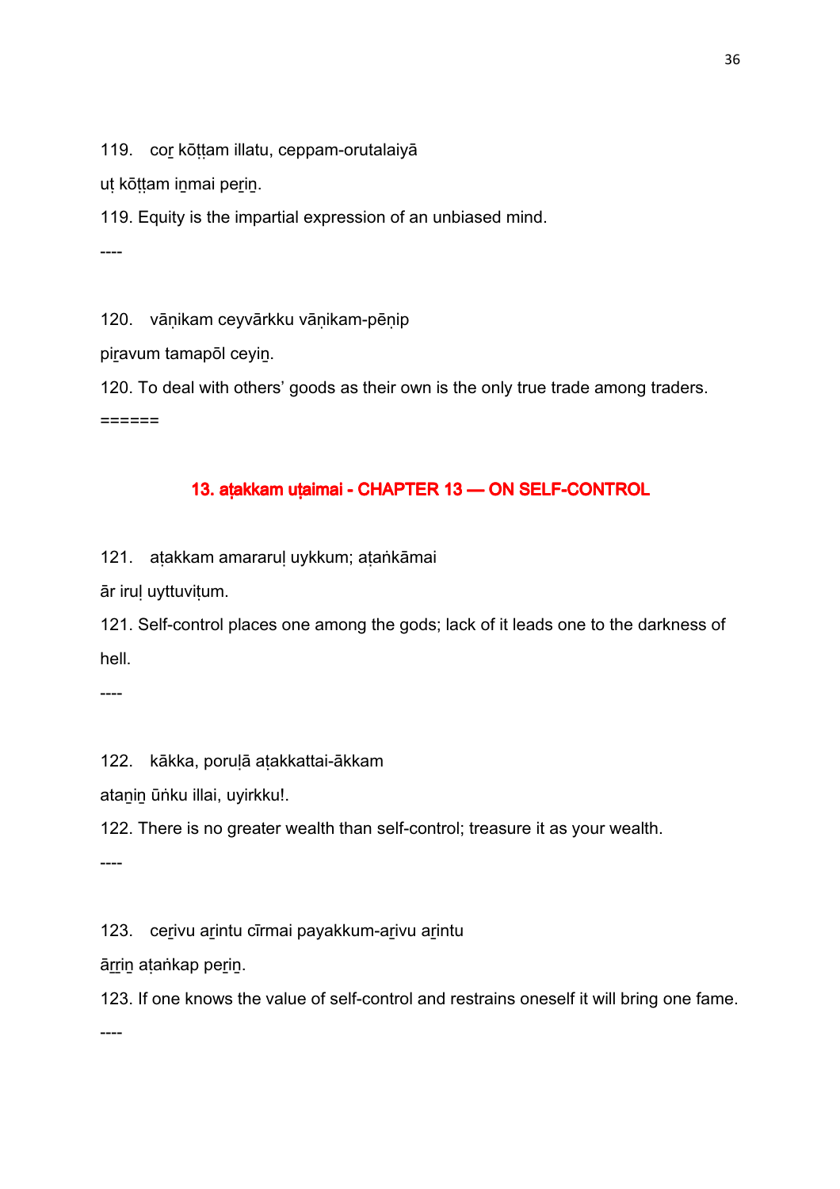119. coṟ kōṭṭam illatu, ceppam-orutalaiyā

uṭ kōṭṭam iṉmai peṟiṉ.

119. Equity is the impartial expression of an unbiased mind.

----

120. vāṇikam ceyvārkku vāṇikam-pēṇip

piṟavum tamapōl ceyiṉ.

120. To deal with others' goods as their own is the only true trade among traders.

======

## 13. aṭakkam uṭaimai - CHAPTER 13 — ON SELF-CONTROL

121. aṭakkam amararuḷ uykkum; aṭaṅkāmai

ār iruḷ uyttuviṭum.

121. Self-control places one among the gods; lack of it leads one to the darkness of hell.

----

122. kākka, poruḷā aṭakkattai-ākkam

ataṉiṉ ūṅku illai, uyirkku!.

122. There is no greater wealth than self-control; treasure it as your wealth.

----

123. ceṟivu aṟintu cīrmai payakkum-aṟivu aṟintu

āṟṟiṉ aṭaṅkap peṟiṉ.

123. If one knows the value of self-control and restrains oneself it will bring one fame.

----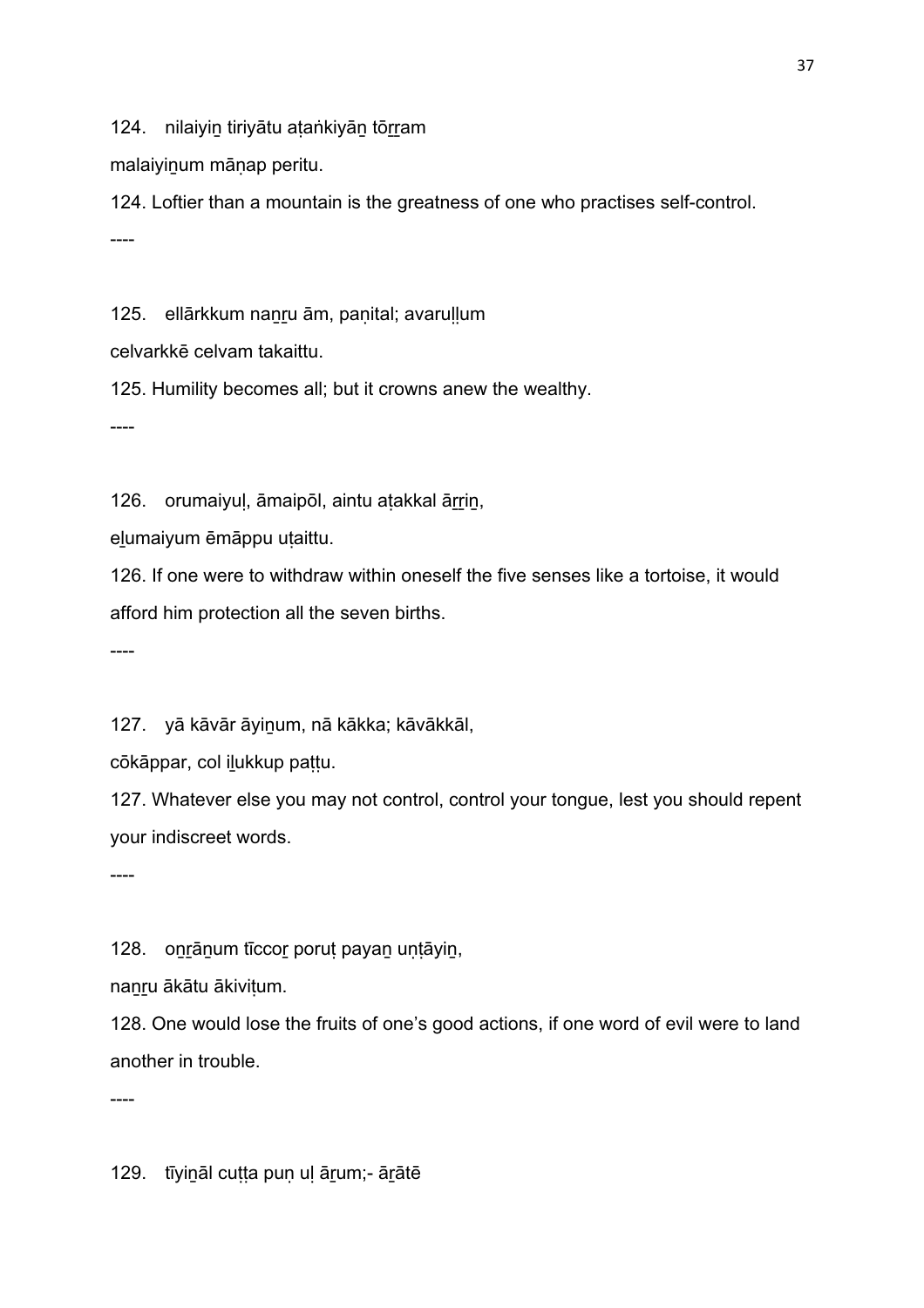124. nilaiyiṉ tiriyātu aṭaṅkiyāṉ tōṟṟam

malaiyiṉum māṇap peritu.

124. Loftier than a mountain is the greatness of one who practises self-control.

----

125. ellārkkum naṉṟu ām, paṇital; avaruḷḷum

celvarkkē celvam takaittu.

125. Humility becomes all; but it crowns anew the wealthy.

----

126. orumaiyuḷ, āmaipōl, aintu aṭakkal āṟṟiṉ,

eḻumaiyum ēmāppu uṭaittu.

126. If one were to withdraw within oneself the five senses like a tortoise, it would afford him protection all the seven births.

----

127. yā kāvār āyiṉum, nā kākka; kāvākkāl,

cōkāppar, col iḻukkup paṭṭu.

127. Whatever else you may not control, control your tongue, lest you should repent your indiscreet words.

----

128. oṉṟāṉum tīccoṟ poruṭ payaṉ uṇṭāyiṉ,

naṉṟu ākātu ākiviṭum.

128. One would lose the fruits of one's good actions, if one word of evil were to land another in trouble.

----

129. tīyiṉāl cuṭṭa puṇ uḷ āṟum;- āṟātē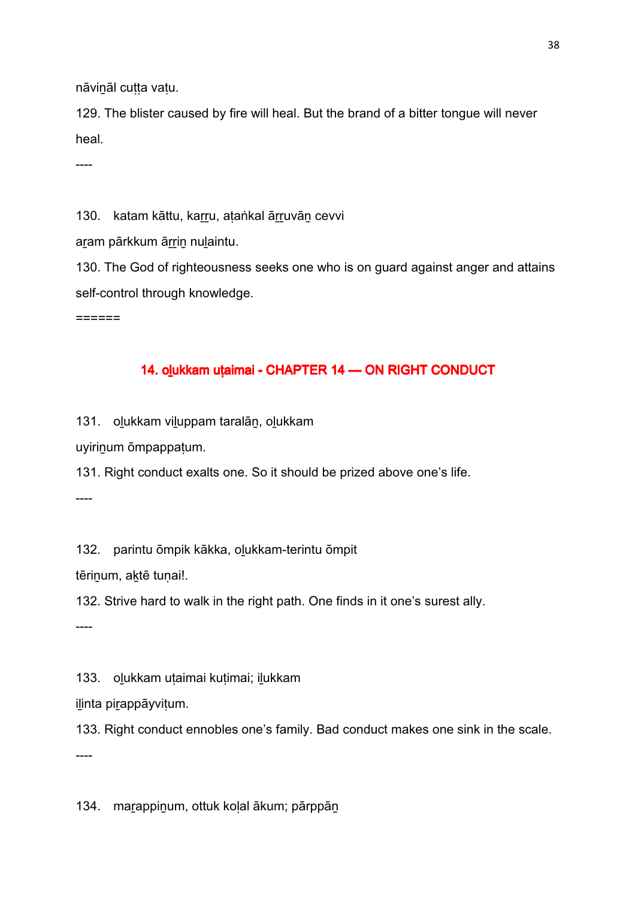nāviṉāl cuṭṭa vaṭu.

129. The blister caused by fire will heal. But the brand of a bitter tongue will never heal.

----

130.   katam kāttu, kaṟṟu, aṭaṅkal āṟṟuvāṉ cevvi

aṟam pārkkum āṟṟiṉ nuḻaintu.

130. The God of righteousness seeks one who is on guard against anger and attains self-control through knowledge.

======

## 14. oḻukkam uṭaimai - CHAPTER 14 — ON RIGHT CONDUCT

131.   oḻukkam viḻuppam taralāṉ, oḻukkam

uyiriṉum ōmpappaṭum.

131. Right conduct exalts one. So it should be prized above one's life.

----

132.   parintu ōmpik kākka, oḻukkam-terintu ōmpit

tēriṉum, aḵtē tuṇai!.

132. Strive hard to walk in the right path. One finds in it one's surest ally.

----

133.   oḻukkam uṭaimai kuṭimai; iḻukkam

iḻinta piṟappāyviṭum.

133. Right conduct ennobles one's family. Bad conduct makes one sink in the scale.

----

134.   maṟappiṉum, ottuk koḷal ākum; pārppāṉ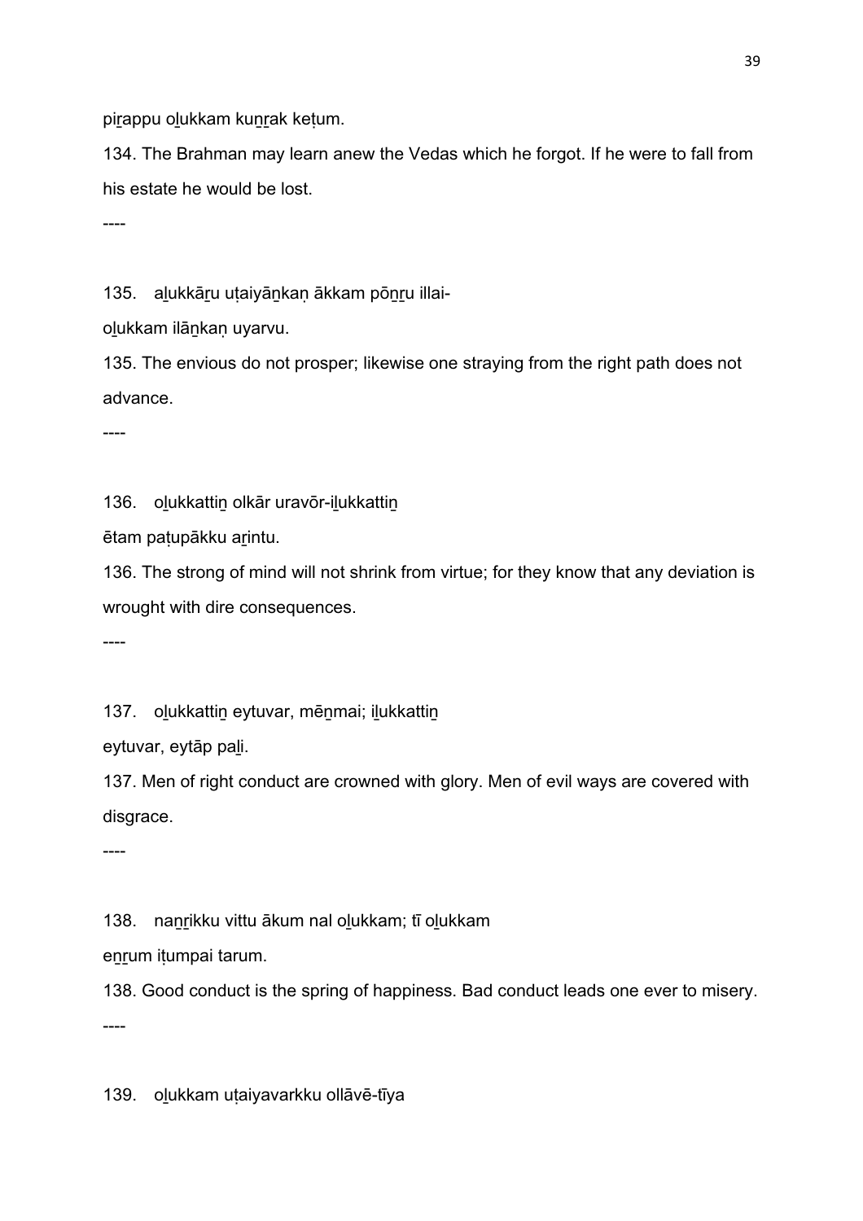piṟappu oḻukkam kuṉṟak keṭum.

134. The Brahman may learn anew the Vedas which he forgot. If he were to fall from his estate he would be lost.

----

135. aḻukkāṟu uṭaiyāṉkaṇ ākkam pōṉṟu illai-

oḻukkam ilāṉkaṇ uyarvu.

135. The envious do not prosper; likewise one straying from the right path does not advance.

----

136. oḻukkattiṉ olkār uravōr-iḻukkattiṉ

ētam paṭupākku aṟintu.

136. The strong of mind will not shrink from virtue; for they know that any deviation is wrought with dire consequences.

----

137. oḻukkattiṉ eytuvar, mēṉmai; iḻukkattiṉ

eytuvar, eytāp paḻi.

137. Men of right conduct are crowned with glory. Men of evil ways are covered with disgrace.

----

138. naṉṟikku vittu ākum nal oḻukkam; tī oḻukkam

eṉṟum iṭumpai tarum.

138. Good conduct is the spring of happiness. Bad conduct leads one ever to misery.

----

139. oḻukkam uṭaiyavarkku ollāvē-tīya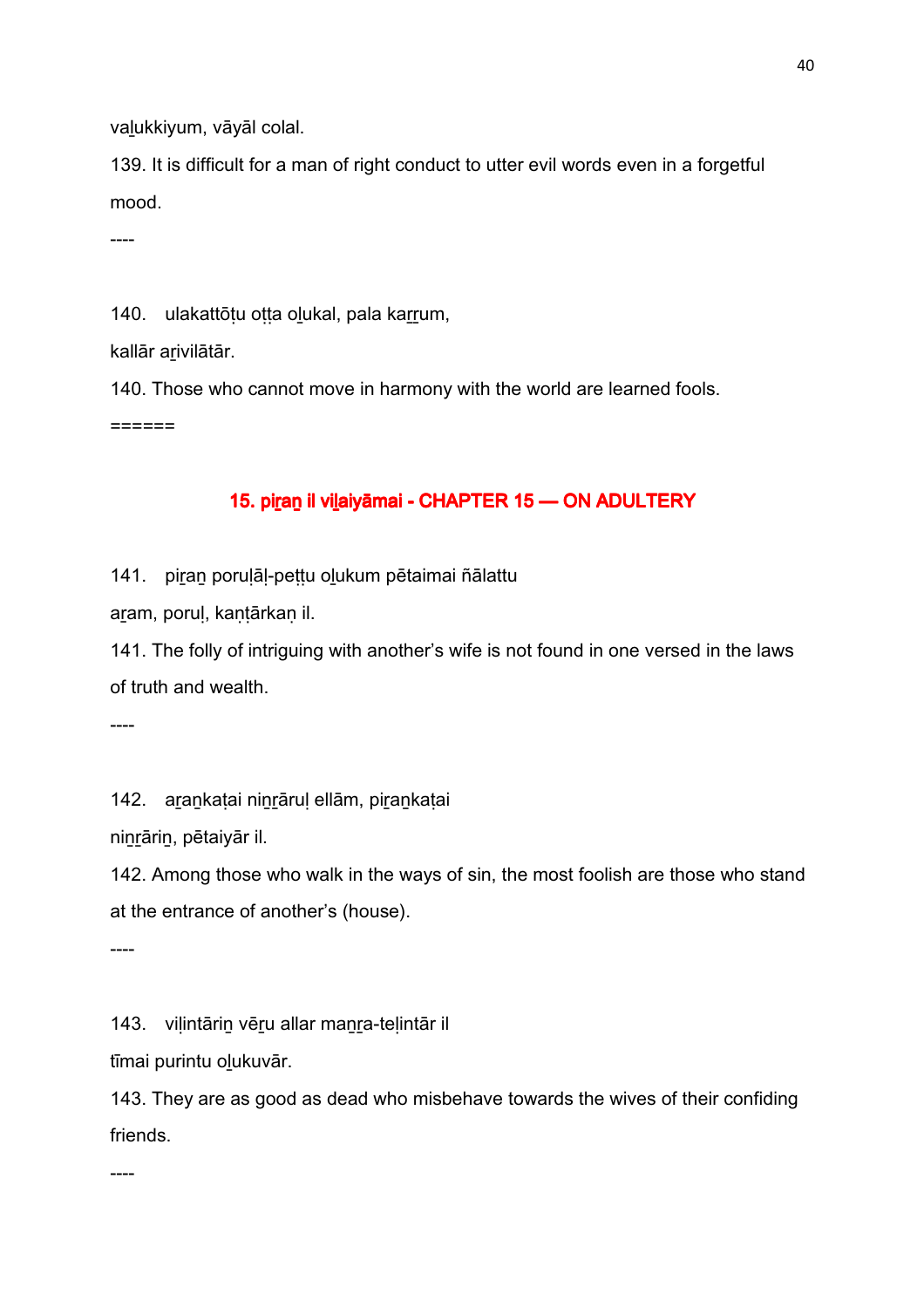vaḻukkiyum, vāyāl colal.

139. It is difficult for a man of right conduct to utter evil words even in a forgetful mood.

----

140. ulakattōṭu oṭṭa oḻukal, pala kaṟṟum,

kallār aṟivilātār.

140. Those who cannot move in harmony with the world are learned fools.

======

## 15. piṟaṉ il viḻaiyāmai - CHAPTER 15 — ON ADULTERY

141. piṟaṉ poruḷāḷ-peṭṭu oḻukum pētaimai ñālattu

aṟam, poruḷ, kaṇṭārkaṇ il.

141. The folly of intriguing with another's wife is not found in one versed in the laws of truth and wealth.

----

142. aṟaṉkaṭai niṉṟāruḷ ellām, piṟaṉkaṭai

niṉṟāriṉ, pētaiyār il.

142. Among those who walk in the ways of sin, the most foolish are those who stand at the entrance of another's (house).

----

143. viḷintāriṉ vēṟu allar maṉṟa-teḷintār il

tīmai purintu oḻukuvār.

143. They are as good as dead who misbehave towards the wives of their confiding friends.

----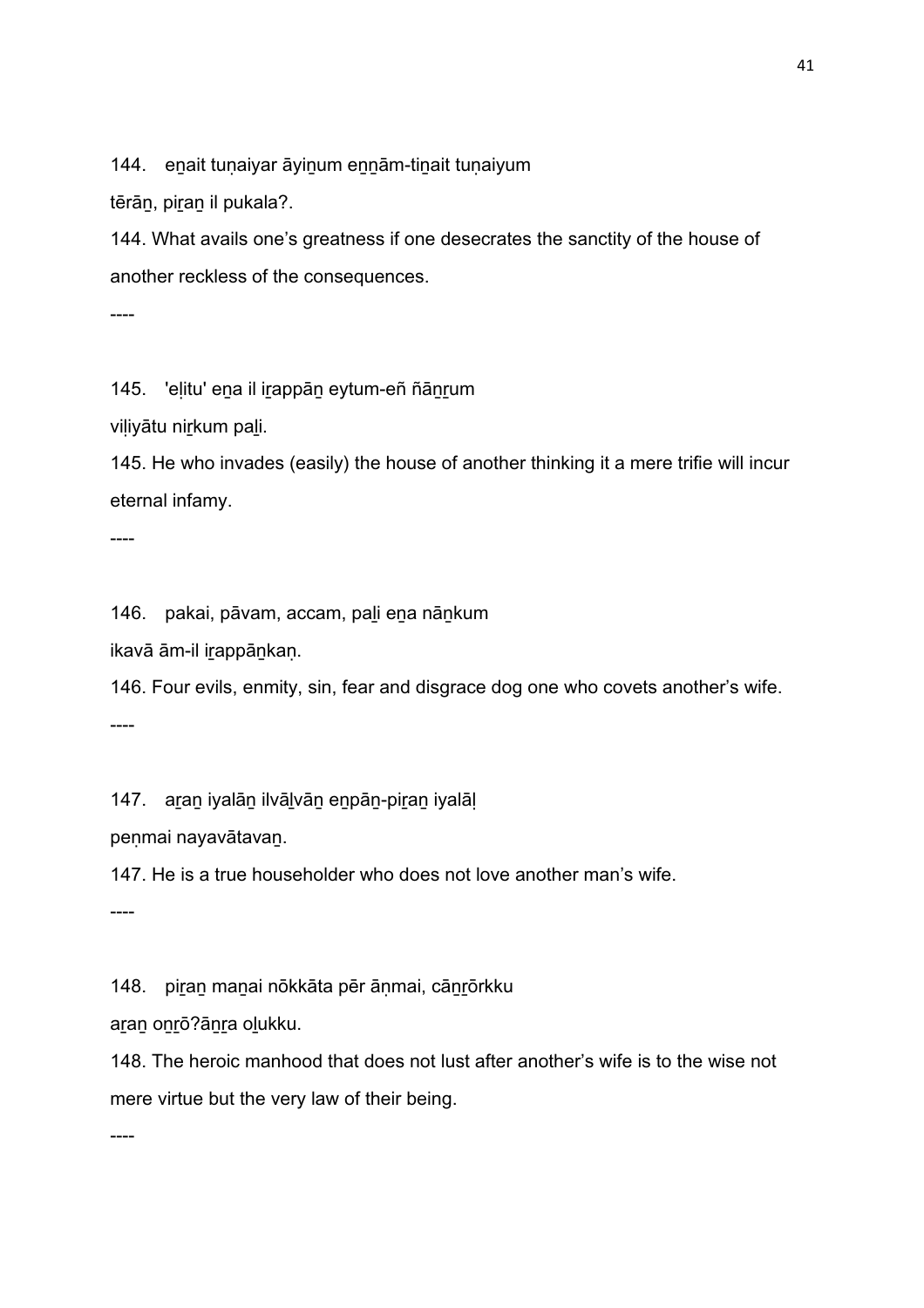144. eṉait tuṇaiyar āyiṉum eṉṉām-tiṉait tuṇaiyum

tērāṉ, piṟaṉ il pukala?.

144. What avails one's greatness if one desecrates the sanctity of the house of another reckless of the consequences.

----

145. 'eḷitu' eṉa il iṟappāṉ eytum-eñ ñāṉṟum

viḷiyātu niṟkum paḻi.

145. He who invades (easily) the house of another thinking it a mere trifie will incur eternal infamy.

----

146. pakai, pāvam, accam, paḻi eṉa nāṉkum

ikavā ām-il iṟappāṉkaṇ.

146. Four evils, enmity, sin, fear and disgrace dog one who covets another's wife.

----

147. aṟaṉ iyalāṉ ilvāḻvāṉ eṉpāṉ-piṟaṉ iyalāḷ

peṇmai nayavātavaṉ.

147. He is a true householder who does not love another man's wife.

----

148. piṟaṉ maṉai nōkkāta pēr āṇmai, cāṉṟōrkku

aṟaṉ oṉṟō?āṉṟa oḻukku.

148. The heroic manhood that does not lust after another's wife is to the wise not mere virtue but the very law of their being.

----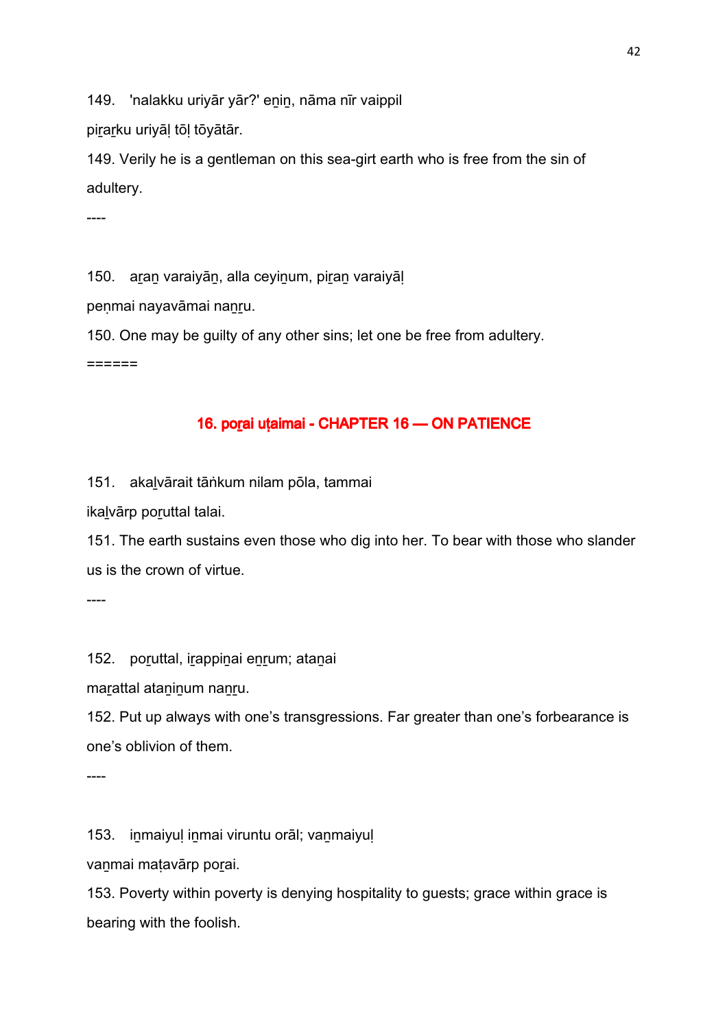149. 'nalakku uriyār yār?' eṉiṉ, nāma nīr vaippil

piṟaṟku uriyāḷ tōḷ tōyātār.

149. Verily he is a gentleman on this sea-girt earth who is free from the sin of adultery.

----

150. aṟaṉ varaiyāṉ, alla ceyiṉum, piṟaṉ varaiyāḷ

peṇmai nayavāmai naṉṟu.

150. One may be guilty of any other sins; let one be free from adultery.

======

## 16. poṟai uṭaimai - CHAPTER 16 — ON PATIENCE

151. akaḻvārait tāṅkum nilam pōla, tammai

ikaḻvārp poṟuttal talai.

151. The earth sustains even those who dig into her. To bear with those who slander us is the crown of virtue.

----

152. poṟuttal, iṟappiṉai eṉṟum; ataṉai

maṟattal ataṉiṉum naṉṟu.

152. Put up always with one's transgressions. Far greater than one's forbearance is one's oblivion of them.

----

153. iṉmaiyuḷ iṉmai viruntu orāl; vaṉmaiyuḷ

vaṉmai maṭavārp poṟai.

153. Poverty within poverty is denying hospitality to guests; grace within grace is bearing with the foolish.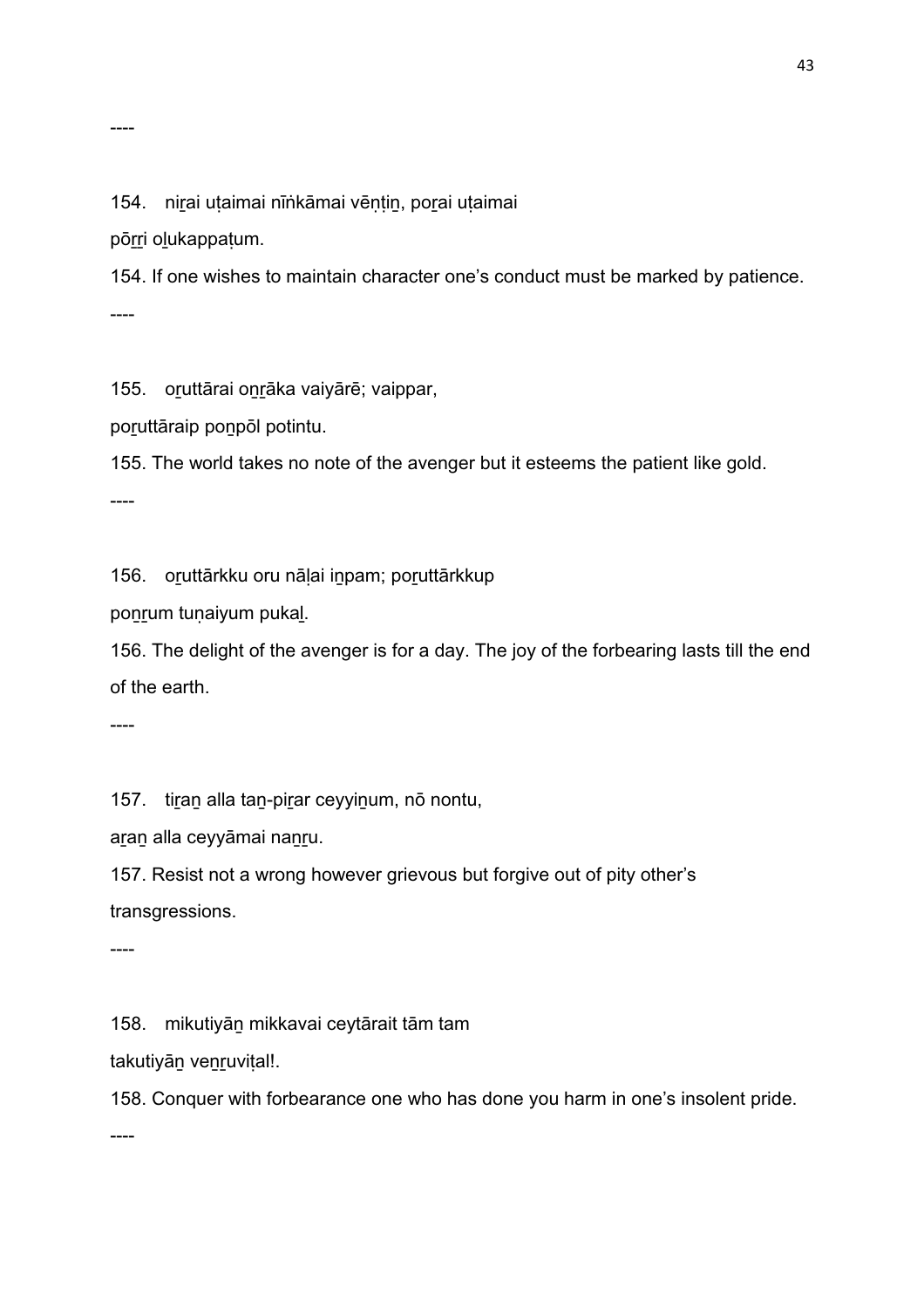----

154. niṟai uṭaimai nīṅkāmai vēṇṭiṉ, poṟai uṭaimai

pōṟṟi oḻukappaṭum.

154. If one wishes to maintain character one's conduct must be marked by patience.

----

155. oṟuttārai oṉṟāka vaiyārē; vaippar,

poṟuttāraip poṉpōl potintu.

155. The world takes no note of the avenger but it esteems the patient like gold.

----

156. oṟuttārkku oru nāḷai iṉpam; poṟuttārkkup

poṉṟum tuṇaiyum pukaḻ.

156. The delight of the avenger is for a day. The joy of the forbearing lasts till the end of the earth.

----

157. tiṟaṉ alla taṉ-piṟar ceyyiṉum, nō nontu,

aṟaṉ alla ceyyāmai naṉṟu.

157. Resist not a wrong however grievous but forgive out of pity other's transgressions.

----

158. mikutiyāṉ mikkavai ceytārait tām tam

takutiyāṉ veṉṟuviṭal!.

158. Conquer with forbearance one who has done you harm in one's insolent pride.

----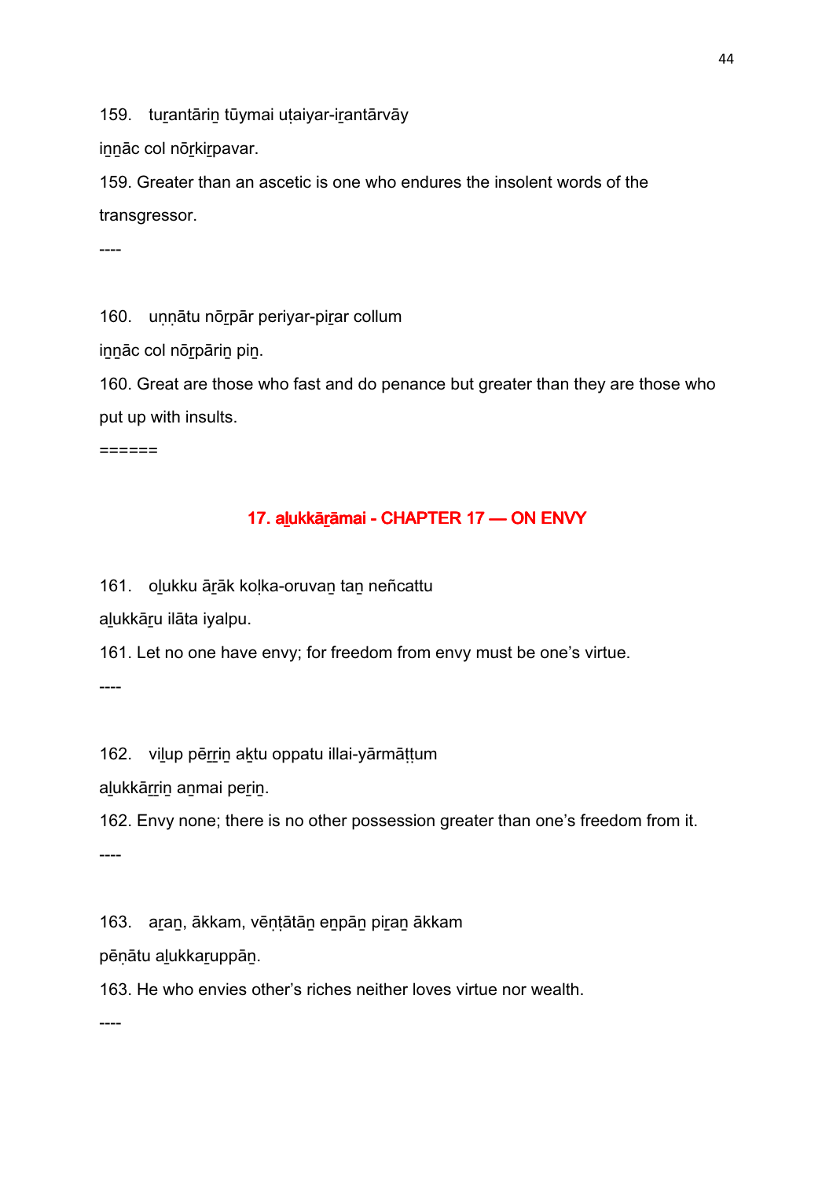159. tuṟantāriṉ tūymai uṭaiyar-iṟantārvāy

iṉṉāc col nōṟkiṟpavar.

159. Greater than an ascetic is one who endures the insolent words of the transgressor.

----

160. uṇṇātu nōṟpār periyar-piṟar collum

iṉṉāc col nōṟpāriṉ piṉ.

160. Great are those who fast and do penance but greater than they are those who put up with insults.

======

## 17. aḻukkāṟāmai - CHAPTER 17 — ON ENVY

161. oḻukku āṟāk koḷka-oruvaṉ taṉ neñcattu

aḻukkāṟu ilāta iyalpu.

161. Let no one have envy; for freedom from envy must be one's virtue.

----

162. viḻup pēṟṟiṉ aḵtu oppatu illai-yārmāṭṭum

aḻukkāṟṟiṉ aṉmai peṟiṉ.

162. Envy none; there is no other possession greater than one's freedom from it.

----

163. aṟaṉ, ākkam, vēṇṭātāṉ eṉpāṉ piṟaṉ ākkam

pēṇātu aḻukkaṟuppāṉ.

163. He who envies other's riches neither loves virtue nor wealth.

----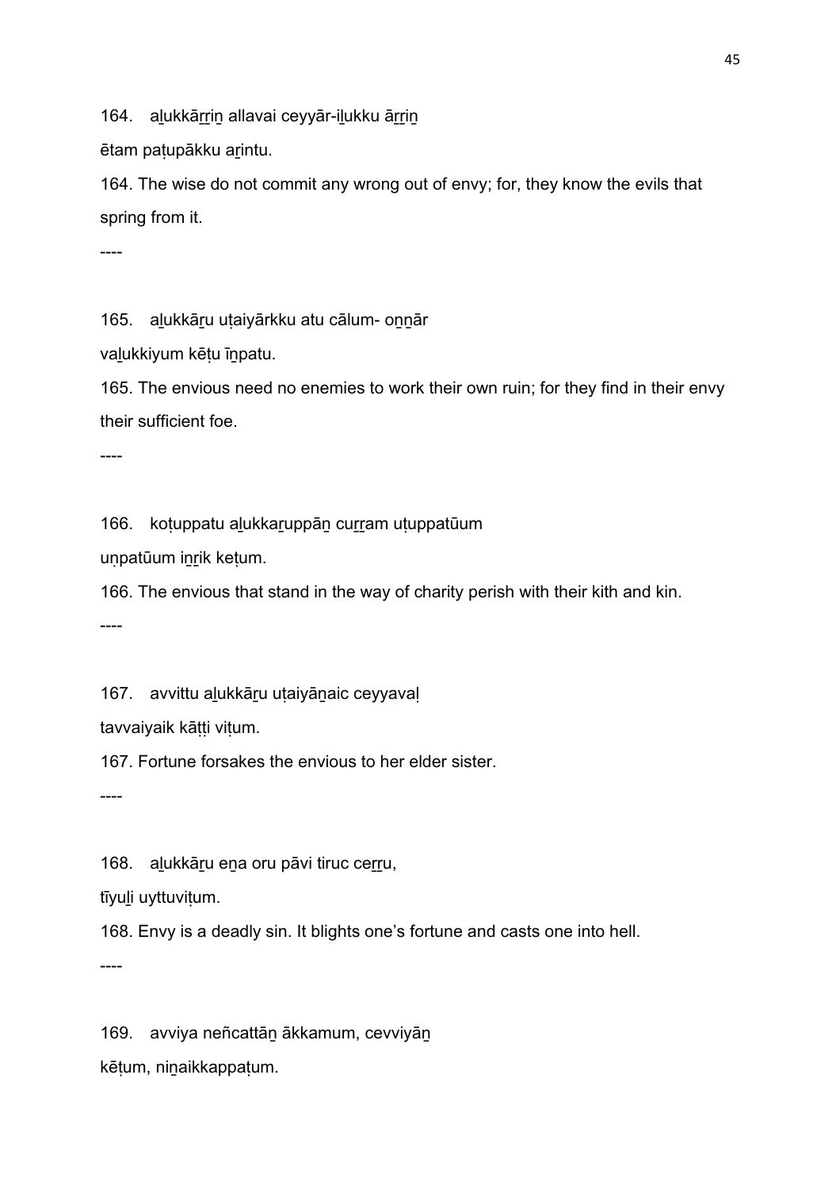164. aḻukkāṟṟiṉ allavai ceyyār-iḻukku āṟṟiṉ

ētam paṭupākku aṟintu.

164. The wise do not commit any wrong out of envy; for, they know the evils that spring from it.

----

165. aḻukkāṟu uṭaiyārkku atu cālum- oṉṉār

vaḻukkiyum kēṭu īṉpatu.

165. The envious need no enemies to work their own ruin; for they find in their envy their sufficient foe.

----

166. koṭuppatu aḻukkaṟuppāṉ cuṟṟam uṭuppatūum

uṇpatūum iṉṟik keṭum.

166. The envious that stand in the way of charity perish with their kith and kin.

----

167. avvittu aḻukkāṟu uṭaiyāṉaic ceyyavaḷ

tavvaiyaik kāṭṭi viṭum.

167. Fortune forsakes the envious to her elder sister.

----

168. aḻukkāṟu eṉa oru pāvi tiruc ceṟṟu,

tīyuḻi uyttuviṭum.

168. Envy is a deadly sin. It blights one's fortune and casts one into hell.

----

169. avviya neñcattāṉ ākkamum, cevviyāṉ

kēṭum, niṉaikkappaṭum.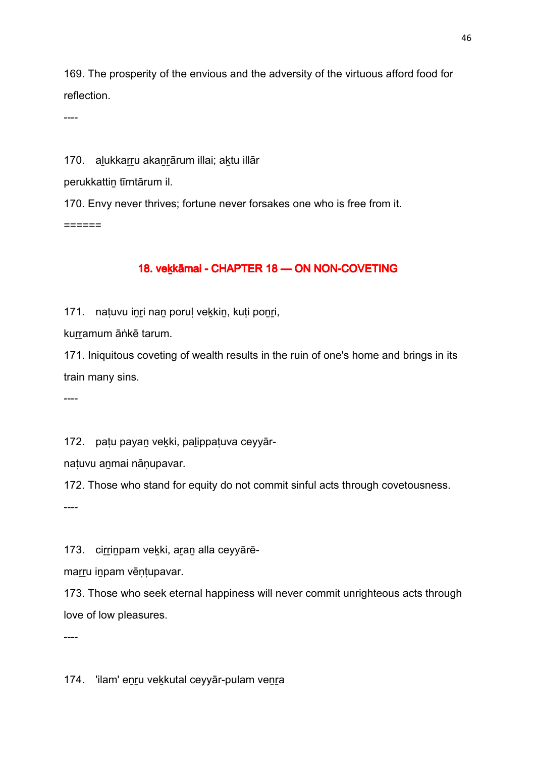169. The prosperity of the envious and the adversity of the virtuous afford food for reflection.

----

170. aḻukkaṟṟu akaṉṟārum illai; aḵtu illār
perukkattiṉ tīrntārum il.

170. Envy never thrives; fortune never forsakes one who is free from it.

======

## 18. veḵkāmai - CHAPTER 18 — ON NON-COVETING

171. naṭuvu iṉṟi naṉ poruḷ veḵkiṉ, kuṭi poṉṟi,
kuṟṟamum āṅkē tarum.

171. Iniquitous coveting of wealth results in the ruin of one's home and brings in its train many sins.

----

172. paṭu payaṉ veḵki, paḻippaṭuva ceyyār-
naṭuvu aṉmai nāṇupavar.

172. Those who stand for equity do not commit sinful acts through covetousness.

----

173. ciṟṟiṉpam veḵki, aṟaṉ alla ceyyārē-
maṟṟu iṉpam vēṇṭupavar.

173. Those who seek eternal happiness will never commit unrighteous acts through love of low pleasures.

----

174. 'ilam' eṉṟu veḵkutal ceyyār-pulam veṉṟa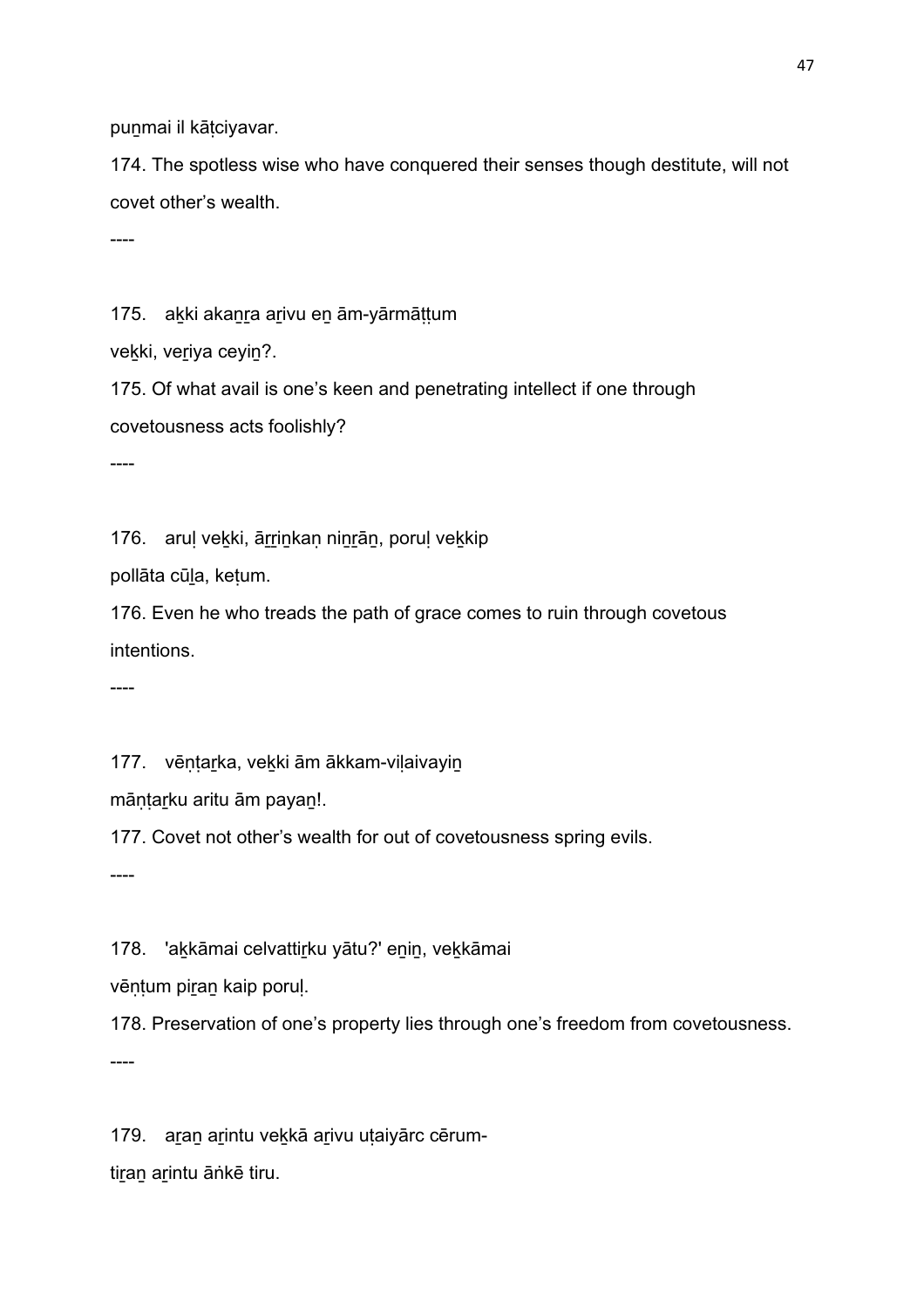puṉmai il kāṭciyavar.

174. The spotless wise who have conquered their senses though destitute, will not covet other's wealth.

----

175. aḵki akaṉṟa aṟivu eṉ ām-yārmāṭṭum

veḵki, veṟiya ceyiṉ?.

175. Of what avail is one's keen and penetrating intellect if one through covetousness acts foolishly?

----

176. aruḷ veḵki, āṟṟiṉkaṇ niṉṟāṉ, poruḷ veḵkip

pollāta cūḻa, keṭum.

176. Even he who treads the path of grace comes to ruin through covetous intentions.

----

177. vēṇṭaṟka, veḵki ām ākkam-viḷaivayiṉ

māṇṭaṟku aritu ām payaṉ!.

177. Covet not other's wealth for out of covetousness spring evils.

----

178. 'aḵkāmai celvattiṟku yātu?' eṉiṉ, veḵkāmai

vēṇṭum piṟaṉ kaip poruḷ.

178. Preservation of one's property lies through one's freedom from covetousness.

----

179. aṟaṉ aṟintu veḵkā aṟivu uṭaiyārc cērum-

tiṟaṉ aṟintu āṅkē tiru.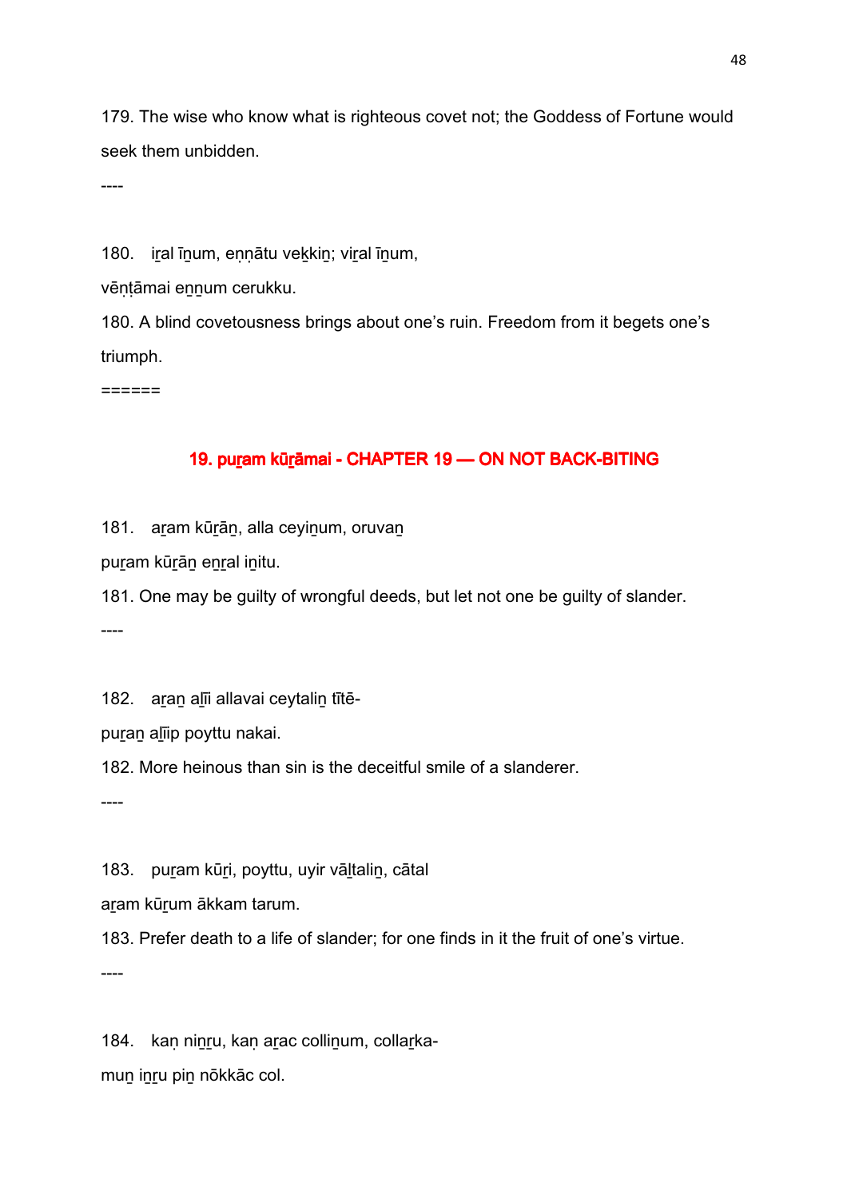179. The wise who know what is righteous covet not; the Goddess of Fortune would seek them unbidden.

----

180.   iṟal īṉum, eṇṇātu vekkiṉ; viṟal īṉum,

vēṇṭāmai eṉṉum cerukku.

180. A blind covetousness brings about one's ruin. Freedom from it begets one's triumph.

======

## 19. puṟam kūṟāmai - CHAPTER 19 — ON NOT BACK-BITING

181.   aṟam kūṟāṉ, alla ceyiṉum, oruvaṉ

puṟam kūṟāṉ eṉṟal iṉitu.

181. One may be guilty of wrongful deeds, but let not one be guilty of slander.

----

182.   aṟaṉ aḻīi allavai ceytaliṉ tītē-

puṟaṉ aḻīip poyttu nakai.

182. More heinous than sin is the deceitful smile of a slanderer.

----

183.   puṟam kūṟi, poyttu, uyir vāḻtaliṉ, cātal

aṟam kūṟum ākkam tarum.

183. Prefer death to a life of slander; for one finds in it the fruit of one's virtue.

----

184.   kaṇ niṉṟu, kaṇ aṟac colliṉum, collaṟka-

muṉ iṉṟu piṉ nōkkāc col.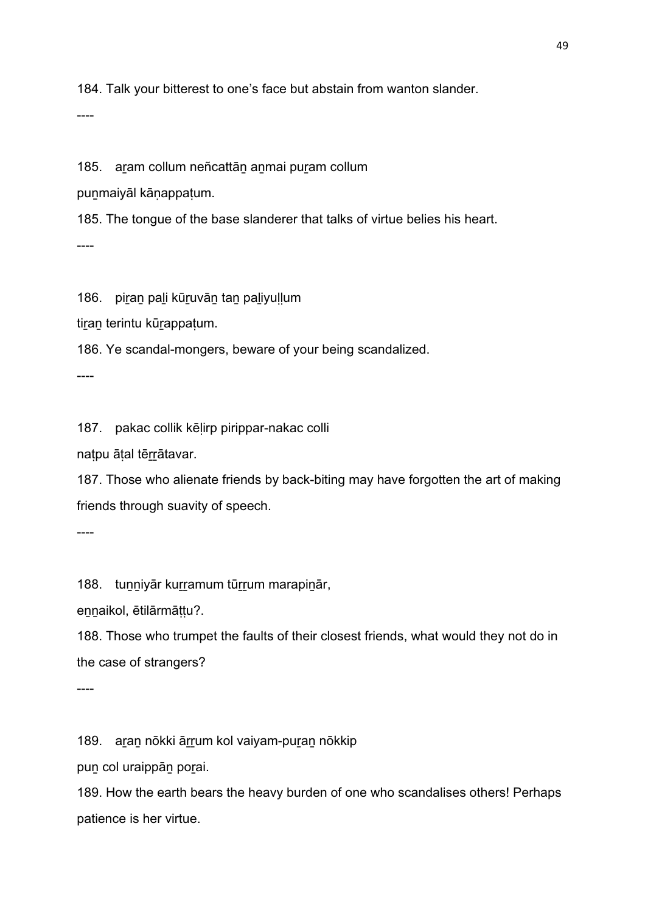184. Talk your bitterest to one's face but abstain from wanton slander.

----

185.   aṟam collum neñcattāṉ aṉmai puṟam collum
puṉmaiyāl kāṇappaṭum.

185. The tongue of the base slanderer that talks of virtue belies his heart.

----

186.   piṟaṉ paḻi kūṟuvāṉ taṉ paḻiyuḷḷum
tiṟaṉ terintu kūṟappaṭum.

186. Ye scandal-mongers, beware of your being scandalized.

----

187.   pakac collik kēḷirp pirippar-nakac colli
naṭpu āṭal tēṟṟātavar.

187. Those who alienate friends by back-biting may have forgotten the art of making friends through suavity of speech.

----

188.   tuṉṉiyār kuṟṟamum tūṟṟum marapiṉār,
eṉṉaikol, ētilārmāṭṭu?.

188. Those who trumpet the faults of their closest friends, what would they not do in the case of strangers?

----

189.   aṟaṉ nōkki āṟṟum kol vaiyam-puṟaṉ nōkkip
puṉ col uraippāṉ poṟai.

189. How the earth bears the heavy burden of one who scandalises others! Perhaps patience is her virtue.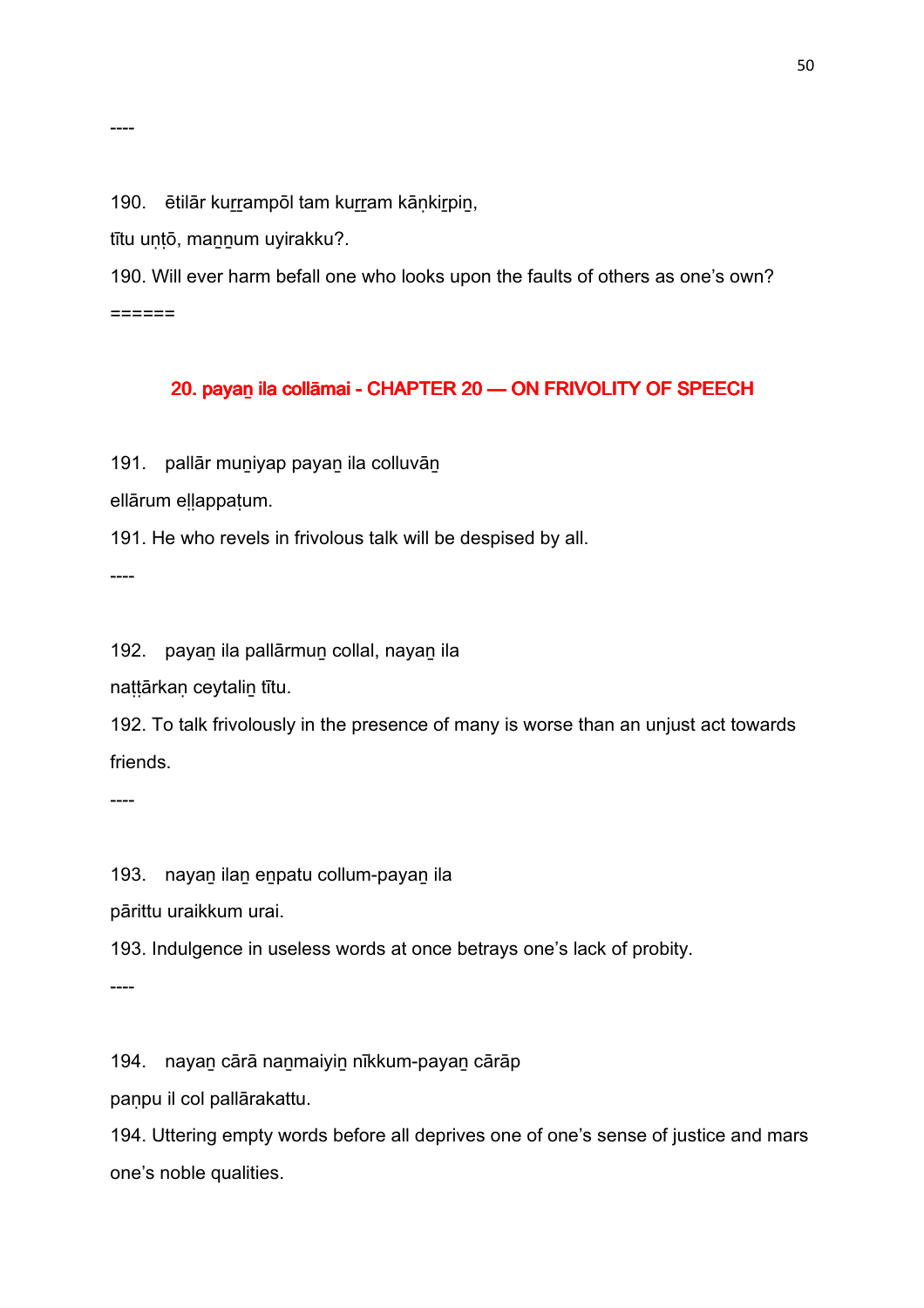----

190. ētilār kuṟṟampōl tam kuṟṟam kāṇkiṟpiṉ,

tītu uṇṭō, maṉṉum uyirakku?.

190. Will ever harm befall one who looks upon the faults of others as one's own?

======

## 20. payaṉ ila collāmai - CHAPTER 20 — ON FRIVOLITY OF SPEECH

191. pallār muṉiyap payaṉ ila colluvāṉ

ellārum eḷḷappaṭum.

191. He who revels in frivolous talk will be despised by all.

----

192. payaṉ ila pallārmuṉ collal, nayaṉ ila

naṭṭārkaṇ ceytaliṉ tītu.

192. To talk frivolously in the presence of many is worse than an unjust act towards friends.

----

193. nayaṉ ilaṉ eṉpatu collum-payaṉ ila

pārittu uraikkum urai.

193. Indulgence in useless words at once betrays one's lack of probity.

----

194. nayaṉ cārā naṉmaiyiṉ nīkkum-payaṉ cārāp

paṇpu il col pallārakattu.

194. Uttering empty words before all deprives one of one's sense of justice and mars one's noble qualities.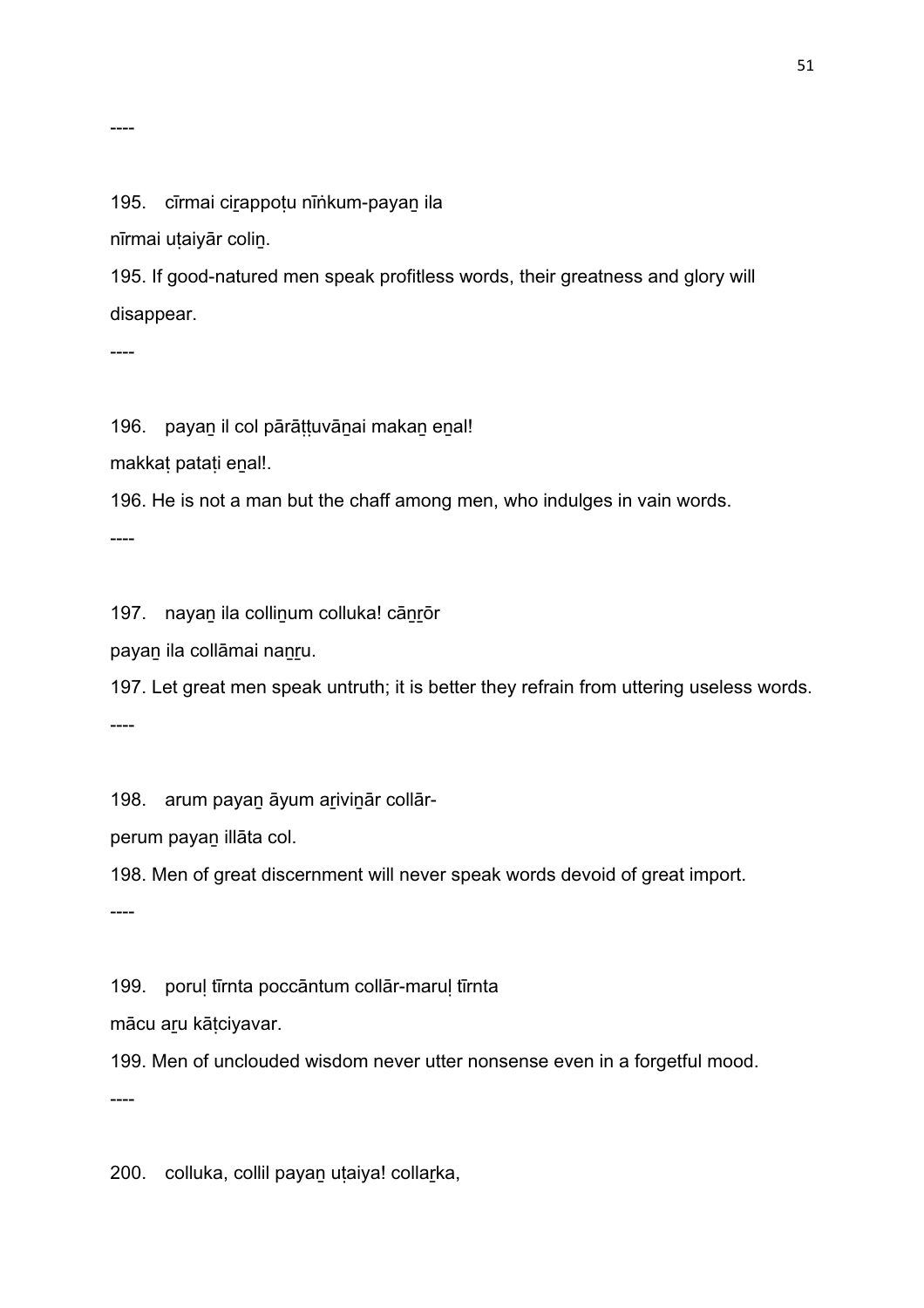----

195. cīrmai ciṟappoṭu nīṅkum-payaṉ ila
nīrmai uṭaiyār coliṉ.

195. If good-natured men speak profitless words, their greatness and glory will disappear.

----

196. payaṉ il col pārāṭṭuvāṉai makaṉ eṉal!
makkaṭ pataṭi eṉal!.

196. He is not a man but the chaff among men, who indulges in vain words.

----

197. nayaṉ ila colliṉum colluka! cāṉṟōr
payaṉ ila collāmai naṉṟu.

197. Let great men speak untruth; it is better they refrain from uttering useless words.

----

198. arum payaṉ āyum aṟiviṉār collār-
perum payaṉ illāta col.

198. Men of great discernment will never speak words devoid of great import.

----

199. poruḷ tīrnta poccāntum collār-maruḷ tīrnta
mācu aṟu kāṭciyavar.

199. Men of unclouded wisdom never utter nonsense even in a forgetful mood.

----

200. colluka, collil payaṉ uṭaiya! collaṟka,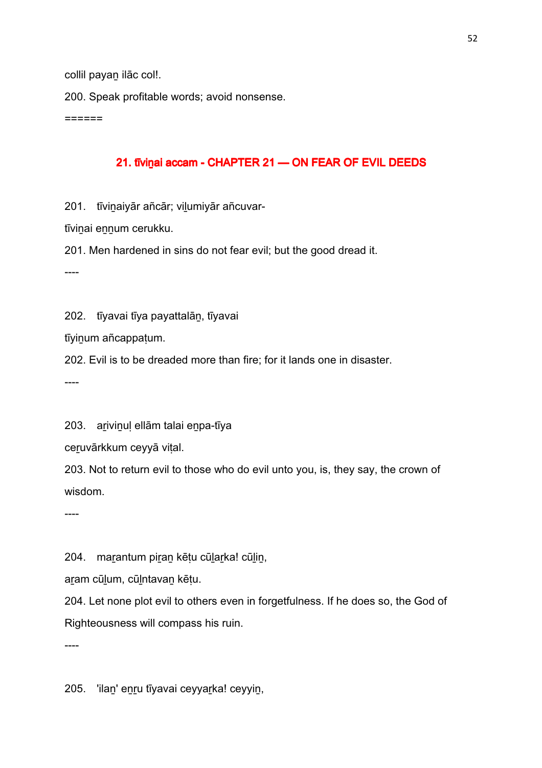collil payaṉ ilāc col!.

200. Speak profitable words; avoid nonsense.

======

## 21. tīviṉai accam - CHAPTER 21 — ON FEAR OF EVIL DEEDS

201. tīviṉaiyār añcār; viḻumiyār añcuvar-

tīviṉai eṉṉum cerukku.

201. Men hardened in sins do not fear evil; but the good dread it.

----

202. tīyavai tīya payattalāṉ, tīyavai

tīyiṉum añcappaṭum.

202. Evil is to be dreaded more than fire; for it lands one in disaster.

----

203. aṟiviṉuḷ ellām talai eṉpa-tīya

ceṟuvārkkum ceyyā viṭal.

203. Not to return evil to those who do evil unto you, is, they say, the crown of wisdom.

----

204. maṟantum piṟaṉ kēṭu cūḻaṟka! cūḻiṉ,

aṟam cūḻum, cūḻntavaṉ kēṭu.

204. Let none plot evil to others even in forgetfulness. If he does so, the God of Righteousness will compass his ruin.

----

205. 'ilaṉ' eṉṟu tīyavai ceyyaṟka! ceyyiṉ,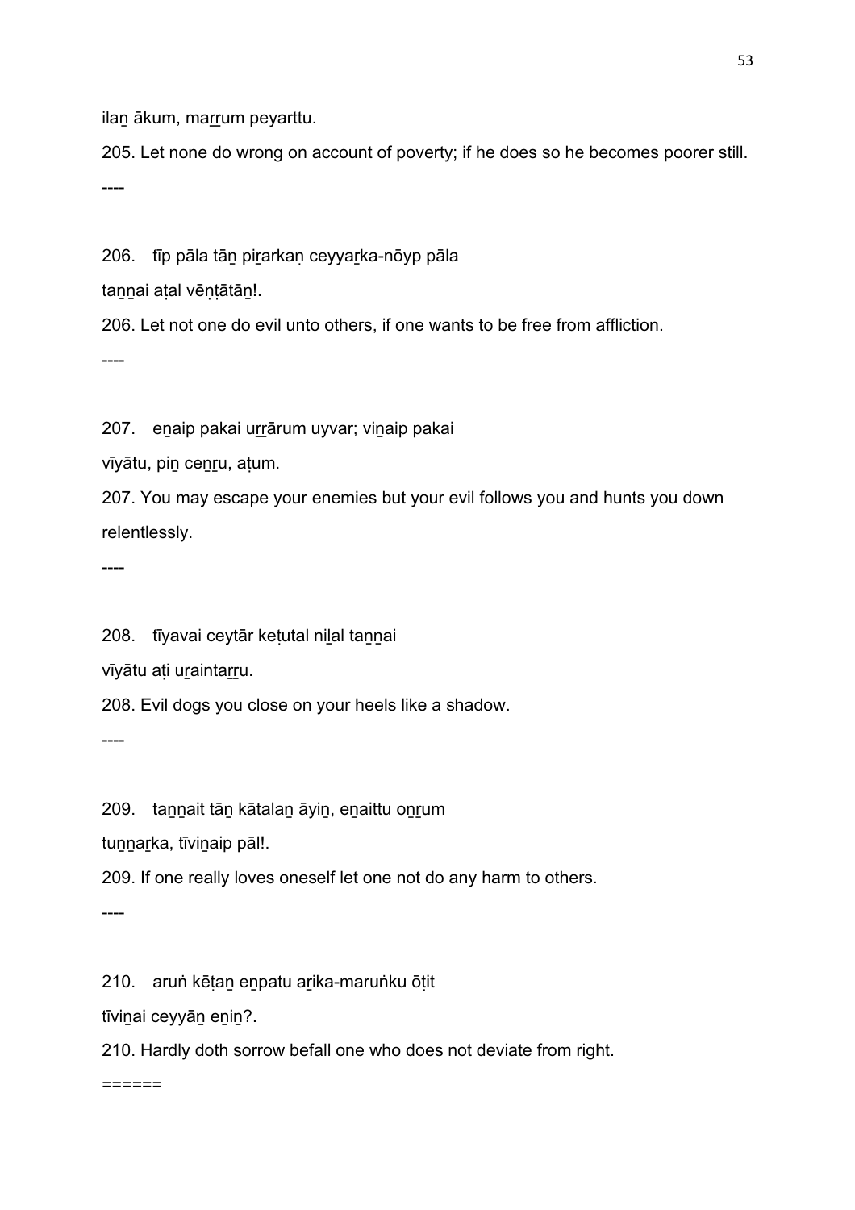ilaṉ ākum, maṟṟum peyarttu.

205. Let none do wrong on account of poverty; if he does so he becomes poorer still.

----

206. tīp pāla tāṉ piṟarkaṇ ceyyaṟka-nōyp pāla

taṉṉai aṭal vēṇṭātāṉ!.

206. Let not one do evil unto others, if one wants to be free from affliction.

----

207. eṉaip pakai uṟṟārum uyvar; viṉaip pakai

vīyātu, piṉ ceṉṟu, aṭum.

207. You may escape your enemies but your evil follows you and hunts you down relentlessly.

----

208. tīyavai ceytār keṭutal niḻal taṉṉai

vīyātu aṭi uṟaintaṟṟu.

208. Evil dogs you close on your heels like a shadow.

----

209. taṉṉait tāṉ kātalaṉ āyiṉ, eṉaittu oṉṟum

tuṉṉaṟka, tīviṉaip pāl!.

209. If one really loves oneself let one not do any harm to others.

----

210. aruṅ kēṭaṉ eṉpatu aṟika-maruṅku ōṭit

tīviṉai ceyyāṉ eṉiṉ?.

210. Hardly doth sorrow befall one who does not deviate from right.

======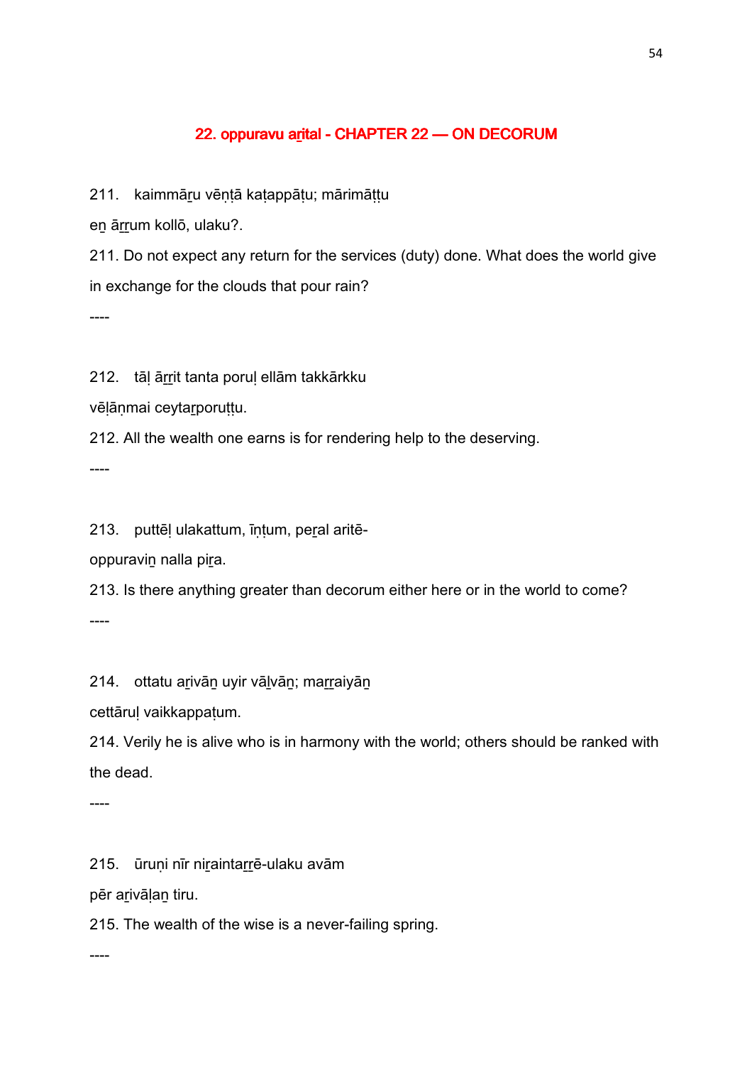## 22. oppuravu aṟital - CHAPTER 22 — ON DECORUM

211. kaimmāṟu vēṇṭā kaṭappāṭu; mārimāṭṭu

eṉ āṟṟum kollō, ulaku?.

211. Do not expect any return for the services (duty) done. What does the world give in exchange for the clouds that pour rain?

----

212. tāḷ āṟṟit tanta poruḷ ellām takkārkku

vēḷāṇmai ceytaṟporuṭṭu.

212. All the wealth one earns is for rendering help to the deserving.

----

213. puttēḷ ulakattum, īṇṭum, peṟal aritē-

oppuraviṉ nalla piṟa.

213. Is there anything greater than decorum either here or in the world to come?

----

214. ottatu aṟivāṉ uyir vāḻvāṉ; maṟṟaiyāṉ

cettāruḷ vaikkappaṭum.

214. Verily he is alive who is in harmony with the world; others should be ranked with the dead.

----

215. ūruṇi nīr niṟaintaṟṟē-ulaku avām

pēr aṟivāḷaṉ tiru.

215. The wealth of the wise is a never-failing spring.

----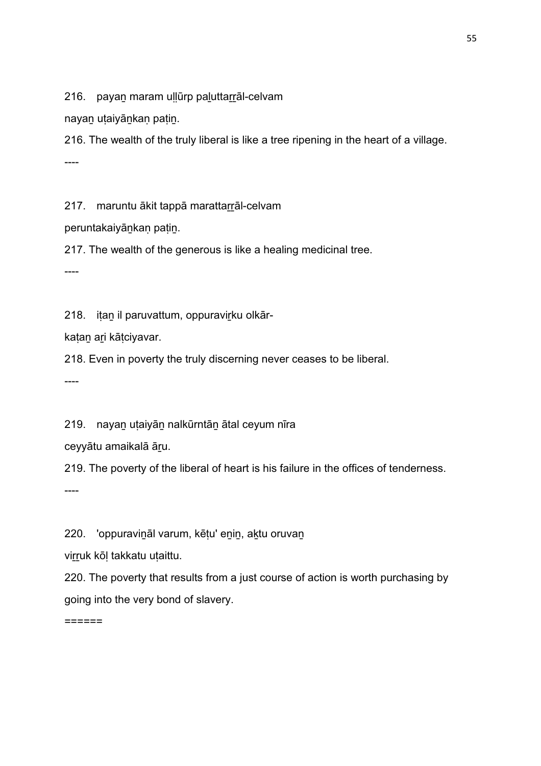216. payaṉ maram uḷḷūrp paḻuttaṟṟāl-celvam

nayaṉ uṭaiyāṉkaṇ paṭiṉ.

216. The wealth of the truly liberal is like a tree ripening in the heart of a village.

----

217. maruntu ākit tappā marattaṟṟāl-celvam

peruntakaiyāṉkaṇ paṭiṉ.

217. The wealth of the generous is like a healing medicinal tree.

----

218. iṭaṉ il paruvattum, oppuraviṟku olkār-

kaṭaṉ aṟi kāṭciyavar.

218. Even in poverty the truly discerning never ceases to be liberal.

----

219. nayaṉ uṭaiyāṉ nalkūrntāṉ ātal ceyum nīra

ceyyātu amaikalā āṟu.

219. The poverty of the liberal of heart is his failure in the offices of tenderness.

----

220. 'oppuraviṉāl varum, kēṭu' eṉiṉ, aḵtu oruvaṉ

viṟṟuk kōḷ takkatu uṭaittu.

220. The poverty that results from a just course of action is worth purchasing by going into the very bond of slavery.

======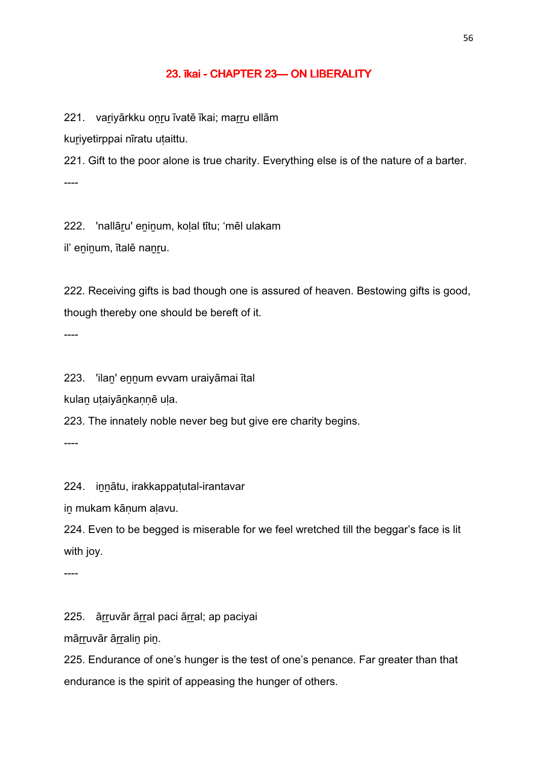## 23. īkai - CHAPTER 23— ON LIBERALITY

221. vaṟiyārkku oṉṟu īvatē īkai; maṟṟu ellām
kuṟiyetirppai nīratu uṭaittu.

221. Gift to the poor alone is true charity. Everything else is of the nature of a barter.

----

222. 'nallāṟu' eṉiṉum, koḷal tītu; 'mēl ulakam
il' eṉiṉum, ītalē naṉṟu.

222. Receiving gifts is bad though one is assured of heaven. Bestowing gifts is good, though thereby one should be bereft of it.

----

223. 'ilaṉ' eṉṉum evvam uraiyāmai ītal
kulaṉ uṭaiyāṉkaṇṇē uḷa.

223. The innately noble never beg but give ere charity begins.

----

224. iṉṉātu, irakkappaṭutal-irantavar
iṉ mukam kāṇum aḷavu.

224. Even to be begged is miserable for we feel wretched till the beggar's face is lit with joy.

----

225. āṟṟuvār āṟṟal paci āṟṟal; ap paciyai
māṟṟuvār āṟṟaliṉ piṉ.

225. Endurance of one's hunger is the test of one's penance. Far greater than that endurance is the spirit of appeasing the hunger of others.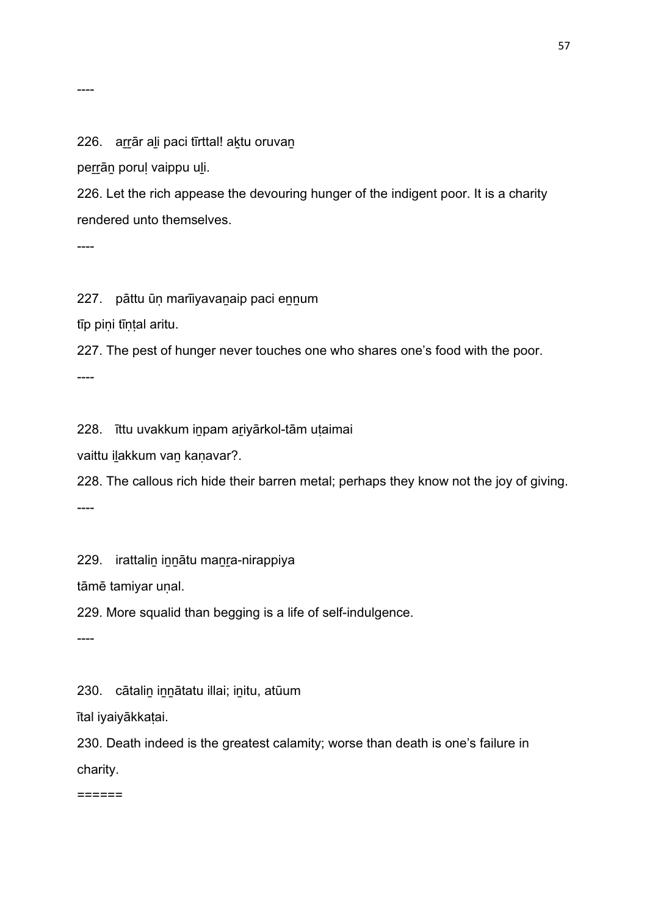----

226. aṟṟār aḻi paci tīrttal! aḵtu oruvaṉ

peṟṟāṉ poruḷ vaippu uḻi.

226. Let the rich appease the devouring hunger of the indigent poor. It is a charity rendered unto themselves.

----

227. pāttu ūṇ marīiyavaṉaip paci eṉṉum

tīp piṇi tīṇṭal aritu.

227. The pest of hunger never touches one who shares one's food with the poor.

----

228. īttu uvakkum iṉpam aṟiyārkol-tām uṭaimai

vaittu iḻakkum vaṉ kaṇavar?.

228. The callous rich hide their barren metal; perhaps they know not the joy of giving.

----

229. irattaliṉ iṉṉātu maṉṟa-nirappiya

tāmē tamiyar uṇal.

229. More squalid than begging is a life of self-indulgence.

----

230. cātaliṉ iṉṉātatu illai; iṉitu, atūum

ītal iyaiyākkaṭai.

230. Death indeed is the greatest calamity; worse than death is one's failure in charity.

======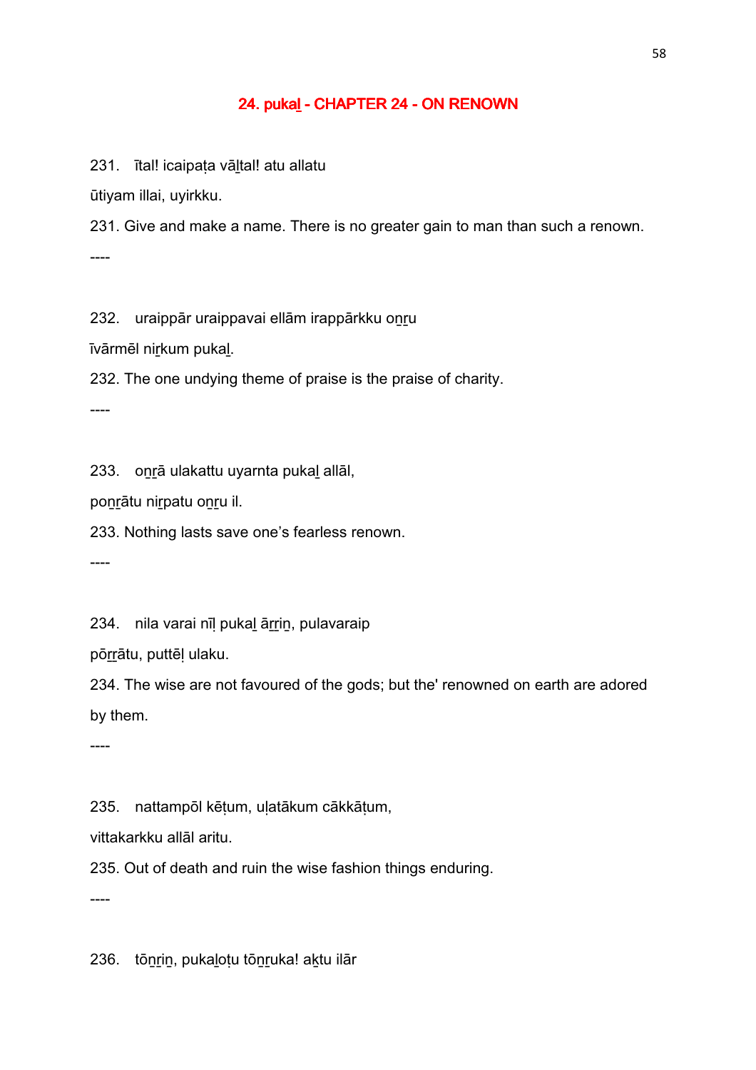## 24. pukaḻ - CHAPTER 24 - ON RENOWN

231. ītal! icaipaṭa vāḻtal! atu allatu

ūtiyam illai, uyirkku.

231. Give and make a name. There is no greater gain to man than such a renown.

----

232. uraippār uraippavai ellām irappārkku oṉṟu

īvārmēl niṟkum pukaḻ.

232. The one undying theme of praise is the praise of charity.

----

233. oṉṟā ulakattu uyarnta pukaḻ allāl,

poṉṟātu niṟpatu oṉṟu il.

233. Nothing lasts save one's fearless renown.

----

234. nila varai nīḷ pukaḻ āṟṟiṉ, pulavaraip

pōṟṟātu, puttēḷ ulaku.

234. The wise are not favoured of the gods; but the' renowned on earth are adored by them.

----

235. nattampōl kēṭum, uḷatākum cākkāṭum,

vittakarkku allāl aritu.

235. Out of death and ruin the wise fashion things enduring.

----

236. tōṉṟiṉ, pukaḻoṭu tōṉṟuka! aḵtu ilār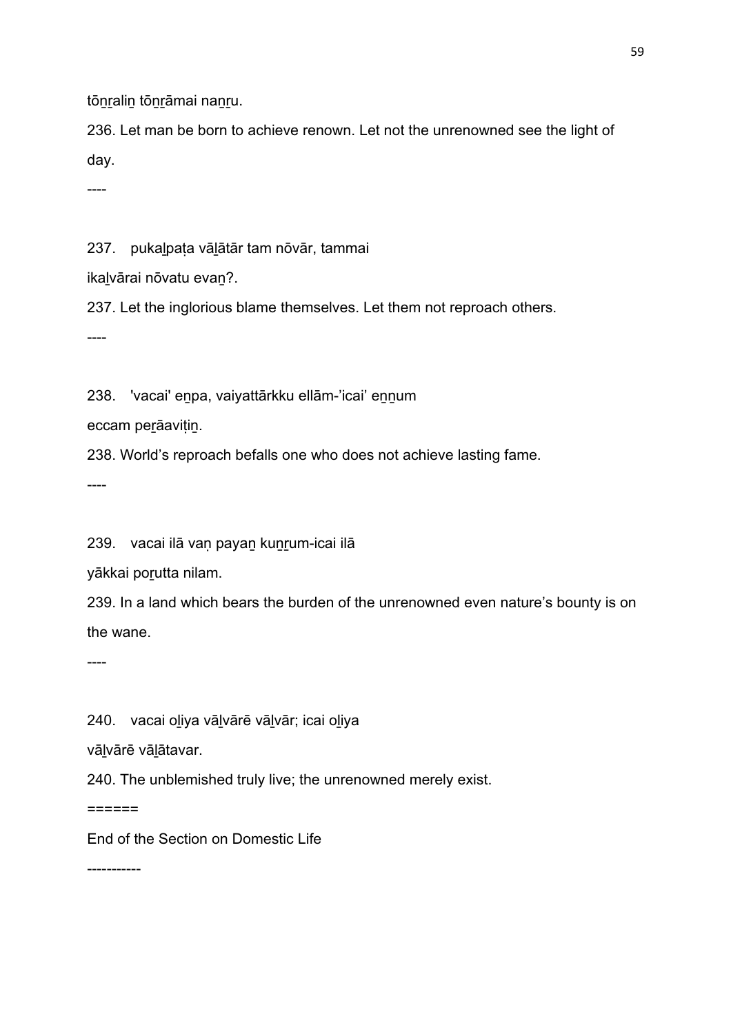tōṉṟaliṉ tōṉṟāmai naṉṟu.

236. Let man be born to achieve renown. Let not the unrenowned see the light of day.

----

237.   pukaḻpaṭa vāḻātār tam nōvār, tammai

ikaḻvārai nōvatu evaṉ?.

237. Let the inglorious blame themselves. Let them not reproach others.

----

238.   'vacai' eṉpa, vaiyattārkku ellām-'icai' eṉṉum

eccam peṟāaviṭiṉ.

238. World's reproach befalls one who does not achieve lasting fame.

----

239.   vacai ilā vaṇ payaṉ kuṉṟum-icai ilā

yākkai poṟutta nilam.

239. In a land which bears the burden of the unrenowned even nature's bounty is on the wane.

----

240.   vacai oḻiya vāḻvārē vāḻvār; icai oḻiya

vāḻvārē vāḻātavar.

240. The unblemished truly live; the unrenowned merely exist.

======

End of the Section on Domestic Life

-----------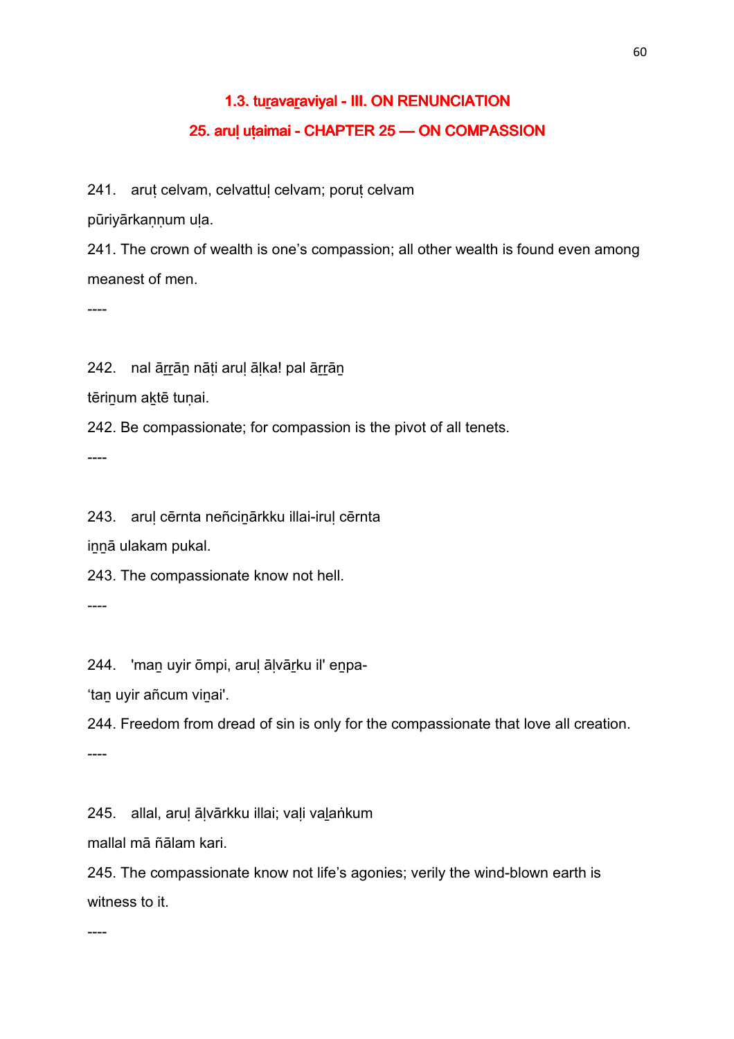## 1.3. tuṟavaṟaviyal - III. ON RENUNCIATION

## 25. aruḷ uṭaimai - CHAPTER 25 — ON COMPASSION

241. aruṭ celvam, celvattuḷ celvam; poruṭ celvam

pūriyārkaṇṇum uḷa.

241. The crown of wealth is one's compassion; all other wealth is found even among meanest of men.

----

242. nal āṟṟāṉ nāṭi aruḷ āḷka! pal āṟṟāṉ

tēriṉum aḵtē tuṇai.

242. Be compassionate; for compassion is the pivot of all tenets.

----

243. aruḷ cērnta neñciṉārkku illai-iruḷ cērnta

iṉṉā ulakam pukal.

243. The compassionate know not hell.

----

244. 'maṉ uyir ōmpi, aruḷ āḷvāṟku il' eṉpa-

'taṉ uyir añcum viṉai'.

244. Freedom from dread of sin is only for the compassionate that love all creation.

----

245. allal, aruḷ āḷvārkku illai; vaḷi vaḻaṅkum

mallal mā ñālam kari.

245. The compassionate know not life's agonies; verily the wind-blown earth is witness to it.

----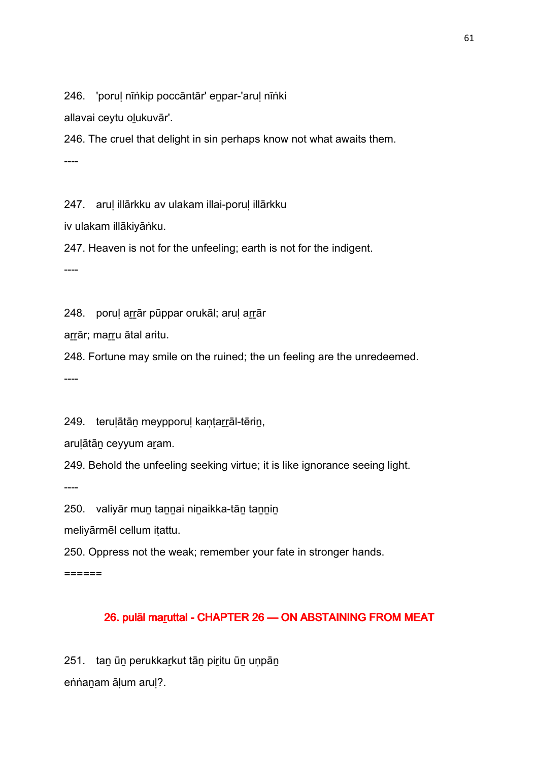246. 'poruḷ nīṅkip poccāntār' eṉpar-'aruḷ nīṅki

allavai ceytu oḻukuvār'.

246. The cruel that delight in sin perhaps know not what awaits them.

----

247. aruḷ illārkku av ulakam illai-poruḷ illārkku

iv ulakam illākiyāṅku.

247. Heaven is not for the unfeeling; earth is not for the indigent.

----

248. poruḷ aṟṟār pūppar orukāl; aruḷ aṟṟār

aṟṟār; maṟṟu ātal aritu.

248. Fortune may smile on the ruined; the un feeling are the unredeemed.

----

249. teruḷātāṉ meypporuḷ kaṇṭaṟṟāl-tēriṉ,

aruḷātāṉ ceyyum aṟam.

249. Behold the unfeeling seeking virtue; it is like ignorance seeing light.

----

250. valiyār muṉ taṉṉai niṉaikka-tāṉ taṉṉiṉ

meliyārmēl cellum iṭattu.

250. Oppress not the weak; remember your fate in stronger hands.

======

## 26. pulāl maṟuttal - CHAPTER 26 — ON ABSTAINING FROM MEAT

251. taṉ ūṉ perukkaṟkut tāṉ piṟitu ūṉ uṇpāṉ

eṅṅaṉam āḷum aruḷ?.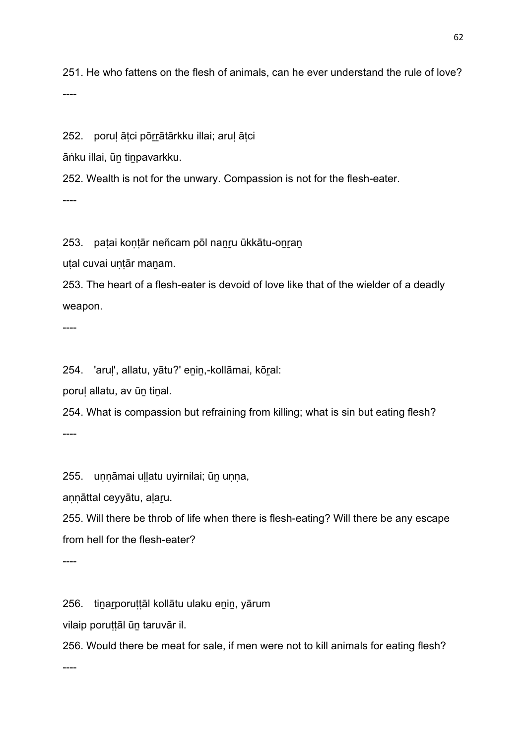251. He who fattens on the flesh of animals, can he ever understand the rule of love?

----

252.   poruḷ āṭci pōṟṟātārkku illai; aruḷ āṭci

āṅku illai, ūṉ tiṉpavarkku.

252. Wealth is not for the unwary. Compassion is not for the flesh-eater.

----

253.   paṭai koṇṭār neñcam pōl naṉṟu ūkkātu-oṉṟaṉ

uṭal cuvai uṇṭār maṉam.

253. The heart of a flesh-eater is devoid of love like that of the wielder of a deadly weapon.

----

254.   'aruḷ', allatu, yātu?' eṉiṉ,-kollāmai, kōṟal:

poruḷ allatu, av ūṉ tiṉal.

254. What is compassion but refraining from killing; what is sin but eating flesh?

----

255.   uṇṇāmai uḷḷatu uyirnilai; ūṉ uṇṇa,

aṇṇāttal ceyyātu, aḷaṟu.

255. Will there be throb of life when there is flesh-eating? Will there be any escape from hell for the flesh-eater?

----

256.   tiṉaṟporuṭṭāl kollātu ulaku eṉiṉ, yārum

vilaip poruṭṭāl ūṉ taruvār il.

256. Would there be meat for sale, if men were not to kill animals for eating flesh?

----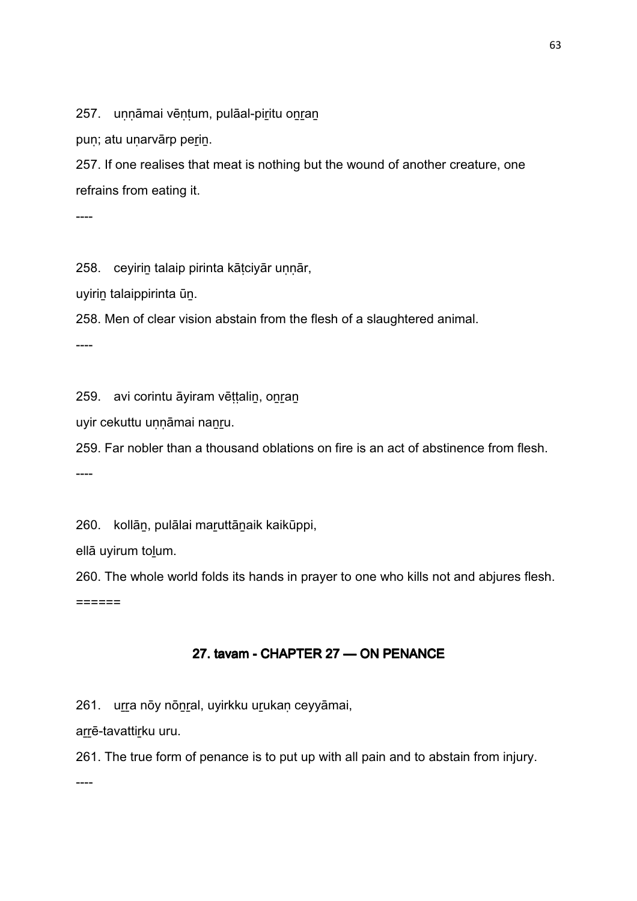257. uṇṇāmai vēṇṭum, pulāal-piṟitu oṉṟaṉ

puṇ; atu uṇarvārp peṟiṉ.

257. If one realises that meat is nothing but the wound of another creature, one refrains from eating it.

----

258. ceyiriṉ talaip pirinta kāṭciyār uṇṇār,

uyiriṉ talaippirinta ūṉ.

258. Men of clear vision abstain from the flesh of a slaughtered animal.

----

259. avi corintu āyiram vēṭṭaliṉ, oṉṟaṉ

uyir cekuttu uṇṇāmai naṉṟu.

259. Far nobler than a thousand oblations on fire is an act of abstinence from flesh.

----

260. kollāṉ, pulālai maṟuttāṉaik kaikūppi,

ellā uyirum toḻum.

260. The whole world folds its hands in prayer to one who kills not and abjures flesh.

======

## 27. tavam - CHAPTER 27 — ON PENANCE

261. uṟṟa nōy nōṉṟal, uyirkku uṟukaṇ ceyyāmai,

aṟṟē-tavattiṟku uru.

261. The true form of penance is to put up with all pain and to abstain from injury.

----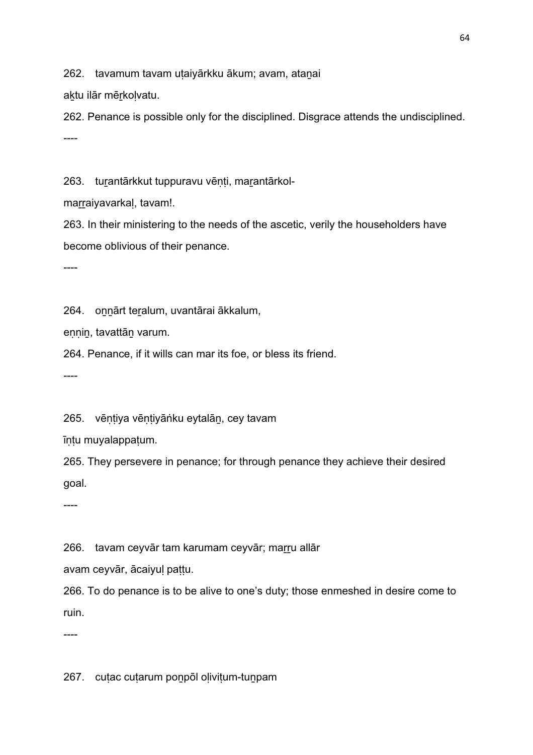262. tavamum tavam uṭaiyārkku ākum; avam, ataṉai

aḵtu ilār mēṟkoḷvatu.

262. Penance is possible only for the disciplined. Disgrace attends the undisciplined.

----

263. tuṟantārkkut tuppuravu vēṇṭi, maṟantārkol-

maṟṟaiyavarkaḷ, tavam!.

263. In their ministering to the needs of the ascetic, verily the householders have become oblivious of their penance.

----

264. oṉṉārt teṟalum, uvantārai ākkalum,

eṇṇiṉ, tavattāṉ varum.

264. Penance, if it wills can mar its foe, or bless its friend.

----

265. vēṇṭiya vēṇṭiyāṅku eytalāṉ, cey tavam

īṇṭu muyalappaṭum.

265. They persevere in penance; for through penance they achieve their desired goal.

----

266. tavam ceyvār tam karumam ceyvār; maṟṟu allār

avam ceyvār, ācaiyuḷ paṭṭu.

266. To do penance is to be alive to one's duty; those enmeshed in desire come to ruin.

----

267. cuṭac cuṭarum poṉpōl oḷiviṭum-tuṉpam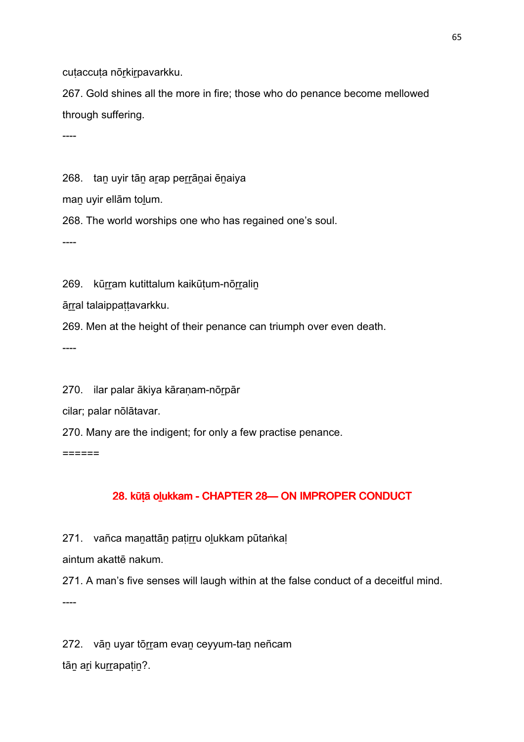cuṭaccuṭa nōṟkiṟpavarkku.

267. Gold shines all the more in fire; those who do penance become mellowed through suffering.

----

268. taṉ uyir tāṉ aṟap peṟṟāṉai ēṉaiya

maṉ uyir ellām toḻum.

268. The world worships one who has regained one's soul.

----

269. kūṟṟam kutittalum kaikūṭum-nōṟṟaliṉ

āṟṟal talaippaṭṭavarkku.

269. Men at the height of their penance can triumph over even death.

----

270. ilar palar ākiya kāraṇam-nōṟpār

cilar; palar nōlātavar.

270. Many are the indigent; for only a few practise penance.

======

## 28. kūṭā oḻukkam - CHAPTER 28— ON IMPROPER CONDUCT

271. vañca maṉattāṉ paṭiṟṟu oḻukkam pūtaṅkaḷ

aintum akattē nakum.

271. A man's five senses will laugh within at the false conduct of a deceitful mind.

----

272. vāṉ uyar tōṟṟam evaṉ ceyyum-taṉ neñcam

tāṉ aṟi kuṟṟapaṭiṉ?.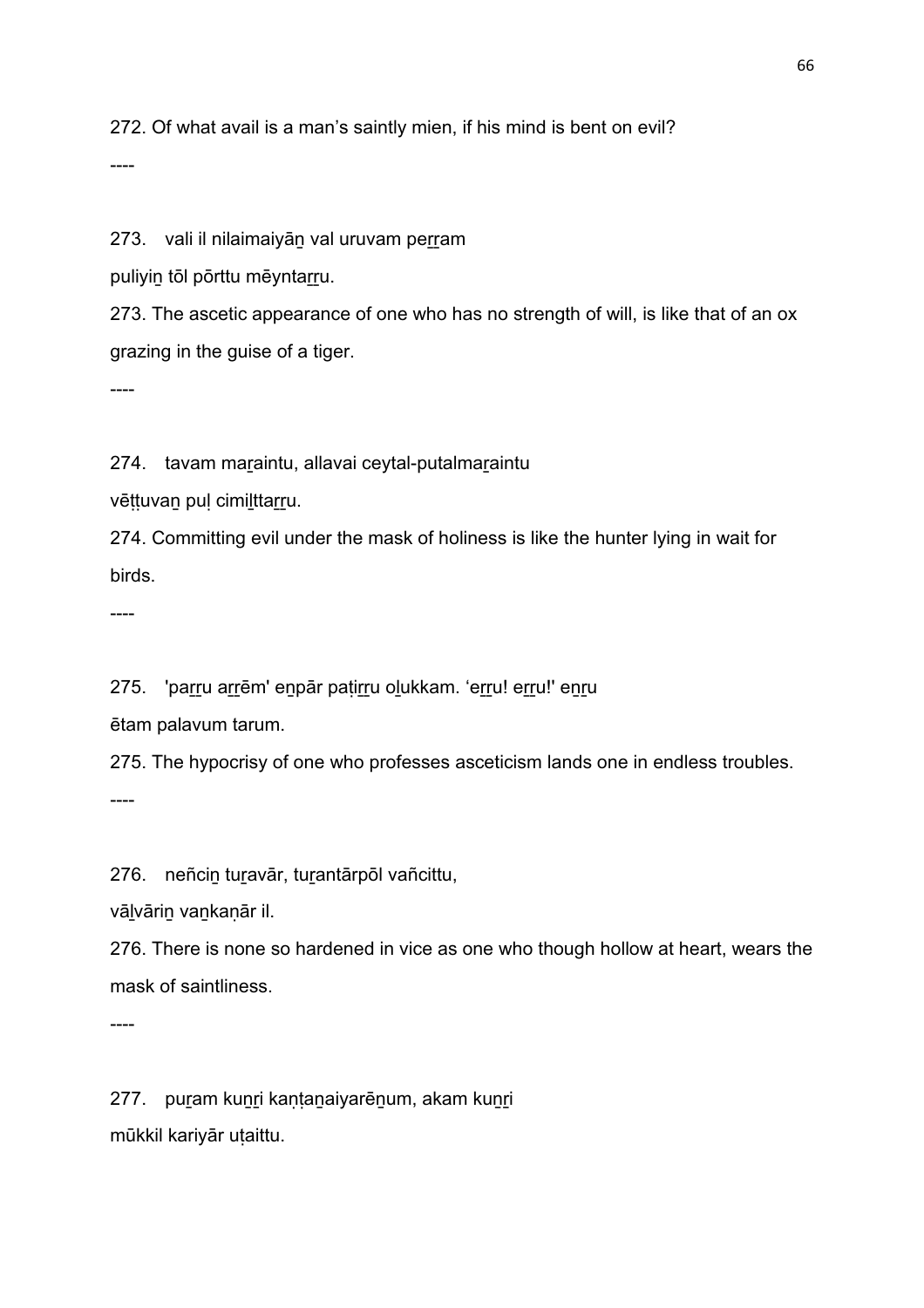272. Of what avail is a man’s saintly mien, if his mind is bent on evil?

----

273. vali il nilaimaiyāṉ val uruvam peṟṟam
puliyiṉ tōl pōrttu mēyntaṟṟu.

273. The ascetic appearance of one who has no strength of will, is like that of an ox grazing in the guise of a tiger.

----

274. tavam maṟaintu, allavai ceytal-putalmaṟaintu
vēṭṭuvaṉ puḷ cimiḻttaṟṟu.

274. Committing evil under the mask of holiness is like the hunter lying in wait for birds.

----

275. 'paṟṟu aṟṟēm' eṉpār paṭiṟṟu oḻukkam. ‘eṟṟu! eṟṟu!' eṉṟu
ētam palavum tarum.

275. The hypocrisy of one who professes asceticism lands one in endless troubles.

----

276. neñciṉ tuṟavār, tuṟantārpōl vañcittu,
vāḻvāriṉ vaṉkaṇār il.

276. There is none so hardened in vice as one who though hollow at heart, wears the mask of saintliness.

----

277. puṟam kuṉṟi kaṇṭaṉaiyarēṉum, akam kuṉṟi
mūkkil kariyār uṭaittu.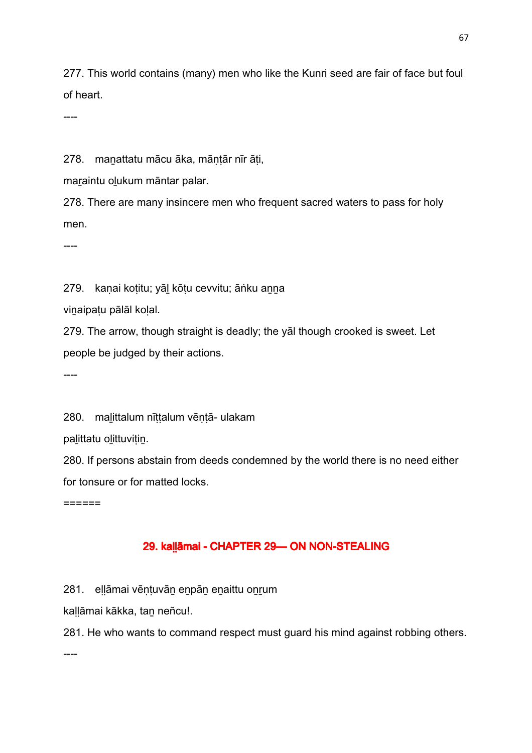277. This world contains (many) men who like the Kunri seed are fair of face but foul of heart.

----

278. maṉattatu mācu āka, māṇṭār nīr āṭi,

maṟaintu oḻukum māntar palar.

278. There are many insincere men who frequent sacred waters to pass for holy men.

----

279. kaṇai koṭitu; yāḻ kōṭu cevvitu; āṅku aṉṉa

viṉaipaṭu pālāl koḷal.

279. The arrow, though straight is deadly; the yāl though crooked is sweet. Let people be judged by their actions.

----

280. maḻittalum nīṭṭalum vēṇṭā- ulakam

paḻittatu oḻittuviṭiṉ.

280. If persons abstain from deeds condemned by the world there is no need either for tonsure or for matted locks.

======

## 29. kaḷḷāmai - CHAPTER 29— ON NON-STEALING

281. eḷḷāmai vēṇṭuvāṉ eṉpāṉ eṉaittu oṉṟum

kaḷḷāmai kākka, taṉ neñcu!.

281. He who wants to command respect must guard his mind against robbing others.

----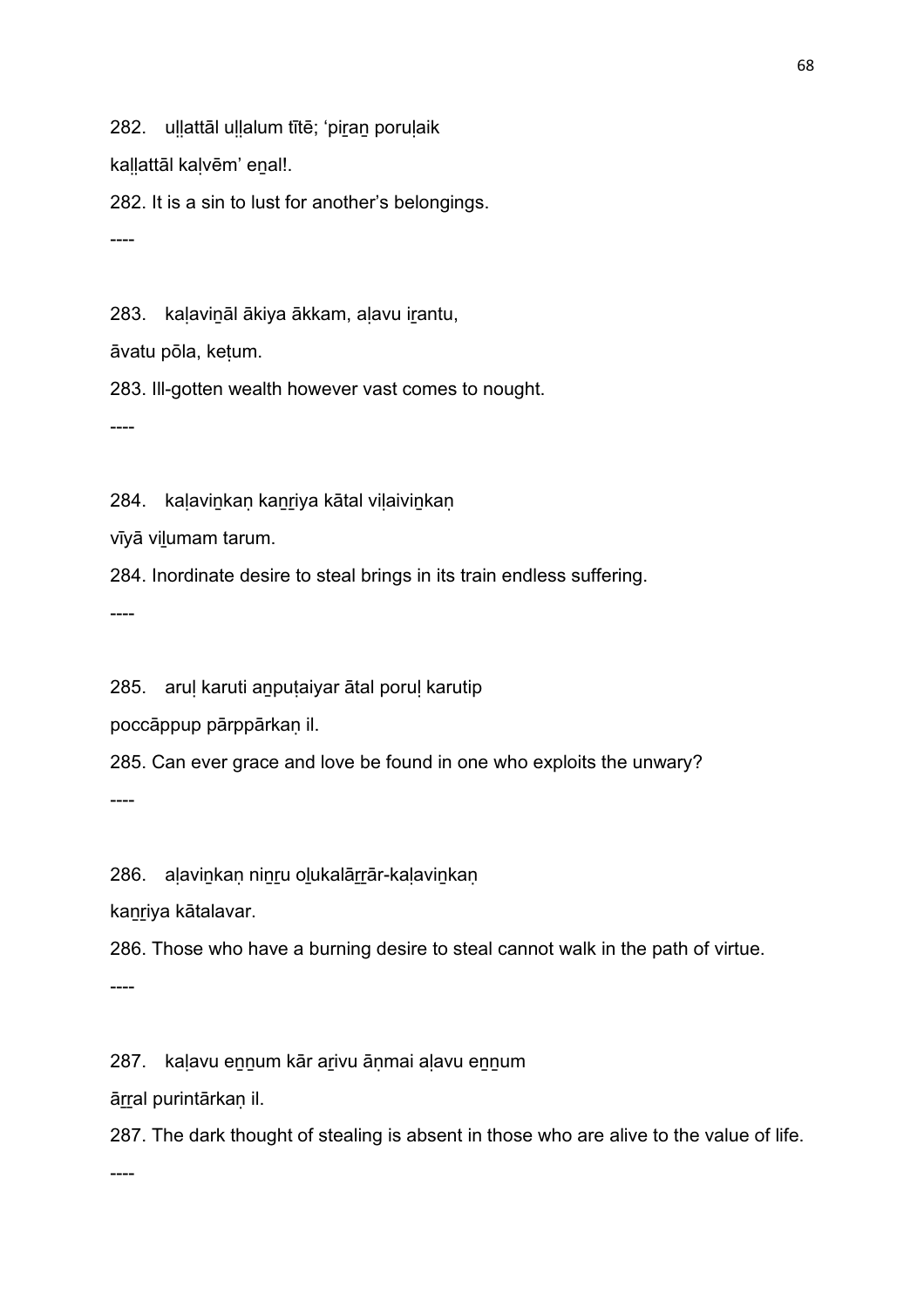282. uḷḷattāl uḷḷalum tītē; 'piṟaṉ poruḷaik

kaḷḷattāl kaḷvēm' eṉal!.

282. It is a sin to lust for another's belongings.

----

283. kaḷaviṉāl ākiya ākkam, aḷavu iṟantu,

āvatu pōla, keṭum.

283. Ill-gotten wealth however vast comes to nought.

----

284. kaḷaviṉkaṇ kaṉṟiya kātal viḷaiviṉkaṇ

vīyā viḻumam tarum.

284. Inordinate desire to steal brings in its train endless suffering.

----

285. aruḷ karuti aṉpuṭaiyar ātal poruḷ karutip

poccāppup pārppārkaṇ il.

285. Can ever grace and love be found in one who exploits the unwary?

----

286. aḷaviṉkaṇ niṉṟu oḻukalāṟṟār-kaḷaviṉkaṇ

kaṉṟiya kātalavar.

286. Those who have a burning desire to steal cannot walk in the path of virtue.

----

287. kaḷavu eṉṉum kār aṟivu āṇmai aḷavu eṉṉum

āṟṟal purintārkaṇ il.

287. The dark thought of stealing is absent in those who are alive to the value of life.

----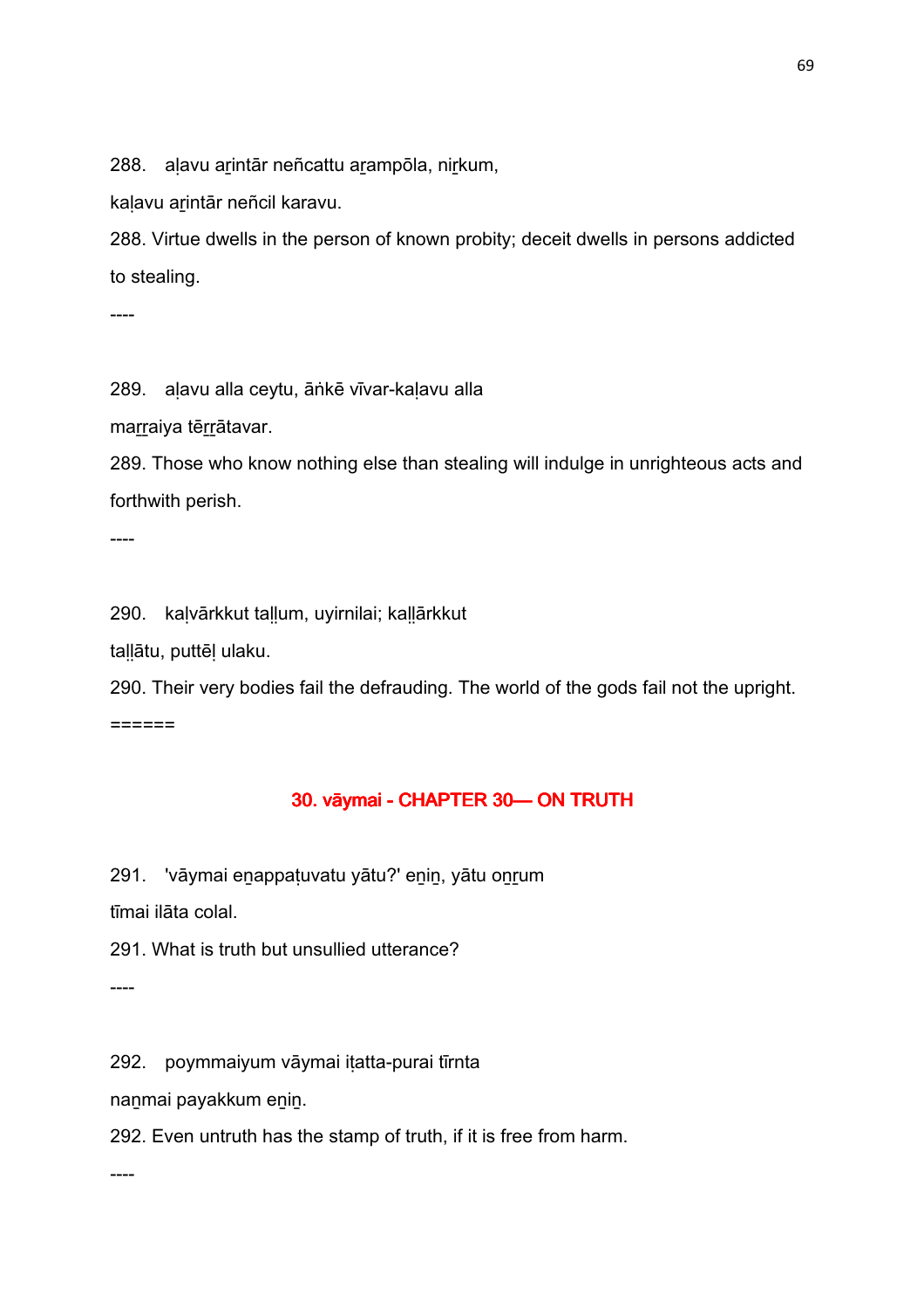288. aḷavu aṟintār neñcattu aṟampōla, niṟkum,

kaḷavu aṟintār neñcil karavu.

288. Virtue dwells in the person of known probity; deceit dwells in persons addicted to stealing.

----

289. aḷavu alla ceytu, āṅkē vīvar-kaḷavu alla

maṟṟaiya tēṟṟātavar.

289. Those who know nothing else than stealing will indulge in unrighteous acts and forthwith perish.

----

290. kaḷvārkkut taḷḷum, uyirnilai; kaḷḷārkkut

taḷḷātu, puttēḷ ulaku.

290. Their very bodies fail the defrauding. The world of the gods fail not the upright.

======

## 30. vāymai - CHAPTER 30— ON TRUTH

291. 'vāymai eṉappaṭuvatu yātu?' eṉiṉ, yātu oṉṟum

tīmai ilāta colal.

291. What is truth but unsullied utterance?

----

292. poymmaiyum vāymai iṭatta-purai tīrnta

naṉmai payakkum eṉiṉ.

292. Even untruth has the stamp of truth, if it is free from harm.

----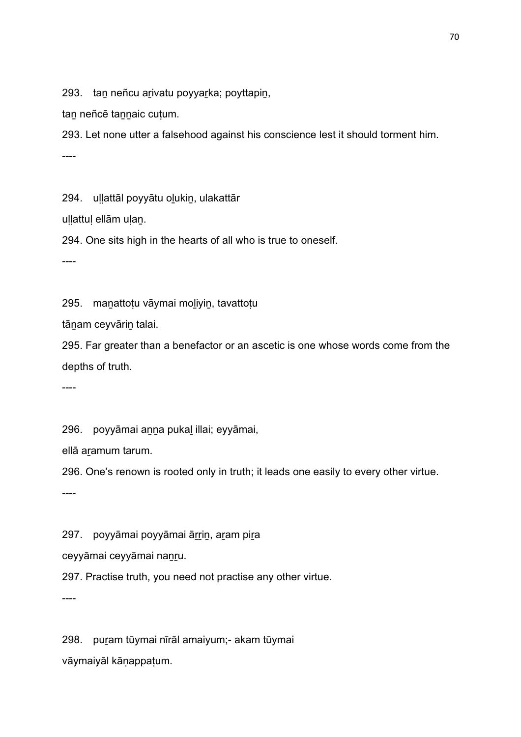293. taṉ neñcu aṟivatu poyyaṟka; poyttapiṉ,

taṉ neñcē taṉṉaic cuṭum.

293. Let none utter a falsehood against his conscience lest it should torment him.

----

294. uḷḷattāl poyyātu oḻukiṉ, ulakattār

uḷḷattuḷ ellām uḷaṉ.

294. One sits high in the hearts of all who is true to oneself.

----

295. maṉattoṭu vāymai moḻiyiṉ, tavattoṭu

tāṉam ceyvāriṉ talai.

295. Far greater than a benefactor or an ascetic is one whose words come from the depths of truth.

----

296. poyyāmai aṉṉa pukaḻ illai; eyyāmai,

ellā aṟamum tarum.

296. One's renown is rooted only in truth; it leads one easily to every other virtue.

----

297. poyyāmai poyyāmai āṟṟiṉ, aṟam piṟa

ceyyāmai ceyyāmai naṉṟu.

297. Practise truth, you need not practise any other virtue.

----

298. puṟam tūymai nīrāl amaiyum;- akam tūymai

vāymaiyāl kāṇappaṭum.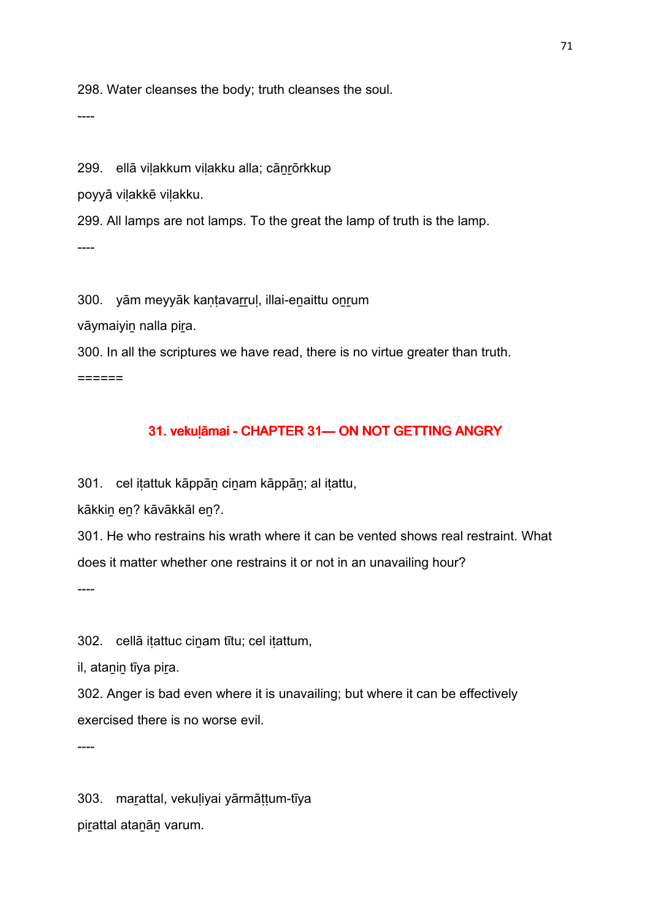298. Water cleanses the body; truth cleanses the soul.

----

299. ellā viḷakkum viḷakku alla; cāṉṟōrkkup

poyyā viḷakkē viḷakku.

299. All lamps are not lamps. To the great the lamp of truth is the lamp.

----

300. yām meyyāk kaṇṭavaṟṟuḷ, illai-eṉaittu oṉṟum

vāymaiyiṉ nalla piṟa.

300. In all the scriptures we have read, there is no virtue greater than truth.

======

## 31. vekuḷāmai - CHAPTER 31— ON NOT GETTING ANGRY

301. cel iṭattuk kāppāṉ ciṉam kāppāṉ; al iṭattu,

kākkiṉ eṉ? kāvākkāl eṉ?.

301. He who restrains his wrath where it can be vented shows real restraint. What does it matter whether one restrains it or not in an unavailing hour?

----

302. cellā iṭattuc ciṉam tītu; cel iṭattum,

il, ataṉiṉ tīya piṟa.

302. Anger is bad even where it is unavailing; but where it can be effectively exercised there is no worse evil.

----

303. maṟattal, vekuḷiyai yārmāṭṭum-tīya

piṟattal ataṉāṉ varum.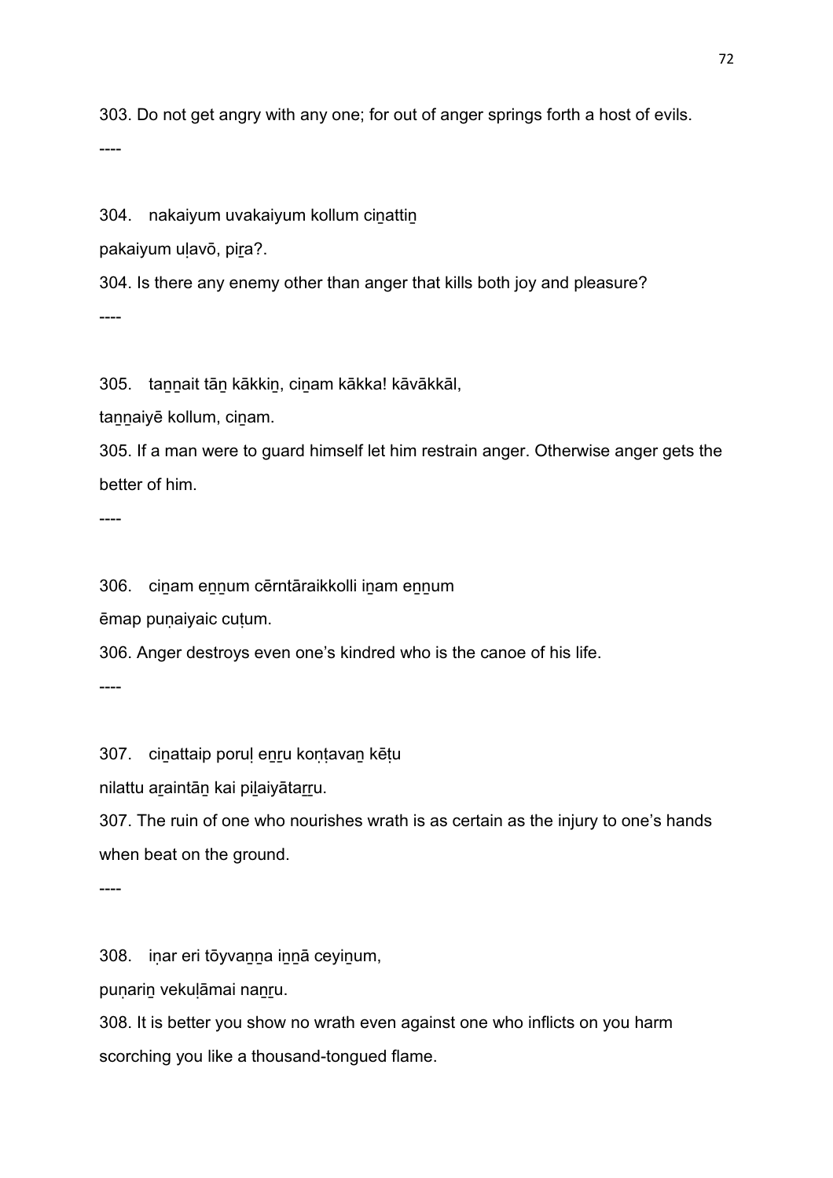303. Do not get angry with any one; for out of anger springs forth a host of evils.

----

304. nakaiyum uvakaiyum kollum ciṉattiṉ

pakaiyum uḷavō, piṟa?.

304. Is there any enemy other than anger that kills both joy and pleasure?

----

305. taṉṉait tāṉ kākkiṉ, ciṉam kākka! kāvākkāl,

taṉṉaiyē kollum, ciṉam.

305. If a man were to guard himself let him restrain anger. Otherwise anger gets the better of him.

----

306. ciṉam eṉṉum cērntāraikkolli iṉam eṉṉum

ēmap puṇaiyaic cuṭum.

306. Anger destroys even one's kindred who is the canoe of his life.

----

307. ciṉattaip poruḷ eṉṟu koṇṭavaṉ kēṭu

nilattu aṟaintāṉ kai piḻaiyātaṟṟu.

307. The ruin of one who nourishes wrath is as certain as the injury to one's hands when beat on the ground.

----

308. iṇar eri tōyvaṉṉa iṉṉā ceyiṉum,

puṇariṉ vekuḷāmai naṉṟu.

308. It is better you show no wrath even against one who inflicts on you harm scorching you like a thousand-tongued flame.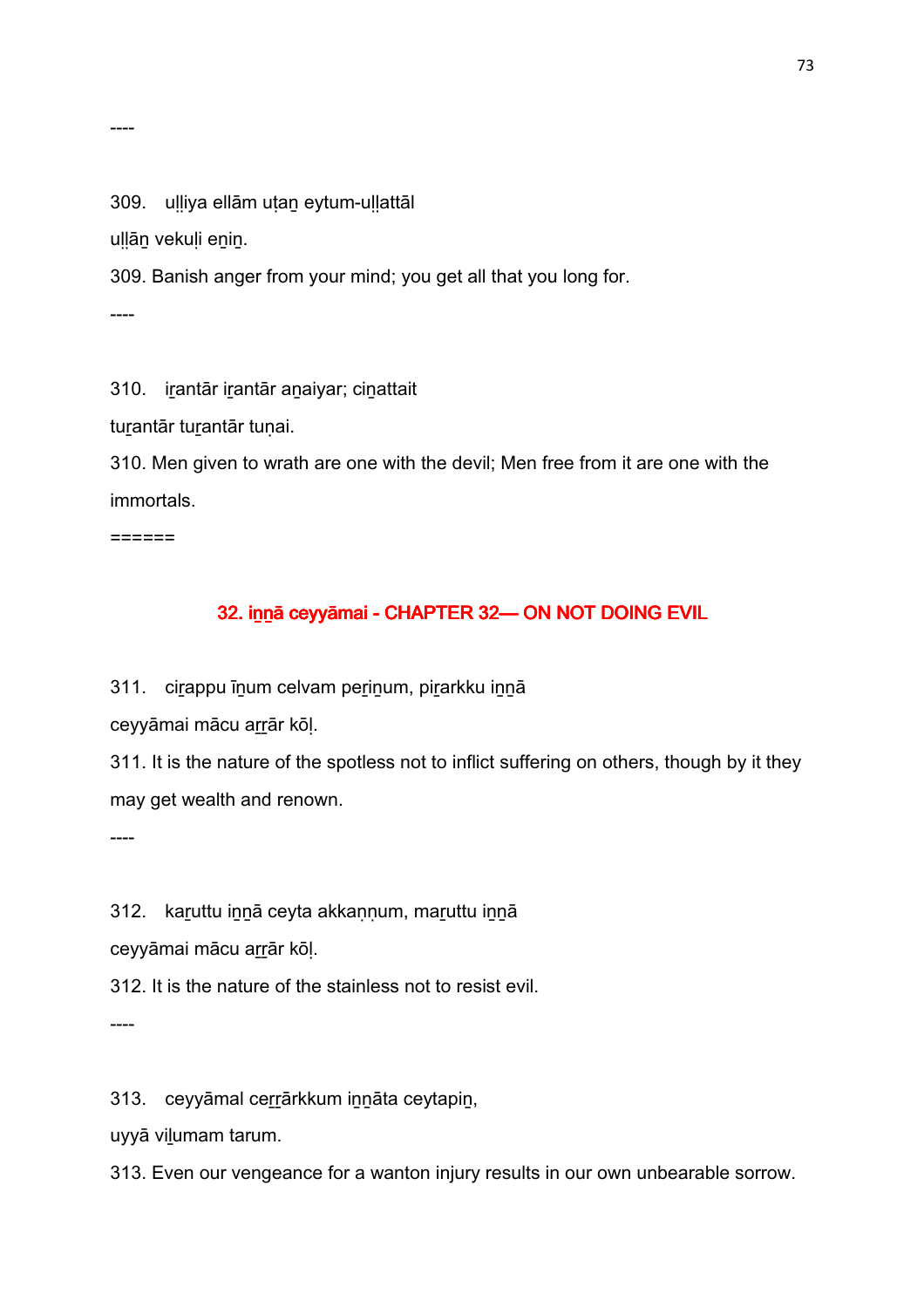----

309. uḷḷiya ellām uṭaṉ eytum-uḷḷattāl

uḷḷāṉ vekuḷi eṉiṉ.

309. Banish anger from your mind; you get all that you long for.

----

310. iṟantār iṟantār aṉaiyar; ciṉattait

tuṟantār tuṟantār tuṇai.

310. Men given to wrath are one with the devil; Men free from it are one with the immortals.

======

## 32. iṉṉā ceyyāmai - CHAPTER 32— ON NOT DOING EVIL

311. ciṟappu īṉum celvam peṟiṉum, piṟarkku iṉṉā

ceyyāmai mācu aṟṟār kōḷ.

311. It is the nature of the spotless not to inflict suffering on others, though by it they may get wealth and renown.

----

312. kaṟuttu iṉṉā ceyta akkaṇṇum, maṟuttu iṉṉā

ceyyāmai mācu aṟṟār kōḷ.

312. It is the nature of the stainless not to resist evil.

----

313. ceyyāmal ceṟṟārkkum iṉṉāta ceytapiṉ,

uyyā viḻumam tarum.

313. Even our vengeance for a wanton injury results in our own unbearable sorrow.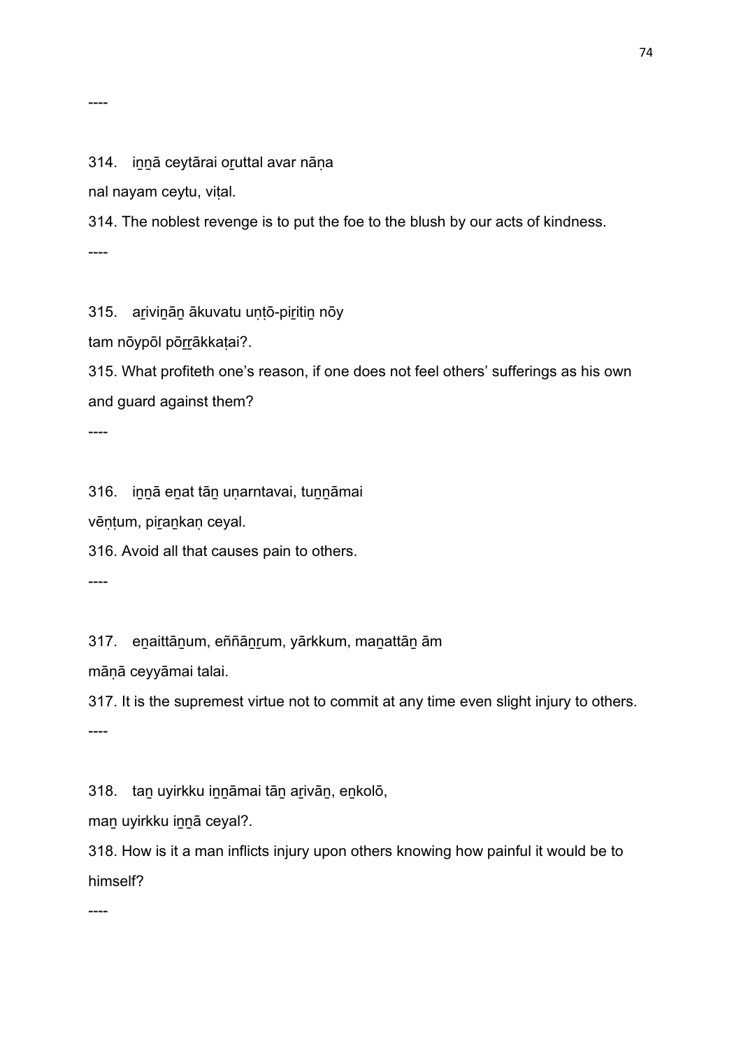----

314. iṉṉā ceytārai oṟuttal avar nāṇa
nal nayam ceytu, viṭal.

314. The noblest revenge is to put the foe to the blush by our acts of kindness.

----

315. aṟiviṉāṉ ākuvatu uṇṭō-piṟitiṉ nōy
tam nōypōl pōṟṟākkaṭai?.

315. What profiteth one's reason, if one does not feel others' sufferings as his own and guard against them?

----

316. iṉṉā eṉat tāṉ uṇarntavai, tuṉṉāmai
vēṇṭum, piṟaṉkaṇ ceyal.

316. Avoid all that causes pain to others.

----

317. eṉaittāṉum, eññāṉṟum, yārkkum, maṉattāṉ ām
māṇā ceyyāmai talai.

317. It is the supremest virtue not to commit at any time even slight injury to others.

----

318. taṉ uyirkku iṉṉāmai tāṉ aṟivāṉ, eṉkolō,
maṉ uyirkku iṉṉā ceyal?.

318. How is it a man inflicts injury upon others knowing how painful it would be to himself?

----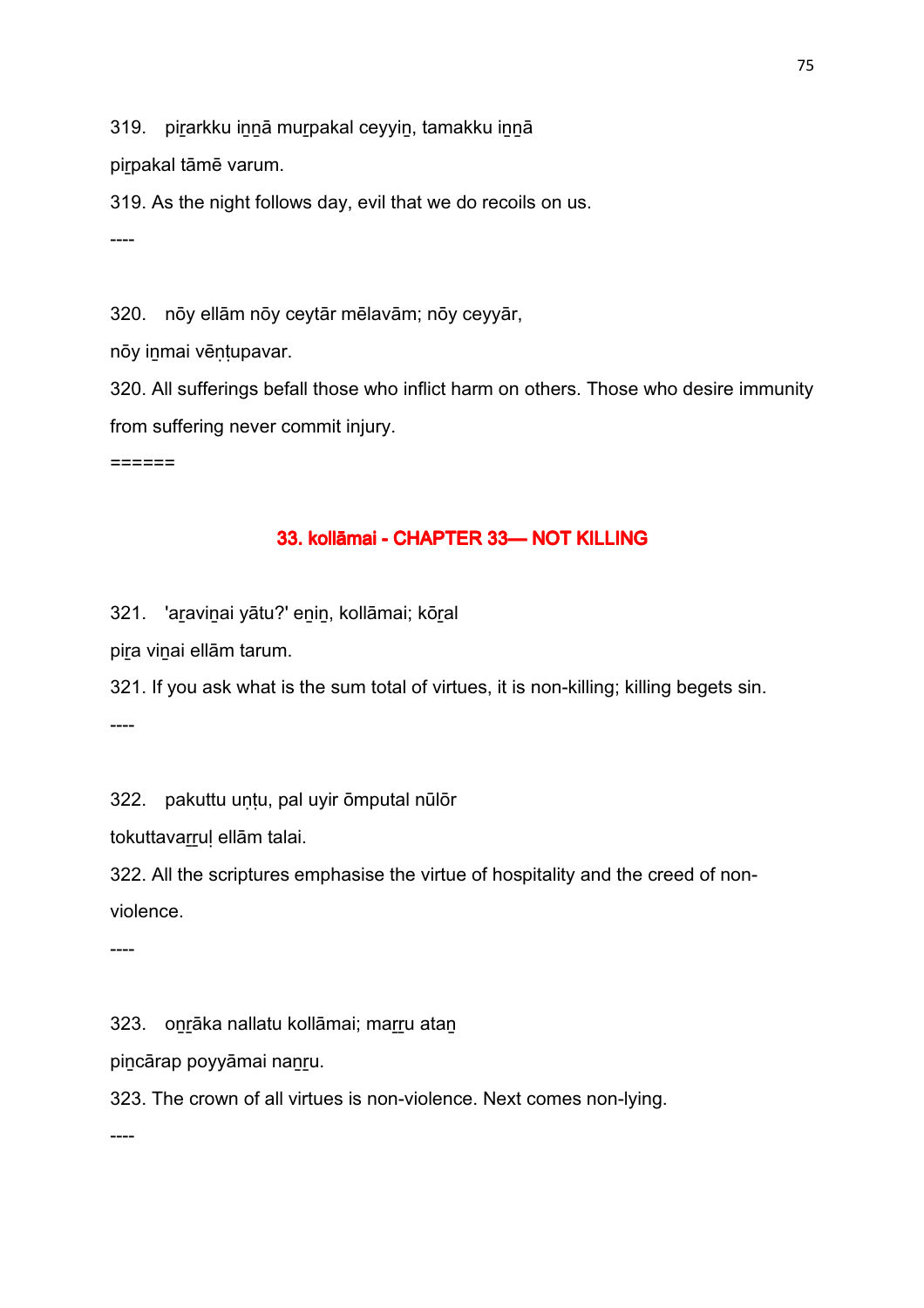319.   piṟarkku iṉṉā muṟpakal ceyyiṉ, tamakku iṉṉā

piṟpakal tāmē varum.

319. As the night follows day, evil that we do recoils on us.

----

320.   nōy ellām nōy ceytār mēlavām; nōy ceyyār,

nōy iṉmai vēṇṭupavar.

320. All sufferings befall those who inflict harm on others. Those who desire immunity from suffering never commit injury.

======

## 33. kollāmai - CHAPTER 33— NOT KILLING

321.   'aṟaviṉai yātu?' eṉiṉ, kollāmai; kōṟal

piṟa viṉai ellām tarum.

321. If you ask what is the sum total of virtues, it is non-killing; killing begets sin.

----

322.   pakuttu uṇṭu, pal uyir ōmputal nūlōr

tokuttavaṟṟuḷ ellām talai.

322. All the scriptures emphasise the virtue of hospitality and the creed of non-violence.

----

323.   oṉṟāka nallatu kollāmai; maṟṟu ataṉ

piṉcārap poyyāmai naṉṟu.

323. The crown of all virtues is non-violence. Next comes non-lying.

----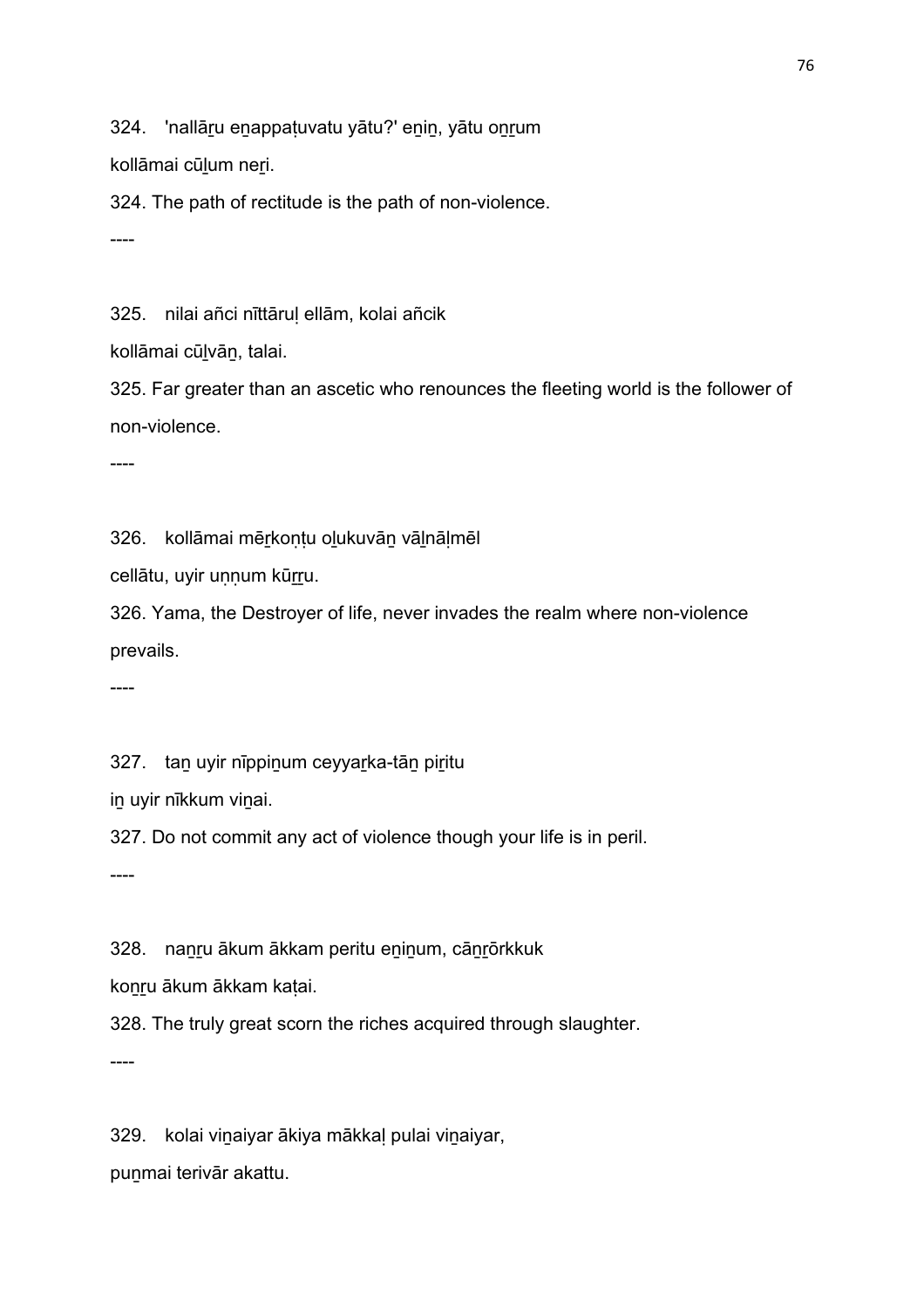324. 'nallāṟu eṉappaṭuvatu yātu?' eṉiṉ, yātu oṉṟum

kollāmai cūḻum neṟi.

324. The path of rectitude is the path of non-violence.

----

325. nilai añci nīttāruḷ ellām, kolai añcik

kollāmai cūḻvāṉ, talai.

325. Far greater than an ascetic who renounces the fleeting world is the follower of non-violence.

----

326. kollāmai mēṟkoṇṭu oḻukuvāṉ vāḻnāḷmēl

cellātu, uyir uṇṇum kūṟṟu.

326. Yama, the Destroyer of life, never invades the realm where non-violence prevails.

----

327. taṉ uyir nīppiṉum ceyyaṟka-tāṉ piṟitu

iṉ uyir nīkkum viṉai.

327. Do not commit any act of violence though your life is in peril.

----

328. naṉṟu ākum ākkam peritu eṉiṉum, cāṉṟōrkkuk

koṉṟu ākum ākkam kaṭai.

328. The truly great scorn the riches acquired through slaughter.

----

329. kolai viṉaiyar ākiya mākkaḷ pulai viṉaiyar,

puṉmai terivār akattu.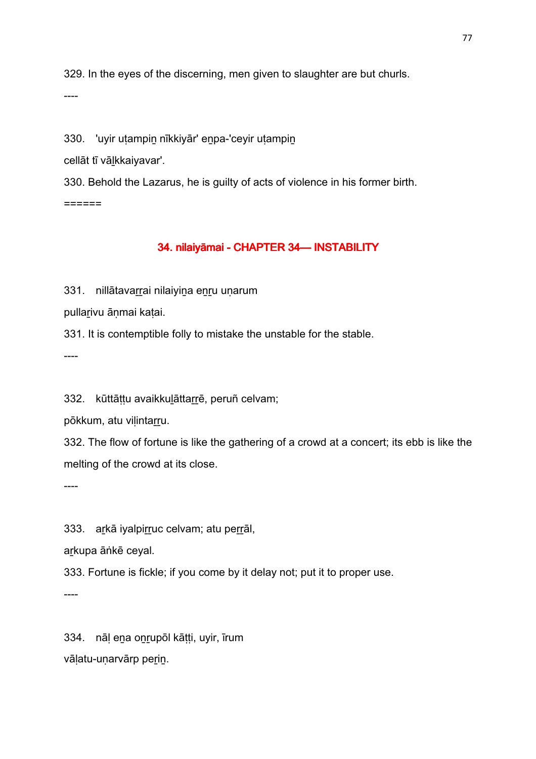329. In the eyes of the discerning, men given to slaughter are but churls.

----

330.   'uyir uṭampiṉ nīkkiyār' eṉpa-'ceyir uṭampiṉ

cellāt tī vāḻkkaiyavar'.

330. Behold the Lazarus, he is guilty of acts of violence in his former birth.

======

## 34. nilaiyāmai - CHAPTER 34— INSTABILITY

331.   nillātavaṟṟai nilaiyiṉa eṉṟu uṇarum

pullaṟivu āṇmai kaṭai.

331. It is contemptible folly to mistake the unstable for the stable.

----

332.   kūttāṭṭu avaikkuḻāttaṟṟē, peruñ celvam;

pōkkum, atu viḷintaṟṟu.

332. The flow of fortune is like the gathering of a crowd at a concert; its ebb is like the melting of the crowd at its close.

----

333.   aṟkā iyalpiṟṟuc celvam; atu peṟṟāl,

aṟkupa āṅkē ceyal.

333. Fortune is fickle; if you come by it delay not; put it to proper use.

----

334.   nāḷ eṉa oṉṟupōl kāṭṭi, uyir, īrum

vāḷatu-uṇarvārp peṟiṉ.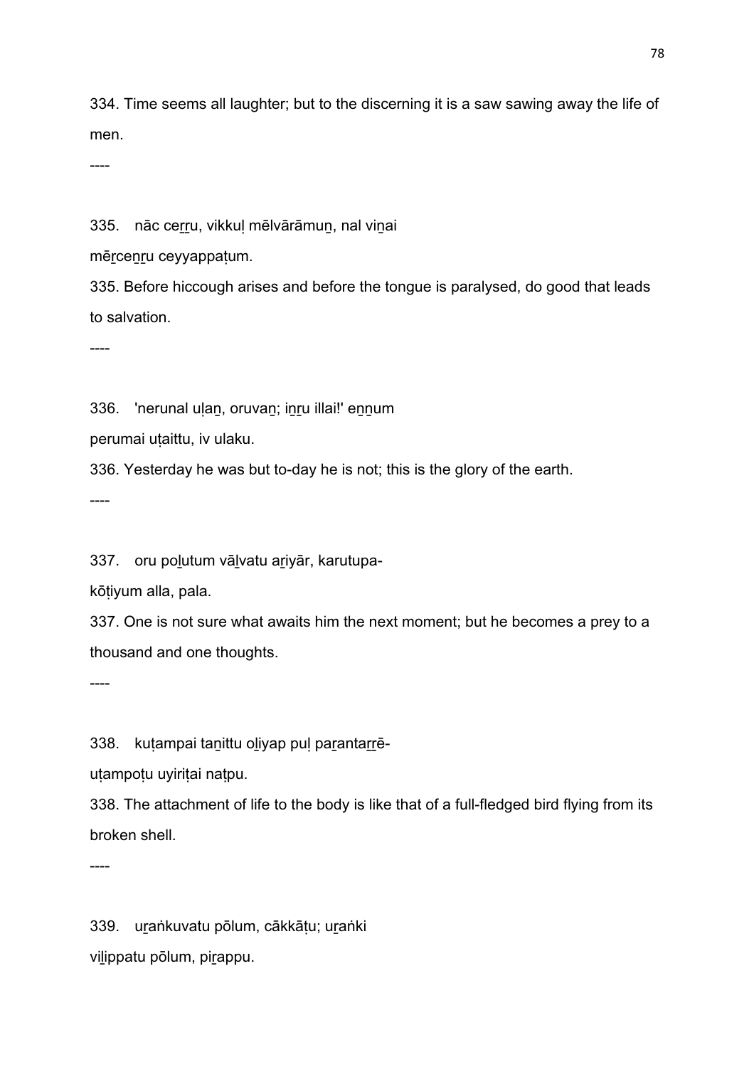334. Time seems all laughter; but to the discerning it is a saw sawing away the life of men.

----

335.   nāc ce̲r̲r̲u, vikkuḷ mēlvārāmun̲, nal vin̲ai

mēr̲cen̲r̲u ceyyappaṭum.

335. Before hiccough arises and before the tongue is paralysed, do good that leads to salvation.

----

336.   'nerunal uḷan̲, oruvan̲; in̲r̲u illai!' en̲n̲um

perumai uṭaittu, iv ulaku.

336. Yesterday he was but to-day he is not; this is the glory of the earth.

----

337.   oru pol̲utum vāl̲vatu ar̲iyār, karutupa-

kōṭiyum alla, pala.

337. One is not sure what awaits him the next moment; but he becomes a prey to a thousand and one thoughts.

----

338.   kuṭampai tan̲ittu ol̲iyap puḷ par̲antar̲r̲ē-

uṭampoṭu uyiriṭai naṭpu.

338. The attachment of life to the body is like that of a full-fledged bird flying from its broken shell.

----

339.   ur̲aṅkuvatu pōlum, cākkāṭu; ur̲aṅki

vil̲ippatu pōlum, pir̲appu.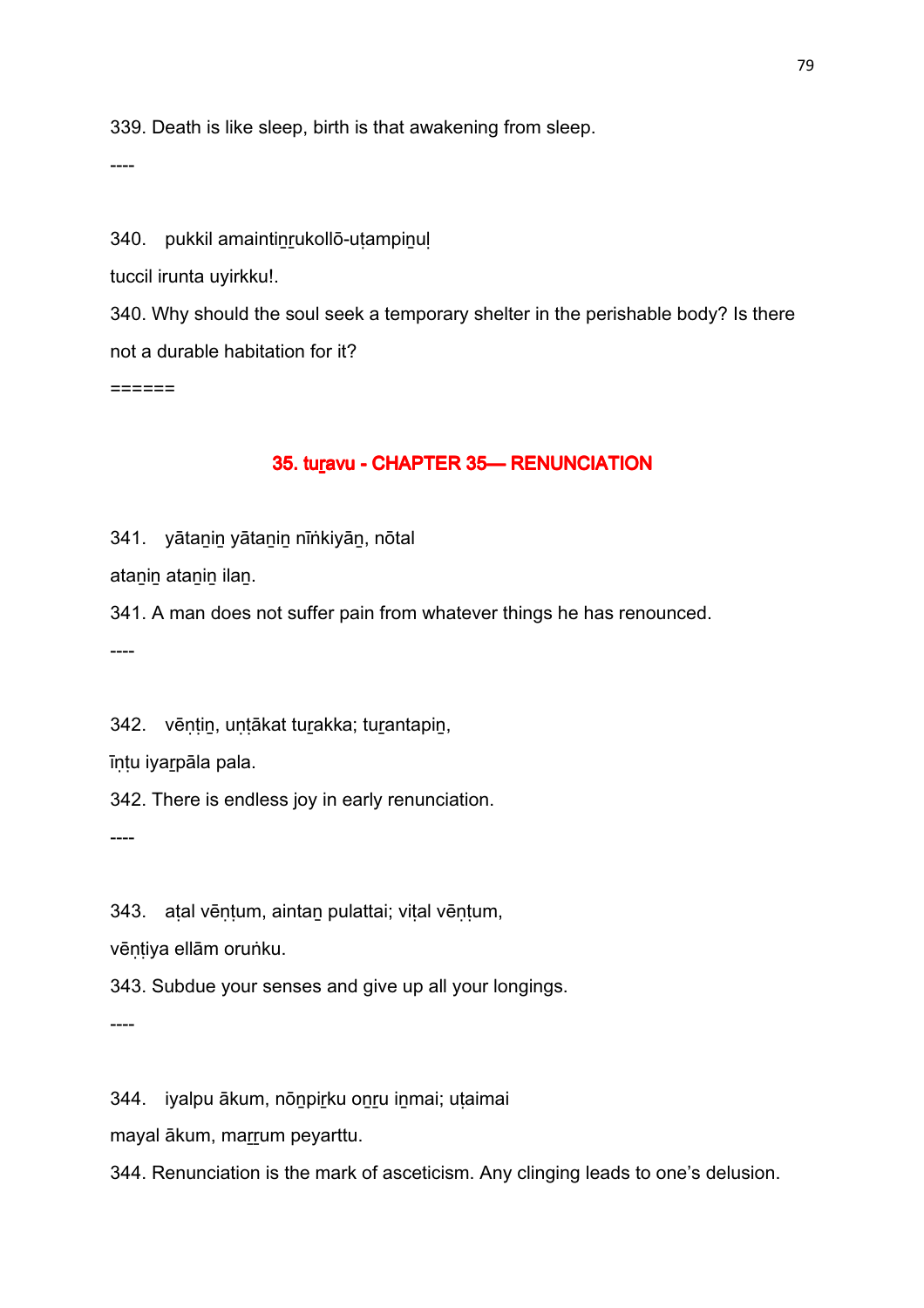339. Death is like sleep, birth is that awakening from sleep.

----

340. pukkil amaintiṉṟukollō-uṭampiṉuḷ

tuccil irunta uyirkku!.

340. Why should the soul seek a temporary shelter in the perishable body? Is there not a durable habitation for it?

======

## 35. tuṟavu - CHAPTER 35— RENUNCIATION

341. yātaṉiṉ yātaṉiṉ nīṅkiyāṉ, nōtal

ataṉiṉ ataṉiṉ ilaṉ.

341. A man does not suffer pain from whatever things he has renounced.

----

342. vēṇṭiṉ, uṇṭākat tuṟakka; tuṟantapiṉ,

īṇṭu iyaṟpāla pala.

342. There is endless joy in early renunciation.

----

343. aṭal vēṇṭum, aintaṉ pulattai; viṭal vēṇṭum,

vēṇṭiya ellām oruṅku.

343. Subdue your senses and give up all your longings.

----

344. iyalpu ākum, nōṉpiṟku oṉṟu iṉmai; uṭaimai

mayal ākum, maṟṟum peyarttu.

344. Renunciation is the mark of asceticism. Any clinging leads to one’s delusion.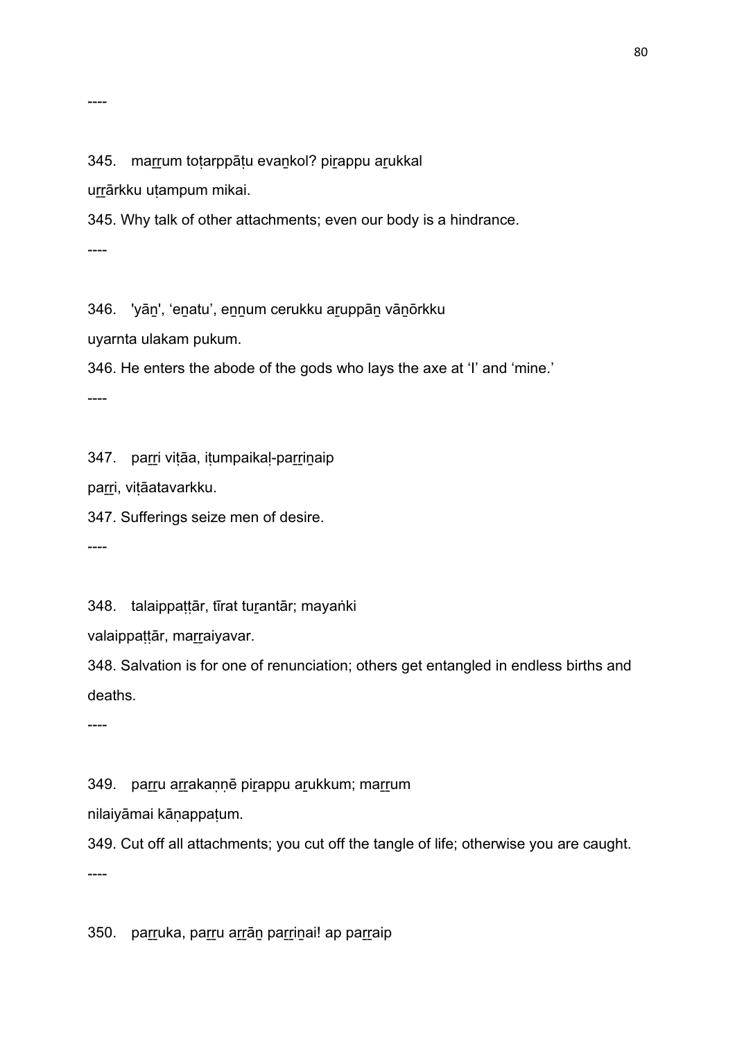----

345. maṟṟum toṭarppāṭu evaṉkol? piṟappu aṟukkal
uṟṟārkku uṭampum mikai.

345. Why talk of other attachments; even our body is a hindrance.

----

346. 'yāṉ', 'eṉatu', eṉṉum cerukku aṟuppāṉ vāṉōrkku
uyarnta ulakam pukum.

346. He enters the abode of the gods who lays the axe at 'I' and 'mine.'

----

347. paṟṟi viṭāa, iṭumpaikaḷ-paṟṟiṉaip
paṟṟi, viṭāatavarkku.

347. Sufferings seize men of desire.

----

348. talaippaṭṭār, tīrat tuṟantār; mayaṅki
valaippaṭṭār, maṟṟaiyavar.

348. Salvation is for one of renunciation; others get entangled in endless births and deaths.

----

349. paṟṟu aṟṟakaṇṇē piṟappu aṟukkum; maṟṟum
nilaiyāmai kāṇappaṭum.

349. Cut off all attachments; you cut off the tangle of life; otherwise you are caught.

----

350. paṟṟuka, paṟṟu aṟṟāṉ paṟṟiṉai! ap paṟṟaip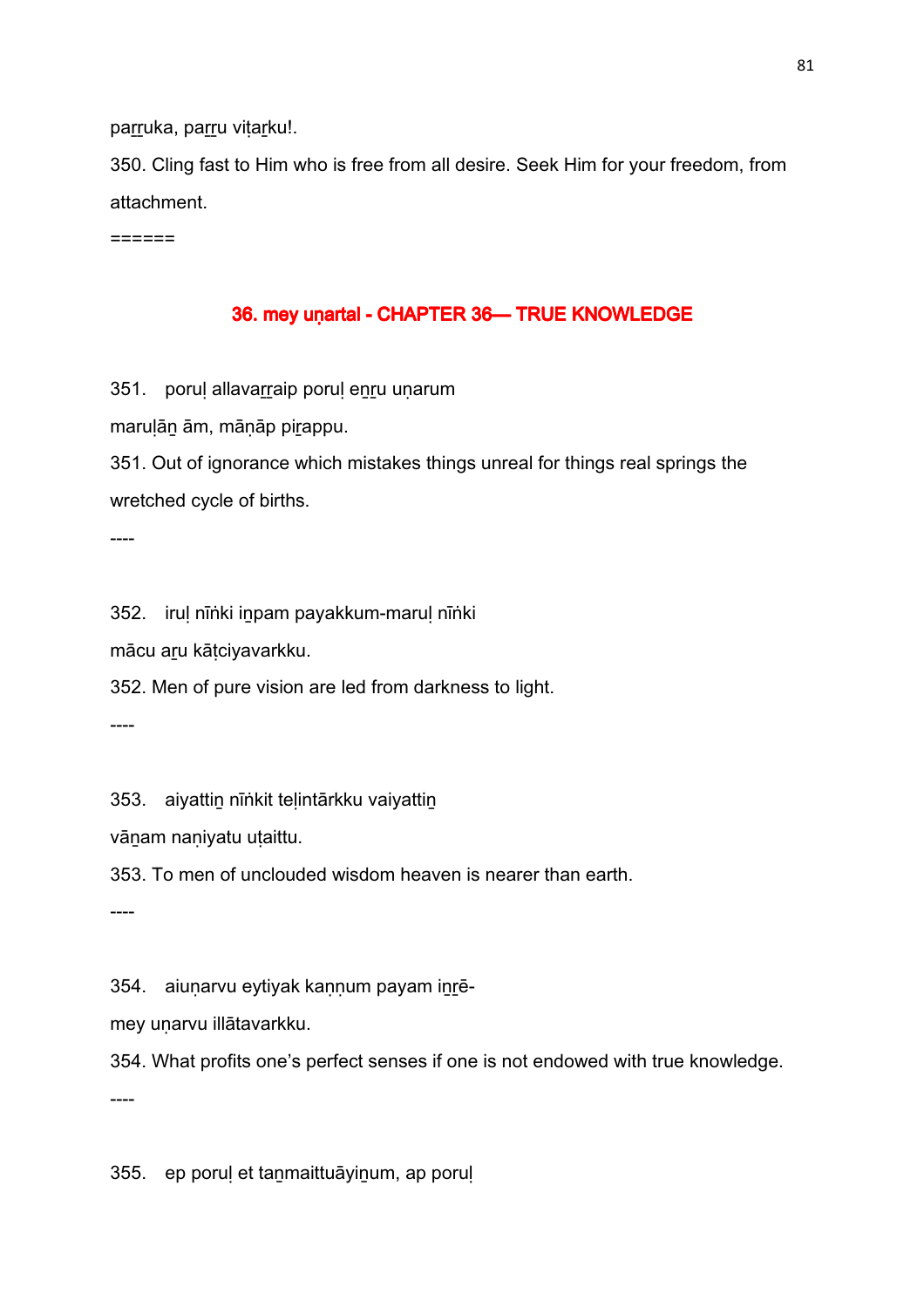paṟṟuka, paṟṟu viṭaṟku!.

350. Cling fast to Him who is free from all desire. Seek Him for your freedom, from attachment.

======

## 36. mey uṇartal - CHAPTER 36— TRUE KNOWLEDGE

351. poruḷ allavaṟṟaip poruḷ eṉṟu uṇarum

maruḷāṉ ām, māṇāp piṟappu.

351. Out of ignorance which mistakes things unreal for things real springs the wretched cycle of births.

----

352. iruḷ nīṅki iṉpam payakkum-maruḷ nīṅki

mācu aṟu kāṭciyavarkku.

352. Men of pure vision are led from darkness to light.

----

353. aiyattiṉ nīṅkit teḷintārkku vaiyattiṉ

vāṉam naṇiyatu uṭaittu.

353. To men of unclouded wisdom heaven is nearer than earth.

----

354. aiuṇarvu eytiyak kaṇṇum payam iṉṟē-

mey uṇarvu illātavarkku.

354. What profits one's perfect senses if one is not endowed with true knowledge.

----

355. ep poruḷ et taṉmaittuāyiṉum, ap poruḷ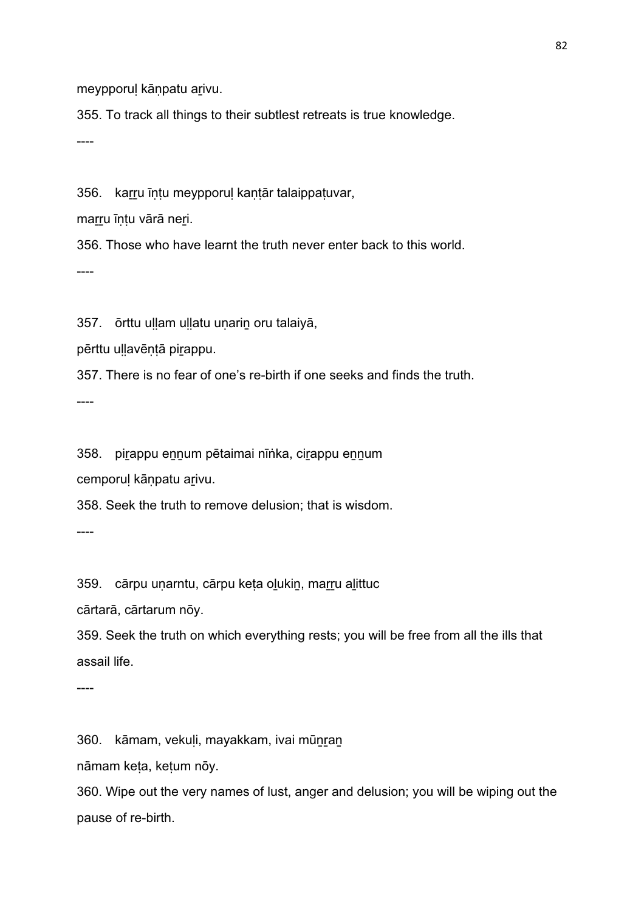meypporuḷ kāṇpatu aṟivu.

355. To track all things to their subtlest retreats is true knowledge.

----

356. kaṟṟu īṇṭu meypporuḷ kaṇṭār talaippaṭuvar,

maṟṟu īṇṭu vārā neṟi.

356. Those who have learnt the truth never enter back to this world.

----

357. ōrttu uḷḷam uḷḷatu uṇariṉ oru talaiyā,

pērttu uḷḷavēṇṭā piṟappu.

357. There is no fear of one's re-birth if one seeks and finds the truth.

----

358. piṟappu eṉṉum pētaimai nīṅka, ciṟappu eṉṉum

cemporuḷ kāṇpatu aṟivu.

358. Seek the truth to remove delusion; that is wisdom.

----

359. cārpu uṇarntu, cārpu keṭa oḻukiṉ, maṟṟu aḻittuc

cārtarā, cārtarum nōy.

359. Seek the truth on which everything rests; you will be free from all the ills that assail life.

----

360. kāmam, vekuḷi, mayakkam, ivai mūṉṟaṉ

nāmam keṭa, keṭum nōy.

360. Wipe out the very names of lust, anger and delusion; you will be wiping out the pause of re-birth.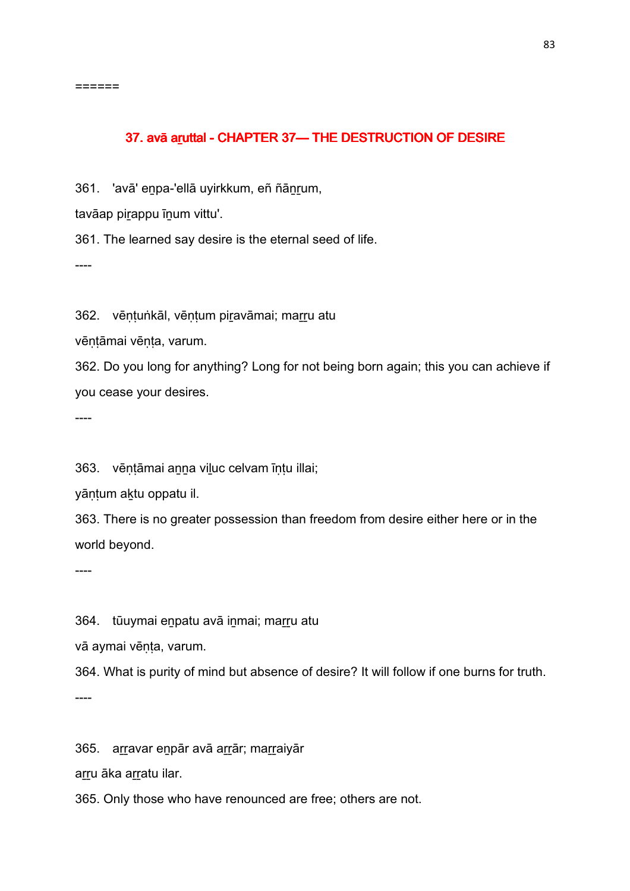======

## 37. avā aṟuttal - CHAPTER 37— THE DESTRUCTION OF DESIRE

361. 'avā' eṉpa-'ellā uyirkkum, eñ ñāṉṟum,

tavāap piṟappu īṉum vittu'.

361. The learned say desire is the eternal seed of life.

----

362. vēṇṭuṅkāl, vēṇṭum piṟavāmai; maṟṟu atu

vēṇṭāmai vēṇṭa, varum.

362. Do you long for anything? Long for not being born again; this you can achieve if you cease your desires.

----

363. vēṇṭāmai aṉṉa viḻuc celvam īṇṭu illai;

yāṇṭum aḵtu oppatu il.

363. There is no greater possession than freedom from desire either here or in the world beyond.

----

364. tūuymai eṉpatu avā iṉmai; maṟṟu atu

vā aymai vēṇṭa, varum.

364. What is purity of mind but absence of desire? It will follow if one burns for truth.

----

365. aṟṟavar eṉpār avā aṟṟār; maṟṟaiyār

aṟṟu āka aṟṟatu ilar.

365. Only those who have renounced are free; others are not.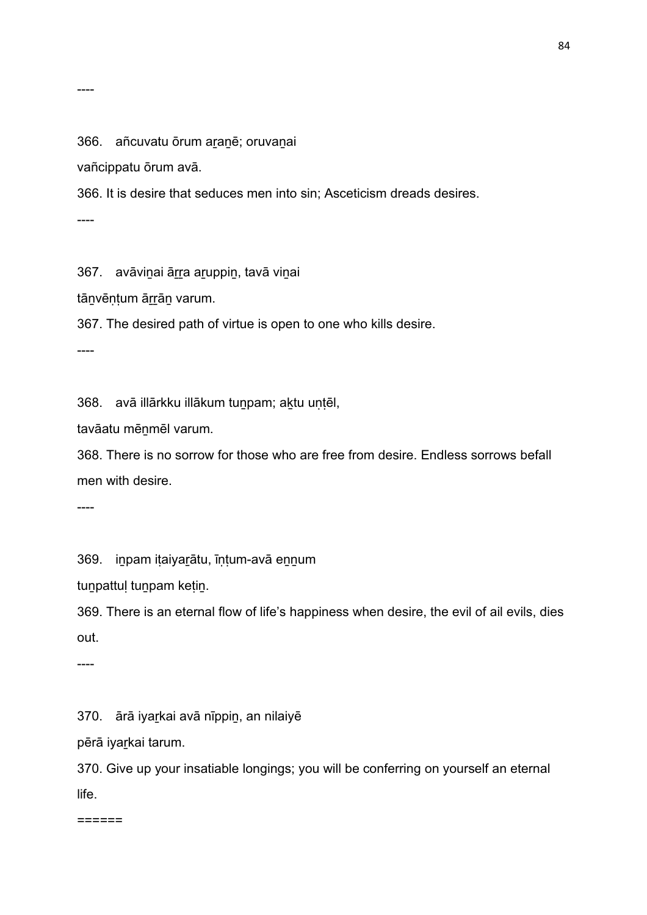----

366. añcuvatu ōrum aṟaṉē; oruvaṉai

vañcippatu ōrum avā.

366. It is desire that seduces men into sin; Asceticism dreads desires.

----

367. avāviṉai āṟṟa aṟuppiṉ, tavā viṉai

tāṉvēṇṭum āṟṟāṉ varum.

367. The desired path of virtue is open to one who kills desire.

----

368. avā illārkku illākum tuṉpam; aḵtu uṇṭēl,

tavāatu mēṉmēl varum.

368. There is no sorrow for those who are free from desire. Endless sorrows befall men with desire.

----

369. iṉpam iṭaiyaṟātu, īṇṭum-avā eṉṉum

tuṉpattuḷ tuṉpam keṭiṉ.

369. There is an eternal flow of life's happiness when desire, the evil of ail evils, dies out.

----

370. ārā iyaṟkai avā nīppiṉ, an nilaiyē

pērā iyaṟkai tarum.

370. Give up your insatiable longings; you will be conferring on yourself an eternal life.

======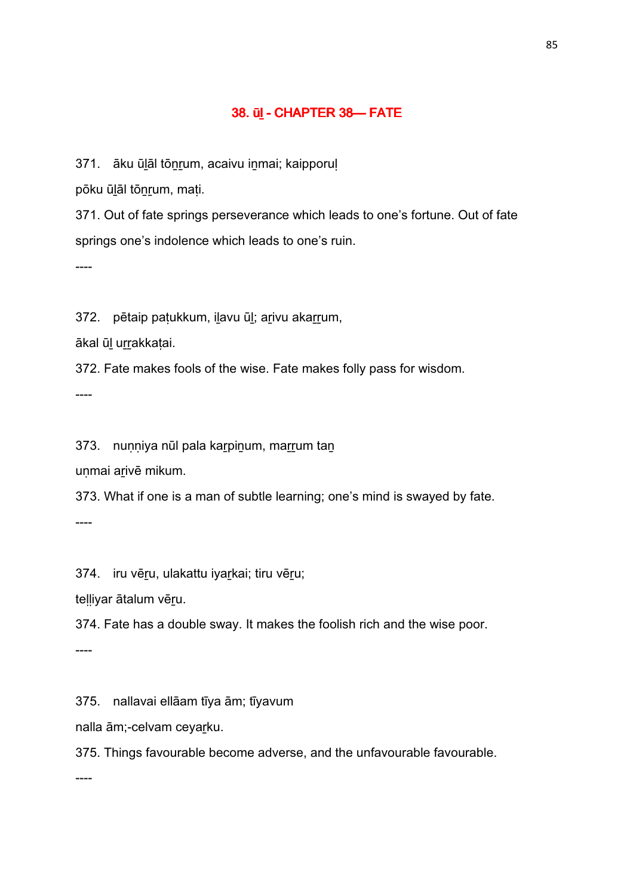## 38. ūḻ - CHAPTER 38— FATE

371. āku ūḻāl tōṉṟum, acaivu iṉmai; kaipporuḷ

pōku ūḻāl tōṉṟum, maṭi.

371. Out of fate springs perseverance which leads to one's fortune. Out of fate springs one's indolence which leads to one's ruin.

----

372. pētaip paṭukkum, iḻavu ūḻ; aṟivu akaṟṟum,

ākal ūḻ uṟṟakkaṭai.

372. Fate makes fools of the wise. Fate makes folly pass for wisdom.

----

373. nuṇṇiya nūl pala kaṟpiṉum, maṟṟum taṉ

uṇmai aṟivē mikum.

373. What if one is a man of subtle learning; one's mind is swayed by fate.

----

374. iru vēṟu, ulakattu iyaṟkai; tiru vēṟu;

teḷḷiyar ātalum vēṟu.

374. Fate has a double sway. It makes the foolish rich and the wise poor.

----

375. nallavai ellāam tīya ām; tīyavum

nalla ām;-celvam ceyaṟku.

375. Things favourable become adverse, and the unfavourable favourable.

----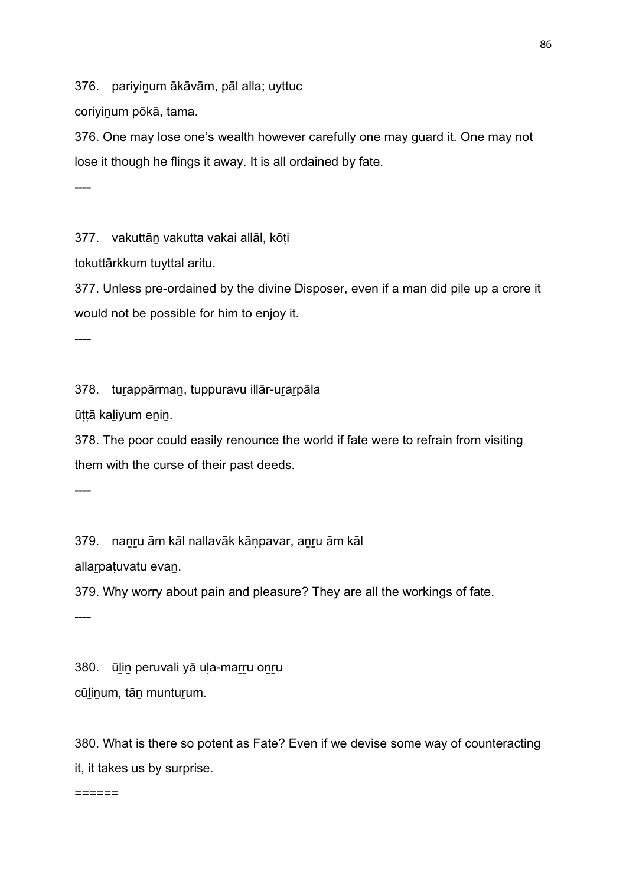376. pariyiṉum ākāvām, pāl alla; uyttuc

coriyiṉum pōkā, tama.

376. One may lose one's wealth however carefully one may guard it. One may not lose it though he flings it away. It is all ordained by fate.

----

377. vakuttāṉ vakutta vakai allāl, kōṭi

tokuttārkkum tuyttal aritu.

377. Unless pre-ordained by the divine Disposer, even if a man did pile up a crore it would not be possible for him to enjoy it.

----

378. tuṟappārmaṉ, tuppuravu illār-uṟaṟpāla

ūṭṭā kaḻiyum eṉiṉ.

378. The poor could easily renounce the world if fate were to refrain from visiting them with the curse of their past deeds.

----

379. naṉṟu ām kāl nallavāk kāṇpavar, aṉṟu ām kāl

allaṟpaṭuvatu evaṉ.

379. Why worry about pain and pleasure? They are all the workings of fate.

----

380. ūḻiṉ peruvali yā uḷa-maṟṟu oṉṟu

cūḻiṉum, tāṉ muntuṟum.

380. What is there so potent as Fate? Even if we devise some way of counteracting it, it takes us by surprise.

======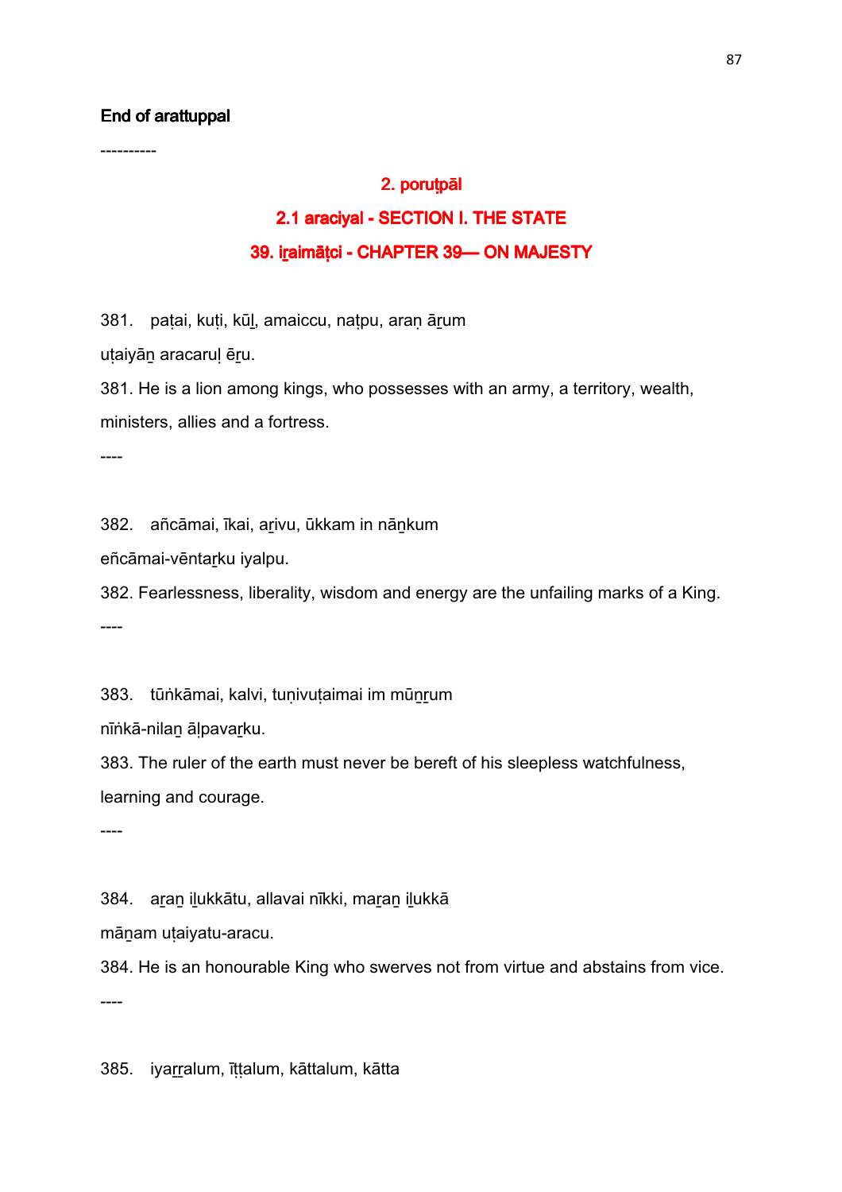**End of arattuppal**

----------

## 2. poruṭpāl

## 2.1 araciyal - SECTION I. THE STATE

### 39. iṟaimāṭci - CHAPTER 39— ON MAJESTY

381. paṭai, kuṭi, kūḻ, amaiccu, naṭpu, araṇ āṟum
uṭaiyāṉ aracaruḷ ēṟu.

381. He is a lion among kings, who possesses with an army, a territory, wealth, ministers, allies and a fortress.

----

382. añcāmai, īkai, aṟivu, ūkkam in nāṉkum
eñcāmai-vēntaṟku iyalpu.

382. Fearlessness, liberality, wisdom and energy are the unfailing marks of a King.

----

383. tūṅkāmai, kalvi, tuṇivuṭaimai im mūṉṟum
nīṅkā-nilaṉ āḷpavaṟku.

383. The ruler of the earth must never be bereft of his sleepless watchfulness, learning and courage.

----

384. aṟaṉ iḻukkātu, allavai nīkki, maṟaṉ iḻukkā
māṉam uṭaiyatu-aracu.

384. He is an honourable King who swerves not from virtue and abstains from vice.

----

385. iyaṟṟalum, īṭṭalum, kāttalum, kātta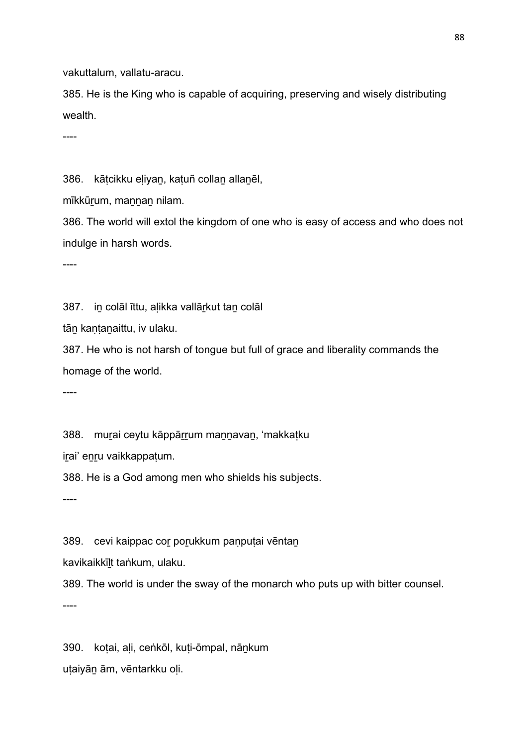vakuttalum, vallatu-aracu.

385. He is the King who is capable of acquiring, preserving and wisely distributing wealth.

----

386.   kāṭcikku eḷiyaṉ, kaṭuñ collaṉ allaṉēl,

mīkkūṟum, maṉṉaṉ nilam.

386. The world will extol the kingdom of one who is easy of access and who does not indulge in harsh words.

----

387.   iṉ colāl īttu, aḷikka vallāṟkut taṉ colāl

tāṉ kaṇṭaṉaittu, iv ulaku.

387. He who is not harsh of tongue but full of grace and liberality commands the homage of the world.

----

388.   muṟai ceytu kāppāṟṟum maṉṉavaṉ, 'makkaṭku

iṟai' eṉṟu vaikkappaṭum.

388. He is a God among men who shields his subjects.

----

389.   cevi kaippac coṟ poṟukkum paṇpuṭai vēntaṉ

kavikaikkīḻt taṅkum, ulaku.

389. The world is under the sway of the monarch who puts up with bitter counsel.

----

390.   koṭai, aḷi, ceṅkōl, kuṭi-ōmpal, nāṉkum

uṭaiyāṉ ām, vēntarkku oḷi.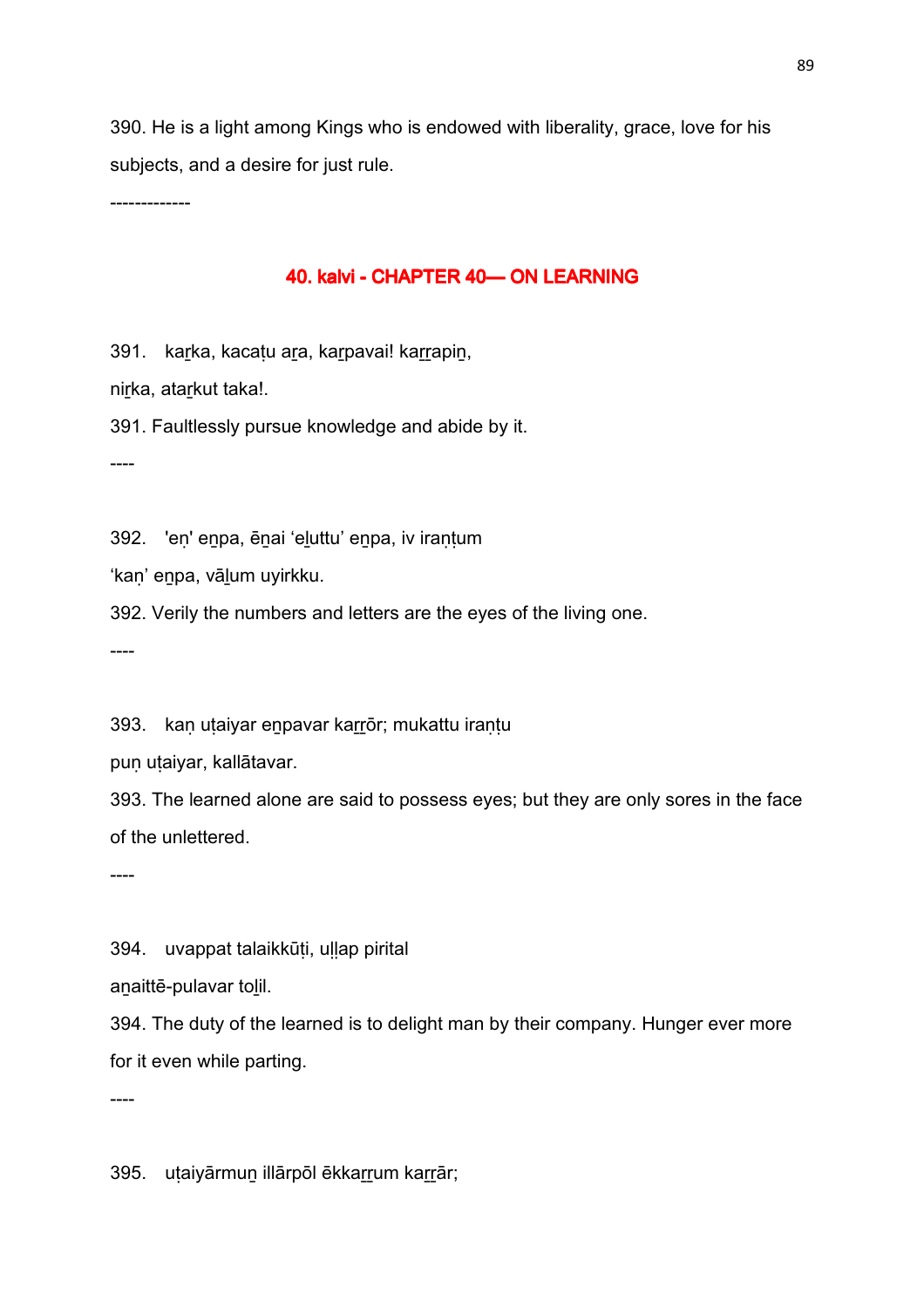390. He is a light among Kings who is endowed with liberality, grace, love for his subjects, and a desire for just rule.

-------------

## 40. kalvi - CHAPTER 40— ON LEARNING

391. kaṟka, kacaṭu aṟa, kaṟpavai! kaṟṟapiṉ,

niṟka, ataṟkut taka!.

391. Faultlessly pursue knowledge and abide by it.

----

392. 'eṇ' eṉpa, ēṉai 'eḻuttu' eṉpa, iv iraṇṭum

'kaṇ' eṉpa, vāḻum uyirkku.

392. Verily the numbers and letters are the eyes of the living one.

----

393. kaṇ uṭaiyar eṉpavar kaṟṟōr; mukattu iraṇṭu

puṇ uṭaiyar, kallātavar.

393. The learned alone are said to possess eyes; but they are only sores in the face of the unlettered.

----

394. uvappat talaikkūṭi, uḷḷap pirital

aṉaittē-pulavar toḻil.

394. The duty of the learned is to delight man by their company. Hunger ever more for it even while parting.

----

395. uṭaiyārmuṉ illārpōl ēkkaṟṟum kaṟṟār;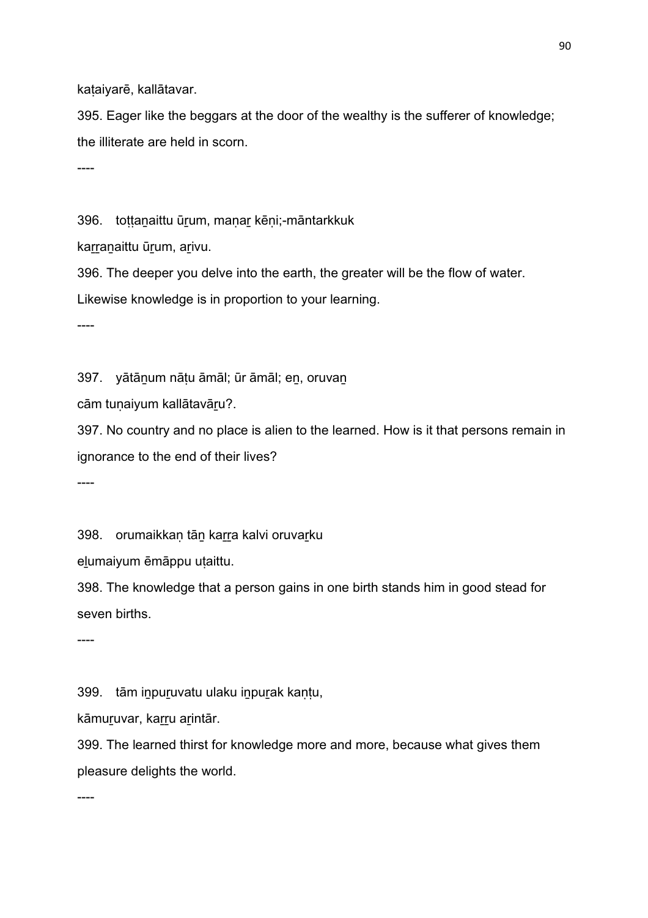kaṭaiyarē, kallātavar.

395. Eager like the beggars at the door of the wealthy is the sufferer of knowledge; the illiterate are held in scorn.

----

396. toṭṭaṉaittu ūṟum, maṇaṟ kēṇi;-māntarkkuk
kaṟṟaṉaittu ūṟum, aṟivu.

396. The deeper you delve into the earth, the greater will be the flow of water. Likewise knowledge is in proportion to your learning.

----

397. yātāṉum nāṭu āmāl; ūr āmāl; eṉ, oruvaṉ
cām tuṇaiyum kallātavāṟu?.

397. No country and no place is alien to the learned. How is it that persons remain in ignorance to the end of their lives?

----

398. orumaikkaṇ tāṉ kaṟṟa kalvi oruvaṟku
eḻumaiyum ēmāppu uṭaittu.

398. The knowledge that a person gains in one birth stands him in good stead for seven births.

----

399. tām iṉpuṟuvatu ulaku iṉpuṟak kaṇṭu,
kāmuṟuvar, kaṟṟu aṟintār.

399. The learned thirst for knowledge more and more, because what gives them pleasure delights the world.

----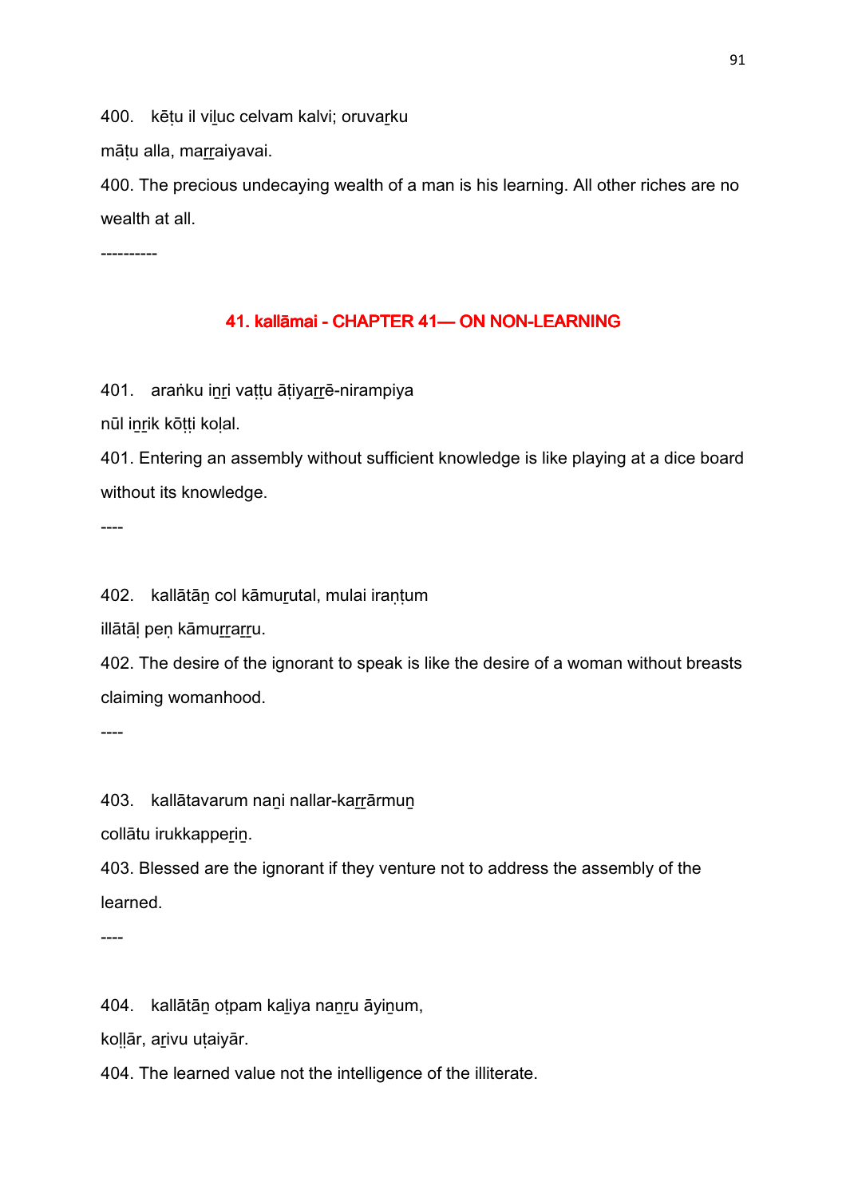400. kēṭu il viḻuc celvam kalvi; oruvaṟku
māṭu alla, maṟṟaiyavai.

400. The precious undecaying wealth of a man is his learning. All other riches are no wealth at all.

----------

## 41. kallāmai - CHAPTER 41— ON NON-LEARNING

401. araṅku iṉṟi vaṭṭu āṭiyaṟṟē-nirampiya
nūl iṉṟik kōṭṭi koḷal.

401. Entering an assembly without sufficient knowledge is like playing at a dice board without its knowledge.

----

402. kallātāṉ col kāmuṟutal, mulai iraṇṭum
illātāḷ peṇ kāmuṟṟaṟṟu.

402. The desire of the ignorant to speak is like the desire of a woman without breasts claiming womanhood.

----

403. kallātavarum naṉi nallar-kaṟṟārmuṉ
collātu irukkappeṟiṉ.

403. Blessed are the ignorant if they venture not to address the assembly of the learned.

----

404. kallātāṉ oṭpam kaḻiya naṉṟu āyiṉum,
koḷḷār, aṟivu uṭaiyār.

404. The learned value not the intelligence of the illiterate.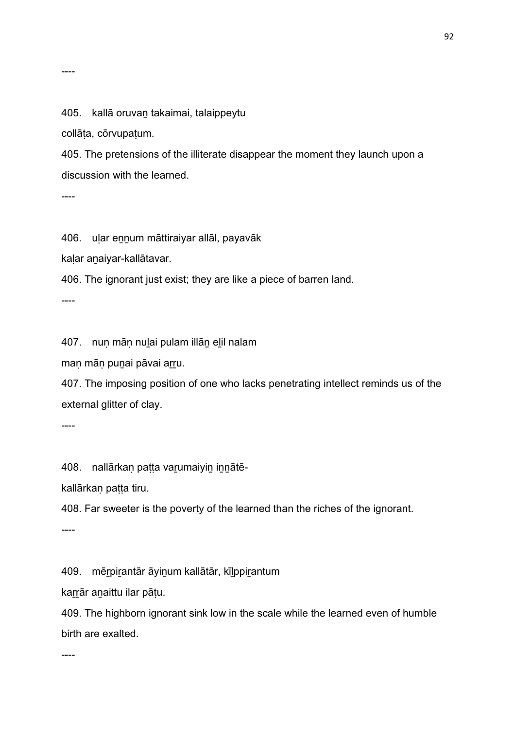----

405. kallā oruvaṉ takaimai, talaippeytu

collāṭa, cōrvupaṭum.

405. The pretensions of the illiterate disappear the moment they launch upon a discussion with the learned.

----

406. uḷar eṉṉum māttiraiyar allāl, payavāk

kaḷar aṉaiyar-kallātavar.

406. The ignorant just exist; they are like a piece of barren land.

----

407. nuṇ māṇ nuḻai pulam illāṉ eḻil nalam

maṇ māṇ puṉai pāvai aṟṟu.

407. The imposing position of one who lacks penetrating intellect reminds us of the external glitter of clay.

----

408. nallārkaṇ paṭṭa vaṟumaiyiṉ iṉṉātē-

kallārkaṇ paṭṭa tiru.

408. Far sweeter is the poverty of the learned than the riches of the ignorant.

----

409. mēṟpiṟantār āyiṉum kallātār, kīḻppiṟantum

kaṟṟār aṉaittu ilar pāṭu.

409. The highborn ignorant sink low in the scale while the learned even of humble birth are exalted.

----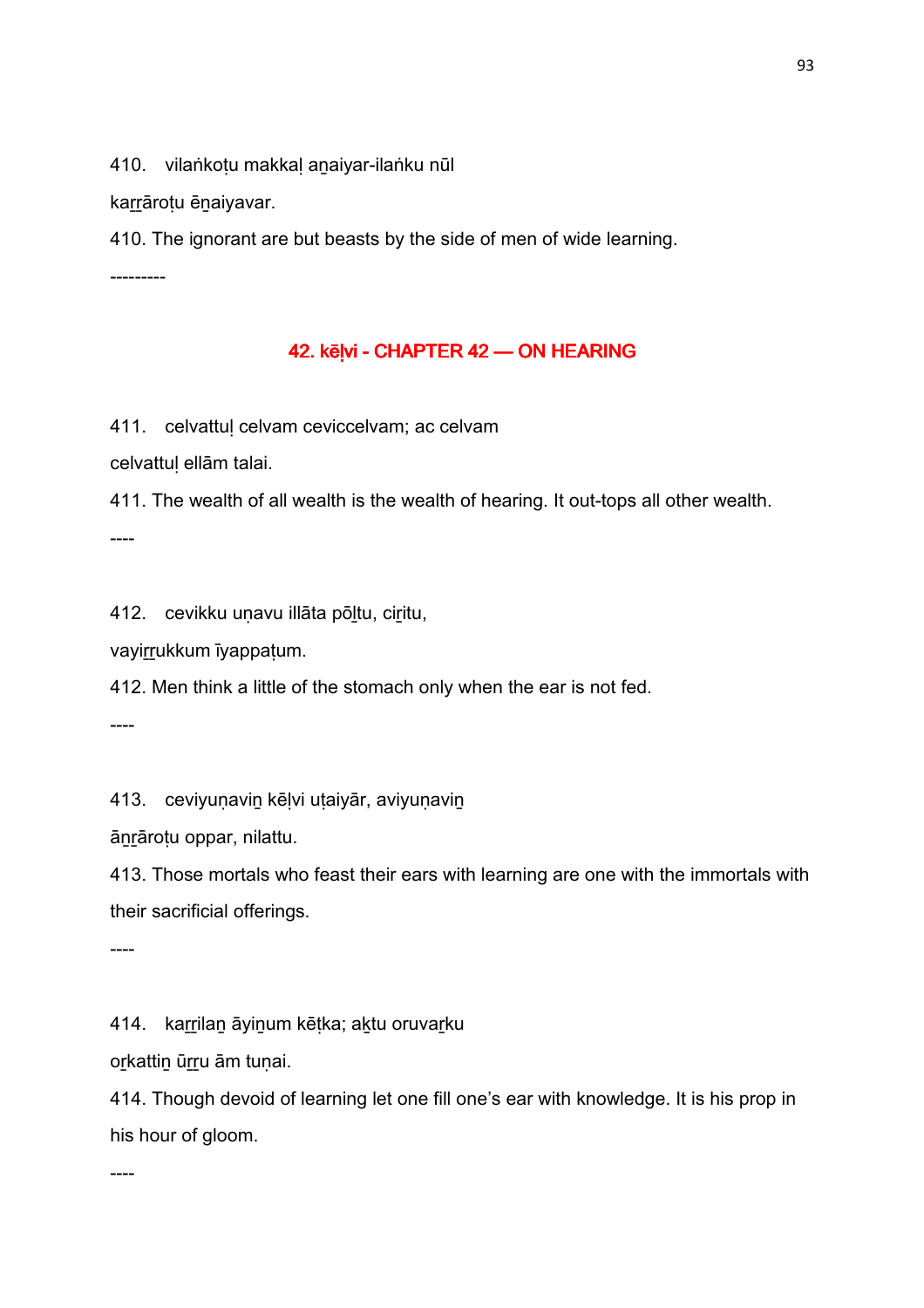410. vilaṅkoṭu makkaḷ aṉaiyar-ilaṅku nūl

kaṟṟāroṭu ēṉaiyavar.

410. The ignorant are but beasts by the side of men of wide learning.

---------

## 42. kēḷvi - CHAPTER 42 — ON HEARING

411. celvattuḷ celvam ceviccelvam; ac celvam

celvattuḷ ellām talai.

411. The wealth of all wealth is the wealth of hearing. It out-tops all other wealth.

----

412. cevikku uṇavu illāta pōḻtu, ciṟitu,

vayiṟṟukkum īyappaṭum.

412. Men think a little of the stomach only when the ear is not fed.

----

413. ceviyuṇaviṉ kēḷvi uṭaiyār, aviyuṇaviṉ

āṉṟāroṭu oppar, nilattu.

413. Those mortals who feast their ears with learning are one with the immortals with their sacrificial offerings.

----

414. kaṟṟilaṉ āyiṉum kēṭka; aḵtu oruvaṟku

oṟkattiṉ ūṟṟu ām tuṇai.

414. Though devoid of learning let one fill one's ear with knowledge. It is his prop in his hour of gloom.

----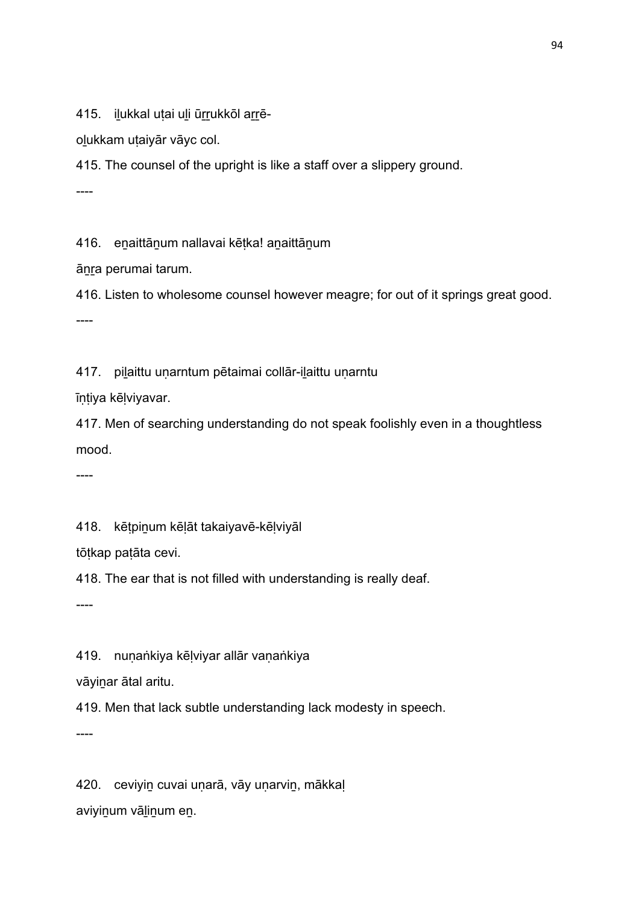415. i̱lukkal uṭai uḻi ūṟṟukkōl aṟṟē-

oḻukkam uṭaiyār vāyc col.

415. The counsel of the upright is like a staff over a slippery ground.

----

416. eṉaittāṉum nallavai kēṭka! aṉaittāṉum

āṉṟa perumai tarum.

416. Listen to wholesome counsel however meagre; for out of it springs great good.

----

417. piḻaittu uṇarntum pētaimai collār-iḻaittu uṇarntu

īṇṭiya kēḷviyavar.

417. Men of searching understanding do not speak foolishly even in a thoughtless mood.

----

418. kēṭpiṉum kēḷāt takaiyavē-kēḷviyāl

tōṭkap paṭāta cevi.

418. The ear that is not filled with understanding is really deaf.

----

419. nuṇaṅkiya kēḷviyar allār vaṇaṅkiya

vāyiṉar ātal aritu.

419. Men that lack subtle understanding lack modesty in speech.

----

420. ceviyiṉ cuvai uṇarā, vāy uṇarviṉ, mākkaḷ

aviyiṉum vāḻiṉum eṉ.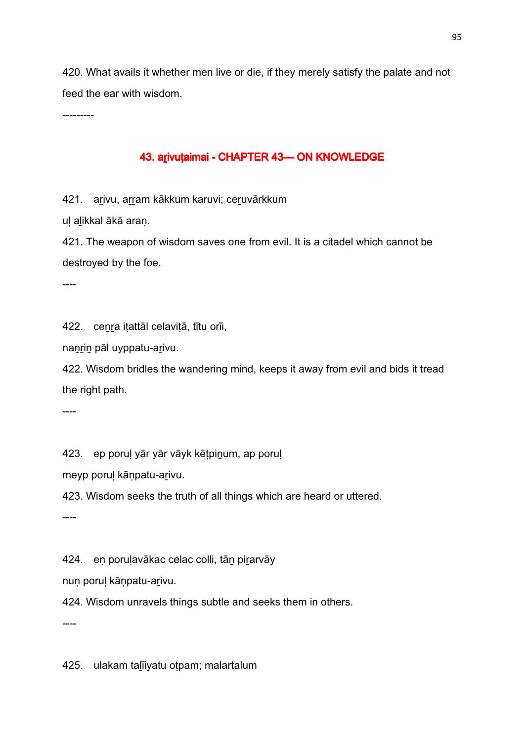420. What avails it whether men live or die, if they merely satisfy the palate and not feed the ear with wisdom.

---------

## 43. aṟivuṭaimai - CHAPTER 43— ON KNOWLEDGE

421. aṟivu, aṟṟam kākkum karuvi; ceṟuvārkkum
uḷ aḻikkal ākā araṇ.

421. The weapon of wisdom saves one from evil. It is a citadel which cannot be destroyed by the foe.

----

422. ceṉṟa iṭattāl celaviṭā, tītu orīi,
naṉṟiṉ pāl uyppatu-aṟivu.

422. Wisdom bridles the wandering mind, keeps it away from evil and bids it tread the right path.

----

423. ep poruḷ yār yār vāyk kēṭpiṉum, ap poruḷ
meyp poruḷ kāṇpatu-aṟivu.

423. Wisdom seeks the truth of all things which are heard or uttered.

----

424. eṇ poruḷavākac celac colli, tāṉ piṟarvāy
nuṇ poruḷ kāṇpatu-aṟivu.

424. Wisdom unravels things subtle and seeks them in others.

----

425. ulakam taḻīiyatu oṭpam; malartalum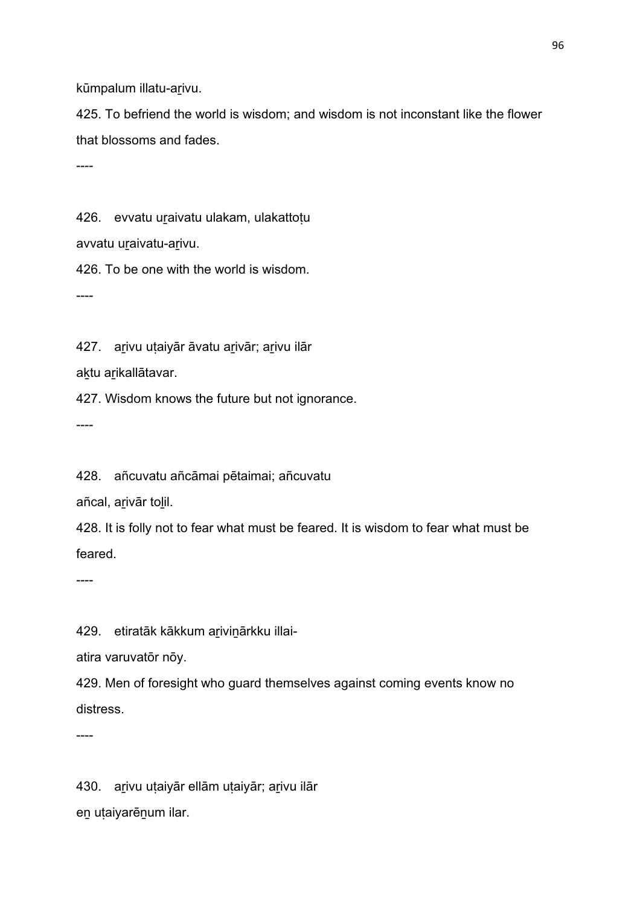kūmpalum illatu-aṟivu.

425. To befriend the world is wisdom; and wisdom is not inconstant like the flower that blossoms and fades.

----

426.   evvatu uṟaivatu ulakam, ulakattoṭu
avvatu uṟaivatu-aṟivu.

426. To be one with the world is wisdom.

----

427.   aṟivu uṭaiyār āvatu aṟivār; aṟivu ilār
aḵtu aṟikallātavar.

427. Wisdom knows the future but not ignorance.

----

428.   añcuvatu añcāmai pētaimai; añcuvatu
añcal, aṟivār toḻil.

428. It is folly not to fear what must be feared. It is wisdom to fear what must be feared.

----

429.   etiratāk kākkum aṟiviṉārkku illai-
atira varuvatōr nōy.

429. Men of foresight who guard themselves against coming events know no distress.

----

430.   aṟivu uṭaiyār ellām uṭaiyār; aṟivu ilār
eṉ uṭaiyarēṉum ilar.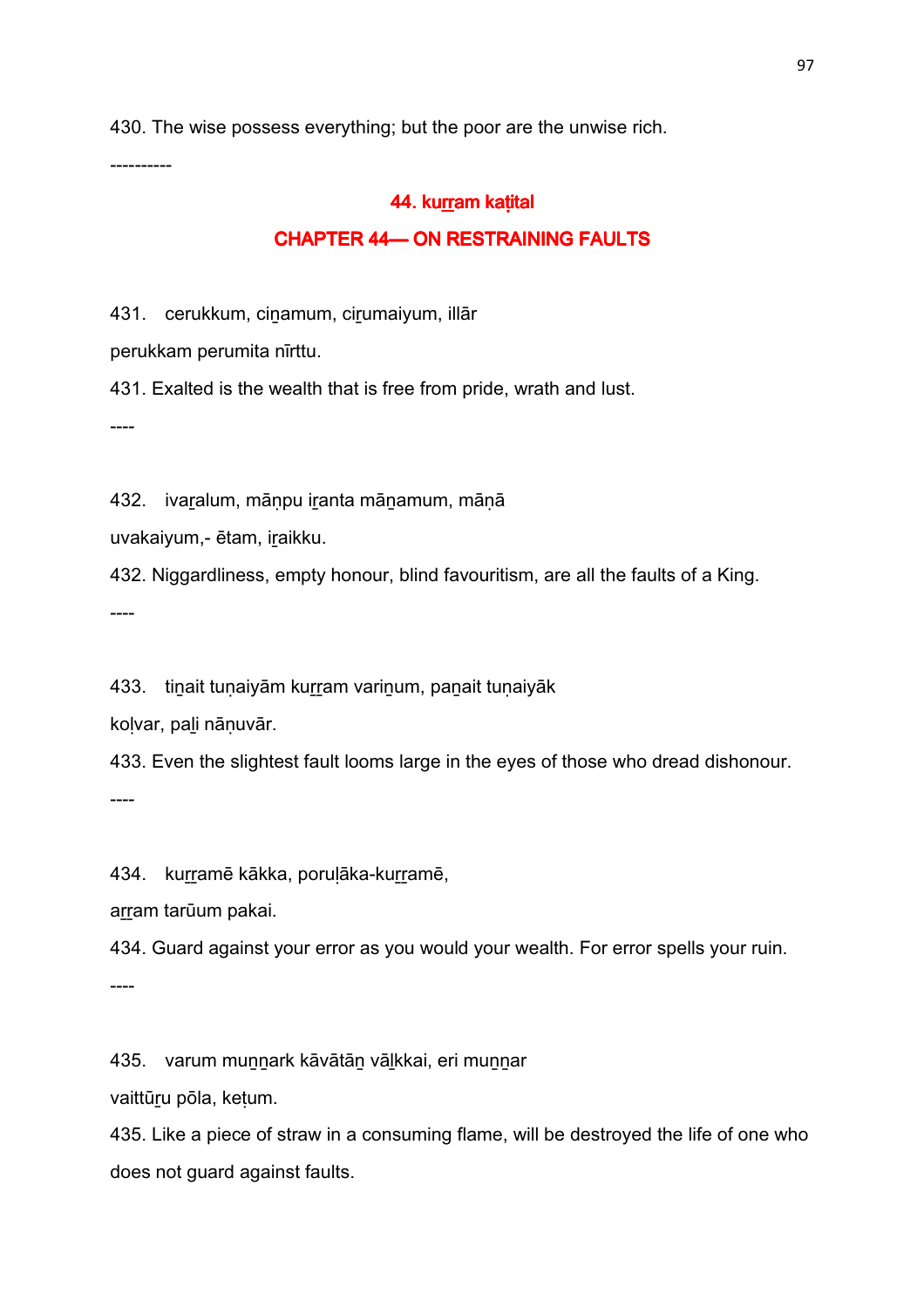430. The wise possess everything; but the poor are the unwise rich.

----------

## 44. kuṟṟam kaṭital

## CHAPTER 44— ON RESTRAINING FAULTS

431. cerukkum, ciṉamum, ciṟumaiyum, illār

perukkam perumita nīrttu.

431. Exalted is the wealth that is free from pride, wrath and lust.

----

432. ivaṟalum, māṇpu iṟanta māṉamum, māṇā

uvakaiyum,- ētam, iṟaikku.

432. Niggardliness, empty honour, blind favouritism, are all the faults of a King.

----

433. tiṉait tuṇaiyām kuṟṟam variṉum, paṉait tuṇaiyāk

koḷvar, paḻi nāṇuvār.

433. Even the slightest fault looms large in the eyes of those who dread dishonour.

----

434. kuṟṟamē kākka, poruḷāka-kuṟṟamē,

aṟṟam tarūum pakai.

434. Guard against your error as you would your wealth. For error spells your ruin.

----

435. varum muṉṉark kāvātāṉ vāḻkkai, eri muṉṉar

vaittūṟu pōla, keṭum.

435. Like a piece of straw in a consuming flame, will be destroyed the life of one who does not guard against faults.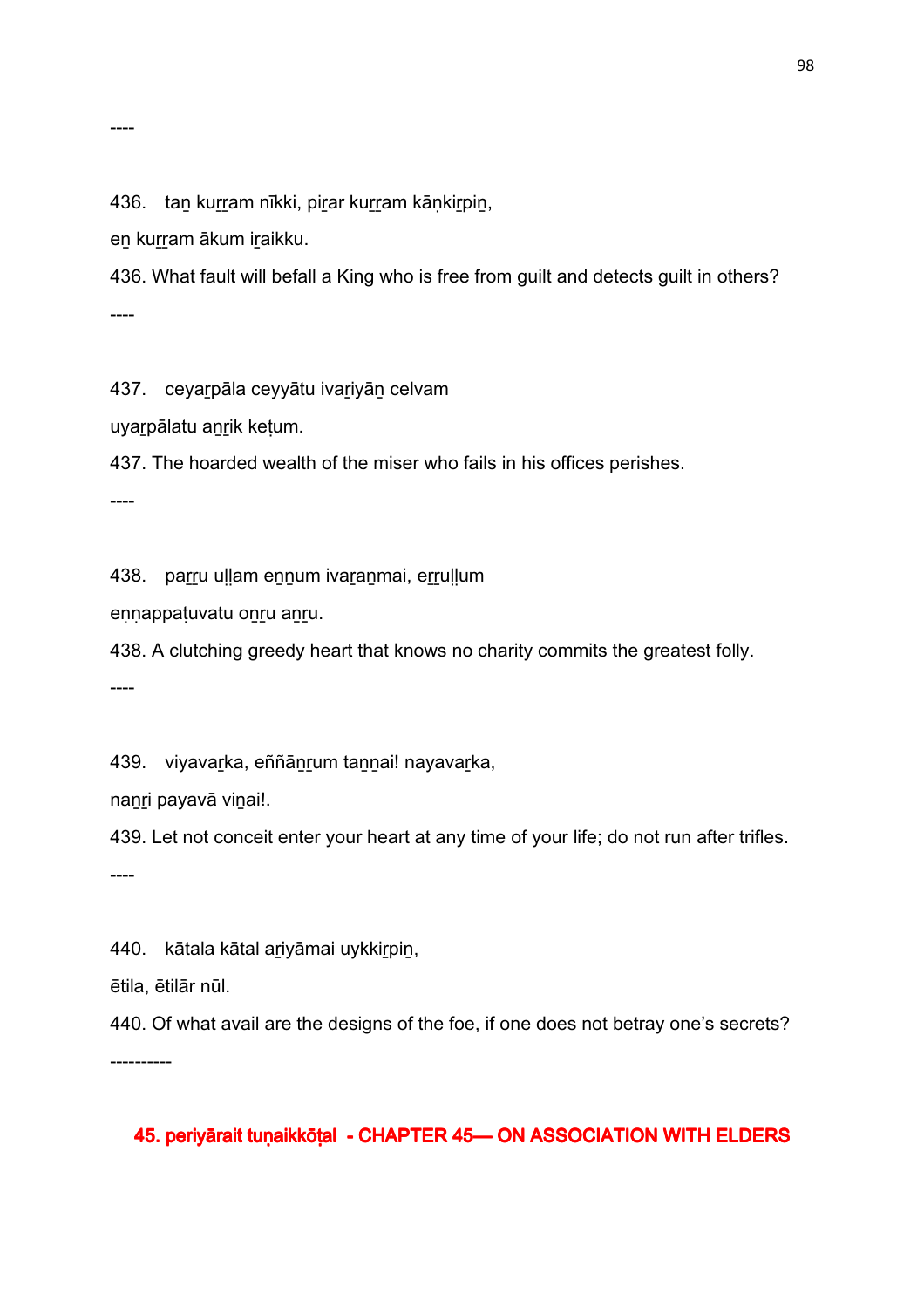----

436. taṉ kuṟṟam nīkki, piṟar kuṟṟam kāṇkiṟpiṉ,

eṉ kuṟṟam ākum iṟaikku.

436. What fault will befall a King who is free from guilt and detects guilt in others?

----

437. ceyaṟpāla ceyyātu ivaṟiyāṉ celvam

uyaṟpālatu aṉṟik keṭum.

437. The hoarded wealth of the miser who fails in his offices perishes.

----

438. paṟṟu uḷḷam eṉṉum ivaṟaṉmai, eṟṟuḷḷum

eṇṇappaṭuvatu oṉṟu aṉṟu.

438. A clutching greedy heart that knows no charity commits the greatest folly.

----

439. viyavaṟka, eññāṉṟum taṉṉai! nayavaṟka,

naṉṟi payavā viṉai!.

439. Let not conceit enter your heart at any time of your life; do not run after trifles.

----

440. kātala kātal aṟiyāmai uykkiṟpiṉ,

ētila, ētilār nūl.

440. Of what avail are the designs of the foe, if one does not betray one's secrets?

----------

## 45. periyārait tuṇaikkōṭal - CHAPTER 45— ON ASSOCIATION WITH ELDERS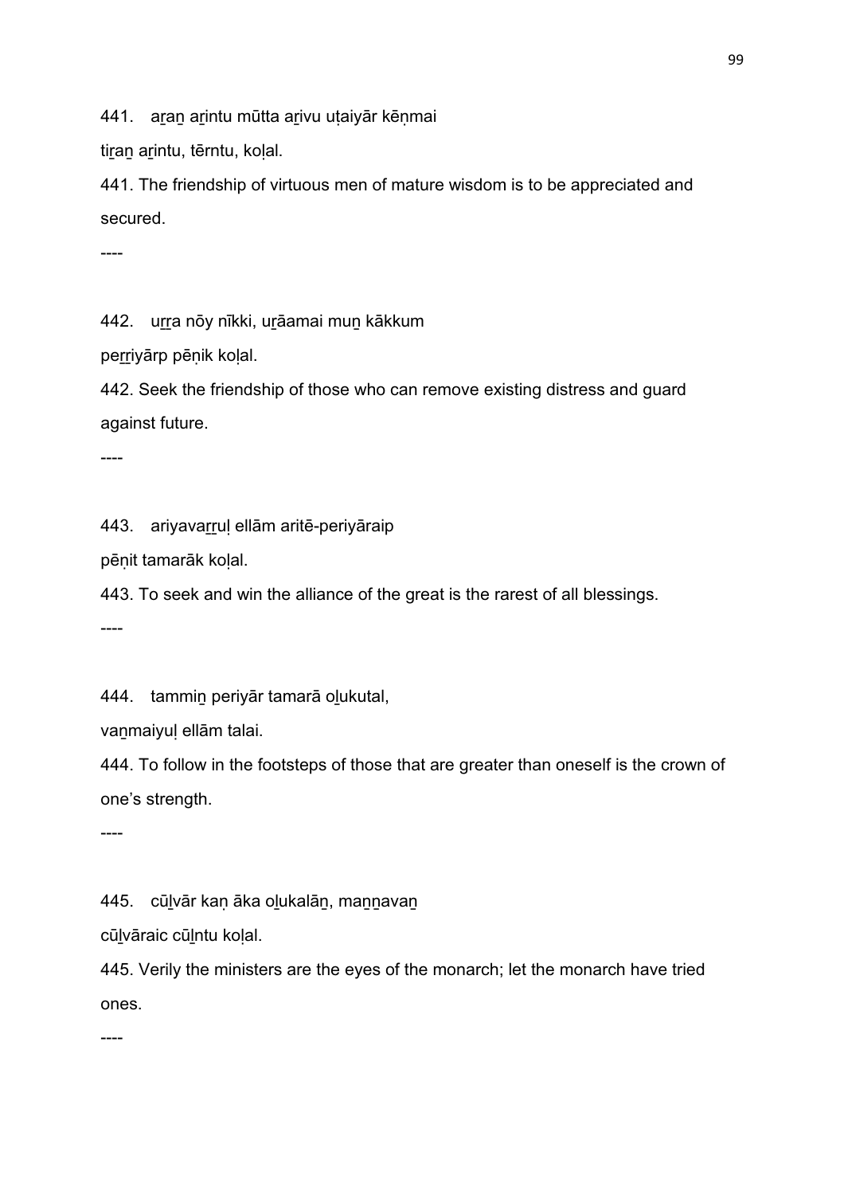441. aṟaṉ aṟintu mūtta aṟivu uṭaiyār kēṇmai

tiṟaṉ aṟintu, tērntu, koḷal.

441. The friendship of virtuous men of mature wisdom is to be appreciated and secured.

----

442. uṟṟa nōy nīkki, uṟāamai muṉ kākkum

peṟṟiyārp pēṇik koḷal.

442. Seek the friendship of those who can remove existing distress and guard against future.

----

443. ariyavaṟṟuḷ ellām aritē-periyāraip

pēṇit tamarāk koḷal.

443. To seek and win the alliance of the great is the rarest of all blessings.

----

444. tammiṉ periyār tamarā oḻukutal,

vaṉmaiyuḷ ellām talai.

444. To follow in the footsteps of those that are greater than oneself is the crown of one's strength.

----

445. cūḻvār kaṇ āka oḻukalāṉ, maṉṉavaṉ

cūḻvāraic cūḻntu koḷal.

445. Verily the ministers are the eyes of the monarch; let the monarch have tried ones.

----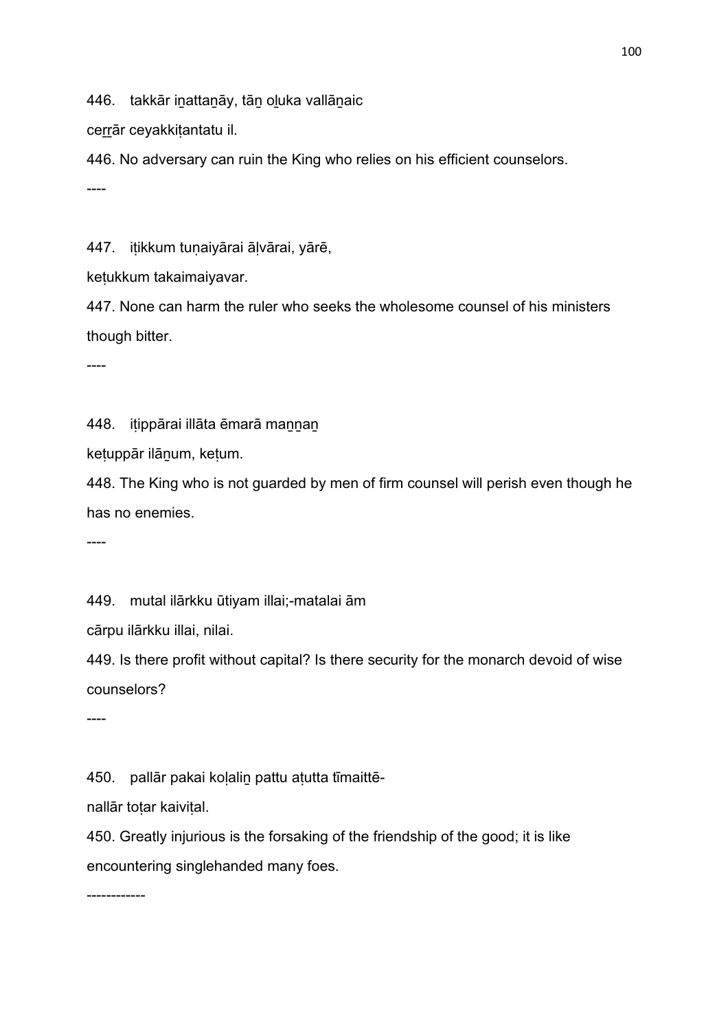446. takkār iṉattaṉāy, tāṉ oḻuka vallāṉaic

ceṟṟār ceyakkiṭantatu il.

446. No adversary can ruin the King who relies on his efficient counselors.

----

447. iṭikkum tuṇaiyārai āḷvārai, yārē,

keṭukkum takaimaiyavar.

447. None can harm the ruler who seeks the wholesome counsel of his ministers though bitter.

----

448. iṭippārai illāta ēmarā maṉṉaṉ

keṭuppār ilāṉum, keṭum.

448. The King who is not guarded by men of firm counsel will perish even though he has no enemies.

----

449. mutal ilārkku ūtiyam illai;-matalai ām

cārpu ilārkku illai, nilai.

449. Is there profit without capital? Is there security for the monarch devoid of wise counselors?

----

450. pallār pakai koḷaliṉ pattu aṭutta tīmaittē-

nallār toṭar kaiviṭal.

450. Greatly injurious is the forsaking of the friendship of the good; it is like encountering singlehanded many foes.

------------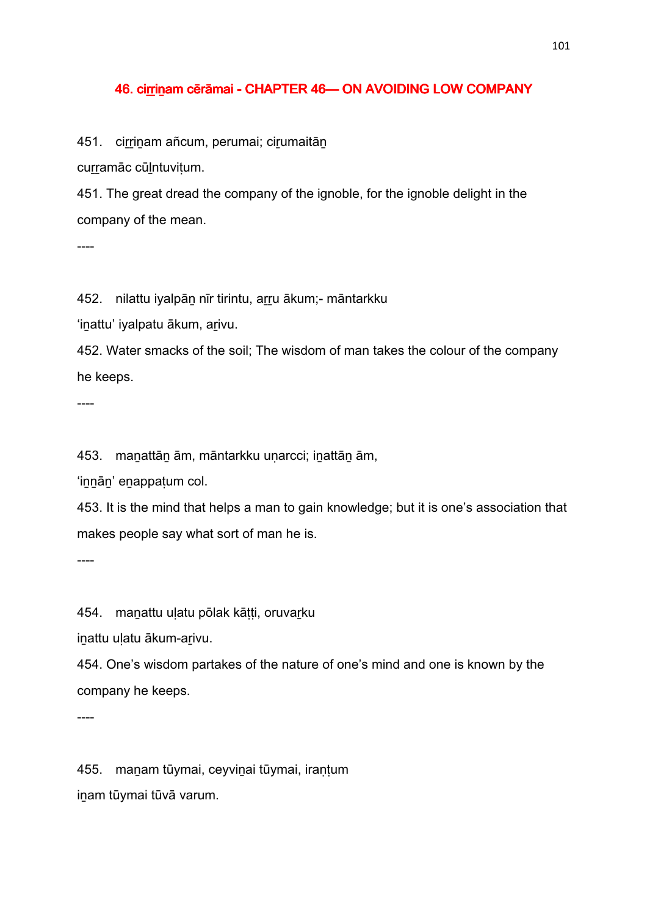## 46. ciṟṟiṉam cērāmai - CHAPTER 46— ON AVOIDING LOW COMPANY

451. ciṟṟiṉam añcum, perumai; ciṟumaitāṉ
cuṟṟamāc cūḻntuviṭum.

451. The great dread the company of the ignoble, for the ignoble delight in the company of the mean.

----

452. nilattu iyalpāṉ nīr tirintu, aṟṟu ākum;- māntarkku
'iṉattu' iyalpatu ākum, aṟivu.

452. Water smacks of the soil; The wisdom of man takes the colour of the company he keeps.

----

453. maṉattāṉ ām, māntarkku uṇarcci; iṉattāṉ ām,
'iṉṉāṉ' eṉappaṭum col.

453. It is the mind that helps a man to gain knowledge; but it is one's association that makes people say what sort of man he is.

----

454. maṉattu uḷatu pōlak kāṭṭi, oruvaṟku
iṉattu uḷatu ākum-aṟivu.

454. One's wisdom partakes of the nature of one's mind and one is known by the company he keeps.

----

455. maṉam tūymai, ceyviṉai tūymai, iraṇṭum
iṉam tūymai tūvā varum.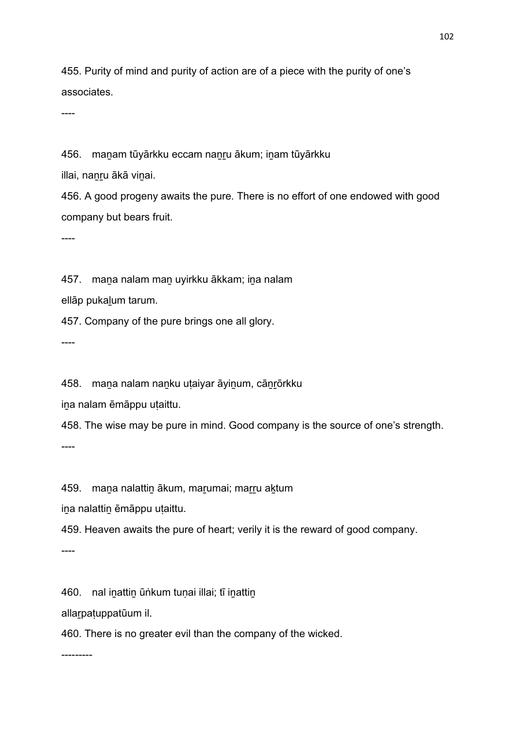455. Purity of mind and purity of action are of a piece with the purity of one's associates.

----

456.   maṉam tūyārkku eccam naṉṟu ākum; iṉam tūyārkku
illai, naṉṟu ākā viṉai.

456. A good progeny awaits the pure. There is no effort of one endowed with good company but bears fruit.

----

457.   maṉa nalam maṉ uyirkku ākkam; iṉa nalam
ellāp pukaḻum tarum.

457. Company of the pure brings one all glory.

----

458.   maṉa nalam naṉku uṭaiyar āyiṉum, cāṉṟōrkku
iṉa nalam ēmāppu uṭaittu.

458. The wise may be pure in mind. Good company is the source of one's strength.

----

459.   maṉa nalattiṉ ākum, maṟumai; maṟṟu aḵtum
iṉa nalattiṉ ēmāppu uṭaittu.

459. Heaven awaits the pure of heart; verily it is the reward of good company.

----

460.   nal iṉattiṉ ūṅkum tuṇai illai; tī iṉattiṉ
allaṟpaṭuppatūum il.

460. There is no greater evil than the company of the wicked.

---------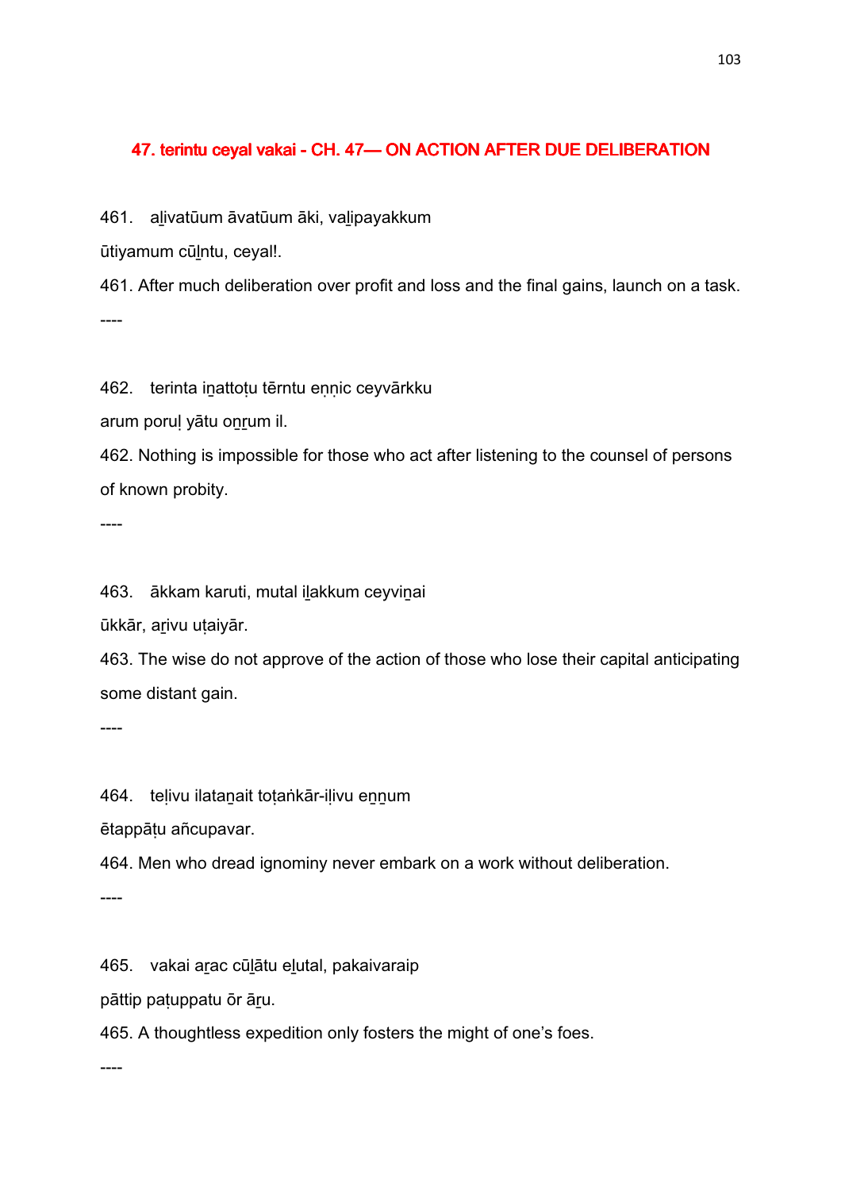## 47. terintu ceyal vakai - CH. 47— ON ACTION AFTER DUE DELIBERATION

461. a̱livatūum āvatūum āki, va̱lipayakkum

ūtiyamum cū̱lntu, ceyal!.

461. After much deliberation over profit and loss and the final gains, launch on a task.

----

462. terinta iṉattoṭu tērntu eṇṇic ceyvārkku

arum poruḷ yātu oṉṟum il.

462. Nothing is impossible for those who act after listening to the counsel of persons of known probity.

----

463. ākkam karuti, mutal i̱lakkum ceyviṉai

ūkkār, aṟivu uṭaiyār.

463. The wise do not approve of the action of those who lose their capital anticipating some distant gain.

----

464. teḷivu ilataṉait toṭaṅkār-iḷivu eṉṉum

ētappāṭu añcupavar.

464. Men who dread ignominy never embark on a work without deliberation.

----

465. vakai aṟac cū̱lātu e̱lutal, pakaivaraip

pāttip paṭuppatu ōr āṟu.

465. A thoughtless expedition only fosters the might of one's foes.

----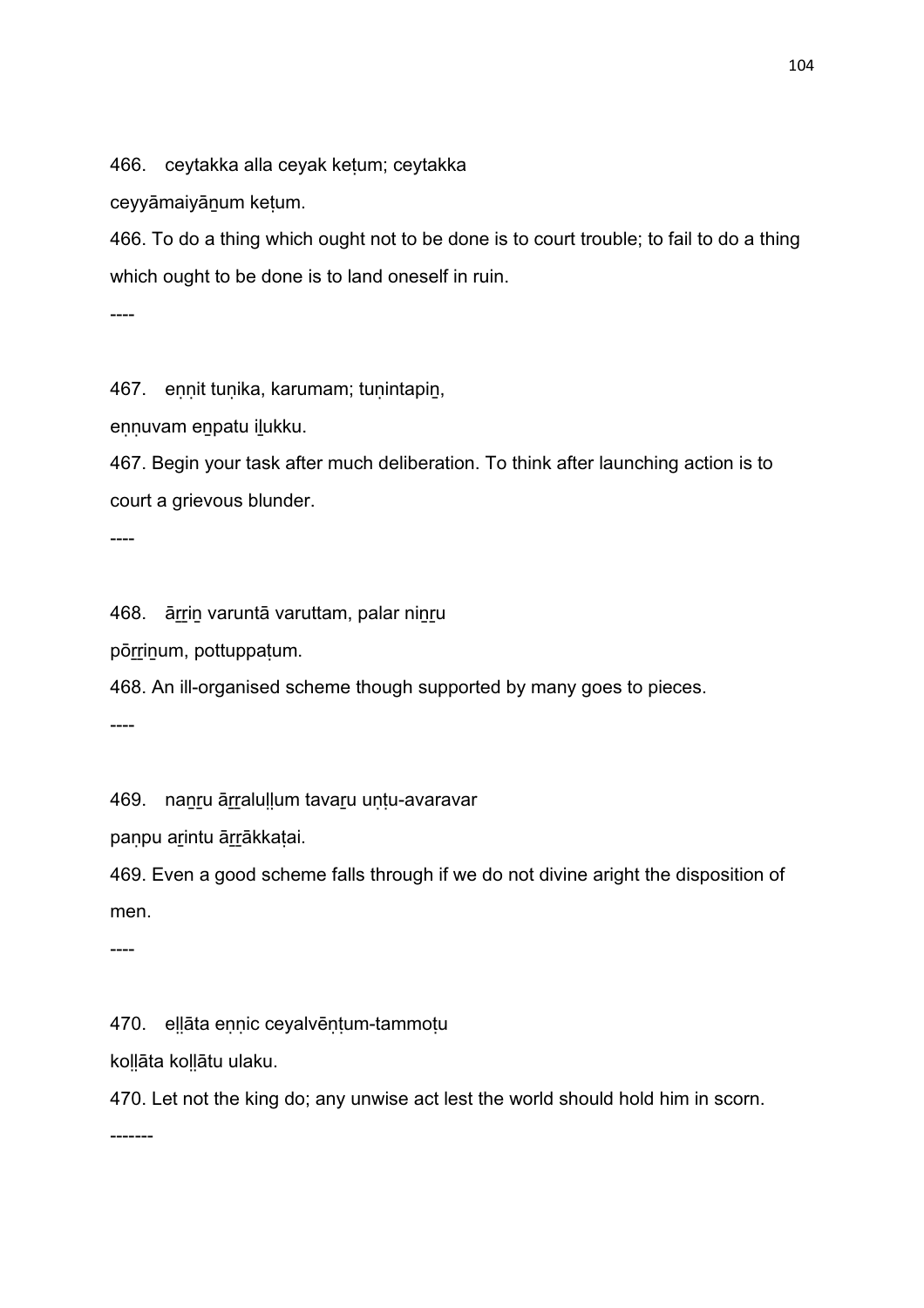466. ceytakka alla ceyak keṭum; ceytakka

ceyyāmaiyāṉum keṭum.

466. To do a thing which ought not to be done is to court trouble; to fail to do a thing which ought to be done is to land oneself in ruin.

----

467. eṇṇit tuṇika, karumam; tuṇintapiṉ,

eṇṇuvam eṉpatu iḻukku.

467. Begin your task after much deliberation. To think after launching action is to court a grievous blunder.

----

468. āṟṟiṉ varuntā varuttam, palar niṉṟu

pōṟṟiṉum, pottuppaṭum.

468. An ill-organised scheme though supported by many goes to pieces.

----

469. naṉṟu āṟṟaluḷḷum tavaṟu uṇṭu-avaravar

paṇpu aṟintu āṟṟākkaṭai.

469. Even a good scheme falls through if we do not divine aright the disposition of men.

----

470. eḷḷāta eṇṇic ceyalvēṇṭum-tammoṭu

koḷḷāta koḷḷātu ulaku.

470. Let not the king do; any unwise act lest the world should hold him in scorn.

-------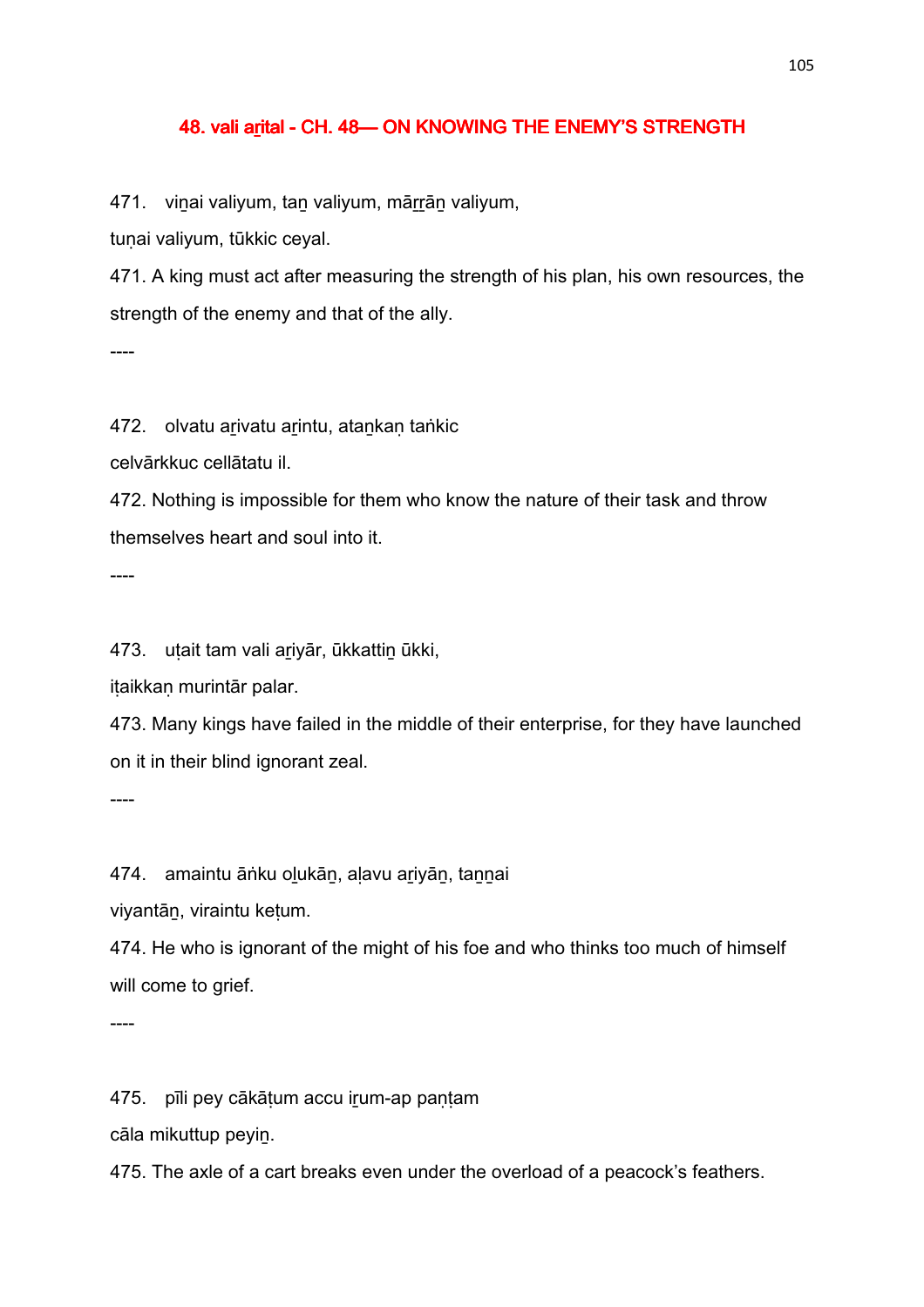## 48. vali aṟital - CH. 48— ON KNOWING THE ENEMY'S STRENGTH

471. viṉai valiyum, taṉ valiyum, māṟṟāṉ valiyum,

tuṇai valiyum, tūkkic ceyal.

471. A king must act after measuring the strength of his plan, his own resources, the strength of the enemy and that of the ally.

----

472. olvatu aṟivatu aṟintu, ataṉkaṇ taṅkic

celvārkkuc cellātatu il.

472. Nothing is impossible for them who know the nature of their task and throw themselves heart and soul into it.

----

473. uṭait tam vali aṟiyār, ūkkattiṉ ūkki,

iṭaikkaṇ murintār palar.

473. Many kings have failed in the middle of their enterprise, for they have launched on it in their blind ignorant zeal.

----

474. amaintu āṅku oḻukāṉ, aḷavu aṟiyāṉ, taṉṉai

viyantāṉ, viraintu keṭum.

474. He who is ignorant of the might of his foe and who thinks too much of himself will come to grief.

----

475. pīli pey cākāṭum accu iṟum-ap paṇṭam

cāla mikuttup peyiṉ.

475. The axle of a cart breaks even under the overload of a peacock's feathers.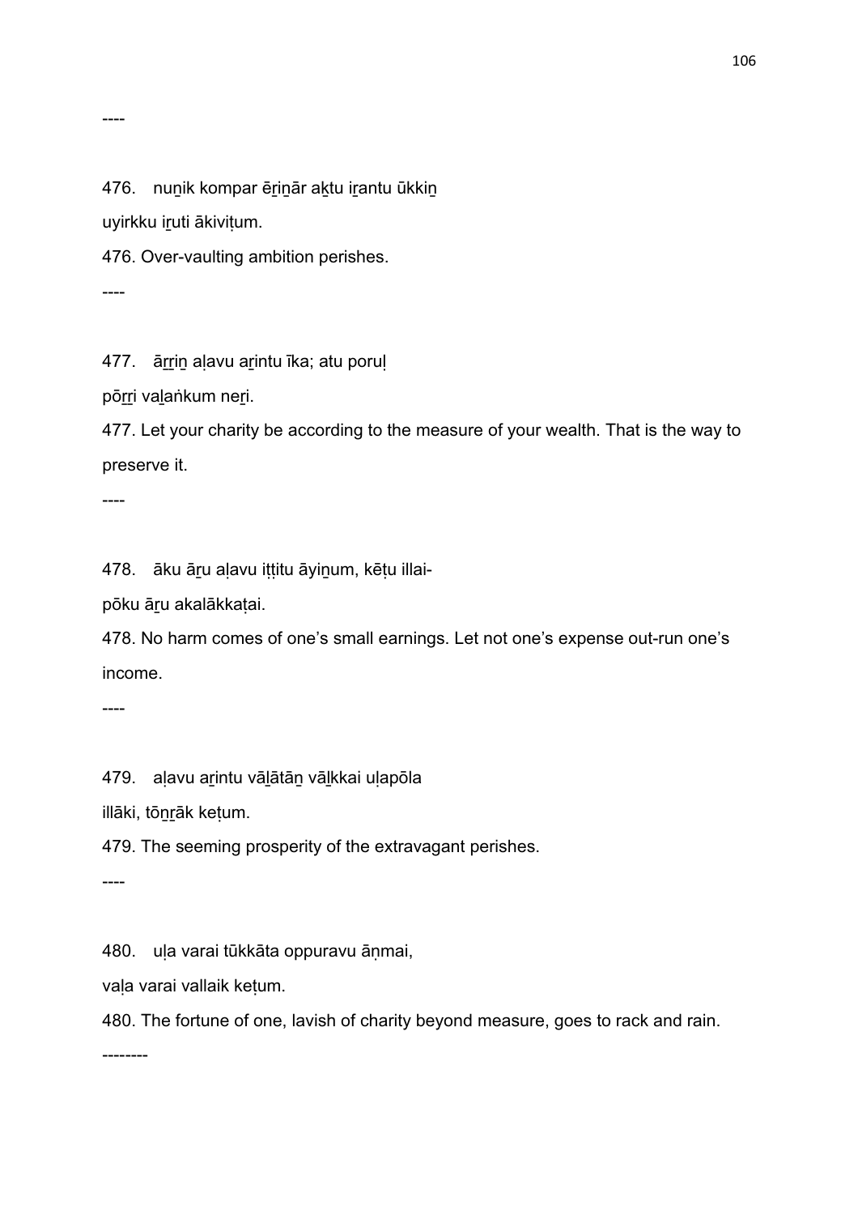----

476. nuṉik kompar ēṟiṉār aḵtu iṟantu ūkkiṉ
uyirkku iṟuti ākiviṭum.

476. Over-vaulting ambition perishes.

----

477. āṟṟiṉ aḷavu aṟintu īka; atu poruḷ
pōṟṟi vaḻaṅkum neṟi.

477. Let your charity be according to the measure of your wealth. That is the way to preserve it.

----

478. āku āṟu aḷavu iṭṭitu āyiṉum, kēṭu illai-
pōku āṟu akalākkaṭai.

478. No harm comes of one's small earnings. Let not one's expense out-run one's income.

----

479. aḷavu aṟintu vāḻātāṉ vāḻkkai uḷapōla
illāki, tōṉṟāk keṭum.

479. The seeming prosperity of the extravagant perishes.

----

480. uḷa varai tūkkāta oppuravu āṇmai,
vaḷa varai vallaik keṭum.

480. The fortune of one, lavish of charity beyond measure, goes to rack and rain.

--------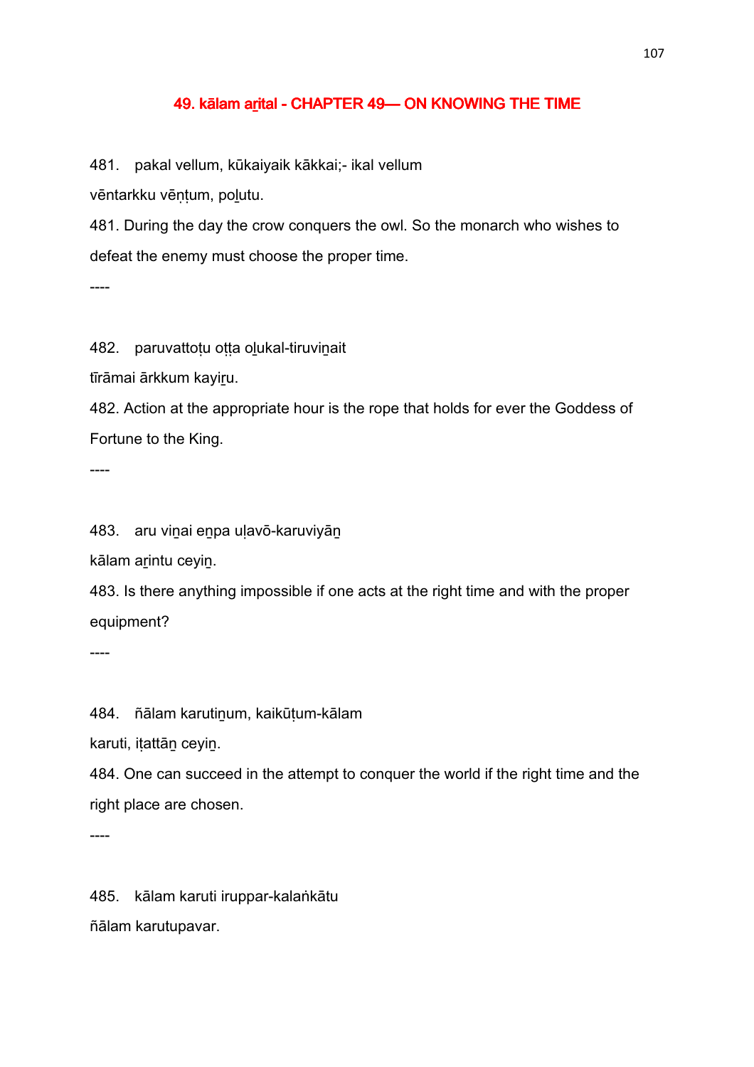## 49. kālam aṟital - CHAPTER 49— ON KNOWING THE TIME

481. pakal vellum, kūkaiyaik kākkai;- ikal vellum
vēntarkku vēṇṭum, poḻutu.

481. During the day the crow conquers the owl. So the monarch who wishes to defeat the enemy must choose the proper time.

----

482. paruvattoṭu oṭṭa oḻukal-tiruviṉait
tīrāmai ārkkum kayiṟu.

482. Action at the appropriate hour is the rope that holds for ever the Goddess of Fortune to the King.

----

483. aru viṉai eṉpa uḷavō-karuviyāṉ
kālam aṟintu ceyiṉ.

483. Is there anything impossible if one acts at the right time and with the proper equipment?

----

484. ñālam karutiṉum, kaikūṭum-kālam
karuti, iṭattāṉ ceyiṉ.

484. One can succeed in the attempt to conquer the world if the right time and the right place are chosen.

----

485. kālam karuti iruppar-kalaṅkātu
ñālam karutupavar.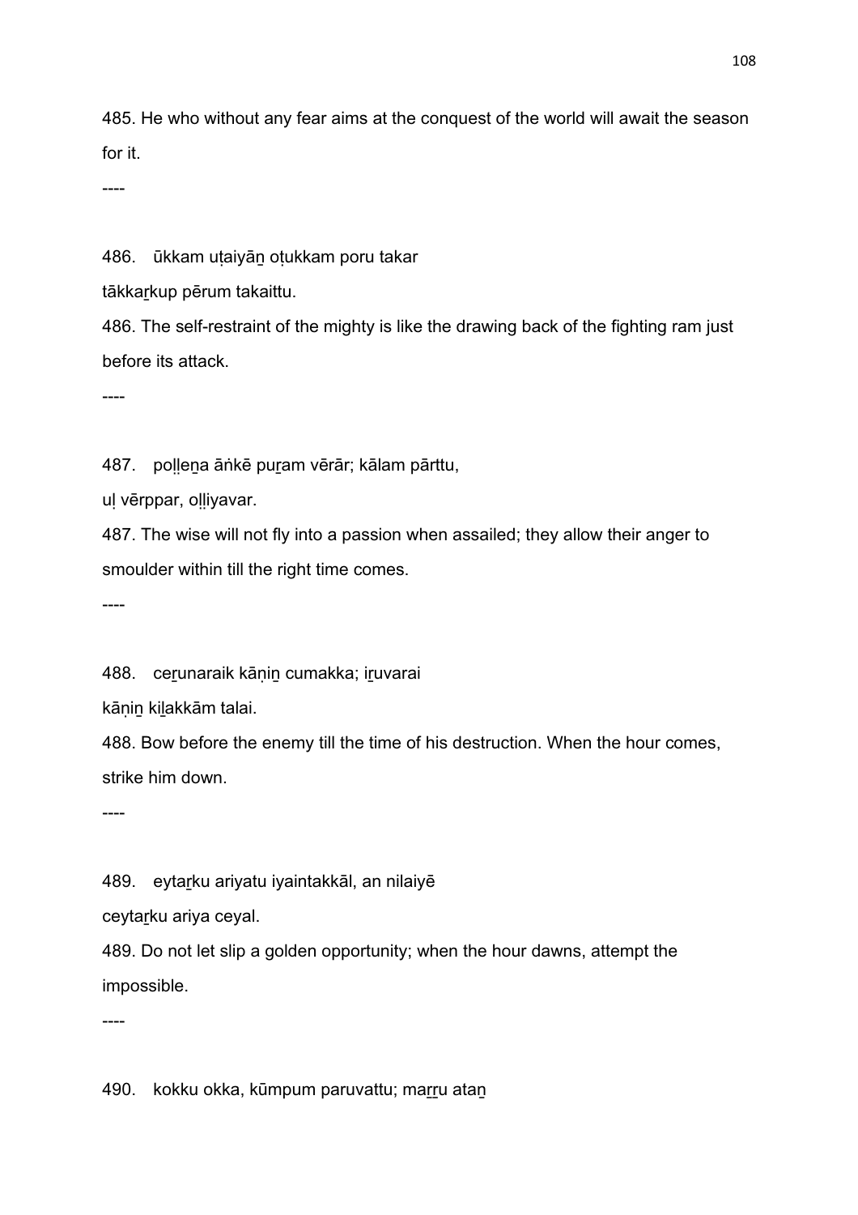485. He who without any fear aims at the conquest of the world will await the season for it.

----

486. ūkkam uṭaiyāṉ oṭukkam poru takar
tākkaṟkup pērum takaittu.

486. The self-restraint of the mighty is like the drawing back of the fighting ram just before its attack.

----

487. poḷḷeṉa āṅkē puṟam vērār; kālam pārttu,
uḷ vērppar, oḷḷiyavar.

487. The wise will not fly into a passion when assailed; they allow their anger to smoulder within till the right time comes.

----

488. ceṟunaraik kāṇiṉ cumakka; iṟuvarai
kāṇiṉ kiḻakkām talai.

488. Bow before the enemy till the time of his destruction. When the hour comes, strike him down.

----

489. eytaṟku ariyatu iyaintakkāl, an nilaiyē
ceytaṟku ariya ceyal.

489. Do not let slip a golden opportunity; when the hour dawns, attempt the impossible.

----

490. kokku okka, kūmpum paruvattu; maṟṟu ataṉ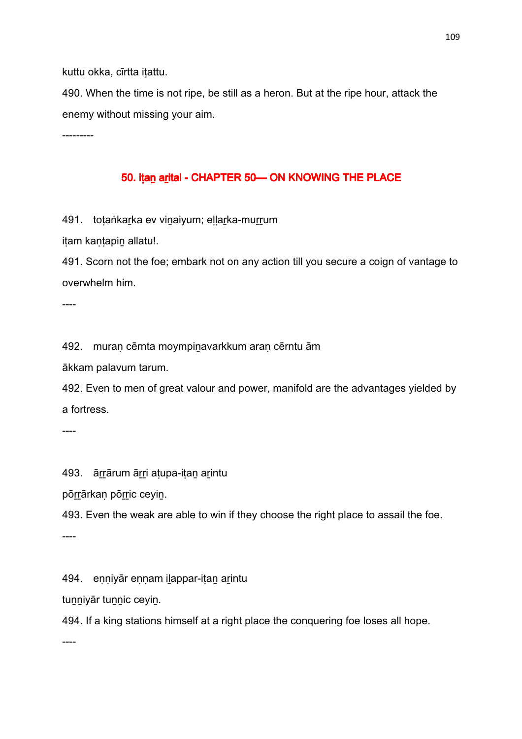kuttu okka, cīrtta iṭattu.

490. When the time is not ripe, be still as a heron. But at the ripe hour, attack the enemy without missing your aim.

---------

## 50. iṭaṉ aṟital - CHAPTER 50— ON KNOWING THE PLACE

491. toṭaṅkaṟka ev viṉaiyum; eḷḷaṟka-muṟṟum

iṭam kaṇṭapiṉ allatu!.

491. Scorn not the foe; embark not on any action till you secure a coign of vantage to overwhelm him.

----

492. muraṇ cērnta moympiṉavarkkum araṇ cērntu ām

ākkam palavum tarum.

492. Even to men of great valour and power, manifold are the advantages yielded by a fortress.

----

493. āṟṟārum āṟṟi aṭupa-iṭaṉ aṟintu

pōṟṟārkaṇ pōṟṟic ceyiṉ.

493. Even the weak are able to win if they choose the right place to assail the foe.

----

494. eṇṇiyār eṇṇam iḻappar-iṭaṉ aṟintu

tuṉṉiyār tuṉṉic ceyiṉ.

494. If a king stations himself at a right place the conquering foe loses all hope.

----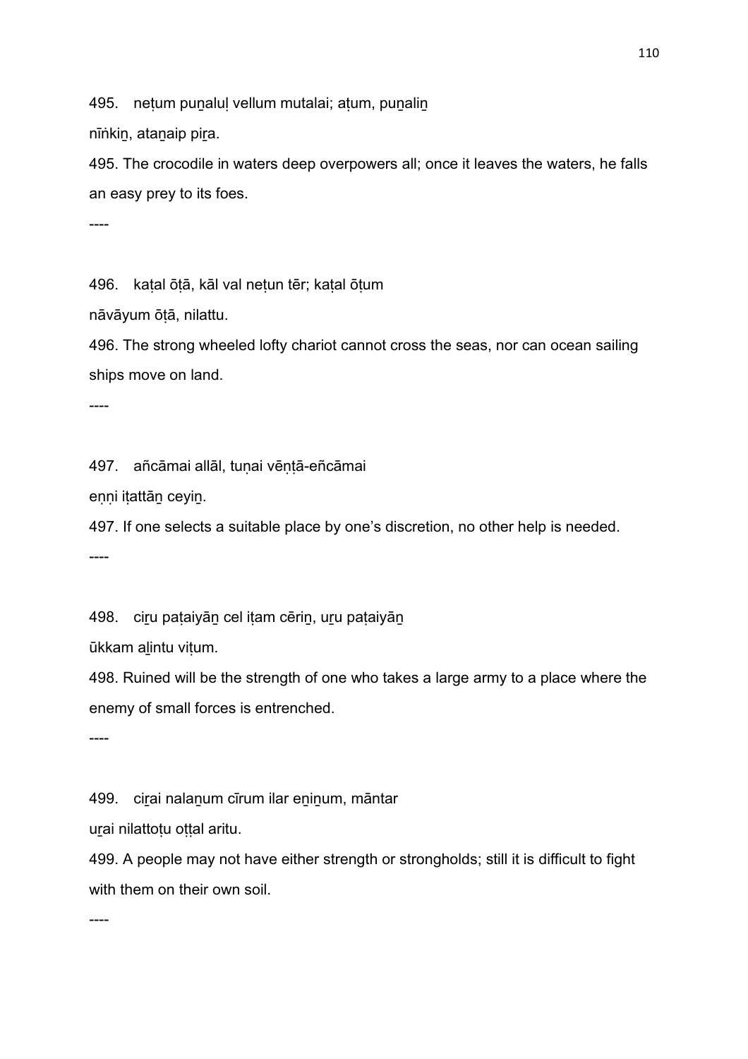495. neṭum puṉaluḷ vellum mutalai; aṭum, puṉaliṉ

nīṅkiṉ, ataṉaip piṟa.

495. The crocodile in waters deep overpowers all; once it leaves the waters, he falls an easy prey to its foes.

----

496. kaṭal ōṭā, kāl val neṭun tēr; kaṭal ōṭum

nāvāyum ōṭā, nilattu.

496. The strong wheeled lofty chariot cannot cross the seas, nor can ocean sailing ships move on land.

----

497. añcāmai allāl, tuṇai vēṇṭā-eñcāmai

eṇṇi iṭattāṉ ceyiṉ.

497. If one selects a suitable place by one's discretion, no other help is needed.

----

498. ciṟu paṭaiyāṉ cel iṭam cēriṉ, uṟu paṭaiyāṉ

ūkkam aḻintu viṭum.

498. Ruined will be the strength of one who takes a large army to a place where the enemy of small forces is entrenched.

----

499. ciṟai nalaṉum cīrum ilar eṉiṉum, māntar

uṟai nilattoṭu oṭṭal aritu.

499. A people may not have either strength or strongholds; still it is difficult to fight with them on their own soil.

----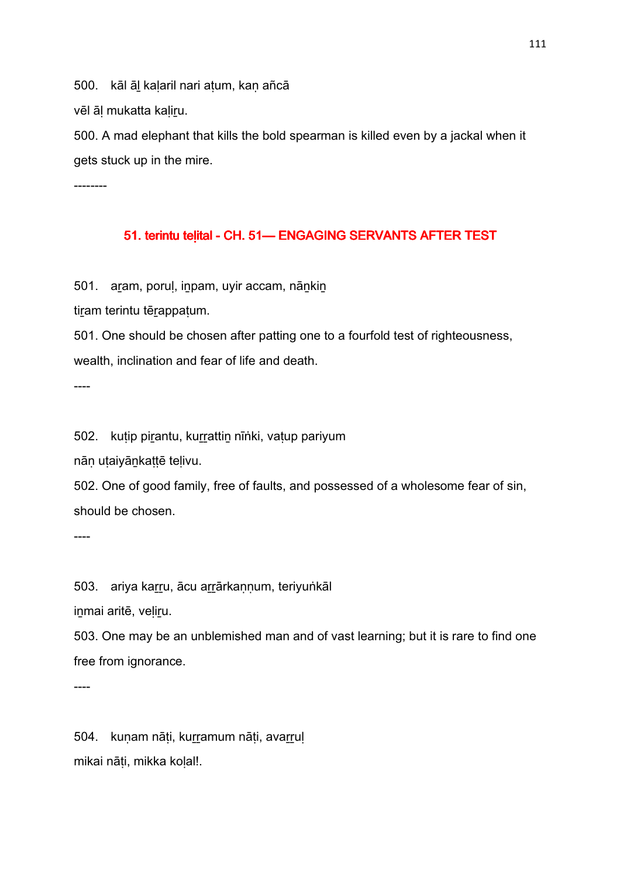500. kāl āḻ kaḷaril nari aṭum, kaṇ añcā

vēl āḷ mukatta kaḷiṟu.

500. A mad elephant that kills the bold spearman is killed even by a jackal when it gets stuck up in the mire.

--------

## 51. terintu teḷital - CH. 51— ENGAGING SERVANTS AFTER TEST

501. aṟam, poruḷ, iṉpam, uyir accam, nāṉkiṉ

tiṟam terintu tēṟappaṭum.

501. One should be chosen after patting one to a fourfold test of righteousness, wealth, inclination and fear of life and death.

----

502. kuṭip piṟantu, kuṟṟattiṉ nīṅki, vaṭup pariyum

nāṇ uṭaiyāṉkaṭṭē teḷivu.

502. One of good family, free of faults, and possessed of a wholesome fear of sin, should be chosen.

----

503. ariya kaṟṟu, ācu aṟṟārkaṇṇum, teriyuṅkāl

iṉmai aritē, veḷiṟu.

503. One may be an unblemished man and of vast learning; but it is rare to find one free from ignorance.

----

504. kuṇam nāṭi, kuṟṟamum nāṭi, avaṟṟuḷ

mikai nāṭi, mikka koḷal!.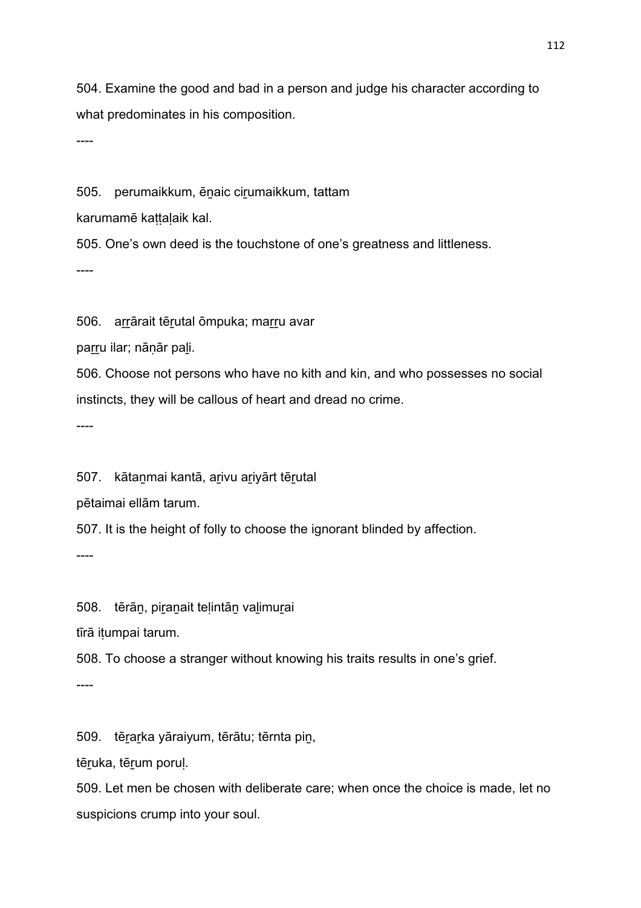504. Examine the good and bad in a person and judge his character according to what predominates in his composition.

----

505.   perumaikkum, ēṉaic ciṟumaikkum, tattam

karumamē kaṭṭaḷaik kal.

505. One’s own deed is the touchstone of one’s greatness and littleness.

----

506.   aṟṟārait tēṟutal ōmpuka; maṟṟu avar

paṟṟu ilar; nāṇār paḻi.

506. Choose not persons who have no kith and kin, and who possesses no social instincts, they will be callous of heart and dread no crime.

----

507.   kātaṉmai kantā, aṟivu aṟiyārt tēṟutal

pētaimai ellām tarum.

507. It is the height of folly to choose the ignorant blinded by affection.

----

508.   tērāṉ, piṟaṉait teḷintāṉ vaḻimuṟai

tīrā iṭumpai tarum.

508. To choose a stranger without knowing his traits results in one’s grief.

----

509.   tēṟaṟka yāraiyum, tērātu; tērnta piṉ,

tēṟuka, tēṟum poruḷ.

509. Let men be chosen with deliberate care; when once the choice is made, let no suspicions crump into your soul.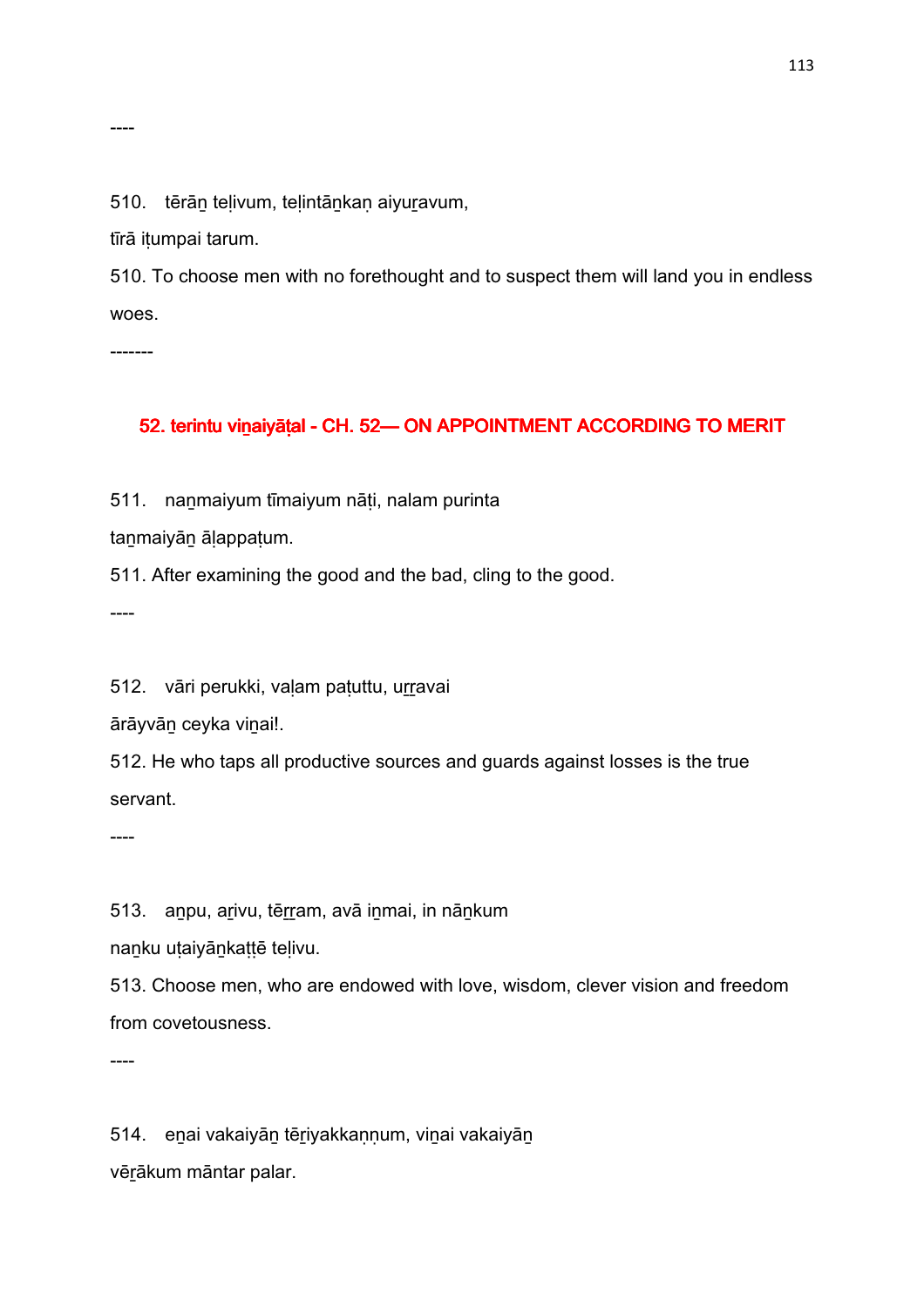----

510. tērāṉ teḷivum, teḷintāṉkaṇ aiyuṟavum,

tīrā iṭumpai tarum.

510. To choose men with no forethought and to suspect them will land you in endless woes.

-------

## 52. terintu viṉaiyāṭal - CH. 52— ON APPOINTMENT ACCORDING TO MERIT

511. naṉmaiyum tīmaiyum nāṭi, nalam purinta

taṉmaiyāṉ āḷappaṭum.

511. After examining the good and the bad, cling to the good.

----

512. vāri perukki, vaḷam paṭuttu, uṟṟavai

ārāyvāṉ ceyka viṉai!.

512. He who taps all productive sources and guards against losses is the true servant.

----

513. aṉpu, aṟivu, tēṟṟam, avā iṉmai, in nāṉkum

naṉku uṭaiyāṉkaṭṭē teḷivu.

513. Choose men, who are endowed with love, wisdom, clever vision and freedom from covetousness.

----

514. eṉai vakaiyāṉ tēṟiyakkaṇṇum, viṉai vakaiyāṉ

vēṟākum māntar palar.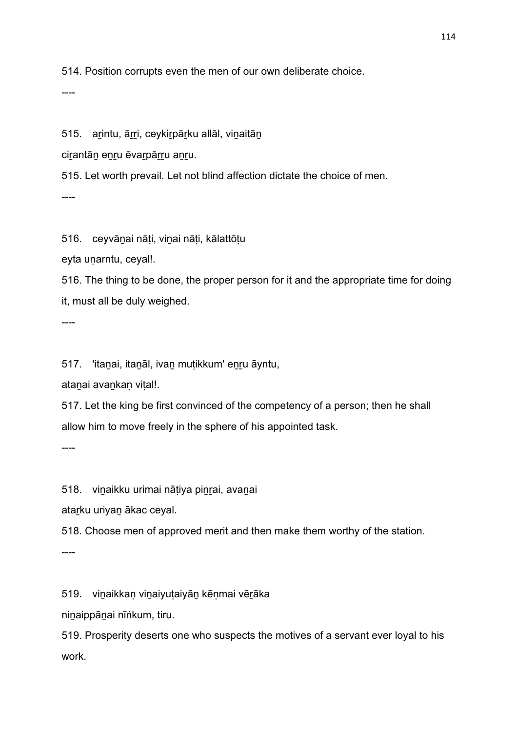514. Position corrupts even the men of our own deliberate choice.

----

515. aṟintu, āṟṟi, ceykiṟpāṟku allāl, viṉaitāṉ
ciṟantāṉ eṉṟu ēvaṟpāṟṟu aṉṟu.

515. Let worth prevail. Let not blind affection dictate the choice of men.

----

516. ceyvāṉai nāṭi, viṉai nāṭi, kālattōṭu
eyta uṇarntu, ceyal!.

516. The thing to be done, the proper person for it and the appropriate time for doing it, must all be duly weighed.

----

517. 'itaṉai, itaṉāl, ivaṉ muṭikkum' eṉṟu āyntu,
ataṉai avaṉkaṇ viṭal!.

517. Let the king be first convinced of the competency of a person; then he shall allow him to move freely in the sphere of his appointed task.

----

518. viṉaikku urimai nāṭiya piṉṟai, avaṉai
ataṟku uriyaṉ ākac ceyal.

518. Choose men of approved merit and then make them worthy of the station.

----

519. viṉaikkaṇ viṉaiyuṭaiyāṉ kēṇmai vēṟāka
niṉaippāṉai nīṅkum, tiru.

519. Prosperity deserts one who suspects the motives of a servant ever loyal to his work.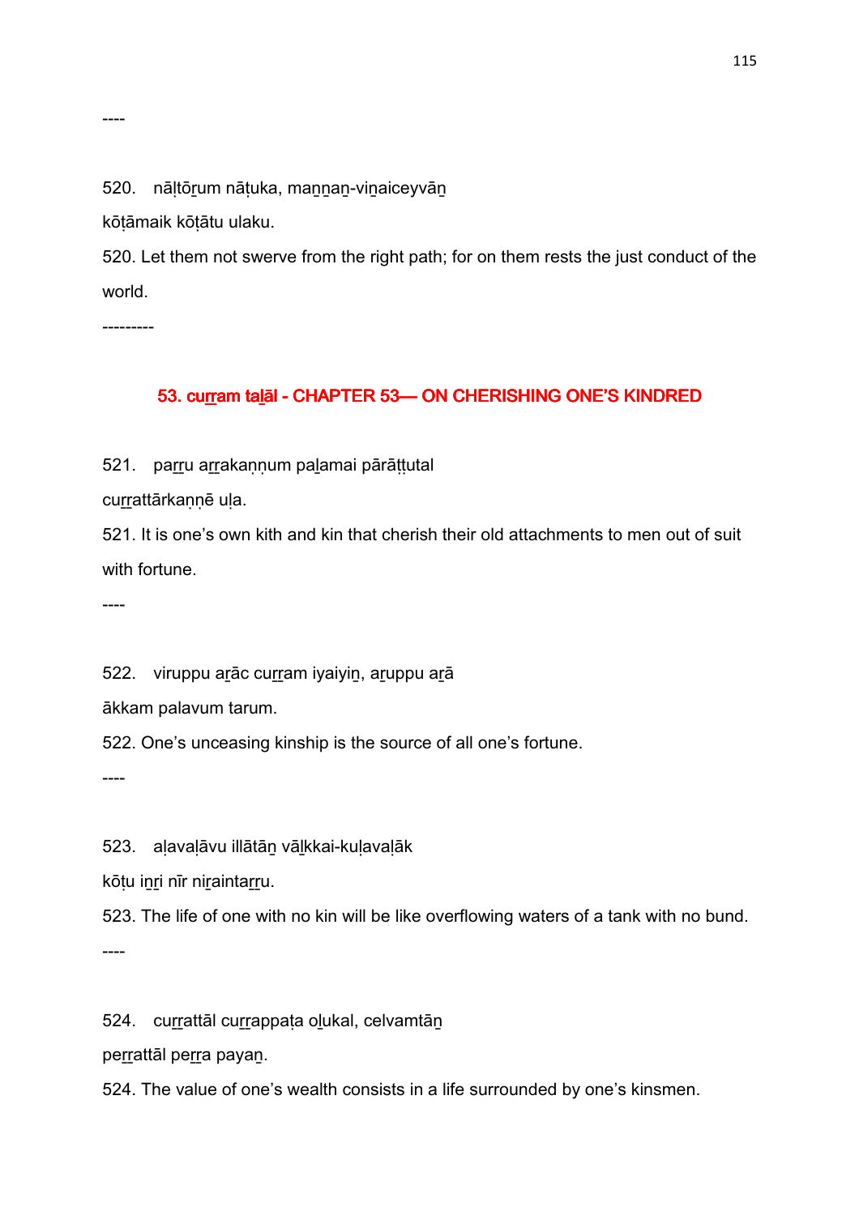----

520. nāḷtōṟum nāṭuka, maṉṉaṉ-viṉaiceyvāṉ

kōṭāmaik kōṭātu ulaku.

520. Let them not swerve from the right path; for on them rests the just conduct of the world.

---------

## 53. cuṟṟam taḻāl - CHAPTER 53— ON CHERISHING ONE'S KINDRED

521. paṟṟu aṟṟakaṇṇum paḻamai pārāṭṭutal

cuṟṟattārkaṇṇē uḷa.

521. It is one's own kith and kin that cherish their old attachments to men out of suit with fortune.

----

522. viruppu aṟāc cuṟṟam iyaiyiṉ, aṟuppu aṟā

ākkam palavum tarum.

522. One's unceasing kinship is the source of all one's fortune.

----

523. aḷavaḷāvu illātāṉ vāḻkkai-kuḷavaḷāk

kōṭu iṉṟi nīr niṟaintaṟṟu.

523. The life of one with no kin will be like overflowing waters of a tank with no bund.

----

524. cuṟṟattāl cuṟṟappaṭa oḻukal, celvamtāṉ

peṟṟattāl peṟṟa payaṉ.

524. The value of one's wealth consists in a life surrounded by one's kinsmen.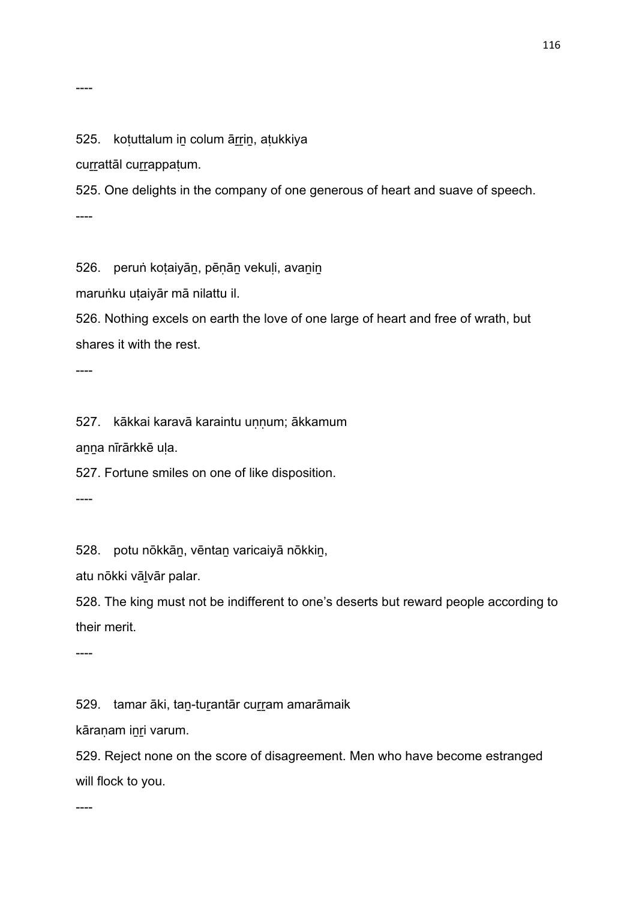----

525. koṭuttalum iṉ colum āṟṟiṉ, aṭukkiya
cuṟṟattāl cuṟṟappaṭum.

525. One delights in the company of one generous of heart and suave of speech.

----

526. peruṅ koṭaiyāṉ, pēṇāṉ vekuḷi, avaṉiṉ
maruṅku uṭaiyār mā nilattu il.

526. Nothing excels on earth the love of one large of heart and free of wrath, but shares it with the rest.

----

527. kākkai karavā karaintu uṇṇum; ākkamum
aṉṉa nīrārkkē uḷa.

527. Fortune smiles on one of like disposition.

----

528. potu nōkkāṉ, vēntaṉ varicaiyā nōkkiṉ,
atu nōkki vāḻvār palar.

528. The king must not be indifferent to one's deserts but reward people according to their merit.

----

529. tamar āki, taṉ-tuṟantār cuṟṟam amarāmaik
kāraṇam iṉṟi varum.

529. Reject none on the score of disagreement. Men who have become estranged will flock to you.

----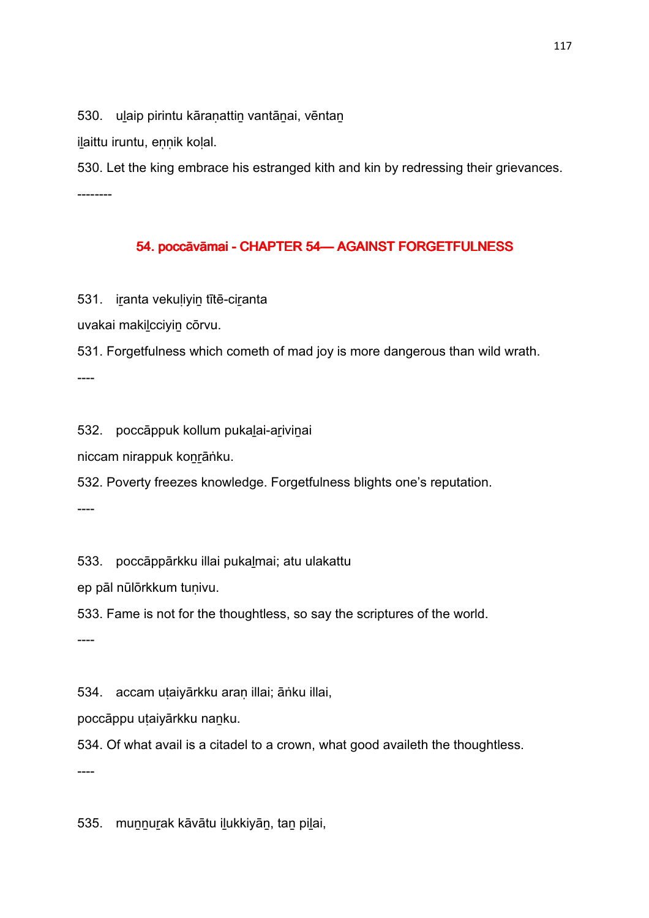530. uḻaip pirintu kāraṇattiṉ vantāṉai, vēntaṉ

iḻaittu iruntu, eṇṇik koḷal.

530. Let the king embrace his estranged kith and kin by redressing their grievances.

--------

## 54. poccāvāmai - CHAPTER 54— AGAINST FORGETFULNESS

531. iṟanta vekuḷiyiṉ tītē-ciṟanta

uvakai makiḻcciyiṉ cōrvu.

531. Forgetfulness which cometh of mad joy is more dangerous than wild wrath.

----

532. poccāppuk kollum pukaḻai-aṟiviṉai

niccam nirappuk koṉṟāṅku.

532. Poverty freezes knowledge. Forgetfulness blights one's reputation.

----

533. poccāppārkku illai pukaḻmai; atu ulakattu

ep pāl nūlōrkkum tuṇivu.

533. Fame is not for the thoughtless, so say the scriptures of the world.

----

534. accam uṭaiyārkku araṇ illai; āṅku illai,

poccāppu uṭaiyārkku naṉku.

534. Of what avail is a citadel to a crown, what good availeth the thoughtless.

----

535. muṉṉuṟak kāvātu iḻukkiyāṉ, taṉ piḻai,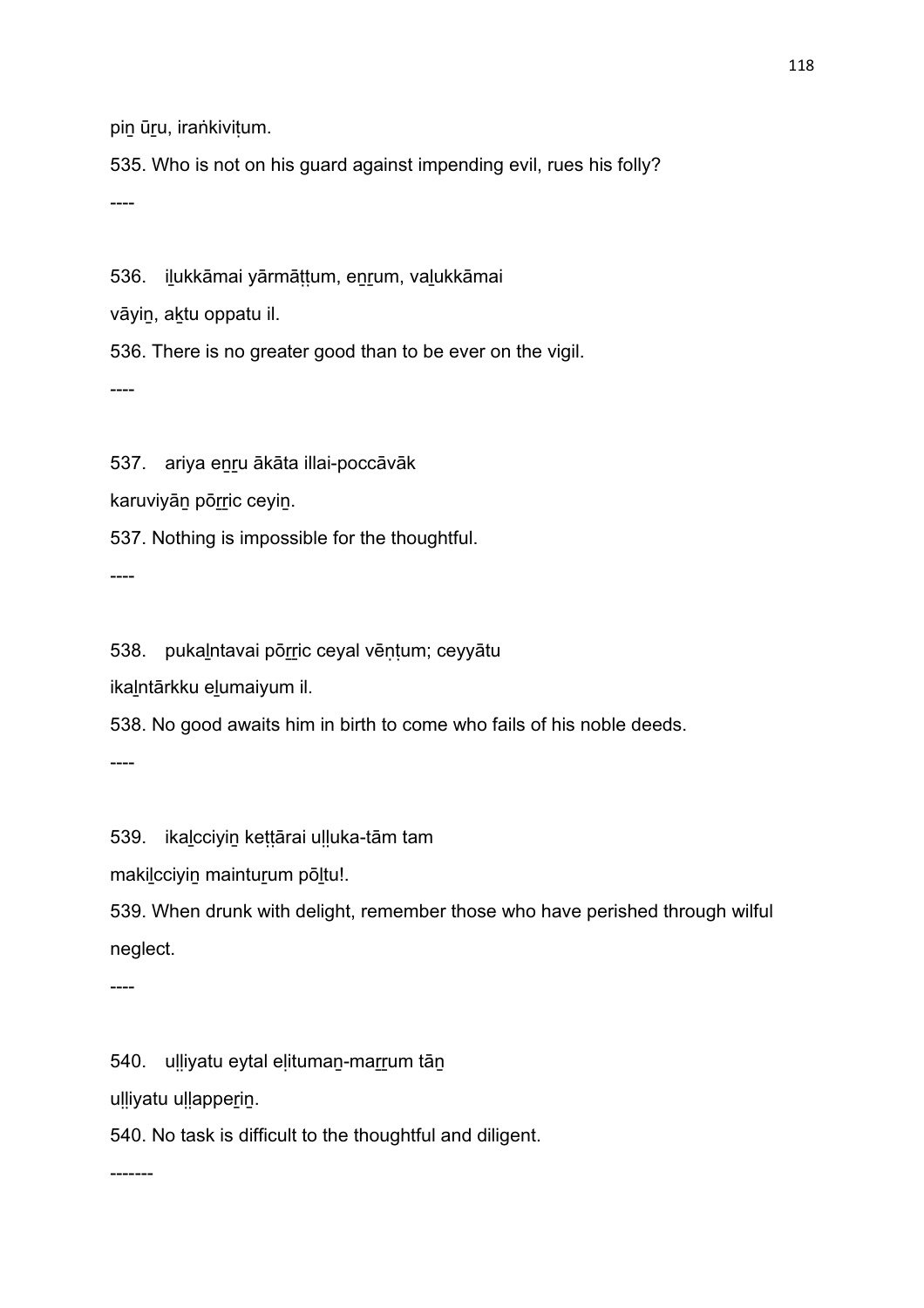piṉ ūṟu, iraṅkiviṭum.

535. Who is not on his guard against impending evil, rues his folly?

----

536. iḻukkāmai yārmāṭṭum, eṉṟum, vaḻukkāmai

vāyiṉ, aḵtu oppatu il.

536. There is no greater good than to be ever on the vigil.

----

537. ariya eṉṟu ākāta illai-poccāvāk

karuviyāṉ pōṟṟic ceyiṉ.

537. Nothing is impossible for the thoughtful.

----

538. pukaḻntavai pōṟṟic ceyal vēṇṭum; ceyyātu

ikaḻntārkku eḻumaiyum il.

538. No good awaits him in birth to come who fails of his noble deeds.

----

539. ikaḻcciyiṉ keṭṭārai uḷḷuka-tām tam

makiḻcciyiṉ maintuṟum pōḻtu!.

539. When drunk with delight, remember those who have perished through wilful neglect.

----

540. uḷḷiyatu eytal eḷitumaṉ-maṟṟum tāṉ

uḷḷiyatu uḷḷapperiṉ.

540. No task is difficult to the thoughtful and diligent.

-------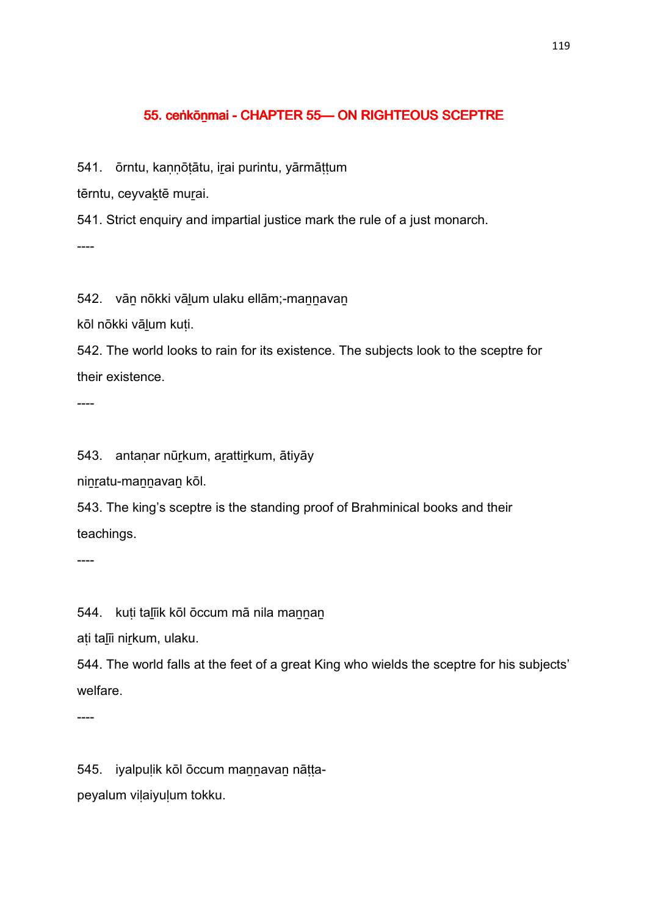## 55. ceṅkōṉmai - CHAPTER 55— ON RIGHTEOUS SCEPTRE

541. ōrntu, kaṇṇōṭātu, iṟai purintu, yārmāṭṭum
tērntu, ceyvaḵtē muṟai.

541. Strict enquiry and impartial justice mark the rule of a just monarch.

----

542. vāṉ nōkki vāḻum ulaku ellām;-maṉṉavaṉ
kōl nōkki vāḻum kuṭi.

542. The world looks to rain for its existence. The subjects look to the sceptre for their existence.

----

543. antaṇar nūṟkum, aṟattiṟkum, ātiyāy
niṉṟatu-maṉṉavaṉ kōl.

543. The king's sceptre is the standing proof of Brahminical books and their teachings.

----

544. kuṭi taḻīik kōl ōccum mā nila maṉṉaṉ
aṭi taḻīi niṟkum, ulaku.

544. The world falls at the feet of a great King who wields the sceptre for his subjects' welfare.

----

545. iyalpuḷik kōl ōccum maṉṉavaṉ nāṭṭa-
peyalum viḷaiyuḷum tokku.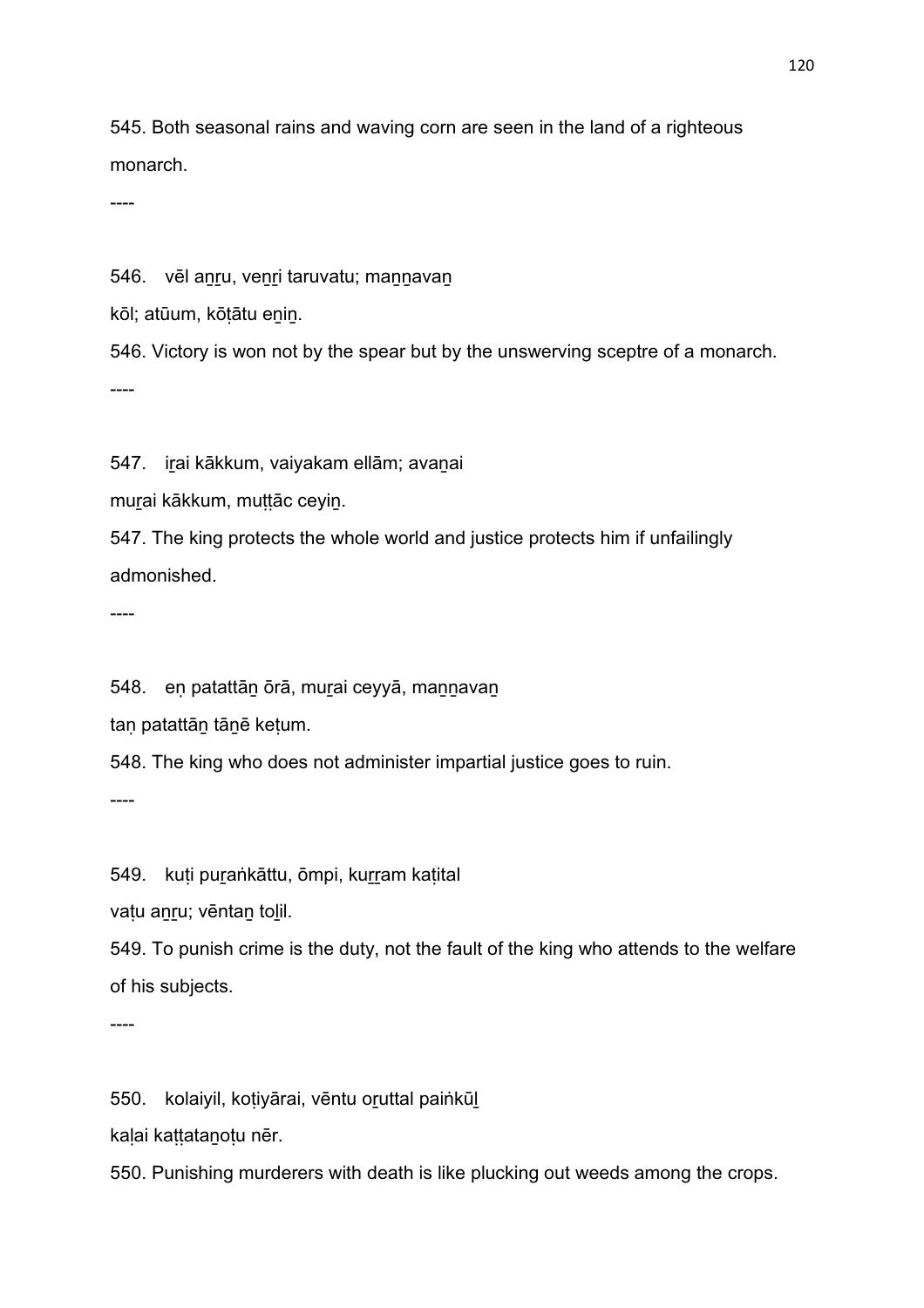545. Both seasonal rains and waving corn are seen in the land of a righteous monarch.

----

546. vēl aṉṟu, veṉṟi taruvatu; maṉṉavaṉ
kōl; atūum, kōṭātu eṉiṉ.

546. Victory is won not by the spear but by the unswerving sceptre of a monarch.

----

547. iṟai kākkum, vaiyakam ellām; avaṉai
muṟai kākkum, muṭṭāc ceyiṉ.

547. The king protects the whole world and justice protects him if unfailingly admonished.

----

548. eṇ patattāṉ ōrā, muṟai ceyyā, maṉṉavaṉ
taṇ patattāṉ tāṉē keṭum.

548. The king who does not administer impartial justice goes to ruin.

----

549. kuṭi puṟaṅkāttu, ōmpi, kuṟṟam kaṭital
vaṭu aṉṟu; vēntaṉ toḻil.

549. To punish crime is the duty, not the fault of the king who attends to the welfare of his subjects.

----

550. kolaiyil, koṭiyārai, vēntu oṟuttal paiṅkūḻ
kaḷai kaṭṭataṉoṭu nēr.

550. Punishing murderers with death is like plucking out weeds among the crops.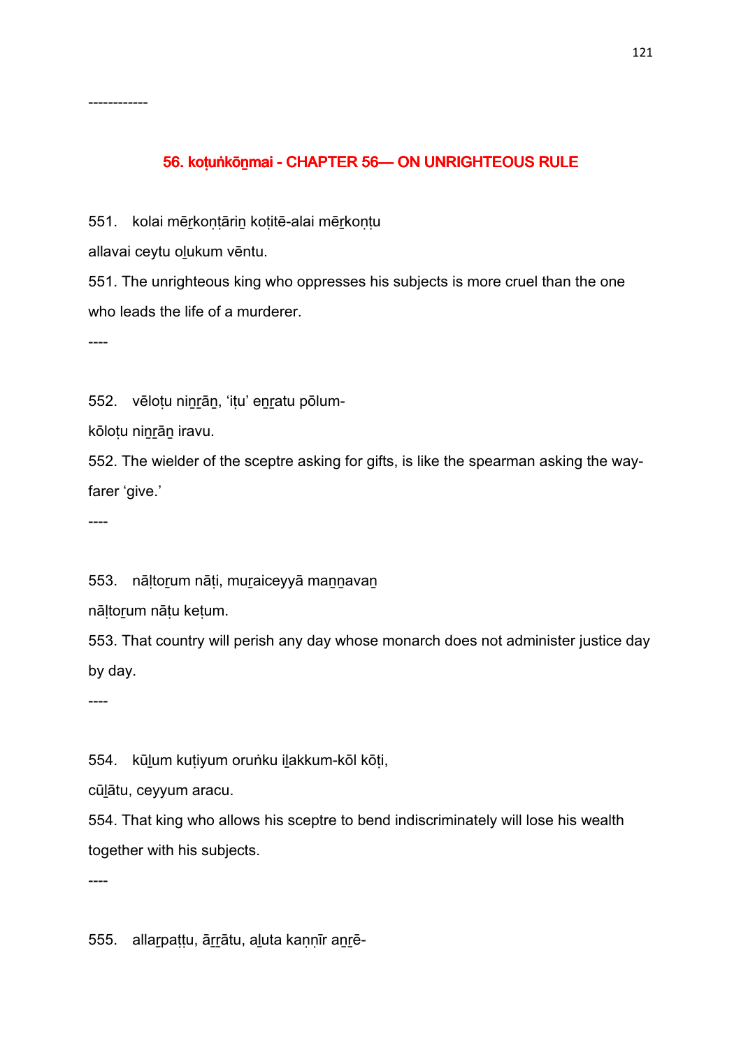------------

## 56. koṭuṅkōṉmai - CHAPTER 56— ON UNRIGHTEOUS RULE

551. kolai mēṟkoṇṭāriṉ koṭitē-alai mēṟkoṇṭu

allavai ceytu oḻukum vēntu.

551. The unrighteous king who oppresses his subjects is more cruel than the one who leads the life of a murderer.

----

552. vēloṭu niṉṟāṉ, 'iṭu' eṉṟatu pōlum-

kōloṭu niṉṟāṉ iravu.

552. The wielder of the sceptre asking for gifts, is like the spearman asking the way-farer 'give.'

----

553. nāḷtoṟum nāṭi, muṟaiceyyā maṉṉavaṉ

nāḷtoṟum nāṭu keṭum.

553. That country will perish any day whose monarch does not administer justice day by day.

----

554. kūḻum kuṭiyum oruṅku iḻakkum-kōl kōṭi,

cūḻātu, ceyyum aracu.

554. That king who allows his sceptre to bend indiscriminately will lose his wealth together with his subjects.

----

555. allaṟpaṭṭu, āṟṟātu, aḻuta kaṇṇīr aṉṟē-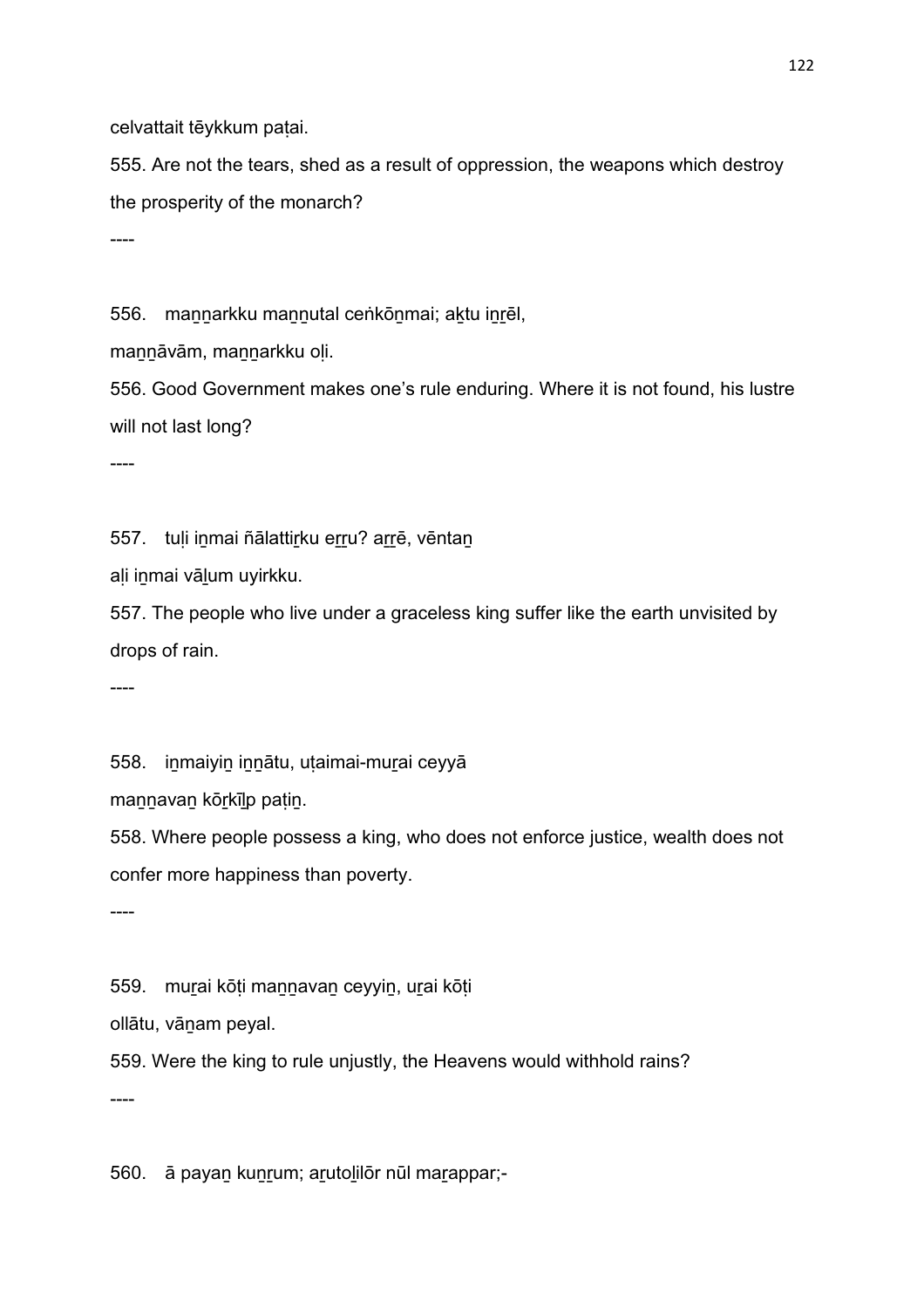celvattait tēykkum paṭai.

555. Are not the tears, shed as a result of oppression, the weapons which destroy the prosperity of the monarch?

----

556. maṉṉarkku maṉṉutal ceṅkōṉmai; aḵtu iṉṟēl,

maṉṉāvām, maṉṉarkku oḷi.

556. Good Government makes one's rule enduring. Where it is not found, his lustre will not last long?

----

557. tuḷi iṉmai ñālattiṟku eṟṟu? aṟṟē, vēntaṉ

aḷi iṉmai vāḻum uyirkku.

557. The people who live under a graceless king suffer like the earth unvisited by drops of rain.

----

558. iṉmaiyiṉ iṉṉātu, uṭaimai-muṟai ceyyā

maṉṉavaṉ kōṟkīḻp paṭiṉ.

558. Where people possess a king, who does not enforce justice, wealth does not confer more happiness than poverty.

----

559. muṟai kōṭi maṉṉavaṉ ceyyiṉ, uṟai kōṭi

ollātu, vāṉam peyal.

559. Were the king to rule unjustly, the Heavens would withhold rains?

----

560. ā payaṉ kuṉṟum; aṟutoḻilōr nūl maṟappar;-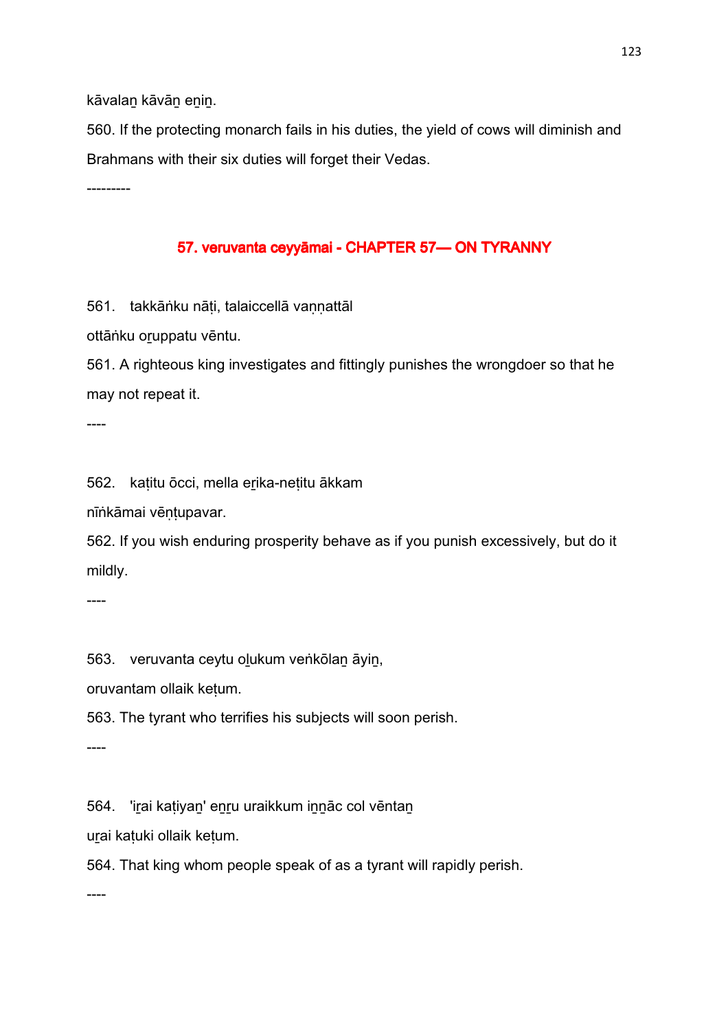kāvalaṉ kāvāṉ eṉiṉ.

560. If the protecting monarch fails in his duties, the yield of cows will diminish and Brahmans with their six duties will forget their Vedas.

---------

## 57. veruvanta ceyyāmai - CHAPTER 57— ON TYRANNY

561. takkāṅku nāṭi, talaiccellā vaṇṇattāl

ottāṅku oṟuppatu vēntu.

561. A righteous king investigates and fittingly punishes the wrongdoer so that he may not repeat it.

----

562. kaṭitu ōcci, mella eṟika-neṭitu ākkam

nīṅkāmai vēṇṭupavar.

562. If you wish enduring prosperity behave as if you punish excessively, but do it mildly.

----

563. veruvanta ceytu oḻukum veṅkōlaṉ āyiṉ,

oruvantam ollaik keṭum.

563. The tyrant who terrifies his subjects will soon perish.

----

564. 'iṟai kaṭiyaṉ' eṉṟu uraikkum iṉṉāc col vēntaṉ

uṟai kaṭuki ollaik keṭum.

564. That king whom people speak of as a tyrant will rapidly perish.

----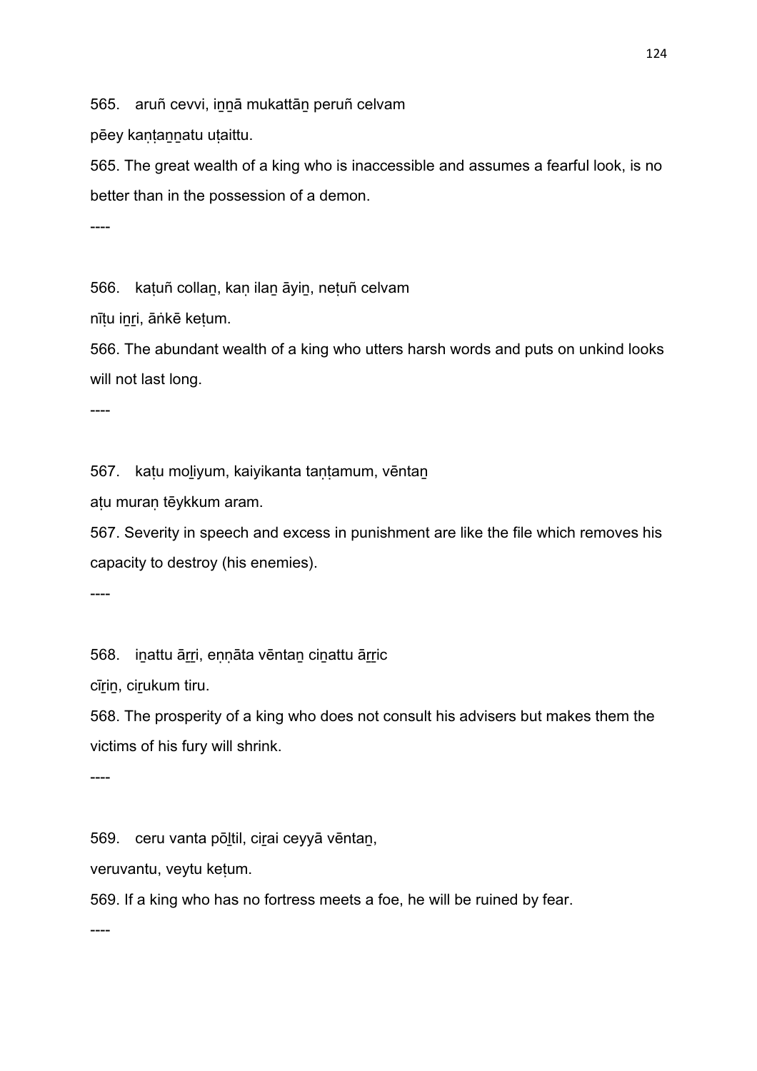565. aruñ cevvi, iṉṉā mukattāṉ peruñ celvam

pēey kaṇṭaṉṉatu uṭaittu.

565. The great wealth of a king who is inaccessible and assumes a fearful look, is no better than in the possession of a demon.

----

566. kaṭuñ collaṉ, kaṇ ilaṉ āyiṉ, neṭuñ celvam

nīṭu iṉṟi, āṅkē keṭum.

566. The abundant wealth of a king who utters harsh words and puts on unkind looks will not last long.

----

567. kaṭu moḻiyum, kaiyikanta taṇṭamum, vēntaṉ

aṭu muraṇ tēykkum aram.

567. Severity in speech and excess in punishment are like the file which removes his capacity to destroy (his enemies).

----

568. iṉattu āṟṟi, eṇṇāta vēntaṉ ciṉattu āṟṟic

cīṟiṉ, ciṟukum tiru.

568. The prosperity of a king who does not consult his advisers but makes them the victims of his fury will shrink.

----

569. ceru vanta pōḻtil, ciṟai ceyyā vēntaṉ,

veruvantu, veytu keṭum.

569. If a king who has no fortress meets a foe, he will be ruined by fear.

----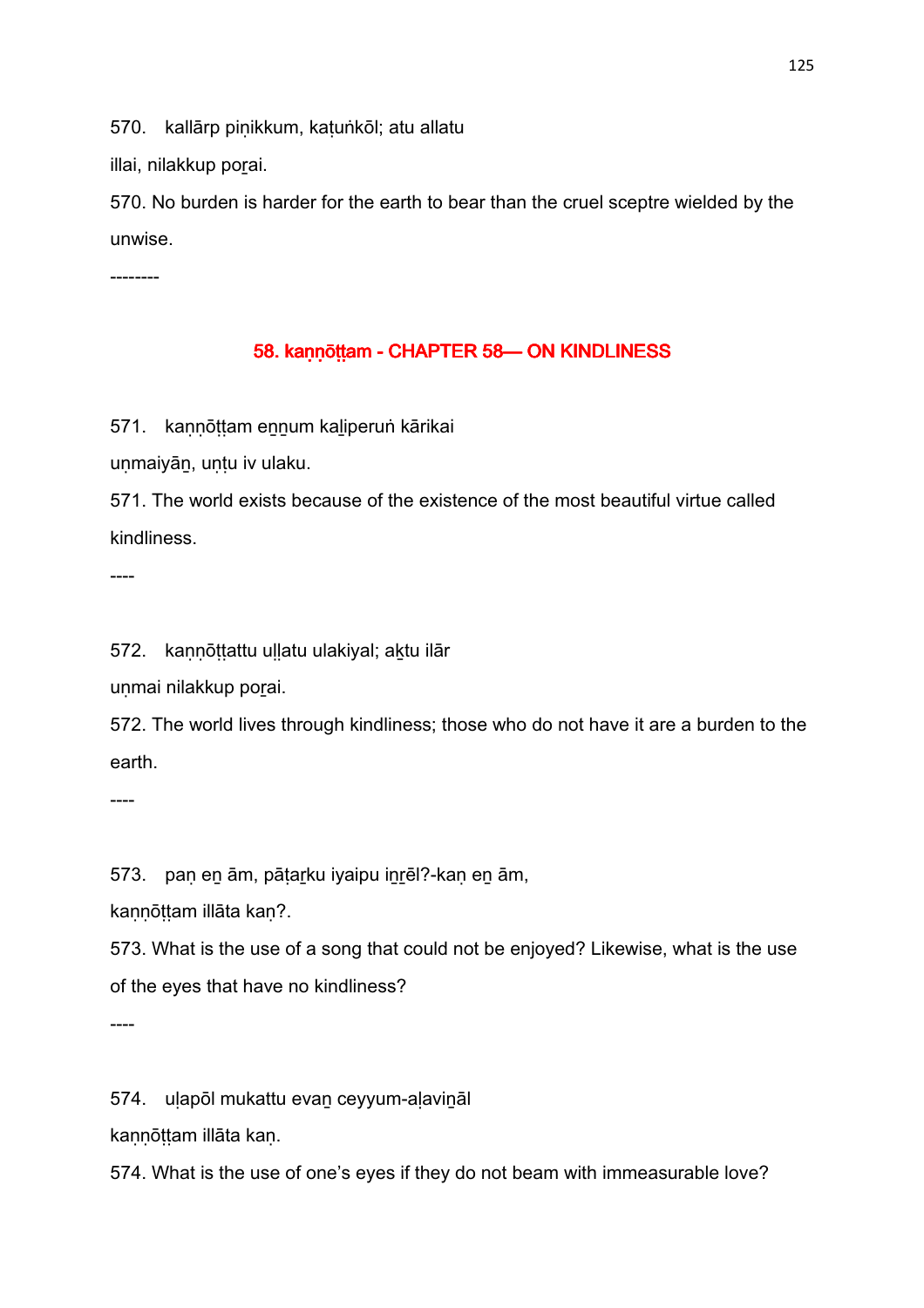570. kallārp piṇikkum, kaṭuṅkōl; atu allatu
illai, nilakkup poṟai.

570. No burden is harder for the earth to bear than the cruel sceptre wielded by the unwise.

--------

## 58. kaṇṇōṭṭam - CHAPTER 58— ON KINDLINESS

571. kaṇṇōṭṭam eṉṉum kaḻiperuṅ kārikai
uṇmaiyāṉ, uṇṭu iv ulaku.

571. The world exists because of the existence of the most beautiful virtue called kindliness.

----

572. kaṇṇōṭṭattu uḷḷatu ulakiyal; aḵtu ilār
uṇmai nilakkup poṟai.

572. The world lives through kindliness; those who do not have it are a burden to the earth.

----

573. paṇ eṉ ām, pāṭaṟku iyaipu iṉṟēl?-kaṇ eṉ ām,
kaṇṇōṭṭam illāta kaṇ?.

573. What is the use of a song that could not be enjoyed? Likewise, what is the use of the eyes that have no kindliness?

----

574. uḷapōl mukattu evaṉ ceyyum-aḷaviṉāl
kaṇṇōṭṭam illāta kaṇ.

574. What is the use of one’s eyes if they do not beam with immeasurable love?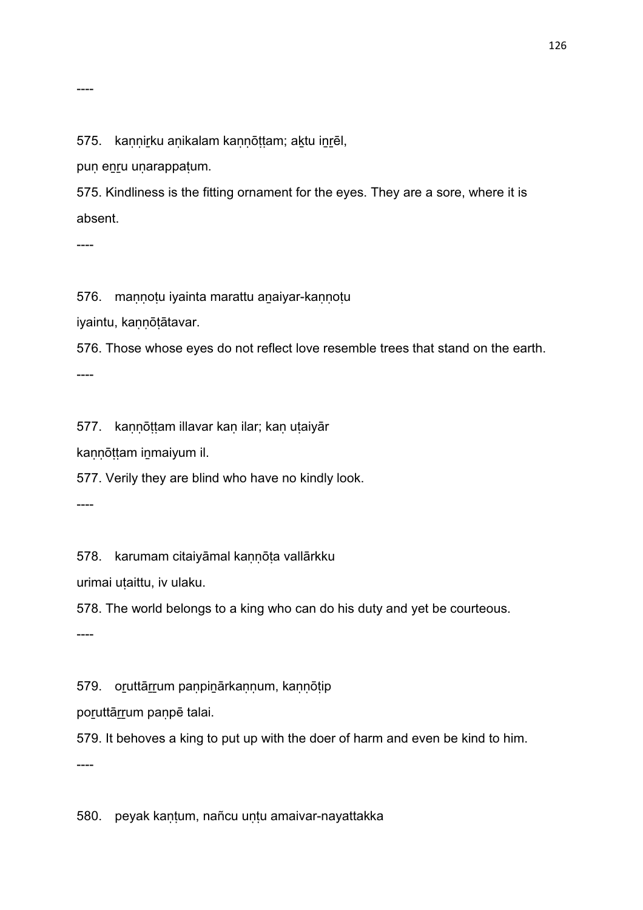----

575. kaṇṇiṟku aṇikalam kaṇṇōṭṭam; aḵtu iṉṟēl,

puṇ eṉṟu uṇarappaṭum.

575. Kindliness is the fitting ornament for the eyes. They are a sore, where it is absent.

----

576. maṇṇoṭu iyainta marattu aṉaiyar-kaṇṇoṭu

iyaintu, kaṇṇōṭātavar.

576. Those whose eyes do not reflect love resemble trees that stand on the earth.

----

577. kaṇṇōṭṭam illavar kaṇ ilar; kaṇ uṭaiyār

kaṇṇōṭṭam iṉmaiyum il.

577. Verily they are blind who have no kindly look.

----

578. karumam citaiyāmal kaṇṇōṭa vallārkku

urimai uṭaittu, iv ulaku.

578. The world belongs to a king who can do his duty and yet be courteous.

----

579. oṟuttāṟṟum paṇpiṉārkaṇṇum, kaṇṇōṭip

poṟuttāṟṟum paṇpē talai.

579. It behoves a king to put up with the doer of harm and even be kind to him.

----

580. peyak kaṇṭum, nañcu uṇṭu amaivar-nayattakka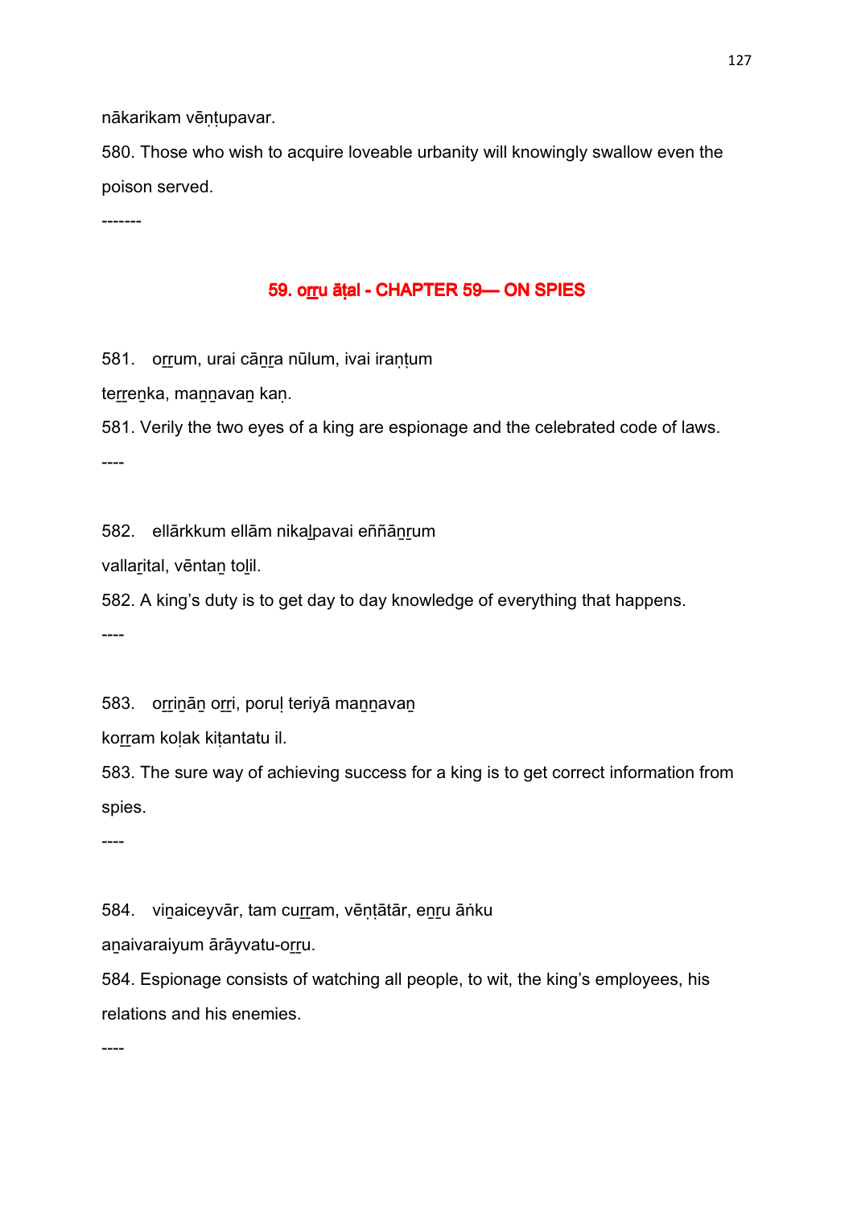nākarikam vēṇṭupavar.

580. Those who wish to acquire loveable urbanity will knowingly swallow even the poison served.

-------

## 59. oṟṟu āṭal - CHAPTER 59— ON SPIES

581. oṟṟum, urai cāṉṟa nūlum, ivai iraṇṭum
teṟṟeṉka, maṉṉavaṉ kaṇ.

581. Verily the two eyes of a king are espionage and the celebrated code of laws.

----

582. ellārkkum ellām nikaḻpavai eññāṉṟum
vallaṟital, vēntaṉ toḻil.

582. A king's duty is to get day to day knowledge of everything that happens.

----

583. oṟṟiṉāṉ oṟṟi, poruḷ teriyā maṉṉavaṉ
koṟṟam koḷak kiṭantatu il.

583. The sure way of achieving success for a king is to get correct information from spies.

----

584. viṉaiceyvār, tam cuṟṟam, vēṇṭātār, eṉṟu āṅku
aṉaivaraiyum ārāyvatu-oṟṟu.

584. Espionage consists of watching all people, to wit, the king's employees, his relations and his enemies.

----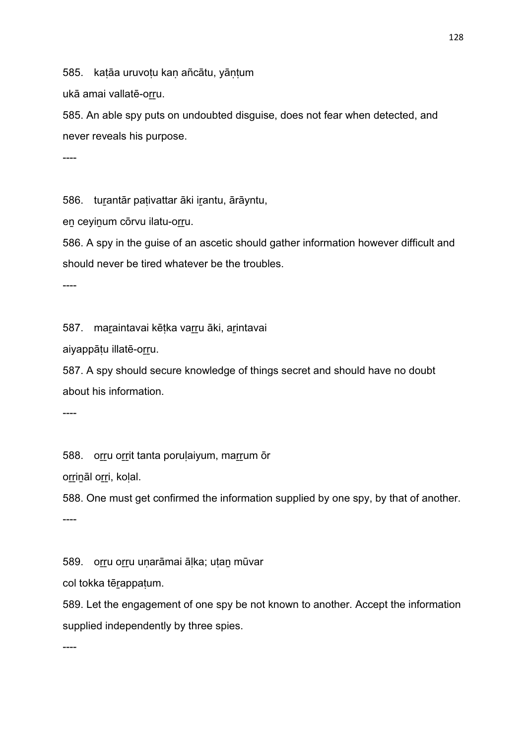585. kaṭāa uruvoṭu kaṇ añcātu, yāṇṭum

ukā amai vallatē-oṟṟu.

585. An able spy puts on undoubted disguise, does not fear when detected, and never reveals his purpose.

----

586. tuṟantār paṭivattar āki iṟantu, ārāyntu,

eṉ ceyiṉum cōrvu ilatu-oṟṟu.

586. A spy in the guise of an ascetic should gather information however difficult and should never be tired whatever be the troubles.

----

587. maṟaintavai kēṭka vaṟṟu āki, aṟintavai

aiyappāṭu illatē-oṟṟu.

587. A spy should secure knowledge of things secret and should have no doubt about his information.

----

588. oṟṟu oṟṟit tanta poruḷaiyum, maṟṟum ōr

oṟṟiṉāl oṟṟi, koḷal.

588. One must get confirmed the information supplied by one spy, by that of another.

----

589. oṟṟu oṟṟu uṇarāmai āḷka; uṭaṉ mūvar

col tokka tēṟappaṭum.

589. Let the engagement of one spy be not known to another. Accept the information supplied independently by three spies.

----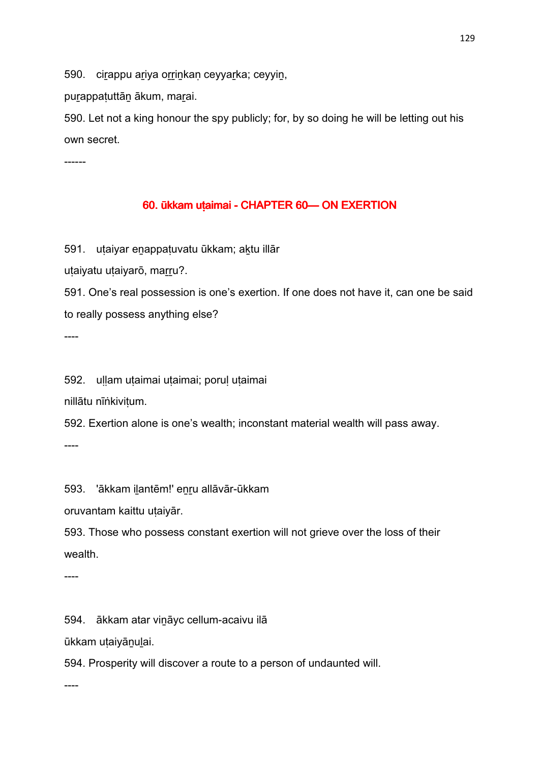590. ciṟappu aṟiya oṟṟiṉkaṇ ceyyaṟka; ceyyiṉ,

puṟappaṭuttāṉ ākum, maṟai.

590. Let not a king honour the spy publicly; for, by so doing he will be letting out his own secret.

------

## 60. ūkkam uṭaimai - CHAPTER 60— ON EXERTION

591. uṭaiyar eṉappaṭuvatu ūkkam; aḵtu illār

uṭaiyatu uṭaiyarō, maṟṟu?.

591. One's real possession is one's exertion. If one does not have it, can one be said to really possess anything else?

----

592. uḷḷam uṭaimai uṭaimai; poruḷ uṭaimai

nillātu nīṅkiviṭum.

592. Exertion alone is one's wealth; inconstant material wealth will pass away.

----

593. 'ākkam iḻantēm!' eṉṟu allāvār-ūkkam

oruvantam kaittu uṭaiyār.

593. Those who possess constant exertion will not grieve over the loss of their wealth.

----

594. ākkam atar viṉāyc cellum-acaivu ilā

ūkkam uṭaiyāṉuḻai.

594. Prosperity will discover a route to a person of undaunted will.

----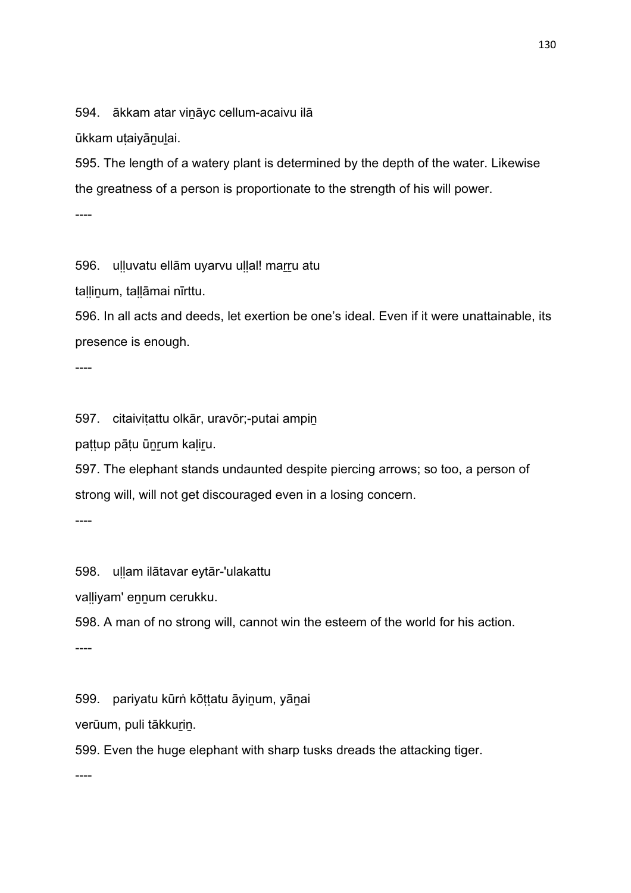594. ākkam atar viṉāyc cellum-acaivu ilā

ūkkam uṭaiyāṉuḻai.

595. The length of a watery plant is determined by the depth of the water. Likewise the greatness of a person is proportionate to the strength of his will power.

----

596. uḷḷuvatu ellām uyarvu uḷḷal! maṟṟu atu

taḷḷiṉum, taḷḷāmai nīrttu.

596. In all acts and deeds, let exertion be one's ideal. Even if it were unattainable, its presence is enough.

----

597. citaiviṭattu olkār, uravōr;-putai ampiṉ

paṭṭup pāṭu ūṉṟum kaḷiṟu.

597. The elephant stands undaunted despite piercing arrows; so too, a person of strong will, will not get discouraged even in a losing concern.

----

598. uḷḷam ilātavar eytār-'ulakattu

vaḷḷiyam' eṉṉum cerukku.

598. A man of no strong will, cannot win the esteem of the world for his action.

----

599. pariyatu kūrṅ kōṭṭatu āyiṉum, yāṉai

verūum, puli tākkuṟiṉ.

599. Even the huge elephant with sharp tusks dreads the attacking tiger.

----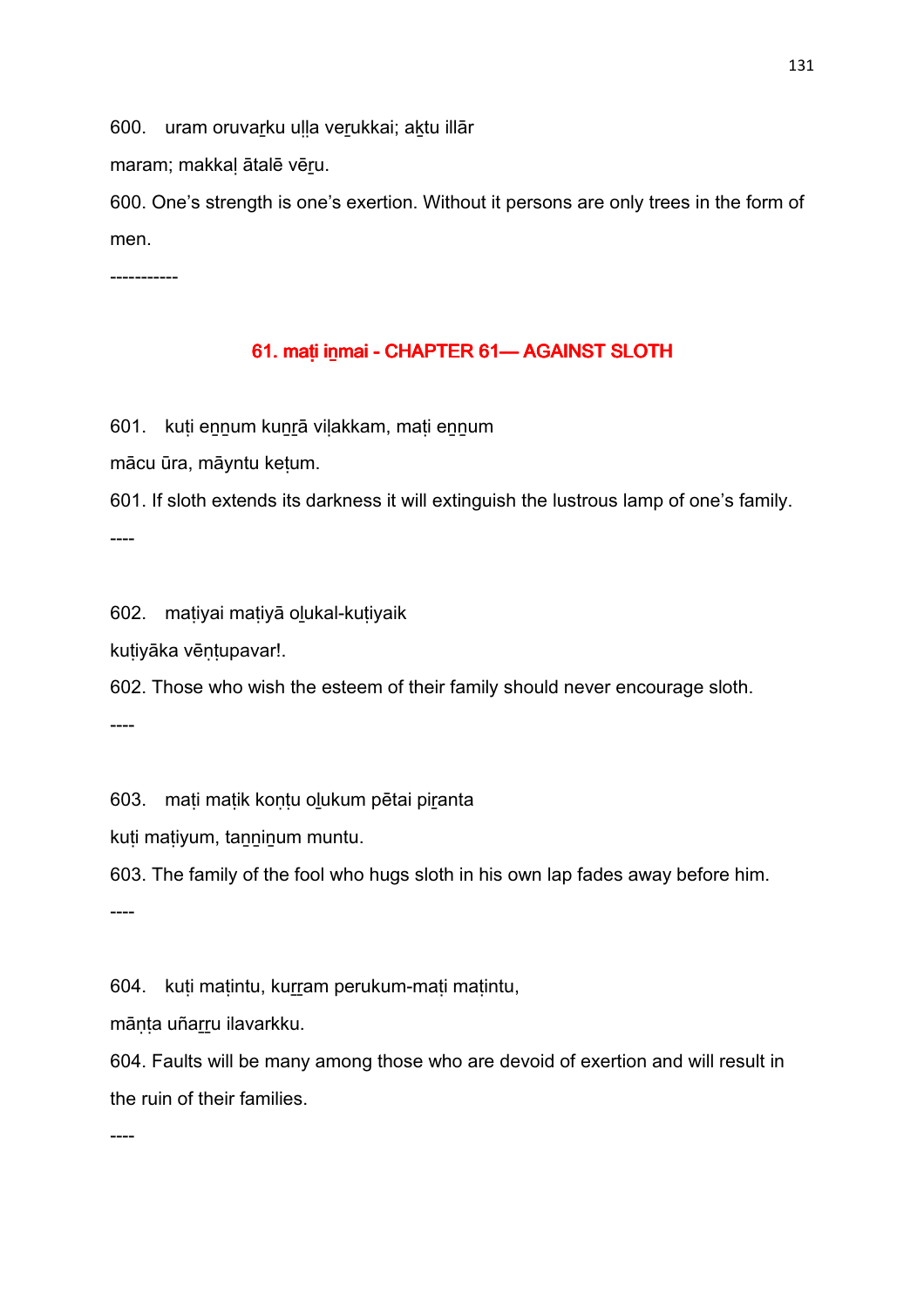600. uram oruvaṟku uḷḷa veṟukkai; aḵtu illār

maram; makkaḷ ātalē vēṟu.

600. One's strength is one's exertion. Without it persons are only trees in the form of men.

-----------

## 61. maṭi iṉmai - CHAPTER 61— AGAINST SLOTH

601. kuṭi eṉṉum kuṉṟā viḷakkam, maṭi eṉṉum

mācu ūra, māyntu keṭum.

601. If sloth extends its darkness it will extinguish the lustrous lamp of one's family.

----

602. maṭiyai maṭiyā oḻukal-kuṭiyaik

kuṭiyāka vēṇṭupavar!.

602. Those who wish the esteem of their family should never encourage sloth.

----

603. maṭi maṭik koṇṭu oḻukum pētai piṟanta

kuṭi maṭiyum, taṉṉiṉum muntu.

603. The family of the fool who hugs sloth in his own lap fades away before him.

----

604. kuṭi maṭintu, kuṟṟam perukum-maṭi maṭintu,

māṇṭa uñaṟṟu ilavarkku.

604. Faults will be many among those who are devoid of exertion and will result in the ruin of their families.

----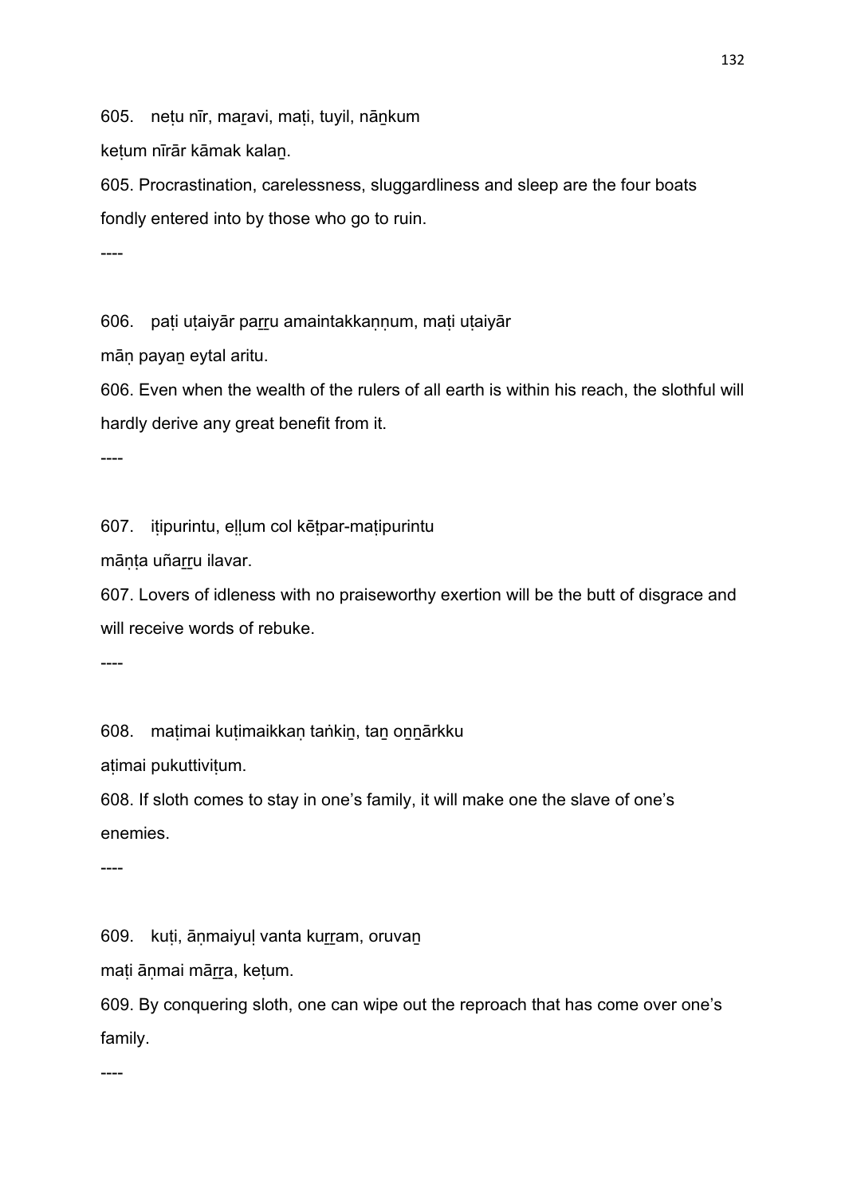605. neṭu nīr, maṟavi, maṭi, tuyil, nāṉkum

keṭum nīrār kāmak kalaṉ.

605. Procrastination, carelessness, sluggardliness and sleep are the four boats fondly entered into by those who go to ruin.

----

606. paṭi uṭaiyār paṟṟu amaintakkaṇṇum, maṭi uṭaiyār

māṇ payaṉ eytal aritu.

606. Even when the wealth of the rulers of all earth is within his reach, the slothful will hardly derive any great benefit from it.

----

607. iṭipurintu, eḷḷum col kēṭpar-maṭipurintu

māṇṭa uñaṟṟu ilavar.

607. Lovers of idleness with no praiseworthy exertion will be the butt of disgrace and will receive words of rebuke.

----

608. maṭimai kuṭimaikkaṇ taṅkiṉ, taṉ oṉṉārkku

aṭimai pukuttiviṭum.

608. If sloth comes to stay in one's family, it will make one the slave of one's enemies.

----

609. kuṭi, āṇmaiyuḷ vanta kuṟṟam, oruvaṉ

maṭi āṇmai māṟṟa, keṭum.

609. By conquering sloth, one can wipe out the reproach that has come over one's family.

----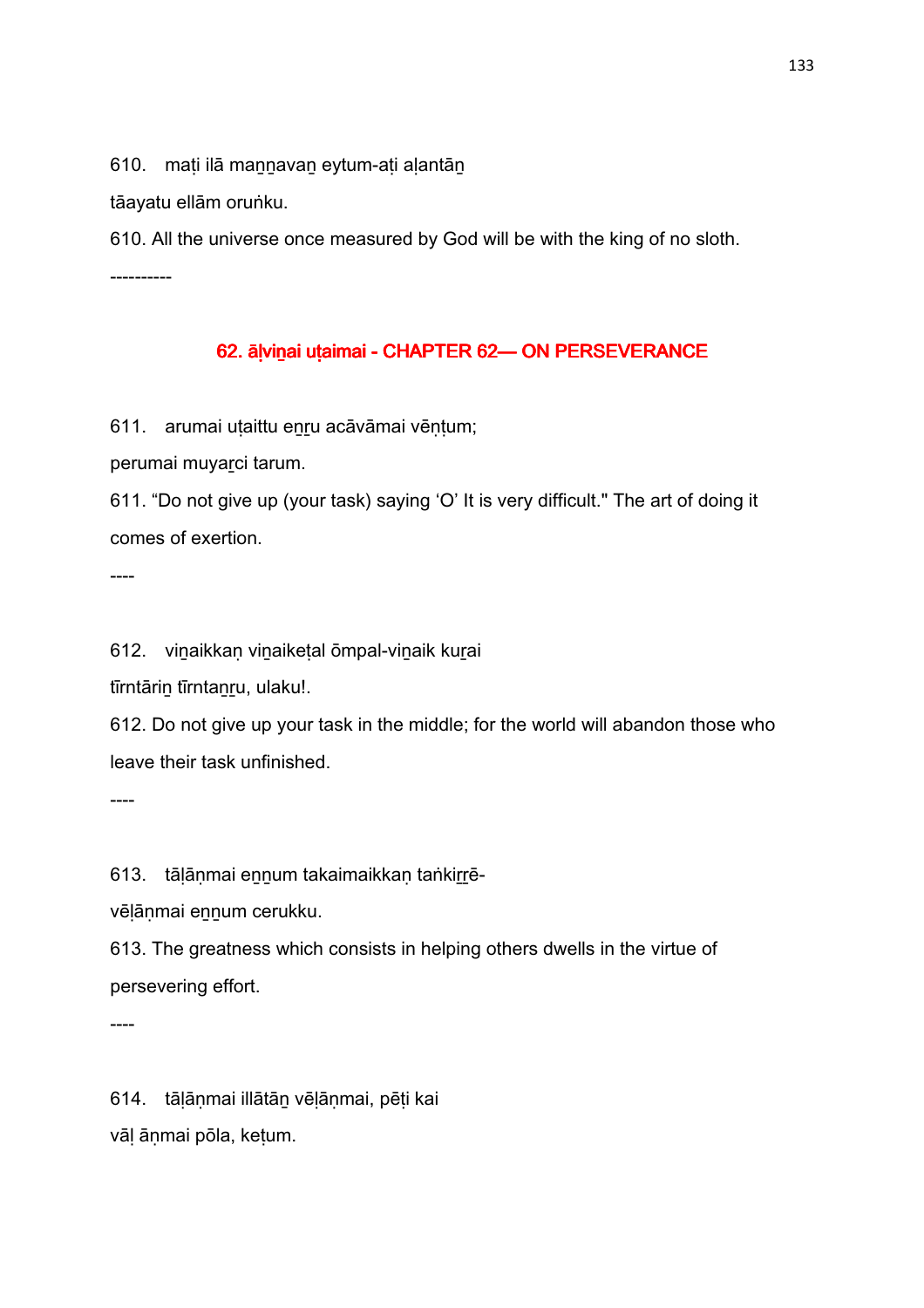610. maṭi ilā maṉṉavaṉ eytum-aṭi aḷantāṉ

tāayatu ellām oruṅku.

610. All the universe once measured by God will be with the king of no sloth.

----------

## 62. āḷviṉai uṭaimai - CHAPTER 62— ON PERSEVERANCE

611. arumai uṭaittu eṉṟu acāvāmai vēṇṭum;

perumai muyaṟci tarum.

611. “Do not give up (your task) saying ‘O’ It is very difficult." The art of doing it comes of exertion.

----

612. viṉaikkaṇ viṉaiketal ōmpal-viṉaik kuṟai

tīrntāriṉ tīrntaṉṟu, ulaku!.

612. Do not give up your task in the middle; for the world will abandon those who leave their task unfinished.

----

613. tāḷāṇmai eṉṉum takaimaikkaṇ taṅkiṟṟē-

vēḷāṇmai eṉṉum cerukku.

613. The greatness which consists in helping others dwells in the virtue of persevering effort.

----

614. tāḷāṇmai illātāṉ vēḷāṇmai, pēṭi kai

vāḷ āṇmai pōla, keṭum.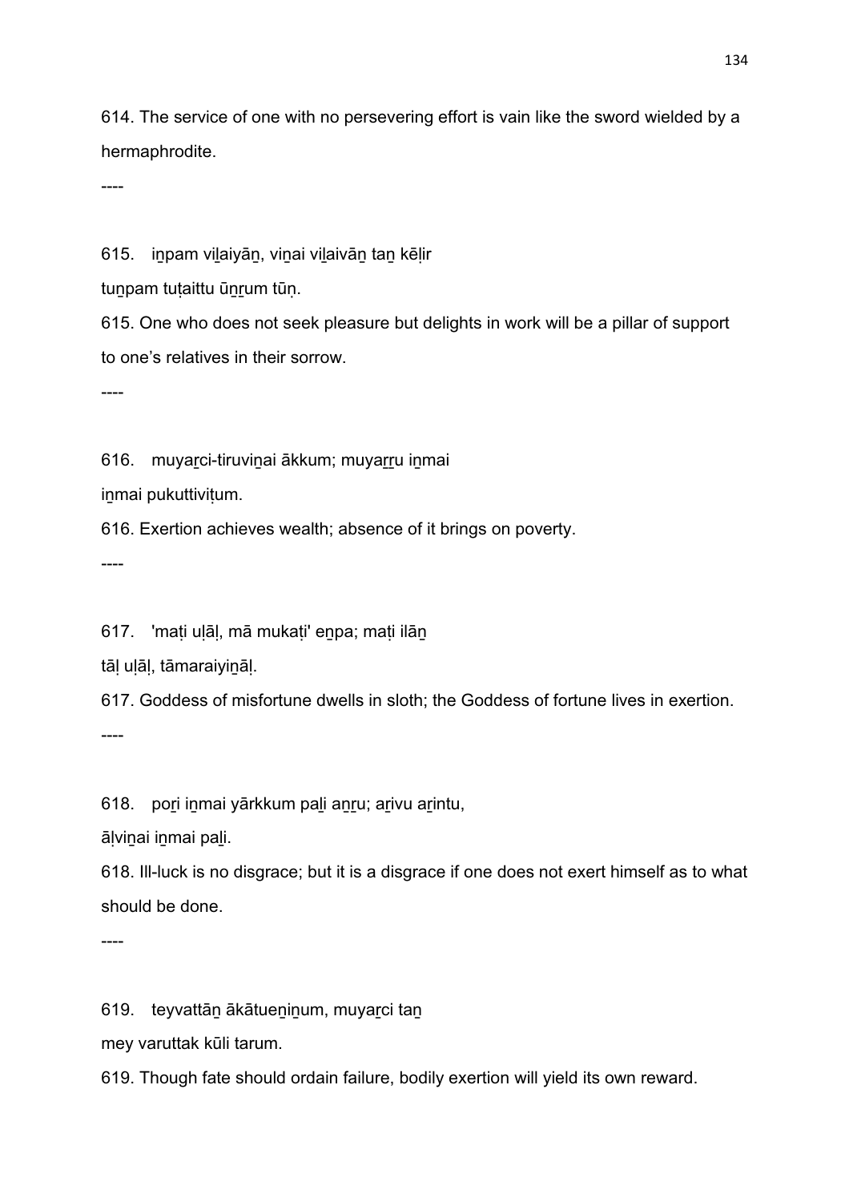614. The service of one with no persevering effort is vain like the sword wielded by a hermaphrodite.

----

615. iṉpam viḻaiyāṉ, viṉai viḻaivāṉ taṉ kēḷir
tuṉpam tuṭaittu ūṉṟum tūṇ.

615. One who does not seek pleasure but delights in work will be a pillar of support to one's relatives in their sorrow.

----

616. muyaṟci-tiruviṉai ākkum; muyaṟṟu iṉmai
iṉmai pukuttiviṭum.

616. Exertion achieves wealth; absence of it brings on poverty.

----

617. 'maṭi uḷāḷ, mā mukaṭi' eṉpa; maṭi ilāṉ
tāḷ uḷāḷ, tāmaraiyiṉāḷ.

617. Goddess of misfortune dwells in sloth; the Goddess of fortune lives in exertion.

----

618. poṟi iṉmai yārkkum paḻi aṉṟu; aṟivu aṟintu,
āḷviṉai iṉmai paḻi.

618. Ill-luck is no disgrace; but it is a disgrace if one does not exert himself as to what should be done.

----

619. teyvattāṉ ākātueṉiṉum, muyaṟci taṉ
mey varuttak kūli tarum.

619. Though fate should ordain failure, bodily exertion will yield its own reward.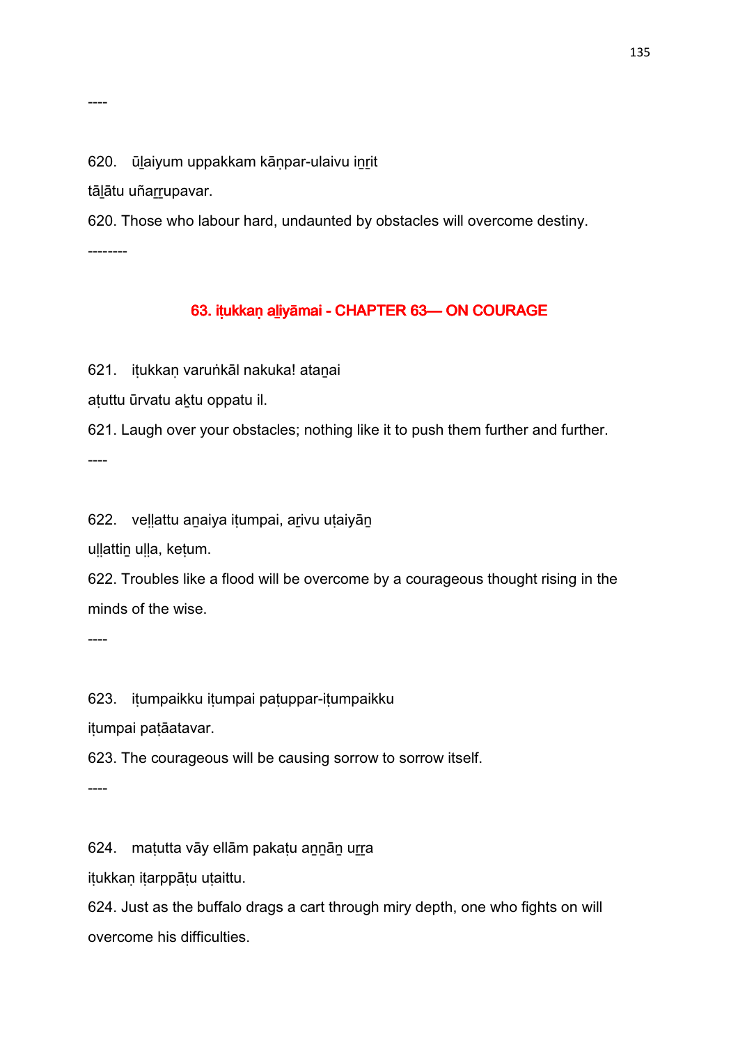----

620. ūḻaiyum uppakkam kāṇpar-ulaivu iṉṟit

tāḻātu uñaṟṟupavar.

620. Those who labour hard, undaunted by obstacles will overcome destiny.

--------

## 63. iṭukkaṇ aḻiyāmai - CHAPTER 63— ON COURAGE

621. iṭukkaṇ varuṅkāl nakuka! ataṉai

aṭuttu ūrvatu aḵtu oppatu il.

621. Laugh over your obstacles; nothing like it to push them further and further.

----

622. veḷḷattu aṉaiya iṭumpai, aṟivu uṭaiyāṉ

uḷḷattiṉ uḷḷa, keṭum.

622. Troubles like a flood will be overcome by a courageous thought rising in the minds of the wise.

----

623. iṭumpaikku iṭumpai paṭuppar-iṭumpaikku

iṭumpai paṭāatavar.

623. The courageous will be causing sorrow to sorrow itself.

----

624. maṭutta vāy ellām pakaṭu aṉṉāṉ uṟṟa

iṭukkaṇ iṭarppāṭu uṭaittu.

624. Just as the buffalo drags a cart through miry depth, one who fights on will overcome his difficulties.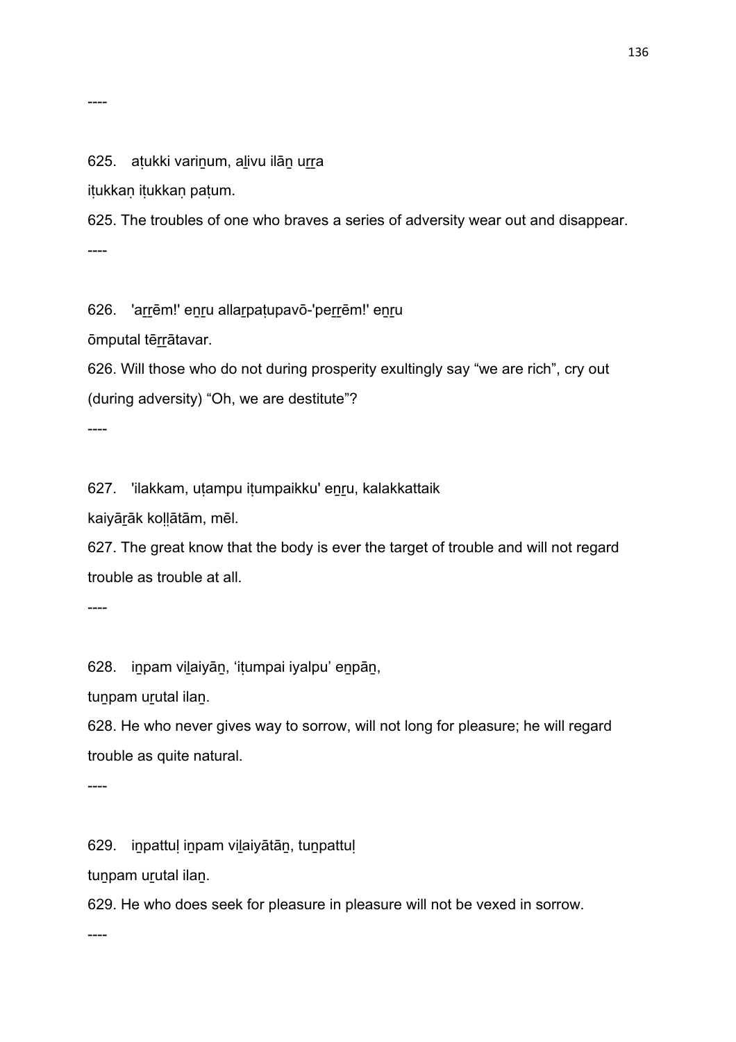----

625. aṭukki variṉum, aḻivu ilāṉ uṟṟa

iṭukkaṇ iṭukkaṇ paṭum.

625. The troubles of one who braves a series of adversity wear out and disappear.

----

626. 'aṟṟēm!' eṉṟu allaṟpaṭupavō-'peṟṟēm!' eṉṟu

ōmputal tēṟṟātavar.

626. Will those who do not during prosperity exultingly say “we are rich”, cry out (during adversity) “Oh, we are destitute”?

----

627. 'ilakkam, uṭampu iṭumpaikku' eṉṟu, kalakkattaik

kaiyāṟāk koḷḷātām, mēl.

627. The great know that the body is ever the target of trouble and will not regard trouble as trouble at all.

----

628. iṉpam viḻaiyāṉ, ‘iṭumpai iyalpu’ eṉpāṉ,

tuṉpam uṟutal ilaṉ.

628. He who never gives way to sorrow, will not long for pleasure; he will regard trouble as quite natural.

----

629. iṉpattuḷ iṉpam viḻaiyātāṉ, tuṉpattuḷ

tuṉpam uṟutal ilaṉ.

629. He who does seek for pleasure in pleasure will not be vexed in sorrow.

----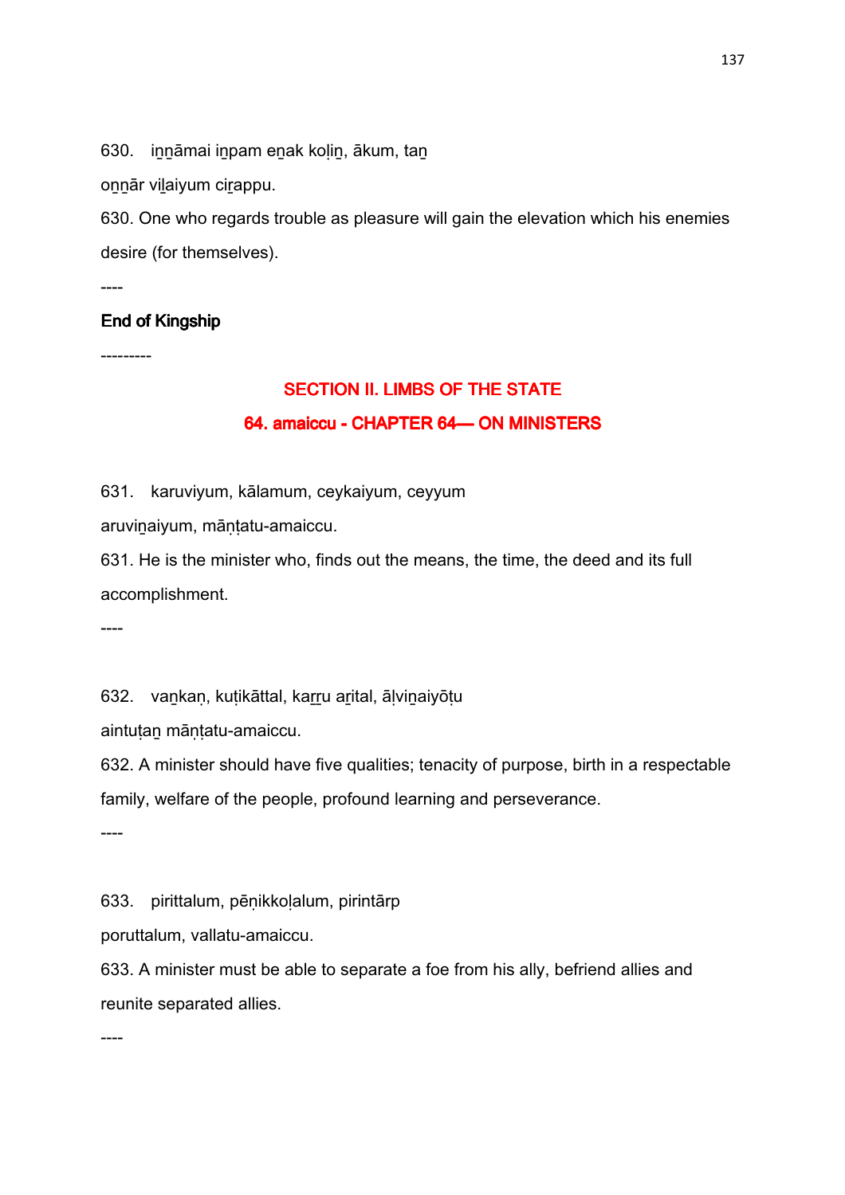630. iṉṉāmai iṉpam eṉak koḷiṉ, ākum, taṉ

oṉṉār viḻaiyum ciṟappu.

630. One who regards trouble as pleasure will gain the elevation which his enemies desire (for themselves).

----

**End of Kingship**

---------

## SECTION II. LIMBS OF THE STATE

### 64. amaiccu - CHAPTER 64— ON MINISTERS

631. karuviyum, kālamum, ceykaiyum, ceyyum

aruviṉaiyum, māṇṭatu-amaiccu.

631. He is the minister who, finds out the means, the time, the deed and its full accomplishment.

----

632. vaṉkaṇ, kuṭikāttal, kaṟṟu aṟital, āḷviṉaiyōṭu

aintuṭaṉ māṇṭatu-amaiccu.

632. A minister should have five qualities; tenacity of purpose, birth in a respectable family, welfare of the people, profound learning and perseverance.

----

633. pirittalum, pēṇikkoḷalum, pirintārp

poruttalum, vallatu-amaiccu.

633. A minister must be able to separate a foe from his ally, befriend allies and reunite separated allies.

----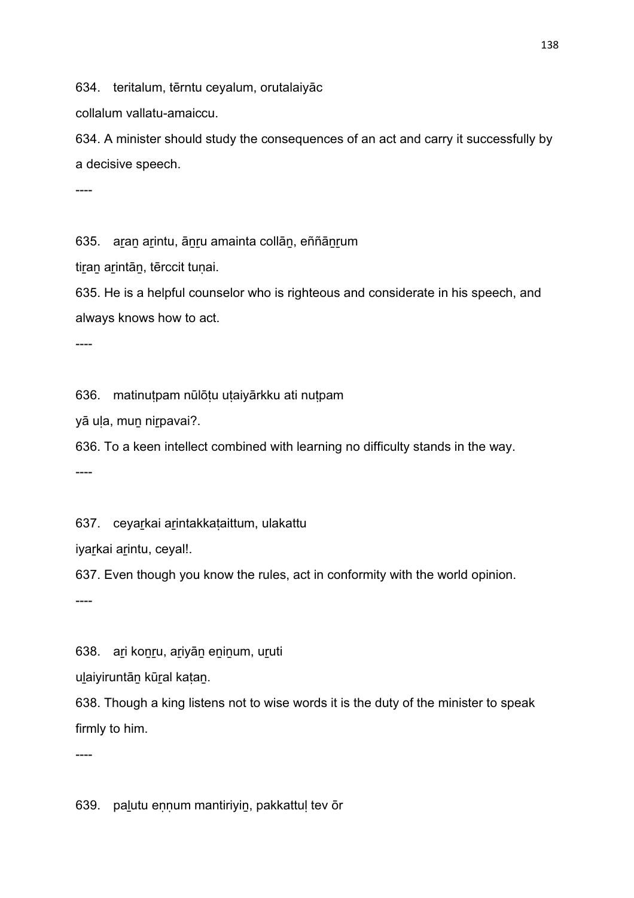634. teritalum, tērntu ceyalum, orutalaiyāc

collalum vallatu-amaiccu.

634. A minister should study the consequences of an act and carry it successfully by a decisive speech.

----

635. aṟaṉ aṟintu, āṉṟu amainta collāṉ, eññāṉṟum

tiṟaṉ aṟintāṉ, tērccit tuṇai.

635. He is a helpful counselor who is righteous and considerate in his speech, and always knows how to act.

----

636. matinuṭpam nūlōṭu uṭaiyārkku ati nuṭpam

yā uḷa, muṉ niṟpavai?.

636. To a keen intellect combined with learning no difficulty stands in the way.

----

637. ceyaṟkai aṟintakkaṭaittum, ulakattu

iyaṟkai aṟintu, ceyal!.

637. Even though you know the rules, act in conformity with the world opinion.

----

638. aṟi koṉṟu, aṟiyāṉ eṉiṉum, uṟuti

uḻaiyiruntāṉ kūṟal kaṭaṉ.

638. Though a king listens not to wise words it is the duty of the minister to speak firmly to him.

----

639. paḻutu eṇṇum mantiriyiṉ, pakkattuḷ tev ōr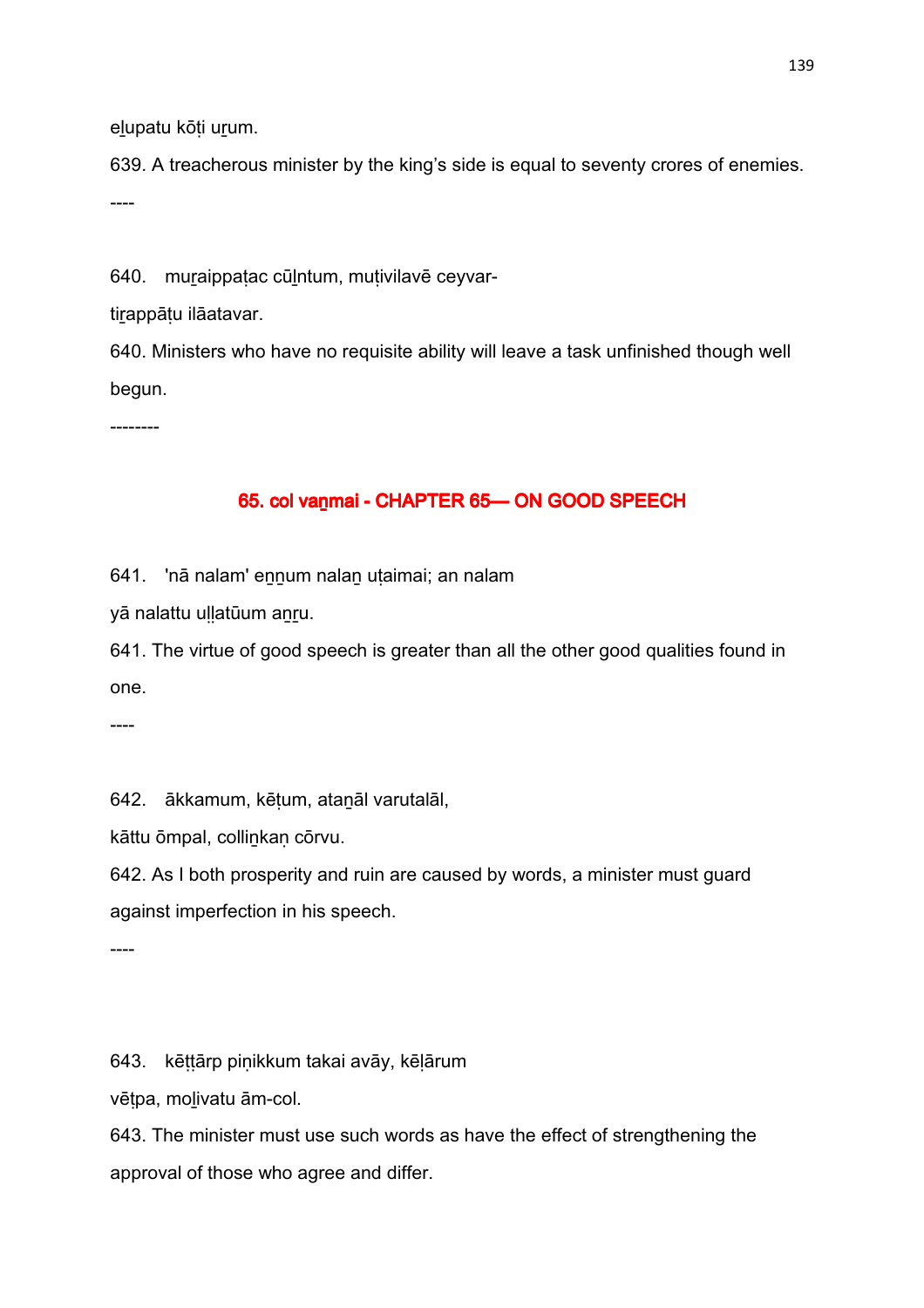eḻupatu kōṭi uṟum.

639. A treacherous minister by the king's side is equal to seventy crores of enemies.

----

640. muṟaippaṭac cūḻntum, muṭivilavē ceyvar-

tiṟappāṭu ilāatavar.

640. Ministers who have no requisite ability will leave a task unfinished though well begun.

--------

## 65. col vaṉmai - CHAPTER 65— ON GOOD SPEECH

641. 'nā nalam' eṉṉum nalaṉ uṭaimai; an nalam

yā nalattu uḷḷatūum aṉṟu.

641. The virtue of good speech is greater than all the other good qualities found in one.

----

642. ākkamum, kēṭum, ataṉāl varutalāl,

kāttu ōmpal, colliṉkaṇ cōrvu.

642. As I both prosperity and ruin are caused by words, a minister must guard against imperfection in his speech.

----

643. kēṭṭārp piṇikkum takai avāy, kēḷārum

vēṭpa, moḻivatu ām-col.

643. The minister must use such words as have the effect of strengthening the approval of those who agree and differ.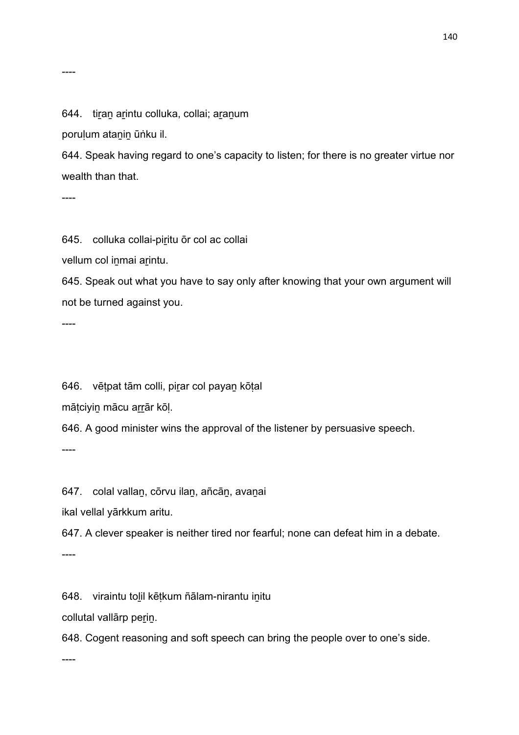----

644. tiṟaṉ aṟintu colluka, collai; aṟaṉum
poruḷum ataṉiṉ ūṅku il.

644. Speak having regard to one's capacity to listen; for there is no greater virtue nor wealth than that.

----

645. colluka collai-piṟitu ōr col ac collai
vellum col iṉmai aṟintu.

645. Speak out what you have to say only after knowing that your own argument will not be turned against you.

----

646. vēṭpat tām colli, piṟar col payaṉ kōṭal
māṭciyiṉ mācu aṟṟār kōḷ.

646. A good minister wins the approval of the listener by persuasive speech.

----

647. colal vallaṉ, cōrvu ilaṉ, añcāṉ, avaṉai
ikal vellal yārkkum aritu.

647. A clever speaker is neither tired nor fearful; none can defeat him in a debate.

----

648. viraintu toḻil kēṭkum ñālam-nirantu iṉitu
collutal vallārp peṟiṉ.

648. Cogent reasoning and soft speech can bring the people over to one's side.

----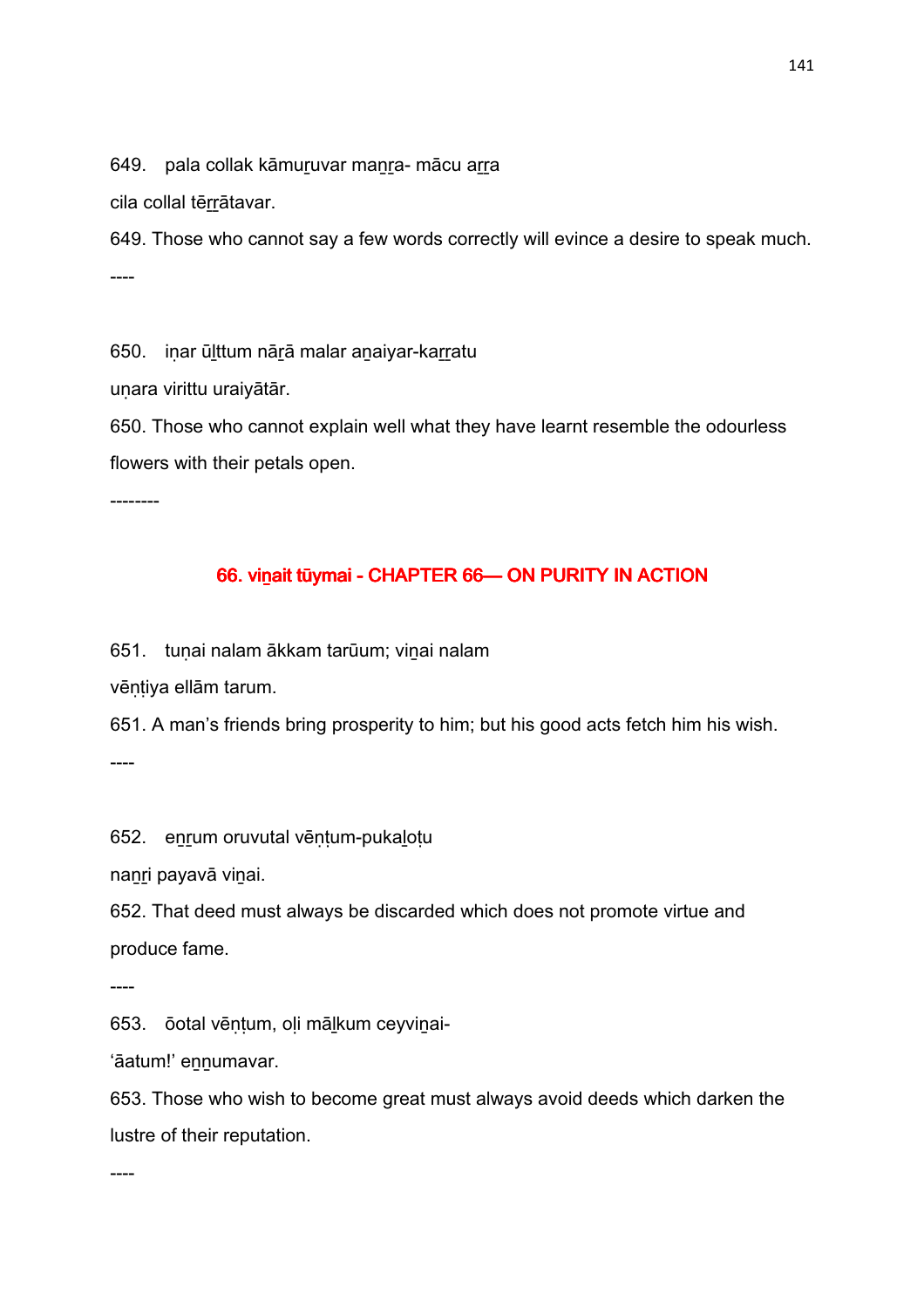649. pala collak kāmuṟuvar maṉṟa- mācu aṟṟa

cila collal tēṟṟātavar.

649. Those who cannot say a few words correctly will evince a desire to speak much.

----

650. iṇar ūḻttum nāṟā malar aṉaiyar-kaṟṟatu

uṇara virittu uraiyātār.

650. Those who cannot explain well what they have learnt resemble the odourless flowers with their petals open.

--------

## 66. viṉait tūymai - CHAPTER 66— ON PURITY IN ACTION

651. tuṇai nalam ākkam tarūum; viṉai nalam

vēṇṭiya ellām tarum.

651. A man's friends bring prosperity to him; but his good acts fetch him his wish.

----

652. eṉṟum oruvutal vēṇṭum-pukaḻoṭu

naṉṟi payavā viṉai.

652. That deed must always be discarded which does not promote virtue and produce fame.

----

653. ōotal vēṇṭum, oḷi māḻkum ceyviṉai-

'āatum!' eṉṉumavar.

653. Those who wish to become great must always avoid deeds which darken the lustre of their reputation.

----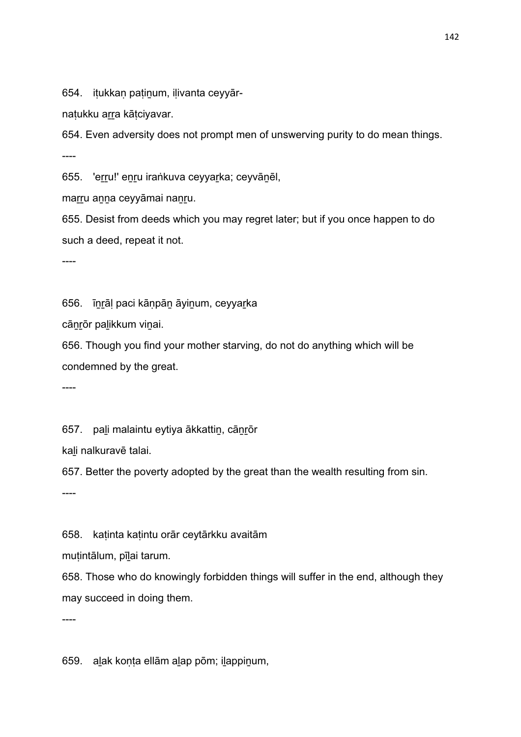654. iṭukkaṇ paṭiṉum, iḷivanta ceyyār-

naṭukku aṟṟa kāṭciyavar.

654. Even adversity does not prompt men of unswerving purity to do mean things.

----

655. 'eṟṟu!' eṉṟu iraṅkuva ceyyaṟka; ceyvāṉēl,

maṟṟu aṉṉa ceyyāmai naṉṟu.

655. Desist from deeds which you may regret later; but if you once happen to do such a deed, repeat it not.

----

656. īṉṟāḷ paci kāṇpāṉ āyiṉum, ceyyaṟka

cāṉṟōr paḻikkum viṉai.

656. Though you find your mother starving, do not do anything which will be condemned by the great.

----

657. paḻi malaintu eytiya ākkattiṉ, cāṉṟōr

kaḻi nalkuravē talai.

657. Better the poverty adopted by the great than the wealth resulting from sin.

----

658. kaṭinta kaṭintu orār ceytārkku avaitām

muṭintālum, pīḻai tarum.

658. Those who do knowingly forbidden things will suffer in the end, although they may succeed in doing them.

----

659. aḻak koṇṭa ellām aḻap pōm; iḻappiṉum,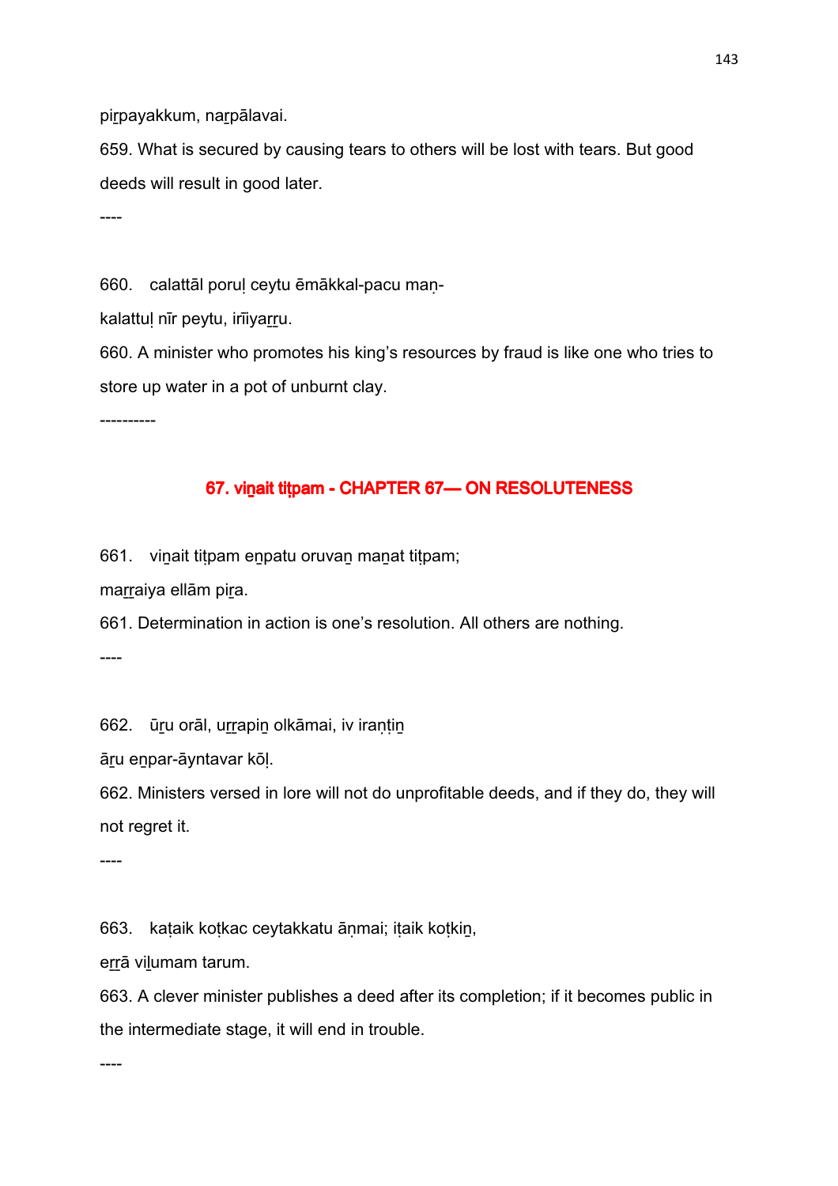piṟpayakkum, naṟpālavai.

659. What is secured by causing tears to others will be lost with tears. But good deeds will result in good later.

----

660. calattāl poruḷ ceytu ēmākkal-pacu maṇ-

kalattuḷ nīr peytu, irīiyaṟṟu.

660. A minister who promotes his king's resources by fraud is like one who tries to store up water in a pot of unburnt clay.

----------

## 67. viṉait tiṭpam - CHAPTER 67— ON RESOLUTENESS

661. viṉait tiṭpam eṉpatu oruvaṉ maṉat tiṭpam;

maṟṟaiya ellām piṟa.

661. Determination in action is one's resolution. All others are nothing.

----

662. ūṟu orāl, uṟṟapiṉ olkāmai, iv iraṇṭiṉ

āṟu eṉpar-āyntavar kōḷ.

662. Ministers versed in lore will not do unprofitable deeds, and if they do, they will not regret it.

----

663. kaṭaik koṭkac ceytakkatu āṇmai; iṭaik koṭkiṉ,

eṟṟā viḻumam tarum.

663. A clever minister publishes a deed after its completion; if it becomes public in the intermediate stage, it will end in trouble.

----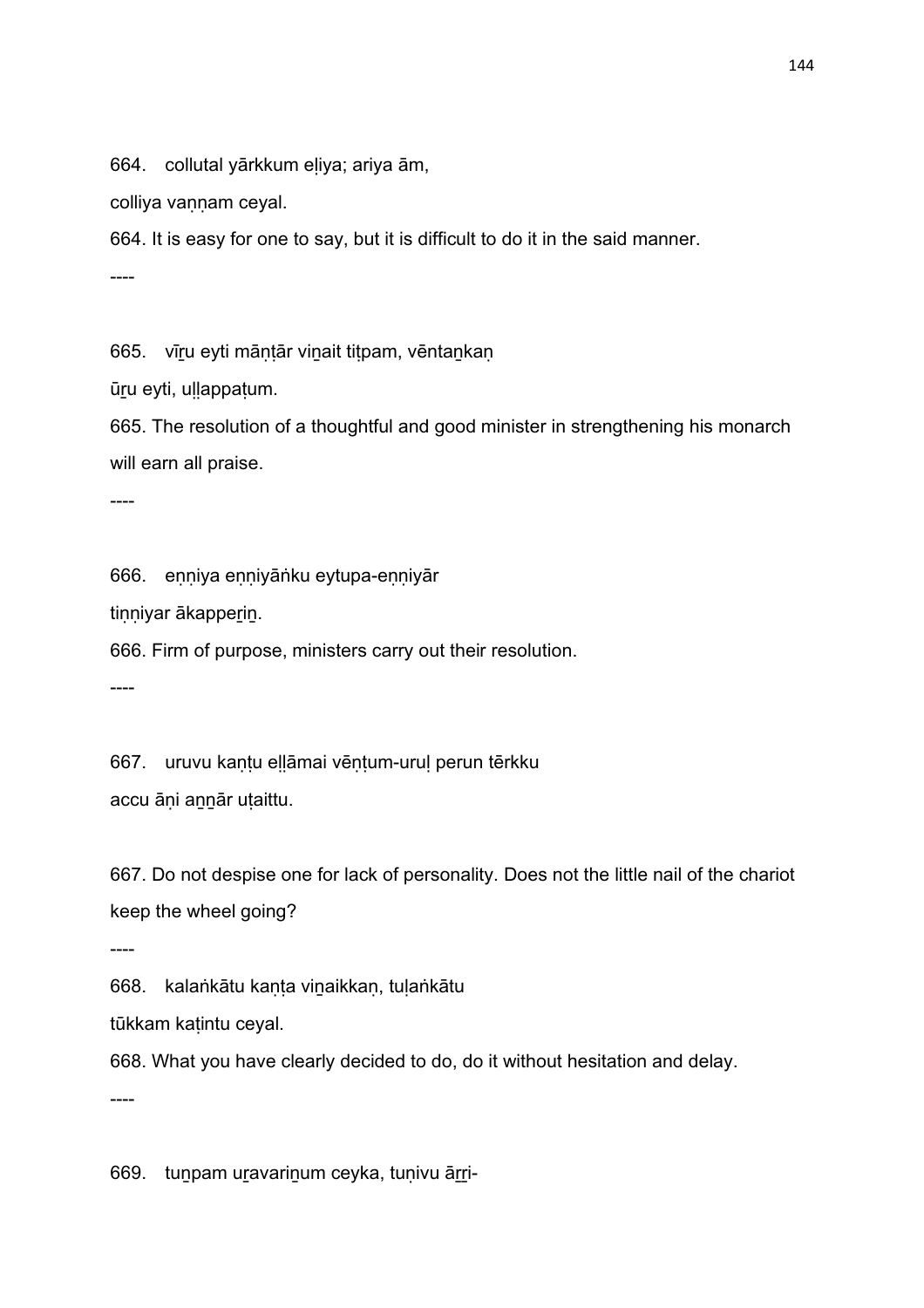664. collutal yārkkum eḷiya; ariya ām,

colliya vaṇṇam ceyal.

664. It is easy for one to say, but it is difficult to do it in the said manner.

----

665. vīṟu eyti māṇṭār viṉait tiṭpam, vēntaṉkaṇ

ūṟu eyti, uḷḷappaṭum.

665. The resolution of a thoughtful and good minister in strengthening his monarch will earn all praise.

----

666. eṇṇiya eṇṇiyāṅku eytupa-eṇṇiyār

tiṇṇiyar ākappeṟiṉ.

666. Firm of purpose, ministers carry out their resolution.

----

667. uruvu kaṇṭu eḷḷāmai vēṇṭum-uruḷ perun tērkku

accu āṇi aṉṉār uṭaittu.

667. Do not despise one for lack of personality. Does not the little nail of the chariot keep the wheel going?

----

668. kalaṅkātu kaṇṭa viṉaikkaṇ, tuḷaṅkātu

tūkkam kaṭintu ceyal.

668. What you have clearly decided to do, do it without hesitation and delay.

----

669. tuṉpam uṟavariṉum ceyka, tuṇivu āṟṟi-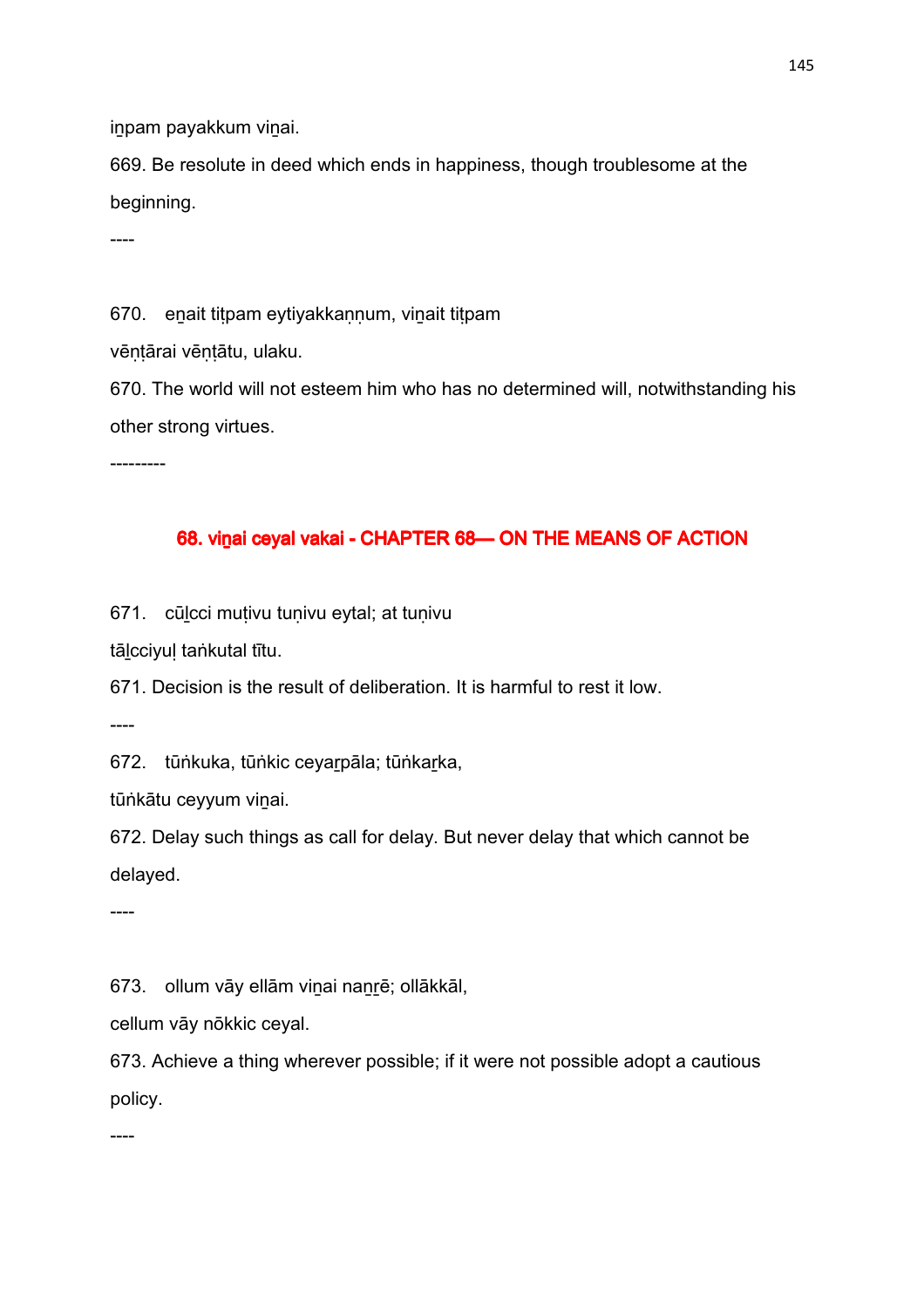iṉpam payakkum viṉai.

669. Be resolute in deed which ends in happiness, though troublesome at the beginning.

----

670. eṉait tiṭpam eytiyakkaṇṇum, viṉait tiṭpam

vēṇṭārai vēṇṭātu, ulaku.

670. The world will not esteem him who has no determined will, notwithstanding his other strong virtues.

---------

## 68. viṉai ceyal vakai - CHAPTER 68— ON THE MEANS OF ACTION

671. cūḻcci muṭivu tuṇivu eytal; at tuṇivu

tāḻcciyuḷ taṅkutal tītu.

671. Decision is the result of deliberation. It is harmful to rest it low.

----

672. tūṅkuka, tūṅkic ceyaṟpāla; tūṅkaṟka,

tūṅkātu ceyyum viṉai.

672. Delay such things as call for delay. But never delay that which cannot be delayed.

----

673. ollum vāy ellām viṉai naṉṟē; ollākkāl,

cellum vāy nōkkic ceyal.

673. Achieve a thing wherever possible; if it were not possible adopt a cautious policy.

----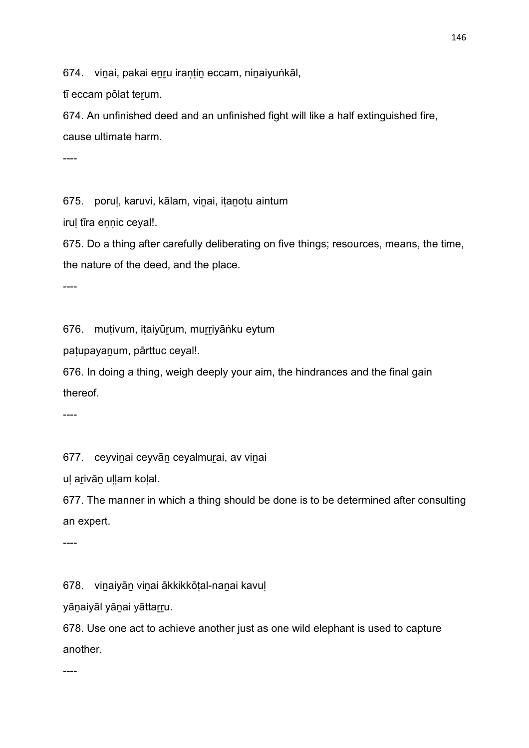674. viṉai, pakai eṉṟu iraṇṭiṉ eccam, niṉaiyuṅkāl,

tī eccam pōlat teṟum.

674. An unfinished deed and an unfinished fight will like a half extinguished fire, cause ultimate harm.

----

675. poruḷ, karuvi, kālam, viṉai, iṭaṉoṭu aintum

iruḷ tīra eṇṇic ceyal!.

675. Do a thing after carefully deliberating on five things; resources, means, the time, the nature of the deed, and the place.

----

676. muṭivum, iṭaiyūṟum, muṟṟiyāṅku eytum

paṭupayaṉum, pārttuc ceyal!.

676. In doing a thing, weigh deeply your aim, the hindrances and the final gain thereof.

----

677. ceyviṉai ceyvāṉ ceyalmuṟai, av viṉai

uḷ aṟivāṉ uḷḷam koḷal.

677. The manner in which a thing should be done is to be determined after consulting an expert.

----

678. viṉaiyāṉ viṉai ākkikkōṭal-naṉai kavuḷ

yāṉaiyāl yāṉai yāttaṟṟu.

678. Use one act to achieve another just as one wild elephant is used to capture another.

----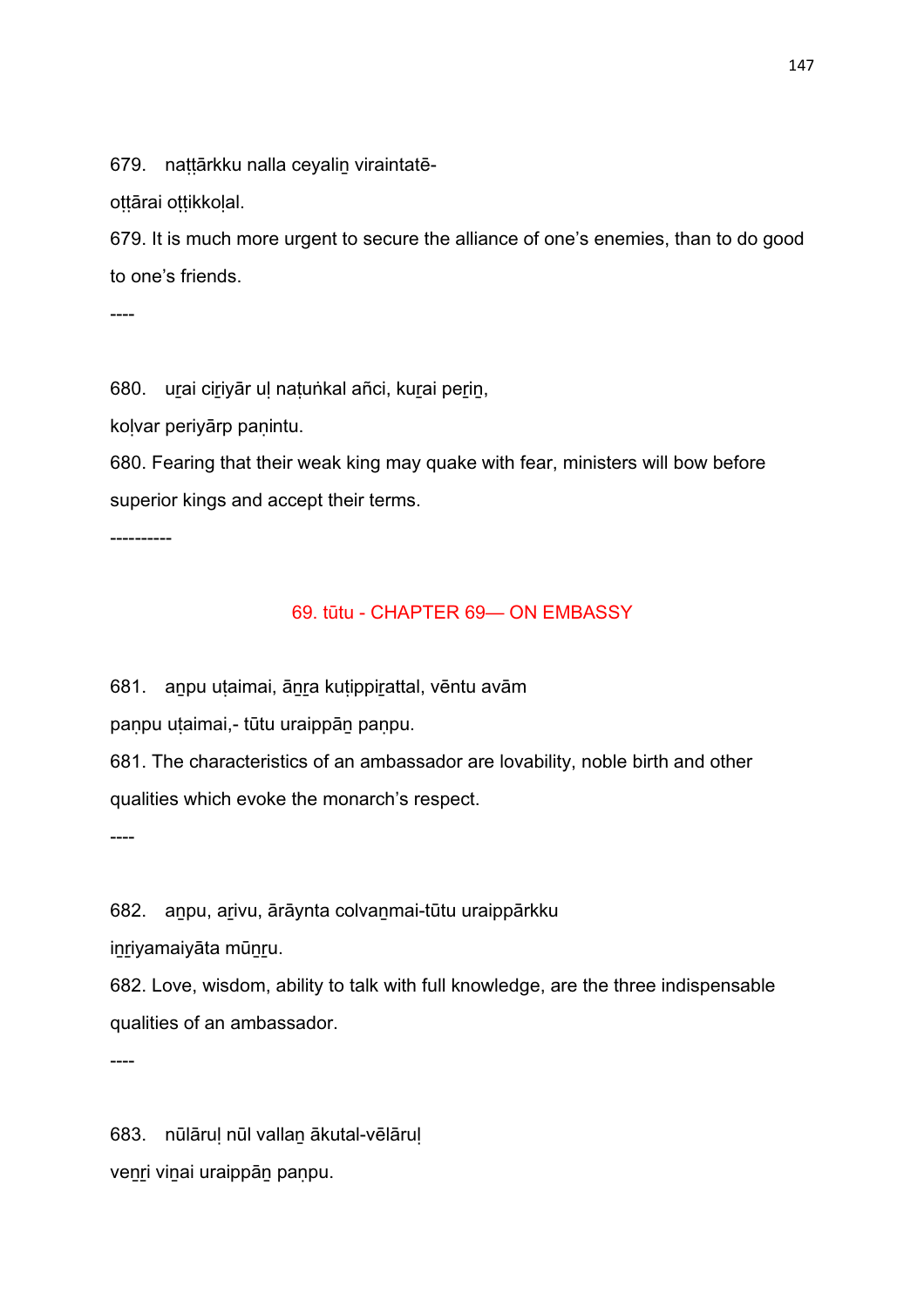679. naṭṭārkku nalla ceyaliṉ viraintatē-

oṭṭārai oṭṭikkoḷal.

679. It is much more urgent to secure the alliance of one's enemies, than to do good to one's friends.

----

680. uṟai ciṟiyār uḷ naṭuṅkal añci, kuṟai peṟiṉ,

koḷvar periyārp paṇintu.

680. Fearing that their weak king may quake with fear, ministers will bow before superior kings and accept their terms.

----------

## 69. tūtu - CHAPTER 69— ON EMBASSY

681. aṉpu uṭaimai, āṉṟa kuṭippiṟattal, vēntu avām

paṇpu uṭaimai,- tūtu uraippāṉ paṇpu.

681. The characteristics of an ambassador are lovability, noble birth and other qualities which evoke the monarch's respect.

----

682. aṉpu, aṟivu, ārāynta colvaṉmai-tūtu uraippārkku

iṉṟiyamaiyāta mūṉṟu.

682. Love, wisdom, ability to talk with full knowledge, are the three indispensable qualities of an ambassador.

----

683. nūlāruḷ nūl vallaṉ ākutal-vēlāruḷ

veṉṟi viṉai uraippāṉ paṇpu.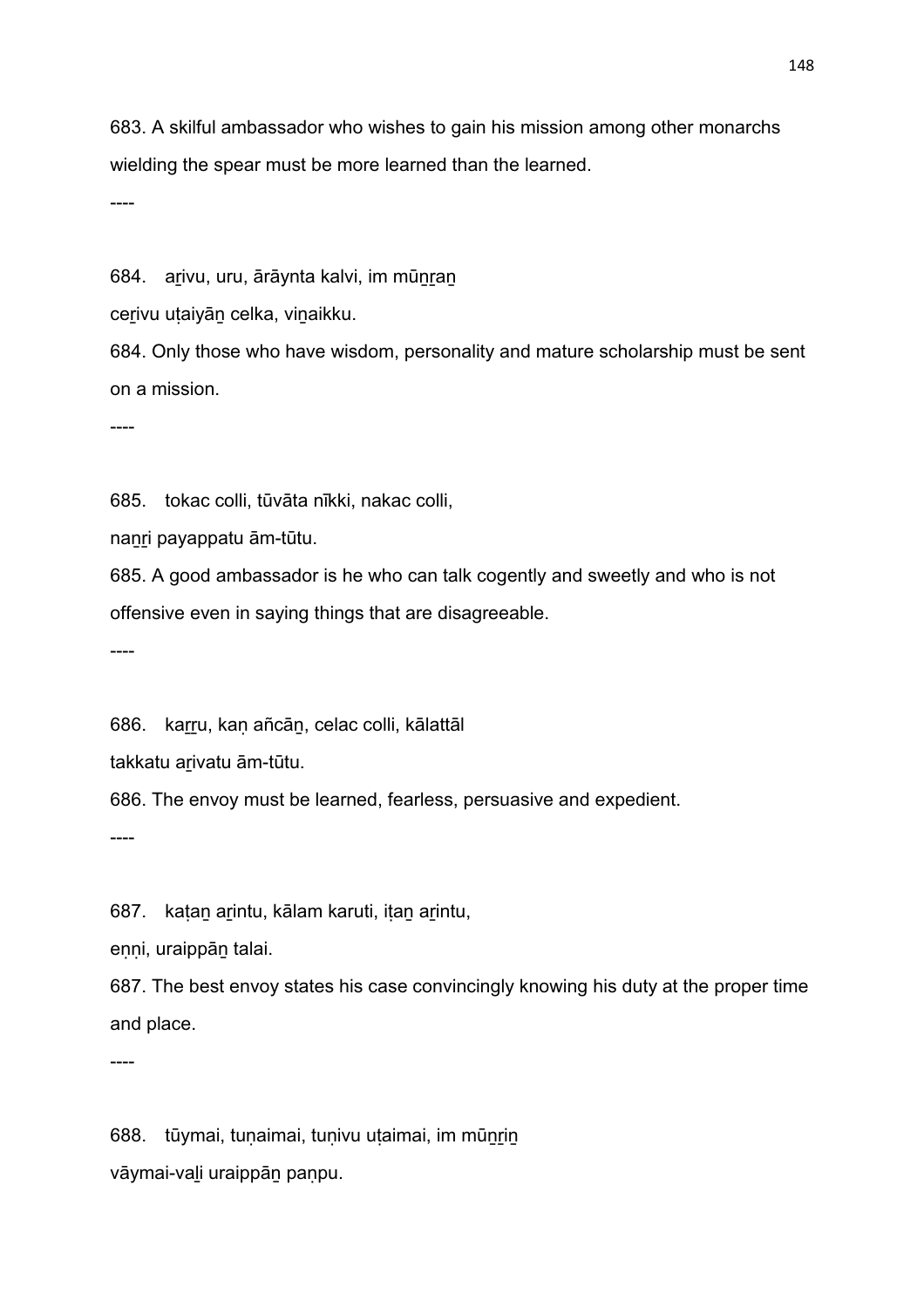683. A skilful ambassador who wishes to gain his mission among other monarchs wielding the spear must be more learned than the learned.

----

684. aṟivu, uru, ārāynta kalvi, im mūṉṟaṉ
ceṟivu uṭaiyāṉ celka, viṉaikku.

684. Only those who have wisdom, personality and mature scholarship must be sent on a mission.

----

685. tokac colli, tūvāta nīkki, nakac colli,
naṉṟi payappatu ām-tūtu.

685. A good ambassador is he who can talk cogently and sweetly and who is not offensive even in saying things that are disagreeable.

----

686. kaṟṟu, kaṇ añcāṉ, celac colli, kālattāl
takkatu aṟivatu ām-tūtu.

686. The envoy must be learned, fearless, persuasive and expedient.

----

687. kaṭaṉ aṟintu, kālam karuti, iṭaṉ aṟintu,
eṇṇi, uraippāṉ talai.

687. The best envoy states his case convincingly knowing his duty at the proper time and place.

----

688. tūymai, tuṇaimai, tuṇivu uṭaimai, im mūṉṟiṉ
vāymai-vaḻi uraippāṉ paṇpu.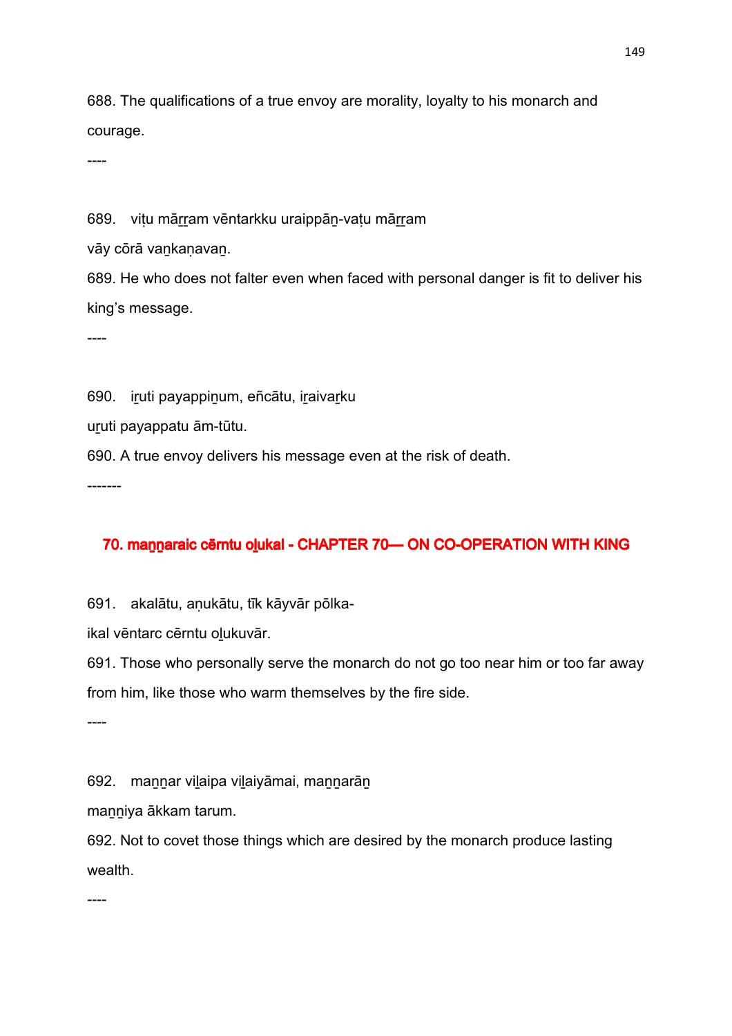688. The qualifications of a true envoy are morality, loyalty to his monarch and courage.

----

689. viṭu māṟṟam vēntarkku uraippāṉ-vaṭu māṟṟam
vāy cōrā vaṉkaṇavaṉ.

689. He who does not falter even when faced with personal danger is fit to deliver his king's message.

----

690. iṟuti payappiṉum, eñcātu, iṟaivaṟku
uṟuti payappatu ām-tūtu.

690. A true envoy delivers his message even at the risk of death.

-------

## 70. maṉṉaraic cērntu oḻukal - CHAPTER 70— ON CO-OPERATION WITH KING

691. akalātu, aṇukātu, tīk kāyvār pōlka-
ikal vēntarc cērntu oḻukuvār.

691. Those who personally serve the monarch do not go too near him or too far away from him, like those who warm themselves by the fire side.

----

692. maṉṉar viḻaipa viḻaiyāmai, maṉṉarāṉ
maṉṉiya ākkam tarum.

692. Not to covet those things which are desired by the monarch produce lasting wealth.

----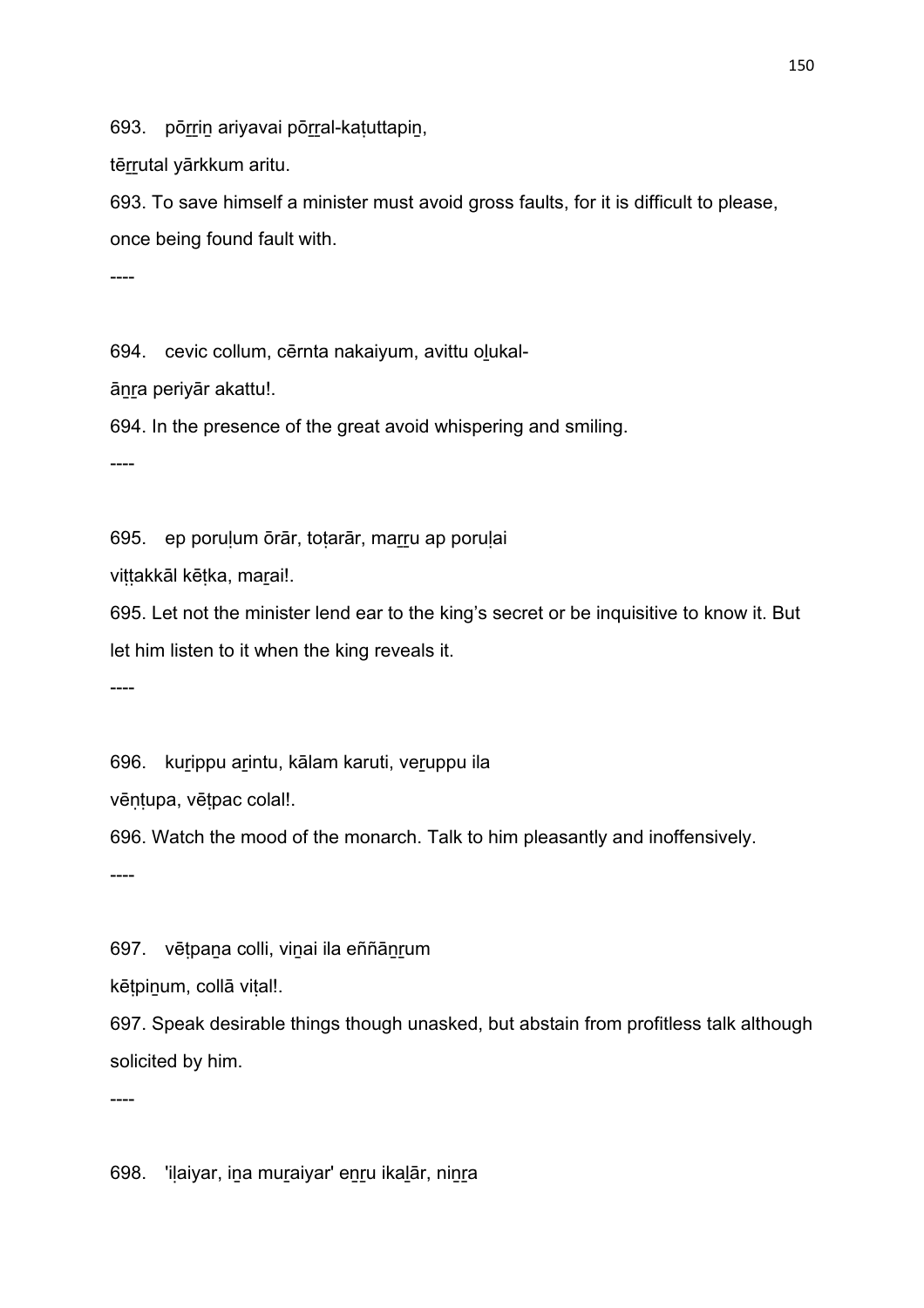693. pōṟṟiṉ ariyavai pōṟṟal-kaṭuttapiṉ,

tēṟṟutal yārkkum aritu.

693. To save himself a minister must avoid gross faults, for it is difficult to please, once being found fault with.

----

694. cevic collum, cērnta nakaiyum, avittu oḻukal-

āṉṟa periyār akattu!.

694. In the presence of the great avoid whispering and smiling.

----

695. ep poruḷum ōrār, toṭarār, maṟṟu ap poruḷai

viṭṭakkāl kēṭka, maṟai!.

695. Let not the minister lend ear to the king's secret or be inquisitive to know it. But let him listen to it when the king reveals it.

----

696. kuṟippu aṟintu, kālam karuti, veṟuppu ila

vēṇṭupa, vēṭpac colal!.

696. Watch the mood of the monarch. Talk to him pleasantly and inoffensively.

----

697. vēṭpaṉa colli, viṉai ila eññāṉṟum

kēṭpiṉum, collā viṭal!.

697. Speak desirable things though unasked, but abstain from profitless talk although solicited by him.

----

698. 'iḷaiyar, iṉa muṟaiyar' eṉṟu ikaḻār, niṉṟa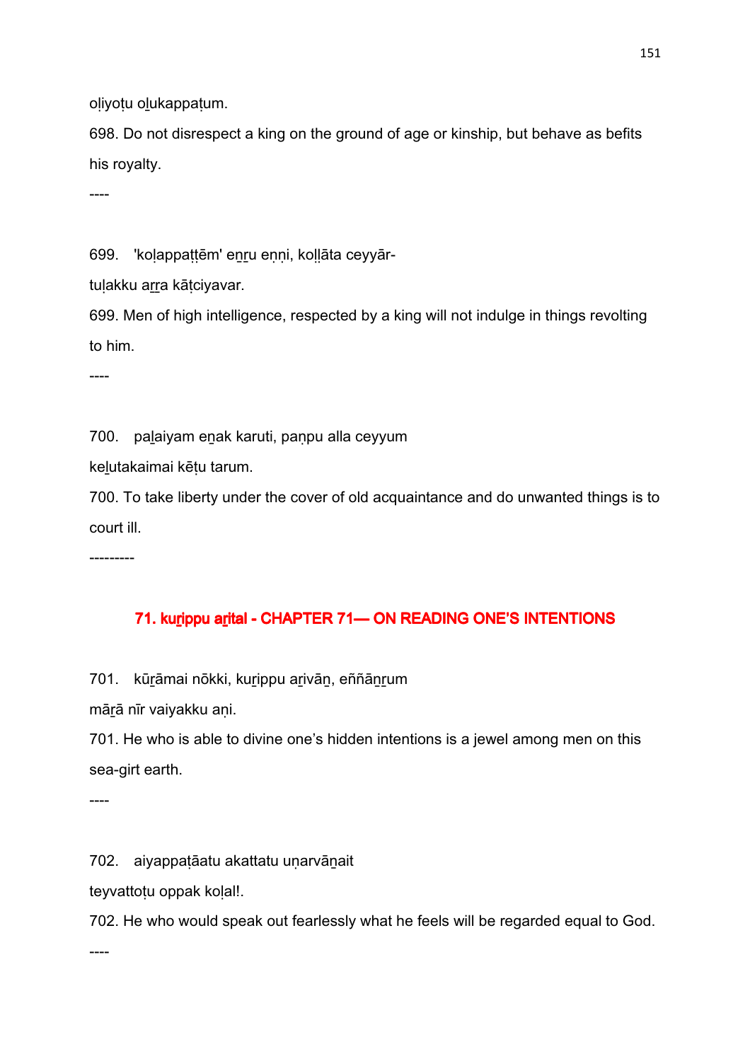oḷiyoṭu oḻukappaṭum.

698. Do not disrespect a king on the ground of age or kinship, but behave as befits his royalty.

----

699. 'koḷappaṭṭēm' eṉṟu eṇṇi, koḷḷāta ceyyār-

tuḷakku aṟṟa kāṭciyavar.

699. Men of high intelligence, respected by a king will not indulge in things revolting to him.

----

700. paḻaiyam eṉak karuti, paṇpu alla ceyyum

keḻutakaimai kēṭu tarum.

700. To take liberty under the cover of old acquaintance and do unwanted things is to court ill.

---------

## 71. kuṟippu aṟital - CHAPTER 71— ON READING ONE'S INTENTIONS

701. kūṟāmai nōkki, kuṟippu aṟivāṉ, eññāṉṟum

māṟā nīr vaiyakku aṇi.

701. He who is able to divine one's hidden intentions is a jewel among men on this sea-girt earth.

----

702. aiyappaṭāatu akattatu uṇarvāṉait

teyvattoṭu oppak koḷal!.

702. He who would speak out fearlessly what he feels will be regarded equal to God.

----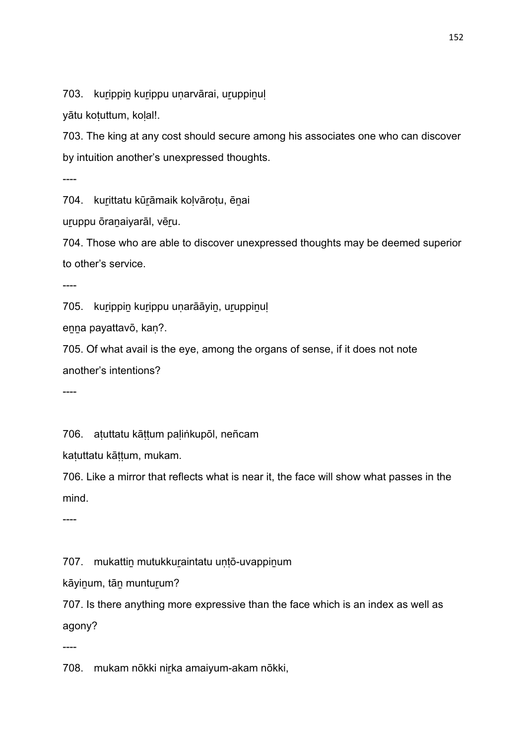703. kuṟippiṉ kuṟippu uṇarvārai, uṟuppiṉuḷ

yātu koṭuttum, koḷal!.

703. The king at any cost should secure among his associates one who can discover by intuition another's unexpressed thoughts.

----

704. kuṟittatu kūṟāmaik koḷvāroṭu, ēṉai

uṟuppu ōraṉaiyarāl, vēṟu.

704. Those who are able to discover unexpressed thoughts may be deemed superior to other's service.

----

705. kuṟippiṉ kuṟippu uṇarāāyiṉ, uṟuppiṉuḷ

eṉṉa payattavō, kaṇ?.

705. Of what avail is the eye, among the organs of sense, if it does not note another's intentions?

----

706. aṭuttatu kāṭṭum paḷiṅkupōl, neñcam

kaṭuttatu kāṭṭum, mukam.

706. Like a mirror that reflects what is near it, the face will show what passes in the mind.

----

707. mukattiṉ mutukkuṟaintatu uṇṭō-uvappiṉum

kāyiṉum, tāṉ muntuṟum?

707. Is there anything more expressive than the face which is an index as well as agony?

----

708. mukam nōkki niṟka amaiyum-akam nōkki,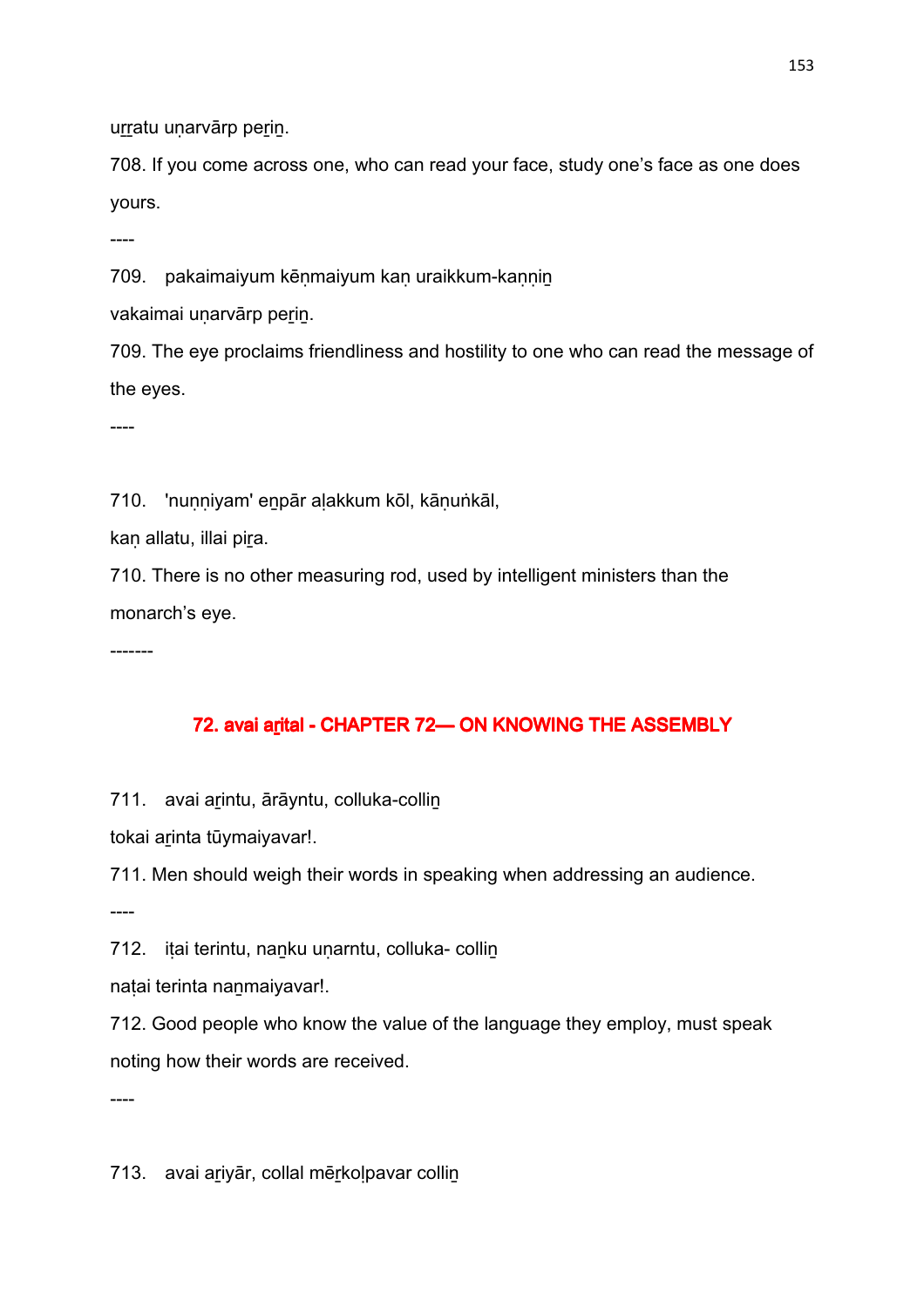uṟṟatu uṇarvārp peṟiṉ.

708. If you come across one, who can read your face, study one's face as one does yours.

----

709. pakaimaiyum kēṇmaiyum kaṇ uraikkum-kaṇṇiṉ

vakaimai uṇarvārp peṟiṉ.

709. The eye proclaims friendliness and hostility to one who can read the message of the eyes.

----

710. 'nuṇṇiyam' eṉpār aḷakkum kōl, kāṇuṅkāl,

kaṇ allatu, illai piṟa.

710. There is no other measuring rod, used by intelligent ministers than the monarch's eye.

-------

## 72. avai aṟital - CHAPTER 72— ON KNOWING THE ASSEMBLY

711. avai aṟintu, ārāyntu, colluka-colliṉ

tokai aṟinta tūymaiyavar!.

711. Men should weigh their words in speaking when addressing an audience.

----

712. iṭai terintu, naṉku uṇarntu, colluka- colliṉ

naṭai terinta naṉmaiyavar!.

712. Good people who know the value of the language they employ, must speak noting how their words are received.

----

713. avai aṟiyār, collal mēṟkoḷpavar colliṉ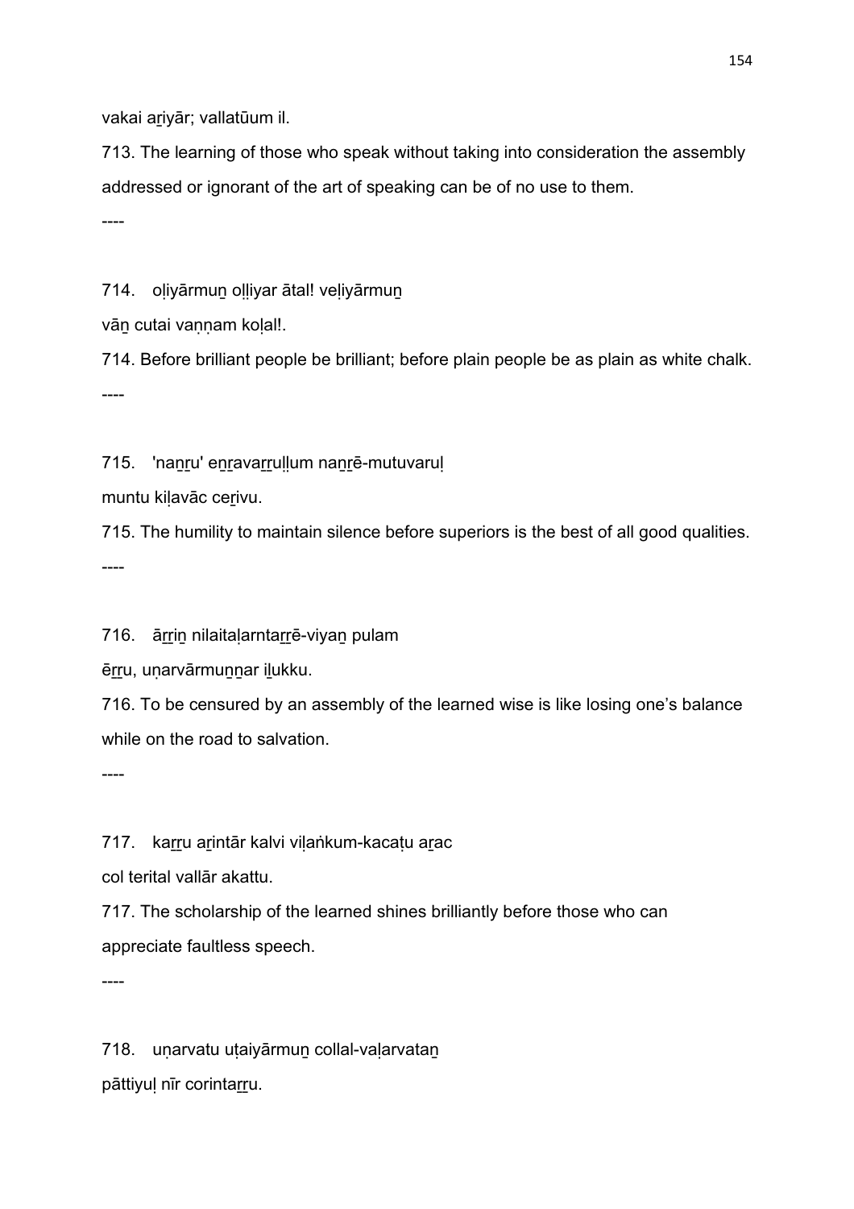vakai aṟiyār; vallatūum il.

713. The learning of those who speak without taking into consideration the assembly addressed or ignorant of the art of speaking can be of no use to them.

----

714. oḷiyārmuṉ oḷḷiyar ātal! veḷiyārmuṉ

vāṉ cutai vaṇṇam koḷal!.

714. Before brilliant people be brilliant; before plain people be as plain as white chalk.

----

715. 'naṉṟu' eṉṟavaṟṟuḷḷum naṉṟē-mutuvaruḷ

muntu kiḷavāc ceṟivu.

715. The humility to maintain silence before superiors is the best of all good qualities.

----

716. āṟṟiṉ nilaitaḷarntaṟṟē-viyaṉ pulam

ēṟṟu, uṇarvārmuṉṉar iḻukku.

716. To be censured by an assembly of the learned wise is like losing one's balance while on the road to salvation.

----

717. kaṟṟu aṟintār kalvi viḷaṅkum-kacaṭu aṟac

col terital vallār akattu.

717. The scholarship of the learned shines brilliantly before those who can appreciate faultless speech.

----

718. uṇarvatu uṭaiyārmuṉ collal-vaḷarvataṉ

pāttiyuḷ nīr corintaṟṟu.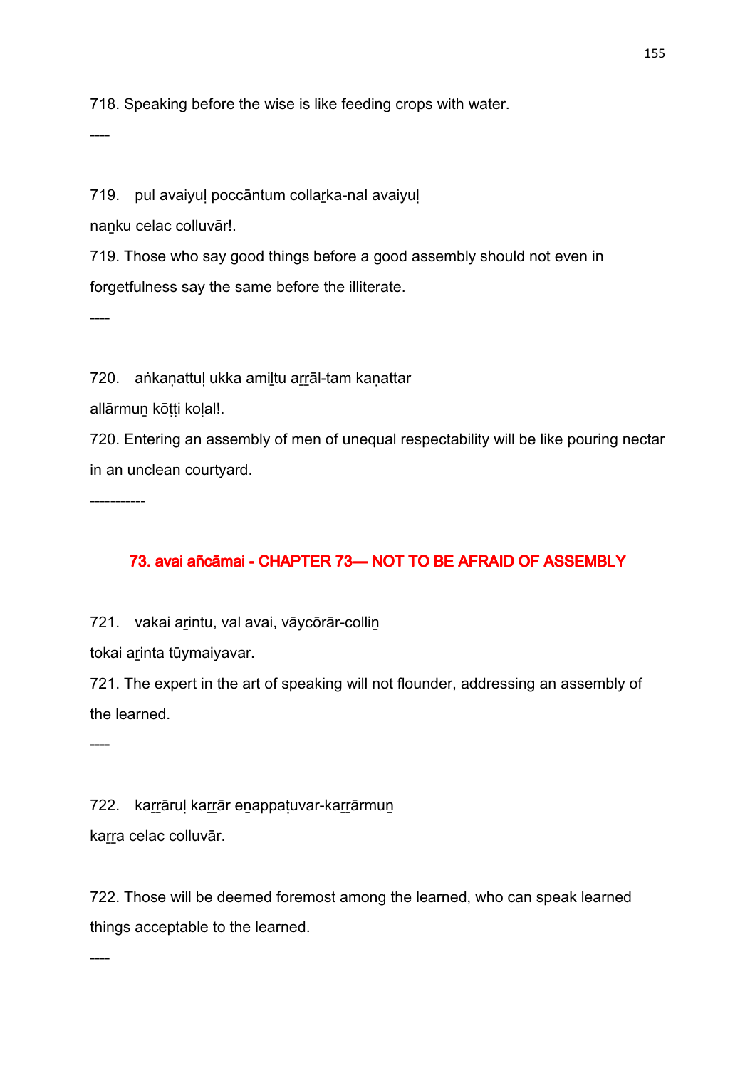718. Speaking before the wise is like feeding crops with water.

----

719. pul avaiyuḷ poccāntum collaṟka-nal avaiyuḷ
naṉku celac colluvār!.

719. Those who say good things before a good assembly should not even in forgetfulness say the same before the illiterate.

----

720. aṅkaṇattuḷ ukka amiḻtu aṟṟāl-tam kaṇattar
allārmuṉ kōṭṭi koḷal!.

720. Entering an assembly of men of unequal respectability will be like pouring nectar in an unclean courtyard.

-----------

## 73. avai añcāmai - CHAPTER 73— NOT TO BE AFRAID OF ASSEMBLY

721. vakai aṟintu, val avai, vāycōrār-colliṉ
tokai aṟinta tūymaiyavar.

721. The expert in the art of speaking will not flounder, addressing an assembly of the learned.

----

722. kaṟṟāruḷ kaṟṟār eṉappaṭuvar-kaṟṟārmuṉ
kaṟṟa celac colluvār.

722. Those will be deemed foremost among the learned, who can speak learned things acceptable to the learned.

----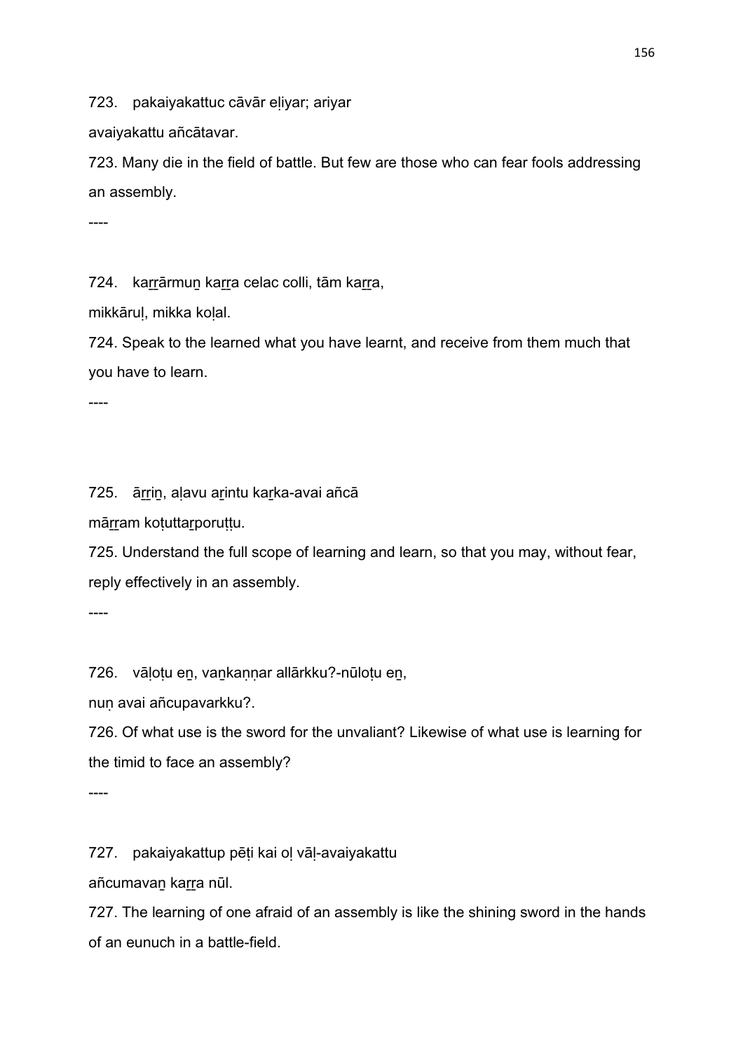723. pakaiyakattuc cāvār eḷiyar; ariyar

avaiyakattu añcātavar.

723. Many die in the field of battle. But few are those who can fear fools addressing an assembly.

----

724. kaṟṟārmuṉ kaṟṟa celac colli, tām kaṟṟa,

mikkāruḷ, mikka koḷal.

724. Speak to the learned what you have learnt, and receive from them much that you have to learn.

----

725. āṟṟiṉ, aḷavu aṟintu kaṟka-avai añcā

māṟṟam koṭuttaṟporuṭṭu.

725. Understand the full scope of learning and learn, so that you may, without fear, reply effectively in an assembly.

----

726. vāḷoṭu eṉ, vaṉkaṇṇar allārkku?-nūloṭu eṉ,

nuṇ avai añcupavarkku?.

726. Of what use is the sword for the unvaliant? Likewise of what use is learning for the timid to face an assembly?

----

727. pakaiyakattup pēṭi kai oḷ vāḷ-avaiyakattu

añcumavaṉ kaṟṟa nūl.

727. The learning of one afraid of an assembly is like the shining sword in the hands of an eunuch in a battle-field.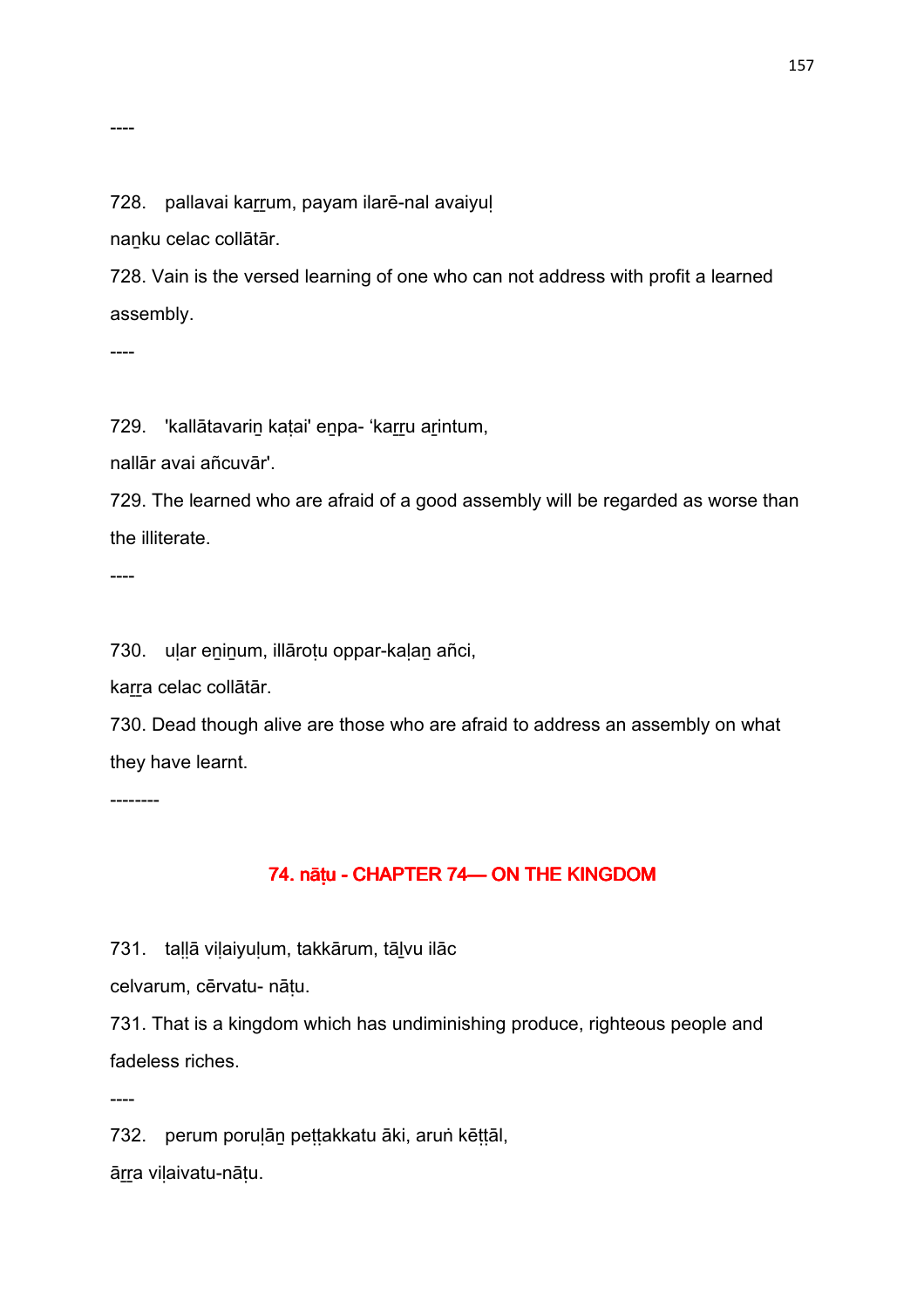----

728. pallavai kaṟṟum, payam ilarē-nal avaiyuḷ
naṉku celac collātār.

728. Vain is the versed learning of one who can not address with profit a learned assembly.

----

729. 'kallātavariṉ kaṭai' eṉpa- 'kaṟṟu aṟintum,
nallār avai añcuvār'.

729. The learned who are afraid of a good assembly will be regarded as worse than the illiterate.

----

730. uḷar eṉiṉum, illāroṭu oppar-kaḷaṉ añci,
kaṟṟa celac collātār.

730. Dead though alive are those who are afraid to address an assembly on what they have learnt.

--------

## 74. nāṭu - CHAPTER 74— ON THE KINGDOM

731. taḷḷā viḷaiyuḷum, takkārum, tāḻvu ilāc
celvarum, cērvatu- nāṭu.

731. That is a kingdom which has undiminishing produce, righteous people and fadeless riches.

----

732. perum poruḷāṉ peṭṭakkatu āki, aruṅ kēṭṭāl,
āṟṟa viḷaivatu-nāṭu.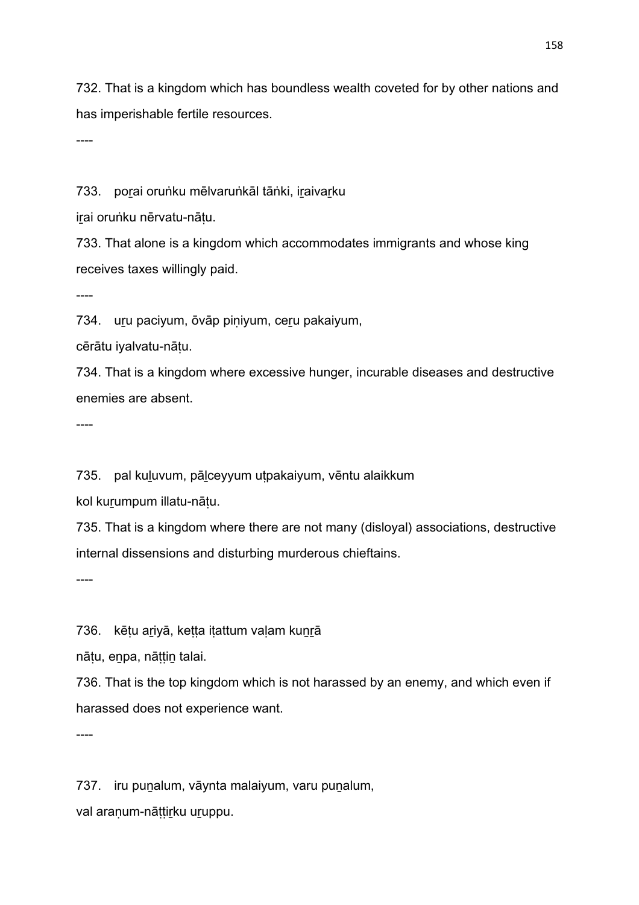732. That is a kingdom which has boundless wealth coveted for by other nations and has imperishable fertile resources.

----

733. poṟai oruṅku mēlvaruṅkāl tāṅki, iṟaivaṟku
iṟai oruṅku nērvatu-nāṭu.

733. That alone is a kingdom which accommodates immigrants and whose king receives taxes willingly paid.

----

734. uṟu paciyum, ōvāp piṇiyum, ceṟu pakaiyum,
cērātu iyalvatu-nāṭu.

734. That is a kingdom where excessive hunger, incurable diseases and destructive enemies are absent.

----

735. pal kuḻuvum, pāḻceyyum uṭpakaiyum, vēntu alaikkum
kol kuṟumpum illatu-nāṭu.

735. That is a kingdom where there are not many (disloyal) associations, destructive internal dissensions and disturbing murderous chieftains.

----

736. kēṭu aṟiyā, keṭṭa iṭattum vaḷam kuṉṟā
nāṭu, eṉpa, nāṭṭiṉ talai.

736. That is the top kingdom which is not harassed by an enemy, and which even if harassed does not experience want.

----

737. iru puṉalum, vāynta malaiyum, varu puṉalum,
val araṇum-nāṭṭiṟku uṟuppu.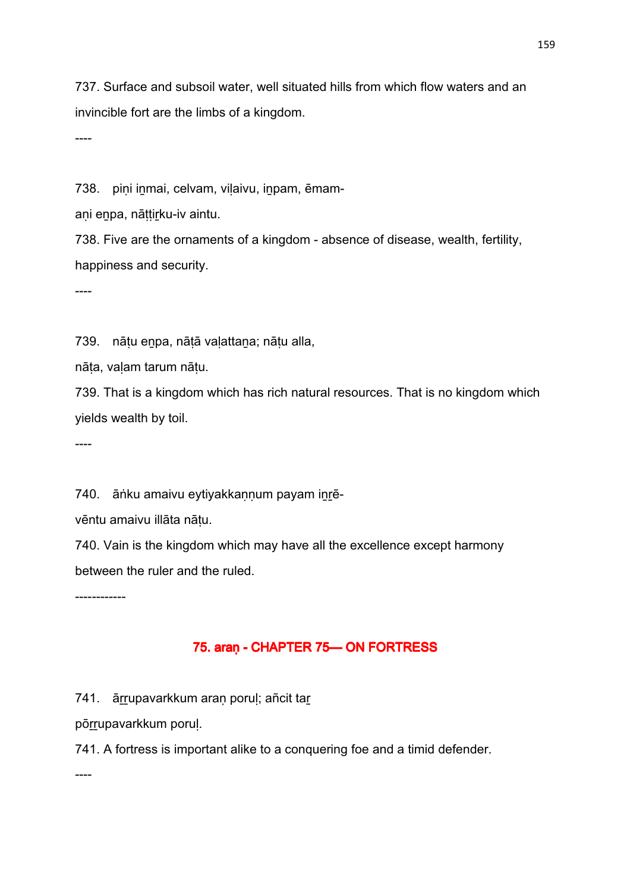737. Surface and subsoil water, well situated hills from which flow waters and an invincible fort are the limbs of a kingdom.

----

738. piṇi iṉmai, celvam, viḷaivu, iṉpam, ēmam-

aṇi eṉpa, nāṭṭiṟku-iv aintu.

738. Five are the ornaments of a kingdom - absence of disease, wealth, fertility, happiness and security.

----

739. nāṭu eṉpa, nāṭā vaḷattaṉa; nāṭu alla,

nāṭa, vaḷam tarum nāṭu.

739. That is a kingdom which has rich natural resources. That is no kingdom which yields wealth by toil.

----

740. āṅku amaivu eytiyakkaṇṇum payam iṉṟē-

vēntu amaivu illāta nāṭu.

740. Vain is the kingdom which may have all the excellence except harmony between the ruler and the ruled.

------------

## 75. araṇ - CHAPTER 75— ON FORTRESS

741. āṟṟupavarkkum araṇ poruḷ; añcit taṟ

pōṟṟupavarkkum poruḷ.

741. A fortress is important alike to a conquering foe and a timid defender.

----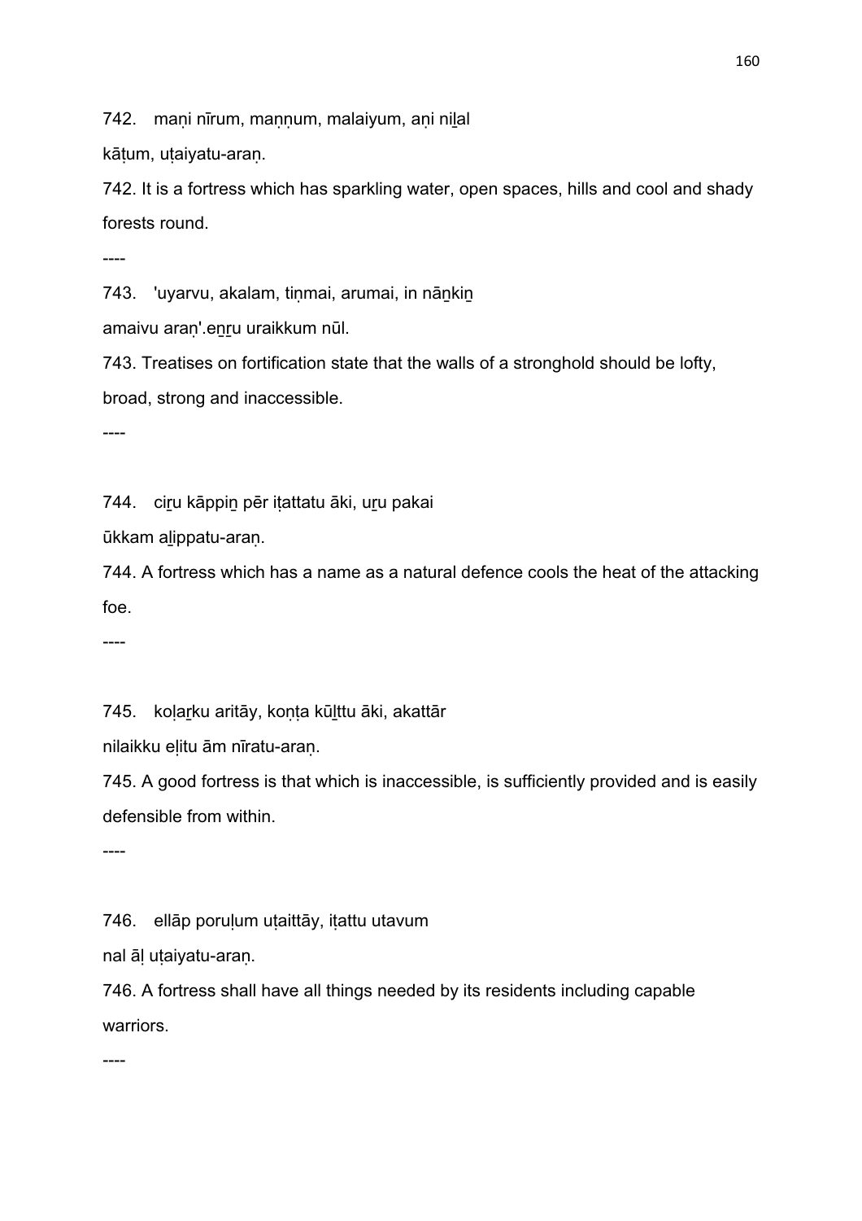742. maṇi nīrum, maṇṇum, malaiyum, aṇi niḻal

kāṭum, uṭaiyatu-araṇ.

742. It is a fortress which has sparkling water, open spaces, hills and cool and shady forests round.

----

743. 'uyarvu, akalam, tiṇmai, arumai, in nāṉkiṉ

amaivu araṇ'.eṉṟu uraikkum nūl.

743. Treatises on fortification state that the walls of a stronghold should be lofty, broad, strong and inaccessible.

----

744. ciṟu kāppiṉ pēr iṭattatu āki, uṟu pakai

ūkkam aḻippatu-araṇ.

744. A fortress which has a name as a natural defence cools the heat of the attacking foe.

----

745. koḷaṟku aritāy, koṇṭa kūḻttu āki, akattār

nilaikku eḷitu ām nīratu-araṇ.

745. A good fortress is that which is inaccessible, is sufficiently provided and is easily defensible from within.

----

746. ellāp poruḷum uṭaittāy, iṭattu utavum

nal āḷ uṭaiyatu-araṇ.

746. A fortress shall have all things needed by its residents including capable warriors.

----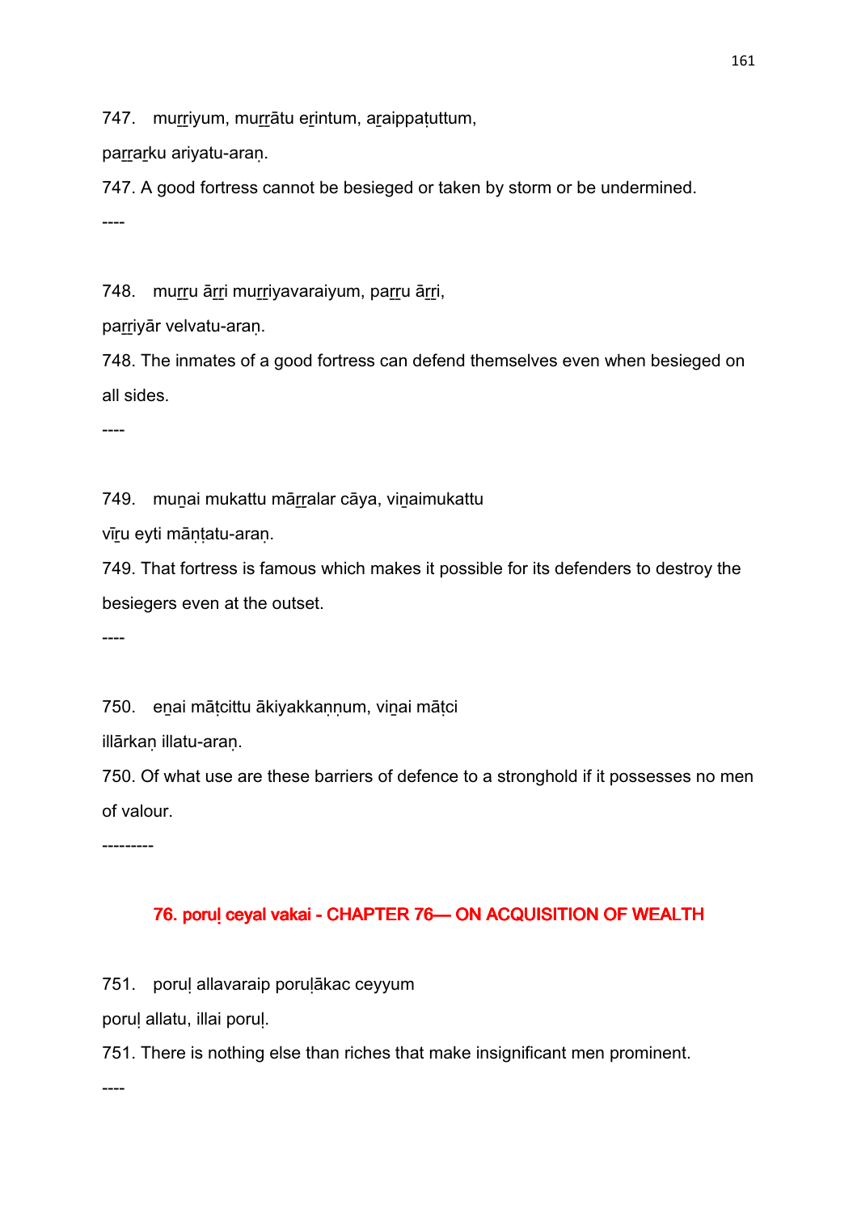747. muṟṟiyum, muṟṟātu eṟintum, aṟaippaṭuttum,

paṟṟaṟku ariyatu-araṇ.

747. A good fortress cannot be besieged or taken by storm or be undermined.

----

748. muṟṟu āṟṟi muṟṟiyavaraiyum, paṟṟu āṟṟi,

paṟṟiyār velvatu-araṇ.

748. The inmates of a good fortress can defend themselves even when besieged on all sides.

----

749. muṉai mukattu māṟṟalar cāya, viṉaimukattu

vīṟu eyti māṇṭatu-araṇ.

749. That fortress is famous which makes it possible for its defenders to destroy the besiegers even at the outset.

----

750. eṉai māṭcittu ākiyakkaṇṇum, viṉai māṭci

illārkaṇ illatu-araṇ.

750. Of what use are these barriers of defence to a stronghold if it possesses no men of valour.

---------

## 76. poruḷ ceyal vakai - CHAPTER 76— ON ACQUISITION OF WEALTH

751. poruḷ allavaraip poruḷākac ceyyum

poruḷ allatu, illai poruḷ.

751. There is nothing else than riches that make insignificant men prominent.

----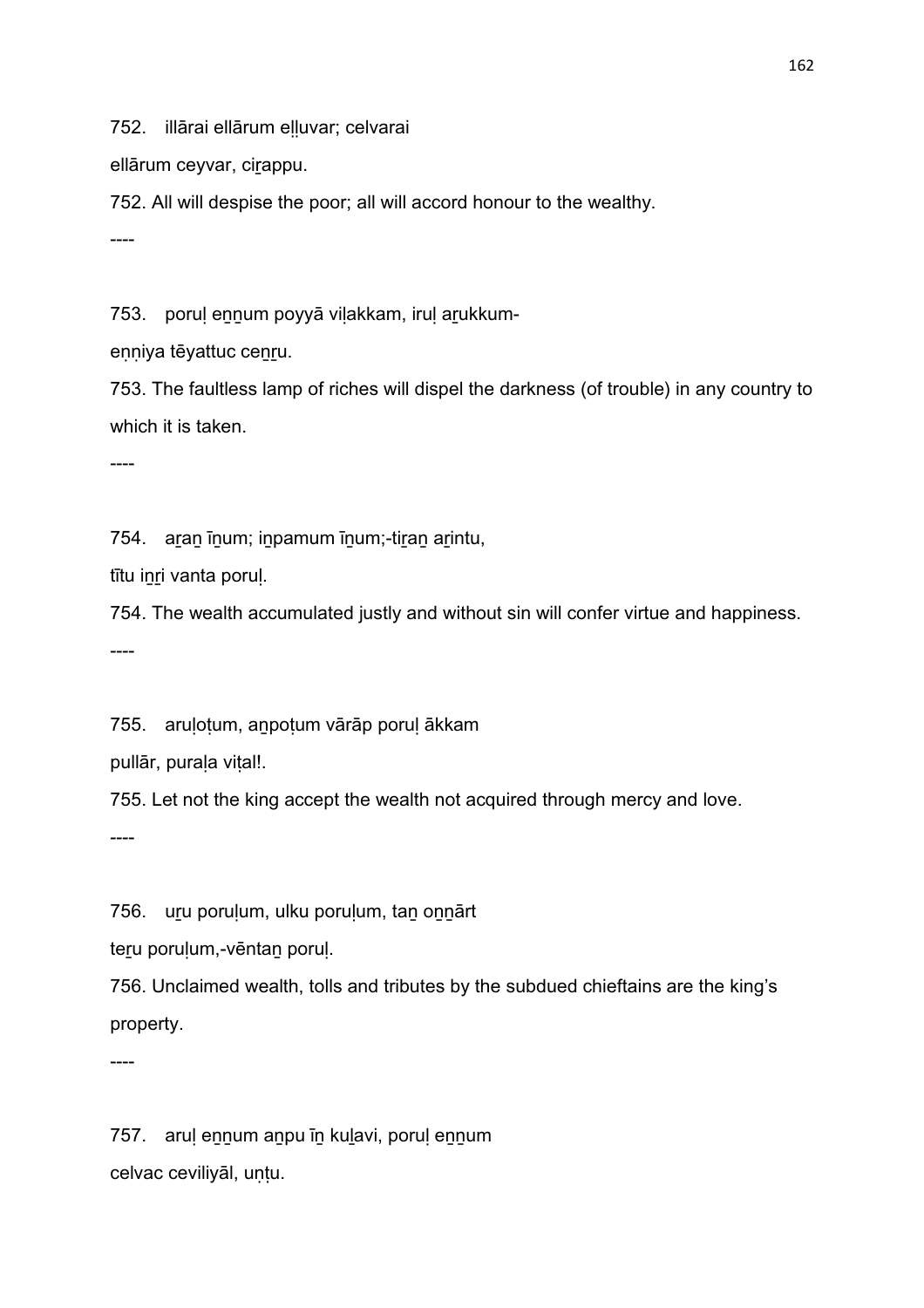752. illārai ellārum eḻḻuvar; celvarai

ellārum ceyvar, ciṟappu.

752. All will despise the poor; all will accord honour to the wealthy.

----

753. poruḷ eṉṉum poyyā viḷakkam, iruḷ aṟukkum-

eṇṇiya tēyattuc ceṉṟu.

753. The faultless lamp of riches will dispel the darkness (of trouble) in any country to which it is taken.

----

754. aṟaṉ īṉum; iṉpamum īṉum;-tiṟaṉ aṟintu,

tītu iṉṟi vanta poruḷ.

754. The wealth accumulated justly and without sin will confer virtue and happiness.

----

755. aruḷoṭum, aṉpoṭum vārāp poruḷ ākkam

pullār, puraḷa viṭal!.

755. Let not the king accept the wealth not acquired through mercy and love.

----

756. uṟu poruḷum, ulku poruḷum, taṉ oṉṉārt

teṟu poruḷum,-vēntaṉ poruḷ.

756. Unclaimed wealth, tolls and tributes by the subdued chieftains are the king's property.

----

757. aruḷ eṉṉum aṉpu īṉ kuḻavi, poruḷ eṉṉum

celvac ceviliyāl, uṇṭu.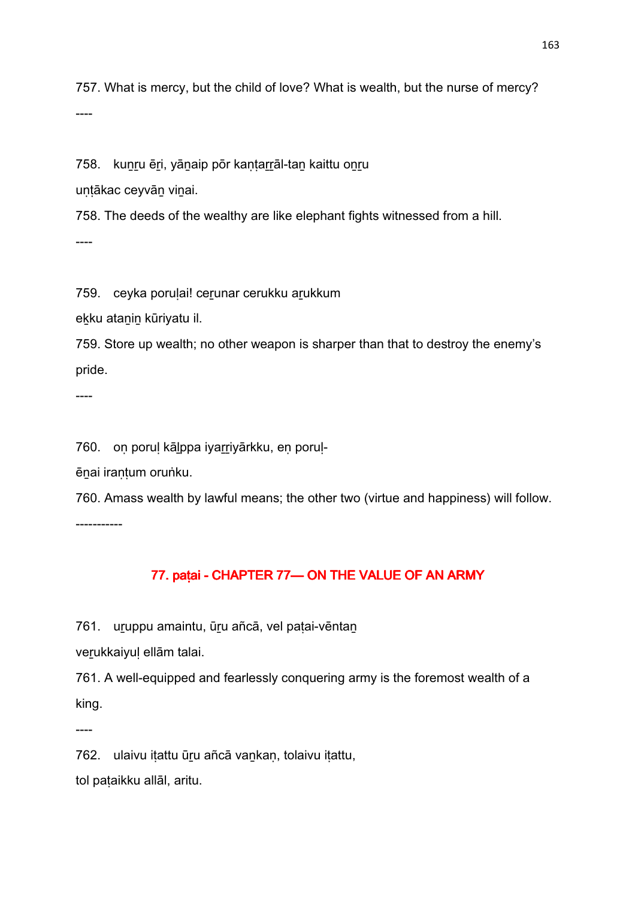757. What is mercy, but the child of love? What is wealth, but the nurse of mercy?

----

758.   kuṉṟu ēṟi, yāṉaip pōr kaṇṭaṟṟāl-taṉ kaittu oṉṟu

uṇṭākac ceyvāṉ viṉai.

758. The deeds of the wealthy are like elephant fights witnessed from a hill.

----

759.   ceyka poruḷai! ceṟunar cerukku aṟukkum

eḵku ataṉiṉ kūriyatu il.

759. Store up wealth; no other weapon is sharper than that to destroy the enemy's pride.

----

760.   oṇ poruḷ kāḻppa iyaṟṟiyārkku, eṇ poruḷ-

ēṉai iraṇṭum oruṅku.

760. Amass wealth by lawful means; the other two (virtue and happiness) will follow.

-----------

## 77. paṭai - CHAPTER 77— ON THE VALUE OF AN ARMY

761.   uṟuppu amaintu, ūṟu añcā, vel paṭai-vēntaṉ

veṟukkaiyuḷ ellām talai.

761. A well-equipped and fearlessly conquering army is the foremost wealth of a king.

----

762.   ulaivu iṭattu ūṟu añcā vaṉkaṇ, tolaivu iṭattu,

tol paṭaikku allāl, aritu.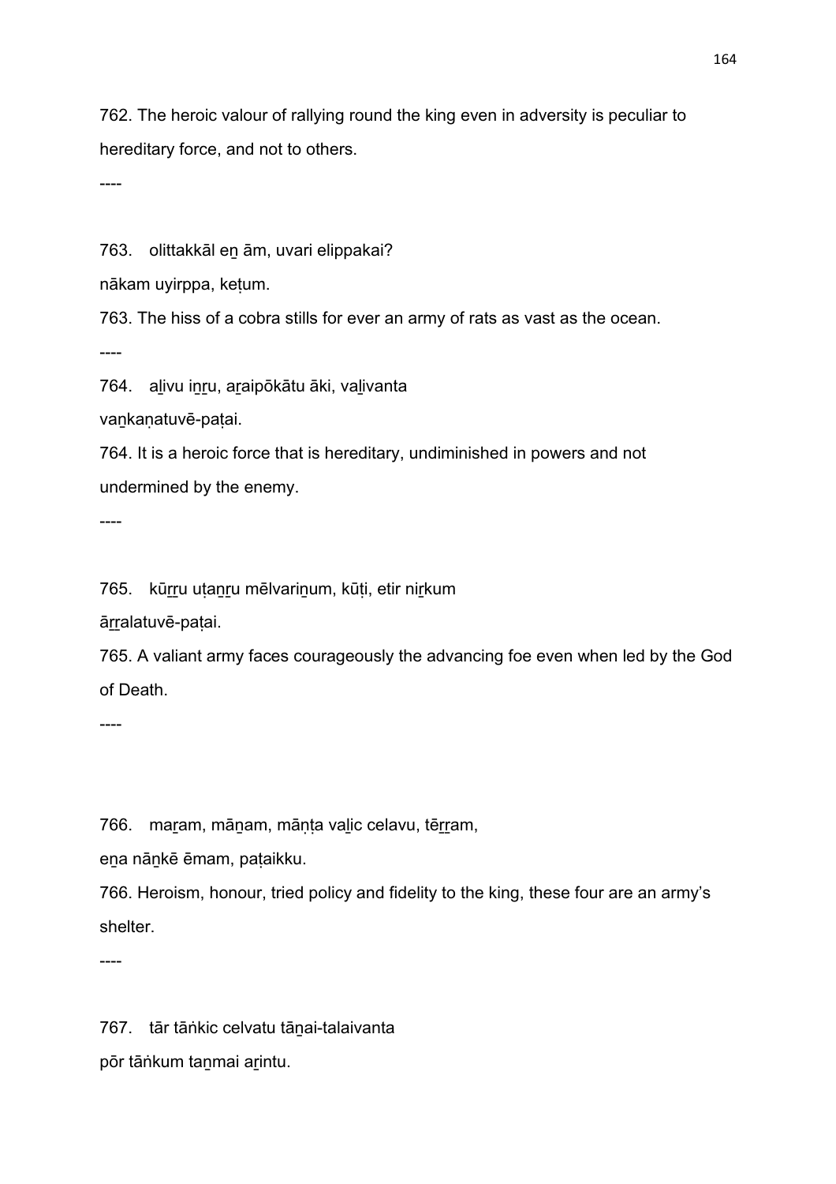762. The heroic valour of rallying round the king even in adversity is peculiar to hereditary force, and not to others.

----

763. olittakkāl eṉ ām, uvari elippakai?
nākam uyirppa, keṭum.

763. The hiss of a cobra stills for ever an army of rats as vast as the ocean.

----

764. aḻivu iṉṟu, aṟaipōkātu āki, vaḻivanta
vaṉkaṇatuvē-paṭai.

764. It is a heroic force that is hereditary, undiminished in powers and not undermined by the enemy.

----

765. kūṟṟu uṭaṉṟu mēlvariṉum, kūṭi, etir niṟkum
āṟṟalatuvē-paṭai.

765. A valiant army faces courageously the advancing foe even when led by the God of Death.

----

766. maṟam, māṉam, māṇṭa vaḻic celavu, tēṟṟam,
eṉa nāṉkē ēmam, paṭaikku.

766. Heroism, honour, tried policy and fidelity to the king, these four are an army's shelter.

----

767. tār tāṅkic celvatu tāṉai-talaivanta
pōr tāṅkum taṉmai aṟintu.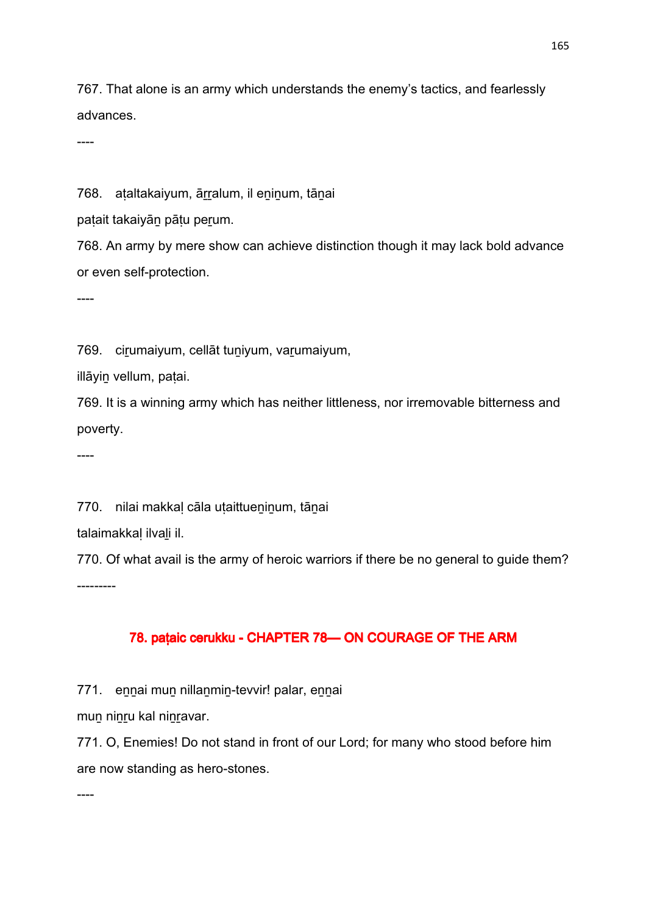767. That alone is an army which understands the enemy's tactics, and fearlessly advances.

----

768. aṭaltakaiyum, āṟṟalum, il eṉiṉum, tāṉai
paṭait takaiyāṉ pāṭu peṟum.

768. An army by mere show can achieve distinction though it may lack bold advance or even self-protection.

----

769. ciṟumaiyum, cellāt tuṉiyum, vaṟumaiyum,
illāyiṉ vellum, paṭai.

769. It is a winning army which has neither littleness, nor irremovable bitterness and poverty.

----

770. nilai makkaḷ cāla uṭaittueṉiṉum, tāṉai
talaimakkaḷ ilvaḻi il.

770. Of what avail is the army of heroic warriors if there be no general to guide them?

---------

## 78. paṭaic cerukku - CHAPTER 78— ON COURAGE OF THE ARM

771. eṉṉai muṉ nillaṉmiṉ-tevvir! palar, eṉṉai
muṉ niṉṟu kal niṉṟavar.

771. O, Enemies! Do not stand in front of our Lord; for many who stood before him are now standing as hero-stones.

----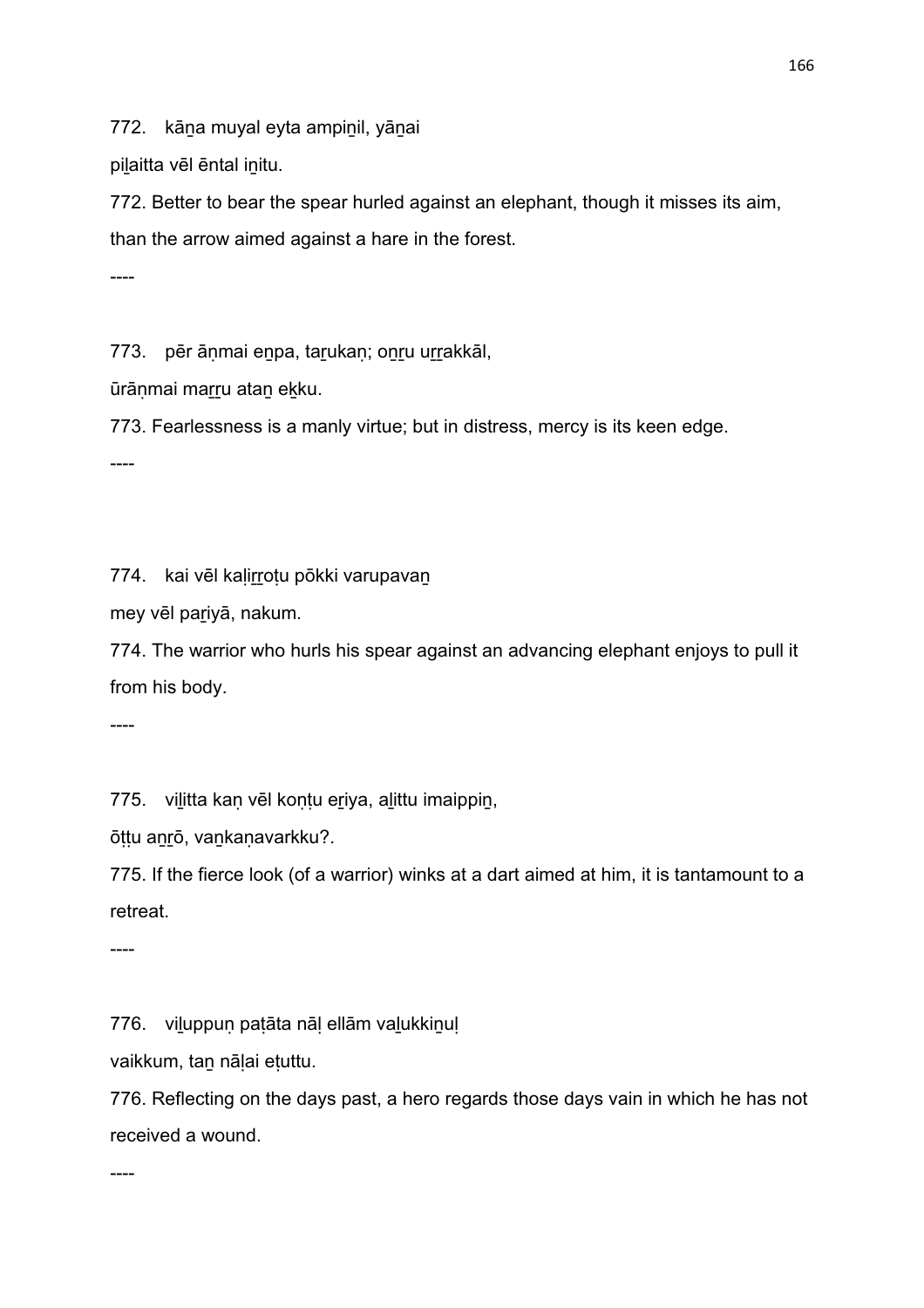772. kāṉa muyal eyta ampiṉil, yāṉai

piḻaitta vēl ēntal iṉitu.

772. Better to bear the spear hurled against an elephant, though it misses its aim, than the arrow aimed against a hare in the forest.

----

773. pēr āṇmai eṉpa, taṟukaṇ; oṉṟu uṟṟakkāl,

ūrāṇmai maṟṟu ataṉ eḵku.

773. Fearlessness is a manly virtue; but in distress, mercy is its keen edge.

----

774. kai vēl kaḷiṟṟoṭu pōkki varupavaṉ

mey vēl paṟiyā, nakum.

774. The warrior who hurls his spear against an advancing elephant enjoys to pull it from his body.

----

775. viḻitta kaṇ vēl koṇṭu eṟiya, aḻittu imaippiṉ,

ōṭṭu aṉṟō, vaṉkaṇavarkku?.

775. If the fierce look (of a warrior) winks at a dart aimed at him, it is tantamount to a retreat.

----

776. viḻuppuṇ paṭāta nāḷ ellām vaḻukkiṉuḷ

vaikkum, taṉ nāḷai eṭuttu.

776. Reflecting on the days past, a hero regards those days vain in which he has not received a wound.

----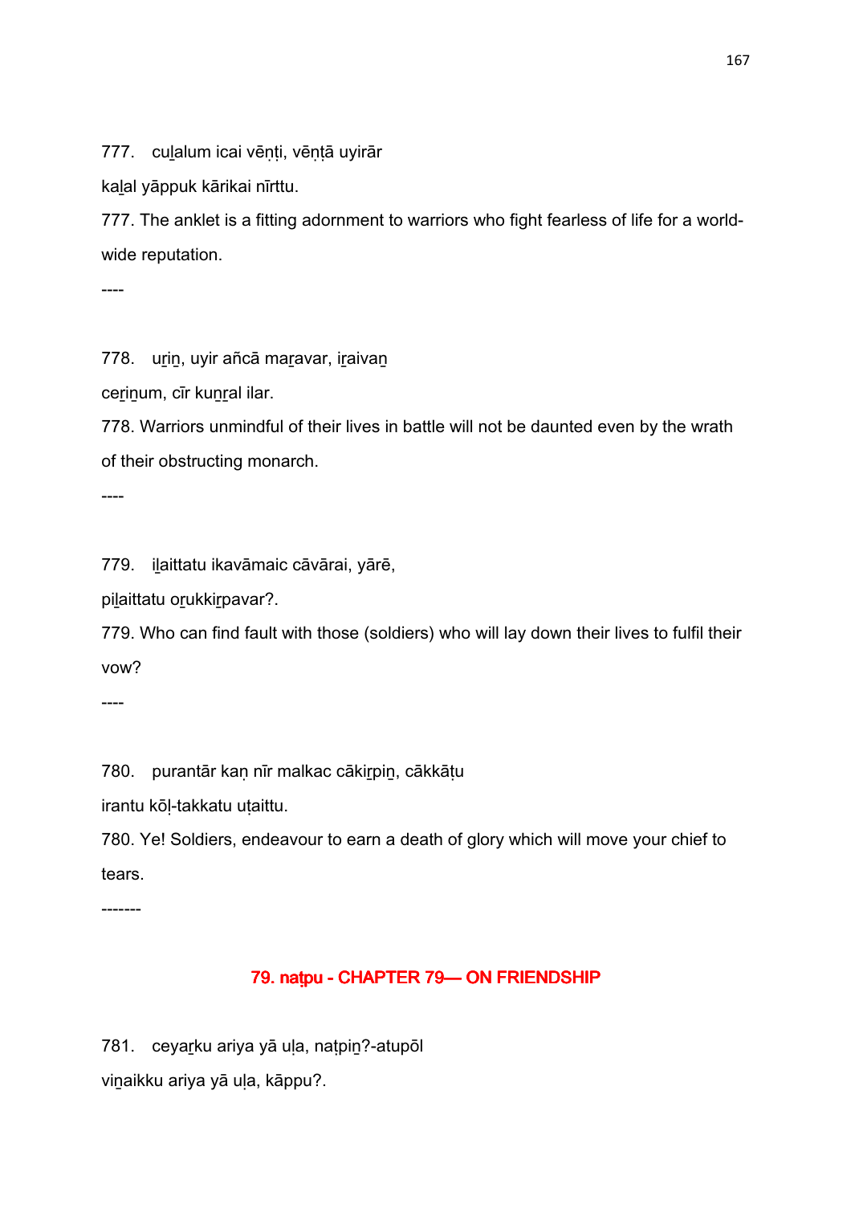777. cuḻalum icai vēṇṭi, vēṇṭā uyirār

kaḻal yāppuk kārikai nīrttu.

777. The anklet is a fitting adornment to warriors who fight fearless of life for a world-wide reputation.

----

778. uṟiṉ, uyir añcā maṟavar, iṟaivaṉ

ceṟiṉum, cīr kuṉṟal ilar.

778. Warriors unmindful of their lives in battle will not be daunted even by the wrath of their obstructing monarch.

----

779. iḻaittatu ikavāmaic cāvārai, yārē,

piḻaittatu oṟukkiṟpavar?.

779. Who can find fault with those (soldiers) who will lay down their lives to fulfil their vow?

----

780. purantār kaṇ nīr malkac cākiṟpiṉ, cākkāṭu

irantu kōḷ-takkatu uṭaittu.

780. Ye! Soldiers, endeavour to earn a death of glory which will move your chief to tears.

-------

## 79. naṭpu - CHAPTER 79— ON FRIENDSHIP

781. ceyaṟku ariya yā uḷa, naṭpiṉ?-atupōl

viṉaikku ariya yā uḷa, kāppu?.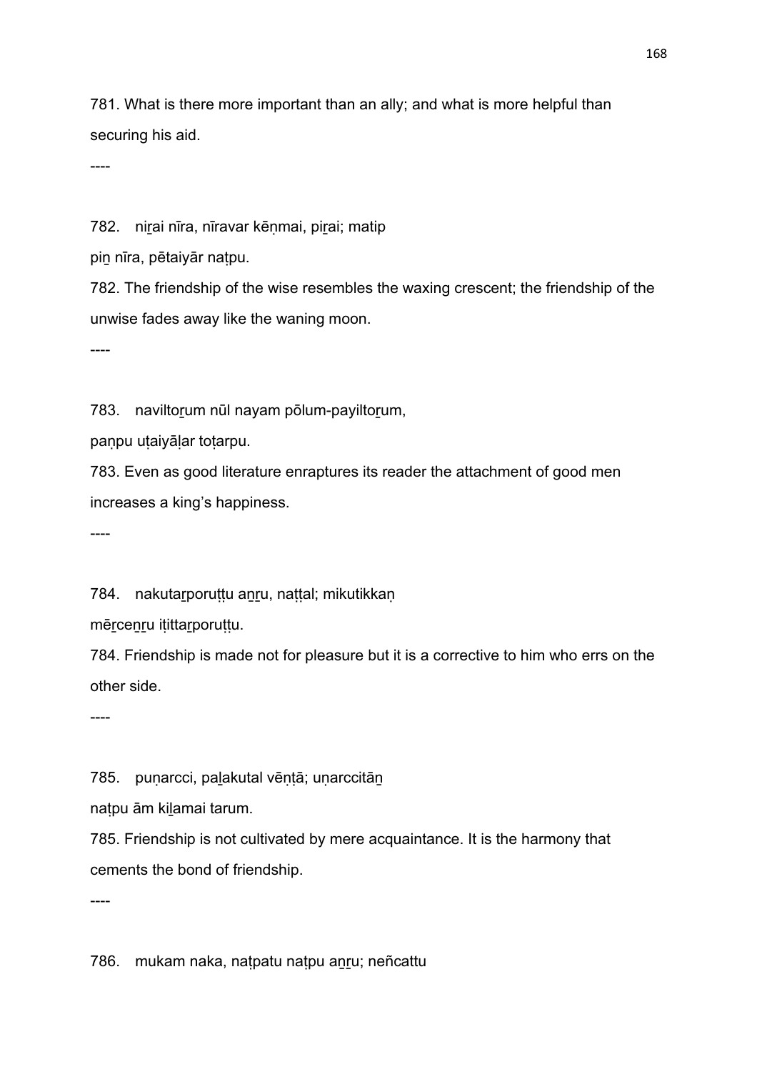781. What is there more important than an ally; and what is more helpful than securing his aid.

----

782. niṟai nīra, nīravar kēṇmai, piṟai; matip
piṉ nīra, pētaiyār naṭpu.

782. The friendship of the wise resembles the waxing crescent; the friendship of the unwise fades away like the waning moon.

----

783. naviltoṟum nūl nayam pōlum-payiltoṟum,
paṇpu uṭaiyāḷar toṭarpu.

783. Even as good literature enraptures its reader the attachment of good men increases a king's happiness.

----

784. nakutaṟporuṭṭu aṉṟu, naṭṭal; mikutikkaṇ
mēṟceṉṟu iṭittaṟporuṭṭu.

784. Friendship is made not for pleasure but it is a corrective to him who errs on the other side.

----

785. puṇarcci, paḻakutal vēṇṭā; uṇarccitāṉ
naṭpu ām kiḻamai tarum.

785. Friendship is not cultivated by mere acquaintance. It is the harmony that cements the bond of friendship.

----

786. mukam naka, naṭpatu naṭpu aṉṟu; neñcattu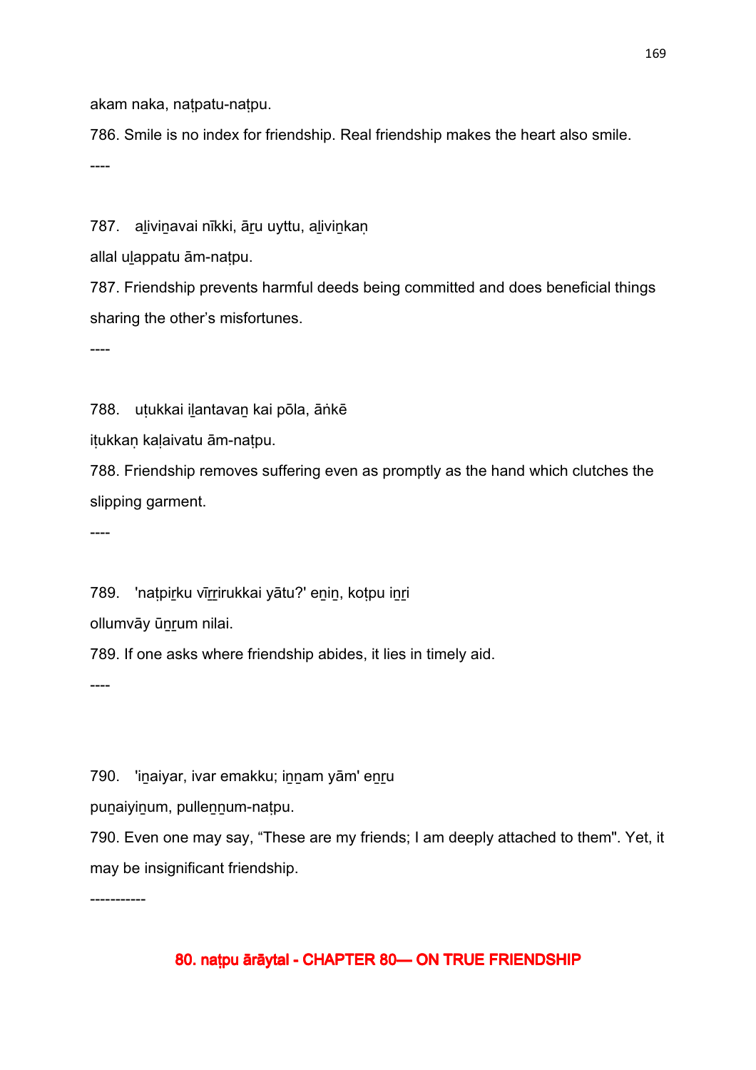akam naka, naṭpatu-naṭpu.

786. Smile is no index for friendship. Real friendship makes the heart also smile.

----

787. aḻiviṉavai nīkki, āṟu uyttu, aḻiviṉkaṇ

allal uḻappatu ām-naṭpu.

787. Friendship prevents harmful deeds being committed and does beneficial things sharing the other's misfortunes.

----

788. uṭukkai iḻantavaṉ kai pōla, āṅkē

iṭukkaṇ kaḷaivatu ām-naṭpu.

788. Friendship removes suffering even as promptly as the hand which clutches the slipping garment.

----

789. 'naṭpiṟku vīṟṟirukkai yātu?' eṉiṉ, koṭpu iṉṟi

ollumvāy ūṉṟum nilai.

789. If one asks where friendship abides, it lies in timely aid.

----

790. 'iṉaiyar, ivar emakku; iṉṉam yām' eṉṟu

puṉaiyiṉum, pulleṉṉum-naṭpu.

790. Even one may say, "These are my friends; I am deeply attached to them". Yet, it may be insignificant friendship.

-----------

## 80. naṭpu ārāytal - CHAPTER 80— ON TRUE FRIENDSHIP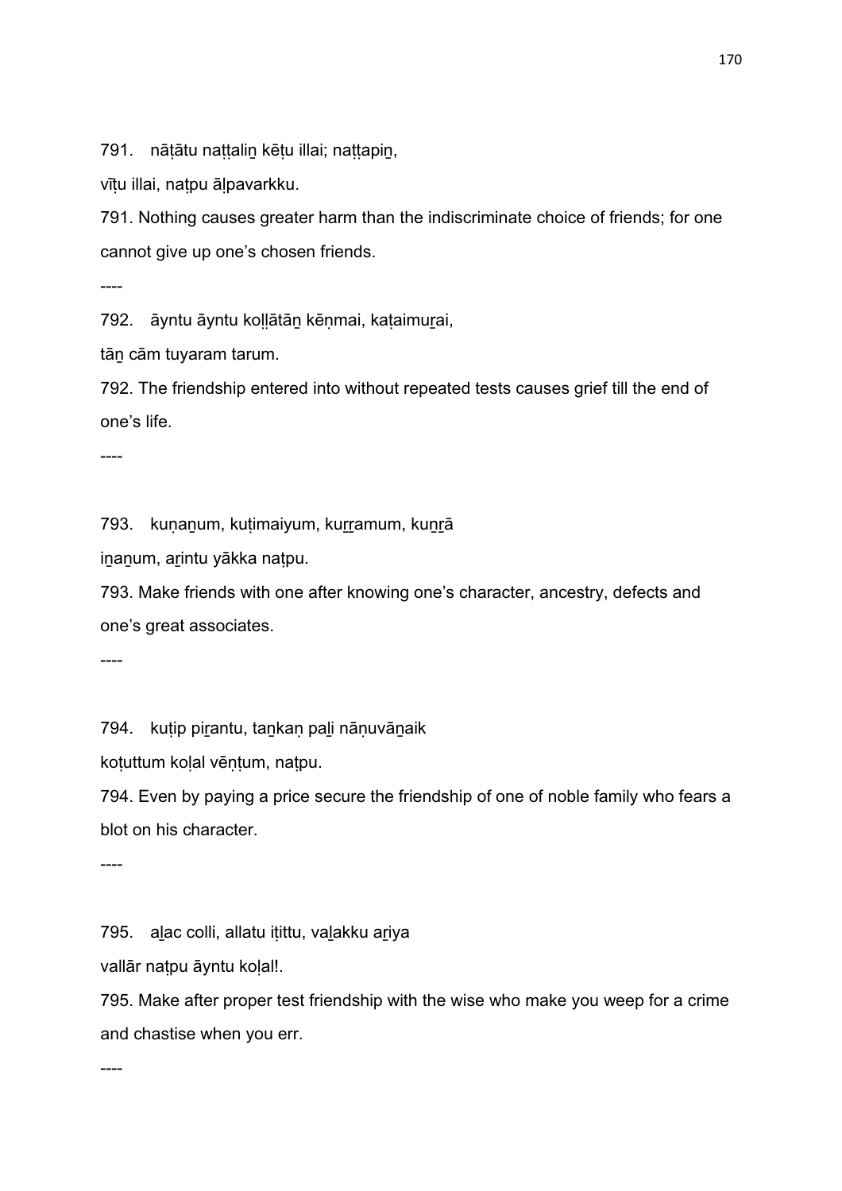791. nāṭātu naṭṭaliṉ kēṭu illai; naṭṭapiṉ,

vīṭu illai, naṭpu āḷpavarkku.

791. Nothing causes greater harm than the indiscriminate choice of friends; for one cannot give up one's chosen friends.

----

792. āyntu āyntu koḷḷātāṉ kēṇmai, kaṭaimuṟai,

tāṉ cām tuyaram tarum.

792. The friendship entered into without repeated tests causes grief till the end of one's life.

----

793. kuṇaṉum, kuṭimaiyum, kuṟṟamum, kuṉṟā

iṉaṉum, aṟintu yākka naṭpu.

793. Make friends with one after knowing one's character, ancestry, defects and one's great associates.

----

794. kuṭip piṟantu, taṉkaṇ paḻi nāṇuvāṉaik

koṭuttum koḷal vēṇṭum, naṭpu.

794. Even by paying a price secure the friendship of one of noble family who fears a blot on his character.

----

795. aḻac colli, allatu iṭittu, vaḻakku aṟiya

vallār naṭpu āyntu koḷal!.

795. Make after proper test friendship with the wise who make you weep for a crime and chastise when you err.

----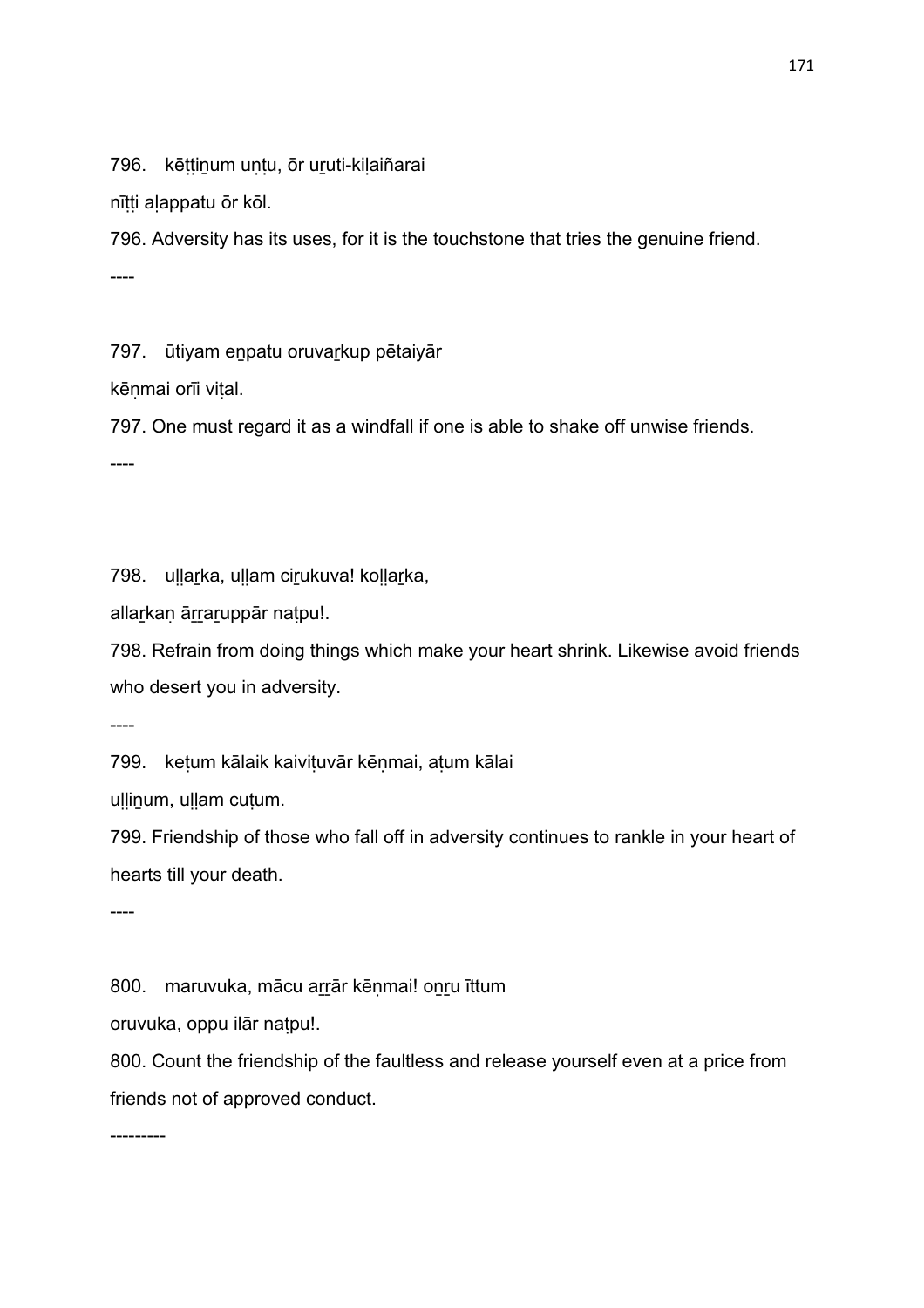796. kēṭṭiṉum uṇṭu, ōr uṟuti-kiḷaiñarai

nīṭṭi aḷappatu ōr kōl.

796. Adversity has its uses, for it is the touchstone that tries the genuine friend.

----

797. ūtiyam eṉpatu oruvaṟkup pētaiyār

kēṇmai orīi viṭal.

797. One must regard it as a windfall if one is able to shake off unwise friends.

----

798. uḷḷaṟka, uḷḷam ciṟukuva! koḷḷaṟka,

allaṟkaṇ āṟṟaṟuppār naṭpu!.

798. Refrain from doing things which make your heart shrink. Likewise avoid friends who desert you in adversity.

----

799. keṭum kālaik kaiviṭuvār kēṇmai, aṭum kālai

uḷḷiṉum, uḷḷam cuṭum.

799. Friendship of those who fall off in adversity continues to rankle in your heart of hearts till your death.

----

800. maruvuka, mācu aṟṟār kēṇmai! oṉṟu īttum

oruvuka, oppu ilār naṭpu!.

800. Count the friendship of the faultless and release yourself even at a price from friends not of approved conduct.

---------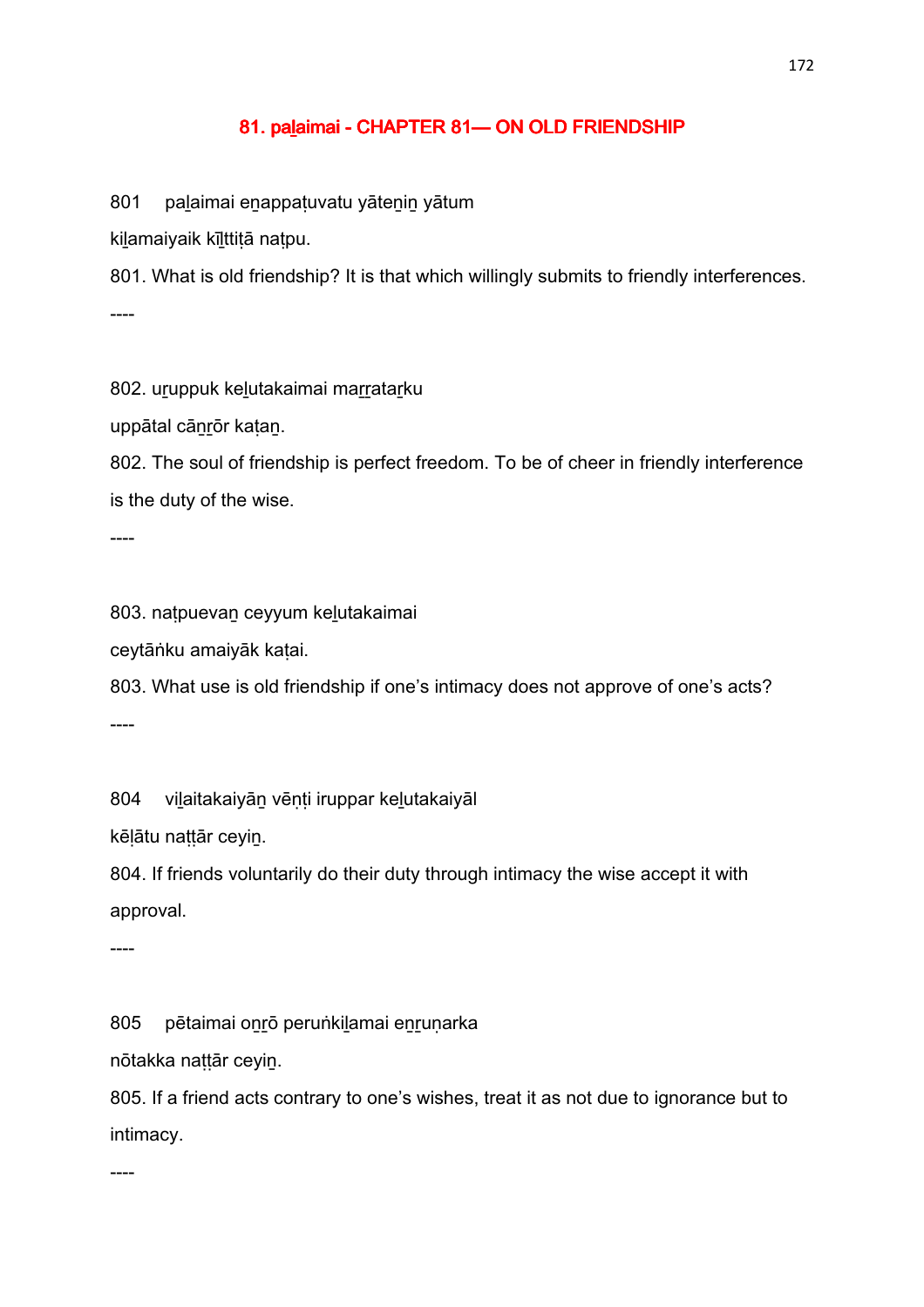## 81. paḻaimai - CHAPTER 81— ON OLD FRIENDSHIP

801 paḻaimai eṉappaṭuvatu yāteṉiṉ yātum

kiḻamaiyaik kīḻttiṭā naṭpu.

801. What is old friendship? It is that which willingly submits to friendly interferences.

----

802. uṟuppuk keḻutakaimai maṟṟataṟku

uppātal cāṉṟōr kaṭaṉ.

802. The soul of friendship is perfect freedom. To be of cheer in friendly interference is the duty of the wise.

----

803. naṭpuevaṉ ceyyum keḻutakaimai

ceytāṅku amaiyāk kaṭai.

803. What use is old friendship if one's intimacy does not approve of one's acts?

----

804 viḻaitakaiyāṉ vēṇṭi iruppar keḻutakaiyāl

kēḷātu naṭṭār ceyiṉ.

804. If friends voluntarily do their duty through intimacy the wise accept it with approval.

----

805 pētaimai oṉṟō peruṅkiḻamai eṉṟuṇarka

nōtakka naṭṭār ceyiṉ.

805. If a friend acts contrary to one's wishes, treat it as not due to ignorance but to intimacy.

----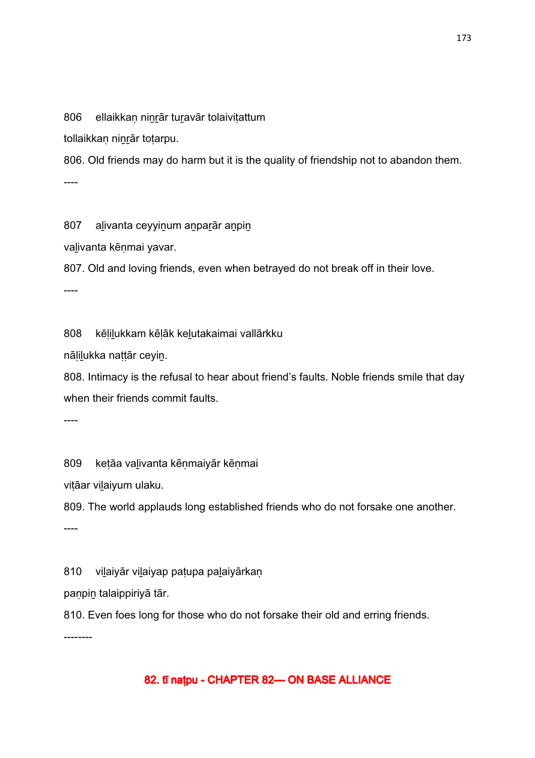806 ellaikkaṇ niṉṟār tuṟavār tolaiviṭattum

tollaikkaṇ niṉṟār toṭarpu.

806. Old friends may do harm but it is the quality of friendship not to abandon them.

----

807 aḻivanta ceyyiṉum aṉpaṟār aṉpiṉ

vaḻivanta kēṇmai yavar.

807. Old and loving friends, even when betrayed do not break off in their love.

----

808 kēḷiḻukkam kēḷāk keḻutakaimai vallārkku

nāḷiḻukka naṭṭār ceyiṉ.

808. Intimacy is the refusal to hear about friend's faults. Noble friends smile that day when their friends commit faults.

----

809 keṭāa vaḻivanta kēṇmaiyār kēṇmai

viṭāar viḻaiyum ulaku.

809. The world applauds long established friends who do not forsake one another.

----

810 viḻaiyār viḻaiyap paṭupa paḻaiyārkaṇ

paṇpiṉ talaippiriyā tār.

810. Even foes long for those who do not forsake their old and erring friends.

--------

## 82. tī naṭpu - CHAPTER 82— ON BASE ALLIANCE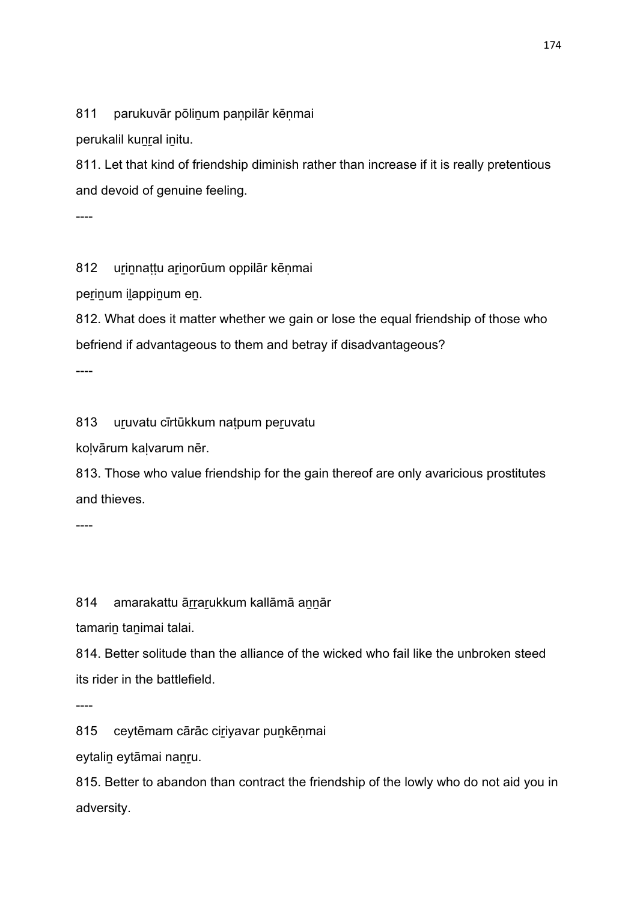811 parukuvār pōliṉum paṇpilār kēṇmai

perukalil kuṉṟal iṉitu.

811. Let that kind of friendship diminish rather than increase if it is really pretentious and devoid of genuine feeling.

----

812 uṟiṉnaṭṭu aṟiṉorūum oppilār kēṇmai

peṟiṉum iḻappiṉum eṉ.

812. What does it matter whether we gain or lose the equal friendship of those who befriend if advantageous to them and betray if disadvantageous?

----

813 uṟuvatu cīrtūkkum naṭpum peṟuvatu

koḷvārum kaḷvarum nēr.

813. Those who value friendship for the gain thereof are only avaricious prostitutes and thieves.

----

814 amarakattu āṟṟaṟukkum kallāmā aṉṉār

tamariṉ taṉimai talai.

814. Better solitude than the alliance of the wicked who fail like the unbroken steed its rider in the battlefield.

----

815 ceytēmam cārāc ciṟiyavar puṉkēṇmai

eytaliṉ eytāmai naṉṟu.

815. Better to abandon than contract the friendship of the lowly who do not aid you in adversity.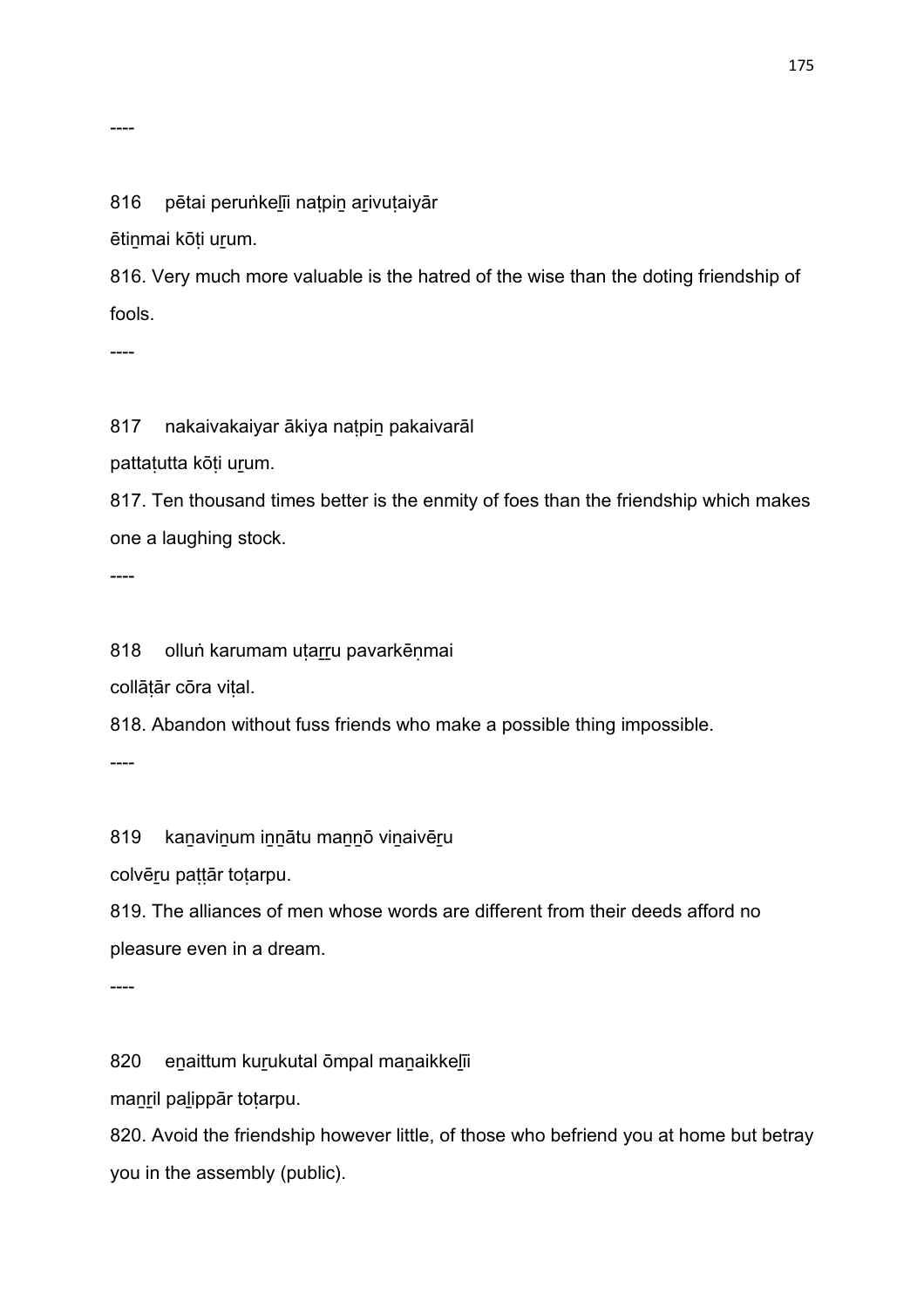----

816 pētai peruṅkeḻīi naṭpiṉ aṟivuṭaiyār
ētiṉmai kōṭi uṟum.

816. Very much more valuable is the hatred of the wise than the doting friendship of fools.

----

817 nakaivakaiyar ākiya naṭpiṉ pakaivarāl
pattaṭutta kōṭi uṟum.

817. Ten thousand times better is the enmity of foes than the friendship which makes one a laughing stock.

----

818 olluṅ karumam uṭaṟṟu pavarkēṇmai
collāṭār cōra viṭal.

818. Abandon without fuss friends who make a possible thing impossible.

----

819 kaṉaviṉum iṉṉātu maṉṉō viṉaivēṟu
colvēṟu paṭṭār toṭarpu.

819. The alliances of men whose words are different from their deeds afford no pleasure even in a dream.

----

820 eṉaittum kuṟukutal ōmpal maṉaikkeḻīi
maṉṟil paḻippār toṭarpu.

820. Avoid the friendship however little, of those who befriend you at home but betray you in the assembly (public).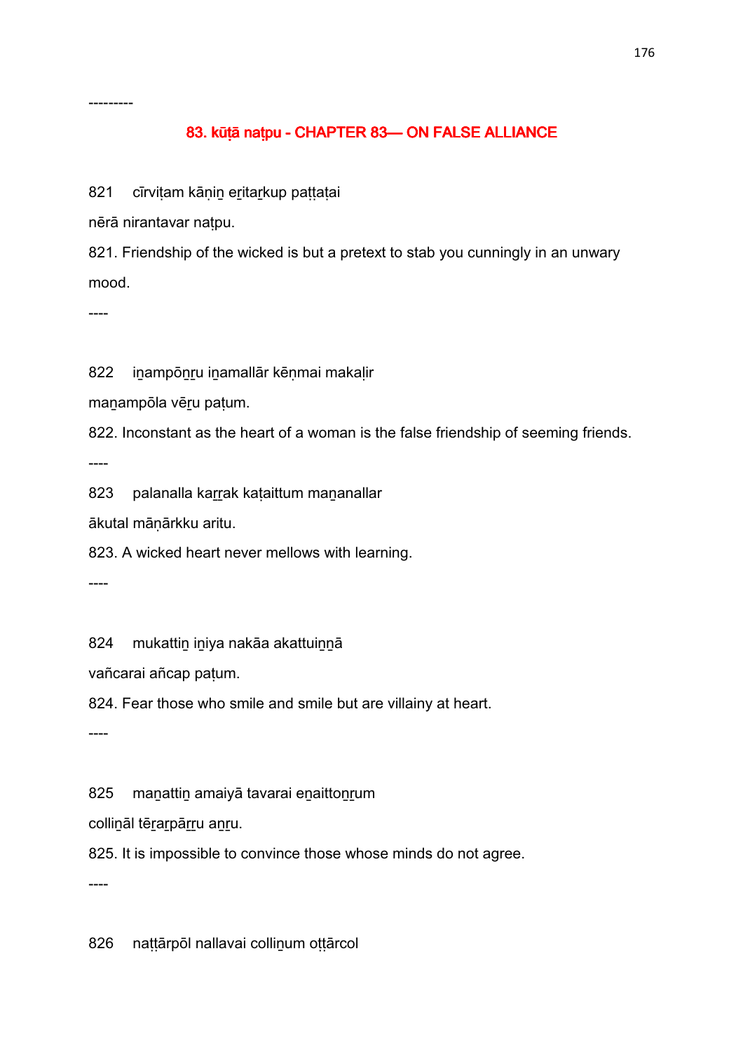---------

## 83. kūṭā naṭpu - CHAPTER 83— ON FALSE ALLIANCE

821 cīrviṭam kāṇiṉ eṟitaṟkup paṭṭaṭai

nērā nirantavar naṭpu.

821. Friendship of the wicked is but a pretext to stab you cunningly in an unwary mood.

----

822 iṉampōṉṟu iṉamallār kēṇmai makaḷir

maṉampōla vēṟu paṭum.

822. Inconstant as the heart of a woman is the false friendship of seeming friends.

----

823 palanalla kaṟṟak kaṭaittum maṉanallar

ākutal māṇārkku aritu.

823. A wicked heart never mellows with learning.

----

824 mukattiṉ iṉiya nakāa akattuiṉṉā

vañcarai añcap paṭum.

824. Fear those who smile and smile but are villainy at heart.

----

825 maṉattiṉ amaiyā tavarai eṉaittoṉṟum

colliṉāl tēṟaṟpāṟṟu aṉṟu.

825. It is impossible to convince those whose minds do not agree.

----

826 naṭṭārpōl nallavai colliṉum oṭṭārcol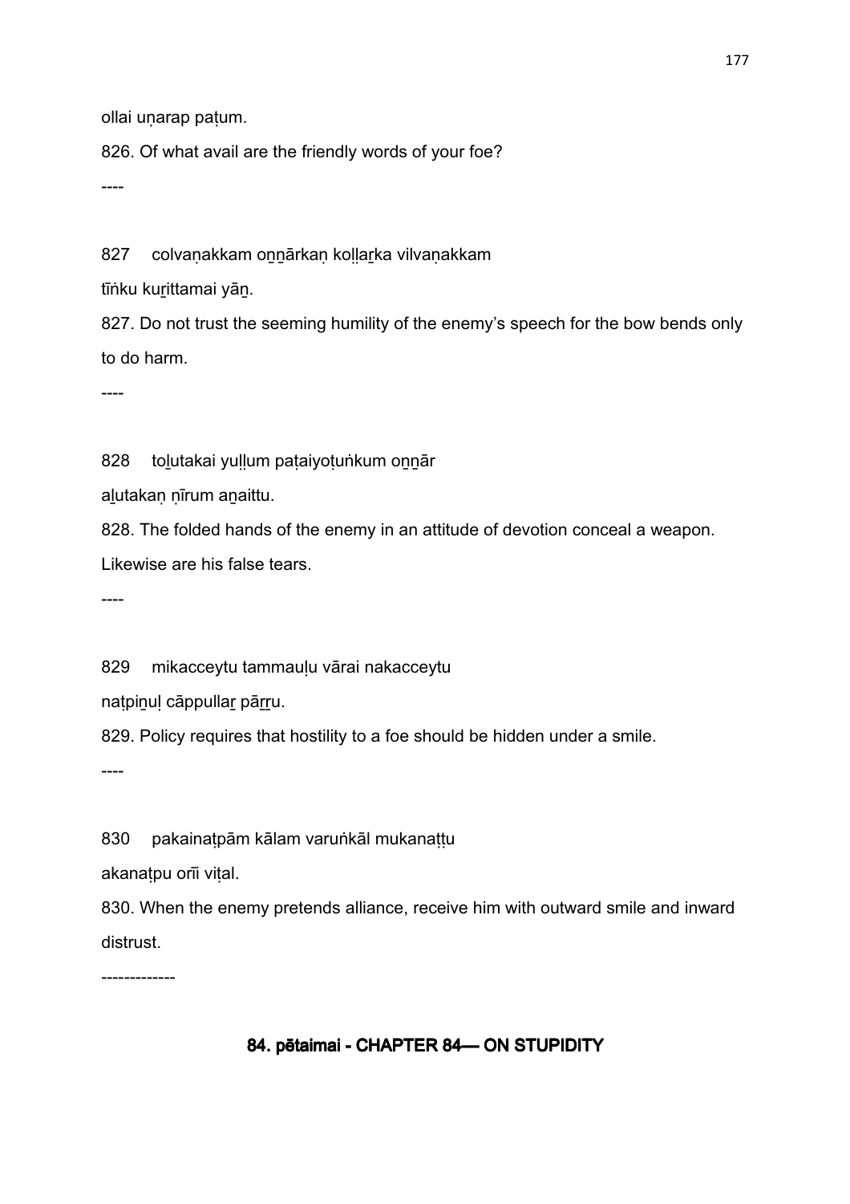ollai uṇarap paṭum.

826. Of what avail are the friendly words of your foe?

----

827 colvaṇakkam oṉṉārkaṇ koḷḷaṟka vilvaṇakkam

tīṅku kuṟittamai yāṉ.

827. Do not trust the seeming humility of the enemy's speech for the bow bends only to do harm.

----

828 toḻutakai yuḷḷum paṭaiyoṭuṅkum oṉṉār

aḻutakaṇ ṇīrum aṉaittu.

828. The folded hands of the enemy in an attitude of devotion conceal a weapon. Likewise are his false tears.

----

829 mikacceytu tammauḷu vārai nakacceytu

naṭpiṉuḷ cāppullaṟ pāṟṟu.

829. Policy requires that hostility to a foe should be hidden under a smile.

----

830 pakainaṭpām kālam varuṅkāl mukanaṭṭu

akanaṭpu orīi viṭal.

830. When the enemy pretends alliance, receive him with outward smile and inward distrust.

-------------

## 84. pētaimai - CHAPTER 84— ON STUPIDITY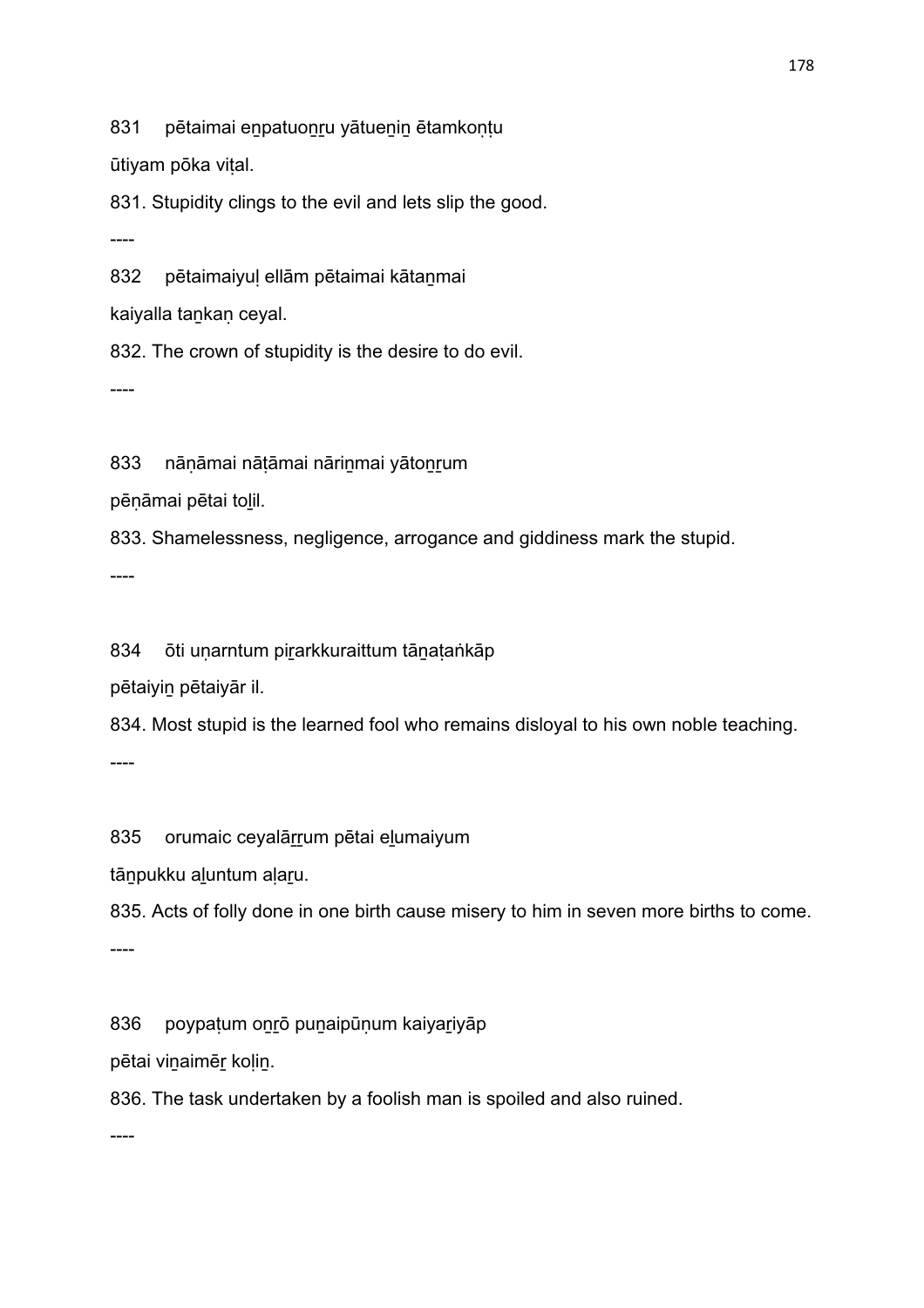831    pētaimai eṉpatuoṉṟu yātueṉiṉ ētamkoṇṭu

ūtiyam pōka viṭal.

831. Stupidity clings to the evil and lets slip the good.

----

832    pētaimaiyuḷ ellām pētaimai kātaṉmai

kaiyalla taṉkaṇ ceyal.

832. The crown of stupidity is the desire to do evil.

----

833    nāṇāmai nāṭāmai nāriṉmai yātoṉṟum

pēṇāmai pētai toḻil.

833. Shamelessness, negligence, arrogance and giddiness mark the stupid.

----

834    ōti uṇarntum piṟarkkuraittum tāṉaṭaṅkāp

pētaiyiṉ pētaiyār il.

834. Most stupid is the learned fool who remains disloyal to his own noble teaching.

----

835    orumaic ceyalāṟṟum pētai eḻumaiyum

tāṉpukku aḻuntum aḷaṟu.

835. Acts of folly done in one birth cause misery to him in seven more births to come.

----

836    poypaṭum oṉṟō puṉaipūṇum kaiyaṟiyāp

pētai viṉaimēṟ koḷiṉ.

836. The task undertaken by a foolish man is spoiled and also ruined.

----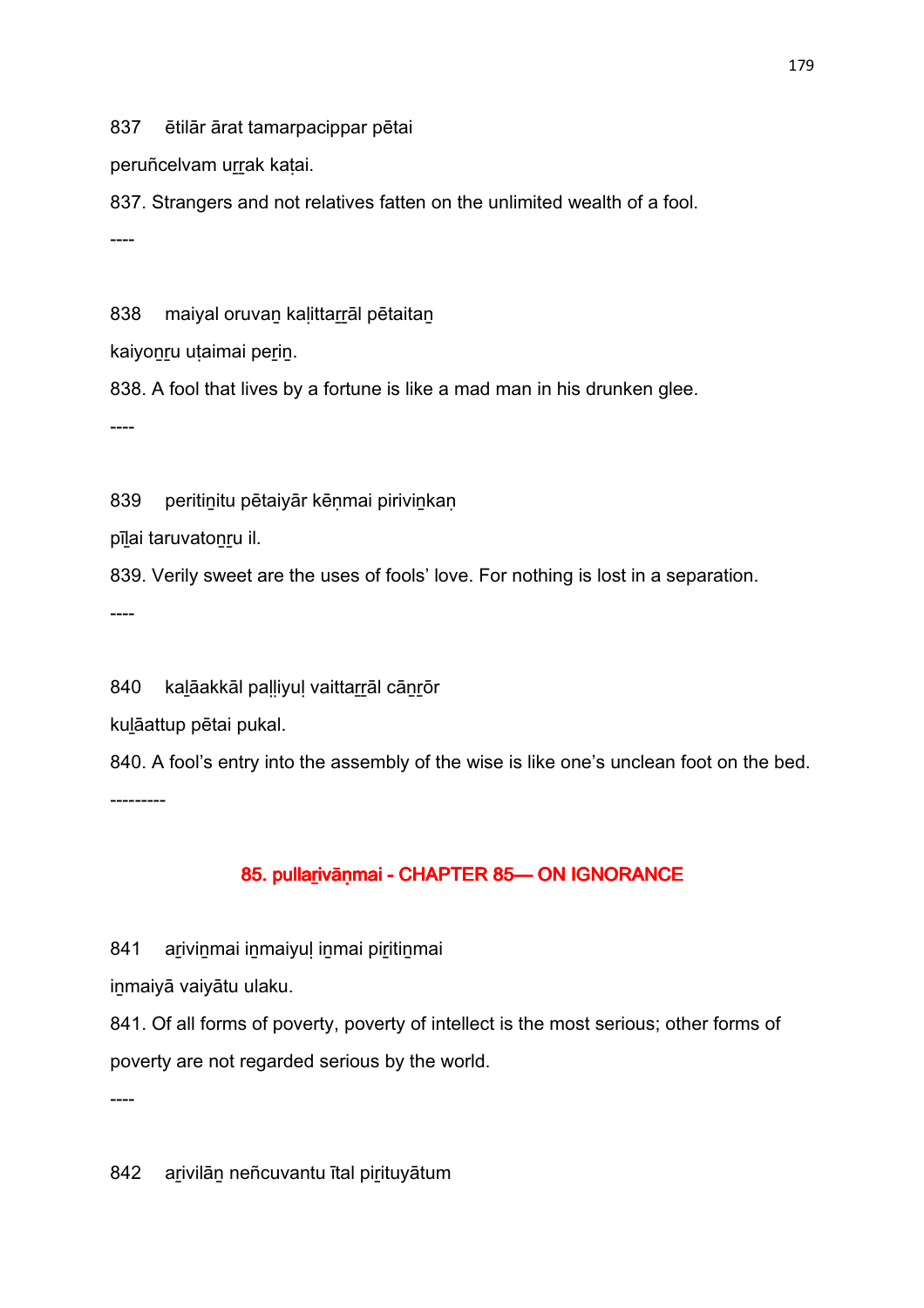837 ētilār ārat tamarpacippar pētai

peruñcelvam uṟṟak kaṭai.

837. Strangers and not relatives fatten on the unlimited wealth of a fool.

----

838 maiyal oruvaṉ kaḷittaṟṟāl pētaitaṉ

kaiyoṉṟu uṭaimai peṟiṉ.

838. A fool that lives by a fortune is like a mad man in his drunken glee.

----

839 peritiṉitu pētaiyār kēṇmai piriviṉkaṇ

pīḻai taruvatoṉṟu il.

839. Verily sweet are the uses of fools' love. For nothing is lost in a separation.

----

840 kaḻāakkāl paḷḷiyuḷ vaittaṟṟāl cāṉṟōr

kuḻāattup pētai pukal.

840. A fool's entry into the assembly of the wise is like one's unclean foot on the bed.

---------

## 85. pullaṟivāṇmai - CHAPTER 85— ON IGNORANCE

841 aṟiviṉmai iṉmaiyuḷ iṉmai piṟitiṉmai

iṉmaiyā vaiyātu ulaku.

841. Of all forms of poverty, poverty of intellect is the most serious; other forms of poverty are not regarded serious by the world.

----

842 aṟivilāṉ neñcuvantu ītal piṟituyātum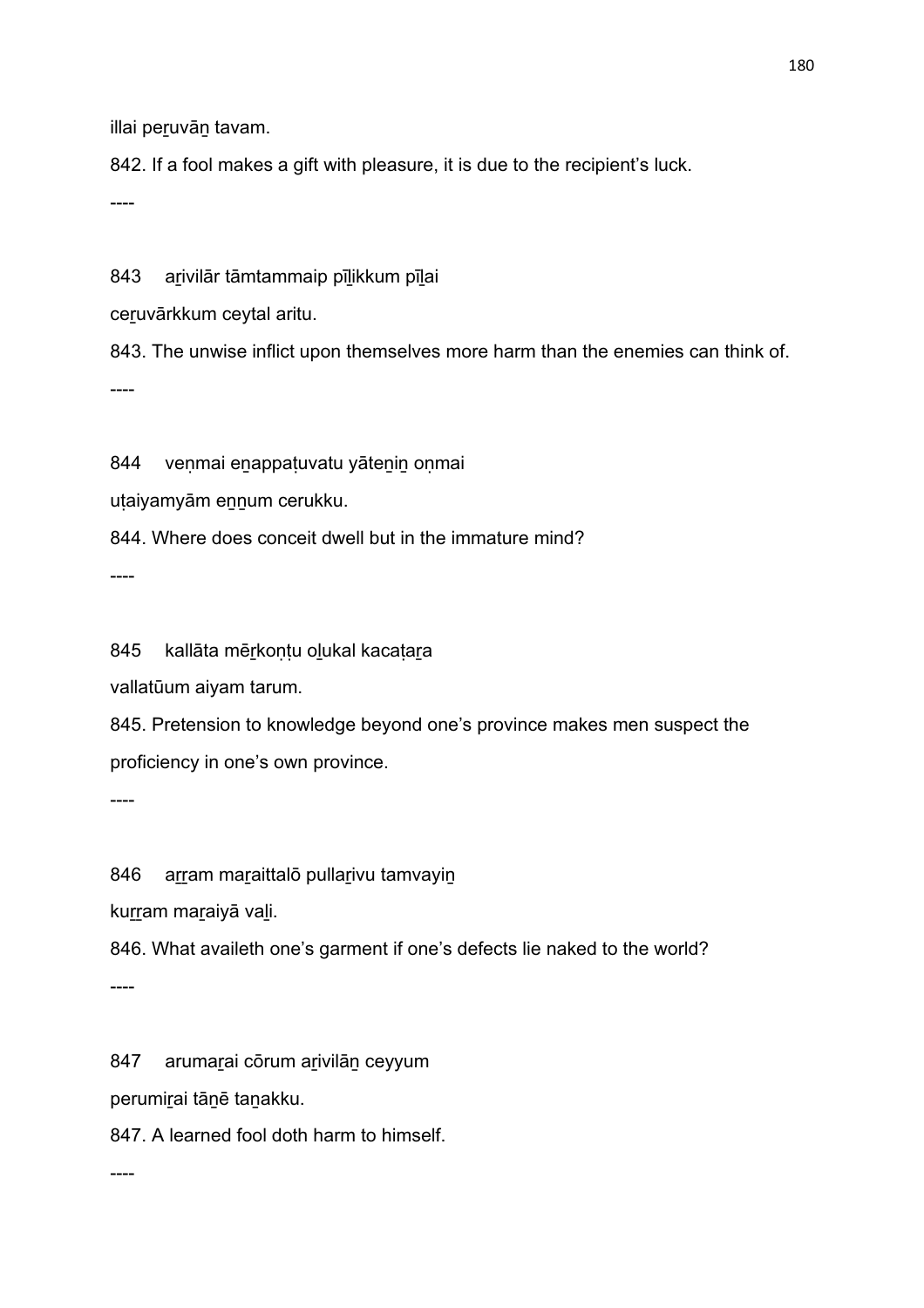illai peṟuvāṉ tavam.

842. If a fool makes a gift with pleasure, it is due to the recipient's luck.

----

843 aṟivilār tāmtammaip pīḻikkum pīḻai

ceṟuvārkkum ceytal aritu.

843. The unwise inflict upon themselves more harm than the enemies can think of.

----

844 veṇmai eṉappaṭuvatu yāteṉiṉ oṇmai

uṭaiyamyām eṉṉum cerukku.

844. Where does conceit dwell but in the immature mind?

----

845 kallāta mēṟkoṇṭu oḻukal kacaṭaṟa

vallatūum aiyam tarum.

845. Pretension to knowledge beyond one's province makes men suspect the proficiency in one's own province.

----

846 aṟṟam maṟaittalō pullaṟivu tamvayiṉ

kuṟṟam maṟaiyā vaḻi.

846. What availeth one's garment if one's defects lie naked to the world?

----

847 arumaṟai cōrum aṟivilāṉ ceyyum

perumiṟai tāṉē taṉakku.

847. A learned fool doth harm to himself.

----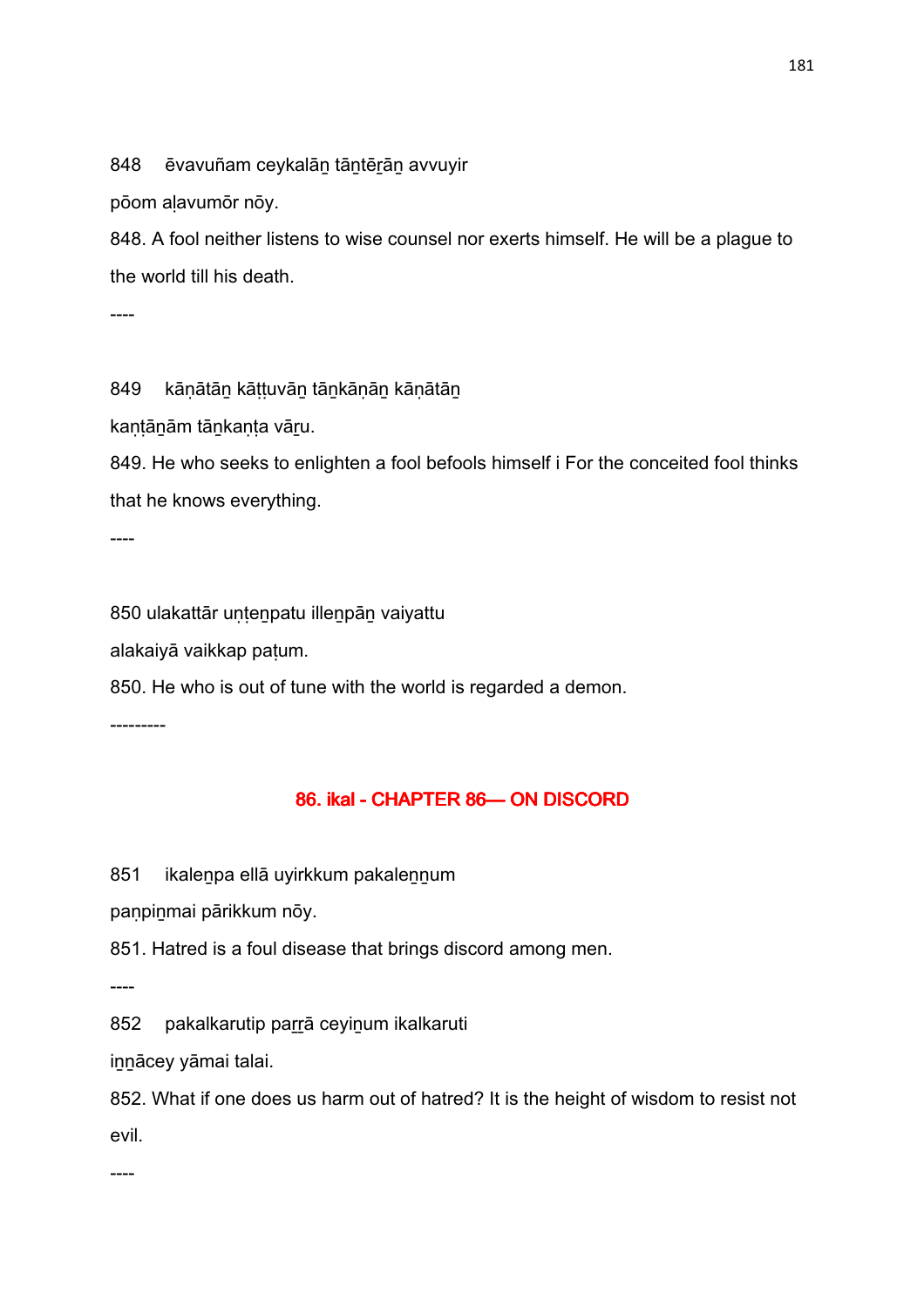848 ēvavuñam ceykalāṉ tāṉtēṟāṉ avvuyir

pōom aḷavumōr nōy.

848. A fool neither listens to wise counsel nor exerts himself. He will be a plague to the world till his death.

----

849 kāṇātāṉ kāṭṭuvāṉ tāṉkāṇāṉ kāṇātāṉ

kaṇṭāṉām tāṉkaṇṭa vāṟu.

849. He who seeks to enlighten a fool befools himself i For the conceited fool thinks that he knows everything.

----

850 ulakattār uṇṭeṉpatu illeṉpāṉ vaiyattu

alakaiyā vaikkap paṭum.

850. He who is out of tune with the world is regarded a demon.

---------

## 86. ikal - CHAPTER 86— ON DISCORD

851 ikaleṉpa ellā uyirkkum pakaleṉṉum

paṇpiṉmai pārikkum nōy.

851. Hatred is a foul disease that brings discord among men.

----

852 pakalkarutip parṟā ceyiṉum ikalkaruti

iṉṉācey yāmai talai.

852. What if one does us harm out of hatred? It is the height of wisdom to resist not evil.

----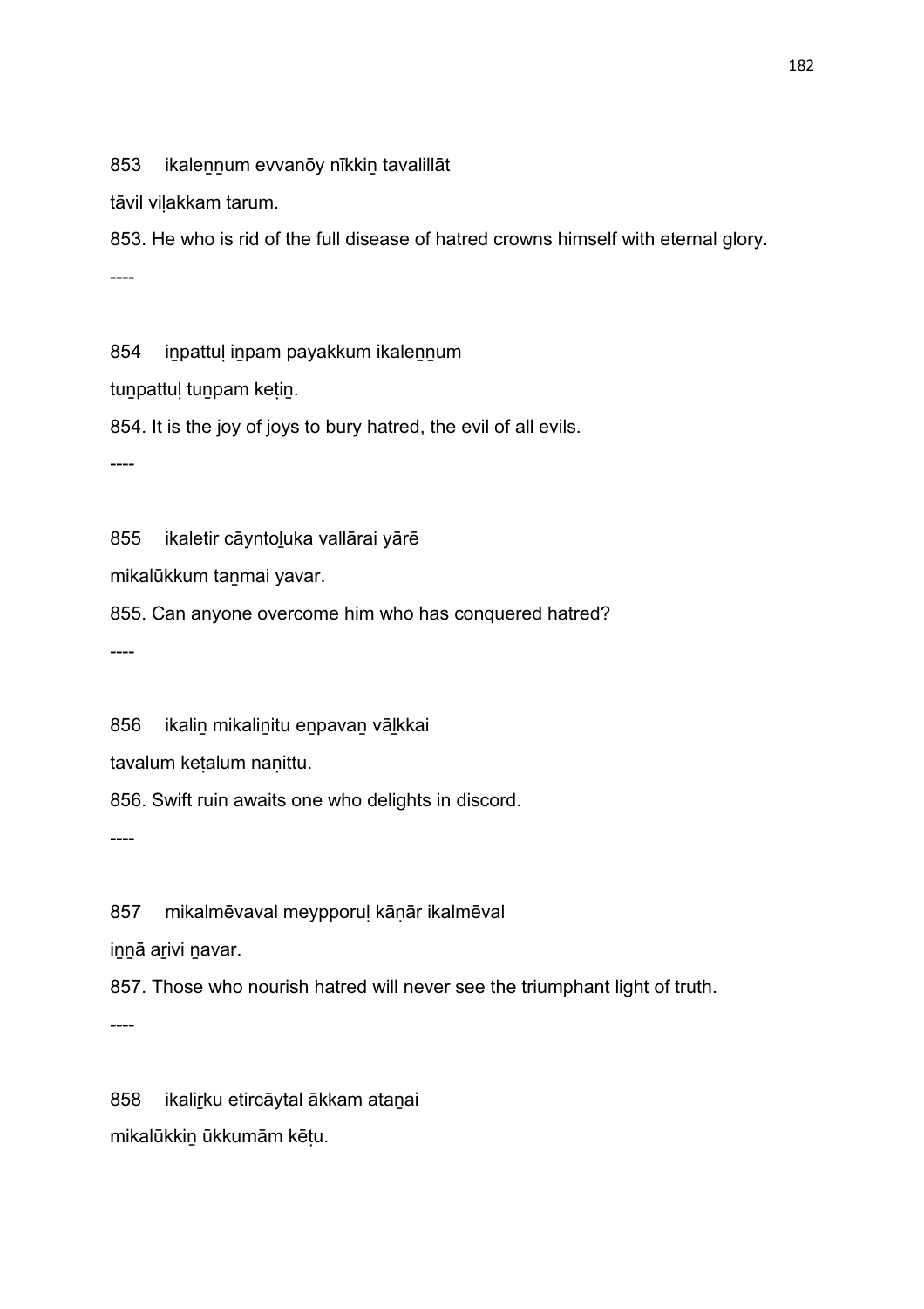853 ikaleṉṉum evvanōy nīkkiṉ tavalillāt
tāvil viḷakkam tarum.

853. He who is rid of the full disease of hatred crowns himself with eternal glory.

----

854 iṉpattuḷ iṉpam payakkum ikaleṉṉum
tuṉpattuḷ tuṉpam keṭiṉ.

854. It is the joy of joys to bury hatred, the evil of all evils.

----

855 ikaletir cāyntoḻuka vallārai yārē
mikalūkkum taṉmai yavar.

855. Can anyone overcome him who has conquered hatred?

----

856 ikaliṉ mikaliṉitu eṉpavaṉ vāḻkkai
tavalum keṭalum naṇittu.

856. Swift ruin awaits one who delights in discord.

----

857 mikalmēvaval meypporuḷ kāṇār ikalmēval
iṉṉā aṟivi ṉavar.

857. Those who nourish hatred will never see the triumphant light of truth.

----

858 ikaliṟku etircāytal ākkam ataṉai
mikalūkkiṉ ūkkumām kēṭu.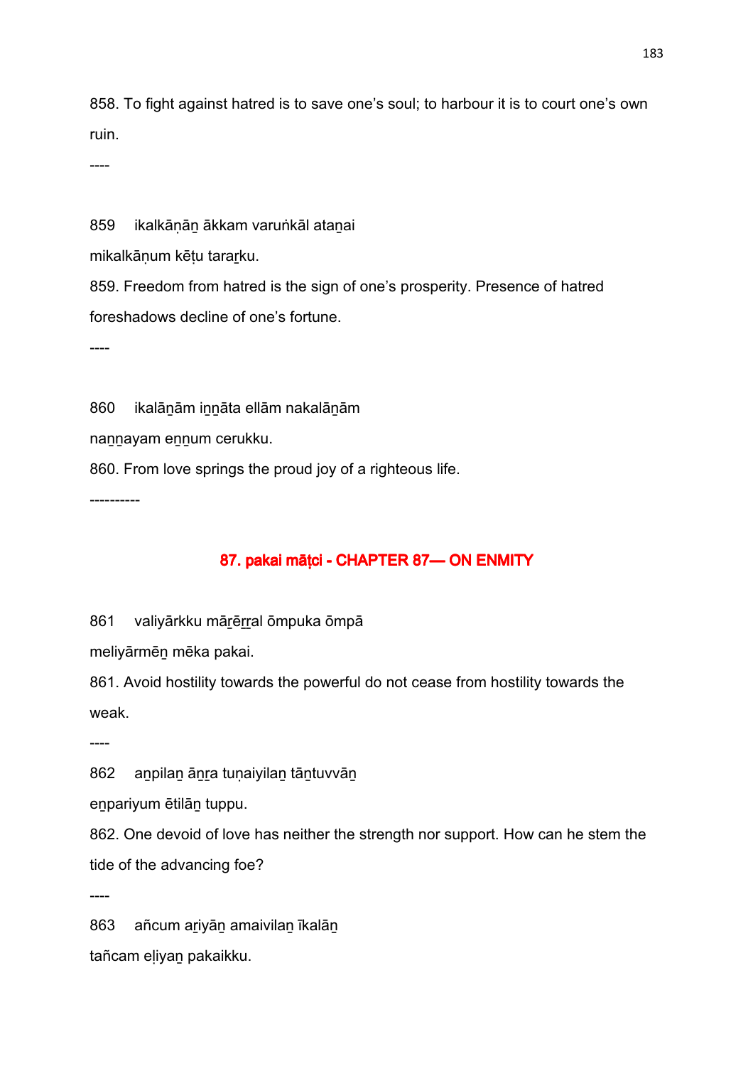858. To fight against hatred is to save one's soul; to harbour it is to court one's own ruin.

----

859 ikalkāṇāṉ ākkam varuṅkāl ataṉai
mikalkāṇum kēṭu tararku.

859. Freedom from hatred is the sign of one's prosperity. Presence of hatred foreshadows decline of one's fortune.

----

860 ikalāṉām iṉṉāta ellām nakalāṉām
naṉṉayam eṉṉum cerukku.

860. From love springs the proud joy of a righteous life.

----------

## 87. pakai māṭci - CHAPTER 87— ON ENMITY

861 valiyārkku māṟēṟṟal ōmpuka ōmpā
meliyārmēṉ mēka pakai.

861. Avoid hostility towards the powerful do not cease from hostility towards the weak.

----

862 aṉpilaṉ āṉṟa tuṇaiyilaṉ tāṉtuvvāṉ
eṉpariyum ētilāṉ tuppu.

862. One devoid of love has neither the strength nor support. How can he stem the tide of the advancing foe?

----

863 añcum aṟiyāṉ amaivilaṉ īkalāṉ
tañcam eḷiyaṉ pakaikku.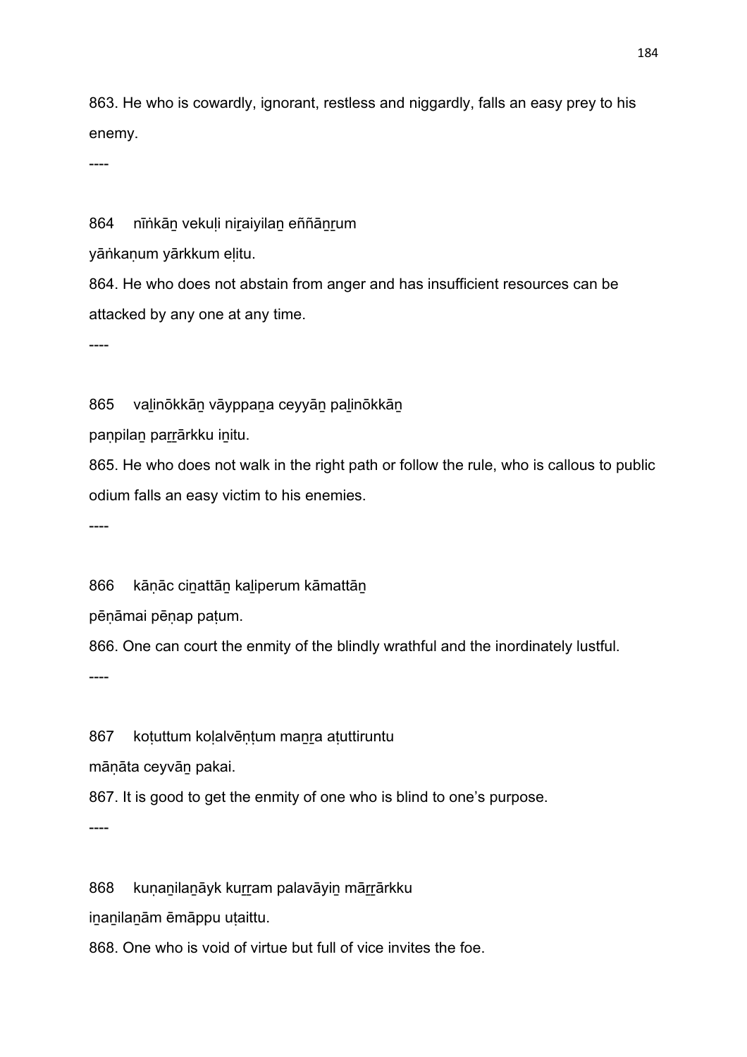863. He who is cowardly, ignorant, restless and niggardly, falls an easy prey to his enemy.

----

864 nīṅkāṉ vekuḷi niṟaiyilaṉ eññāṉṟum
yāṅkaṇum yārkkum eḷitu.

864. He who does not abstain from anger and has insufficient resources can be attacked by any one at any time.

----

865 vaḻinōkkāṉ vāyppaṉa ceyyāṉ paḻinōkkāṉ
paṇpilaṉ paṟṟārkku iṉitu.

865. He who does not walk in the right path or follow the rule, who is callous to public odium falls an easy victim to his enemies.

----

866 kāṇāc ciṉattāṉ kaḻiperum kāmattāṉ
pēṇāmai pēṇap paṭum.

866. One can court the enmity of the blindly wrathful and the inordinately lustful.

----

867 koṭuttum koḷalvēṇṭum maṉṟa aṭuttiruntu
māṇāta ceyvāṉ pakai.

867. It is good to get the enmity of one who is blind to one's purpose.

----

868 kuṇaṉilaṉāyk kuṟṟam palavāyiṉ māṟṟārkku
iṉaṉilaṉām ēmāppu uṭaittu.

868. One who is void of virtue but full of vice invites the foe.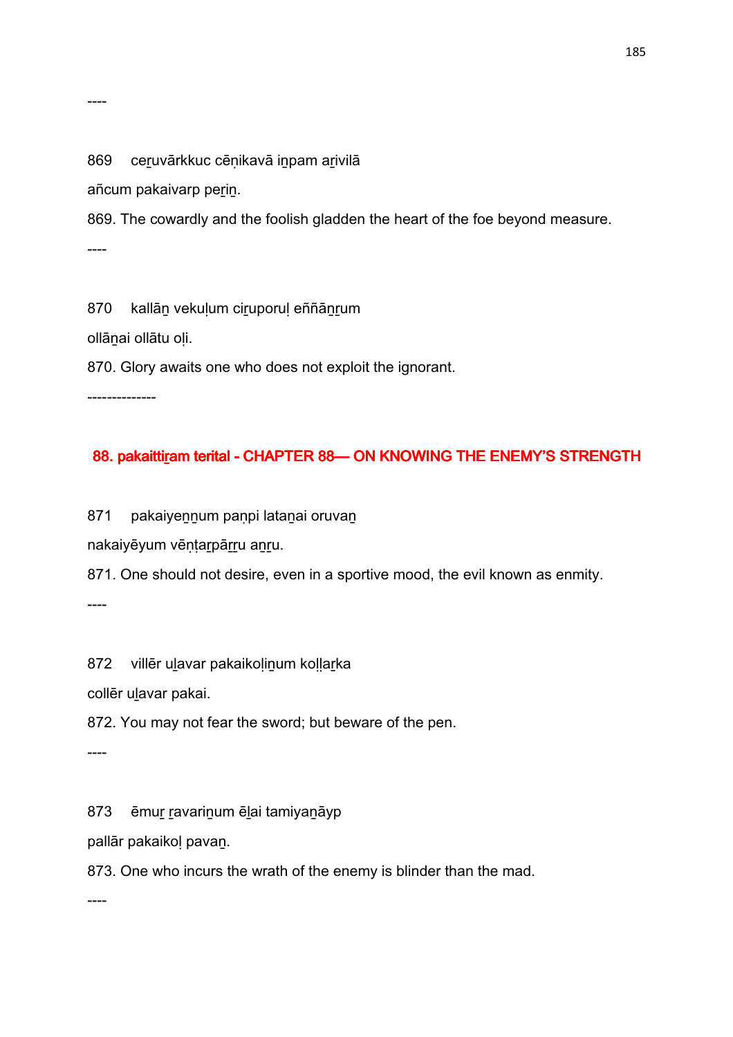----

869 ceṟuvārkkuc cēṇikavā iṉpam aṟivilā

añcum pakaivarp peṟiṉ.

869. The cowardly and the foolish gladden the heart of the foe beyond measure.

----

870 kallāṉ vekuḷum ciṟuporuḷ eññāṉṟum

ollāṉai ollātu oḷi.

870. Glory awaits one who does not exploit the ignorant.

--------------

## 88. pakaittiṟam terital - CHAPTER 88— ON KNOWING THE ENEMY'S STRENGTH

871 pakaiyeṉṉum paṇpi lataṉai oruvaṉ

nakaiyēyum vēṇṭaṟpāṟṟu aṉṟu.

871. One should not desire, even in a sportive mood, the evil known as enmity.

----

872 villēr uḻavar pakaikoḷiṉum koḷḷaṟka

collēr uḻavar pakai.

872. You may not fear the sword; but beware of the pen.

----

873 ēmuṟ ṟavariṉum ēḻai tamiyaṉāyp

pallār pakaikoḷ pavaṉ.

873. One who incurs the wrath of the enemy is blinder than the mad.

----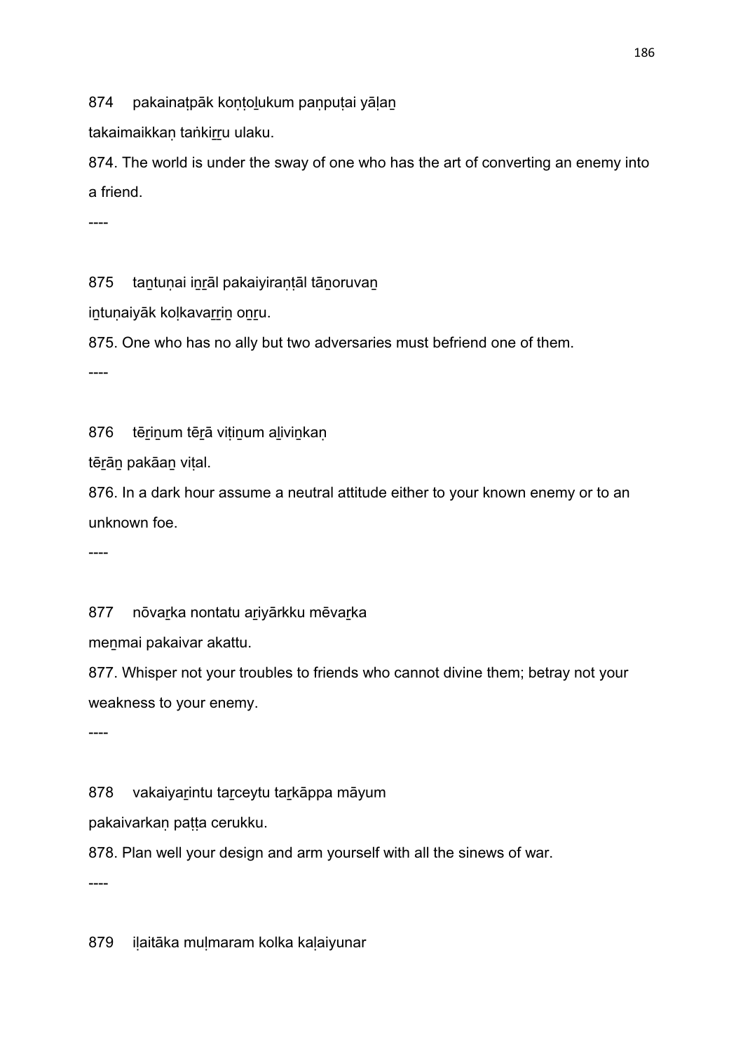874 pakainaṭpāk koṇṭoḻukum paṇpuṭai yāḷaṉ

takaimaikkaṇ taṅkiṟṟu ulaku.

874. The world is under the sway of one who has the art of converting an enemy into a friend.

----

875 taṉtuṇai iṉṟāl pakaiyiraṇṭāl tāṉoruvaṉ

iṉtuṇaiyāk koḷkavaṟṟiṉ oṉṟu.

875. One who has no ally but two adversaries must befriend one of them.

----

876 tēṟiṉum tēṟā viṭiṉum aḻiviṉkaṇ

tēṟāṉ pakāaṉ viṭal.

876. In a dark hour assume a neutral attitude either to your known enemy or to an unknown foe.

----

877 nōvaṟka nontatu aṟiyārkku mēvaṟka

meṉmai pakaivar akattu.

877. Whisper not your troubles to friends who cannot divine them; betray not your weakness to your enemy.

----

878 vakaiyaṟintu taṟceytu taṟkāppa māyum

pakaivarkaṇ paṭṭa cerukku.

878. Plan well your design and arm yourself with all the sinews of war.

----

879 iḷaitāka muḷmaram kolka kaḷaiyunar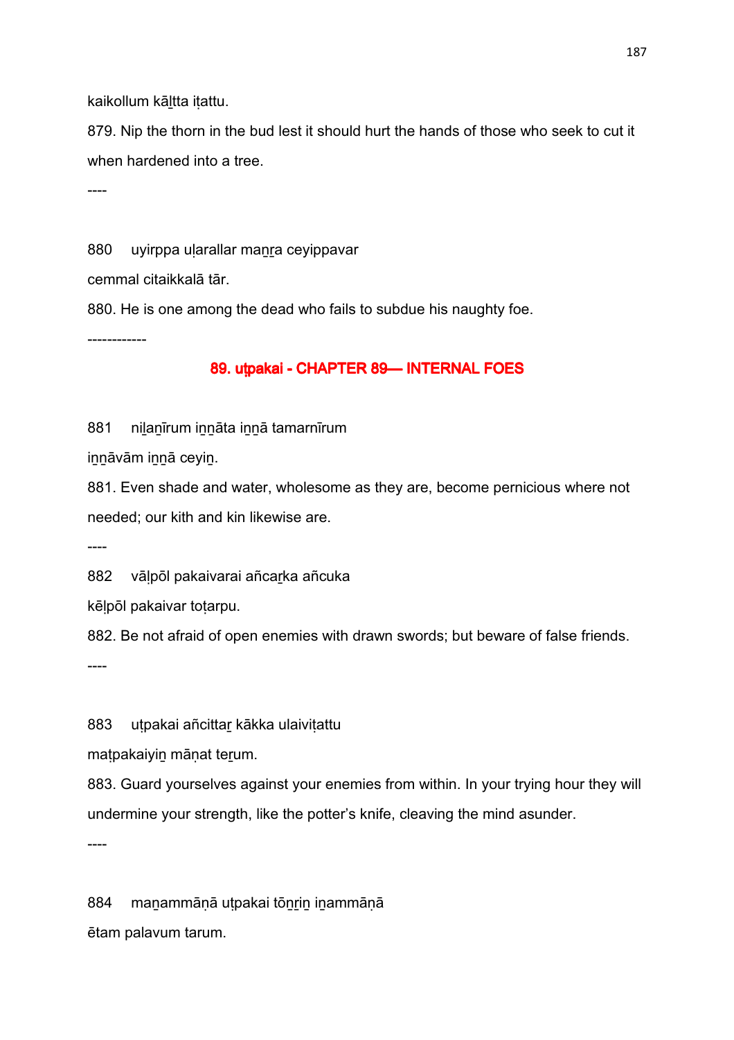kaikollum kāḻtta iṭattu.

879. Nip the thorn in the bud lest it should hurt the hands of those who seek to cut it when hardened into a tree.

----

880 uyirppa uḷarallar maṉṟa ceyippavar

cemmal citaikkalā tār.

880. He is one among the dead who fails to subdue his naughty foe.

------------

## 89. uṭpakai - CHAPTER 89— INTERNAL FOES

881 niḻaṉīrum iṉṉāta iṉṉā tamarnīrum

iṉṉāvām iṉṉā ceyiṉ.

881. Even shade and water, wholesome as they are, become pernicious where not needed; our kith and kin likewise are.

----

882 vāḷpōl pakaivarai añcaṟka añcuka

kēḷpōl pakaivar toṭarpu.

882. Be not afraid of open enemies with drawn swords; but beware of false friends.

----

883 uṭpakai añcittaṟ kākka ulaiviṭattu

maṭpakaiyiṉ māṇat teṟum.

883. Guard yourselves against your enemies from within. In your trying hour they will undermine your strength, like the potter's knife, cleaving the mind asunder.

----

884 maṉammāṇā uṭpakai tōṉṟiṉ iṉammāṇā

ētam palavum tarum.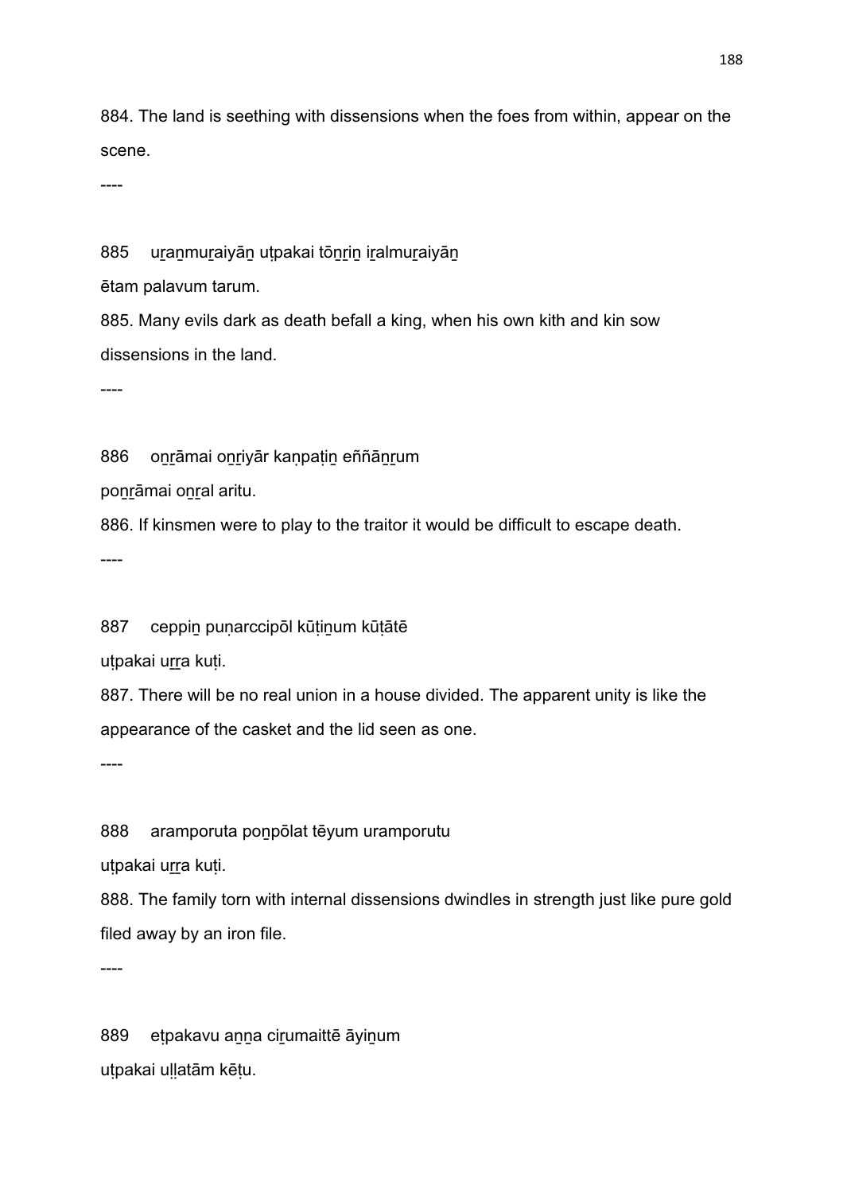884. The land is seething with dissensions when the foes from within, appear on the scene.

----

885 uṟaṉmuṟaiyāṉ uṭpakai tōṉṟiṉ iṟalmuṟaiyāṉ
ētam palavum tarum.

885. Many evils dark as death befall a king, when his own kith and kin sow dissensions in the land.

----

886 oṉṟāmai oṉṟiyār kaṇpaṭiṉ eññāṉṟum
poṉṟāmai oṉṟal aritu.

886. If kinsmen were to play to the traitor it would be difficult to escape death.

----

887 ceppiṉ puṇarccipōl kūṭiṉum kūṭātē
uṭpakai uṟṟa kuṭi.

887. There will be no real union in a house divided. The apparent unity is like the appearance of the casket and the lid seen as one.

----

888 aramporuta poṉpōlat tēyum uramporutu
uṭpakai uṟṟa kuṭi.

888. The family torn with internal dissensions dwindles in strength just like pure gold filed away by an iron file.

----

889 eṭpakavu aṉṉa ciṟumaittē āyiṉum
uṭpakai uḷḷatām kēṭu.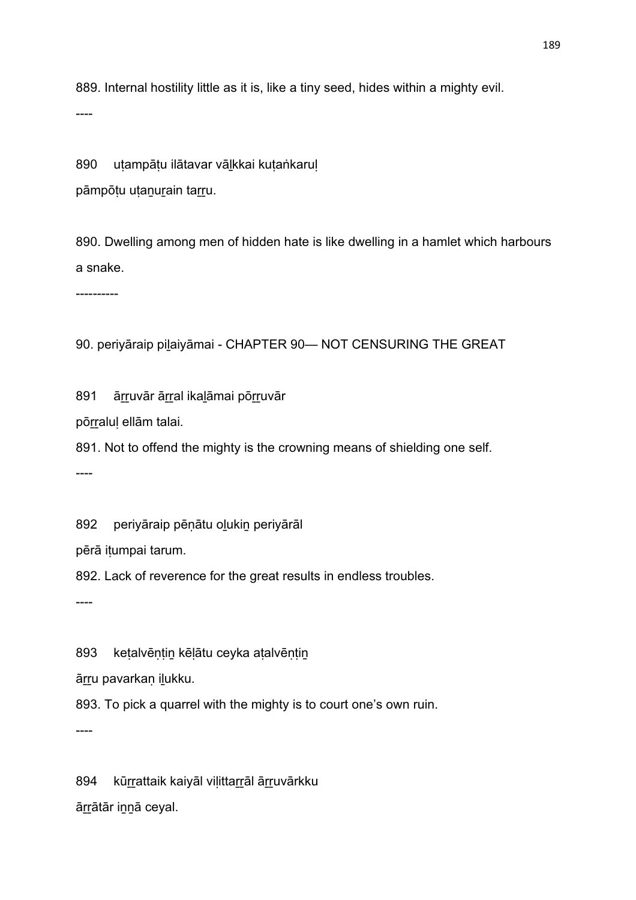889. Internal hostility little as it is, like a tiny seed, hides within a mighty evil.

----

890 uṭampāṭu ilātavar vāḻkkai kuṭaṅkaruḷ
pāmpōṭu uṭaṉuṟain taṟṟu.

890. Dwelling among men of hidden hate is like dwelling in a hamlet which harbours a snake.

----------

90. periyāraip piḻaiyāmai - CHAPTER 90— NOT CENSURING THE GREAT

891 āṟṟuvār āṟṟal ikaḻāmai pōṟṟuvār
pōṟṟaluḷ ellām talai.
891. Not to offend the mighty is the crowning means of shielding one self.

----

892 periyāraip pēṇātu oḻukiṉ periyārāl
pērā iṭumpai tarum.
892. Lack of reverence for the great results in endless troubles.

----

893 keṭalvēṇṭiṉ kēḷātu ceyka aṭalvēṇṭiṉ
āṟṟu pavarkaṇ iḻukku.
893. To pick a quarrel with the mighty is to court one's own ruin.

----

894 kūṟṟattaik kaiyāl viḷittaṟṟāl āṟṟuvārkku
āṟṟātār iṉṉā ceyal.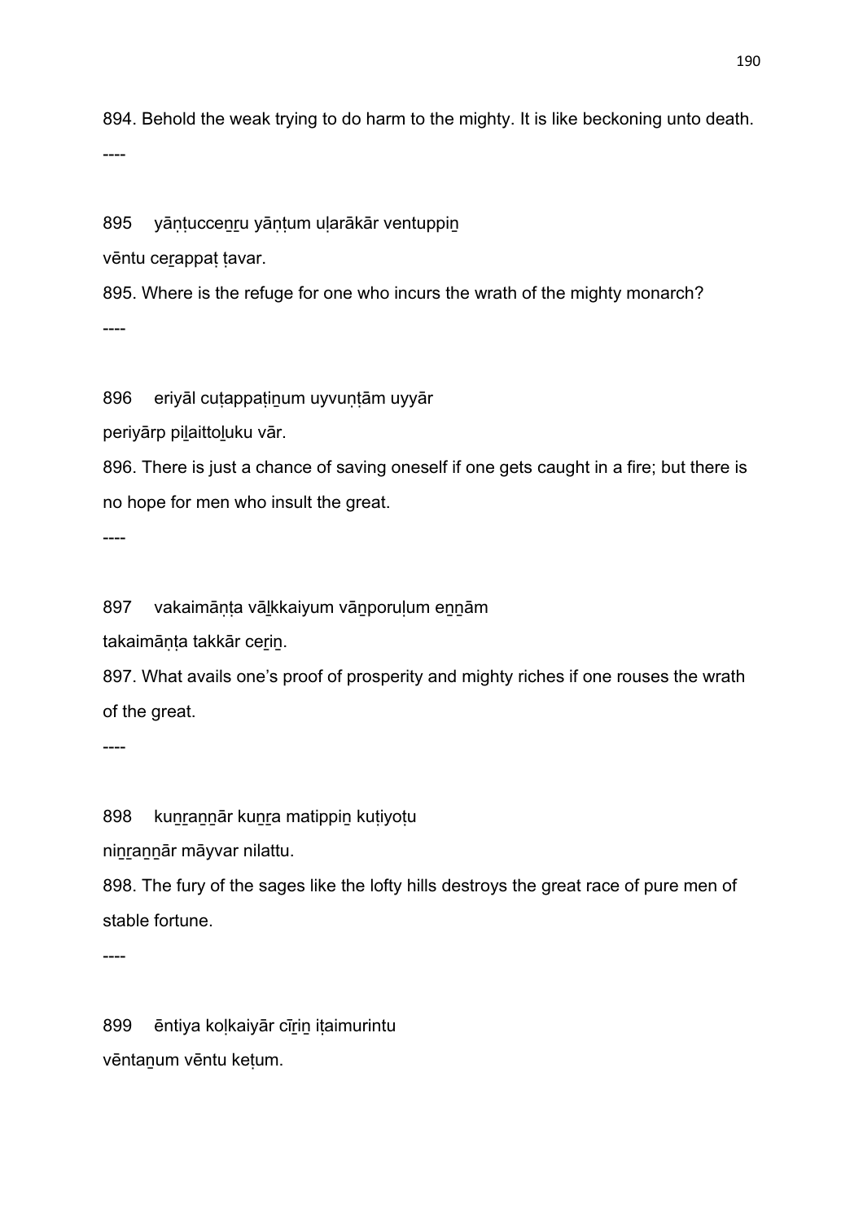894. Behold the weak trying to do harm to the mighty. It is like beckoning unto death.

----

895 yāṇṭucceṉṟu yāṇṭum uḷarākār ventuppiṉ

vēntu ceṟappaṭ ṭavar.

895. Where is the refuge for one who incurs the wrath of the mighty monarch?

----

896 eriyāl cuṭappaṭiṉum uyvuṇṭām uyyār

periyārp piḻaittoḻuku vār.

896. There is just a chance of saving oneself if one gets caught in a fire; but there is no hope for men who insult the great.

----

897 vakaimāṇṭa vāḻkkaiyum vāṉporuḷum eṉṉām

takaimāṇṭa takkār ceṟiṉ.

897. What avails one's proof of prosperity and mighty riches if one rouses the wrath of the great.

----

898 kuṉṟaṉṉār kuṉṟa matippiṉ kuṭiyoṭu

niṉṟaṉṉār māyvar nilattu.

898. The fury of the sages like the lofty hills destroys the great race of pure men of stable fortune.

----

899 ēntiya koḷkaiyār cīṟiṉ iṭaimurintu

vēntaṉum vēntu keṭum.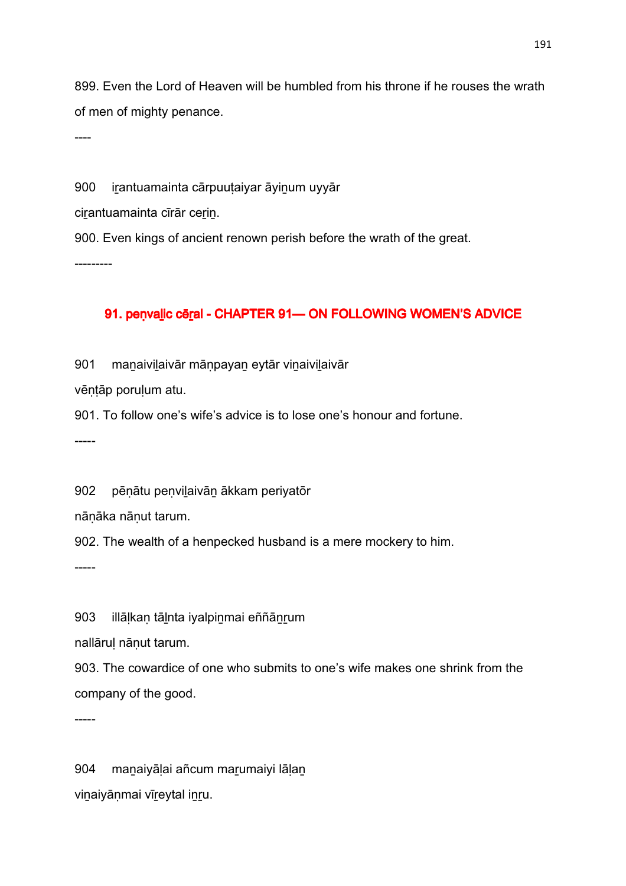899. Even the Lord of Heaven will be humbled from his throne if he rouses the wrath of men of mighty penance.

----

900  iṟantuamainta cārpuuṭaiyar āyiṉum uyyār
ciṟantuamainta cīrār ceṟiṉ.

900. Even kings of ancient renown perish before the wrath of the great.

---------

## 91. peṇvaḻic cēṟal - CHAPTER 91— ON FOLLOWING WOMEN'S ADVICE

901  maṉaiviḻaivār māṇpayaṉ eytār viṉaiviḻaivār
vēṇṭāp poruḷum atu.

901. To follow one's wife's advice is to lose one's honour and fortune.

-----

902  pēṇātu peṇviḻaivāṉ ākkam periyatōr
nāṇāka nāṇut tarum.

902. The wealth of a henpecked husband is a mere mockery to him.

-----

903  illāḷkaṇ tāḻnta iyalpiṉmai eññāṉṟum
nallāruḷ nāṇut tarum.

903. The cowardice of one who submits to one's wife makes one shrink from the company of the good.

-----

904  maṉaiyāḷai añcum maṟumaiyi lāḷaṉ
viṉaiyāṇmai vīṟeytal iṉṟu.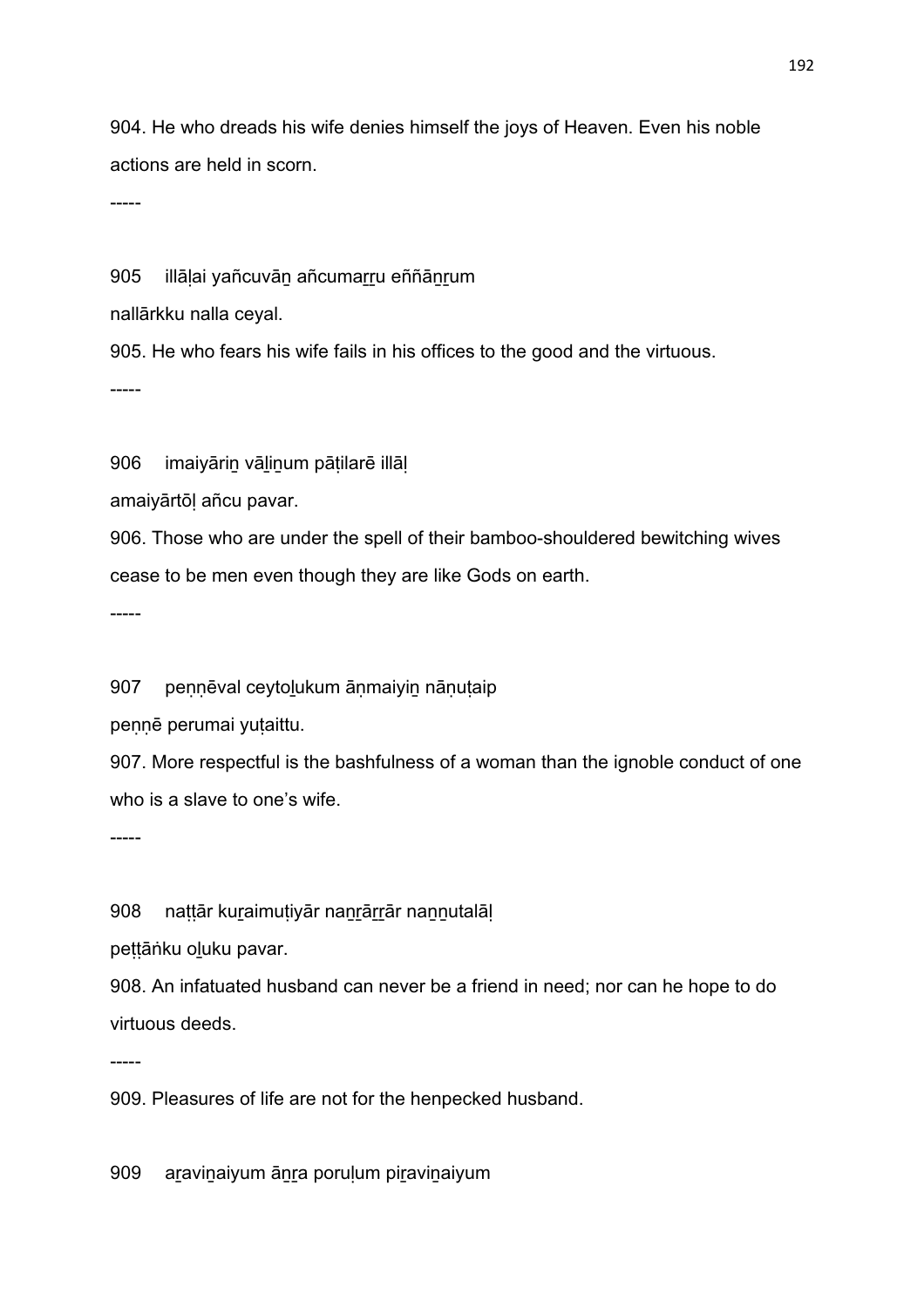904. He who dreads his wife denies himself the joys of Heaven. Even his noble actions are held in scorn.

-----

905 illāḷai yañcuvāṉ añcumaṟṟu eññāṉṟum

nallārkku nalla ceyal.

905. He who fears his wife fails in his offices to the good and the virtuous.

-----

906 imaiyāriṉ vāḻiṉum pāṭilarē illāḷ

amaiyārtōḷ añcu pavar.

906. Those who are under the spell of their bamboo-shouldered bewitching wives cease to be men even though they are like Gods on earth.

-----

907 peṇṇēval ceytoḻukum āṇmaiyiṉ nāṇuṭaip

peṇṇē perumai yuṭaittu.

907. More respectful is the bashfulness of a woman than the ignoble conduct of one who is a slave to one's wife.

-----

908 naṭṭār kuṟaimuṭiyār naṉṟāṟṟār naṉṉutalāḷ

peṭṭāṅku oḻuku pavar.

908. An infatuated husband can never be a friend in need; nor can he hope to do virtuous deeds.

-----

909. Pleasures of life are not for the henpecked husband.

909 aṟaviṉaiyum āṉṟa poruḷum piṟaviṉaiyum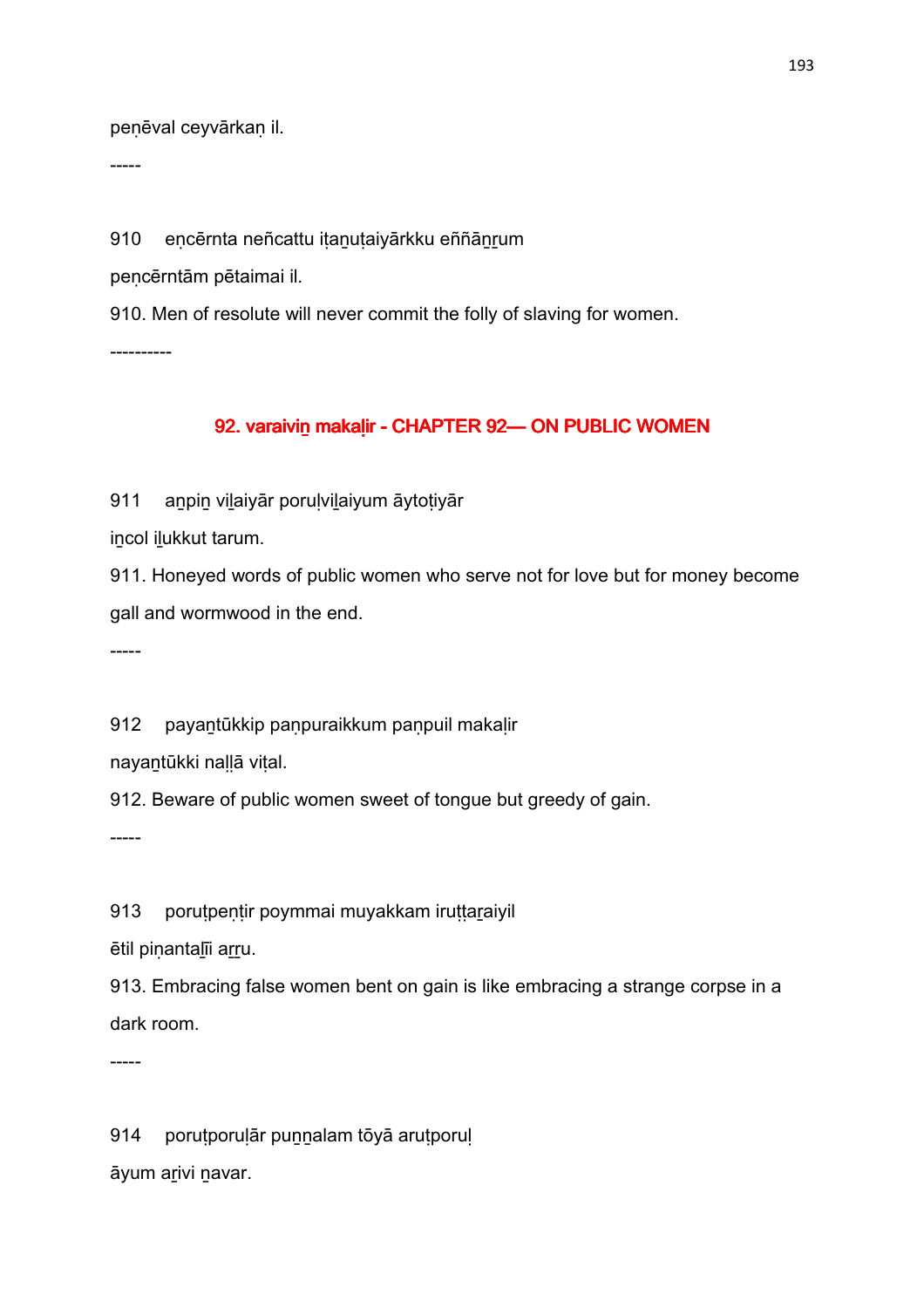peṇēval ceyvārkaṇ il.

-----

910 eṇcērnta neñcattu iṭaṉuṭaiyārkku eññāṉṟum

peṇcērntām pētaimai il.

910. Men of resolute will never commit the folly of slaving for women.

----------

## 92. varaiviṉ makaḷir - CHAPTER 92— ON PUBLIC WOMEN

911 aṉpiṉ viḻaiyār poruḷviḻaiyum āytoṭiyār

iṉcol iḻukkut tarum.

911. Honeyed words of public women who serve not for love but for money become gall and wormwood in the end.

-----

912 payaṉtūkkip paṇpuraikkum paṇpuil makaḷir

nayaṉtūkki naḷḷā viṭal.

912. Beware of public women sweet of tongue but greedy of gain.

-----

913 porutpeṇṭir poymmai muyakkam iruṭṭaṟaiyil

ētil piṇantaḻīi aṟṟu.

913. Embracing false women bent on gain is like embracing a strange corpse in a dark room.

-----

914 poruṭporuḷār puṉṉalam tōyā aruṭporuḷ

āyum aṟivi ṉavar.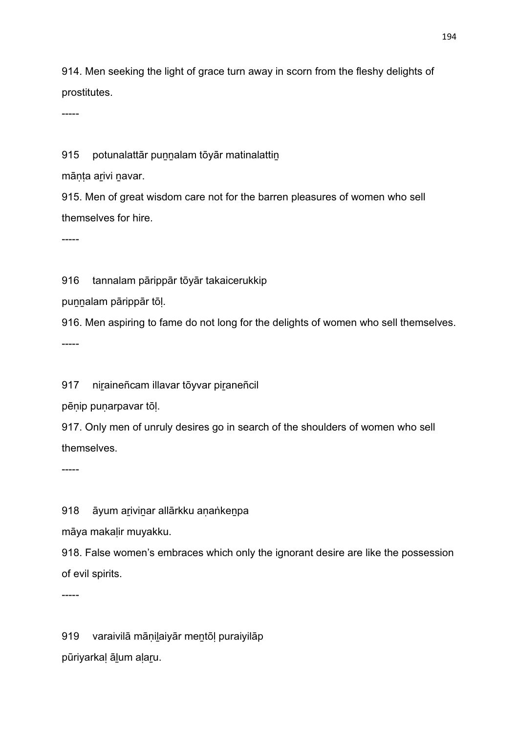914. Men seeking the light of grace turn away in scorn from the fleshy delights of prostitutes.

-----

915 potunalattār puṉṉalam tōyār matinalattiṉ
māṇṭa aṟivi ṉavar.

915. Men of great wisdom care not for the barren pleasures of women who sell themselves for hire.

-----

916 tannalam pārippār tōyār takaicerukkip
puṉṉalam pārippār tōḷ.

916. Men aspiring to fame do not long for the delights of women who sell themselves.

-----

917 niṟaineñcam illavar tōyvar piṟaneñcil
pēṇip puṇarpavar tōḷ.

917. Only men of unruly desires go in search of the shoulders of women who sell themselves.

-----

918 āyum aṟiviṉar allārkku aṇaṅkeṉpa
māya makaḷir muyakku.

918. False women's embraces which only the ignorant desire are like the possession of evil spirits.

-----

919 varaivilā māṇiḻaiyār meṉtōḷ puraiyilāp
pūriyarkaḷ āḻum aḷaṟu.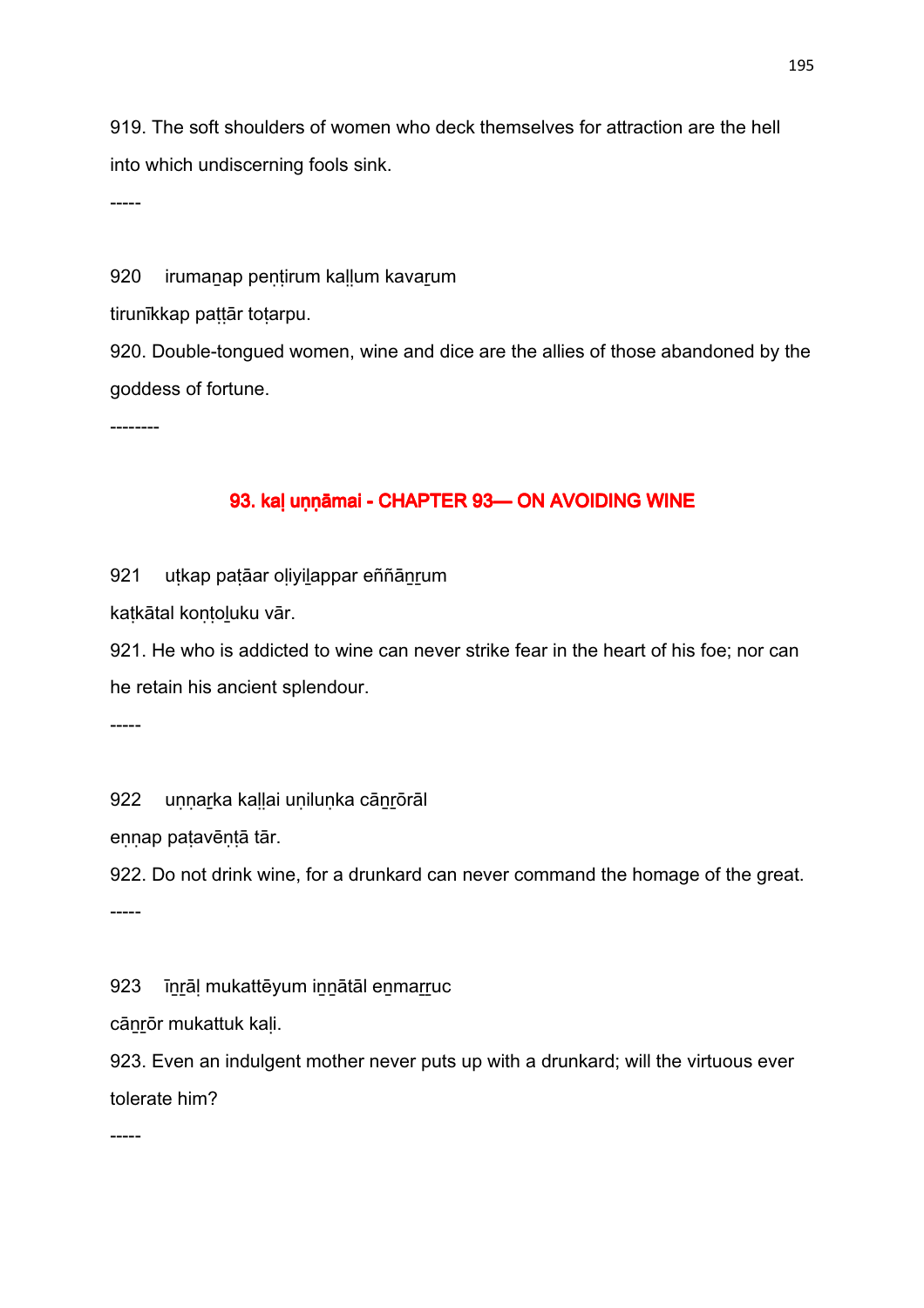919. The soft shoulders of women who deck themselves for attraction are the hell into which undiscerning fools sink.

-----

920 irumaṉap peṇṭirum kaḷḷum kavaṟum
tirunīkkap paṭṭār toṭarpu.

920. Double-tongued women, wine and dice are the allies of those abandoned by the goddess of fortune.

--------

## 93. kaḷ uṇṇāmai - CHAPTER 93— ON AVOIDING WINE

921 uṭkap paṭāar oḷiyiḻappar eññāṉṟum
kaṭkātal koṇṭoḻuku vār.

921. He who is addicted to wine can never strike fear in the heart of his foe; nor can he retain his ancient splendour.

-----

922 uṇṇaṟka kaḷḷai uṇiluṇka cāṉṟōrāl
eṇṇap paṭavēṇṭā tār.

922. Do not drink wine, for a drunkard can never command the homage of the great.

-----

923 īṉṟāḷ mukattēyum iṉṉātāl eṉmaṟṟuc
cāṉṟōr mukattuk kaḷi.

923. Even an indulgent mother never puts up with a drunkard; will the virtuous ever tolerate him?

-----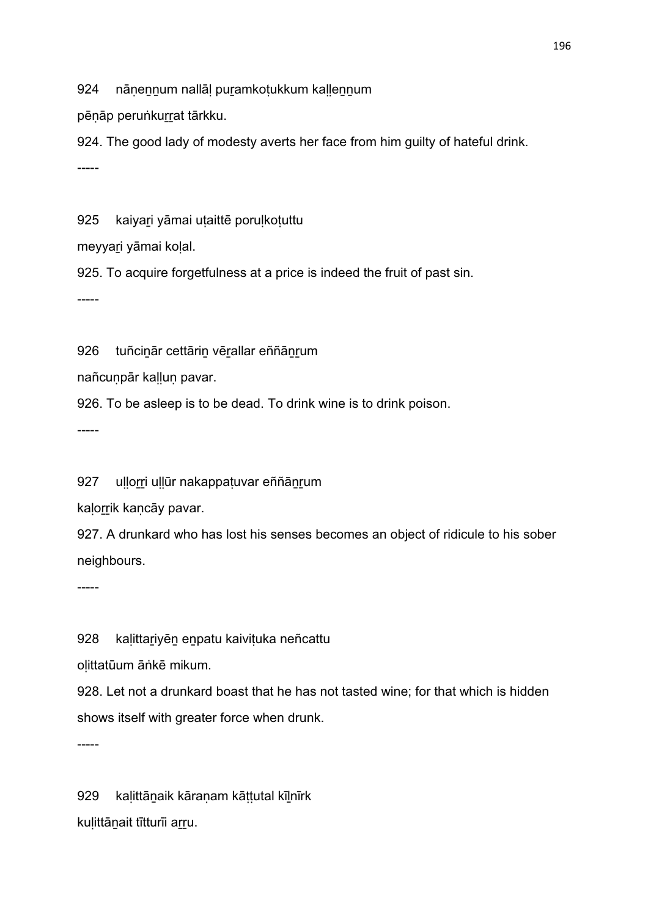924 nāṇeṉṉum nallāḷ puṟamkoṭukkum kaḷḷeṉṉum

pēṇāp peruṅkuṟṟat tārkku.

924. The good lady of modesty averts her face from him guilty of hateful drink.

-----

925 kaiyaṟi yāmai uṭaittē poruḷkoṭuttu

meyyaṟi yāmai koḷal.

925. To acquire forgetfulness at a price is indeed the fruit of past sin.

-----

926 tuñciṉār cettāriṉ vēṟallar eññāṉṟum

nañcuṇpār kaḷḷuṇ pavar.

926. To be asleep is to be dead. To drink wine is to drink poison.

-----

927 uḷḷoṟṟi uḷḷūr nakappaṭuvar eññāṉṟum

kaḷoṟṟik kaṇcāy pavar.

927. A drunkard who has lost his senses becomes an object of ridicule to his sober neighbours.

-----

928 kaḷittaṟiyēṉ eṉpatu kaiviṭuka neñcattu

oḷittatūum āṅkē mikum.

928. Let not a drunkard boast that he has not tasted wine; for that which is hidden shows itself with greater force when drunk.

-----

929 kaḷittāṉaik kāraṇam kāṭṭutal kīḻnīrk

kuḷittāṉait tītturīi aṟṟu.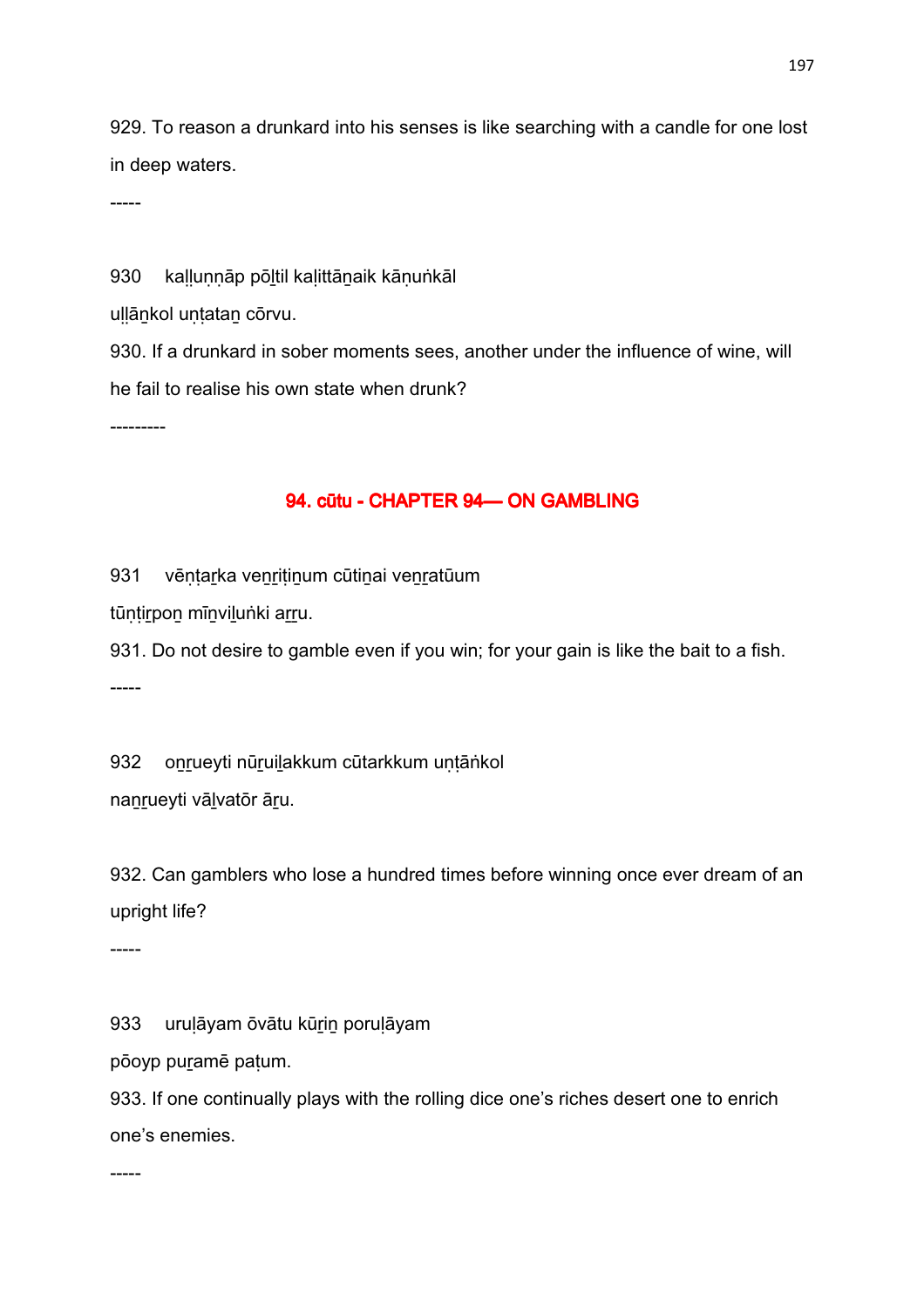929. To reason a drunkard into his senses is like searching with a candle for one lost in deep waters.

-----

930 kaḷḷuṇṇāp pōḻtil kaḷittāṉaik kāṇuṅkāl
uḷḷāṉkol uṇṭataṉ cōrvu.

930. If a drunkard in sober moments sees, another under the influence of wine, will he fail to realise his own state when drunk?

---------

## 94. cūtu - CHAPTER 94— ON GAMBLING

931 vēṇṭaṟka veṉṟiṭiṉum cūtiṉai veṉṟatūum
tūṇṭiṟpoṉ mīṉviḻuṅki aṟṟu.

931. Do not desire to gamble even if you win; for your gain is like the bait to a fish.

-----

932 oṉṟueyti nūṟuiḻakkum cūtarkkum uṇṭāṅkol
naṉṟueyti vāḻvatōr āṟu.

932. Can gamblers who lose a hundred times before winning once ever dream of an upright life?

-----

933 uruḷāyam ōvātu kūṟiṉ poruḷāyam
pōoyp puṟamē paṭum.

933. If one continually plays with the rolling dice one's riches desert one to enrich one's enemies.

-----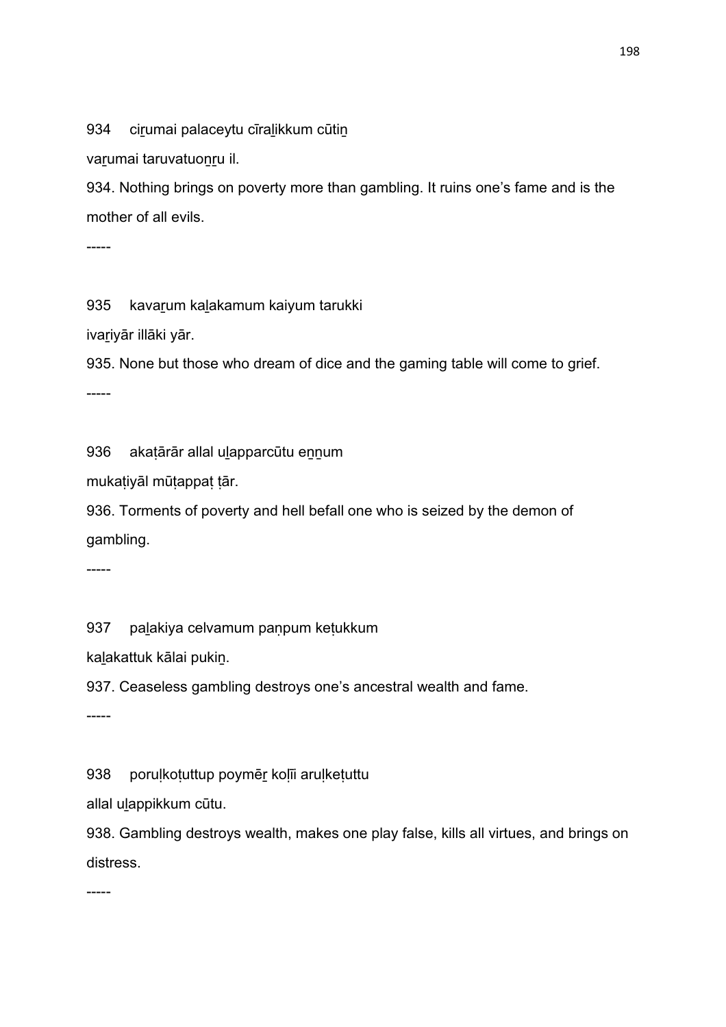934 ciṟumai palaceytu cīraḻikkum cūtiṉ

vaṟumai taruvatuoṉṟu il.

934. Nothing brings on poverty more than gambling. It ruins one's fame and is the mother of all evils.

-----

935 kavaṟum kaḻakamum kaiyum tarukki

ivaṟiyār illāki yār.

935. None but those who dream of dice and the gaming table will come to grief.

-----

936 akaṭārār allal uḻapparcūtu eṉṉum

mukaṭiyāl mūṭappaṭ ṭār.

936. Torments of poverty and hell befall one who is seized by the demon of gambling.

-----

937 paḻakiya celvamum paṇpum keṭukkum

kaḻakattuk kālai pukiṉ.

937. Ceaseless gambling destroys one's ancestral wealth and fame.

-----

938 poruḷkoṭuttup poymēṟ koḷīi aruḷkeṭuttu

allal uḻappikkum cūtu.

938. Gambling destroys wealth, makes one play false, kills all virtues, and brings on distress.

-----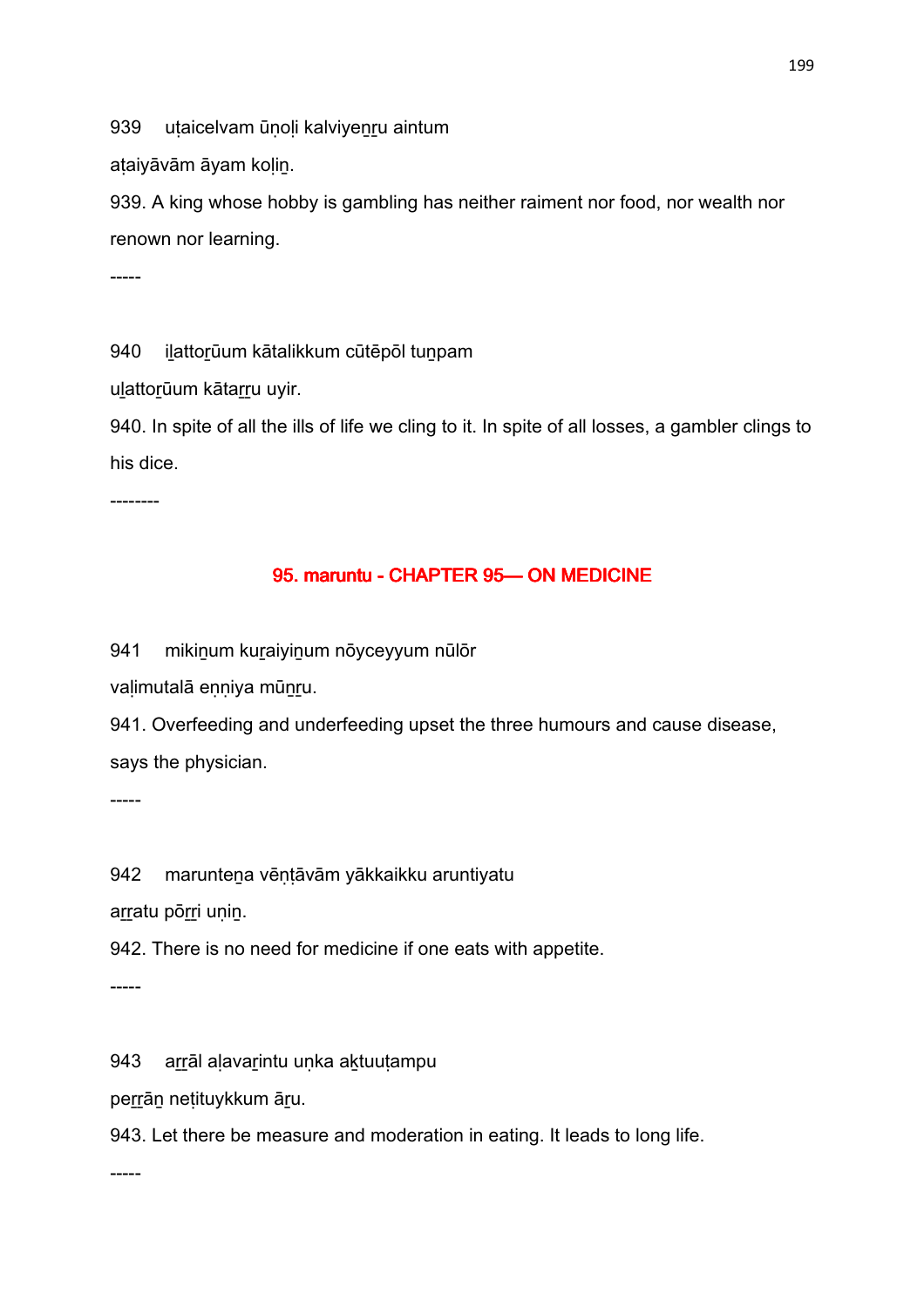939 uṭaicelvam ūṇoḷi kalviyeṉṟu aintum

aṭaiyāvām āyam koḷiṉ.

939. A king whose hobby is gambling has neither raiment nor food, nor wealth nor renown nor learning.

-----

940 iḻattoṟūum kātalikkum cūtēpōl tuṉpam

uḻattoṟūum kātaṟṟu uyir.

940. In spite of all the ills of life we cling to it. In spite of all losses, a gambler clings to his dice.

--------

## 95. maruntu - CHAPTER 95— ON MEDICINE

941 mikiṉum kuṟaiyiṉum nōyceyyum nūlōr

vaḷimutalā eṇṇiya mūṉṟu.

941. Overfeeding and underfeeding upset the three humours and cause disease, says the physician.

-----

942 marunteṉa vēṇṭāvām yākkaikku aruntiyatu

aṟṟatu pōṟṟi uṇiṉ.

942. There is no need for medicine if one eats with appetite.

-----

943 aṟṟāl aḷavaṟintu uṇka aḵtuuṭampu

peṟṟāṉ neṭituykkum āṟu.

943. Let there be measure and moderation in eating. It leads to long life.

-----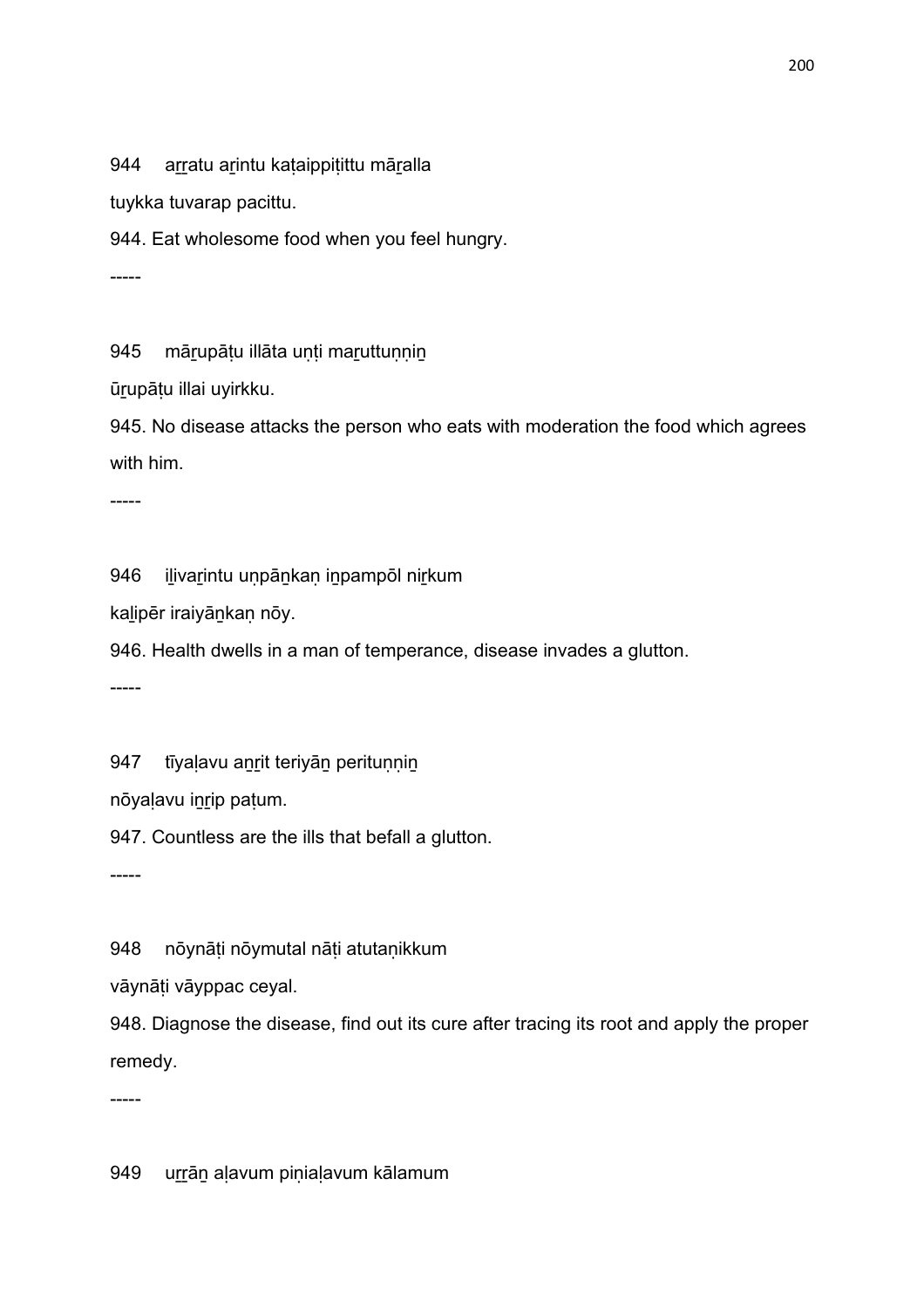944 aṟṟatu aṟintu kaṭaippiṭittu māṟalla

tuykka tuvarap pacittu.

944. Eat wholesome food when you feel hungry.

-----

945 māṟupāṭu illāta uṇṭi maṟuttuṇṇiṉ

ūṟupāṭu illai uyirkku.

945. No disease attacks the person who eats with moderation the food which agrees with him.

-----

946 iḻivaṟintu uṇpāṉkaṇ iṉpampōl niṟkum

kaḻipēr iraiyāṉkaṇ nōy.

946. Health dwells in a man of temperance, disease invades a glutton.

-----

947 tīyaḷavu aṉṟit teriyāṉ perituṇṇiṉ

nōyaḷavu iṉṟip paṭum.

947. Countless are the ills that befall a glutton.

-----

948 nōynāṭi nōymutal nāṭi atutaṇikkum

vāynāṭi vāyppac ceyal.

948. Diagnose the disease, find out its cure after tracing its root and apply the proper remedy.

-----

949 uṟṟāṉ aḷavum piṇiaḷavum kālamum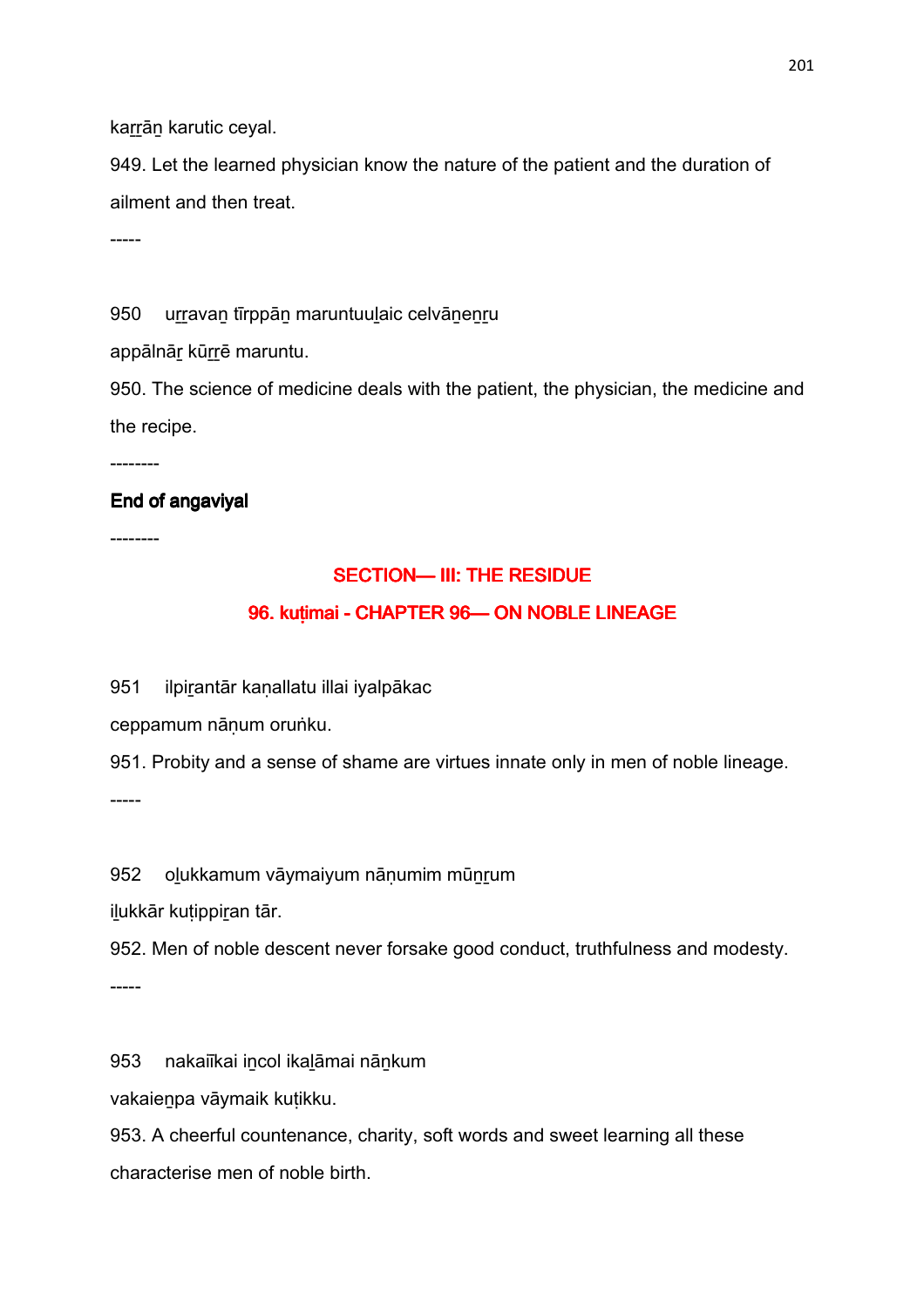kaṟṟāṉ karutic ceyal.

949. Let the learned physician know the nature of the patient and the duration of ailment and then treat.

-----

950 uṟṟavaṉ tīrppāṉ maruntuuḻaic celvāṉeṉṟu

appālnāṟ kūṟṟē maruntu.

950. The science of medicine deals with the patient, the physician, the medicine and the recipe.

--------

**End of angaviyal**

--------

## SECTION— III: THE RESIDUE

### 96. kuṭimai - CHAPTER 96— ON NOBLE LINEAGE

951 ilpiṟantār kaṇallatu illai iyalpākac

ceppamum nāṇum oruṅku.

951. Probity and a sense of shame are virtues innate only in men of noble lineage.

-----

952 oḻukkamum vāymaiyum nāṇumim mūṉṟum

iḻukkār kuṭippiṟan tār.

952. Men of noble descent never forsake good conduct, truthfulness and modesty.

-----

953 nakaiīkai iṉcol ikaḻāmai nāṉkum

vakaieṉpa vāymaik kuṭikku.

953. A cheerful countenance, charity, soft words and sweet learning all these characterise men of noble birth.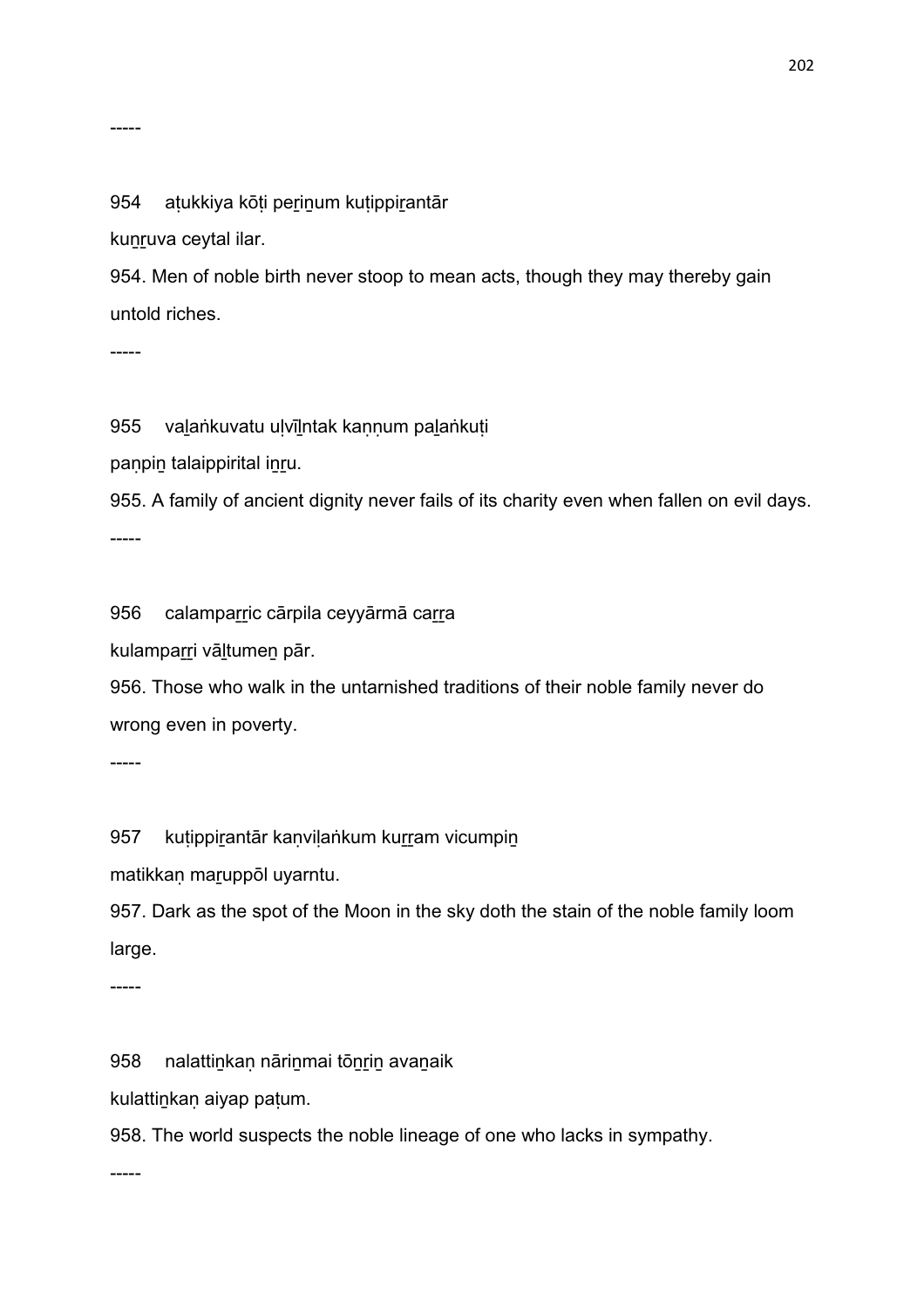-----

954 aṭukkiya kōṭi pe<u>r</u>i<u>n</u>um kuṭippi<u>r</u>antār

ku<u>n</u><u>r</u>uva ceytal ilar.

954. Men of noble birth never stoop to mean acts, though they may thereby gain untold riches.

-----

955 va<u>l</u>aṅkuvatu uḷvī<u>l</u>ntak kaṇṇum pa<u>l</u>aṅkuṭi

paṇpi<u>n</u> talaippirital i<u>n</u><u>r</u>u.

955. A family of ancient dignity never fails of its charity even when fallen on evil days.

-----

956 calampa<u>r</u><u>r</u>ic cārpila ceyyārmā ca<u>r</u><u>r</u>a

kulampa<u>r</u><u>r</u>i vā<u>l</u>tume<u>n</u> pār.

956. Those who walk in the untarnished traditions of their noble family never do wrong even in poverty.

-----

957 kuṭippi<u>r</u>antār kaṇviḷaṅkum ku<u>r</u><u>r</u>am vicumpi<u>n</u>

matikkaṇ ma<u>r</u>uppōl uyarntu.

957. Dark as the spot of the Moon in the sky doth the stain of the noble family loom large.

-----

958 nalatti<u>n</u>kaṇ nāri<u>n</u>mai tō<u>n</u><u>r</u>i<u>n</u> ava<u>n</u>aik

kulatti<u>n</u>kaṇ aiyap paṭum.

958. The world suspects the noble lineage of one who lacks in sympathy.

-----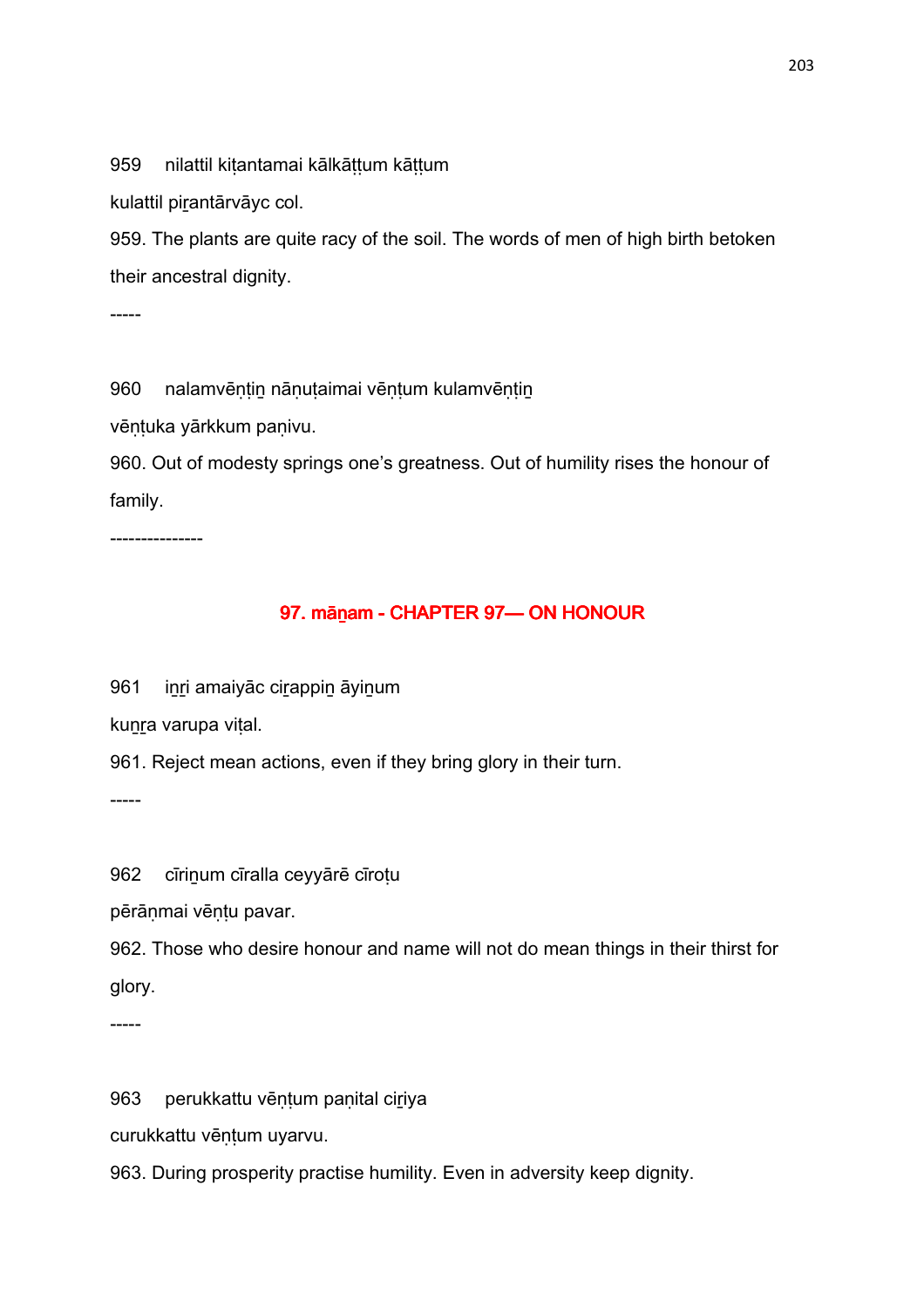959 nilattil kiṭantamai kālkāṭṭum kāṭṭum

kulattil piṟantārvāyc col.

959. The plants are quite racy of the soil. The words of men of high birth betoken their ancestral dignity.

-----

960 nalamvēṇṭiṉ nāṇuṭaimai vēṇṭum kulamvēṇṭiṉ

vēṇṭuka yārkkum paṇivu.

960. Out of modesty springs one's greatness. Out of humility rises the honour of family.

---------------

## 97. māṉam - CHAPTER 97— ON HONOUR

961 iṉṟi amaiyāc ciṟappiṉ āyiṉum

kuṉṟa varupa viṭal.

961. Reject mean actions, even if they bring glory in their turn.

-----

962 cīriṉum cīralla ceyyārē cīroṭu

pērāṇmai vēṇṭu pavar.

962. Those who desire honour and name will not do mean things in their thirst for glory.

-----

963 perukkattu vēṇṭum paṇital ciṟiya

curukkattu vēṇṭum uyarvu.

963. During prosperity practise humility. Even in adversity keep dignity.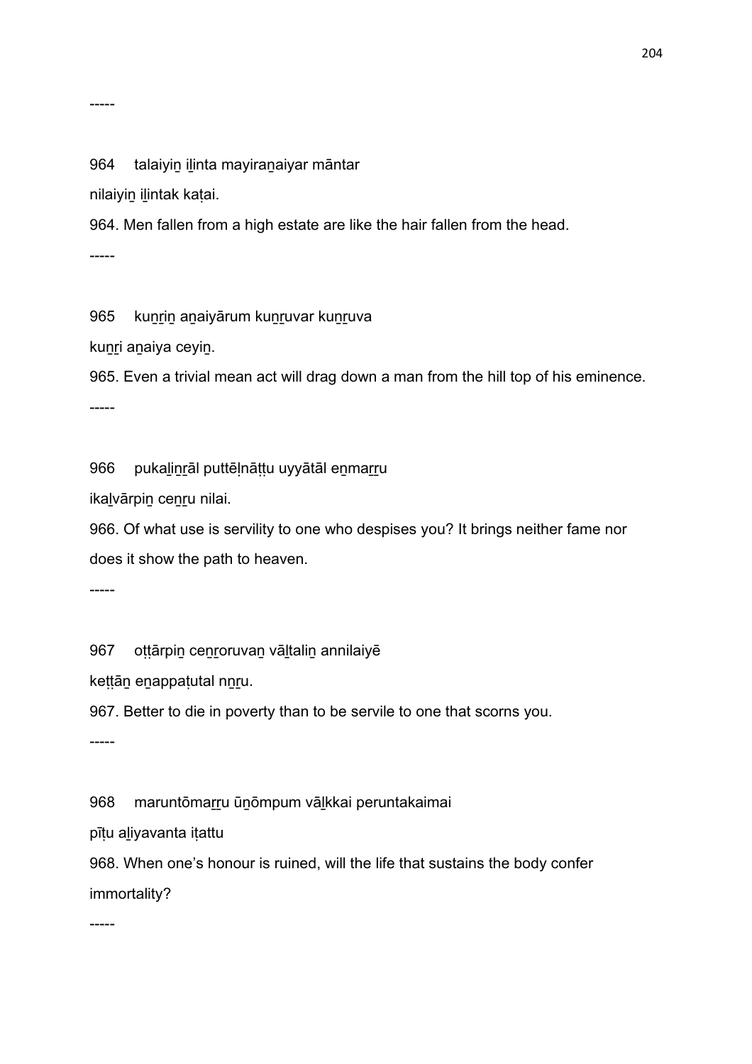-----

964 talaiyiṉ iḻinta mayiraṉaiyar māntar

nilaiyiṉ iḻintak kaṭai.

964. Men fallen from a high estate are like the hair fallen from the head.

-----

965 kuṉṟiṉ aṉaiyārum kuṉṟuvar kuṉṟuva

kuṉṟi aṉaiya ceyiṉ.

965. Even a trivial mean act will drag down a man from the hill top of his eminence.

-----

966 pukaḻiṉṟāl puttēḷnāṭṭu uyyātāl eṉmaṟṟu

ikaḻvārpiṉ ceṉṟu nilai.

966. Of what use is servility to one who despises you? It brings neither fame nor does it show the path to heaven.

-----

967 oṭṭārpiṉ ceṉṟoruvaṉ vāḻtaliṉ annilaiyē

keṭṭāṉ eṉappaṭutal nṉṟu.

967. Better to die in poverty than to be servile to one that scorns you.

-----

968 maruntōmaṟṟu ūṉōmpum vāḻkkai peruntakaimai

pīṭu aḻiyavanta iṭattu

968. When one's honour is ruined, will the life that sustains the body confer immortality?

-----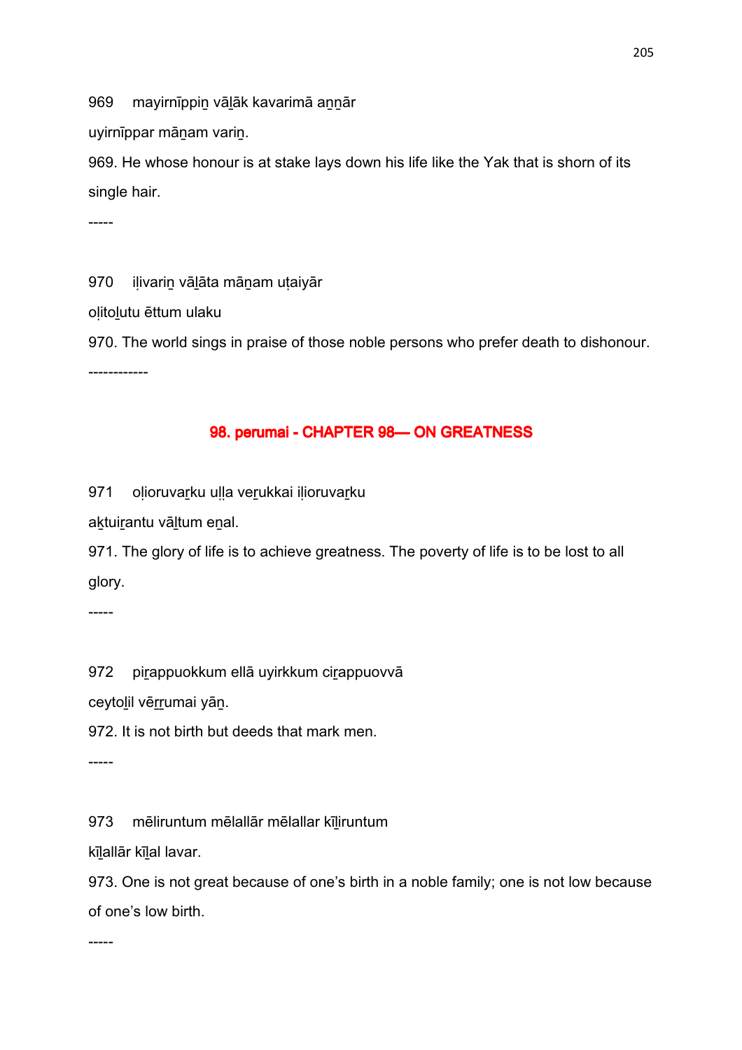969 mayirnīppiṉ vāḻāk kavarimā aṉṉār

uyirnīppar māṉam variṉ.

969. He whose honour is at stake lays down his life like the Yak that is shorn of its single hair.

-----

970 iḷivariṉ vāḻāta māṉam uṭaiyār

oḷitoḻutu ēttum ulaku

970. The world sings in praise of those noble persons who prefer death to dishonour.

------------

## 98. perumai - CHAPTER 98— ON GREATNESS

971 oḷioruvaṟku uḷḷa veṟukkai iḷioruvaṟku

aḵtuiṟantu vāḻtum eṉal.

971. The glory of life is to achieve greatness. The poverty of life is to be lost to all glory.

-----

972 piṟappuokkum ellā uyirkkum ciṟappuovvā

ceytoḻil vēṟṟumai yāṉ.

972. It is not birth but deeds that mark men.

-----

973 mēliruntum mēlallār mēlallar kīḻiruntum

kīḻallār kīḻal lavar.

973. One is not great because of one's birth in a noble family; one is not low because of one's low birth.

-----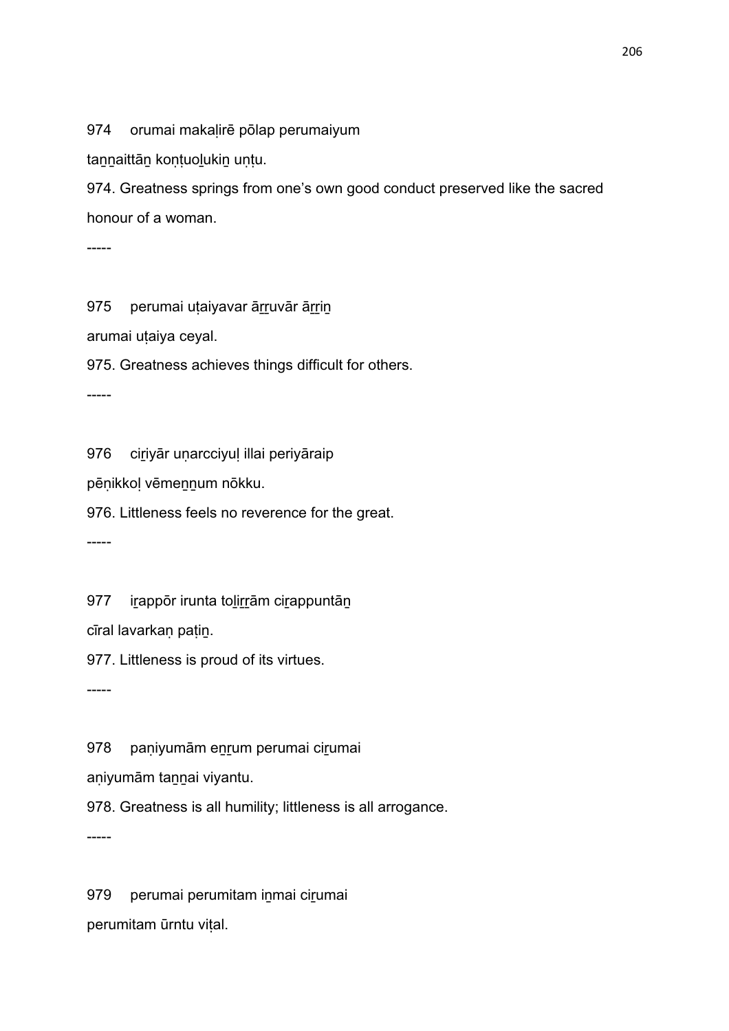974 orumai makaḷirē pōlap perumaiyum

taṉṉaittāṉ koṇṭuoḻukiṉ uṇṭu.

974. Greatness springs from one's own good conduct preserved like the sacred honour of a woman.

-----

975 perumai uṭaiyavar āṟṟuvār āṟṟiṉ

arumai uṭaiya ceyal.

975. Greatness achieves things difficult for others.

-----

976 ciṟiyār uṇarcciyuḷ illai periyāraip

pēṇikkoḷ vēmeṉṉum nōkku.

976. Littleness feels no reverence for the great.

-----

977 iṟappōr irunta toḻiṟṟām ciṟappuntāṉ

cīral lavarkaṇ paṭiṉ.

977. Littleness is proud of its virtues.

-----

978 paṇiyumām eṉṟum perumai ciṟumai

aṇiyumām taṉṉai viyantu.

978. Greatness is all humility; littleness is all arrogance.

-----

979 perumai perumitam iṉmai ciṟumai

perumitam ūrntu viṭal.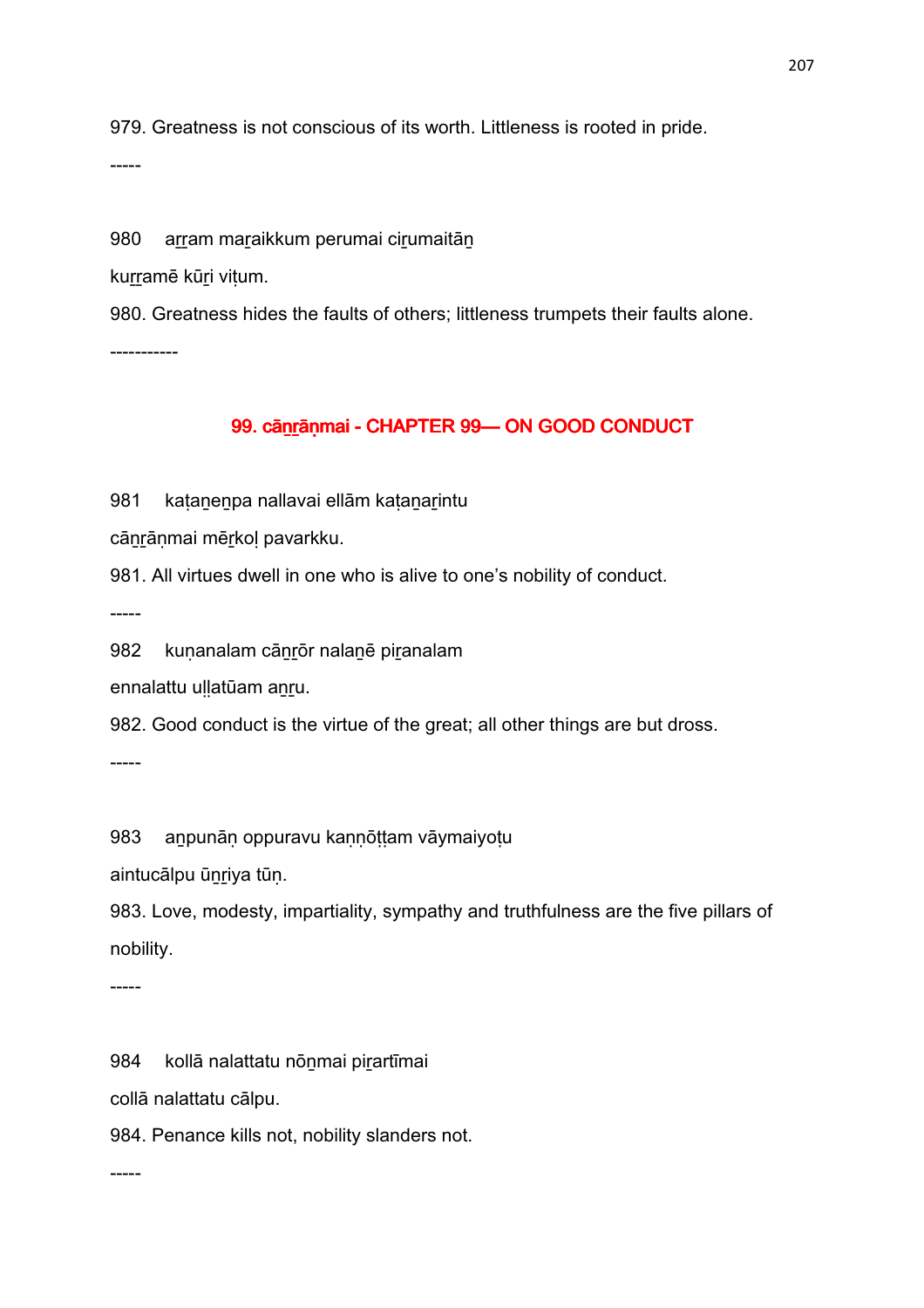979. Greatness is not conscious of its worth. Littleness is rooted in pride.

-----

980 aṟṟam maṟaikkum perumai ciṟumaitāṉ

kuṟṟamē kūṟi viṭum.

980. Greatness hides the faults of others; littleness trumpets their faults alone.

-----------

## 99. cāṉṟāṇmai - CHAPTER 99— ON GOOD CONDUCT

981 kaṭaṉeṉpa nallavai ellām kaṭaṉaṟintu

cāṉṟāṇmai mēṟkoḷ pavarkku.

981. All virtues dwell in one who is alive to one's nobility of conduct.

-----

982 kuṇanalam cāṉṟōr nalaṉē piṟanalam

ennalattu uḷḷatūam aṉṟu.

982. Good conduct is the virtue of the great; all other things are but dross.

-----

983 aṉpunāṇ oppuravu kaṇṇōṭṭam vāymaiyoṭu

aintucālpu ūṉṟiya tūṇ.

983. Love, modesty, impartiality, sympathy and truthfulness are the five pillars of nobility.

-----

984 kollā nalattatu nōṉmai piṟartīmai

collā nalattatu cālpu.

984. Penance kills not, nobility slanders not.

-----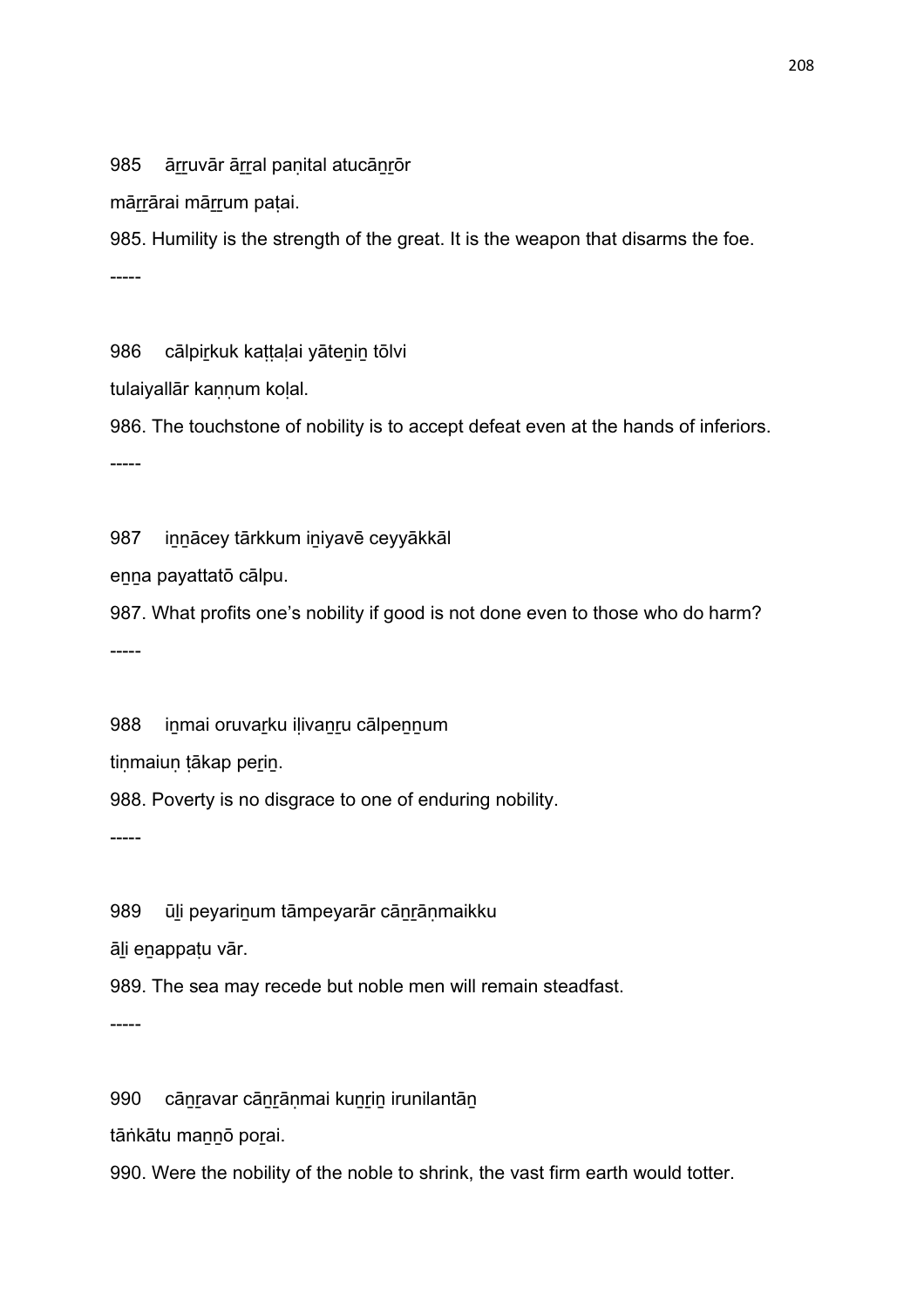985 āṟṟuvār āṟṟal paṇital atucāṉṟōr

māṟṟārai māṟṟum paṭai.

985. Humility is the strength of the great. It is the weapon that disarms the foe.

-----

986 cālpiṟkuk kaṭṭaḷai yāteṉiṉ tōlvi

tulaiyallār kaṇṇum koḷal.

986. The touchstone of nobility is to accept defeat even at the hands of inferiors.

-----

987 iṉṉācey tārkkum iṉiyavē ceyyākkāl

eṉṉa payattatō cālpu.

987. What profits one's nobility if good is not done even to those who do harm?

-----

988 iṉmai oruvaṟku iḷivaṉṟu cālpeṉṉum

tiṇmaiuṇ ṭākap peṟiṉ.

988. Poverty is no disgrace to one of enduring nobility.

-----

989 ūḻi peyariṉum tāmpeyarār cāṉṟāṇmaikku

āḻi eṉappaṭu vār.

989. The sea may recede but noble men will remain steadfast.

-----

990 cāṉṟavar cāṉṟāṇmai kuṉṟiṉ irunilantāṉ

tāṅkātu maṉṉō poṟai.

990. Were the nobility of the noble to shrink, the vast firm earth would totter.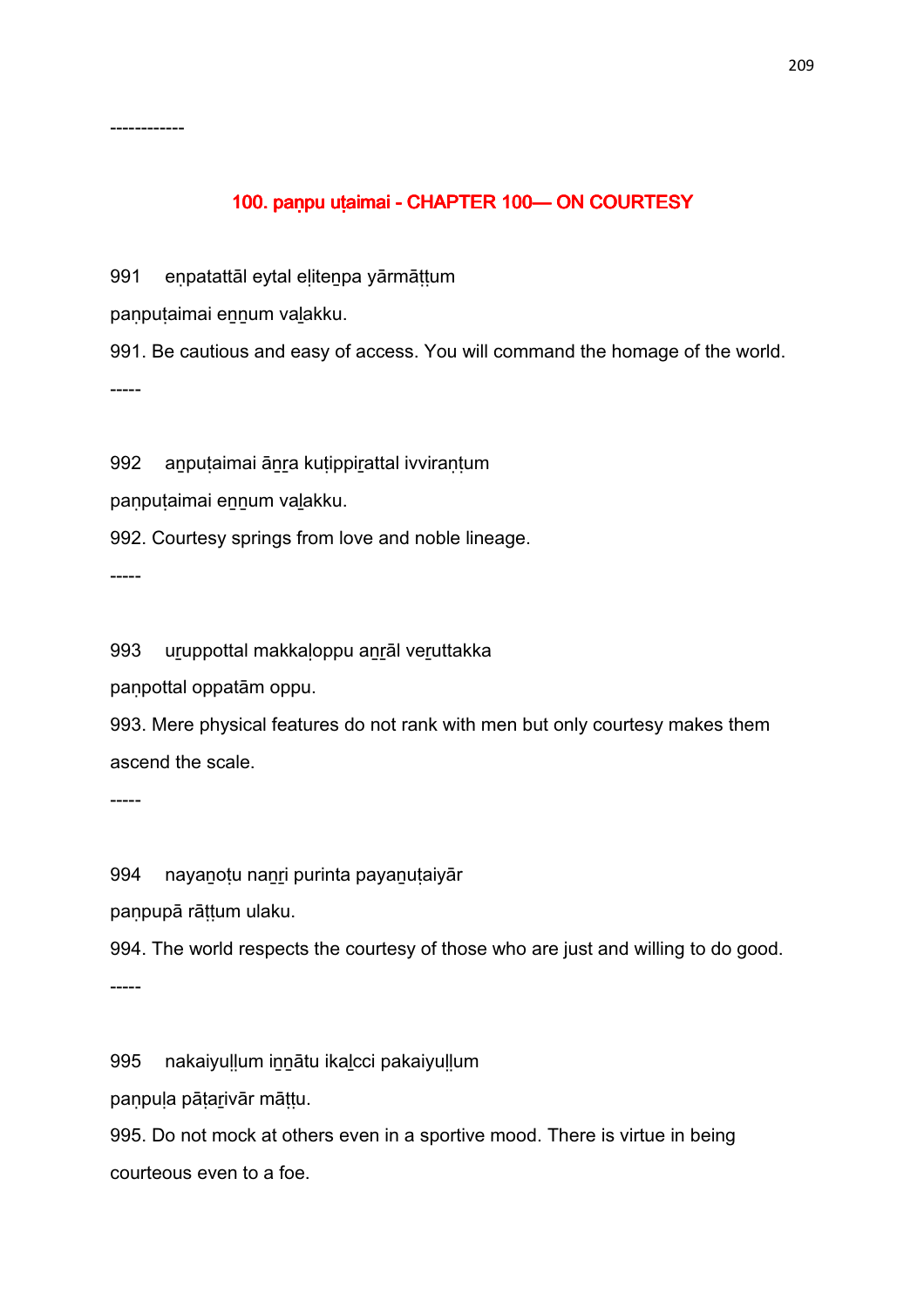------------

## 100. paṇpu uṭaimai - CHAPTER 100— ON COURTESY

991 eṇpatattāl eytal eḷiteṉpa yārmāṭṭum

paṇpuṭaimai eṉṉum vaḻakku.

991. Be cautious and easy of access. You will command the homage of the world.

-----

992 aṉpuṭaimai āṉṟa kuṭippiṟattal ivviraṇṭum

paṇpuṭaimai eṉṉum vaḻakku.

992. Courtesy springs from love and noble lineage.

-----

993 uṟuppottal makkaḷoppu aṉṟāl veṟuttakka

paṇpottal oppatām oppu.

993. Mere physical features do not rank with men but only courtesy makes them ascend the scale.

-----

994 nayaṉoṭu naṉṟi purinta payaṉuṭaiyār

paṇpupā rāṭṭum ulaku.

994. The world respects the courtesy of those who are just and willing to do good.

-----

995 nakaiyuḷḷum iṉṉātu ikaḻcci pakaiyuḷḷum

paṇpuḷa pāṭaṟivār māṭṭu.

995. Do not mock at others even in a sportive mood. There is virtue in being courteous even to a foe.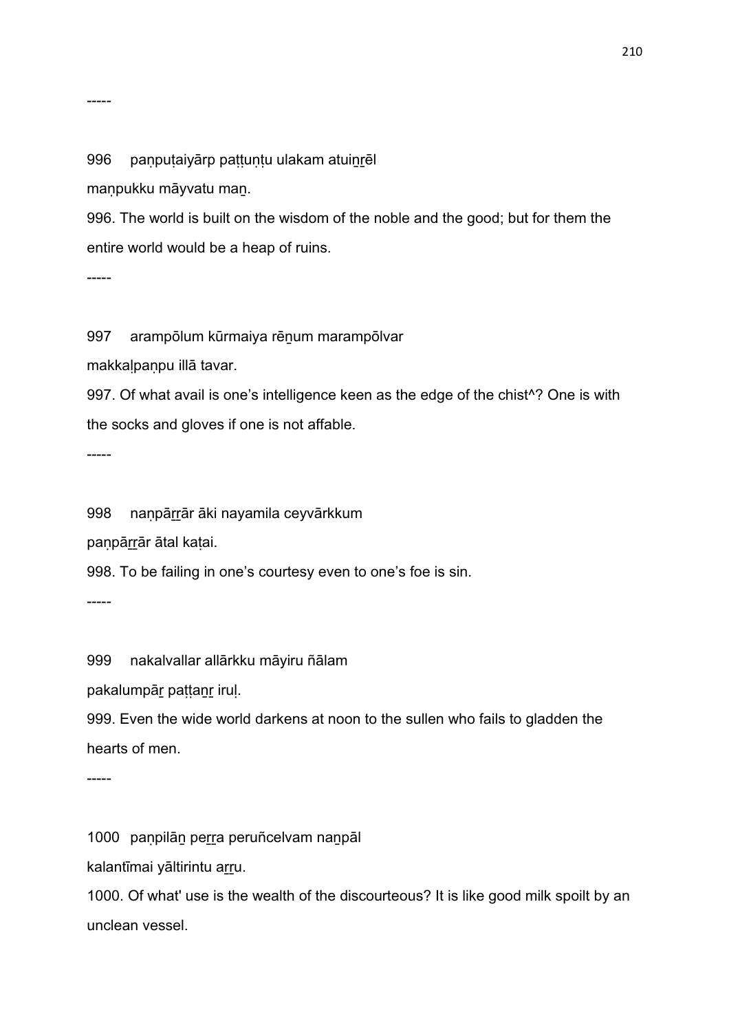-----

996 paṇpuṭaiyārp paṭṭuṇṭu ulakam atuiṉṟēl

maṇpukku māyvatu maṉ.

996. The world is built on the wisdom of the noble and the good; but for them the entire world would be a heap of ruins.

-----

997 arampōlum kūrmaiya rēṉum marampōlvar

makkaḷpaṇpu illā tavar.

997. Of what avail is one's intelligence keen as the edge of the chist^? One is with the socks and gloves if one is not affable.

-----

998 naṇpāṟṟār āki nayamila ceyvārkkum

paṇpāṟṟār ātal kaṭai.

998. To be failing in one's courtesy even to one's foe is sin.

-----

999 nakalvallar allārkku māyiru ñālam

pakalumpāṟ paṭṭaṉṟ iruḷ.

999. Even the wide world darkens at noon to the sullen who fails to gladden the hearts of men.

-----

1000 paṇpilāṉ peṟṟa peruñcelvam naṉpāl

kalantīmai yāltirintu aṟṟu.

1000. Of what' use is the wealth of the discourteous? It is like good milk spoilt by an unclean vessel.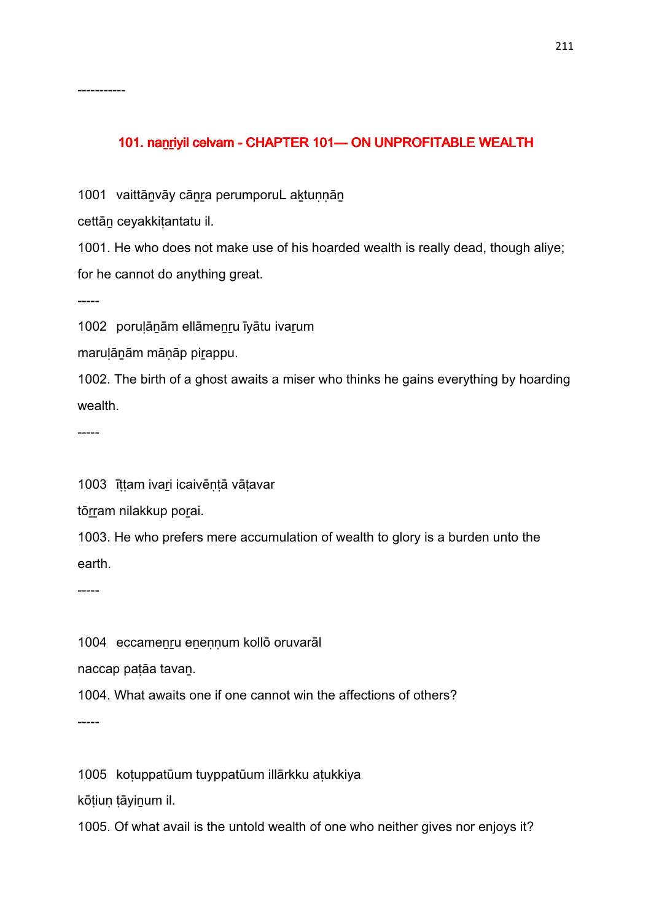-----------

## 101. naṉṟiyil celvam - CHAPTER 101— ON UNPROFITABLE WEALTH

1001 vaittāṉvāy cāṉṟa perumporuL aḵtuṇṇāṉ

cettāṉ ceyakkiṭantatu il.

1001. He who does not make use of his hoarded wealth is really dead, though aliye; for he cannot do anything great.

-----

1002 poruḷāṉām ellāmeṉṟu īyātu ivaṟum

maruḷāṉām māṇāp piṟappu.

1002. The birth of a ghost awaits a miser who thinks he gains everything by hoarding wealth.

-----

1003 īṭṭam ivaṟi icaivēṇṭā vāṭavar

tōṟṟam nilakkup poṟai.

1003. He who prefers mere accumulation of wealth to glory is a burden unto the earth.

-----

1004 eccameṉṟu eṉeṇṇum kollō oruvarāl

naccap paṭāa tavaṉ.

1004. What awaits one if one cannot win the affections of others?

-----

1005 koṭuppatūum tuyppatūum illārkku aṭukkiya

kōṭiuṇ ṭāyiṉum il.

1005. Of what avail is the untold wealth of one who neither gives nor enjoys it?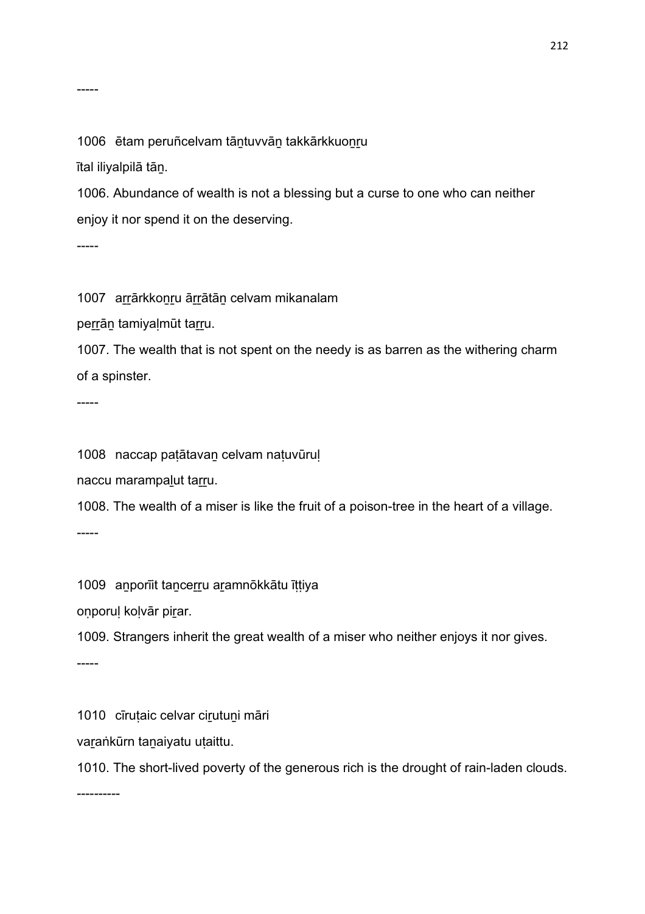-----

1006 ētam peruñcelvam tāṉtuvvāṉ takkārkkuoṉṟu
ītal iliyalpilā tāṉ.

1006. Abundance of wealth is not a blessing but a curse to one who can neither enjoy it nor spend it on the deserving.

-----

1007 aṟṟārkkoṉṟu āṟṟātāṉ celvam mikanalam
peṟṟāṉ tamiyaḷmūt taṟṟu.

1007. The wealth that is not spent on the needy is as barren as the withering charm of a spinster.

-----

1008 naccap paṭātavaṉ celvam naṭuvūruḷ
naccu marampaḻut taṟṟu.

1008. The wealth of a miser is like the fruit of a poison-tree in the heart of a village.

-----

1009 aṉporīit taṉceṟṟu aṟamnōkkātu īṭṭiya
oṇporuḷ koḷvār piṟar.

1009. Strangers inherit the great wealth of a miser who neither enjoys it nor gives.

-----

1010 cīruṭaic celvar ciṟutuṉi māri
vaṟaṅkūrn taṉaiyatu uṭaittu.

1010. The short-lived poverty of the generous rich is the drought of rain-laden clouds.

----------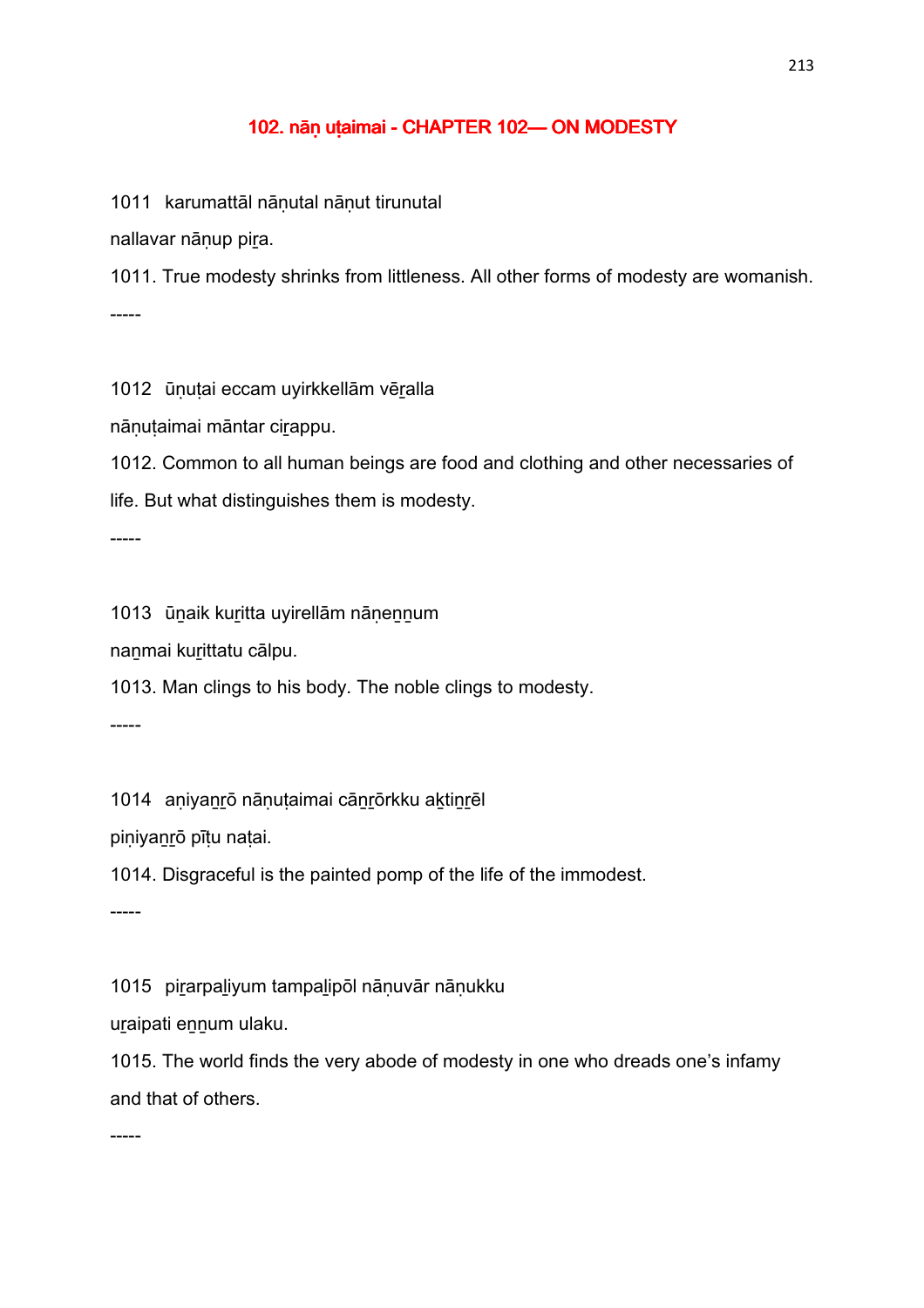## 102. nāṇ uṭaimai - CHAPTER 102— ON MODESTY

1011 karumattāl nāṇutal nāṇut tirunutal
nallavar nāṇup piṟa.

1011. True modesty shrinks from littleness. All other forms of modesty are womanish.

-----

1012 ūṇuṭai eccam uyirkkellām vēṟalla
nāṇuṭaimai māntar ciṟappu.

1012. Common to all human beings are food and clothing and other necessaries of life. But what distinguishes them is modesty.

-----

1013 ūṉaik kuṟitta uyirellām nāṇeṉṉum
naṉmai kuṟittatu cālpu.

1013. Man clings to his body. The noble clings to modesty.

-----

1014 aṇiyaṉṟō nāṇuṭaimai cāṉṟōrkku aḵtiṉṟēl
piṇiyaṉṟō pīṭu naṭai.

1014. Disgraceful is the painted pomp of the life of the immodest.

-----

1015 piṟarpaḻiyum tampaḻipōl nāṇuvār nāṇukku
uṟaipati eṉṉum ulaku.

1015. The world finds the very abode of modesty in one who dreads one's infamy and that of others.

-----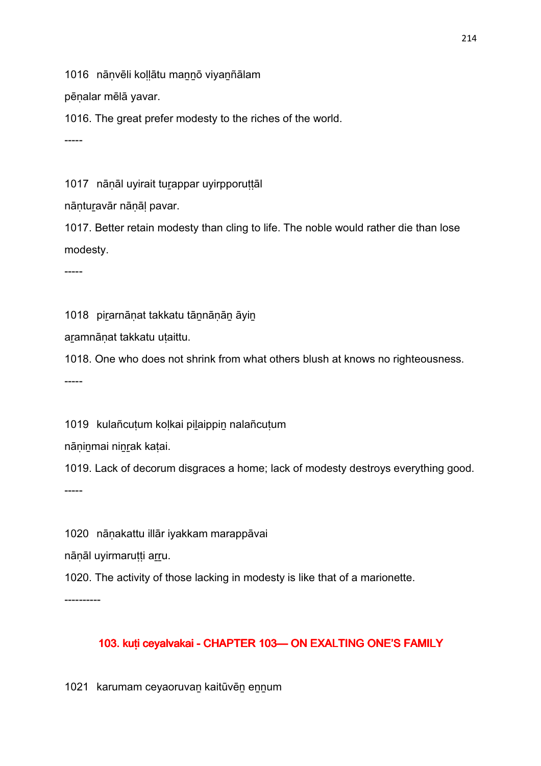1016 nāṇvēli koḷḷātu maṉṉō viyaññālam

pēṇalar mēlā yavar.

1016. The great prefer modesty to the riches of the world.

-----

1017 nāṇāl uyirait tuṟappar uyirpporuṭṭāl

nāṇtuṟavār nāṇāḷ pavar.

1017. Better retain modesty than cling to life. The noble would rather die than lose modesty.

-----

1018 piṟarnāṇat takkatu tāṉnāṇāṉ āyiṉ

aṟamnāṇat takkatu uṭaittu.

1018. One who does not shrink from what others blush at knows no righteousness.

-----

1019 kulañcuṭum koḷkai piḻaippiṉ nalañcuṭum

nāṇiṉmai niṉṟak kaṭai.

1019. Lack of decorum disgraces a home; lack of modesty destroys everything good.

-----

1020 nāṇakattu illār iyakkam marappāvai

nāṇāl uyirmaruṭṭi aṟṟu.

1020. The activity of those lacking in modesty is like that of a marionette.

----------

## 103. kuṭi ceyalvakai - CHAPTER 103— ON EXALTING ONE'S FAMILY

1021 karumam ceyaoruvaṉ kaitūvēṉ eṉṉum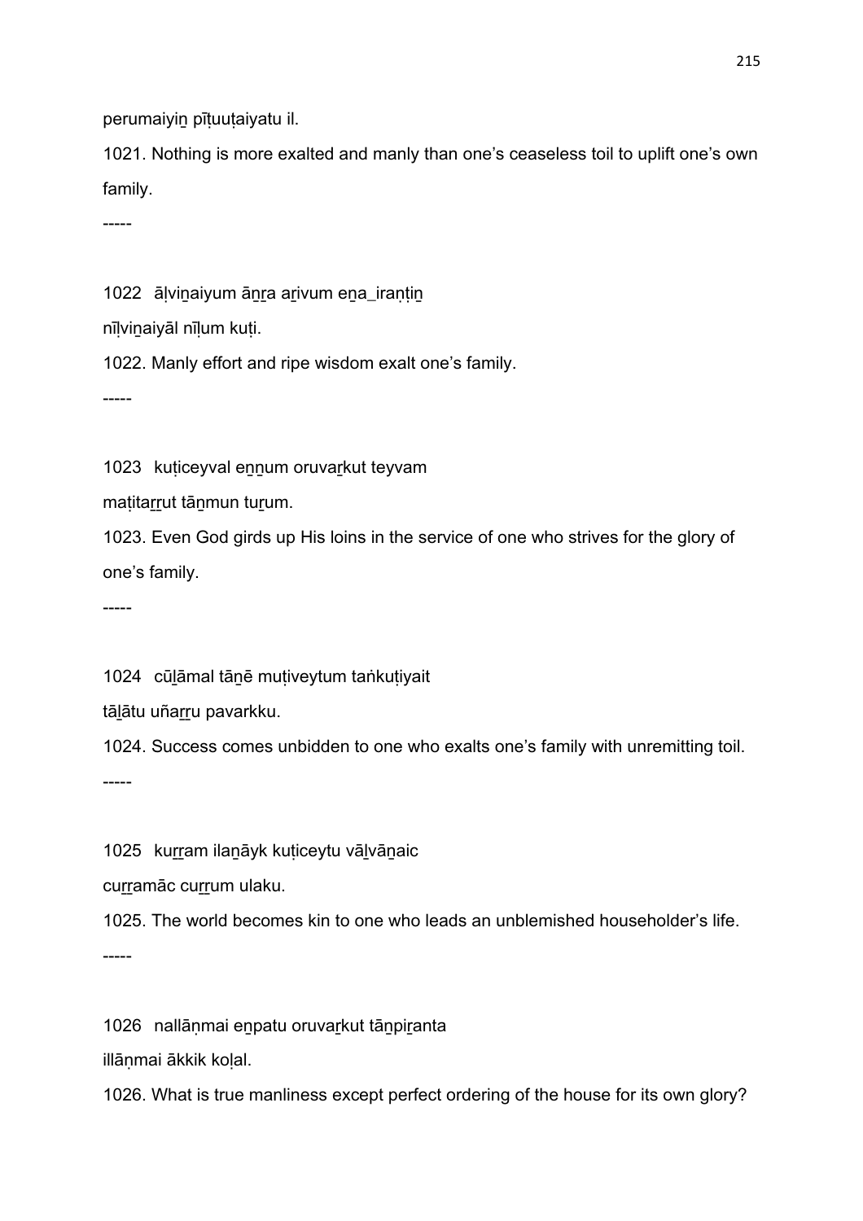perumaiyiṉ pīṭuuṭaiyatu il.

1021. Nothing is more exalted and manly than one's ceaseless toil to uplift one's own family.

-----

1022 āḷviṉaiyum āṉṟa aṟivum eṉa_iraṇṭiṉ

nīḷviṉaiyāl nīḷum kuṭi.

1022. Manly effort and ripe wisdom exalt one's family.

-----

1023 kuṭiceyval eṉṉum oruvaṟkut teyvam

maṭitaṟṟut tāṉmun tuṟum.

1023. Even God girds up His loins in the service of one who strives for the glory of one's family.

-----

1024 cūḻāmal tāṉē muṭiveytum taṅkuṭiyait

tāḻātu uñaṟṟu pavarkku.

1024. Success comes unbidden to one who exalts one's family with unremitting toil.

-----

1025 kuṟṟam ilaṉāyk kuṭiceytu vāḻvāṉaic

cuṟṟamāc cuṟṟum ulaku.

1025. The world becomes kin to one who leads an unblemished householder's life.

-----

1026 nallāṇmai eṉpatu oruvaṟkut tāṉpiṟanta

illāṇmai ākkik koḷal.

1026. What is true manliness except perfect ordering of the house for its own glory?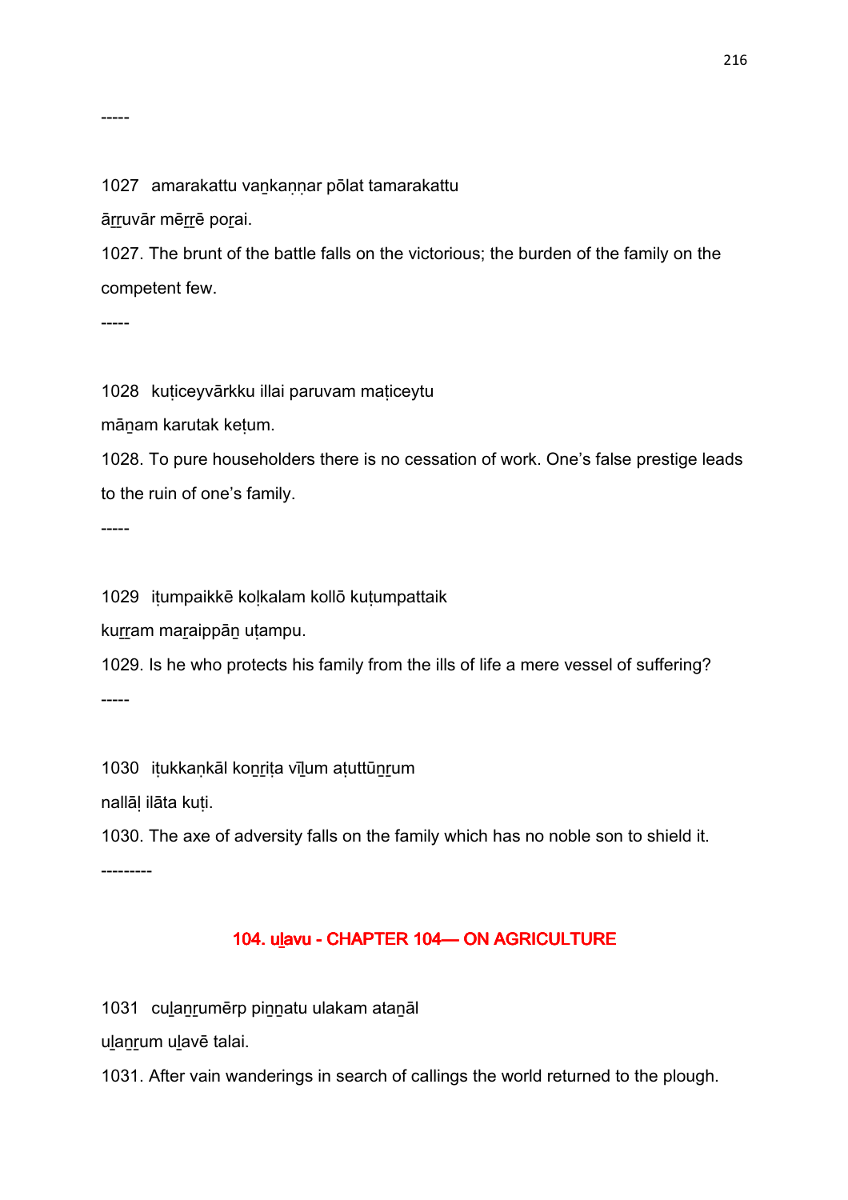-----

1027 amarakattu vaṉkaṇṇar pōlat tamarakattu

āṟṟuvār mēṟṟē poṟai.

1027. The brunt of the battle falls on the victorious; the burden of the family on the competent few.

-----

1028 kuṭiceyvārkku illai paruvam maṭiceytu

māṉam karutak keṭum.

1028. To pure householders there is no cessation of work. One's false prestige leads to the ruin of one's family.

-----

1029 iṭumpaikkē koḷkalam kollō kuṭumpattaik

kuṟṟam maṟaippāṉ uṭampu.

1029. Is he who protects his family from the ills of life a mere vessel of suffering?

-----

1030 iṭukkaṇkāl koṉṟiṭa vīḻum aṭuttūṉṟum

nallāḷ ilāta kuṭi.

1030. The axe of adversity falls on the family which has no noble son to shield it.

---------

## 104. uḻavu - CHAPTER 104— ON AGRICULTURE

1031 cuḻaṉṟumērp piṉṉatu ulakam ataṉāl

uḻaṉṟum uḻavē talai.

1031. After vain wanderings in search of callings the world returned to the plough.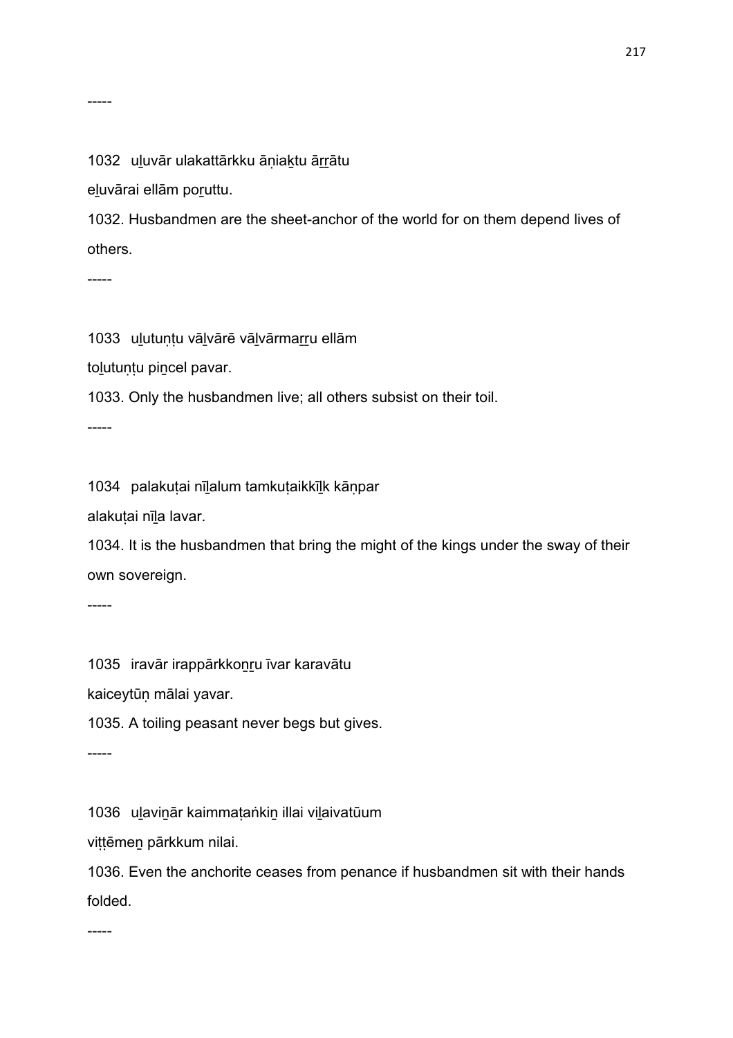-----

1032 uḻuvār ulakattārkku āṇiaḵtu āṟṟātu

eḻuvārai ellām poṟuttu.

1032. Husbandmen are the sheet-anchor of the world for on them depend lives of others.

-----

1033 uḻutuṇṭu vāḻvārē vāḻvārmaṟṟu ellām

toḻutuṇṭu piṉcel pavar.

1033. Only the husbandmen live; all others subsist on their toil.

-----

1034 palakuṭai nīḻalum tamkuṭaikkīḻk kāṇpar

alakuṭai nīḻa lavar.

1034. It is the husbandmen that bring the might of the kings under the sway of their own sovereign.

-----

1035 iravār irappārkkoṉṟu īvar karavātu

kaiceytūṇ mālai yavar.

1035. A toiling peasant never begs but gives.

-----

1036 uḻaviṉār kaimmaṭaṅkiṉ illai viḻaivatūum

viṭṭēmeṉ pārkkum nilai.

1036. Even the anchorite ceases from penance if husbandmen sit with their hands folded.

-----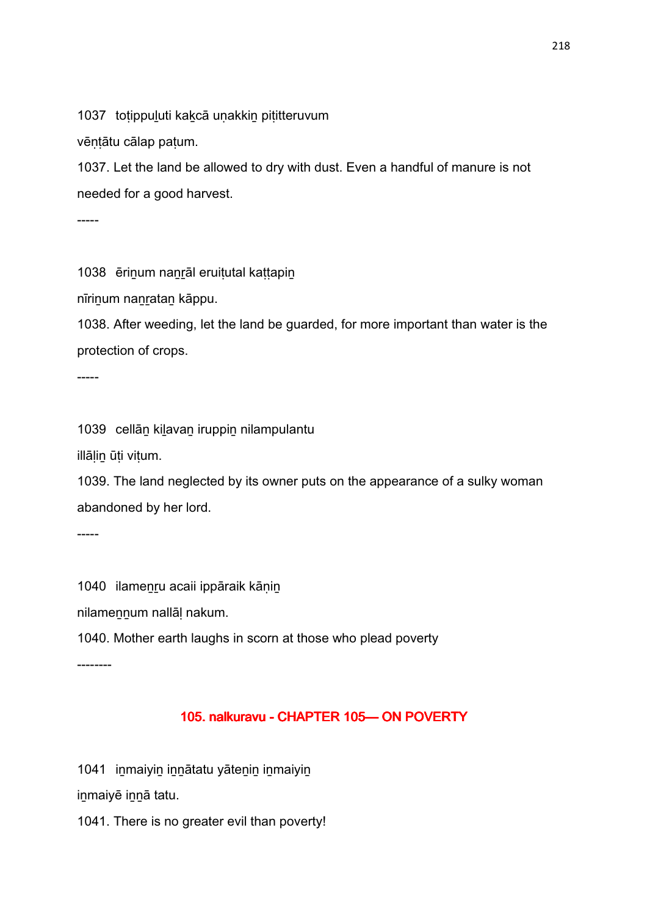1037 toṭippuḻuti kaḵcā uṇakkiṉ piṭitteruvum

vēṇṭātu cālap paṭum.

1037. Let the land be allowed to dry with dust. Even a handful of manure is not needed for a good harvest.

-----

1038 ēriṉum naṉṟāl eruiṭutal kaṭṭapiṉ

nīriṉum naṉṟataṉ kāppu.

1038. After weeding, let the land be guarded, for more important than water is the protection of crops.

-----

1039 cellāṉ kiḻavaṉ iruppiṉ nilampulantu

illāḷiṉ ūṭi viṭum.

1039. The land neglected by its owner puts on the appearance of a sulky woman abandoned by her lord.

-----

1040 ilameṉṟu acaii ippāraik kāṇiṉ

nilameṉṉum nallāḷ nakum.

1040. Mother earth laughs in scorn at those who plead poverty

--------

## 105. nalkuravu - CHAPTER 105— ON POVERTY

1041 iṉmaiyiṉ iṉṉātatu yāteṉiṉ iṉmaiyiṉ

iṉmaiyē iṉṉā tatu.

1041. There is no greater evil than poverty!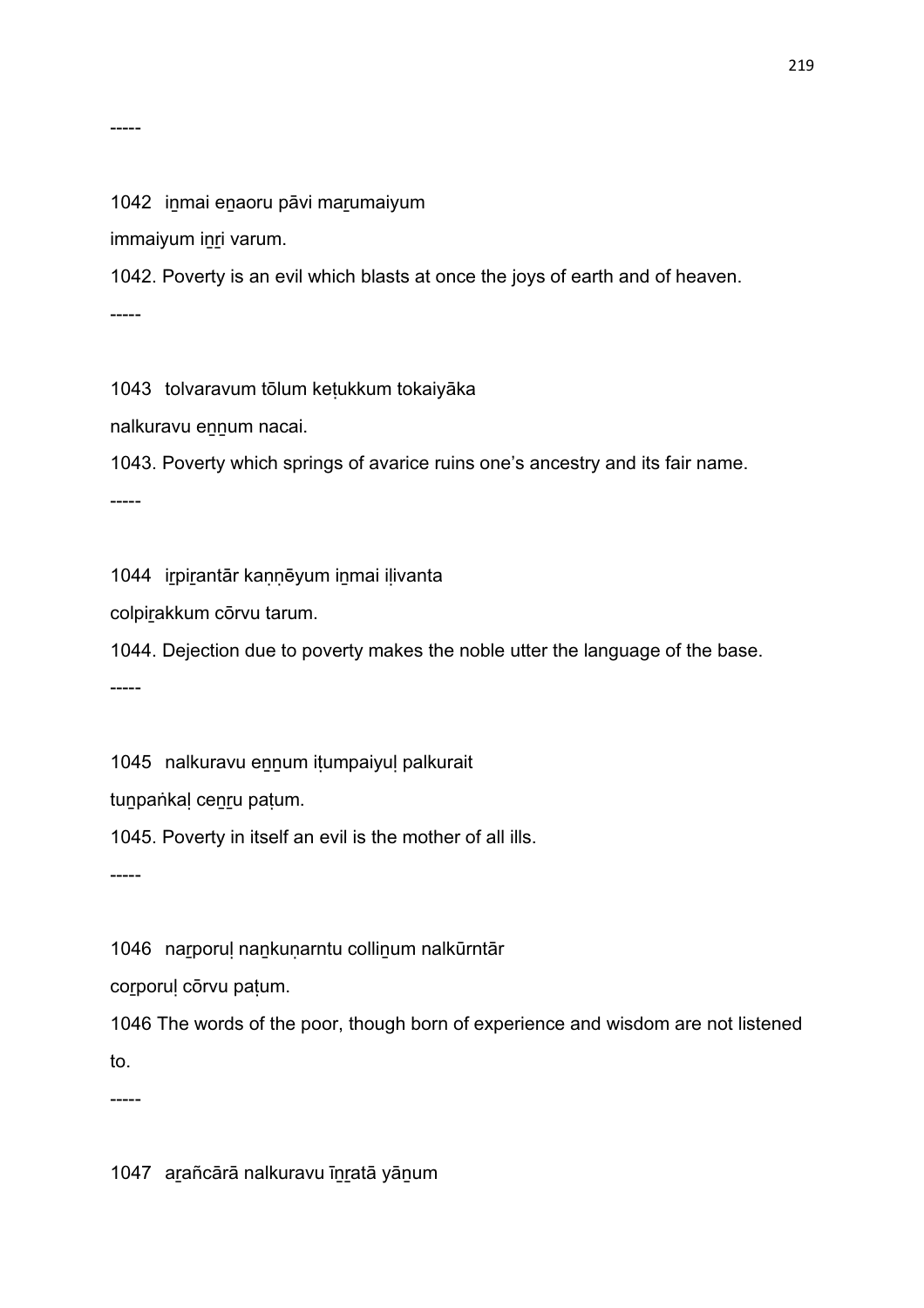-----

1042 iṉmai eṉaoru pāvi maṟumaiyum
immaiyum iṉṟi varum.

1042. Poverty is an evil which blasts at once the joys of earth and of heaven.

-----

1043 tolvaravum tōlum keṭukkum tokaiyāka
nalkuravu eṉṉum nacai.

1043. Poverty which springs of avarice ruins one's ancestry and its fair name.

-----

1044 iṟpiṟantār kaṇṇēyum iṉmai iḷivanta
colpiṟakkum cōrvu tarum.

1044. Dejection due to poverty makes the noble utter the language of the base.

-----

1045 nalkuravu eṉṉum iṭumpaiyuḷ palkurait
tuṉpaṅkaḷ ceṉṟu paṭum.

1045. Poverty in itself an evil is the mother of all ills.

-----

1046 naṟporuḷ naṉkuṇarntu colliṉum nalkūrntār
coṟporuḷ cōrvu paṭum.

1046 The words of the poor, though born of experience and wisdom are not listened to.

-----

1047 aṟañcārā nalkuravu īṉṟatā yāṉum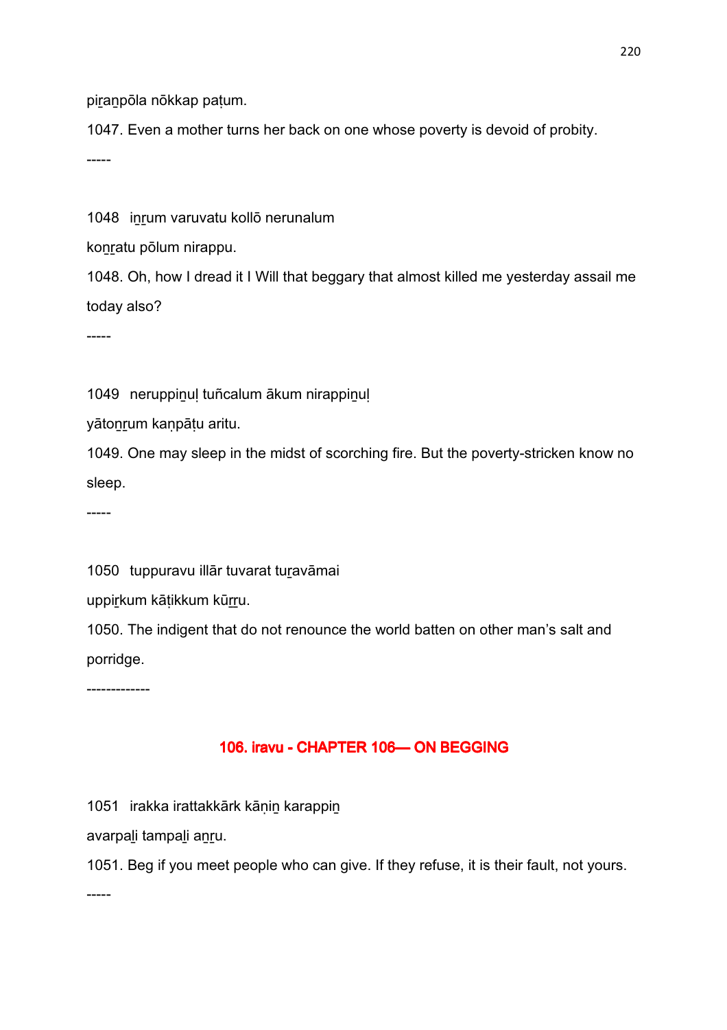piṟaṉpōla nōkkap paṭum.

1047. Even a mother turns her back on one whose poverty is devoid of probity.

-----

1048 iṉṟum varuvatu kollō nerunalum

koṉṟatu pōlum nirappu.

1048. Oh, how I dread it I Will that beggary that almost killed me yesterday assail me today also?

-----

1049 neruppiṉuḷ tuñcalum ākum nirappiṉuḷ

yātoṉṟum kaṇpāṭu aritu.

1049. One may sleep in the midst of scorching fire. But the poverty-stricken know no sleep.

-----

1050 tuppuravu illār tuvarat tuṟavāmai

uppiṟkum kāṭikkum kūṟṟu.

1050. The indigent that do not renounce the world batten on other man's salt and porridge.

-------------

## 106. iravu - CHAPTER 106— ON BEGGING

1051 irakka irattakkārk kāṇiṉ karappiṉ

avarpaḻi tampaḻi aṉṟu.

1051. Beg if you meet people who can give. If they refuse, it is their fault, not yours.

-----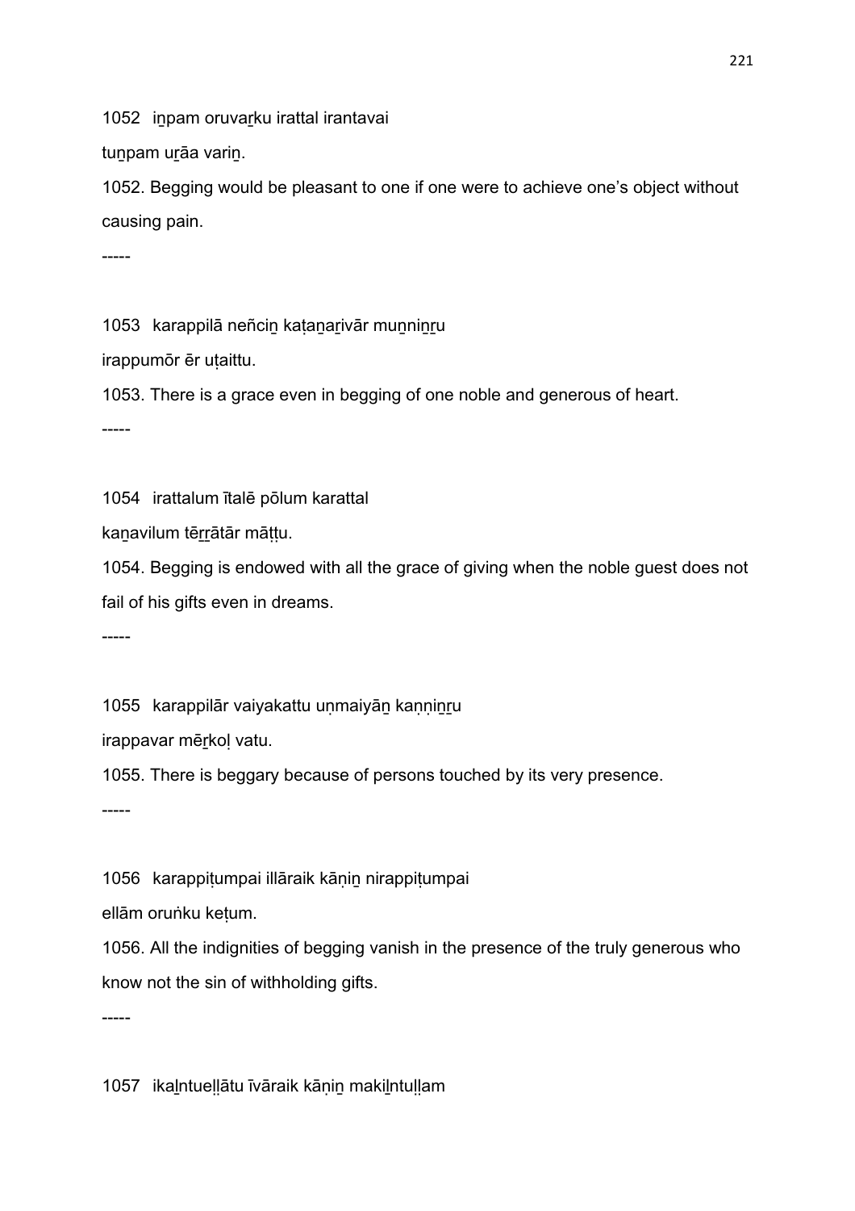1052 iṉpam oruvaṟku irattal irantavai

tuṉpam uṟāa variṉ.

1052. Begging would be pleasant to one if one were to achieve one's object without causing pain.

-----

1053 karappilā neñciṉ kaṭaṉaṟivār muṉniṉṟu

irappumōr ēr uṭaittu.

1053. There is a grace even in begging of one noble and generous of heart.

-----

1054 irattalum ītalē pōlum karattal

kaṉavilum tēṟṟātār māṭṭu.

1054. Begging is endowed with all the grace of giving when the noble guest does not fail of his gifts even in dreams.

-----

1055 karappilār vaiyakattu uṇmaiyāṉ kaṇṇiṉṟu

irappavar mēṟkoḷ vatu.

1055. There is beggary because of persons touched by its very presence.

-----

1056 karappiṭumpai illāraik kāṇiṉ nirappiṭumpai

ellām oruṅku keṭum.

1056. All the indignities of begging vanish in the presence of the truly generous who know not the sin of withholding gifts.

-----

1057 ikaḻntueḷḷātu īvāraik kāṇiṉ makiḻntuḷḷam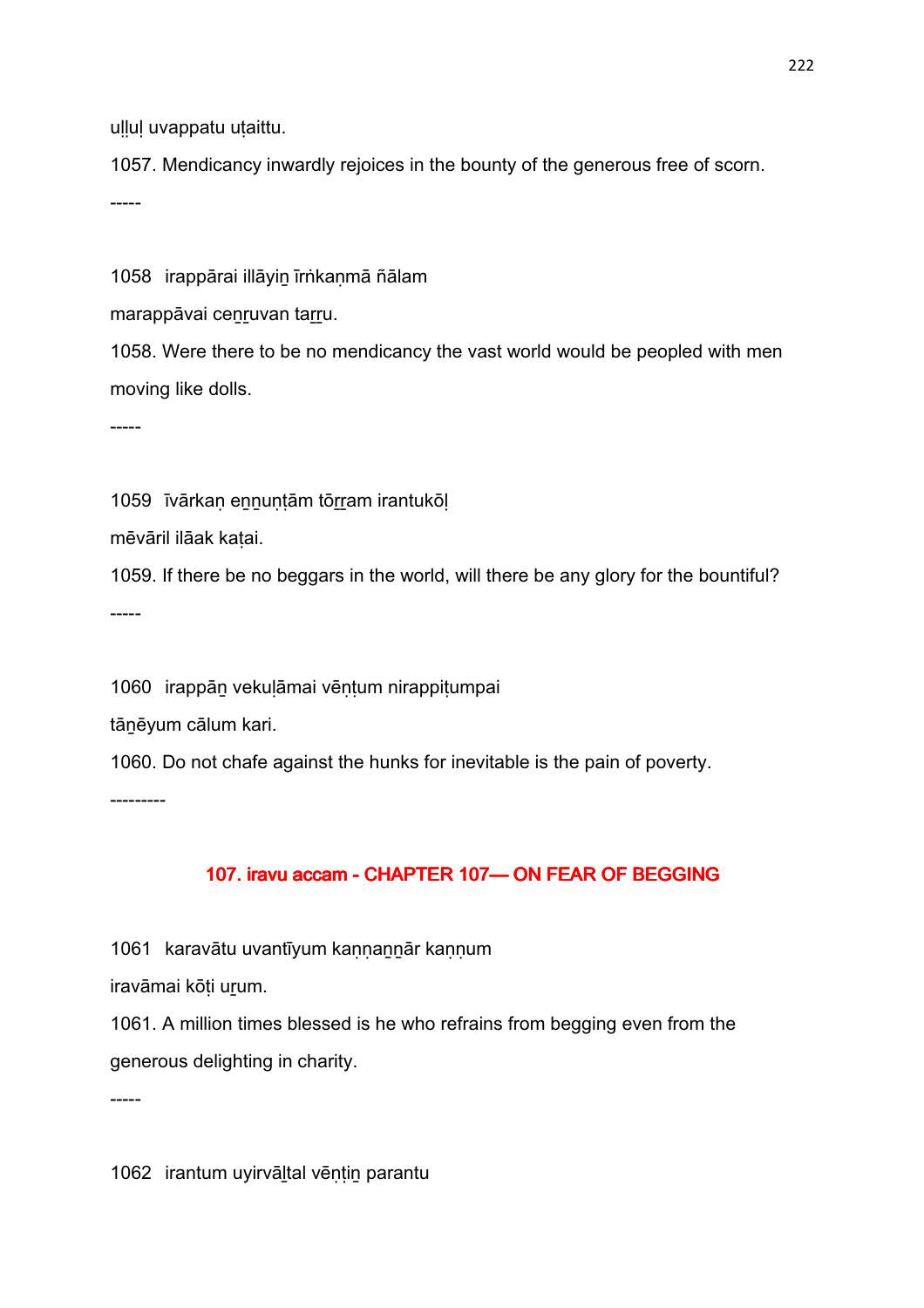uḻḻuḷ uvappatu uṭaittu.

1057. Mendicancy inwardly rejoices in the bounty of the generous free of scorn.

-----

1058 irappārai illāyiṉ īrṅkaṇmā ñālam

marappāvai ceṉṟuvan taṟṟu.

1058. Were there to be no mendicancy the vast world would be peopled with men moving like dolls.

-----

1059 īvārkaṇ eṉṉuṇṭām tōṟṟam irantukōḷ

mēvāril ilāak kaṭai.

1059. If there be no beggars in the world, will there be any glory for the bountiful?

-----

1060 irappāṉ vekuḷāmai vēṇṭum nirappiṭumpai

tāṉēyum cālum kari.

1060. Do not chafe against the hunks for inevitable is the pain of poverty.

---------

## 107. iravu accam - CHAPTER 107— ON FEAR OF BEGGING

1061 karavātu uvantīyum kaṇṇaṉṉār kaṇṇum

iravāmai kōṭi uṟum.

1061. A million times blessed is he who refrains from begging even from the generous delighting in charity.

-----

1062 irantum uyirvāḻtal vēṇṭiṉ parantu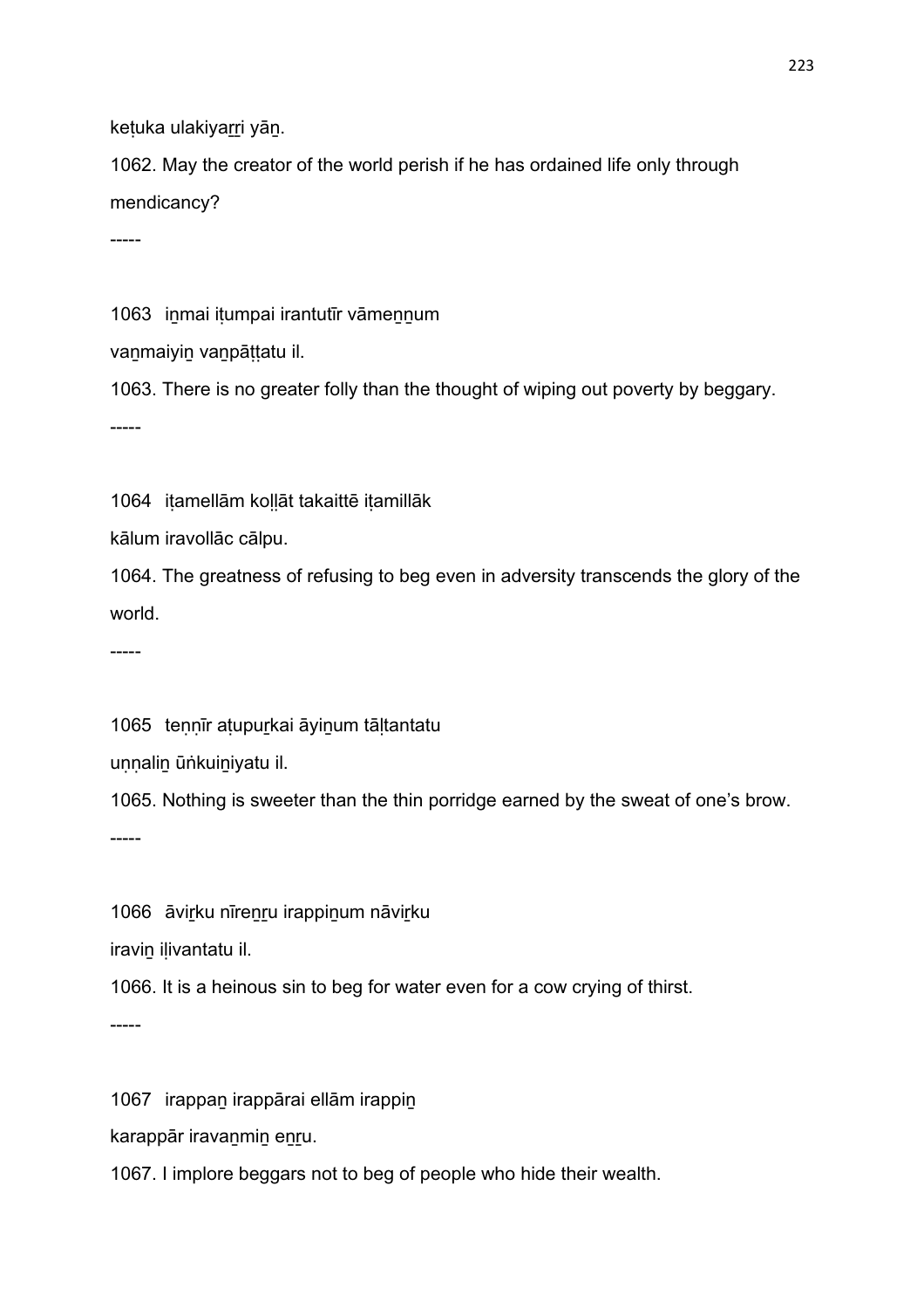keṭuka ulakiyaṟṟi yāṉ.

1062. May the creator of the world perish if he has ordained life only through mendicancy?

-----

1063  iṉmai iṭumpai irantutīr vāmeṉṉum

vaṉmaiyiṉ vaṉpāṭṭatu il.

1063. There is no greater folly than the thought of wiping out poverty by beggary.

-----

1064  iṭamellām koḷḷāt takaittē iṭamillāk

kālum iravollāc cālpu.

1064. The greatness of refusing to beg even in adversity transcends the glory of the world.

-----

1065  teṇṇīr aṭupuṟkai āyiṉum tāḷtantatu

uṇṇaliṉ ūṅkuiṉiyatu il.

1065. Nothing is sweeter than the thin porridge earned by the sweat of one's brow.

-----

1066  āviṟku nīreṉṟu irappiṉum nāviṟku

iraviṉ iḷivantatu il.

1066. It is a heinous sin to beg for water even for a cow crying of thirst.

-----

1067  irappaṉ irappārai ellām irappiṉ

karappār iravaṉmiṉ eṉṟu.

1067. I implore beggars not to beg of people who hide their wealth.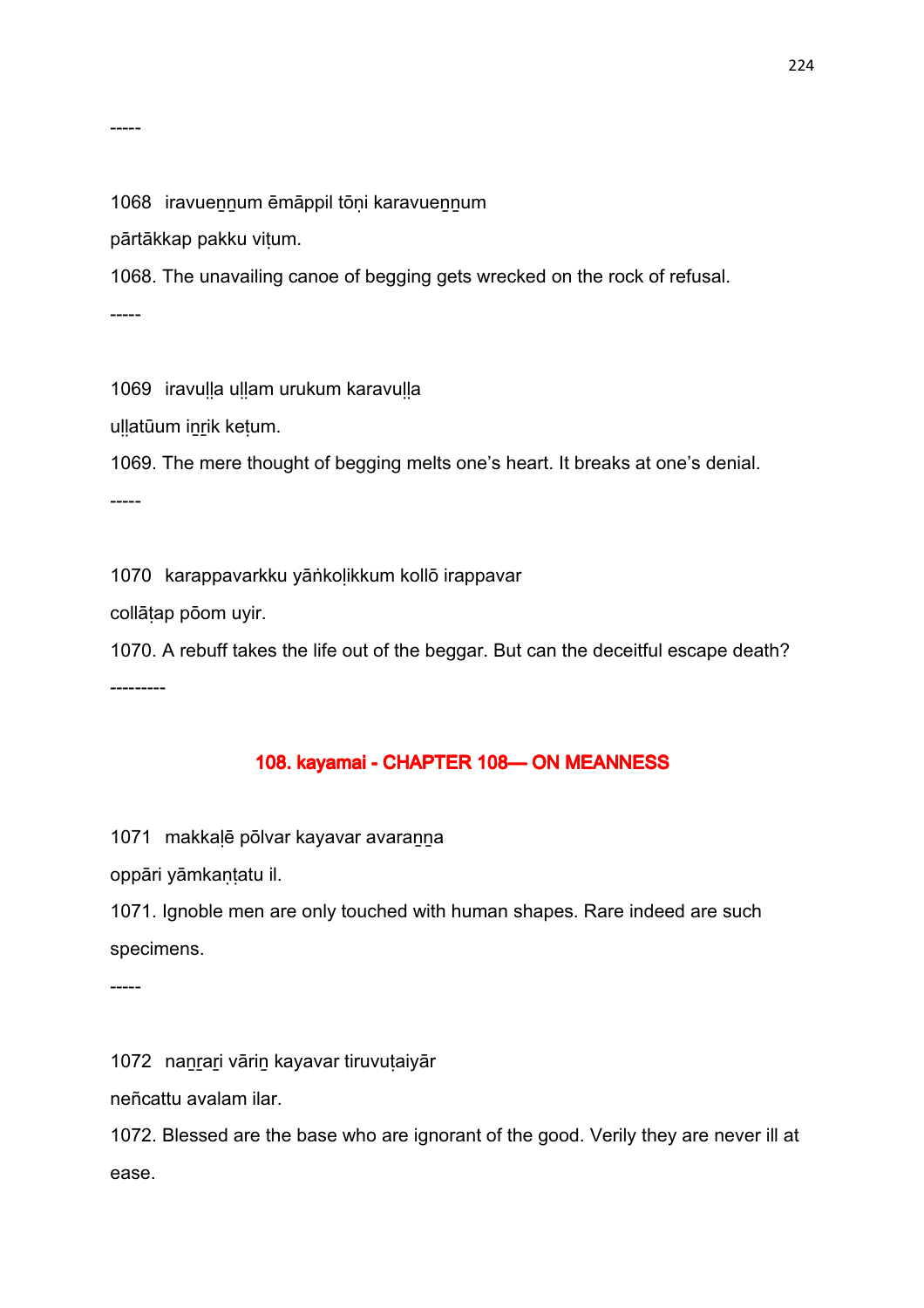-----

1068 iravueṉṉum ēmāppil tōṇi karavueṉṉum

pārtākkap pakku viṭum.

1068. The unavailing canoe of begging gets wrecked on the rock of refusal.

-----

1069 iravuḷḷa uḷḷam urukum karavuḷḷa

uḷḷatūum iṉṟik keṭum.

1069. The mere thought of begging melts one's heart. It breaks at one's denial.

-----

1070 karappavarkku yāṅkoḷikkum kollō irappavar

collāṭap pōom uyir.

1070. A rebuff takes the life out of the beggar. But can the deceitful escape death?

---------

## 108. kayamai - CHAPTER 108— ON MEANNESS

1071 makkaḷē pōlvar kayavar avaraṉṉa

oppāri yāmkaṇṭatu il.

1071. Ignoble men are only touched with human shapes. Rare indeed are such specimens.

-----

1072 naṉṟaṟi vāriṉ kayavar tiruvuṭaiyār

neñcattu avalam ilar.

1072. Blessed are the base who are ignorant of the good. Verily they are never ill at ease.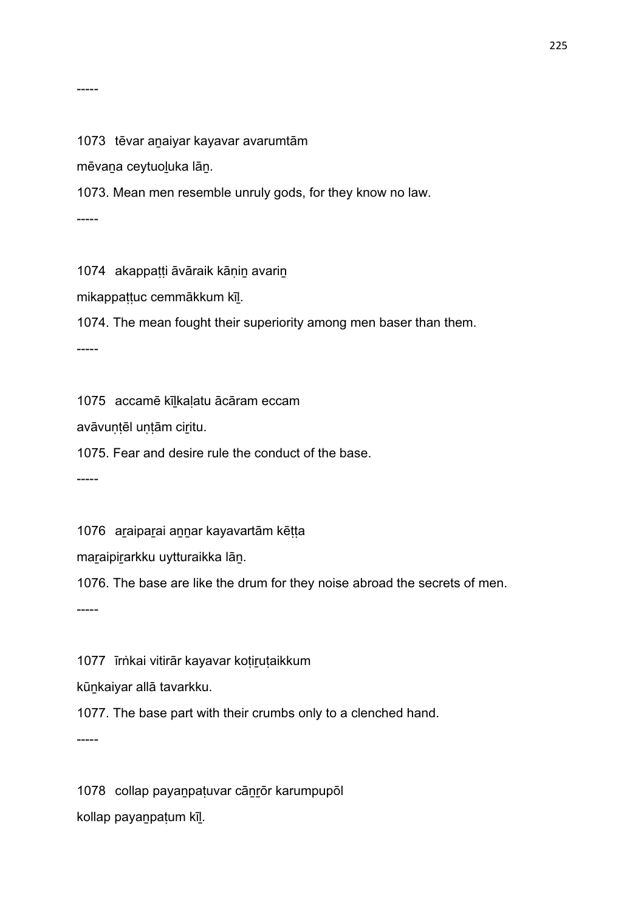-----

1073 tēvar aṉaiyar kayavar avarumtām

mēvaṉa ceytuoḻuka lāṉ.

1073. Mean men resemble unruly gods, for they know no law.

-----

1074 akappaṭṭi āvāraik kāṇiṉ avariṉ

mikappaṭṭuc cemmākkum kīḻ.

1074. The mean fought their superiority among men baser than them.

-----

1075 accamē kīḻkaḷatu ācāram eccam

avāvuṇṭēl uṇṭām ciṟitu.

1075. Fear and desire rule the conduct of the base.

-----

1076 aṟaipaṟai aṉṉar kayavartām kēṭṭa

maṟaipiṟarkku uytturaikka lāṉ.

1076. The base are like the drum for they noise abroad the secrets of men.

-----

1077 īrṅkai vitirār kayavar koṭiṟuṭaikkum

kūṉkaiyar allā tavarkku.

1077. The base part with their crumbs only to a clenched hand.

-----

1078 collap payaṉpaṭuvar cāṉṟōr karumpupōl

kollap payaṉpaṭum kīḻ.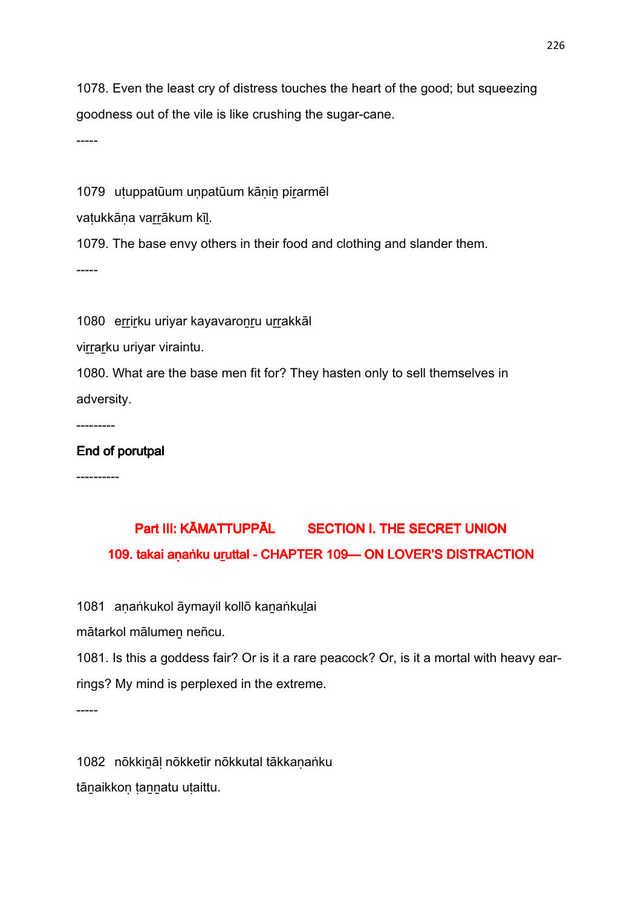1078. Even the least cry of distress touches the heart of the good; but squeezing goodness out of the vile is like crushing the sugar-cane.

-----

1079 uṭuppatūum uṇpatūum kāṇiṉ piṟarmēl
vaṭukkāṇa vaṟṟākum kīḻ.

1079. The base envy others in their food and clothing and slander them.

-----

1080 eṟṟiṟku uriyar kayavaroṉṟu uṟṟakkāl
viṟṟaṟku uriyar viraintu.

1080. What are the base men fit for? They hasten only to sell themselves in adversity.

---------

**End of porutpal**

----------

## Part III: KĀMATTUPPĀL SECTION I. THE SECRET UNION

### 109. takai aṇaṅku uṟuttal - CHAPTER 109— ON LOVER'S DISTRACTION

1081 aṇaṅkukol āymayil kollō kaṉaṅkuḻai
mātarkol mālumeṉ neñcu.

1081. Is this a goddess fair? Or is it a rare peacock? Or, is it a mortal with heavy ear-rings? My mind is perplexed in the extreme.

-----

1082 nōkkiṉāḷ nōkketir nōkkutal tākkaṇaṅku
tāṉaikkoṇ ṭaṉṉatu uṭaittu.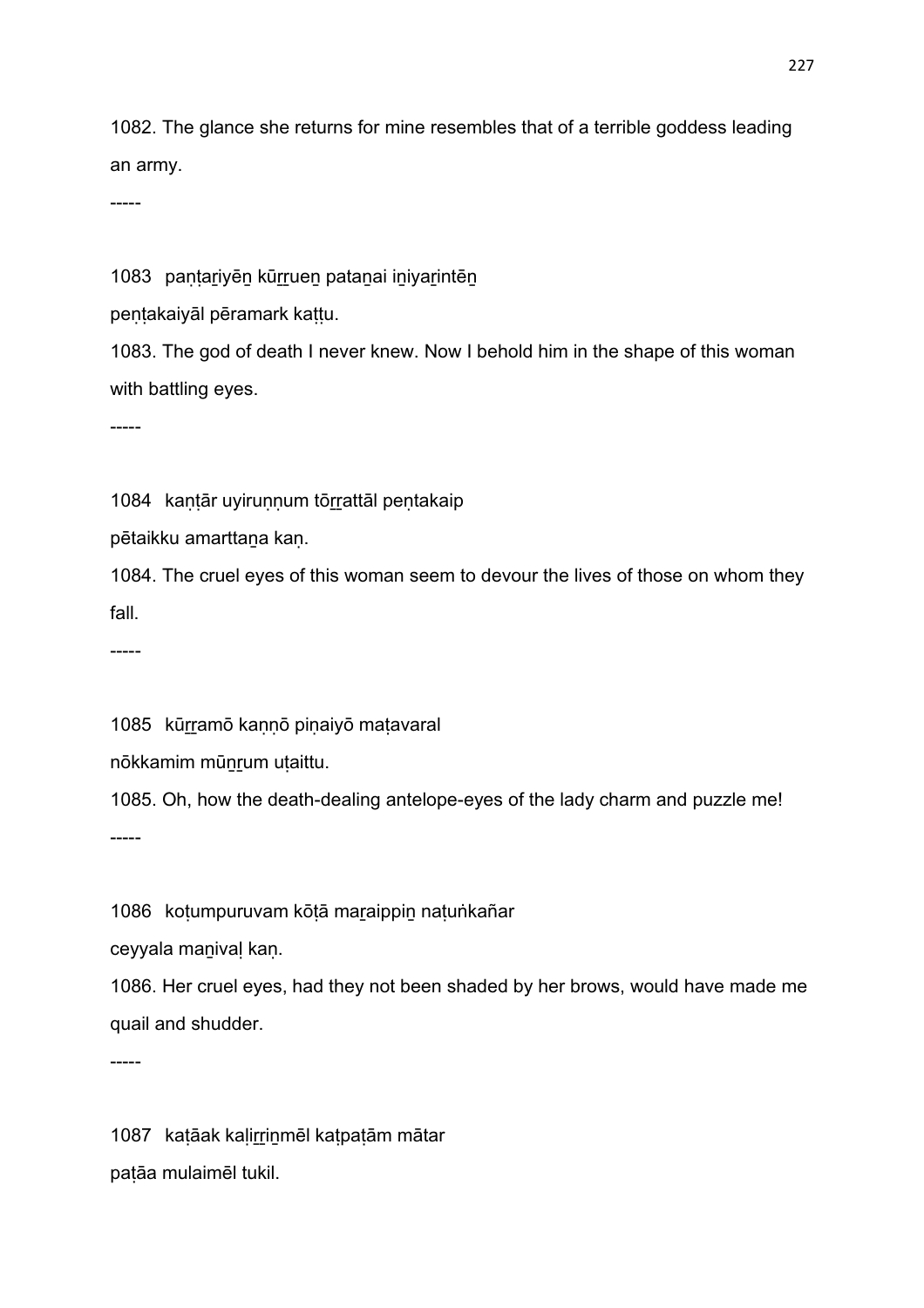1082. The glance she returns for mine resembles that of a terrible goddess leading an army.

-----

1083 paṇṭaṟiyēṉ kūṟṟueṉ pataṉai iṉiyaṟintēṉ

peṇṭakaiyāl pēramark kaṭṭu.

1083. The god of death I never knew. Now I behold him in the shape of this woman with battling eyes.

-----

1084 kaṇṭār uyiruṇṇum tōṟṟattāl peṇṭakaip

pētaikku amarttaṉa kaṇ.

1084. The cruel eyes of this woman seem to devour the lives of those on whom they fall.

-----

1085 kūṟṟamō kaṇṇō piṇaiyō maṭavaral

nōkkamim mūṉṟum uṭaittu.

1085. Oh, how the death-dealing antelope-eyes of the lady charm and puzzle me!

-----

1086 koṭumpuruvam kōṭā maṟaippiṉ naṭuṅkañar

ceyyala maṉivaḷ kaṇ.

1086. Her cruel eyes, had they not been shaded by her brows, would have made me quail and shudder.

-----

1087 kaṭāak kaḷiṟṟiṉmēl kaṭpaṭām mātar

paṭāa mulaimēl tukil.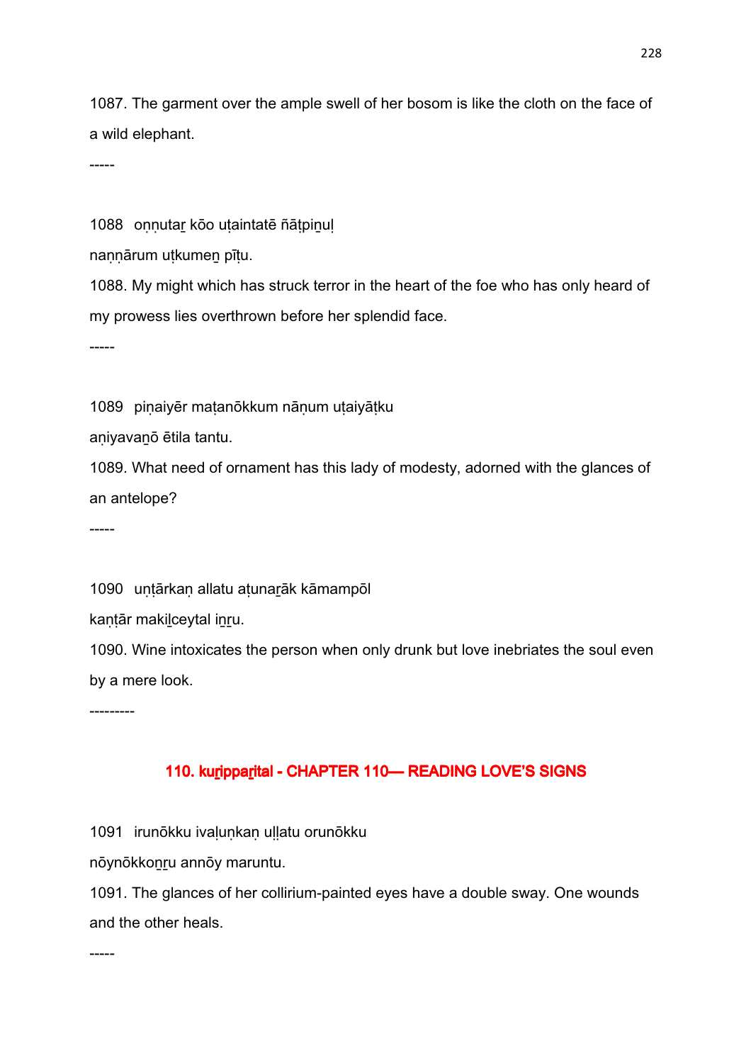1087. The garment over the ample swell of her bosom is like the cloth on the face of a wild elephant.

-----

1088 oṇṇutaṟ kōo uṭaintatē ñāṭpiṉuḷ

naṇṇārum uṭkumeṉ pīṭu.

1088. My might which has struck terror in the heart of the foe who has only heard of my prowess lies overthrown before her splendid face.

-----

1089 piṇaiyēr maṭanōkkum nāṇum uṭaiyāṭku

aṇiyavaṉō ētila tantu.

1089. What need of ornament has this lady of modesty, adorned with the glances of an antelope?

-----

1090 uṇṭārkaṇ allatu aṭunaṟāk kāmampōl

kaṇṭār makiḻceytal iṉṟu.

1090. Wine intoxicates the person when only drunk but love inebriates the soul even by a mere look.

---------

## 110. kuṟippaṟital - CHAPTER 110— READING LOVE'S SIGNS

1091 irunōkku ivaḷuṇkaṇ uḷḷatu orunōkku

nōynōkkoṉṟu annōy maruntu.

1091. The glances of her collirium-painted eyes have a double sway. One wounds and the other heals.

-----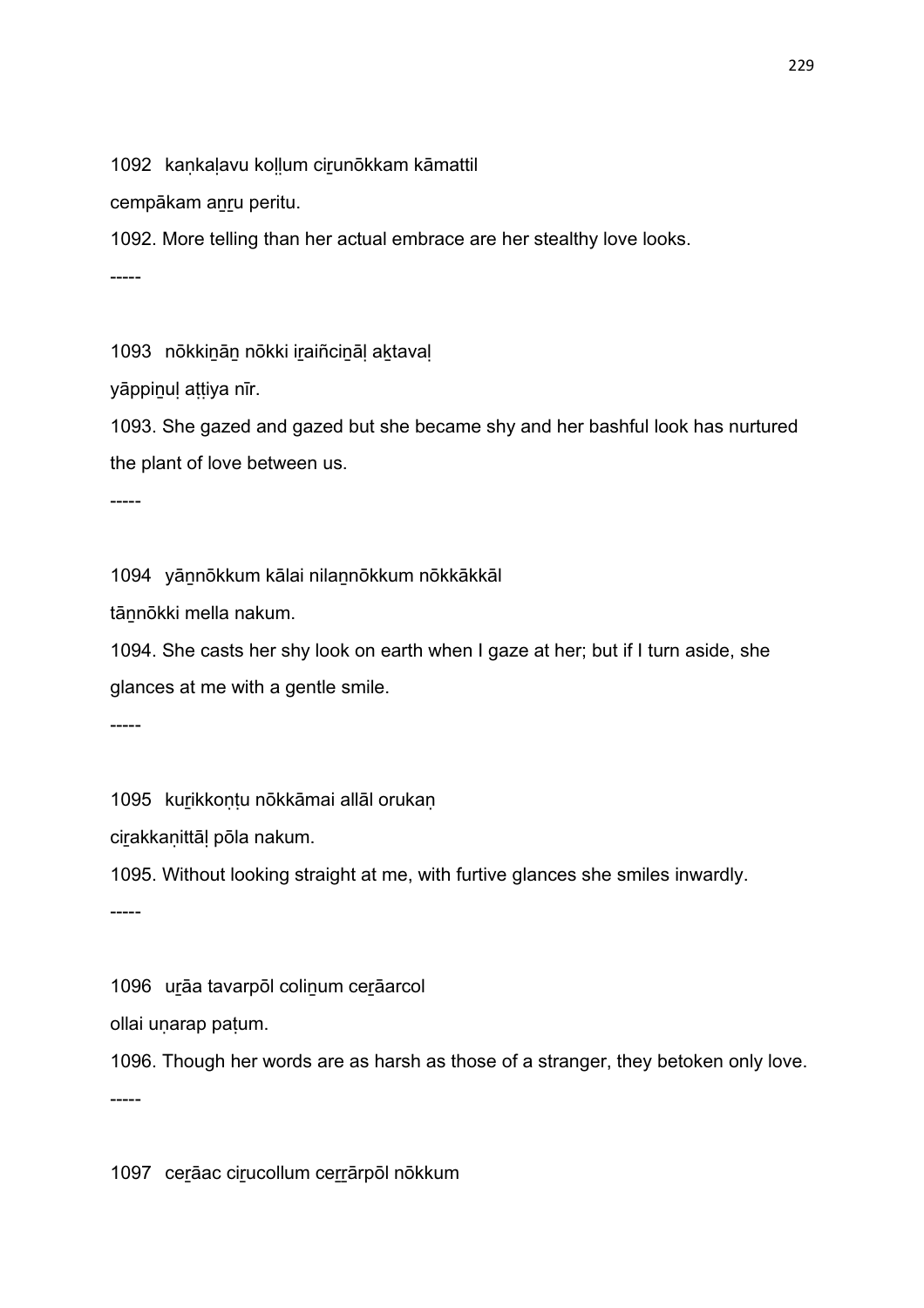1092 kaṇkaḷavu koḷḷum ciṟunōkkam kāmattil

cempākam aṉṟu peritu.

1092. More telling than her actual embrace are her stealthy love looks.

-----

1093 nōkkiṉāṉ nōkki iṟaiñciṉāḷ aḵtavaḷ

yāppiṉuḷ aṭṭiya nīr.

1093. She gazed and gazed but she became shy and her bashful look has nurtured the plant of love between us.

-----

1094 yāṉnōkkum kālai nilaṉnōkkum nōkkākkāl

tāṉnōkki mella nakum.

1094. She casts her shy look on earth when I gaze at her; but if I turn aside, she glances at me with a gentle smile.

-----

1095 kuṟikkoṇṭu nōkkāmai allāl orukaṇ

ciṟakkaṇittāḷ pōla nakum.

1095. Without looking straight at me, with furtive glances she smiles inwardly.

-----

1096 uṟāa tavarpōl coliṉum ceṟāarcol

ollai uṇarap paṭum.

1096. Though her words are as harsh as those of a stranger, they betoken only love.

-----

1097 ceṟāac ciṟucollum ceṟṟārpōl nōkkum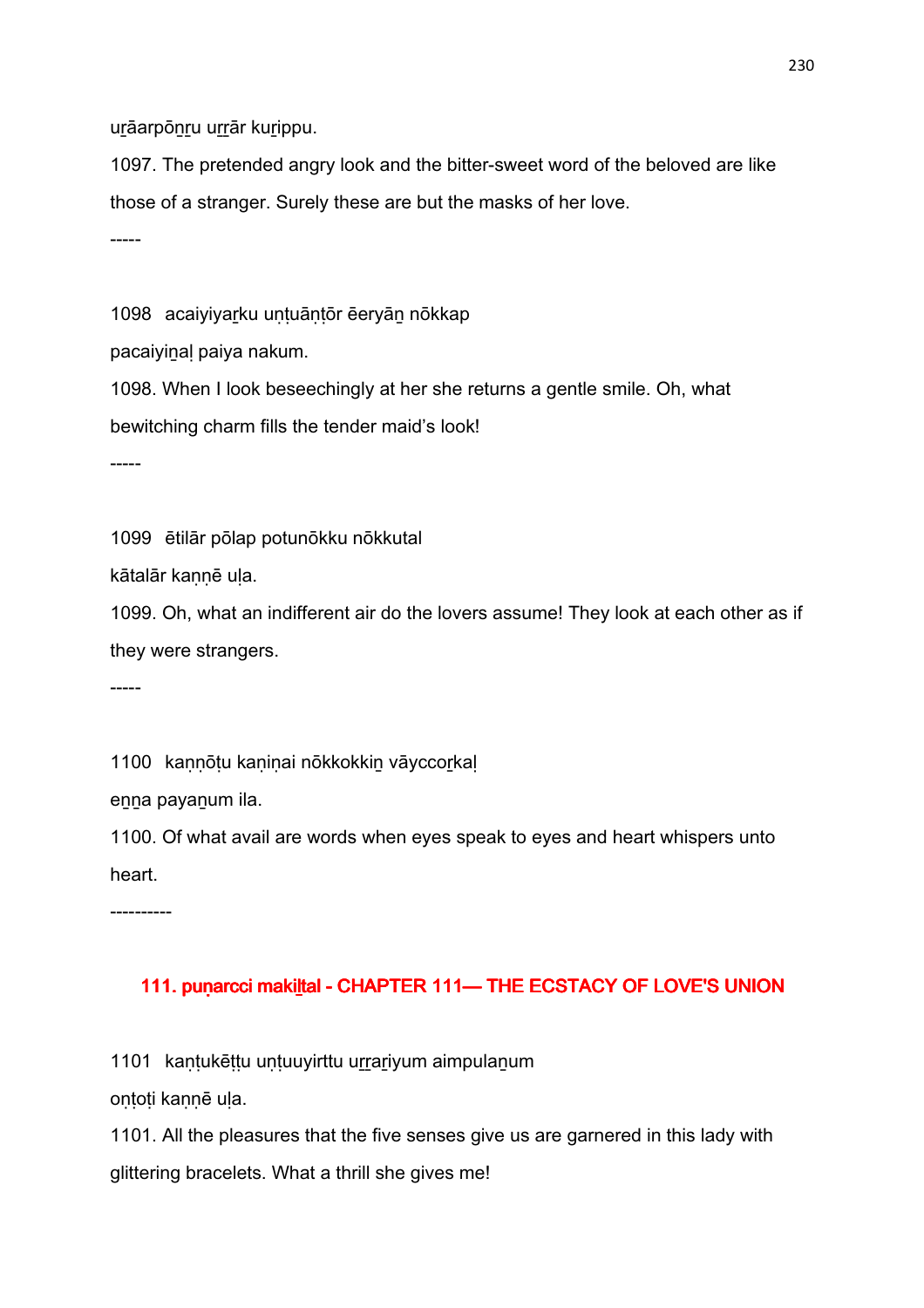uṟāarpōṉṟu uṟṟār kuṟippu.

1097. The pretended angry look and the bitter-sweet word of the beloved are like those of a stranger. Surely these are but the masks of her love.

-----

1098 acaiyiyaṟku uṇṭuāṇṭōr ēeryāṉ nōkkap

pacaiyiṉaḷ paiya nakum.

1098. When I look beseechingly at her she returns a gentle smile. Oh, what bewitching charm fills the tender maid's look!

-----

1099 ētilār pōlap potunōkku nōkkutal

kātalār kaṇṇē uḷa.

1099. Oh, what an indifferent air do the lovers assume! They look at each other as if they were strangers.

-----

1100 kaṇṇōṭu kaṇiṇai nōkkokkiṉ vāyccoṟkaḷ

eṉṉa payaṉum ila.

1100. Of what avail are words when eyes speak to eyes and heart whispers unto heart.

----------

## 111. puṇarcci makiḻtal - CHAPTER 111— THE ECSTACY OF LOVE'S UNION

1101 kaṇṭukēṭṭu uṇṭuuyirttu uṟṟaṟiyum aimpulaṉum

oṇṭoṭi kaṇṇē uḷa.

1101. All the pleasures that the five senses give us are garnered in this lady with glittering bracelets. What a thrill she gives me!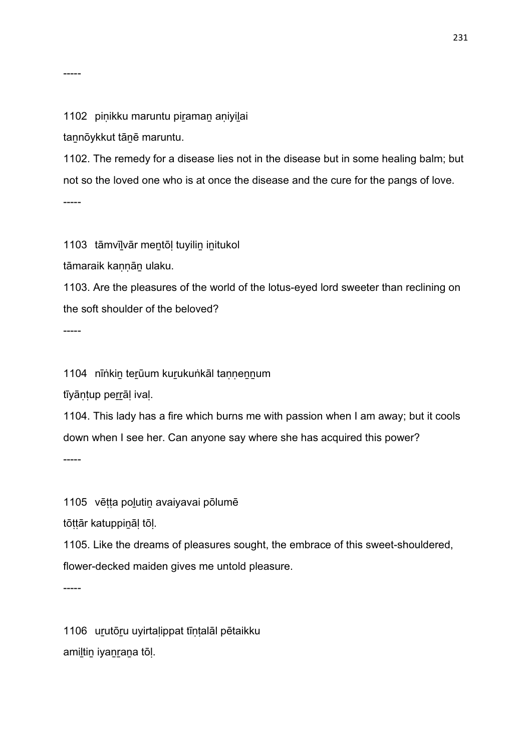-----

1102 piṇikku maruntu piṟamaṉ aṇiyiḻai
taṉnōykkut tāṉē maruntu.

1102. The remedy for a disease lies not in the disease but in some healing balm; but not so the loved one who is at once the disease and the cure for the pangs of love.

-----

1103 tāmvīḻvār meṉtōḷ tuyiliṉ iṉitukol
tāmaraik kaṇṇāṉ ulaku.

1103. Are the pleasures of the world of the lotus-eyed lord sweeter than reclining on the soft shoulder of the beloved?

-----

1104 nīṅkiṉ teṟūum kuṟukuṅkāl taṇṇeṉṉum
tīyāṇṭup peṟṟāḷ ivaḷ.

1104. This lady has a fire which burns me with passion when I am away; but it cools down when I see her. Can anyone say where she has acquired this power?

-----

1105 vēṭṭa poḻutiṉ avaiyavai pōlumē
tōṭṭār katuppiṉāḷ tōḷ.

1105. Like the dreams of pleasures sought, the embrace of this sweet-shouldered, flower-decked maiden gives me untold pleasure.

-----

1106 uṟutōṟu uyirtaḷippat tīṇṭalāl pētaikku
amiḻtiṉ iyaṉṟaṉa tōḷ.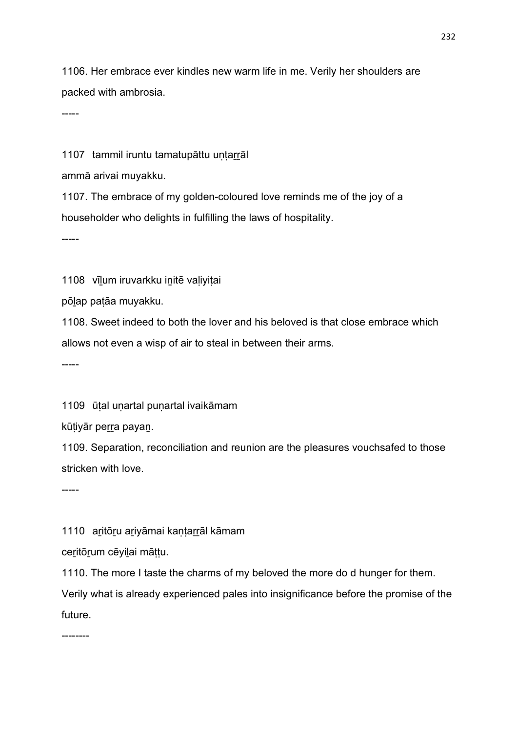1106. Her embrace ever kindles new warm life in me. Verily her shoulders are packed with ambrosia.

-----

1107 tammil iruntu tamatupāttu uṇṭaṟṟāl
ammā arivai muyakku.

1107. The embrace of my golden-coloured love reminds me of the joy of a householder who delights in fulfilling the laws of hospitality.

-----

1108 vīḻum iruvarkku iṉitē vaḷiyiṭai
pōḻap paṭāa muyakku.

1108. Sweet indeed to both the lover and his beloved is that close embrace which allows not even a wisp of air to steal in between their arms.

-----

1109 ūṭal uṇartal puṇartal ivaikāmam
kūṭiyār peṟṟa payaṉ.

1109. Separation, reconciliation and reunion are the pleasures vouchsafed to those stricken with love.

-----

1110 aṟitōṟu aṟiyāmai kaṇṭaṟṟāl kāmam
ceṟitōṟum cēyiḻai māṭṭu.

1110. The more I taste the charms of my beloved the more do d hunger for them. Verily what is already experienced pales into insignificance before the promise of the future.

--------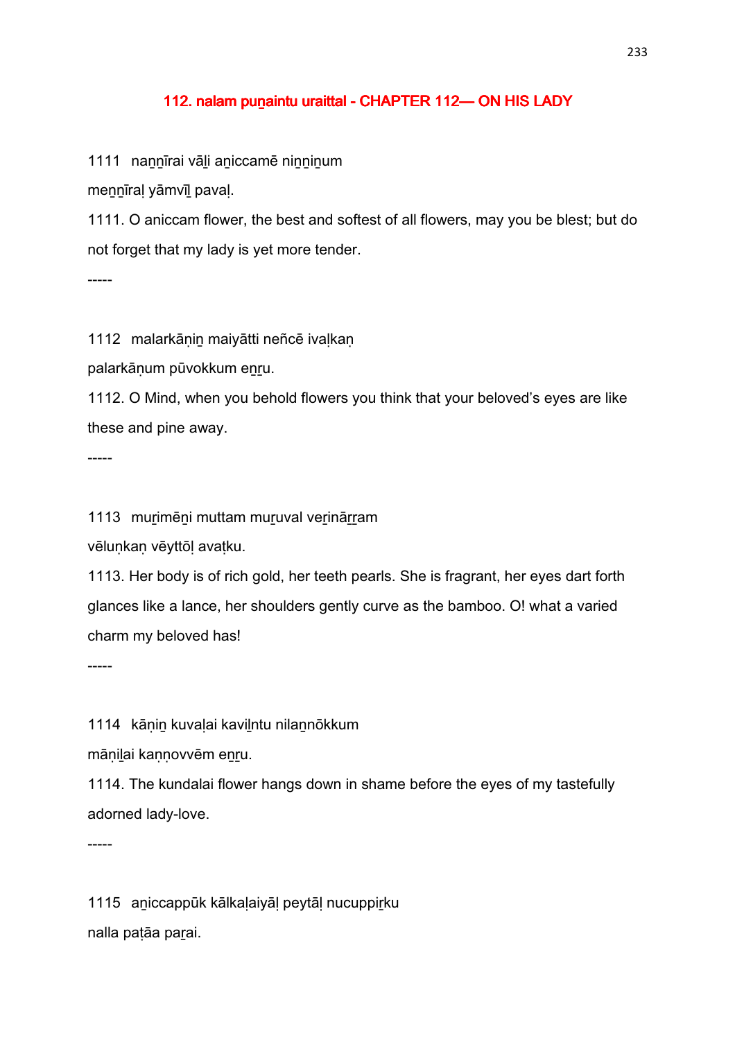## 112. nalam puṉaintu uraittal - CHAPTER 112— ON HIS LADY

1111 naṉṉīrai vāḻi aṉiccamē niṉṉiṉum

meṉṉīraḷ yāmvīḻ pavaḷ.

1111. O aniccam flower, the best and softest of all flowers, may you be blest; but do not forget that my lady is yet more tender.

-----

1112 malarkāṇiṉ maiyātti neñcē ivaḷkaṇ

palarkāṇum pūvokkum eṉṟu.

1112. O Mind, when you behold flowers you think that your beloved's eyes are like these and pine away.

-----

1113 muṟimēṉi muttam muṟuval veṟināṟṟam

vēluṇkaṇ vēyttōḷ avaṭku.

1113. Her body is of rich gold, her teeth pearls. She is fragrant, her eyes dart forth glances like a lance, her shoulders gently curve as the bamboo. O! what a varied charm my beloved has!

-----

1114 kāṇiṉ kuvaḷai kaviḻntu nilaṉnōkkum

māṇiḻai kaṇṇovvēm eṉṟu.

1114. The kundalai flower hangs down in shame before the eyes of my tastefully adorned lady-love.

-----

1115 aṉiccappūk kālkaḷaiyāḷ peytāḷ nucuppiṟku

nalla paṭāa paṟai.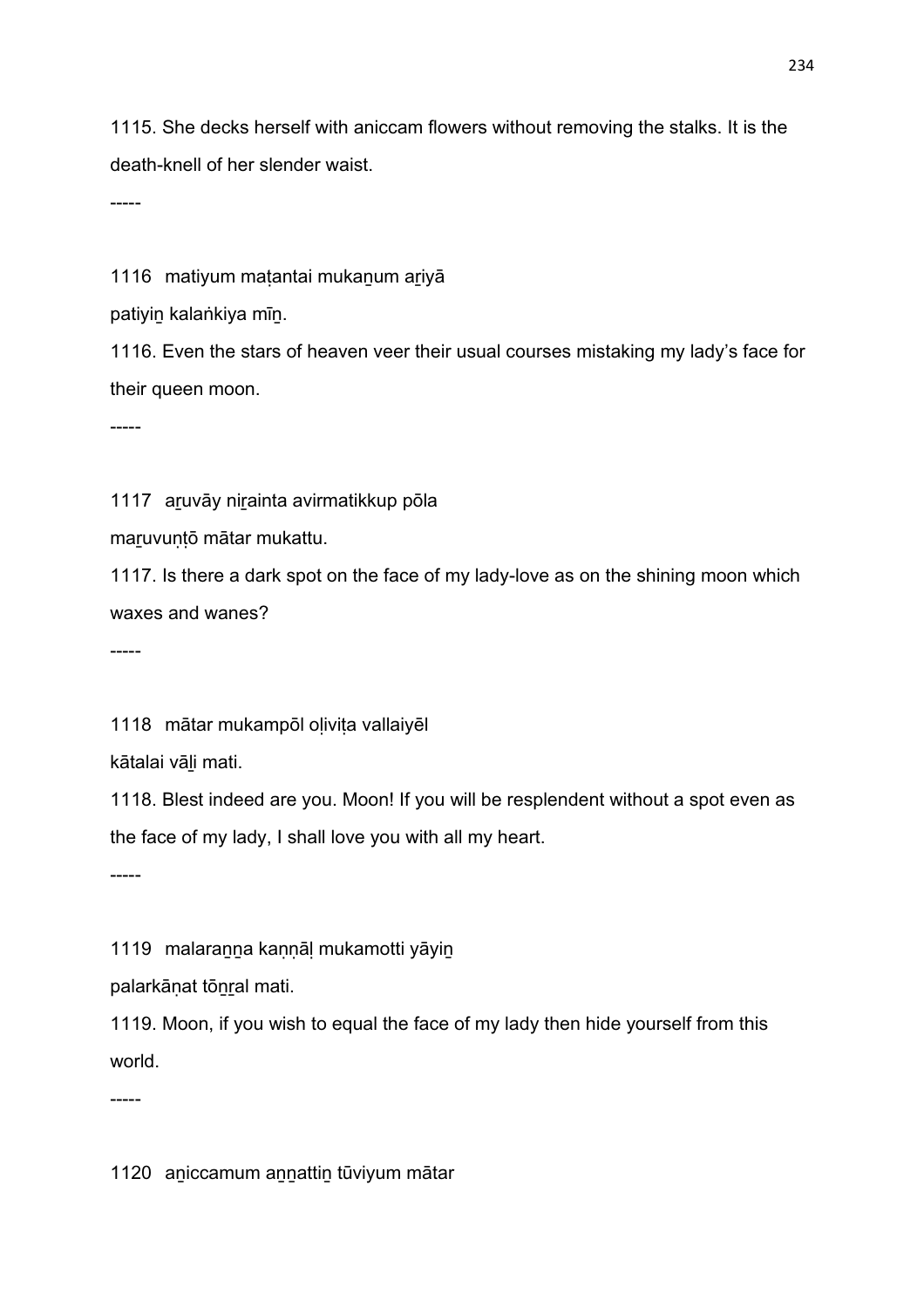1115. She decks herself with aniccam flowers without removing the stalks. It is the death-knell of her slender waist.

-----

1116  matiyum maṭantai mukaṉum aṟiyā

patiyiṉ kalaṅkiya mīṉ.

1116. Even the stars of heaven veer their usual courses mistaking my lady's face for their queen moon.

-----

1117  aṟuvāy niṟainta avirmatikkup pōla

maṟuvuṇṭō mātar mukattu.

1117. Is there a dark spot on the face of my lady-love as on the shining moon which waxes and wanes?

-----

1118  mātar mukampōl oḷiviṭa vallaiyēl

kātalai vāḻi mati.

1118. Blest indeed are you. Moon! If you will be resplendent without a spot even as the face of my lady, I shall love you with all my heart.

-----

1119  malaraṉṉa kaṇṇāḷ mukamotti yāyiṉ

palarkāṇat tōṉṟal mati.

1119. Moon, if you wish to equal the face of my lady then hide yourself from this world.

-----

1120  aṉiccamum aṉṉattiṉ tūviyum mātar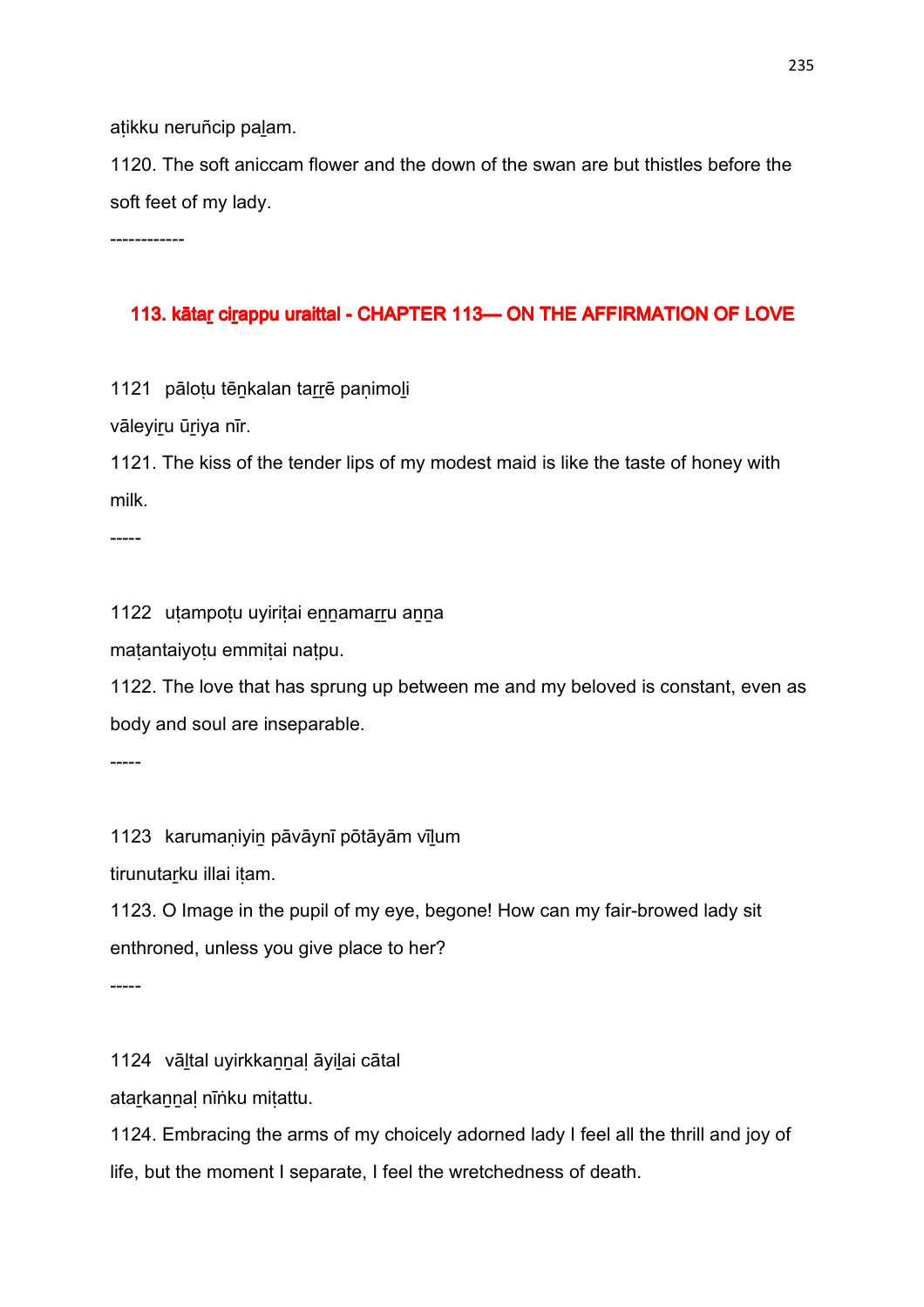aṭikku neruñcip paḻam.

1120. The soft aniccam flower and the down of the swan are but thistles before the soft feet of my lady.

------------

## 113. kātaṟ ciṟappu uraittal - CHAPTER 113— ON THE AFFIRMATION OF LOVE

1121 pāloṭu tēṉkalan taṟṟē paṇimoḻi

vāleyiṟu ūṟiya nīr.

1121. The kiss of the tender lips of my modest maid is like the taste of honey with milk.

-----

1122 uṭampoṭu uyiriṭai eṉṉamaṟṟu aṉṉa

maṭantaiyoṭu emmiṭai naṭpu.

1122. The love that has sprung up between me and my beloved is constant, even as body and soul are inseparable.

-----

1123 karumaṇiyiṉ pāvāynī pōtāyām vīḻum

tirunutaṟku illai iṭam.

1123. O Image in the pupil of my eye, begone! How can my fair-browed lady sit enthroned, unless you give place to her?

-----

1124 vāḻtal uyirkkaṉṉaḷ āyiḻai cātal

ataṟkaṉṉaḷ nīṅku miṭattu.

1124. Embracing the arms of my choicely adorned lady I feel all the thrill and joy of life, but the moment I separate, I feel the wretchedness of death.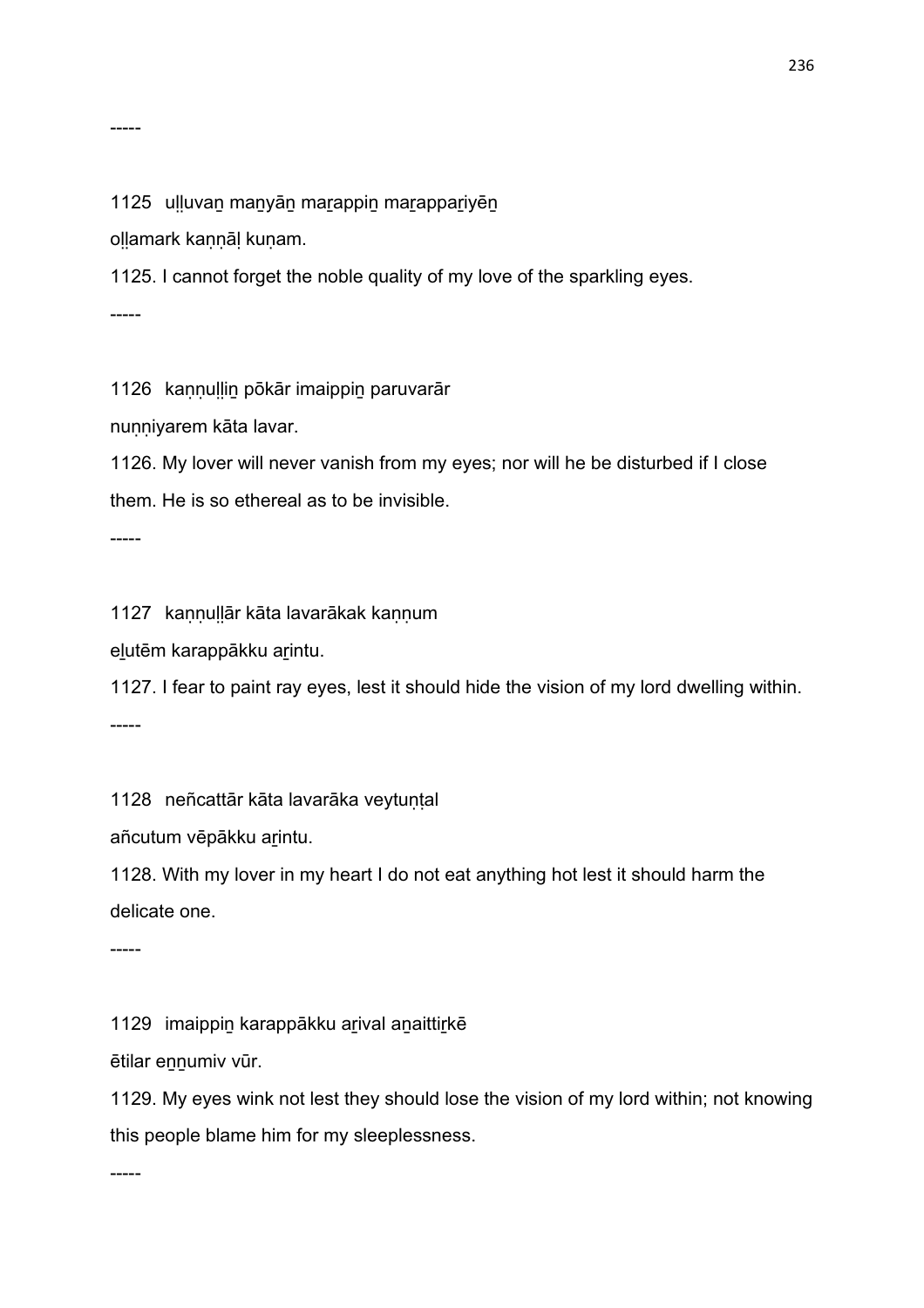-----

1125 uḻḻuvaṉ maṉyāṉ maṟappiṉ maṟappaṟiyēṉ

oḻḻamark kaṇṇāḷ kuṇam.

1125. I cannot forget the noble quality of my love of the sparkling eyes.

-----

1126 kaṇṇuḷḷiṉ pōkār imaippiṉ paruvarār

nuṇṇiyarem kāta lavar.

1126. My lover will never vanish from my eyes; nor will he be disturbed if I close them. He is so ethereal as to be invisible.

-----

1127 kaṇṇuḷḷār kāta lavarākak kaṇṇum

eḻutēm karappākku aṟintu.

1127. I fear to paint ray eyes, lest it should hide the vision of my lord dwelling within.

-----

1128 neñcattār kāta lavarāka veytuṇṭal

añcutum vēpākku aṟintu.

1128. With my lover in my heart I do not eat anything hot lest it should harm the delicate one.

-----

1129 imaippiṉ karappākku aṟival aṉaittiṟkē

ētilar eṉṉumiv vūr.

1129. My eyes wink not lest they should lose the vision of my lord within; not knowing this people blame him for my sleeplessness.

-----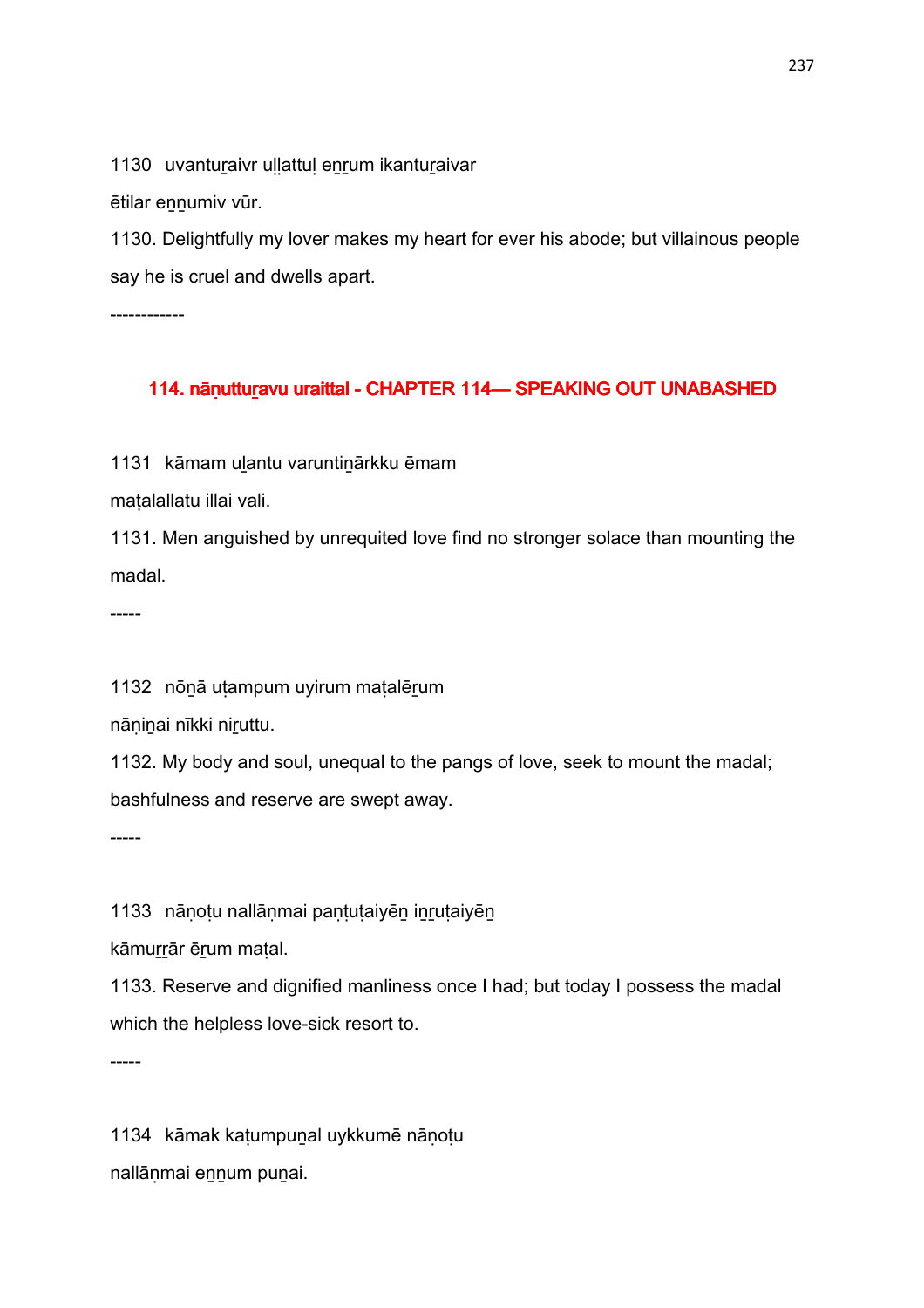1130 uvantuṟaivr uḷḷattuḷ eṉṟum ikantuṟaivar

ētilar eṉṉumiv vūr.

1130. Delightfully my lover makes my heart for ever his abode; but villainous people say he is cruel and dwells apart.

------------

## 114. nāṇuttuṟavu uraittal - CHAPTER 114— SPEAKING OUT UNABASHED

1131 kāmam uḻantu varuntiṉārkku ēmam

maṭalallatu illai vali.

1131. Men anguished by unrequited love find no stronger solace than mounting the madal.

-----

1132 nōṉā uṭampum uyirum maṭalēṟum

nāṇiṉai nīkki niṟuttu.

1132. My body and soul, unequal to the pangs of love, seek to mount the madal; bashfulness and reserve are swept away.

-----

1133 nāṇoṭu nallāṇmai paṇṭuṭaiyēṉ iṉṟuṭaiyēṉ

kāmuṟṟār ēṟum maṭal.

1133. Reserve and dignified manliness once I had; but today I possess the madal which the helpless love-sick resort to.

-----

1134 kāmak kaṭumpuṉal uykkumē nāṇoṭu

nallāṇmai eṉṉum puṇai.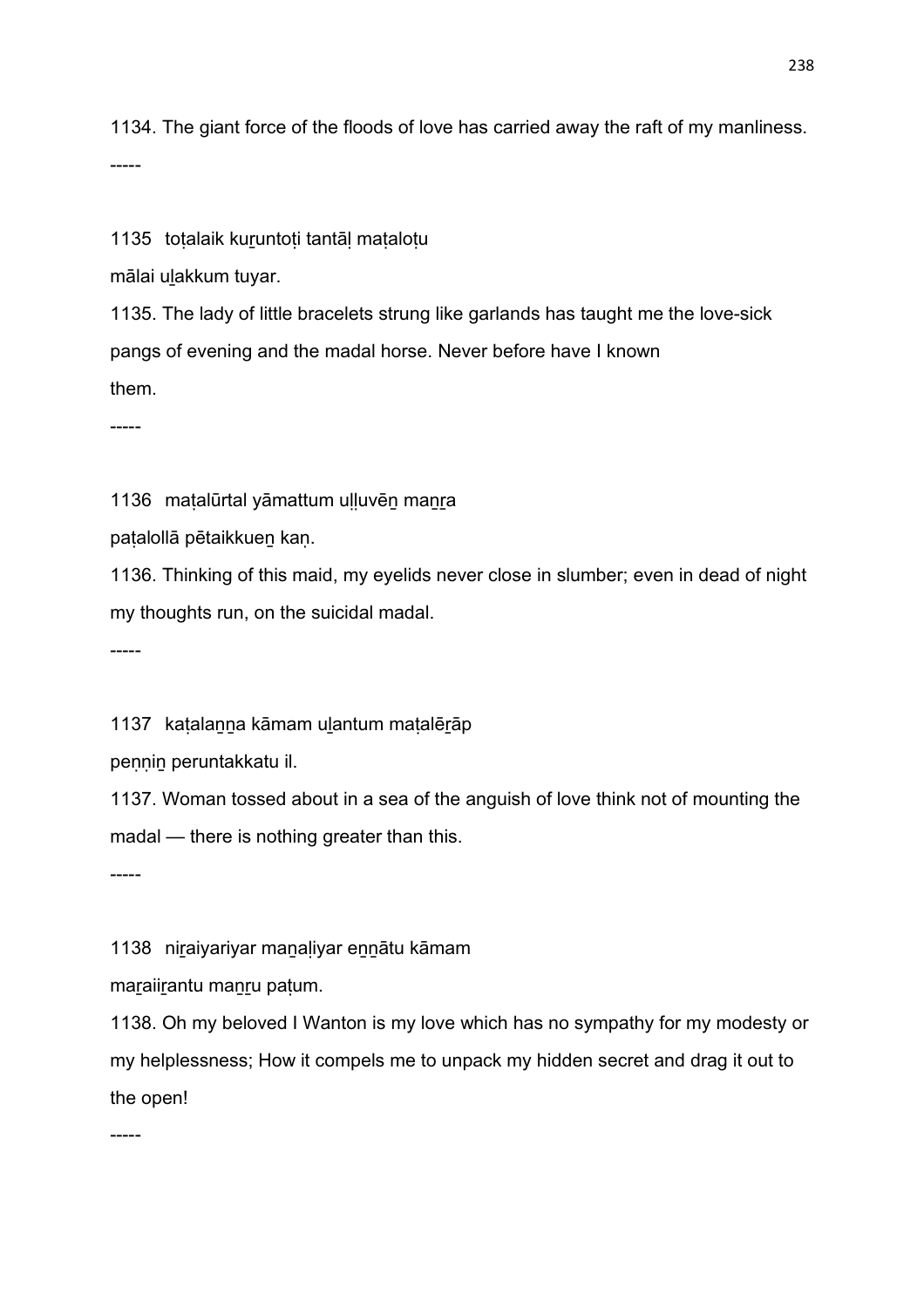1134. The giant force of the floods of love has carried away the raft of my manliness.

-----

1135  toṭalaik kuṟuntoṭi tantāḷ maṭaloṭu
mālai uḻakkum tuyar.

1135. The lady of little bracelets strung like garlands has taught me the love-sick pangs of evening and the madal horse. Never before have I known them.

-----

1136  maṭalūrtal yāmattum uḷḷuvēṉ maṉṟa
paṭalollā pētaikkueṉ kaṇ.

1136. Thinking of this maid, my eyelids never close in slumber; even in dead of night my thoughts run, on the suicidal madal.

-----

1137  kaṭalaṉṉa kāmam uḻantum maṭalēṟāp
peṇṇiṉ peruntakkatu il.

1137. Woman tossed about in a sea of the anguish of love think not of mounting the madal — there is nothing greater than this.

-----

1138  niṟaiyariyar maṉaḷiyar eṉṉātu kāmam
maṟaiiṟantu maṉṟu paṭum.

1138. Oh my beloved I Wanton is my love which has no sympathy for my modesty or my helplessness; How it compels me to unpack my hidden secret and drag it out to the open!

-----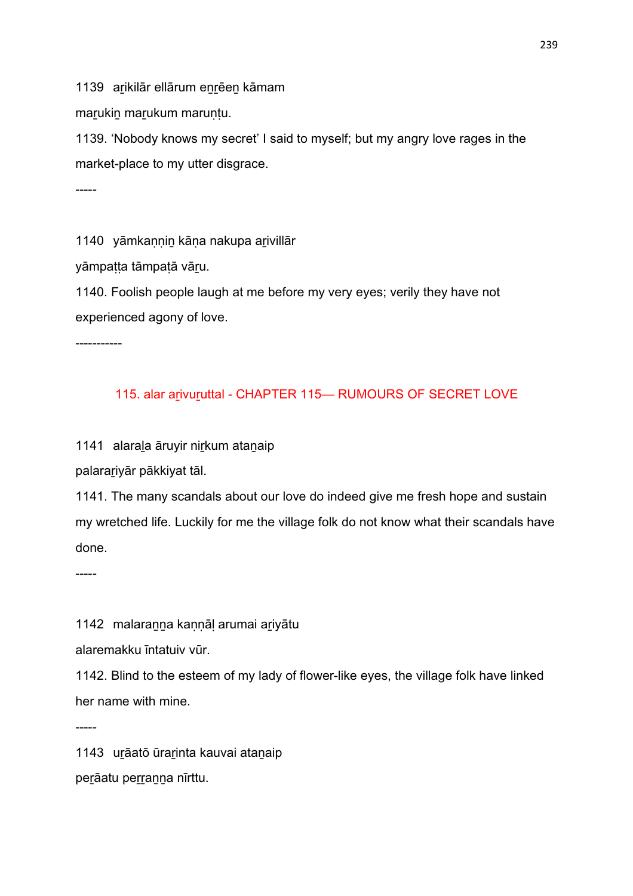1139 aṟikilār ellārum eṉṟēṉ kāmam

maṟukiṉ maṟukum maruṇṭu.

1139. 'Nobody knows my secret' I said to myself; but my angry love rages in the market-place to my utter disgrace.

-----

1140 yāmkaṇṇiṉ kāṇa nakupa aṟivillār

yāmpaṭṭa tāmpaṭā vāṟu.

1140. Foolish people laugh at me before my very eyes; verily they have not experienced agony of love.

-----------

## 115. alar aṟivuṟuttal - CHAPTER 115— RUMOURS OF SECRET LOVE

1141 alaraḻa āruyir niṟkum ataṉaip

palaraṟiyār pākkiyat tāl.

1141. The many scandals about our love do indeed give me fresh hope and sustain my wretched life. Luckily for me the village folk do not know what their scandals have done.

-----

1142 malaraṉṉa kaṇṇāḷ arumai aṟiyātu

alaremakku īntatuiv vūr.

1142. Blind to the esteem of my lady of flower-like eyes, the village folk have linked her name with mine.

-----

1143 uṟāatō ūraṟinta kauvai ataṉaip

peṟāatu peṟṟaṉṉa nīrttu.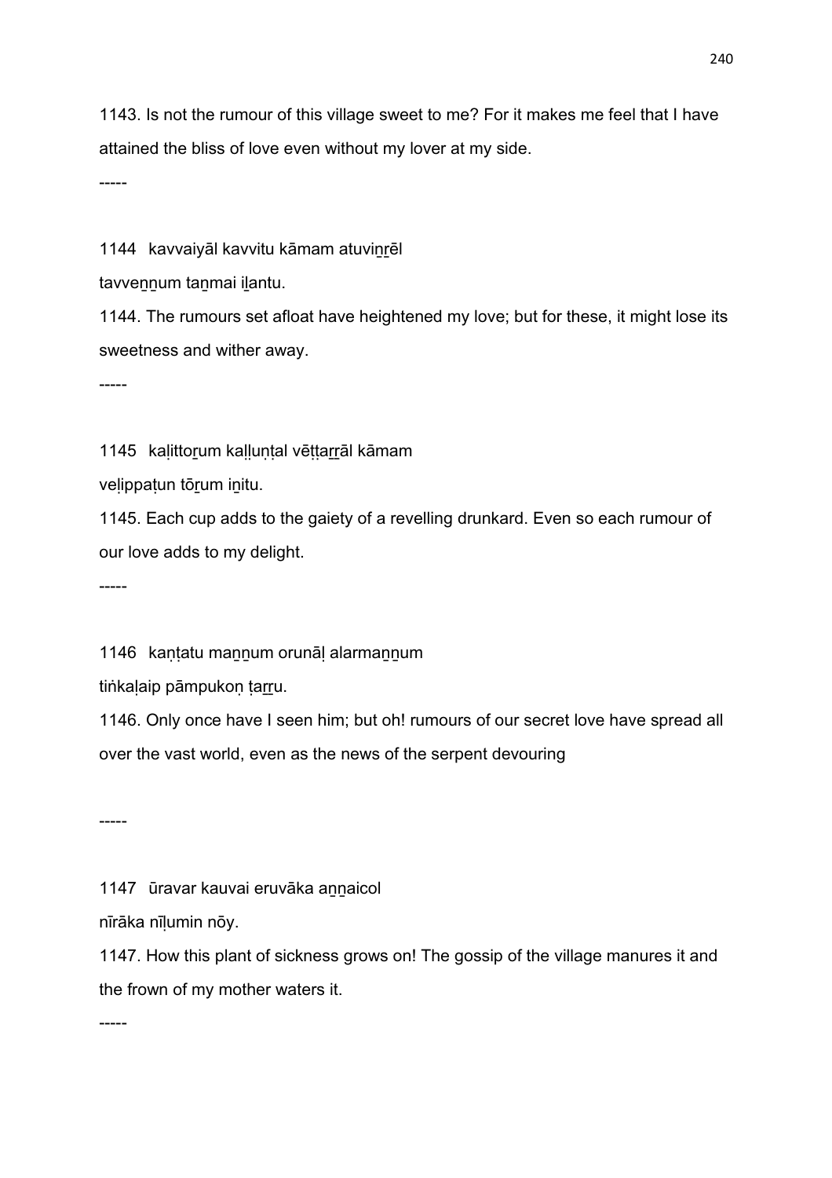1143. Is not the rumour of this village sweet to me? For it makes me feel that I have attained the bliss of love even without my lover at my side.

-----

1144  kavvaiyāl kavvitu kāmam atuvin̲r̲ēl
tavven̲n̲um tan̲mai il̲antu.

1144. The rumours set afloat have heightened my love; but for these, it might lose its sweetness and wither away.

-----

1145  kaḷittor̲um kaḷḷuṇṭal vēṭṭar̲r̲āl kāmam
veḷippaṭun tōr̲um in̲itu.

1145. Each cup adds to the gaiety of a revelling drunkard. Even so each rumour of our love adds to my delight.

-----

1146  kaṇṭatu man̲n̲um orunāḷ alarman̲n̲um
tiṅkaḷaip pāmpukoṇ ṭar̲r̲u.

1146. Only once have I seen him; but oh! rumours of our secret love have spread all over the vast world, even as the news of the serpent devouring

-----

1147  ūravar kauvai eruvāka an̲n̲aicol
nīrāka nīḷumin nōy.

1147. How this plant of sickness grows on! The gossip of the village manures it and the frown of my mother waters it.

-----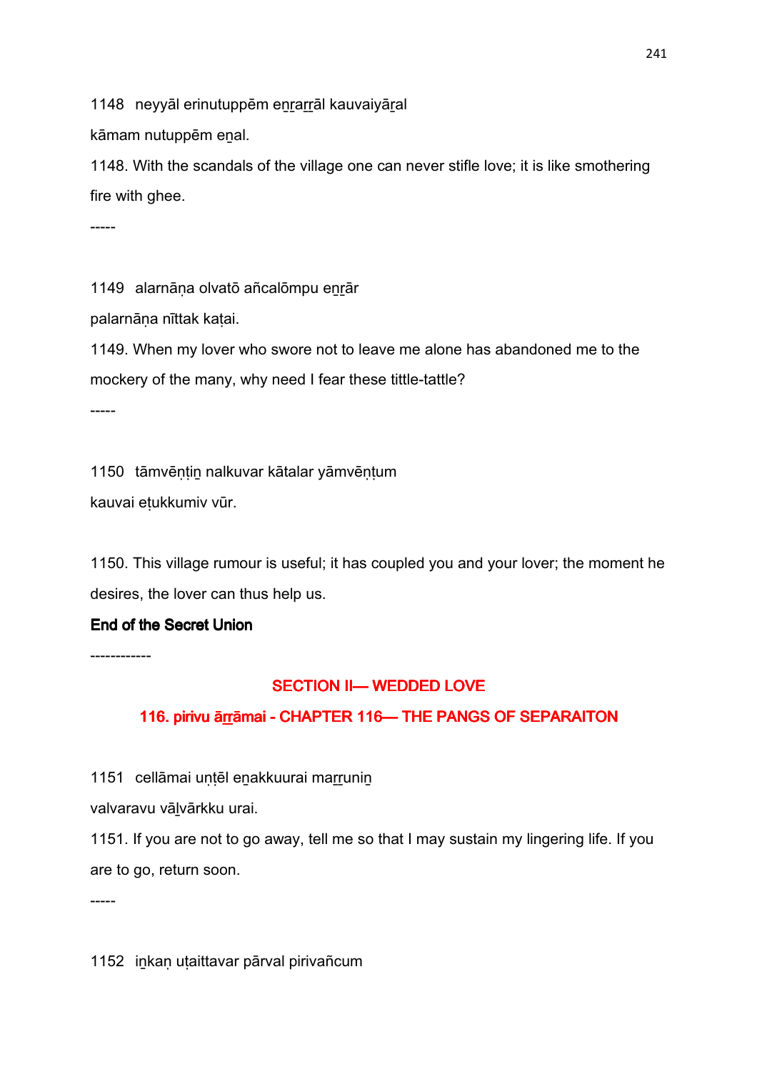1148 neyyāl erinutuppēm eṉṟaṟṟāl kauvaiyāṟal

kāmam nutuppēm eṉal.

1148. With the scandals of the village one can never stifle love; it is like smothering fire with ghee.

-----

1149 alarnāṇa olvatō añcalōmpu eṉṟār

palarnāṇa nīttak kaṭai.

1149. When my lover who swore not to leave me alone has abandoned me to the mockery of the many, why need I fear these tittle-tattle?

-----

1150 tāmvēṇṭiṉ nalkuvar kātalar yāmvēṇṭum

kauvai eṭukkumiv vūr.

1150. This village rumour is useful; it has coupled you and your lover; the moment he desires, the lover can thus help us.

**End of the Secret Union**

------------

## SECTION II— WEDDED LOVE

### 116. pirivu āṟṟāmai - CHAPTER 116— THE PANGS OF SEPARAITON

1151 cellāmai uṇṭēl eṉakkuurai maṟṟuniṉ

valvaravu vāḻvārkku urai.

1151. If you are not to go away, tell me so that I may sustain my lingering life. If you are to go, return soon.

-----

1152 iṉkaṇ uṭaittavar pārval pirivañcum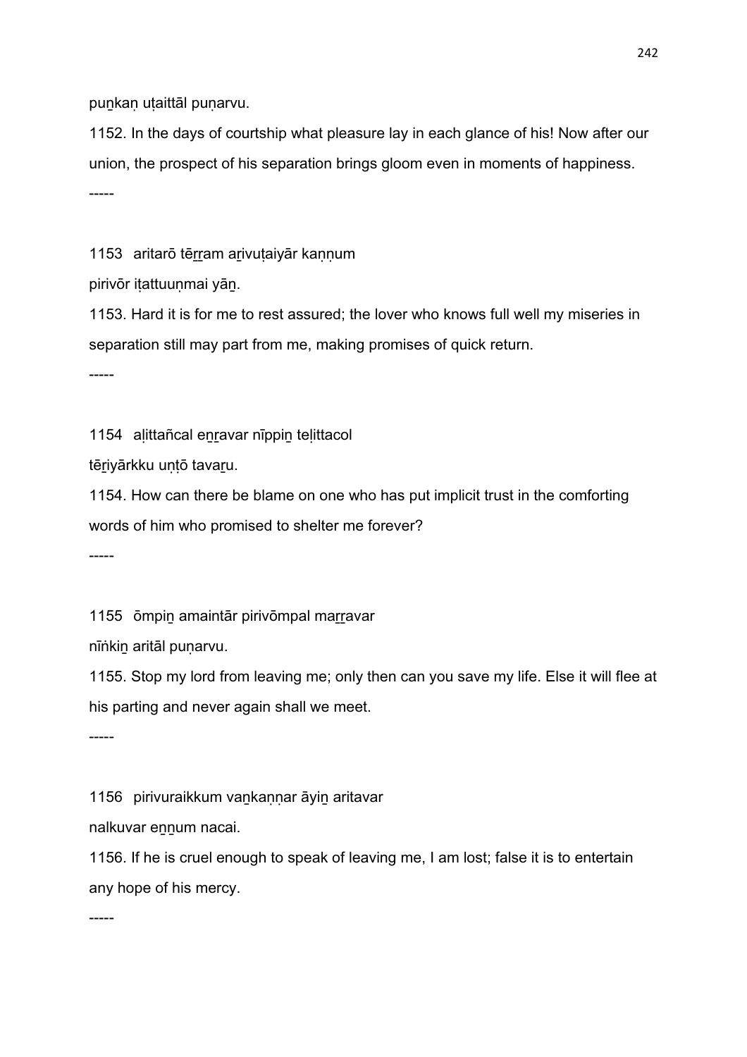puṉkaṇ uṭaittāl puṇarvu.

1152. In the days of courtship what pleasure lay in each glance of his! Now after our union, the prospect of his separation brings gloom even in moments of happiness.

-----

1153 aritarō tēṟṟam aṟivuṭaiyār kaṇṇum

pirivōr iṭattuuṇmai yāṉ.

1153. Hard it is for me to rest assured; the lover who knows full well my miseries in separation still may part from me, making promises of quick return.

-----

1154 aḷittañcal eṉṟavar nīppiṉ teḷittacol

tēṟiyārkku uṇṭō tavaṟu.

1154. How can there be blame on one who has put implicit trust in the comforting words of him who promised to shelter me forever?

-----

1155 ōmpiṉ amaintār pirivōmpal maṟṟavar

nīṅkiṉ aritāl puṇarvu.

1155. Stop my lord from leaving me; only then can you save my life. Else it will flee at his parting and never again shall we meet.

-----

1156 pirivuraikkum vaṉkaṇṇar āyiṉ aritavar

nalkuvar eṉṉum nacai.

1156. If he is cruel enough to speak of leaving me, I am lost; false it is to entertain any hope of his mercy.

-----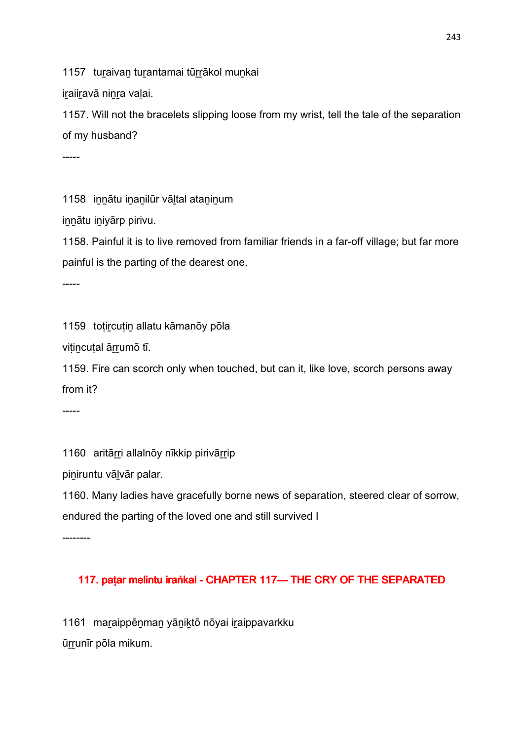1157 tuṟaivaṉ tuṟantamai tūṟṟākol muṉkai

iṟaiiṟavā niṉṟa vaḷai.

1157. Will not the bracelets slipping loose from my wrist, tell the tale of the separation of my husband?

-----

1158 iṉṉātu iṉaṉilūr vāḻtal ataṉiṉum

iṉṉātu iṉiyārp pirivu.

1158. Painful it is to live removed from familiar friends in a far-off village; but far more painful is the parting of the dearest one.

-----

1159 toṭiṟcuṭiṉ allatu kāmanōy pōla

viṭiṉcuṭal āṟṟumō tī.

1159. Fire can scorch only when touched, but can it, like love, scorch persons away from it?

-----

1160 aritāṟṟi allalnōy nīkkip pirivāṟṟip

piṉiruntu vāḻvār palar.

1160. Many ladies have gracefully borne news of separation, steered clear of sorrow, endured the parting of the loved one and still survived I

--------

## 117. paṭar melintu iraṅkal - CHAPTER 117— THE CRY OF THE SEPARATED

1161 maṟaippēṉmaṉ yāṉiḵtō nōyai iṟaippavarkku

ūṟṟunīr pōla mikum.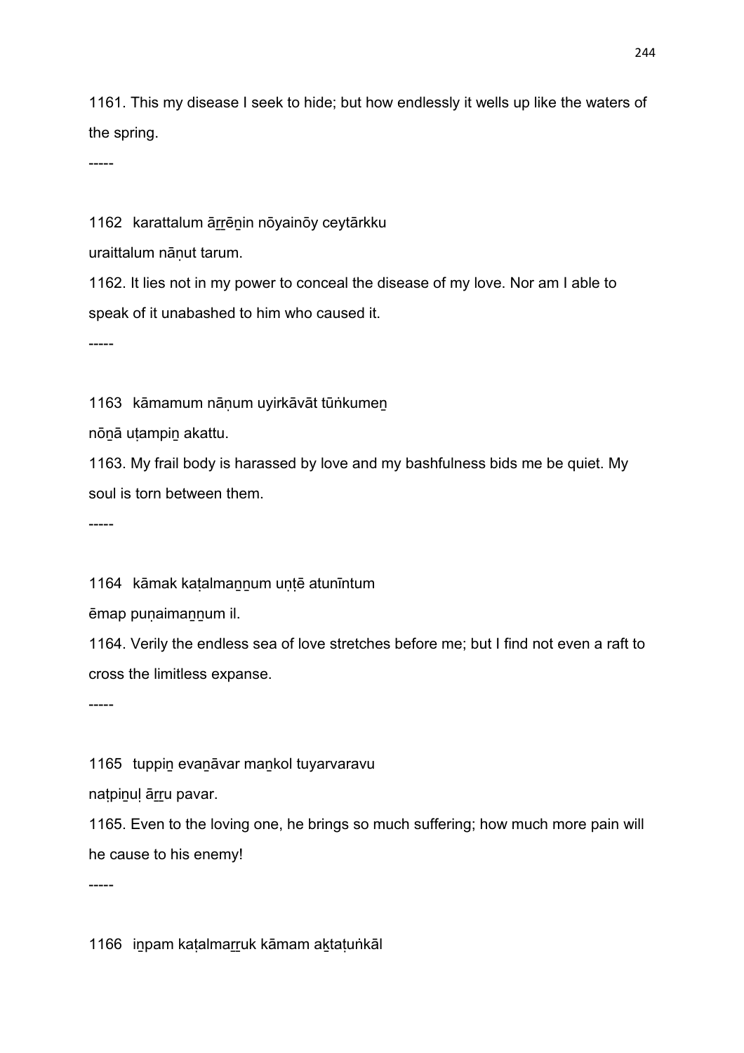1161. This my disease I seek to hide; but how endlessly it wells up like the waters of the spring.

-----

1162 karattalum āṟṟēṉin nōyainōy ceytārkku
uraittalum nāṇut tarum.

1162. It lies not in my power to conceal the disease of my love. Nor am I able to speak of it unabashed to him who caused it.

-----

1163 kāmamum nāṇum uyirkāvāt tūṅkumeṉ
nōṉā uṭampiṉ akattu.

1163. My frail body is harassed by love and my bashfulness bids me be quiet. My soul is torn between them.

-----

1164 kāmak kaṭalmaṉṉum uṇṭē atunīntum
ēmap puṇaimaṉṉum il.

1164. Verily the endless sea of love stretches before me; but I find not even a raft to cross the limitless expanse.

-----

1165 tuppiṉ evaṉāvar maṉkol tuyarvaravu
naṭpiṉuḷ āṟṟu pavar.

1165. Even to the loving one, he brings so much suffering; how much more pain will he cause to his enemy!

-----

1166 iṉpam kaṭalmaṟṟuk kāmam aḵtaṭuṅkāl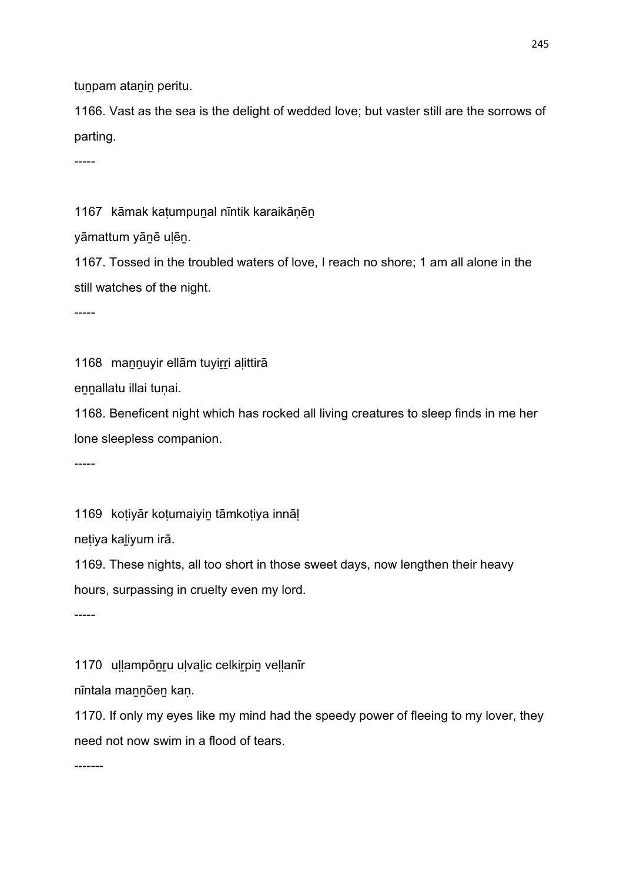tuṉpam ataṉiṉ peritu.

1166. Vast as the sea is the delight of wedded love; but vaster still are the sorrows of parting.

-----

1167 kāmak kaṭumpuṉal nīntik karaikāṇēṉ

yāmattum yāṉē uḷēṉ.

1167. Tossed in the troubled waters of love, I reach no shore; 1 am all alone in the still watches of the night.

-----

1168 maṉṉuyir ellām tuyiṟṟi aḷittirā

eṉṉallatu illai tuṇai.

1168. Beneficent night which has rocked all living creatures to sleep finds in me her lone sleepless companion.

-----

1169 koṭiyār koṭumaiyiṉ tāmkoṭiya innāḷ

neṭiya kaḻiyum irā.

1169. These nights, all too short in those sweet days, now lengthen their heavy hours, surpassing in cruelty even my lord.

-----

1170 uḷḷampōṉṟu uḷvaḻic celkiṟpiṉ veḷḷanīr

nīntala maṉṉōeṉ kaṇ.

1170. If only my eyes like my mind had the speedy power of fleeing to my lover, they need not now swim in a flood of tears.

-------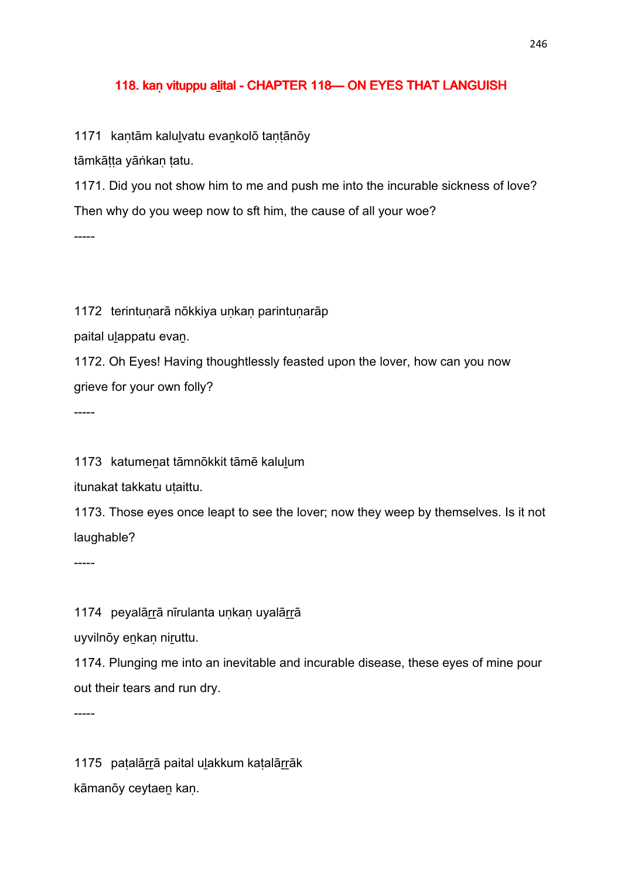## 118. kaṇ vituppu aḻital - CHAPTER 118— ON EYES THAT LANGUISH

1171 kaṇtām kaluḻvatu evaṉkolō taṇṭānōy

tāmkāṭṭa yāṅkaṇ ṭatu.

1171. Did you not show him to me and push me into the incurable sickness of love? Then why do you weep now to sft him, the cause of all your woe?

-----

1172 terintuṇarā nōkkiya uṇkaṇ parintuṇarāp

paital uḻappatu evaṉ.

1172. Oh Eyes! Having thoughtlessly feasted upon the lover, how can you now grieve for your own folly?

-----

1173 katumeṉat tāmnōkkit tāmē kaluḻum

itunakat takkatu uṭaittu.

1173. Those eyes once leapt to see the lover; now they weep by themselves. Is it not laughable?

-----

1174 peyalāṟṟā nīrulanta uṇkaṇ uyalāṟṟā

uyvilnōy eṉkaṇ niṟuttu.

1174. Plunging me into an inevitable and incurable disease, these eyes of mine pour out their tears and run dry.

-----

1175 paṭalāṟṟā paital uḻakkum kaṭalāṟṟāk

kāmanōy ceytaeṉ kaṇ.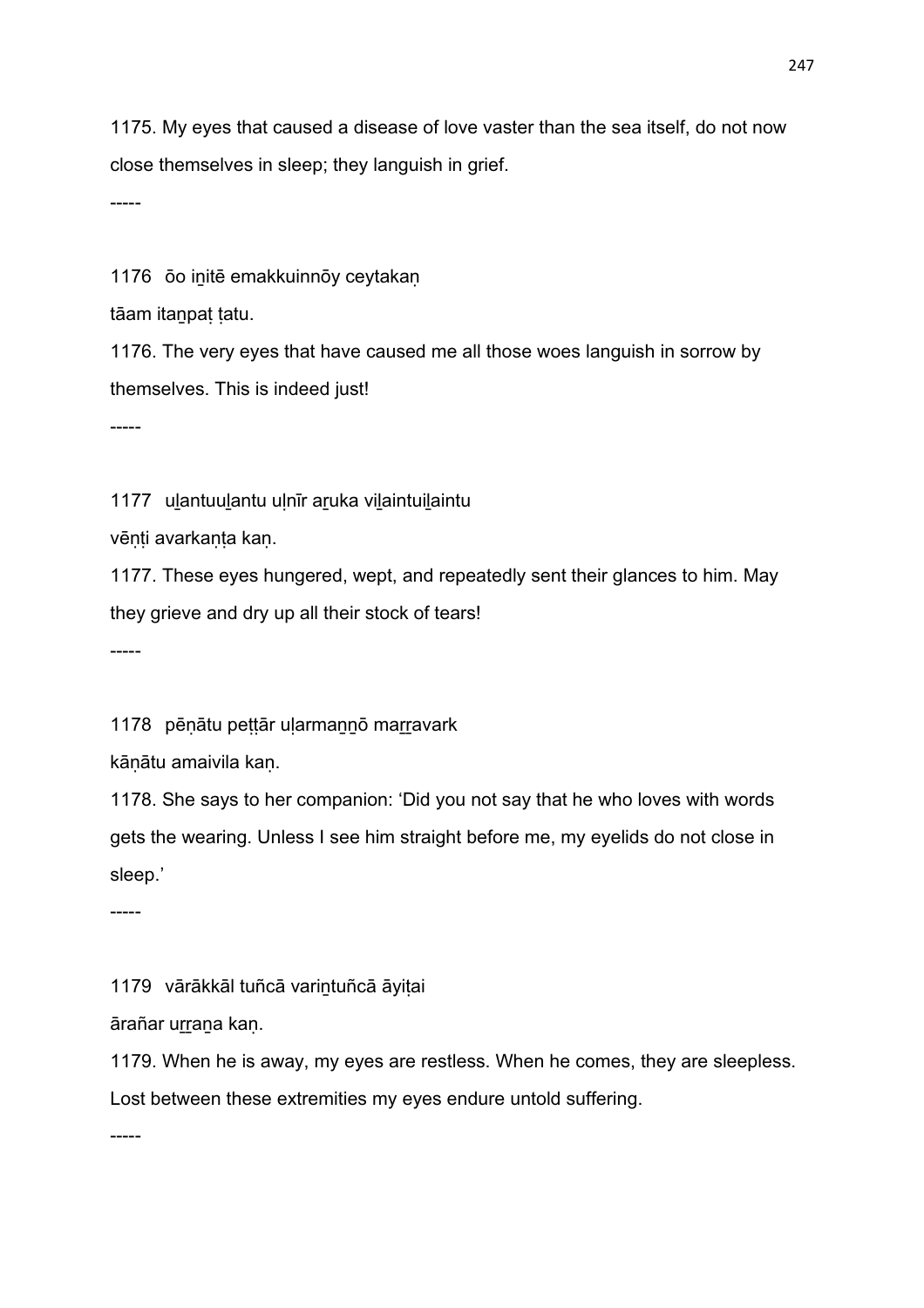1175. My eyes that caused a disease of love vaster than the sea itself, do not now close themselves in sleep; they languish in grief.

-----

1176 ōo iṉitē emakkuinnōy ceytakaṇ

tāam itaṉpaṭ ṭatu.

1176. The very eyes that have caused me all those woes languish in sorrow by themselves. This is indeed just!

-----

1177 uḻantuuḻantu uḷnīr aṟuka viḻaintuiḻaintu

vēṇṭi avarkaṇṭa kaṇ.

1177. These eyes hungered, wept, and repeatedly sent their glances to him. May they grieve and dry up all their stock of tears!

-----

1178 pēṇātu peṭṭār uḷarmaṉṉō maṟṟavark

kāṇātu amaivila kaṇ.

1178. She says to her companion: 'Did you not say that he who loves with words gets the wearing. Unless I see him straight before me, my eyelids do not close in sleep.'

-----

1179 vārākkāl tuñcā variṉtuñcā āyiṭai

ārañar uṟraṉa kaṇ.

1179. When he is away, my eyes are restless. When he comes, they are sleepless. Lost between these extremities my eyes endure untold suffering.

-----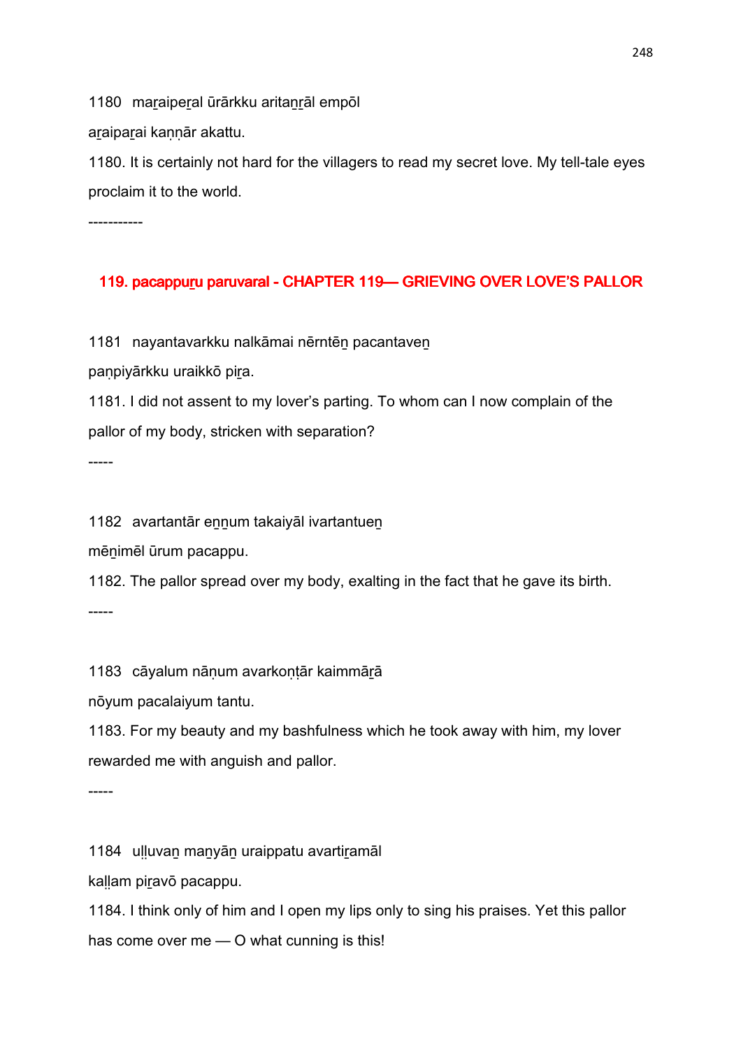1180 maṟaipeṟal ūrārkku aritaṉṟāl empōl

aṟaipaṟai kaṇṇār akattu.

1180. It is certainly not hard for the villagers to read my secret love. My tell-tale eyes proclaim it to the world.

-----------

## 119. pacappuṟu paruvaral - CHAPTER 119— GRIEVING OVER LOVE'S PALLOR

1181 nayantavarkku nalkāmai nērntēṉ pacantaveṉ

paṇpiyārkku uraikkō piṟa.

1181. I did not assent to my lover's parting. To whom can I now complain of the pallor of my body, stricken with separation?

-----

1182 avartantār eṉṉum takaiyāl ivartantueṉ

mēṉimēl ūrum pacappu.

1182. The pallor spread over my body, exalting in the fact that he gave its birth.

-----

1183 cāyalum nāṇum avarkoṇṭār kaimmāṟā

nōyum pacalaiyum tantu.

1183. For my beauty and my bashfulness which he took away with him, my lover rewarded me with anguish and pallor.

-----

1184 uḷḷuvaṉ maṉyāṉ uraippatu avartiṟamāl

kaḷḷam piṟavō pacappu.

1184. I think only of him and I open my lips only to sing his praises. Yet this pallor has come over me — O what cunning is this!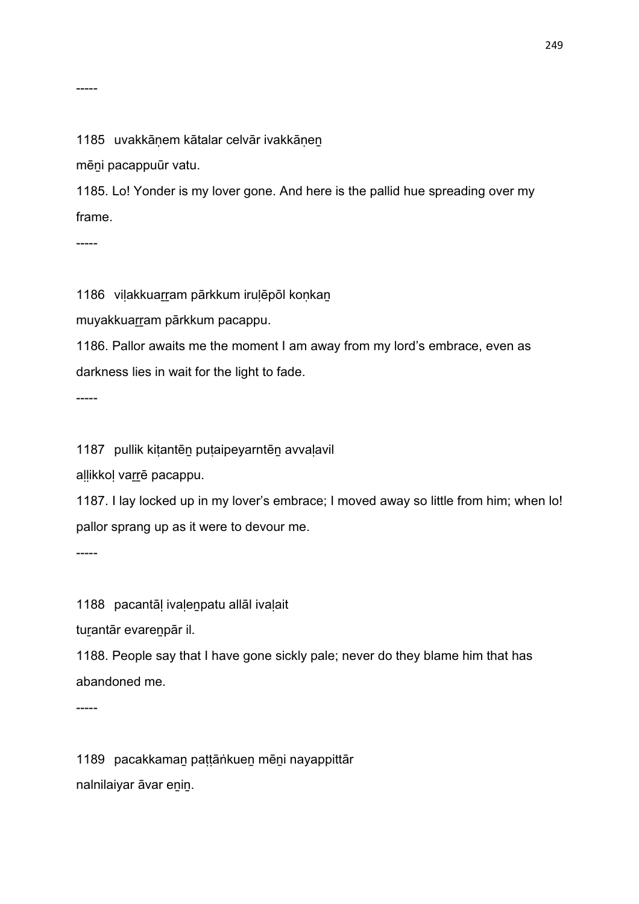-----

1185 uvakkāṇem kātalar celvār ivakkāṇeṉ

mēṉi pacappuūr vatu.

1185. Lo! Yonder is my lover gone. And here is the pallid hue spreading over my frame.

-----

1186 viḷakkuaṟṟam pārkkum iruḷēpōl koṇkaṉ

muyakkuaṟṟam pārkkum pacappu.

1186. Pallor awaits me the moment I am away from my lord's embrace, even as darkness lies in wait for the light to fade.

-----

1187 pullik kiṭantēṉ puṭaipeyarntēṉ avvaḷavil

aḷḷikkoḷ vaṟṟē pacappu.

1187. I lay locked up in my lover's embrace; I moved away so little from him; when lo! pallor sprang up as it were to devour me.

-----

1188 pacantāḷ ivaḷeṉpatu allāl ivaḷait

tuṟantār evareṉpār il.

1188. People say that I have gone sickly pale; never do they blame him that has abandoned me.

-----

1189 pacakkamaṉ paṭṭāṅkueṉ mēṉi nayappittār

nalnilaiyar āvar eṉiṉ.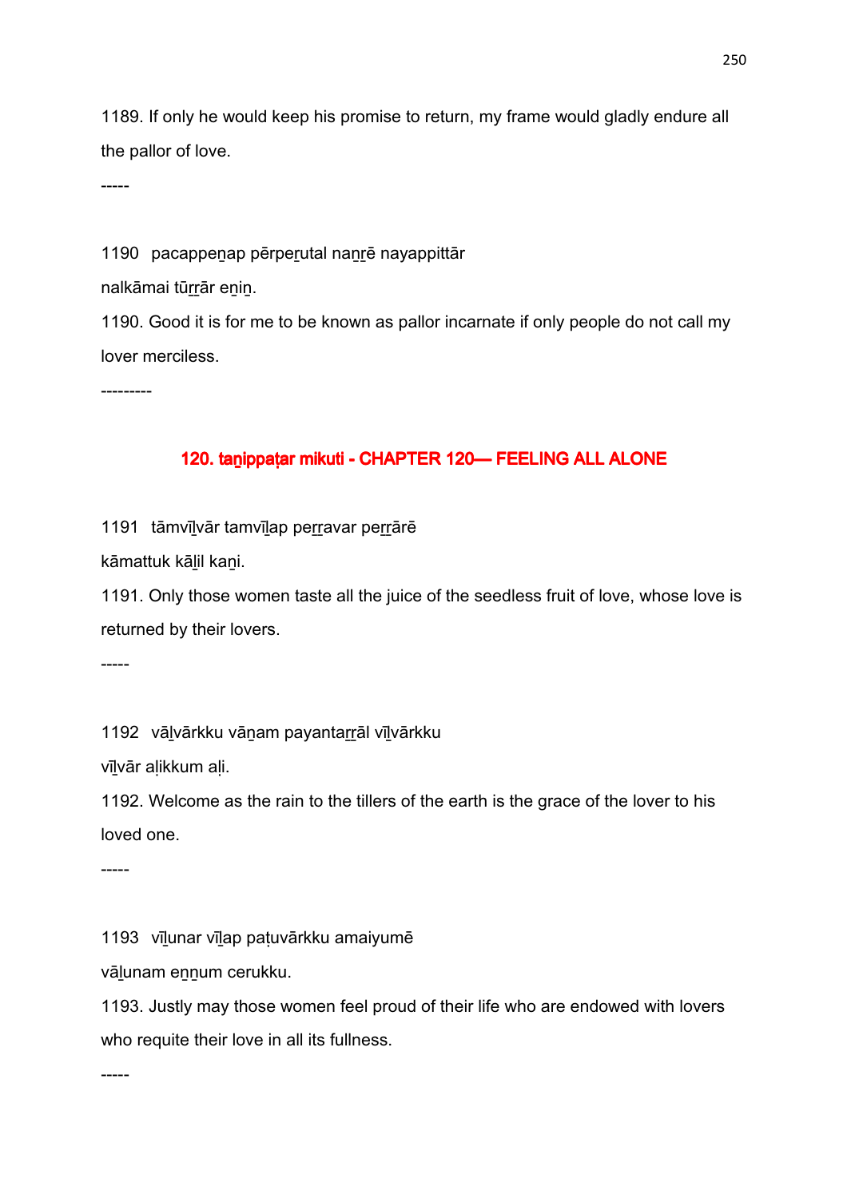1189. If only he would keep his promise to return, my frame would gladly endure all the pallor of love.

-----

1190 pacappeṉap pērpeṟutal naṉṟē nayappittār
nalkāmai tūṟṟār eṉiṉ.

1190. Good it is for me to be known as pallor incarnate if only people do not call my lover merciless.

---------

## 120. taṉippaṭar mikuti - CHAPTER 120— FEELING ALL ALONE

1191 tāmvīḻvār tamvīḻap peṟṟavar peṟṟārē
kāmattuk kāḻil kaṉi.

1191. Only those women taste all the juice of the seedless fruit of love, whose love is returned by their lovers.

-----

1192 vāḻvārkku vāṉam payantaṟṟāl vīḻvārkku
vīḻvār aḷikkum aḷi.

1192. Welcome as the rain to the tillers of the earth is the grace of the lover to his loved one.

-----

1193 vīḻunar vīḻap paṭuvārkku amaiyumē
vāḻunam eṉṉum cerukku.

1193. Justly may those women feel proud of their life who are endowed with lovers who requite their love in all its fullness.

-----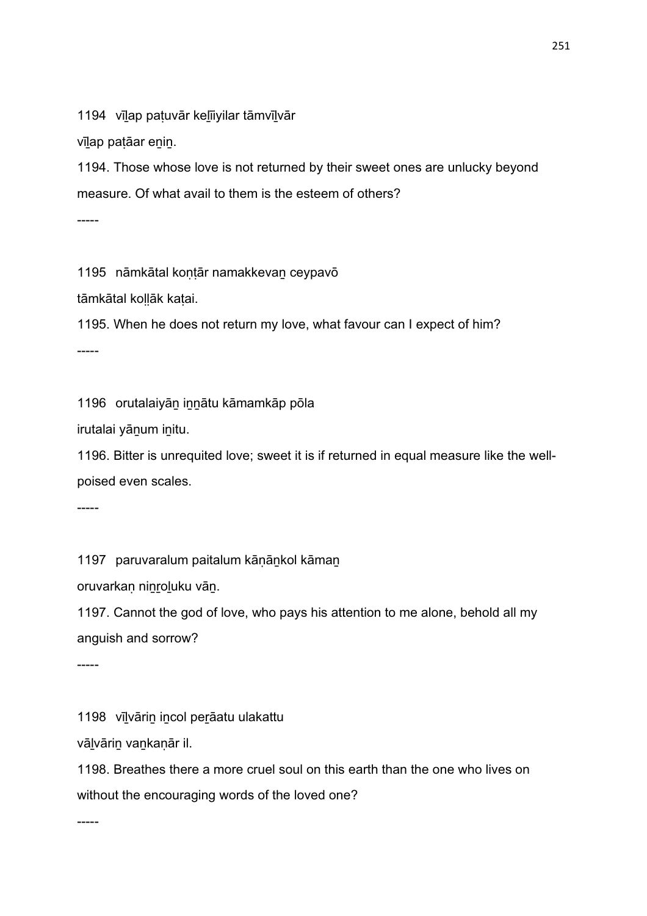1194 vīḻap paṭuvār keḻīiyilar tāmvīḻvār

vīḻap paṭāar eṉiṉ.

1194. Those whose love is not returned by their sweet ones are unlucky beyond measure. Of what avail to them is the esteem of others?

-----

1195 nāmkātal koṇṭār namakkevaṉ ceypavō

tāmkātal koḷḷāk kaṭai.

1195. When he does not return my love, what favour can I expect of him?

-----

1196 orutalaiyāṉ iṉṉātu kāmamkāp pōla

irutalai yāṉum iṉitu.

1196. Bitter is unrequited love; sweet it is if returned in equal measure like the well-poised even scales.

-----

1197 paruvaralum paitalum kāṇāṉkol kāmaṉ

oruvarkaṇ niṉṟoḻuku vāṉ.

1197. Cannot the god of love, who pays his attention to me alone, behold all my anguish and sorrow?

-----

1198 vīḻvāriṉ iṉcol peṟāatu ulakattu

vāḻvāriṉ vaṉkaṇār il.

1198. Breathes there a more cruel soul on this earth than the one who lives on without the encouraging words of the loved one?

-----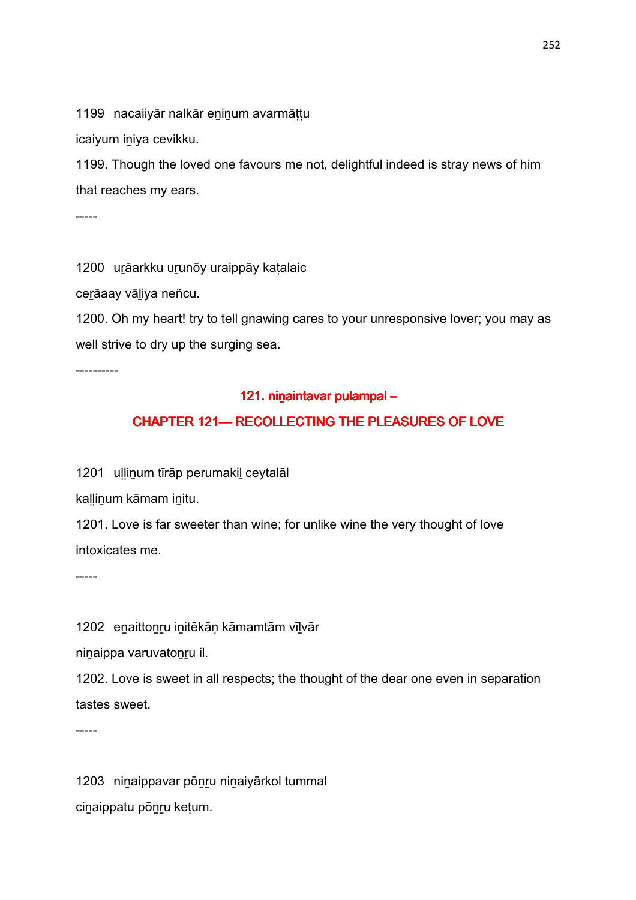1199 nacaiiyār nalkār eṉiṉum avarmāṭṭu

icaiyum iṉiya cevikku.

1199. Though the loved one favours me not, delightful indeed is stray news of him that reaches my ears.

-----

1200 uṟāarkku uṟunōy uraippāy kaṭalaic

ceṟāaay vāḻiya neñcu.

1200. Oh my heart! try to tell gnawing cares to your unresponsive lover; you may as well strive to dry up the surging sea.

----------

## 121. niṉaintavar pulampal –

## CHAPTER 121— RECOLLECTING THE PLEASURES OF LOVE

1201 uḷḷiṉum tīrāp perumakiḻ ceytalāl

kaḷḷiṉum kāmam iṉitu.

1201. Love is far sweeter than wine; for unlike wine the very thought of love intoxicates me.

-----

1202 eṉaittoṉṟu iṉitēkāṇ kāmamtām vīḻvār

niṉaippa varuvatoṉṟu il.

1202. Love is sweet in all respects; the thought of the dear one even in separation tastes sweet.

-----

1203 niṉaippavar pōṉṟu niṉaiyārkol tummal

ciṉaippatu pōṉṟu keṭum.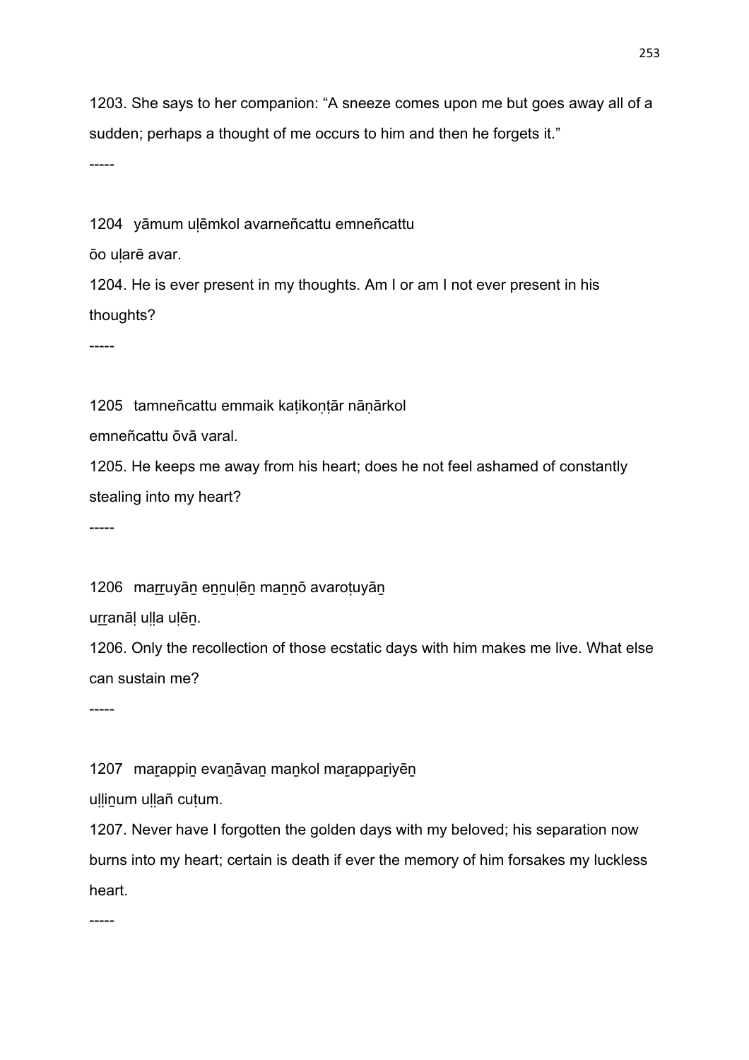1203. She says to her companion: “A sneeze comes upon me but goes away all of a sudden; perhaps a thought of me occurs to him and then he forgets it.”

-----

1204 yāmum uḷēmkol avarneñcattu emneñcattu

ōo uḷarē avar.

1204. He is ever present in my thoughts. Am I or am I not ever present in his thoughts?

-----

1205 tamneñcattu emmaik kaṭikoṇṭār nāṇārkol

emneñcattu ōvā varal.

1205. He keeps me away from his heart; does he not feel ashamed of constantly stealing into my heart?

-----

1206 maṟṟuyāṉ eṉṉuḷēṉ maṉṉō avaroṭuyāṉ

uṟṟanāḷ uḷḷa uḷēṉ.

1206. Only the recollection of those ecstatic days with him makes me live. What else can sustain me?

-----

1207 maṟappiṉ evaṉāvaṉ maṉkol maṟappaṟiyēṉ

uḷḷiṉum uḷḷañ cuṭum.

1207. Never have I forgotten the golden days with my beloved; his separation now burns into my heart; certain is death if ever the memory of him forsakes my luckless heart.

-----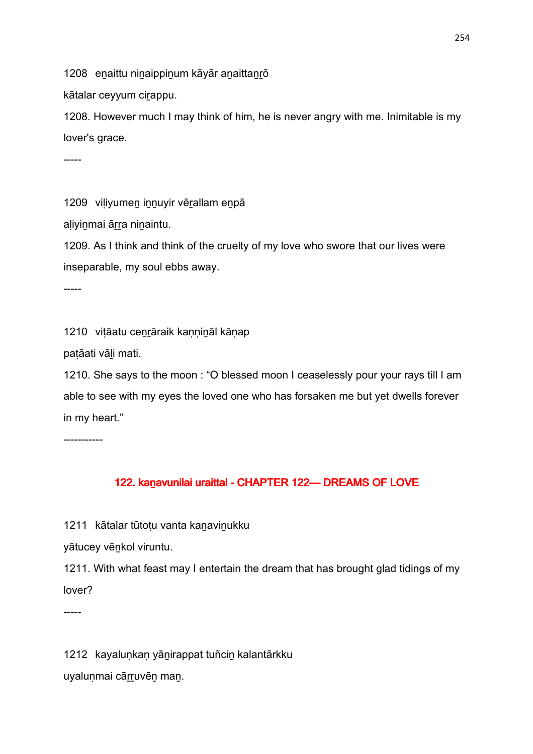1208 eṉaittu niṉaippiṉum kāyār aṉaittaṉṟō

kātalar ceyyum ciṟappu.

1208. However much I may think of him, he is never angry with me. Inimitable is my lover's grace.

-----

1209 viḷiyumeṉ iṉṉuyir vēṟallam eṉpā

aḷiyiṉmai āṟṟa niṉaintu.

1209. As I think and think of the cruelty of my love who swore that our lives were inseparable, my soul ebbs away.

-----

1210 viṭāatu ceṉṟāraik kaṇṇiṉāl kāṇap

paṭāati vāḻi mati.

1210. She says to the moon : "O blessed moon I ceaselessly pour your rays till I am able to see with my eyes the loved one who has forsaken me but yet dwells forever in my heart."

-----------

## 122. kaṉavunilai uraittal - CHAPTER 122— DREAMS OF LOVE

1211 kātalar tūtoṭu vanta kaṉaviṉukku

yātucey vēṉkol viruntu.

1211. With what feast may I entertain the dream that has brought glad tidings of my lover?

-----

1212 kayaluṇkaṇ yāṉirappat tuñciṉ kalantārkku

uyaluṇmai cāṟṟuvēṉ maṉ.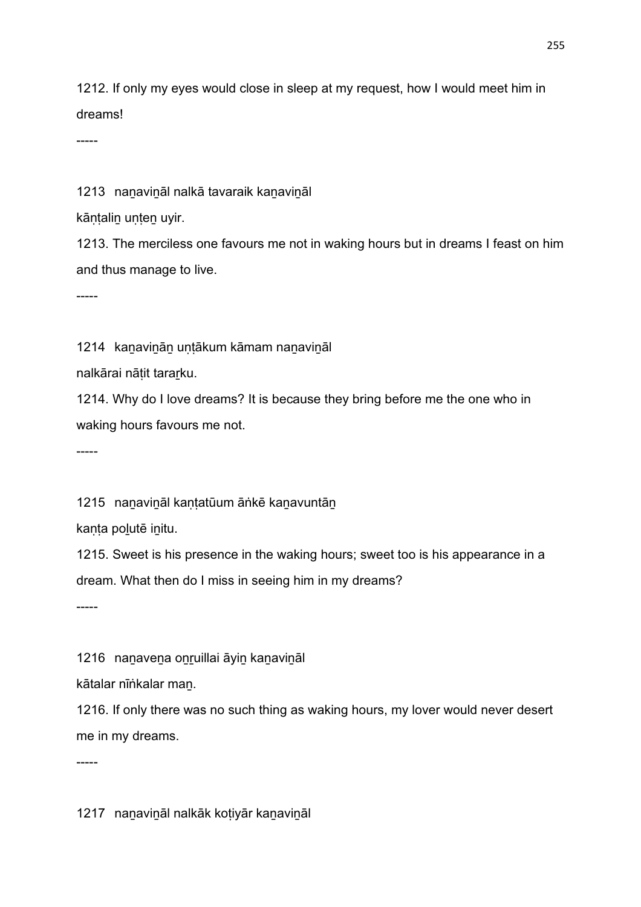1212. If only my eyes would close in sleep at my request, how I would meet him in dreams!

-----

1213 naṉaviṉāl nalkā tavaraik kaṉaviṉāl

kāṇṭaliṉ uṇṭeṉ uyir.

1213. The merciless one favours me not in waking hours but in dreams I feast on him and thus manage to live.

-----

1214 kaṉaviṉāṉ uṇṭākum kāmam naṉaviṉāl

nalkārai nāṭit taraṟku.

1214. Why do I love dreams? It is because they bring before me the one who in waking hours favours me not.

-----

1215 naṉaviṉāl kaṇṭatūum āṅkē kaṉavuntāṉ

kaṇṭa poḻutē iṉitu.

1215. Sweet is his presence in the waking hours; sweet too is his appearance in a dream. What then do I miss in seeing him in my dreams?

-----

1216 naṉaveṉa oṉṟuillai āyiṉ kaṉaviṉāl

kātalar nīṅkalar maṉ.

1216. If only there was no such thing as waking hours, my lover would never desert me in my dreams.

-----

1217 naṉaviṉāl nalkāk koṭiyār kaṉaviṉāl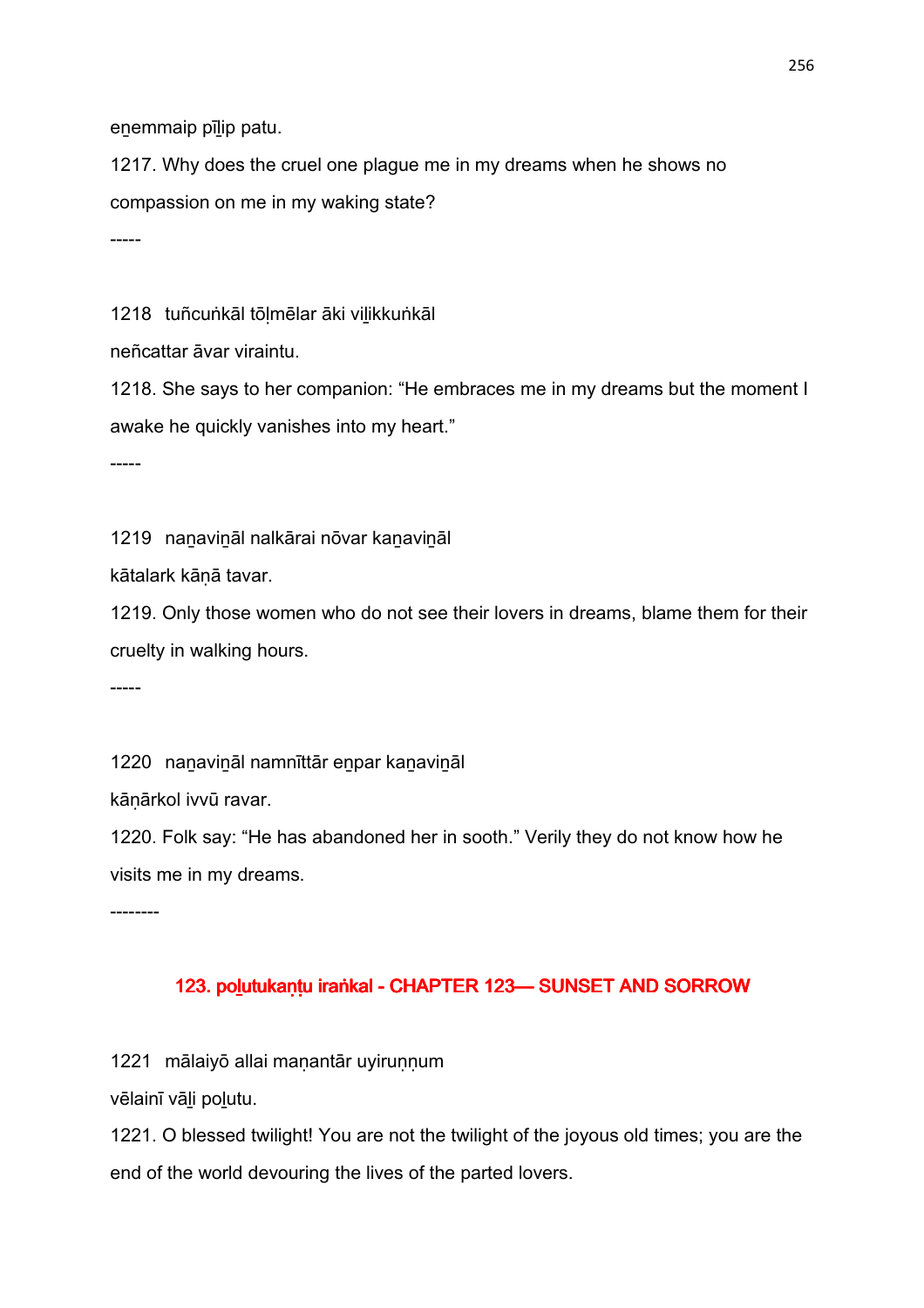eṉemmaip pīḻip patu.

1217. Why does the cruel one plague me in my dreams when he shows no compassion on me in my waking state?

-----

1218 tuñcuṅkāl tōḷmēlar āki viḻikkuṅkāl

neñcattar āvar viraintu.

1218. She says to her companion: "He embraces me in my dreams but the moment I awake he quickly vanishes into my heart."

-----

1219 naṉaviṉāl nalkārai nōvar kaṉaviṉāl

kātalark kāṇā tavar.

1219. Only those women who do not see their lovers in dreams, blame them for their cruelty in walking hours.

-----

1220 naṉaviṉāl namnīttār eṉpar kaṉaviṉāl

kāṇārkol ivvū ravar.

1220. Folk say: "He has abandoned her in sooth." Verily they do not know how he visits me in my dreams.

--------

## 123. poḻutukaṇṭu iraṅkal - CHAPTER 123— SUNSET AND SORROW

1221 mālaiyō allai maṇantār uyiruṇṇum

vēlainī vāḻi poḻutu.

1221. O blessed twilight! You are not the twilight of the joyous old times; you are the end of the world devouring the lives of the parted lovers.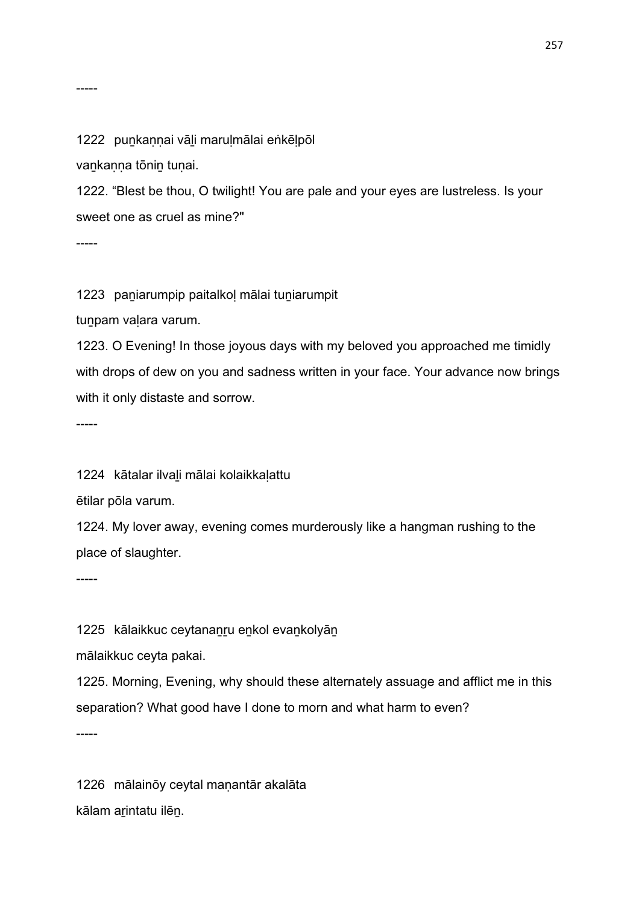-----

1222 puṉkaṇṇai vāḻi maruḷmālai eṅkēḷpōl

vaṉkaṇṇa tōniṉ tuṇai.

1222. “Blest be thou, O twilight! You are pale and your eyes are lustreless. Is your sweet one as cruel as mine?"

-----

1223 paṉiarumpip paitalkoḷ mālai tuṉiarumpit

tuṉpam vaḷara varum.

1223. O Evening! In those joyous days with my beloved you approached me timidly with drops of dew on you and sadness written in your face. Your advance now brings with it only distaste and sorrow.

-----

1224 kātalar ilvaḻi mālai kolaikkaḷattu

ētilar pōla varum.

1224. My lover away, evening comes murderously like a hangman rushing to the place of slaughter.

-----

1225 kālaikkuc ceytanaṉṟu eṉkol evaṉkolyāṉ

mālaikkuc ceyta pakai.

1225. Morning, Evening, why should these alternately assuage and afflict me in this separation? What good have I done to morn and what harm to even?

-----

1226 mālainōy ceytal maṇantār akalāta

kālam aṟintatu ilēṉ.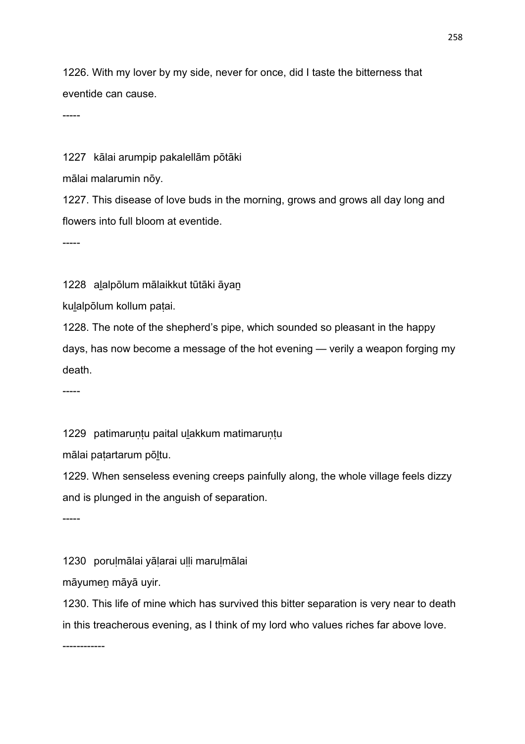1226. With my lover by my side, never for once, did I taste the bitterness that eventide can cause.

-----

1227 kālai arumpip pakalellām pōtāki
mālai malarumin nōy.

1227. This disease of love buds in the morning, grows and grows all day long and flowers into full bloom at eventide.

-----

1228 aḻalpōlum mālaikkut tūtāki āyaṉ
kuḻalpōlum kollum paṭai.

1228. The note of the shepherd's pipe, which sounded so pleasant in the happy days, has now become a message of the hot evening — verily a weapon forging my death.

-----

1229 patimaruṇṭu paital uḻakkum matimaruṇṭu
mālai paṭartarum pōḻtu.

1229. When senseless evening creeps painfully along, the whole village feels dizzy and is plunged in the anguish of separation.

-----

1230 poruḷmālai yāḷarai uḷḷi maruḷmālai
māyumeṉ māyā uyir.

1230. This life of mine which has survived this bitter separation is very near to death in this treacherous evening, as I think of my lord who values riches far above love.

------------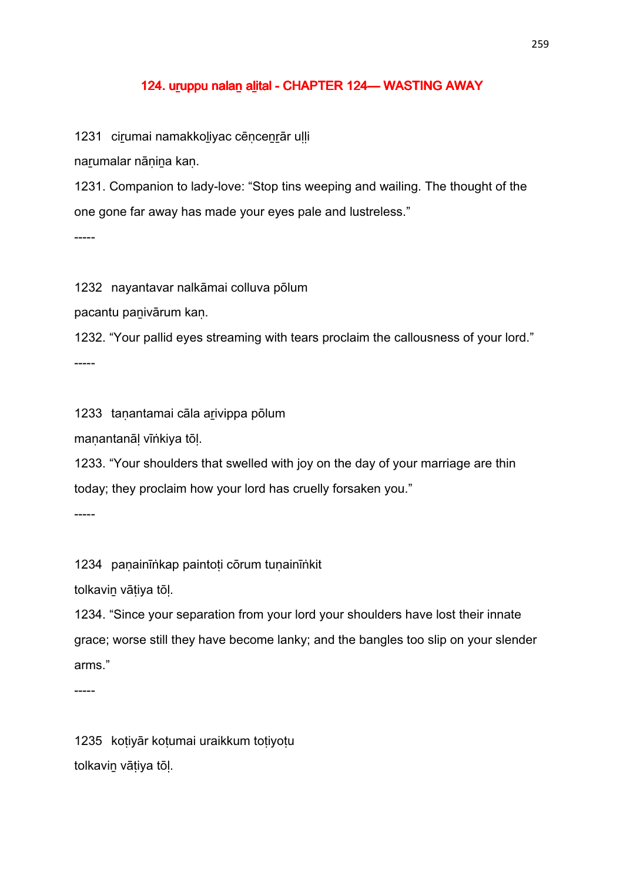## 124. uṟuppu nalaṉ aḻital - CHAPTER 124— WASTING AWAY

1231 ciṟumai namakkoḻiyac cēṇceṉṟār uḷḷi

naṟumalar nāṇiṉa kaṇ.

1231. Companion to lady-love: “Stop tins weeping and wailing. The thought of the one gone far away has made your eyes pale and lustreless.”

-----

1232 nayantavar nalkāmai colluva pōlum

pacantu paṉivārum kaṇ.

1232. “Your pallid eyes streaming with tears proclaim the callousness of your lord.”

-----

1233 taṇantamai cāla aṟivippa pōlum

maṇantanāḷ vīṅkiya tōḷ.

1233. “Your shoulders that swelled with joy on the day of your marriage are thin today; they proclaim how your lord has cruelly forsaken you.”

-----

1234 paṇainīṅkap paintoṭi cōrum tuṇainīṅkit

tolkaviṉ vāṭiya tōḷ.

1234. “Since your separation from your lord your shoulders have lost their innate grace; worse still they have become lanky; and the bangles too slip on your slender arms.”

-----

1235 koṭiyār koṭumai uraikkum toṭiyoṭu

tolkaviṉ vāṭiya tōḷ.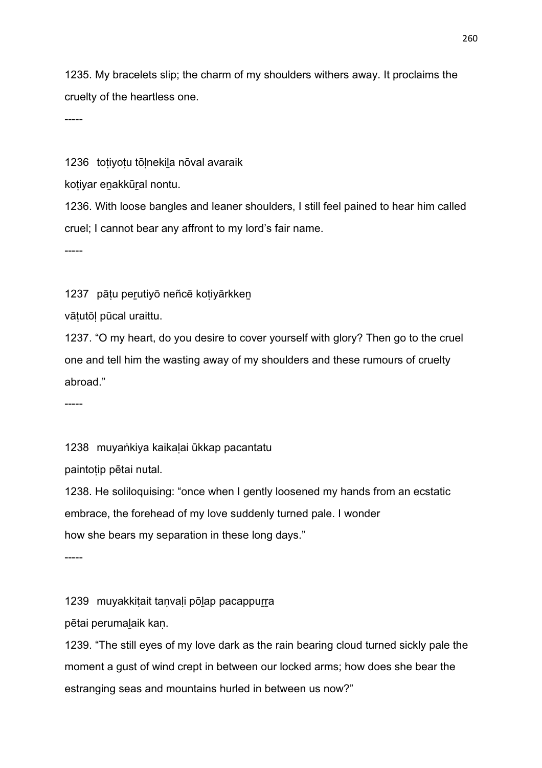1235. My bracelets slip; the charm of my shoulders withers away. It proclaims the cruelty of the heartless one.

-----

1236 toṭiyoṭu tōḷnekiḻa nōval avaraik

koṭiyar eṉakkūṟal nontu.

1236. With loose bangles and leaner shoulders, I still feel pained to hear him called cruel; I cannot bear any affront to my lord's fair name.

-----

1237 pāṭu peṟutiyō neñcē koṭiyārkkeṉ

vāṭutōḷ pūcal uraittu.

1237. "O my heart, do you desire to cover yourself with glory? Then go to the cruel one and tell him the wasting away of my shoulders and these rumours of cruelty abroad."

-----

1238 muyaṅkiya kaikaḷai ūkkap pacantatu

paintoṭip pētai nutal.

1238. He soliloquising: "once when I gently loosened my hands from an ecstatic embrace, the forehead of my love suddenly turned pale. I wonder how she bears my separation in these long days."

-----

1239 muyakkiṭait taṇvaḷi pōḻap pacappuṟṟa

pētai perumaḻaik kaṇ.

1239. "The still eyes of my love dark as the rain bearing cloud turned sickly pale the moment a gust of wind crept in between our locked arms; how does she bear the estranging seas and mountains hurled in between us now?"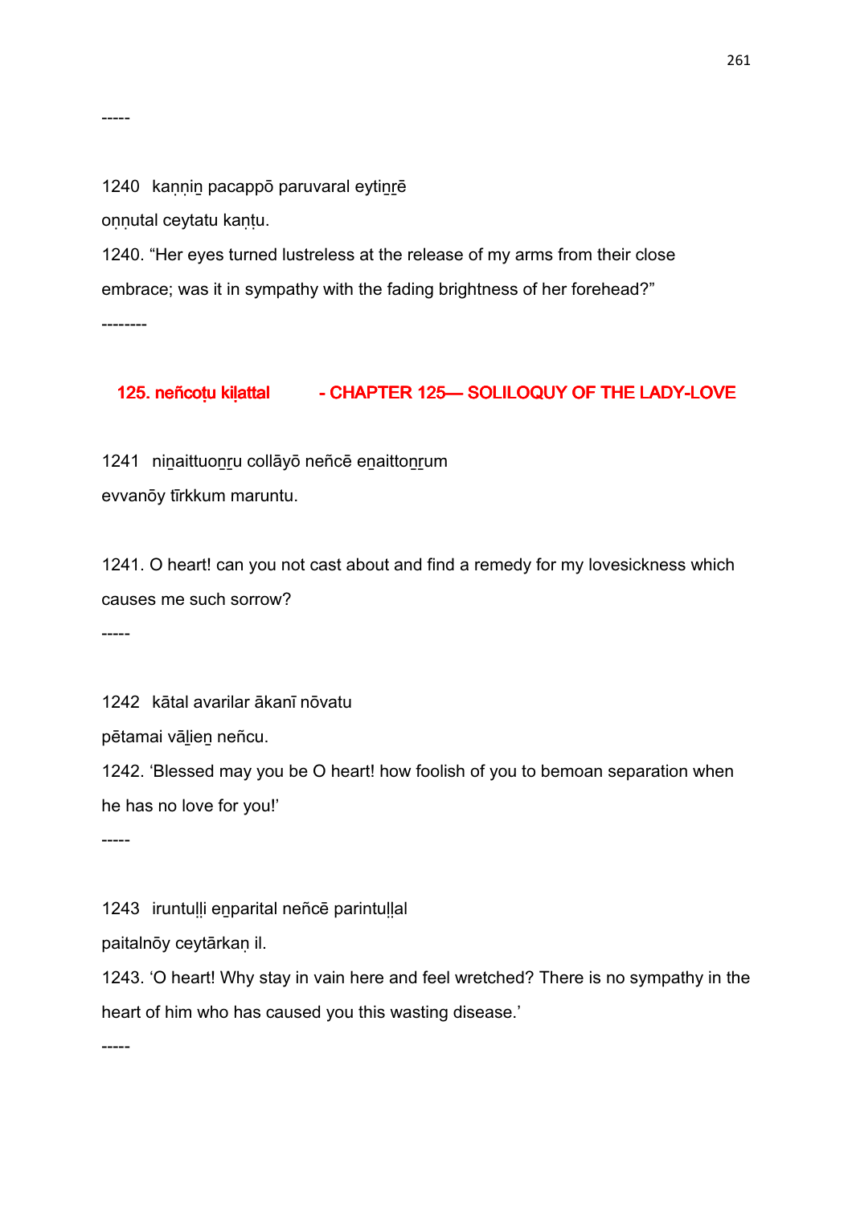-----

1240 kaṇṇiṉ pacappō paruvaral eytiṉṟē

oṇṇutal ceytatu kaṇṭu.

1240. “Her eyes turned lustreless at the release of my arms from their close embrace; was it in sympathy with the fading brightness of her forehead?”

--------

## 125. neñcoṭu kiḷattal - CHAPTER 125— SOLILOQUY OF THE LADY-LOVE

1241 niṉaittuoṉṟu collāyō neñcē eṉaittoṉṟum

evvanōy tīrkkum maruntu.

1241. O heart! can you not cast about and find a remedy for my lovesickness which causes me such sorrow?

-----

1242 kātal avarilar ākanī nōvatu

pētamai vāḻieṉ neñcu.

1242. ‘Blessed may you be O heart! how foolish of you to bemoan separation when he has no love for you!’

-----

1243 iruntuḷḷi eṉparital neñcē parintuḷḷal

paitalnōy ceytārkaṇ il.

1243. ‘O heart! Why stay in vain here and feel wretched? There is no sympathy in the heart of him who has caused you this wasting disease.’

-----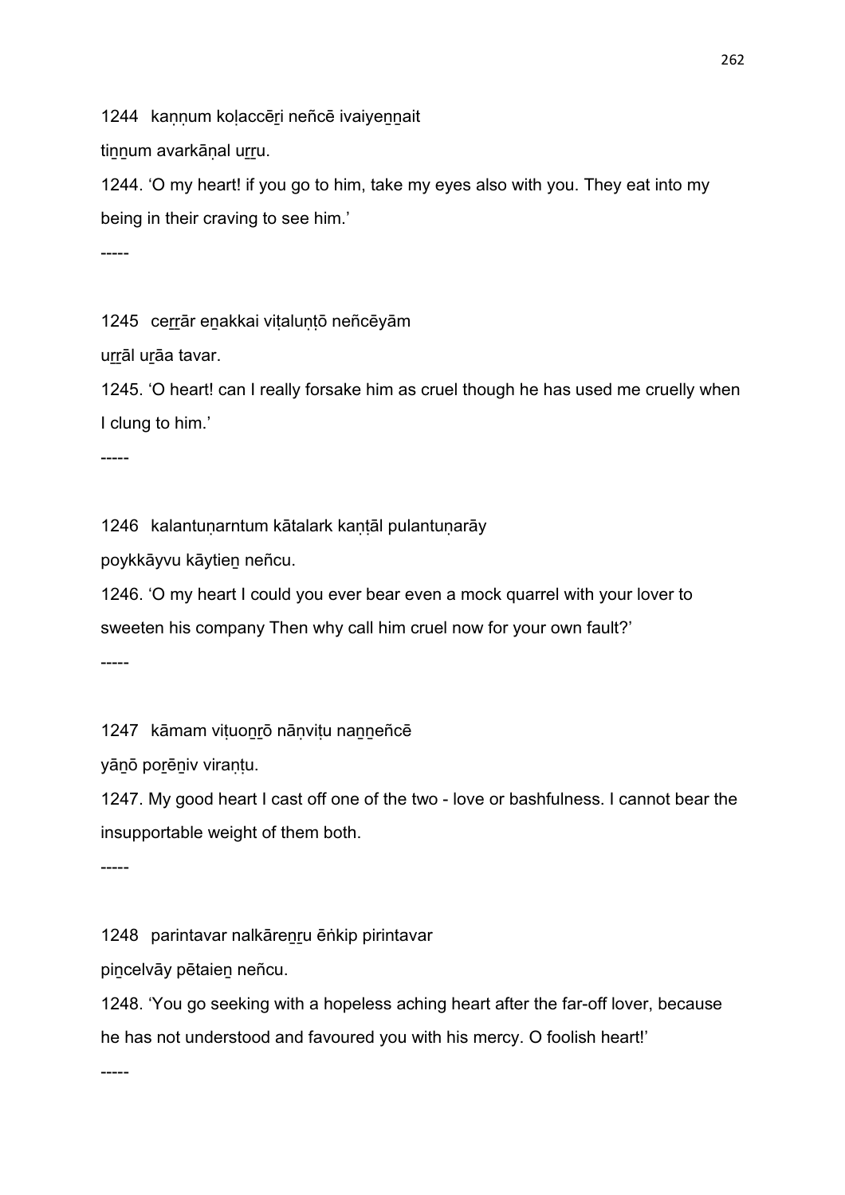1244 kaṇṇum koḷaccēṟi neñcē ivaiyeṉṉait

tiṉṉum avarkāṇal uṟṟu.

1244. ‘O my heart! if you go to him, take my eyes also with you. They eat into my being in their craving to see him.’

-----

1245 ceṟṟār eṉakkai viṭaluṇṭō neñcēyām

uṟṟāl uṟāa tavar.

1245. ‘O heart! can I really forsake him as cruel though he has used me cruelly when I clung to him.’

-----

1246 kalantuṇarntum kātalark kaṇṭāl pulantuṇarāy

poykkāyvu kāytieṉ neñcu.

1246. ‘O my heart I could you ever bear even a mock quarrel with your lover to sweeten his company Then why call him cruel now for your own fault?’

-----

1247 kāmam viṭuoṉṟō nāṇviṭu naṉṉeñcē

yāṉō poṟēṉiv viraṇṭu.

1247. My good heart I cast off one of the two - love or bashfulness. I cannot bear the insupportable weight of them both.

-----

1248 parintavar nalkāreṉṟu ēṅkip pirintavar

piṉcelvāy pētaieṉ neñcu.

1248. ‘You go seeking with a hopeless aching heart after the far-off lover, because he has not understood and favoured you with his mercy. O foolish heart!’

-----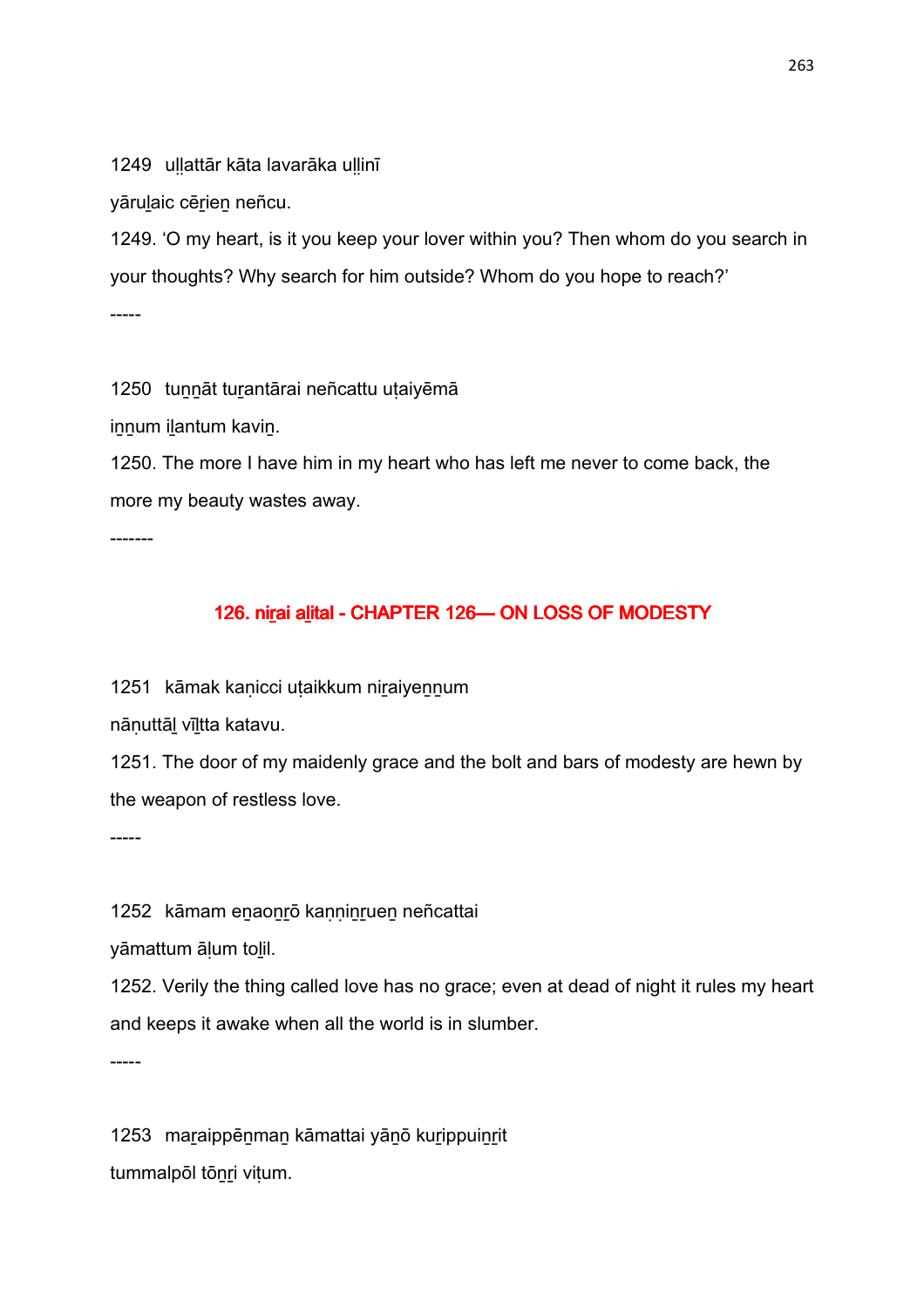1249 uḷḷattār kāta lavarāka uḷḷinī

yāruḻaic cēṟieṉ neñcu.

1249. 'O my heart, is it you keep your lover within you? Then whom do you search in your thoughts? Why search for him outside? Whom do you hope to reach?'

-----

1250 tuṉṉāt tuṟantārai neñcattu uṭaiyēmā

iṉṉum iḻantum kaviṉ.

1250. The more I have him in my heart who has left me never to come back, the more my beauty wastes away.

-------

## 126. niṟai aḻital - CHAPTER 126— ON LOSS OF MODESTY

1251 kāmak kaṇicci uṭaikkum niṟaiyeṉṉum

nāṇuttāḻ vīḻtta katavu.

1251. The door of my maidenly grace and the bolt and bars of modesty are hewn by the weapon of restless love.

-----

1252 kāmam eṉaoṉṟō kaṇṇiṉṟueṉ neñcattai

yāmattum āḷum toḻil.

1252. Verily the thing called love has no grace; even at dead of night it rules my heart and keeps it awake when all the world is in slumber.

-----

1253 maṟaippēṉmaṉ kāmattai yāṉō kuṟippuiṉṟit

tummalpōl tōṉṟi viṭum.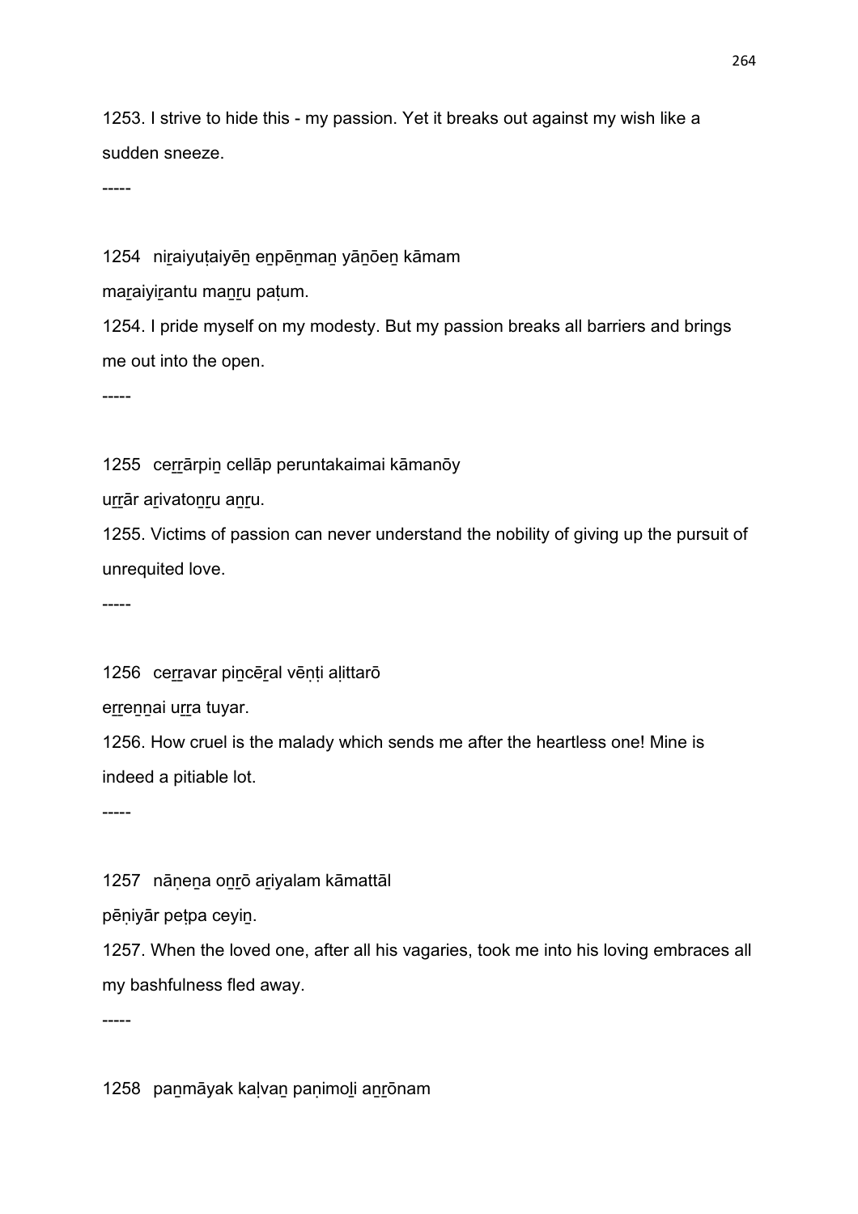1253. I strive to hide this - my passion. Yet it breaks out against my wish like a sudden sneeze.

-----

1254  niṟaiyuṭaiyēṉ eṉpēṉmaṉ yāṉōeṉ kāmam

maṟaiyiṟantu maṉṟu paṭum.

1254. I pride myself on my modesty. But my passion breaks all barriers and brings me out into the open.

-----

1255  ceṟṟārpiṉ cellāp peruntakaimai kāmanōy

uṟṟār aṟivatoṉṟu aṉṟu.

1255. Victims of passion can never understand the nobility of giving up the pursuit of unrequited love.

-----

1256  ceṟṟavar piṉcēṟal vēṇṭi aḷittarō

eṟṟeṉṉai uṟṟa tuyar.

1256. How cruel is the malady which sends me after the heartless one! Mine is indeed a pitiable lot.

-----

1257  nāṇeṉa oṉṟō aṟiyalam kāmattāl

pēṇiyār peṭpa ceyiṉ.

1257. When the loved one, after all his vagaries, took me into his loving embraces all my bashfulness fled away.

-----

1258  paṉmāyak kaḷvaṉ paṇimoḻi aṉṟōnam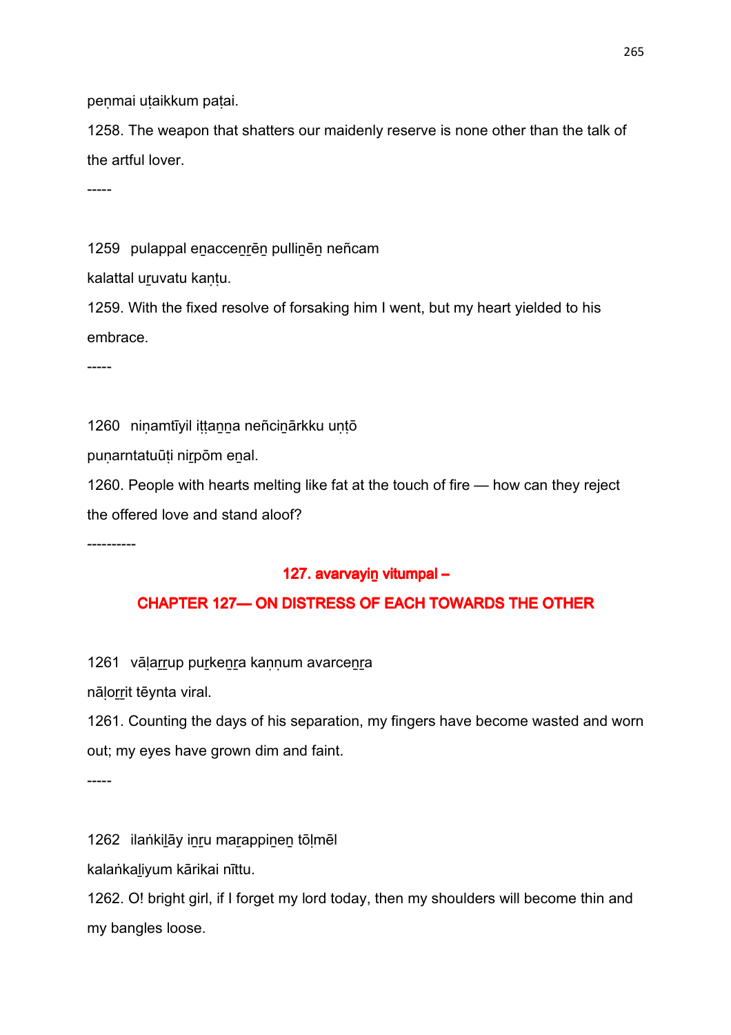peṇmai uṭaikkum paṭai.

1258. The weapon that shatters our maidenly reserve is none other than the talk of the artful lover.

-----

1259 pulappal eṉacceṉṟēṉ pulliṉēṉ neñcam
kalattal uṟuvatu kaṇṭu.

1259. With the fixed resolve of forsaking him I went, but my heart yielded to his embrace.

-----

1260 niṇamtīyil iṭṭaṉṉa neñciṉārkku uṇṭō
puṇarntatuūṭi niṟpōm eṉal.

1260. People with hearts melting like fat at the touch of fire — how can they reject the offered love and stand aloof?

----------

## 127. avarvayiṉ vitumpal –

## CHAPTER 127— ON DISTRESS OF EACH TOWARDS THE OTHER

1261 vāḷaṟṟup puṟkeṉṟa kaṇṇum avarceṉṟa
nāḷoṟṟit tēynta viral.

1261. Counting the days of his separation, my fingers have become wasted and worn out; my eyes have grown dim and faint.

-----

1262 ilaṅkiḻāy iṉṟu maṟappiṉeṉ tōḷmēl
kalaṅkaḻiyum kārikai nīttu.

1262. O! bright girl, if I forget my lord today, then my shoulders will become thin and my bangles loose.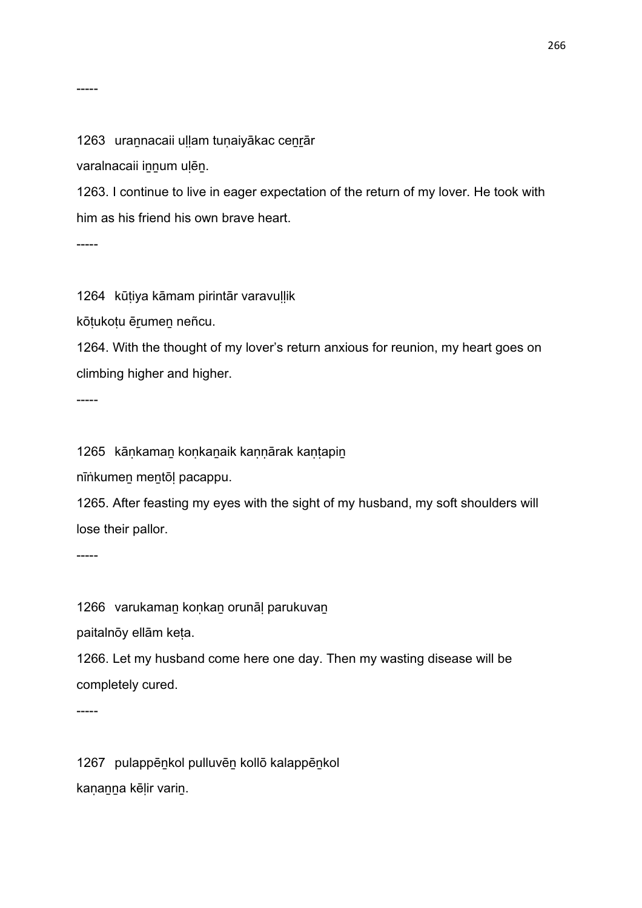-----

1263 uraṉnacaii uḷḷam tuṇaiyākac ceṉṟār

varalnacaii iṉṉum uḷēṉ.

1263. I continue to live in eager expectation of the return of my lover. He took with him as his friend his own brave heart.

-----

1264 kūṭiya kāmam pirintār varavuḷḷik

kōṭukoṭu ēṟumeṉ neñcu.

1264. With the thought of my lover's return anxious for reunion, my heart goes on climbing higher and higher.

-----

1265 kāṇkamaṉ koṇkaṉaik kaṇṇārak kaṇṭapiṉ

nīṅkumeṉ meṉtōḷ pacappu.

1265. After feasting my eyes with the sight of my husband, my soft shoulders will lose their pallor.

-----

1266 varukamaṉ koṇkaṉ orunāḷ parukuvaṉ

paitalnōy ellām keṭa.

1266. Let my husband come here one day. Then my wasting disease will be completely cured.

-----

1267 pulappēṉkol pulluvēṉ kollō kalappēṉkol

kaṇaṉṉa kēḷir variṉ.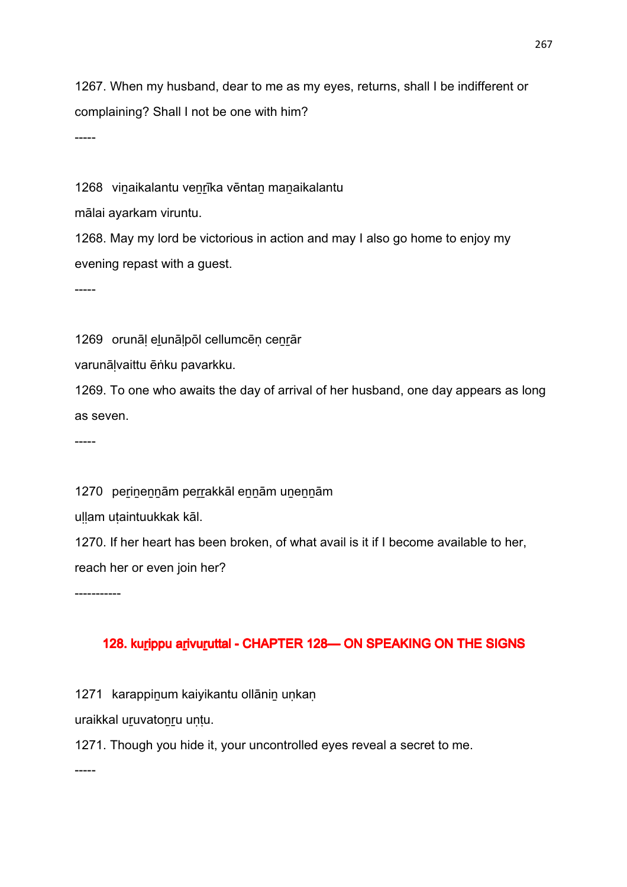1267. When my husband, dear to me as my eyes, returns, shall I be indifferent or complaining? Shall I not be one with him?

-----

1268 viṉaikalantu veṉṟīka vēntaṉ maṉaikalantu
mālai ayarkam viruntu.

1268. May my lord be victorious in action and may I also go home to enjoy my evening repast with a guest.

-----

1269 orunāḷ eḻunāḷpōl cellumcēṇ ceṉṟār
varunāḷvaittu ēṅku pavarkku.

1269. To one who awaits the day of arrival of her husband, one day appears as long as seven.

-----

1270 peṟiṉeṉṉām peṟṟakkāl eṉṉām uṉeṉṉām
uḷḷam uṭaintuukkak kāl.

1270. If her heart has been broken, of what avail is it if I become available to her, reach her or even join her?

-----------

## 128. kuṟippu aṟivuṟuttal - CHAPTER 128— ON SPEAKING ON THE SIGNS

1271 karappiṉum kaiyikantu ollāṉiṉ uṇkaṇ
uraikkal uṟuvatoṉṟu uṇṭu.

1271. Though you hide it, your uncontrolled eyes reveal a secret to me.

-----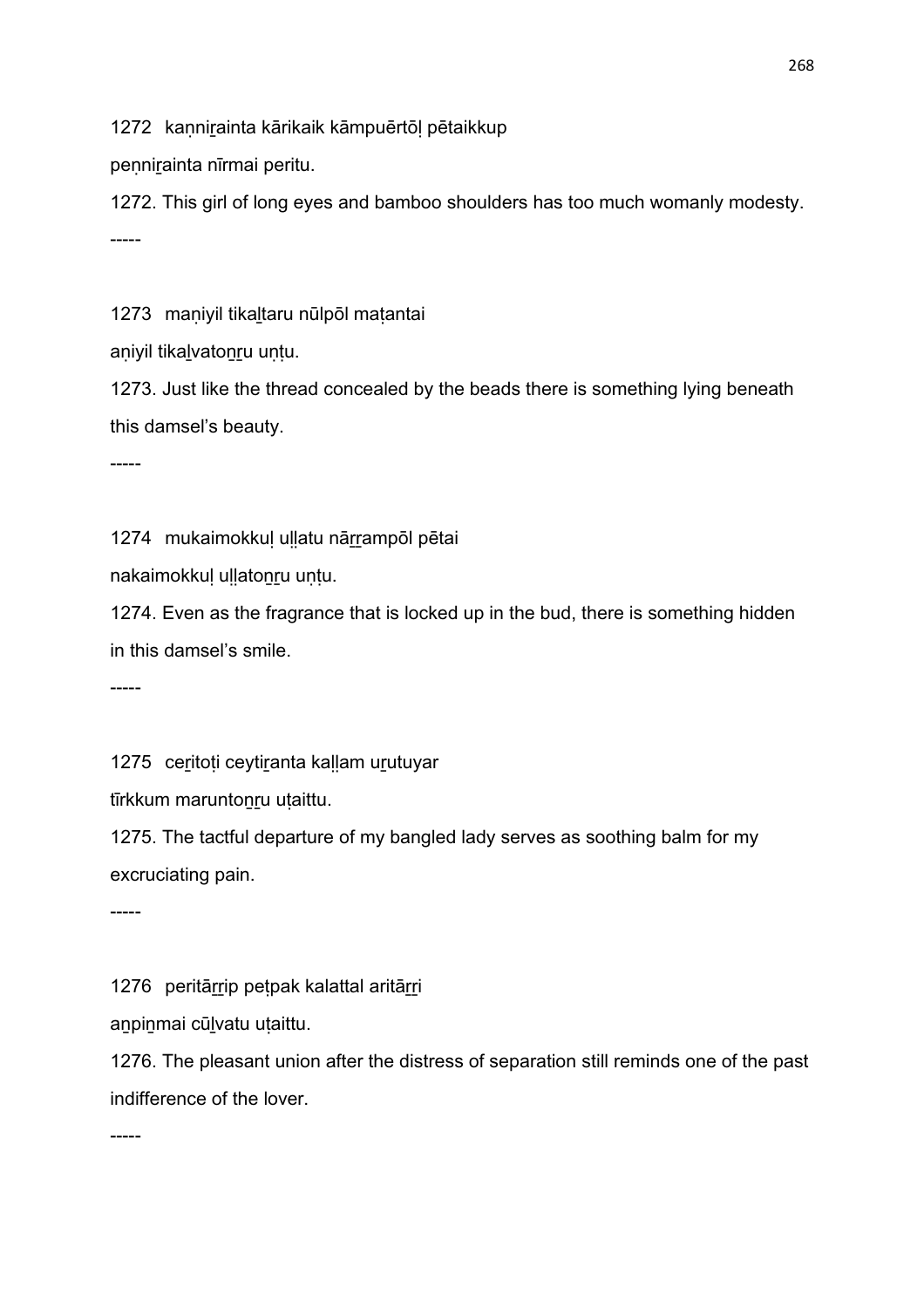1272   kaṇṇiṟainta kārikaik kāmpuērtōḷ pētaikkup

peṇṇiṟainta nīrmai peritu.

1272. This girl of long eyes and bamboo shoulders has too much womanly modesty.

-----

1273   maṇiyil tikaḻtaru nūlpōl maṭantai

aṇiyil tikaḻvatoṉṟu uṇṭu.

1273. Just like the thread concealed by the beads there is something lying beneath this damsel's beauty.

-----

1274   mukaimokkuḷ uḷḷatu nāṟṟampōl pētai

nakaimokkuḷ uḷḷatoṉṟu uṇṭu.

1274. Even as the fragrance that is locked up in the bud, there is something hidden in this damsel's smile.

-----

1275   ceṟitoṭi ceytiṟanta kaḷḷam uṟutuyar

tīrkkum maruntoṉṟu uṭaittu.

1275. The tactful departure of my bangled lady serves as soothing balm for my excruciating pain.

-----

1276   peritāṟṟip peṭpak kalattal aritāṟṟi

aṉpiṉmai cūḻvatu uṭaittu.

1276. The pleasant union after the distress of separation still reminds one of the past indifference of the lover.

-----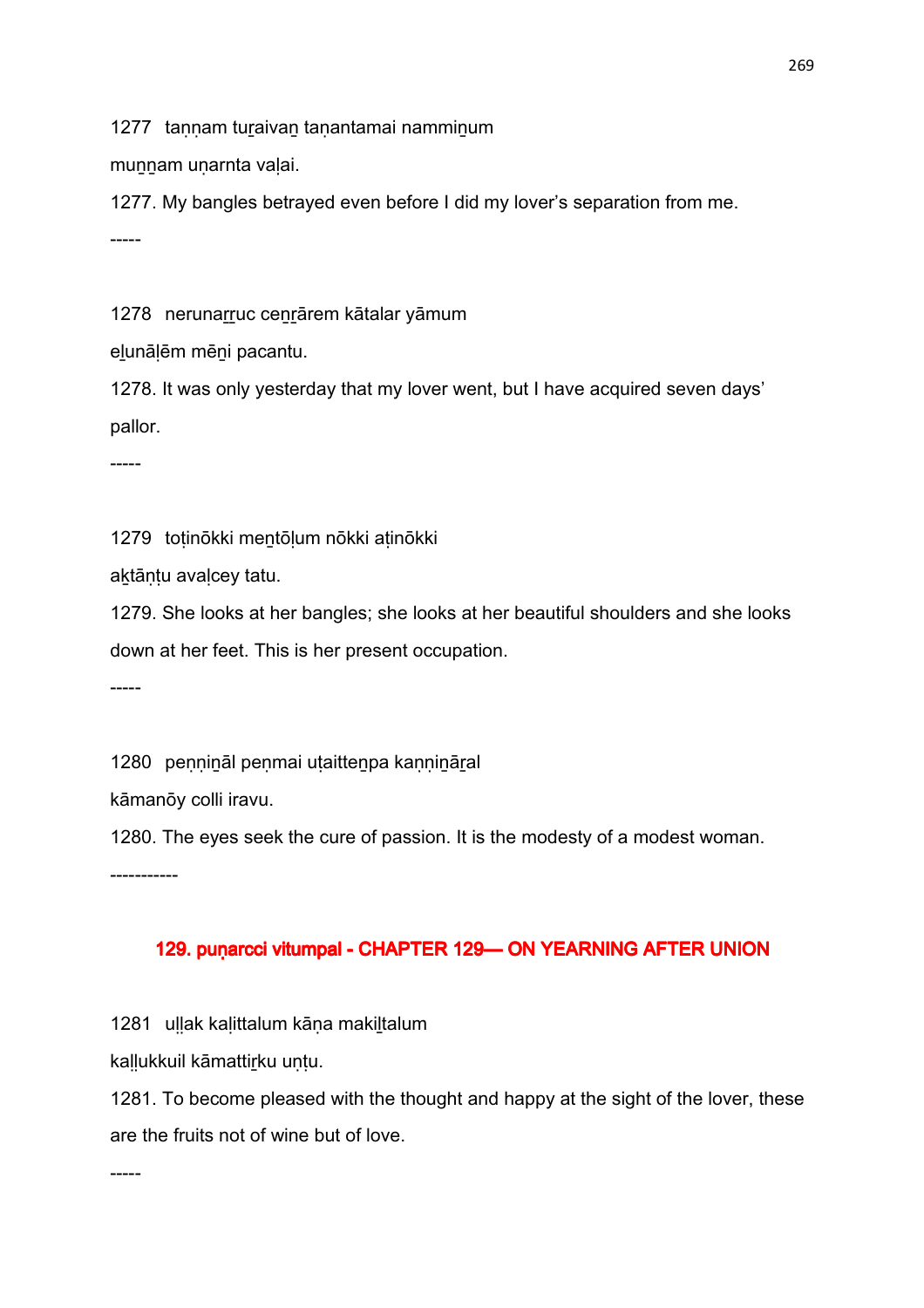1277 taṇṇam tuṟaivaṉ taṇantamai nammiṉum
muṉṉam uṇarnta vaḷai.
1277. My bangles betrayed even before I did my lover's separation from me.
-----

1278 nerunaṟṟuc ceṉṟārem kātalar yāmum
eḻunāḷēm mēṉi pacantu.
1278. It was only yesterday that my lover went, but I have acquired seven days' pallor.
-----

1279 toṭinōkki meṉtōḷum nōkki aṭinōkki
aḵtāṇṭu avaḷcey tatu.
1279. She looks at her bangles; she looks at her beautiful shoulders and she looks down at her feet. This is her present occupation.
-----

1280 peṇṇiṉāl peṇmai uṭaitteṉpa kaṇṇiṉāṟal
kāmanōy colli iravu.
1280. The eyes seek the cure of passion. It is the modesty of a modest woman.
-----------

## 129. puṇarcci vitumpal - CHAPTER 129— ON YEARNING AFTER UNION

1281 uḷḷak kaḷittalum kāṇa makiḻtalum
kaḷḷukkuil kāmattiṟku uṇṭu.
1281. To become pleased with the thought and happy at the sight of the lover, these are the fruits not of wine but of love.
-----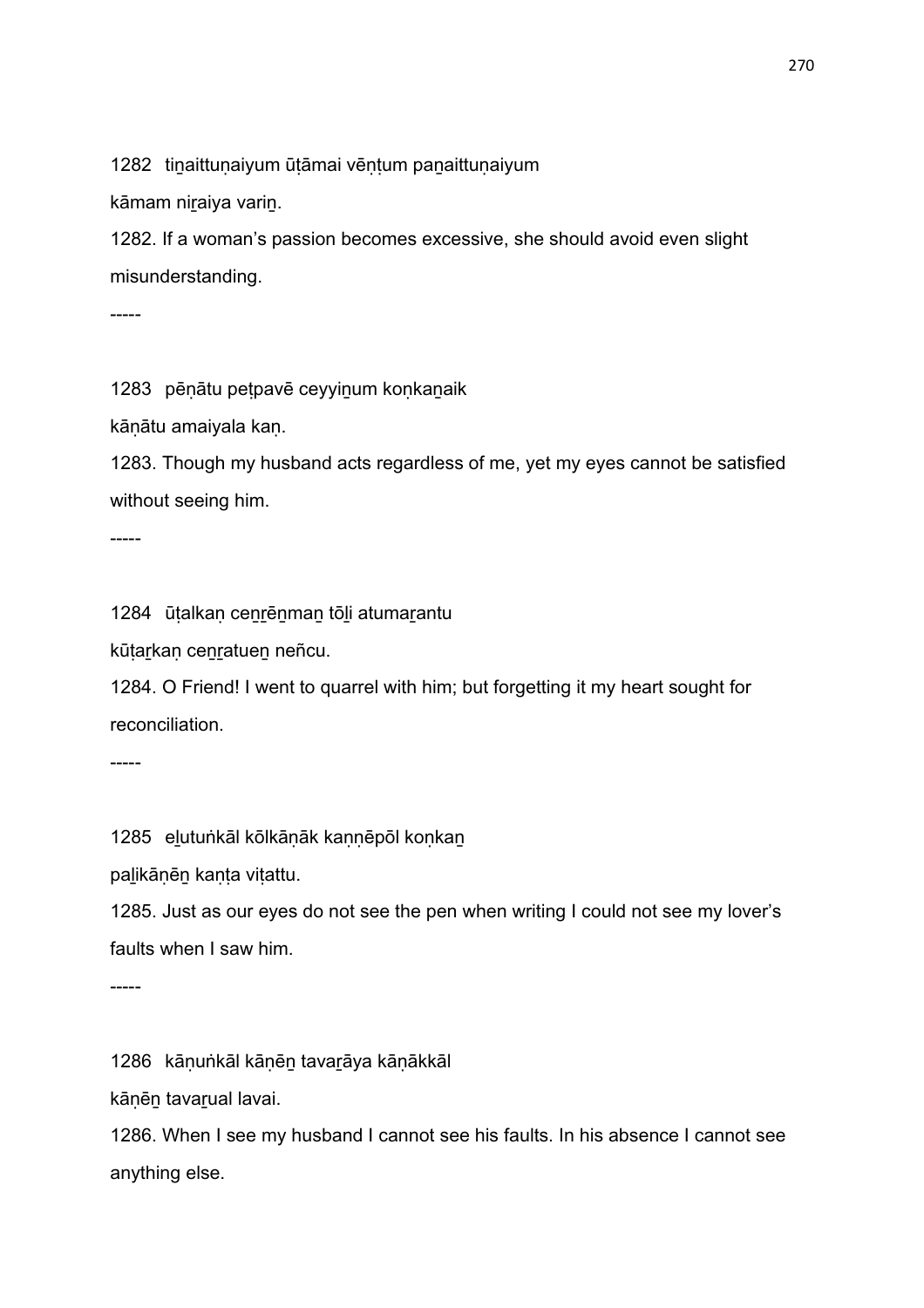1282 tiṉaittuṇaiyum ūṭāmai vēṇṭum paṉaittuṇaiyum

kāmam niṟaiya variṉ.

1282. If a woman's passion becomes excessive, she should avoid even slight misunderstanding.

-----

1283 pēṇātu peṭpavē ceyyiṉum koṇkaṉaik

kāṇātu amaiyala kaṇ.

1283. Though my husband acts regardless of me, yet my eyes cannot be satisfied without seeing him.

-----

1284 ūṭalkaṇ ceṉṟēṉmaṉ tōḻi atumaṟantu

kūṭaṟkaṇ ceṉṟatueṉ neñcu.

1284. O Friend! I went to quarrel with him; but forgetting it my heart sought for reconciliation.

-----

1285 eḻutuṅkāl kōlkāṇāk kaṇṇēpōl koṇkaṉ

paḻikāṇēṉ kaṇṭa viṭattu.

1285. Just as our eyes do not see the pen when writing I could not see my lover's faults when I saw him.

-----

1286 kāṇuṅkāl kāṇēṉ tavaṟāya kāṇākkāl

kāṇēṉ tavaṟual lavai.

1286. When I see my husband I cannot see his faults. In his absence I cannot see anything else.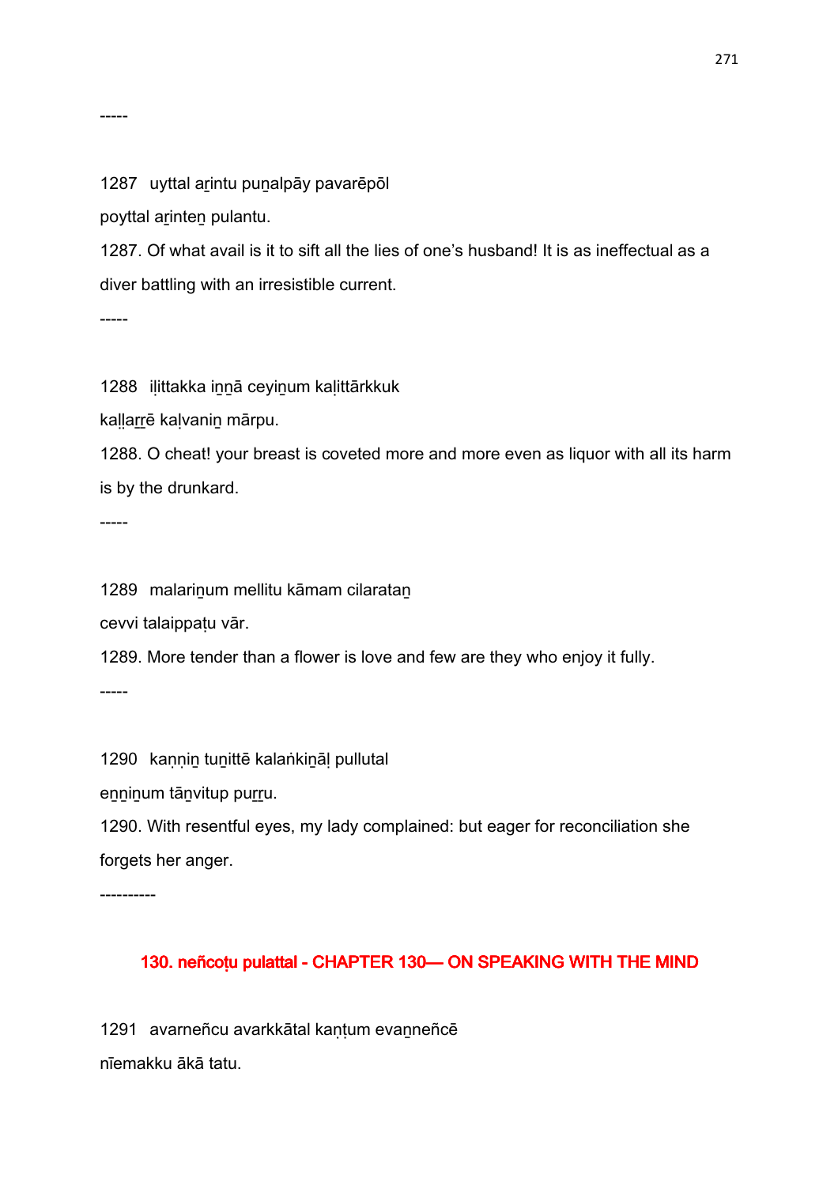-----

1287 uyttal aṟintu puṉalpāy pavarēpōl

poyttal aṟinteṉ pulantu.

1287. Of what avail is it to sift all the lies of one's husband! It is as ineffectual as a diver battling with an irresistible current.

-----

1288 iḷittakka iṉṉā ceyiṉum kaḷittārkkuk

kaḷḷaṟṟē kaḷvaṉiṉ mārpu.

1288. O cheat! your breast is coveted more and more even as liquor with all its harm is by the drunkard.

-----

1289 malariṉum mellitu kāmam cilarataṉ

cevvi talaippaṭu vār.

1289. More tender than a flower is love and few are they who enjoy it fully.

-----

1290 kaṇṇiṉ tuṉittē kalaṅkiṉāḷ pullutal

eṉṉiṉum tāṉvitup puṟṟu.

1290. With resentful eyes, my lady complained: but eager for reconciliation she forgets her anger.

----------

## 130. neñcoṭu pulattal - CHAPTER 130— ON SPEAKING WITH THE MIND

1291 avarneñcu avarkkātal kaṇṭum evaṉneñcē

nīemakku ākā tatu.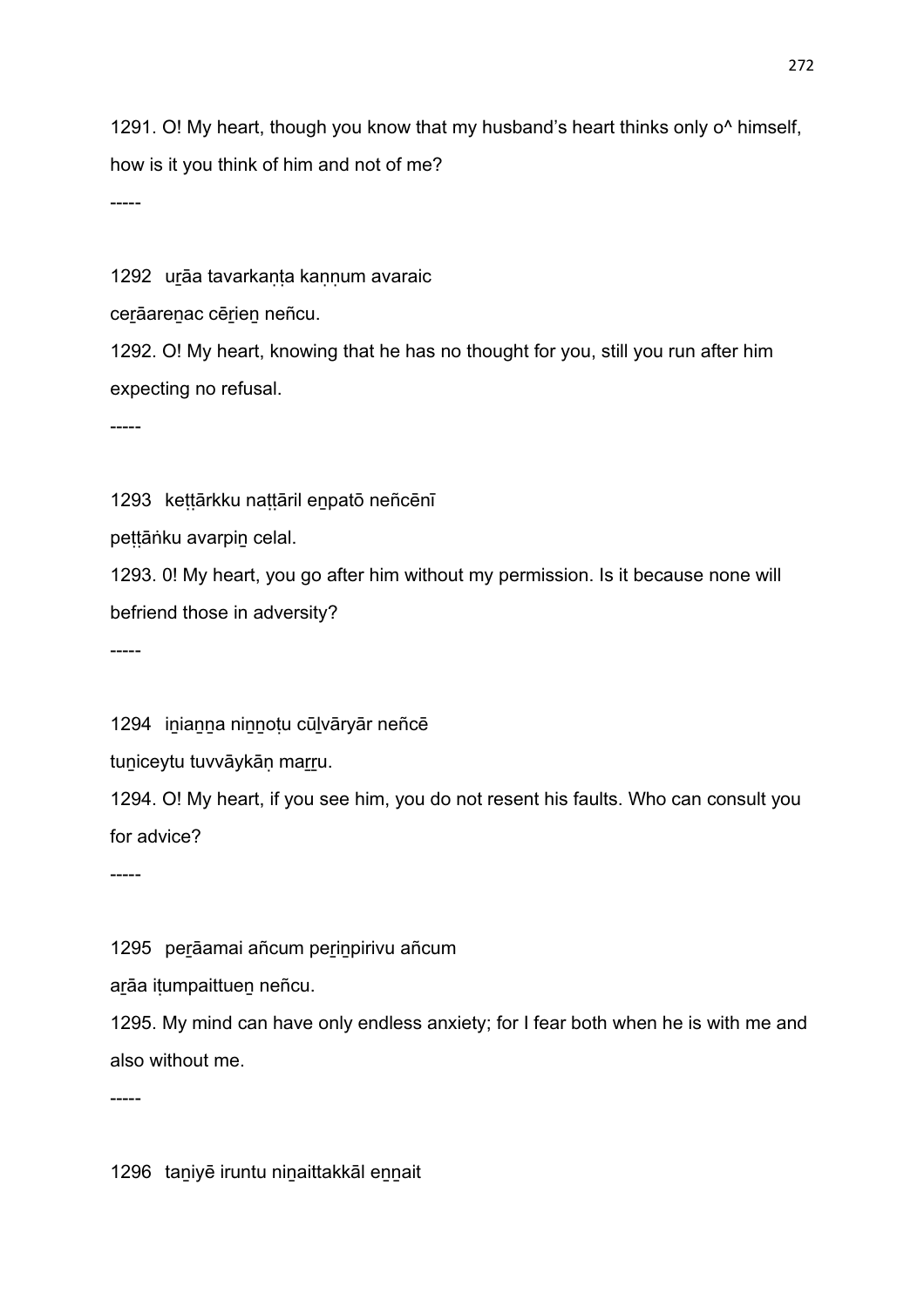1291. O! My heart, though you know that my husband's heart thinks only o^ himself, how is it you think of him and not of me?

-----

1292 uṟāa tavarkaṇṭa kaṇṇum avaraic
ceṟāareṉac cēṟieṉ neñcu.

1292. O! My heart, knowing that he has no thought for you, still you run after him expecting no refusal.

-----

1293 keṭṭārkku naṭṭāril eṉpatō neñcēnī
peṭṭāṅku avarpiṉ celal.

1293. 0! My heart, you go after him without my permission. Is it because none will befriend those in adversity?

-----

1294 iṉiaṉṉa niṉṉoṭu cūḻvāryār neñcē
tuṉiceytu tuvvāykāṇ maṟṟu.

1294. O! My heart, if you see him, you do not resent his faults. Who can consult you for advice?

-----

1295 peṟāamai añcum peṟiṉpirivu añcum
aṟāa iṭumpaittueṉ neñcu.

1295. My mind can have only endless anxiety; for I fear both when he is with me and also without me.

-----

1296 taṉiyē iruntu niṉaittakkāl eṉṉait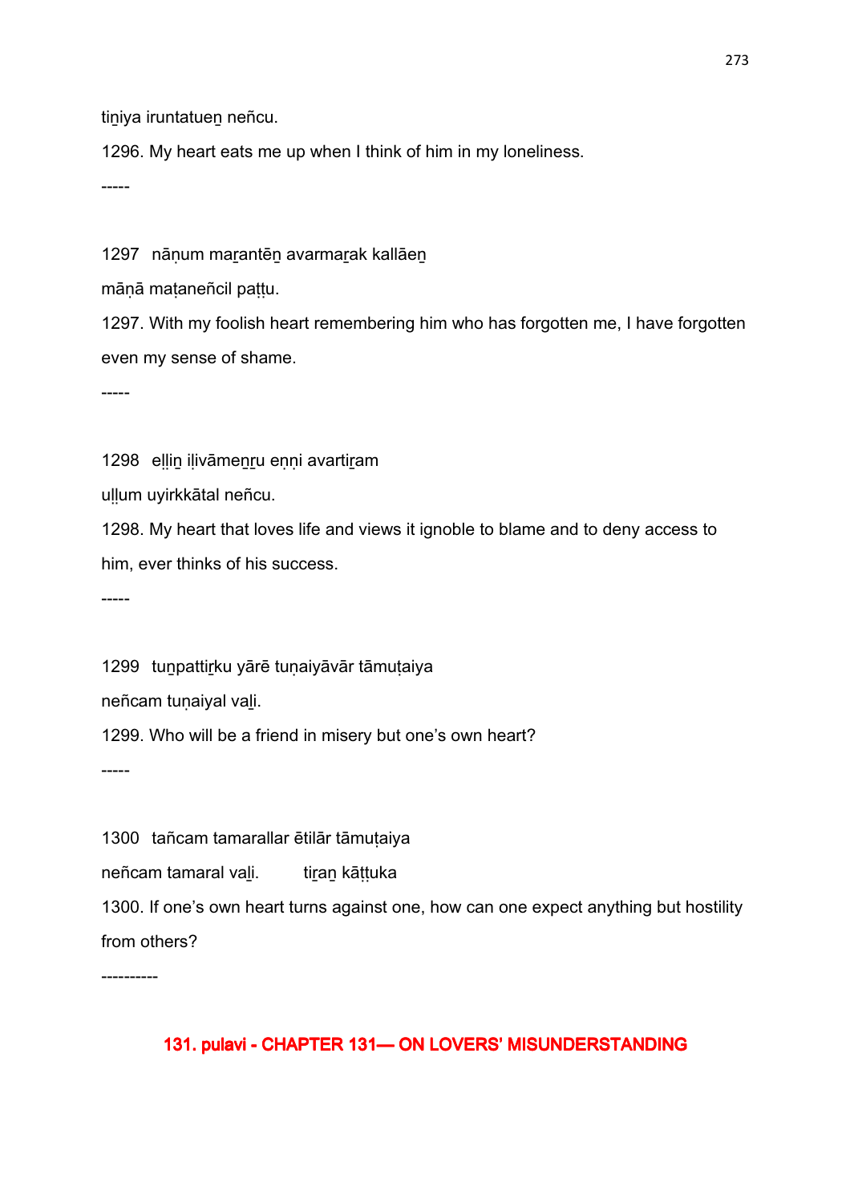tiṉiya iruntatueṉ neñcu.

1296. My heart eats me up when I think of him in my loneliness.

-----

1297 nāṇum maṟantēṉ avarmaṟak kallāeṉ

māṇā maṭaneñcil paṭṭu.

1297. With my foolish heart remembering him who has forgotten me, I have forgotten even my sense of shame.

-----

1298 eḷḷiṉ iḷivāmeṉṟu eṇṇi avartiṟam

uḷḷum uyirkkātal neñcu.

1298. My heart that loves life and views it ignoble to blame and to deny access to him, ever thinks of his success.

-----

1299 tuṉpattiṟku yārē tuṇaiyāvār tāmuṭaiya

neñcam tuṇaiyal vaḻi.

1299. Who will be a friend in misery but one's own heart?

-----

1300 tañcam tamarallar ētilār tāmuṭaiya

neñcam tamaral vaḻi. tiṟaṉ kāṭṭuka

1300. If one's own heart turns against one, how can one expect anything but hostility from others?

----------

## 131. pulavi - CHAPTER 131— ON LOVERS' MISUNDERSTANDING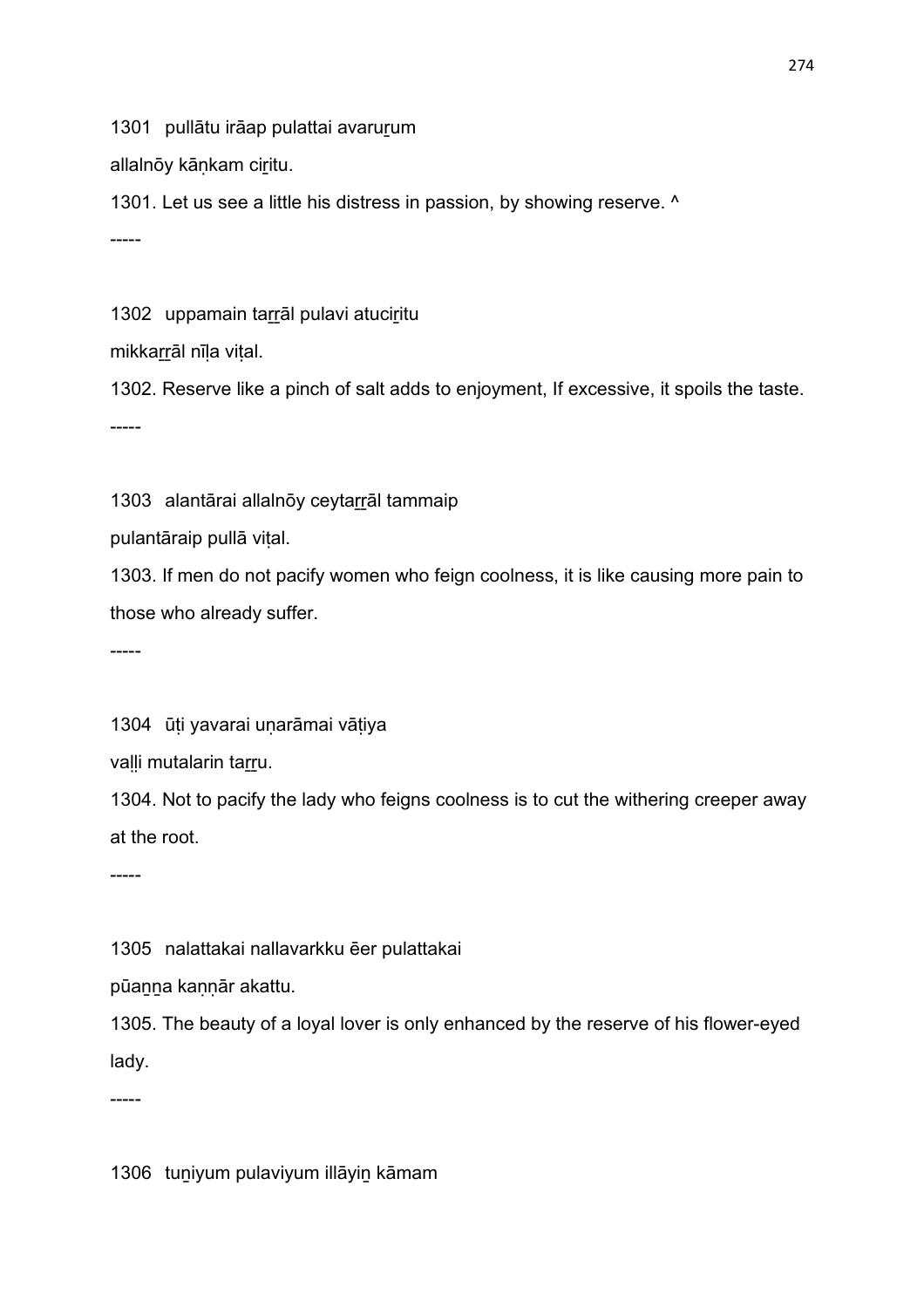1301 pullātu irāap pulattai avaruṟum

allalnōy kāṇkam ciṟitu.

1301. Let us see a little his distress in passion, by showing reserve. ^

-----

1302 uppamain taṟṟāl pulavi atuciṟitu

mikkaṟṟāl nīḷa viṭal.

1302. Reserve like a pinch of salt adds to enjoyment, If excessive, it spoils the taste.

-----

1303 alantārai allalnōy ceytaṟṟāl tammaip

pulantāraip pullā viṭal.

1303. If men do not pacify women who feign coolness, it is like causing more pain to those who already suffer.

-----

1304 ūṭi yavarai uṇarāmai vāṭiya

vaḷḷi mutalarin taṟṟu.

1304. Not to pacify the lady who feigns coolness is to cut the withering creeper away at the root.

-----

1305 nalattakai nallavarkku ēer pulattakai

pūaṉṉa kaṇṇār akattu.

1305. The beauty of a loyal lover is only enhanced by the reserve of his flower-eyed lady.

-----

1306 tuṉiyum pulaviyum illāyiṉ kāmam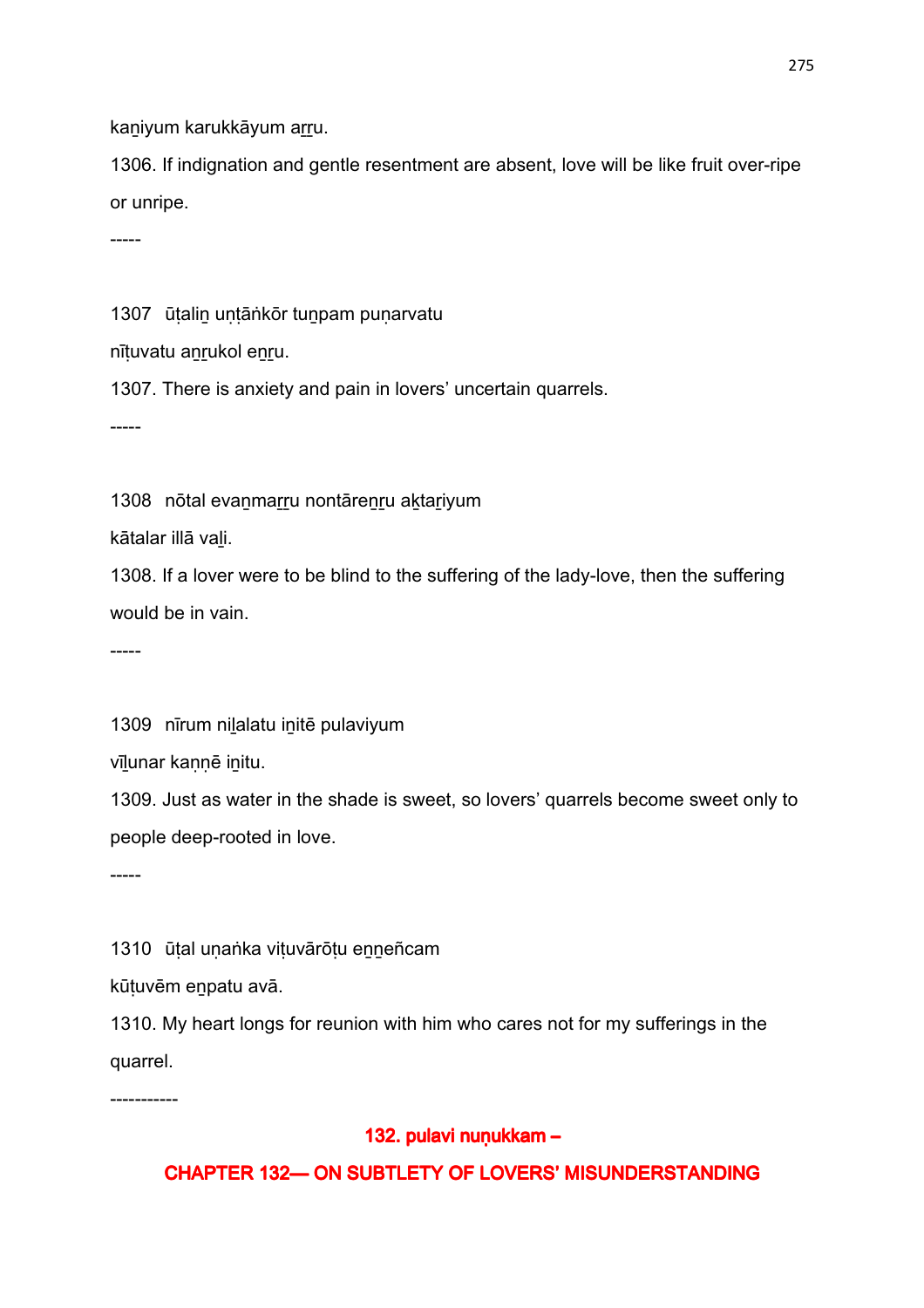kaṉiyum karukkāyum aṟṟu.

1306. If indignation and gentle resentment are absent, love will be like fruit over-ripe or unripe.

-----

1307 ūṭaliṉ uṇṭāṅkōr tuṉpam puṇarvatu

nīṭuvatu aṉṟukol eṉṟu.

1307. There is anxiety and pain in lovers' uncertain quarrels.

-----

1308 nōtal evaṉmaṟṟu nontāreṉṟu aḵtaṟiyum

kātalar illā vaḻi.

1308. If a lover were to be blind to the suffering of the lady-love, then the suffering would be in vain.

-----

1309 nīrum niḻalatu iṉitē pulaviyum

vīḻunar kaṇṇē iṉitu.

1309. Just as water in the shade is sweet, so lovers' quarrels become sweet only to people deep-rooted in love.

-----

1310 ūṭal uṇaṅka viṭuvārōṭu eṉṉeñcam

kūṭuvēm eṉpatu avā.

1310. My heart longs for reunion with him who cares not for my sufferings in the quarrel.

-----------

## 132. pulavi nuṇukkam –

## CHAPTER 132— ON SUBTLETY OF LOVERS' MISUNDERSTANDING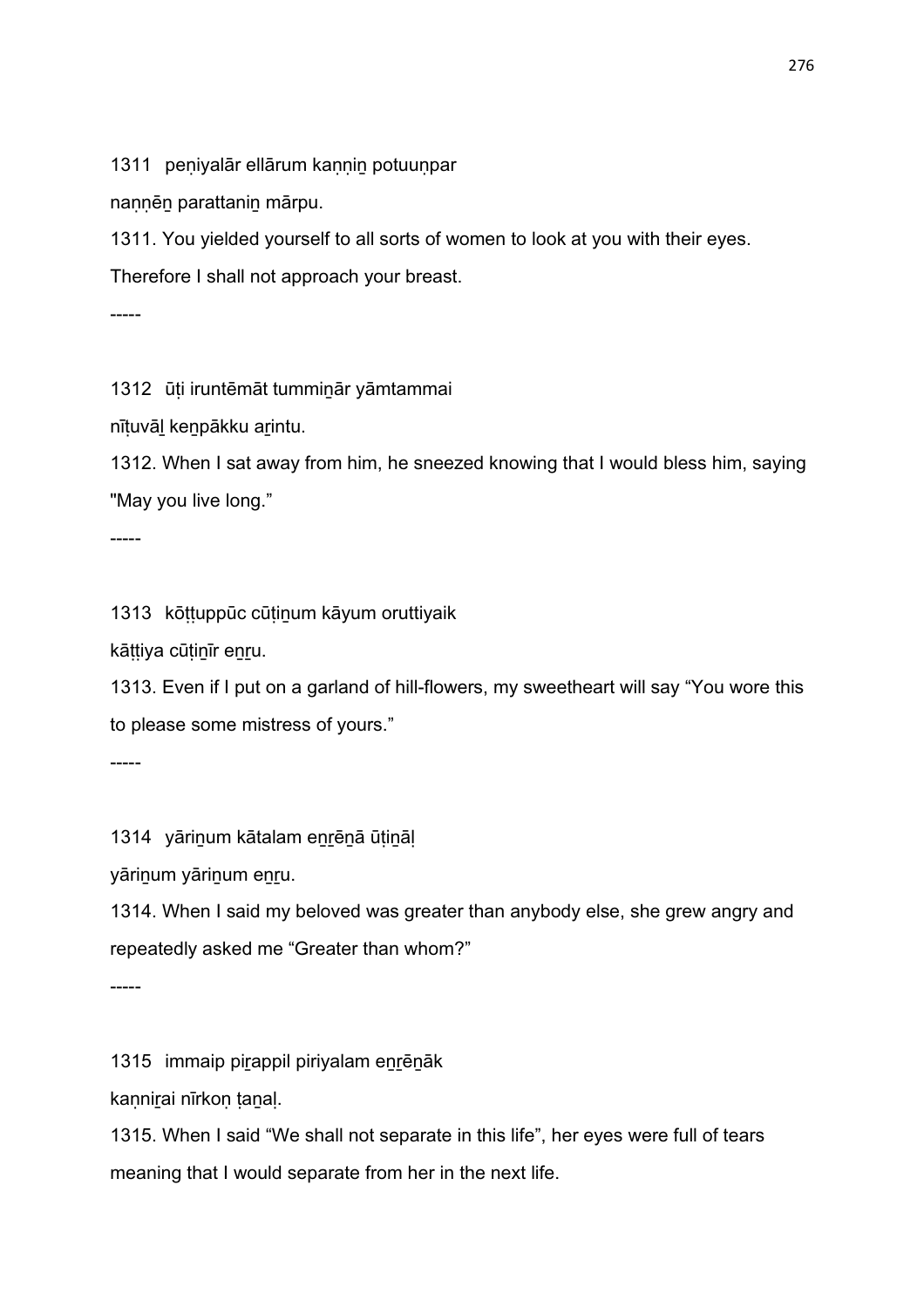1311 peṇiyalār ellārum kaṇṇiṉ potuuṇpar

naṇṇēṉ parattaniṉ mārpu.

1311. You yielded yourself to all sorts of women to look at you with their eyes. Therefore I shall not approach your breast.

-----

1312 ūṭi iruntēmāt tummiṉār yāmtammai

nīṭuvāḻ keṉpākku aṟintu.

1312. When I sat away from him, he sneezed knowing that I would bless him, saying "May you live long."

-----

1313 kōṭṭuppūc cūṭiṉum kāyum oruttiyaik

kāṭṭiya cūṭiṉīr eṉṟu.

1313. Even if I put on a garland of hill-flowers, my sweetheart will say "You wore this to please some mistress of yours."

-----

1314 yāriṉum kātalam eṉṟēṉā ūṭiṉāḷ

yāriṉum yāriṉum eṉṟu.

1314. When I said my beloved was greater than anybody else, she grew angry and repeatedly asked me "Greater than whom?"

-----

1315 immaip piṟappil piriyalam eṉṟēṉāk

kaṇniṟai nīrkoṇ ṭaṉaḷ.

1315. When I said "We shall not separate in this life", her eyes were full of tears meaning that I would separate from her in the next life.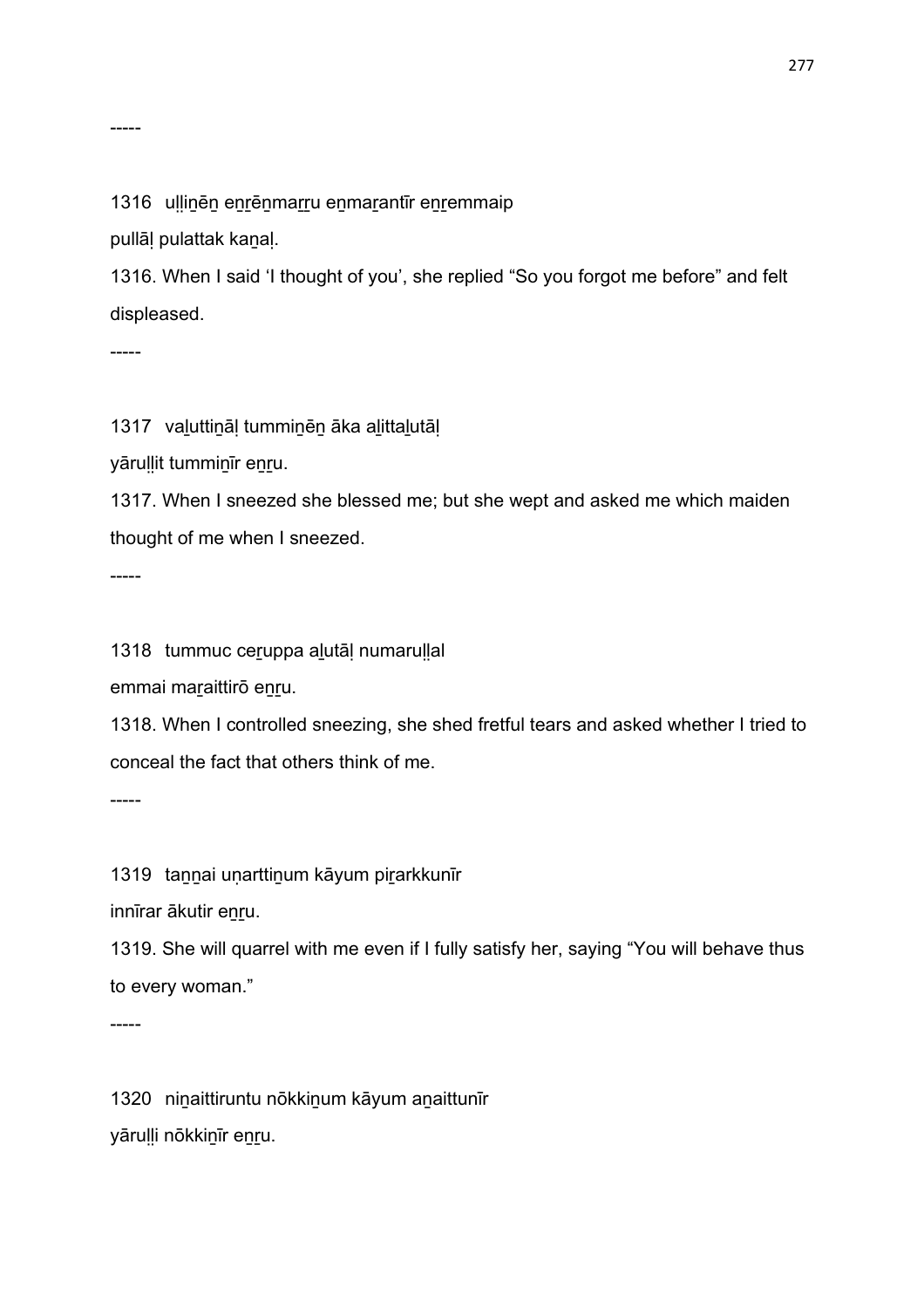-----

1316 uḷḷiṉēṉ eṉṟēṉmaṟṟu eṉmaṟantīr eṉṟemmaip
pullāḷ pulattak kaṉaḷ.

1316. When I said 'I thought of you', she replied "So you forgot me before" and felt displeased.

-----

1317 vaḻuttiṉāḷ tummiṉēṉ āka aḻittaḻutāḷ
yāruḷḷit tummiṉīr eṉṟu.

1317. When I sneezed she blessed me; but she wept and asked me which maiden thought of me when I sneezed.

-----

1318 tummuc ceṟuppa aḻutāḷ numaruḷḷal
emmai maṟaittirō eṉṟu.

1318. When I controlled sneezing, she shed fretful tears and asked whether I tried to conceal the fact that others think of me.

-----

1319 taṉṉai uṇarttiṉum kāyum piṟarkkunīr
innīrar ākutir eṉṟu.

1319. She will quarrel with me even if I fully satisfy her, saying "You will behave thus to every woman."

-----

1320 niṉaittiruntu nōkkiṉum kāyum aṉaittunīr
yāruḷḷi nōkkiṉīr eṉṟu.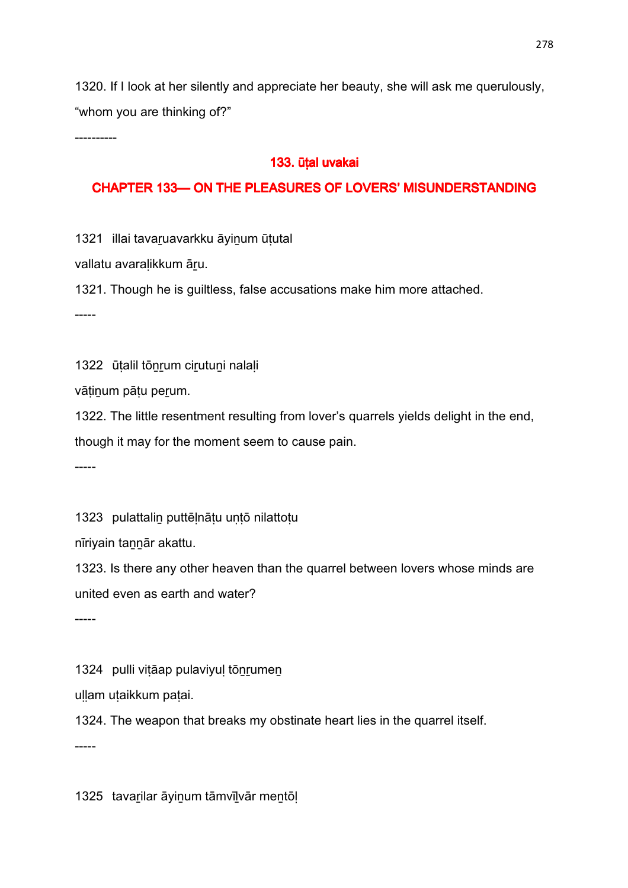1320. If I look at her silently and appreciate her beauty, she will ask me querulously, “whom you are thinking of?”

----------

## 133. ūṭal uvakai

## CHAPTER 133— ON THE PLEASURES OF LOVERS’ MISUNDERSTANDING

1321 illai tavaṟuavarkku āyiṉum ūṭutal
vallatu avaraḷikkum āṟu.

1321. Though he is guiltless, false accusations make him more attached.

-----

1322 ūṭalil tōṉṟum ciṟutuṉi nalaḷi
vāṭiṉum pāṭu peṟum.

1322. The little resentment resulting from lover’s quarrels yields delight in the end, though it may for the moment seem to cause pain.

-----

1323 pulattaliṉ puttēḷnāṭu uṇṭō nilattoṭu
nīriyain taṉṉār akattu.

1323. Is there any other heaven than the quarrel between lovers whose minds are united even as earth and water?

-----

1324 pulli viṭāap pulaviyuḷ tōṉṟumeṉ
uḷḷam uṭaikkum paṭai.

1324. The weapon that breaks my obstinate heart lies in the quarrel itself.

-----

1325 tavaṟilar āyiṉum tāmvīḻvār meṉtōḷ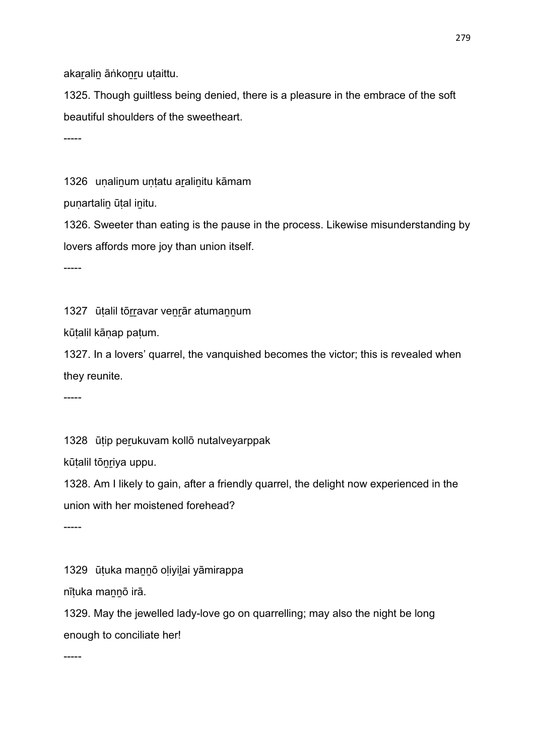akar̲alin̲ āṅkon̲r̲u uṭaittu.

1325. Though guiltless being denied, there is a pleasure in the embrace of the soft beautiful shoulders of the sweetheart.

-----

1326 uṇalin̲um uṇṭatu ar̲alin̲itu kāmam

puṇartalin̲ ūṭal in̲itu.

1326. Sweeter than eating is the pause in the process. Likewise misunderstanding by lovers affords more joy than union itself.

-----

1327 ūṭalil tōr̲r̲avar ven̲r̲ār atuman̲n̲um

kūṭalil kāṇap paṭum.

1327. In a lovers' quarrel, the vanquished becomes the victor; this is revealed when they reunite.

-----

1328 ūṭip per̲ukuvam kollō nutalveyarppak

kūṭalil tōn̲r̲iya uppu.

1328. Am I likely to gain, after a friendly quarrel, the delight now experienced in the union with her moistened forehead?

-----

1329 ūṭuka man̲n̲ō oḷiyil̲ai yāmirappa

nīṭuka man̲n̲ō irā.

1329. May the jewelled lady-love go on quarrelling; may also the night be long enough to conciliate her!

-----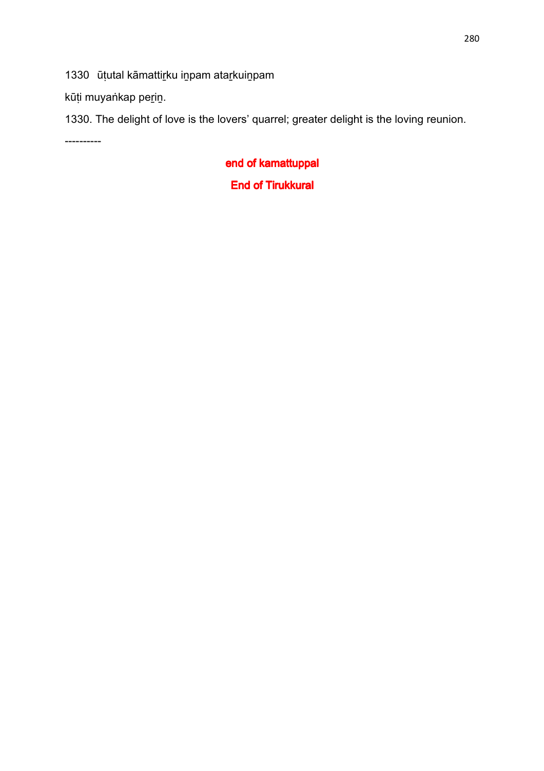1330 ūṭutal kāmattiṟku iṉpam ataṟkuiṉpam

kūṭi muyaṅkap peṟiṉ.

1330. The delight of love is the lovers' quarrel; greater delight is the loving reunion.

----------

**end of kamattuppal**

**End of Tirukkural**